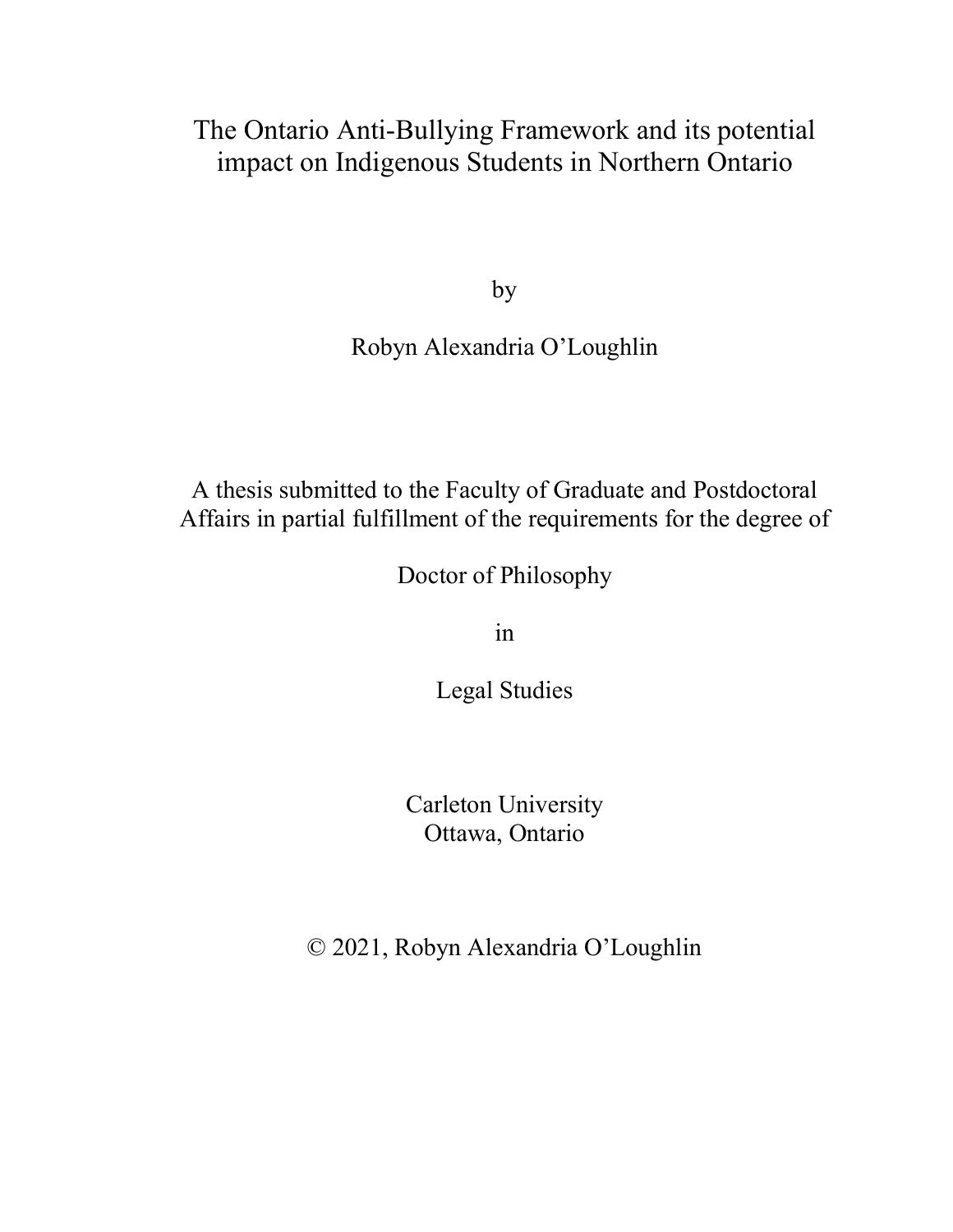# The Ontario Anti-Bullying Framework and its potential impact on Indigenous Students in Northern Ontario

by

Robyn Alexandria O'Loughlin

A thesis submitted to the Faculty of Graduate and Postdoctoral Affairs in partial fulfillment of the requirements for the degree of

Doctor of Philosophy

in

Legal Studies

Carleton University
Ottawa, Ontario

© 2021, Robyn Alexandria O'Loughlin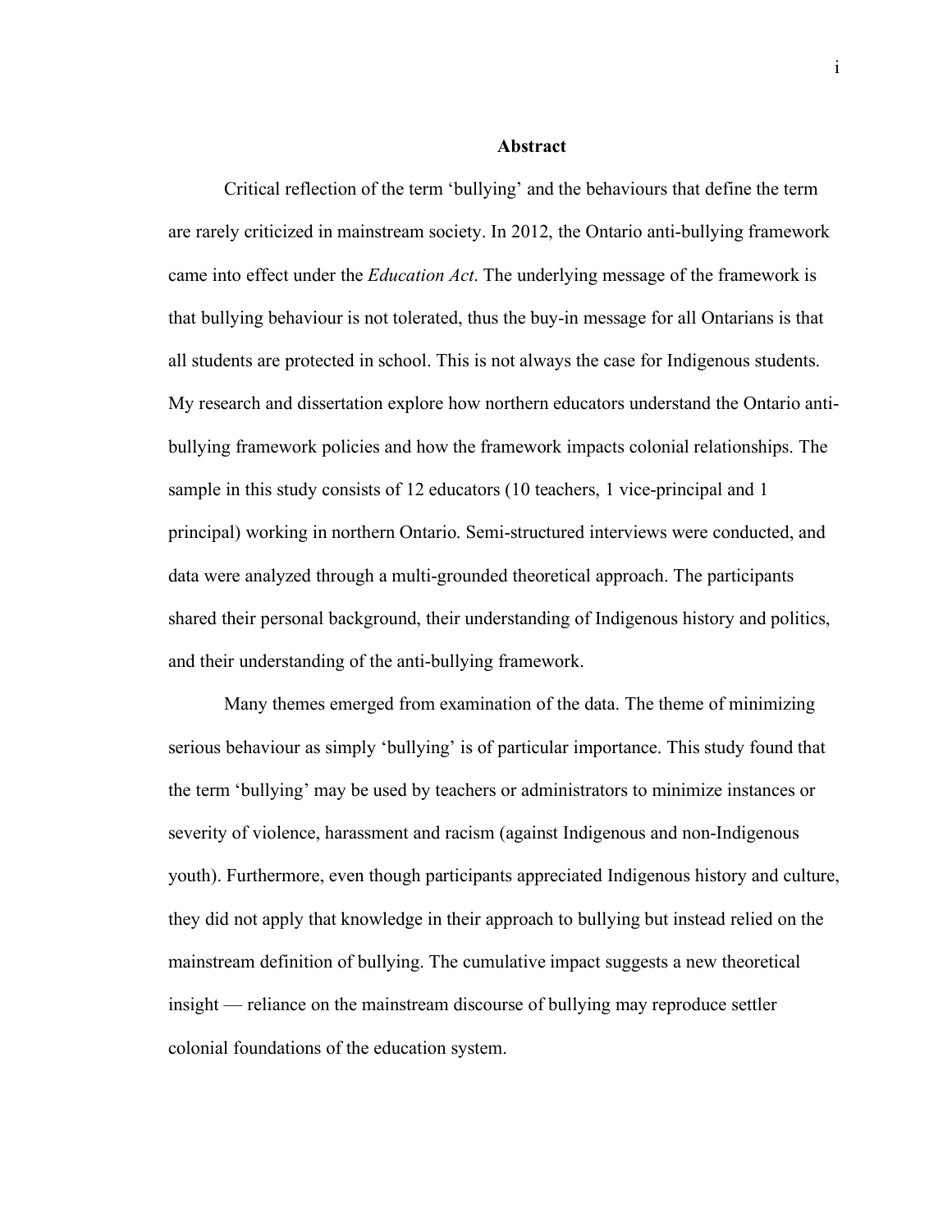## Abstract

Critical reflection of the term 'bullying' and the behaviours that define the term are rarely criticized in mainstream society. In 2012, the Ontario anti-bullying framework came into effect under the *Education Act*. The underlying message of the framework is that bullying behaviour is not tolerated, thus the buy-in message for all Ontarians is that all students are protected in school. This is not always the case for Indigenous students. My research and dissertation explore how northern educators understand the Ontario anti-bullying framework policies and how the framework impacts colonial relationships. The sample in this study consists of 12 educators (10 teachers, 1 vice-principal and 1 principal) working in northern Ontario. Semi-structured interviews were conducted, and data were analyzed through a multi-grounded theoretical approach. The participants shared their personal background, their understanding of Indigenous history and politics, and their understanding of the anti-bullying framework.

Many themes emerged from examination of the data. The theme of minimizing serious behaviour as simply 'bullying' is of particular importance. This study found that the term 'bullying' may be used by teachers or administrators to minimize instances or severity of violence, harassment and racism (against Indigenous and non-Indigenous youth). Furthermore, even though participants appreciated Indigenous history and culture, they did not apply that knowledge in their approach to bullying but instead relied on the mainstream definition of bullying. The cumulative impact suggests a new theoretical insight — reliance on the mainstream discourse of bullying may reproduce settler colonial foundations of the education system.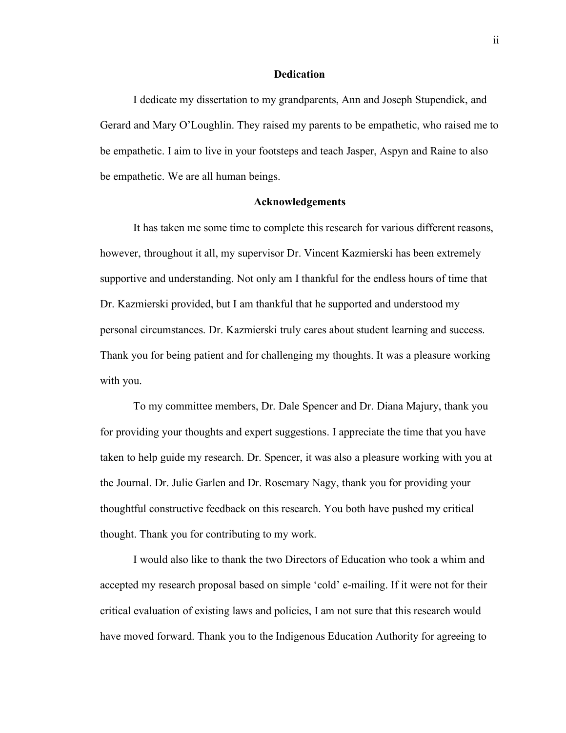## Dedication

I dedicate my dissertation to my grandparents, Ann and Joseph Stupendick, and Gerard and Mary O'Loughlin. They raised my parents to be empathetic, who raised me to be empathetic. I aim to live in your footsteps and teach Jasper, Aspyn and Raine to also be empathetic. We are all human beings.

## Acknowledgements

It has taken me some time to complete this research for various different reasons, however, throughout it all, my supervisor Dr. Vincent Kazmierski has been extremely supportive and understanding. Not only am I thankful for the endless hours of time that Dr. Kazmierski provided, but I am thankful that he supported and understood my personal circumstances. Dr. Kazmierski truly cares about student learning and success. Thank you for being patient and for challenging my thoughts. It was a pleasure working with you.

To my committee members, Dr. Dale Spencer and Dr. Diana Majury, thank you for providing your thoughts and expert suggestions. I appreciate the time that you have taken to help guide my research. Dr. Spencer, it was also a pleasure working with you at the Journal. Dr. Julie Garlen and Dr. Rosemary Nagy, thank you for providing your thoughtful constructive feedback on this research. You both have pushed my critical thought. Thank you for contributing to my work.

I would also like to thank the two Directors of Education who took a whim and accepted my research proposal based on simple 'cold' e-mailing. If it were not for their critical evaluation of existing laws and policies, I am not sure that this research would have moved forward. Thank you to the Indigenous Education Authority for agreeing to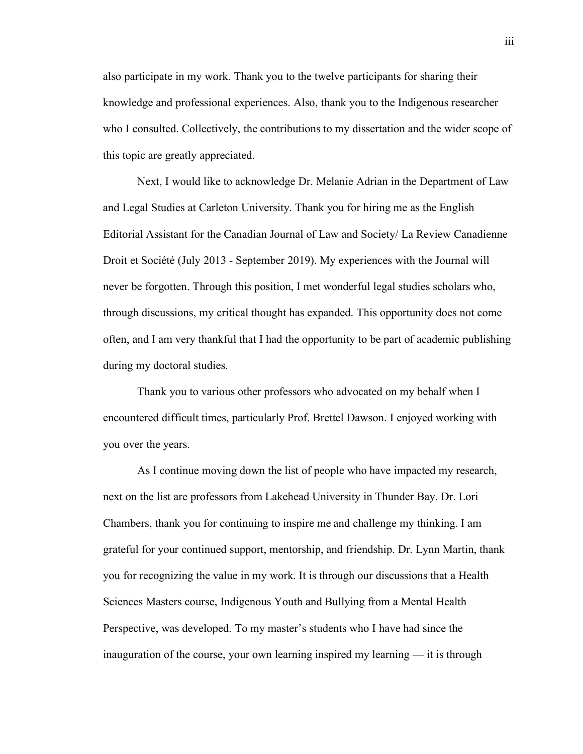also participate in my work. Thank you to the twelve participants for sharing their knowledge and professional experiences. Also, thank you to the Indigenous researcher who I consulted. Collectively, the contributions to my dissertation and the wider scope of this topic are greatly appreciated.

Next, I would like to acknowledge Dr. Melanie Adrian in the Department of Law and Legal Studies at Carleton University. Thank you for hiring me as the English Editorial Assistant for the Canadian Journal of Law and Society/ La Review Canadienne Droit et Société (July 2013 - September 2019). My experiences with the Journal will never be forgotten. Through this position, I met wonderful legal studies scholars who, through discussions, my critical thought has expanded. This opportunity does not come often, and I am very thankful that I had the opportunity to be part of academic publishing during my doctoral studies.

Thank you to various other professors who advocated on my behalf when I encountered difficult times, particularly Prof. Brettel Dawson. I enjoyed working with you over the years.

As I continue moving down the list of people who have impacted my research, next on the list are professors from Lakehead University in Thunder Bay. Dr. Lori Chambers, thank you for continuing to inspire me and challenge my thinking. I am grateful for your continued support, mentorship, and friendship. Dr. Lynn Martin, thank you for recognizing the value in my work. It is through our discussions that a Health Sciences Masters course, Indigenous Youth and Bullying from a Mental Health Perspective, was developed. To my master's students who I have had since the inauguration of the course, your own learning inspired my learning — it is through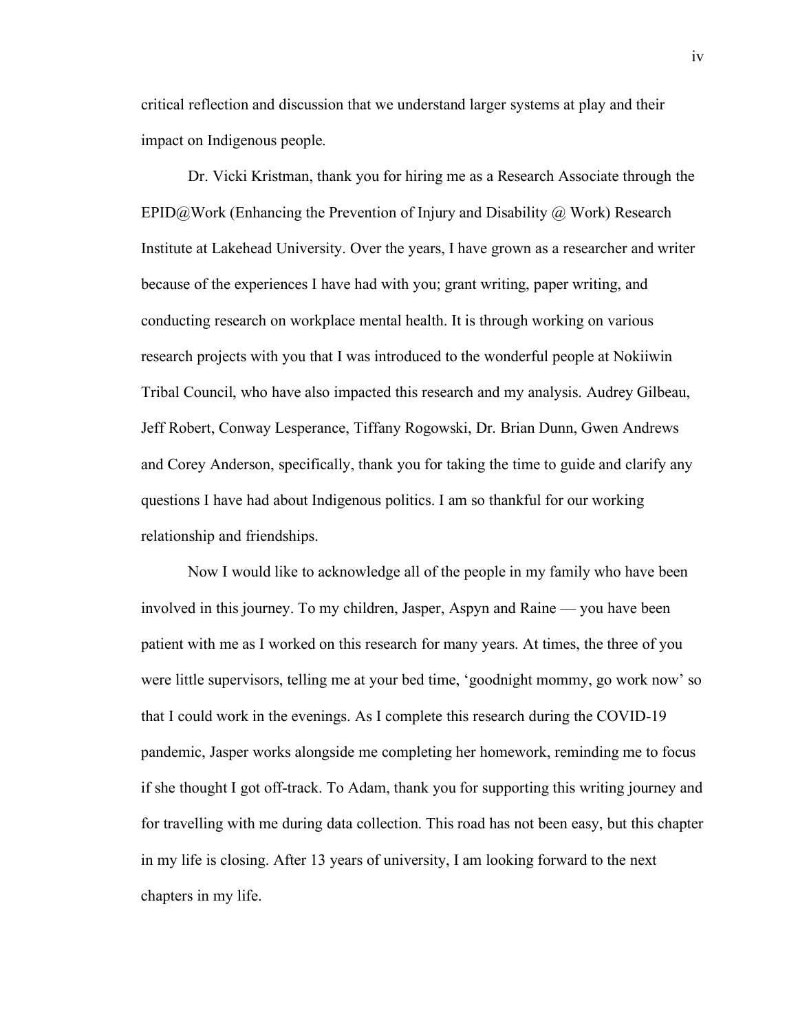critical reflection and discussion that we understand larger systems at play and their impact on Indigenous people.

Dr. Vicki Kristman, thank you for hiring me as a Research Associate through the EPID@Work (Enhancing the Prevention of Injury and Disability @ Work) Research Institute at Lakehead University. Over the years, I have grown as a researcher and writer because of the experiences I have had with you; grant writing, paper writing, and conducting research on workplace mental health. It is through working on various research projects with you that I was introduced to the wonderful people at Nokiiwin Tribal Council, who have also impacted this research and my analysis. Audrey Gilbeau, Jeff Robert, Conway Lesperance, Tiffany Rogowski, Dr. Brian Dunn, Gwen Andrews and Corey Anderson, specifically, thank you for taking the time to guide and clarify any questions I have had about Indigenous politics. I am so thankful for our working relationship and friendships.

Now I would like to acknowledge all of the people in my family who have been involved in this journey. To my children, Jasper, Aspyn and Raine — you have been patient with me as I worked on this research for many years. At times, the three of you were little supervisors, telling me at your bed time, 'goodnight mommy, go work now' so that I could work in the evenings. As I complete this research during the COVID-19 pandemic, Jasper works alongside me completing her homework, reminding me to focus if she thought I got off-track. To Adam, thank you for supporting this writing journey and for travelling with me during data collection. This road has not been easy, but this chapter in my life is closing. After 13 years of university, I am looking forward to the next chapters in my life.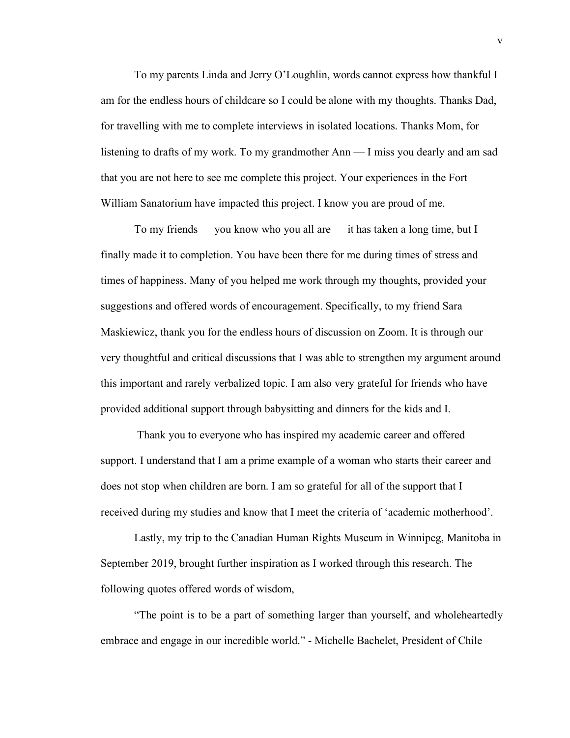To my parents Linda and Jerry O'Loughlin, words cannot express how thankful I am for the endless hours of childcare so I could be alone with my thoughts. Thanks Dad, for travelling with me to complete interviews in isolated locations. Thanks Mom, for listening to drafts of my work. To my grandmother Ann — I miss you dearly and am sad that you are not here to see me complete this project. Your experiences in the Fort William Sanatorium have impacted this project. I know you are proud of me.

To my friends — you know who you all are — it has taken a long time, but I finally made it to completion. You have been there for me during times of stress and times of happiness. Many of you helped me work through my thoughts, provided your suggestions and offered words of encouragement. Specifically, to my friend Sara Maskiewicz, thank you for the endless hours of discussion on Zoom. It is through our very thoughtful and critical discussions that I was able to strengthen my argument around this important and rarely verbalized topic. I am also very grateful for friends who have provided additional support through babysitting and dinners for the kids and I.

Thank you to everyone who has inspired my academic career and offered support. I understand that I am a prime example of a woman who starts their career and does not stop when children are born. I am so grateful for all of the support that I received during my studies and know that I meet the criteria of 'academic motherhood'.

Lastly, my trip to the Canadian Human Rights Museum in Winnipeg, Manitoba in September 2019, brought further inspiration as I worked through this research. The following quotes offered words of wisdom,

"The point is to be a part of something larger than yourself, and wholeheartedly embrace and engage in our incredible world." - Michelle Bachelet, President of Chile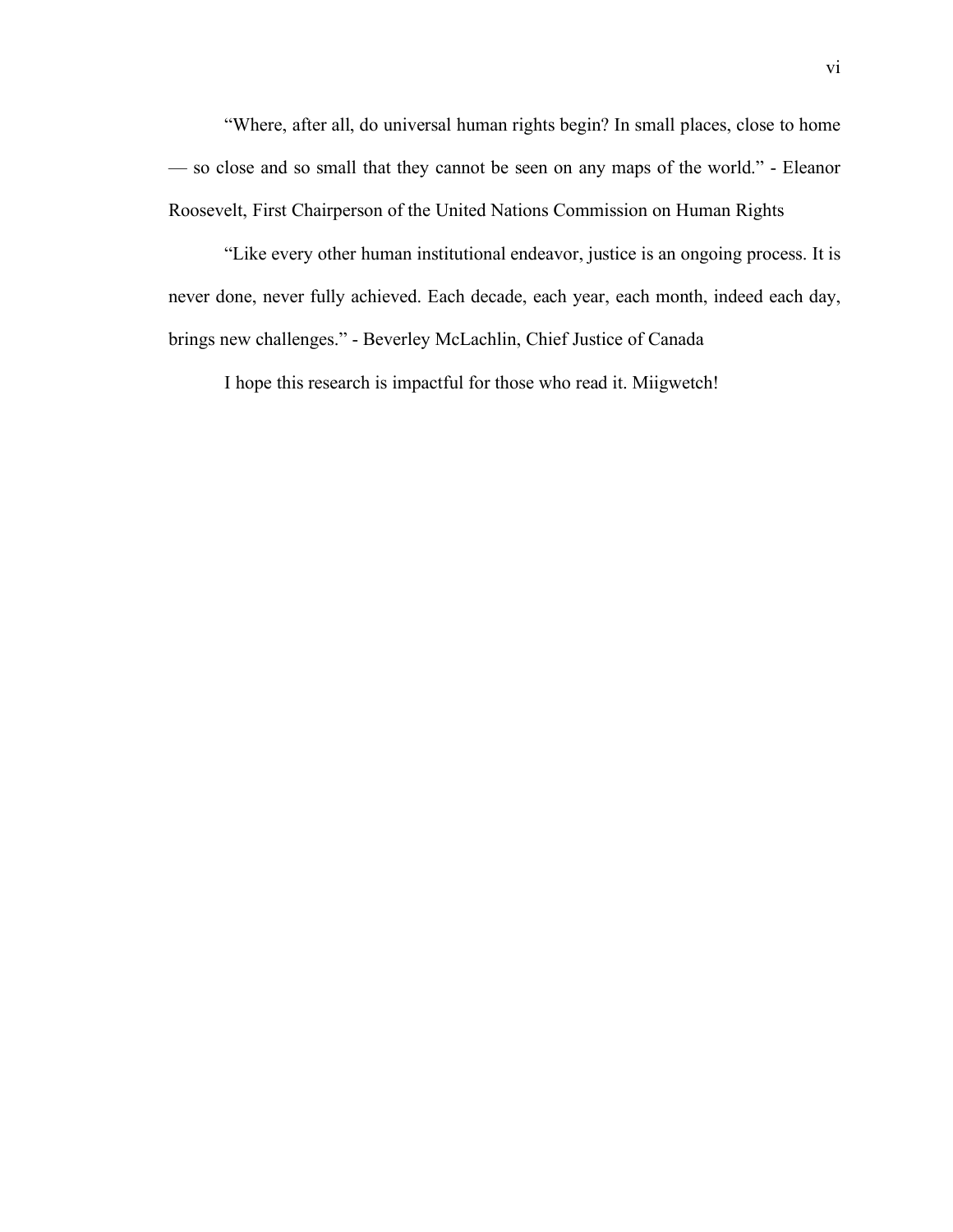"Where, after all, do universal human rights begin? In small places, close to home — so close and so small that they cannot be seen on any maps of the world." - Eleanor Roosevelt, First Chairperson of the United Nations Commission on Human Rights

"Like every other human institutional endeavor, justice is an ongoing process. It is never done, never fully achieved. Each decade, each year, each month, indeed each day, brings new challenges." - Beverley McLachlin, Chief Justice of Canada

I hope this research is impactful for those who read it. Miigwetch!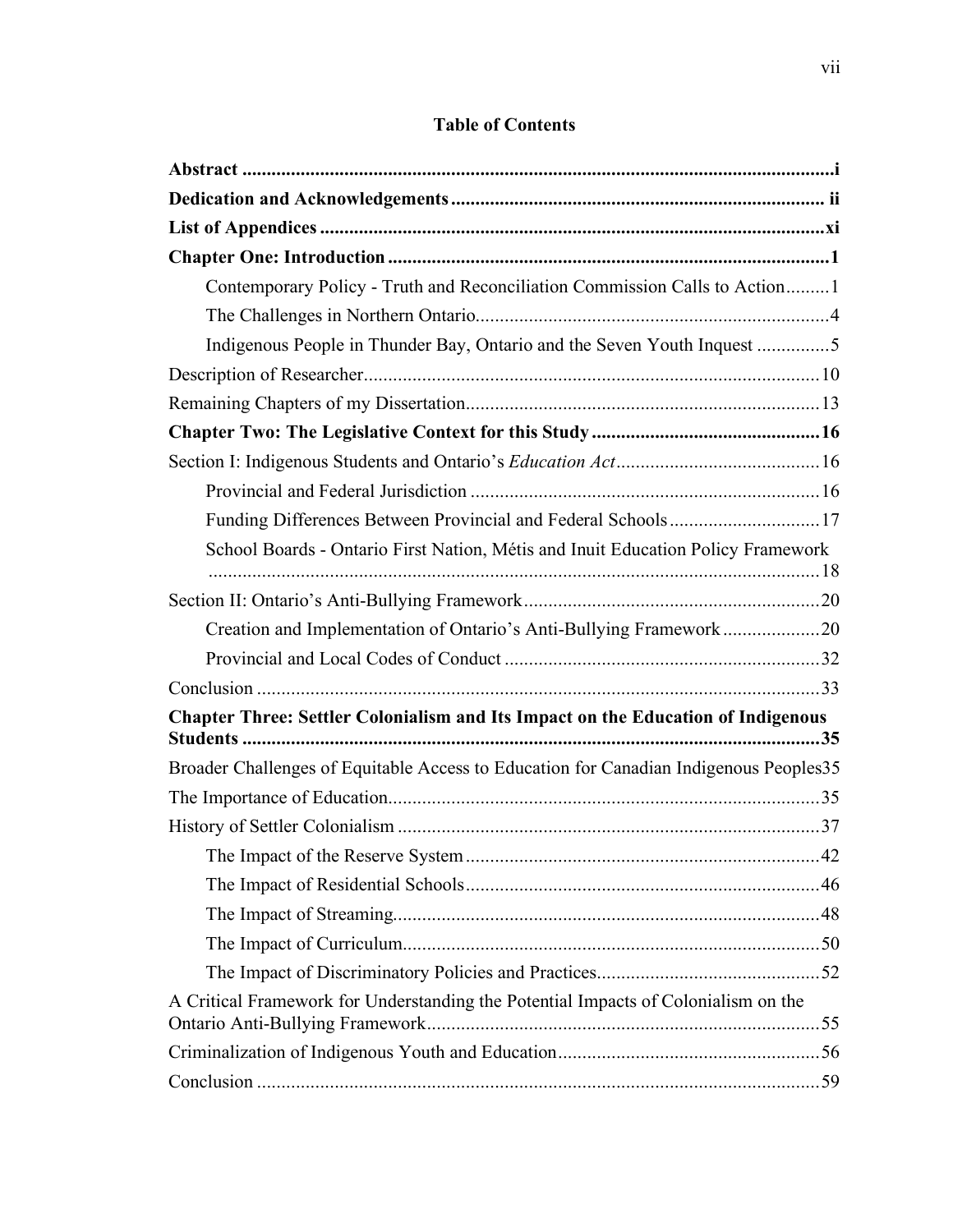# Table of Contents

**Abstract** .......................................................................................................................i

**Dedication and Acknowledgements** ............................................................................ ii

**List of Appendices** .......................................................................................................xi

**Chapter One: Introduction** ..........................................................................................1

Contemporary Policy - Truth and Reconciliation Commission Calls to Action.........1

The Challenges in Northern Ontario........................................................................4

Indigenous People in Thunder Bay, Ontario and the Seven Youth Inquest ...............5

Description of Researcher.............................................................................................10

Remaining Chapters of my Dissertation.......................................................................13

**Chapter Two: The Legislative Context for this Study** ..............................................16

Section I: Indigenous Students and Ontario's *Education Act*.........................................16

Provincial and Federal Jurisdiction .......................................................................16

Funding Differences Between Provincial and Federal Schools...............................17

School Boards - Ontario First Nation, Métis and Inuit Education Policy Framework .............................................................................................................................18

Section II: Ontario's Anti-Bullying Framework............................................................20

Creation and Implementation of Ontario's Anti-Bullying Framework ....................20

Provincial and Local Codes of Conduct ................................................................32

Conclusion ...................................................................................................................33

**Chapter Three: Settler Colonialism and Its Impact on the Education of Indigenous Students** ......................................................................................................................35

Broader Challenges of Equitable Access to Education for Canadian Indigenous Peoples35

The Importance of Education........................................................................................35

History of Settler Colonialism ......................................................................................37

The Impact of the Reserve System ........................................................................42

The Impact of Residential Schools........................................................................46

The Impact of Streaming.......................................................................................48

The Impact of Curriculum.....................................................................................50

The Impact of Discriminatory Policies and Practices.............................................52

A Critical Framework for Understanding the Potential Impacts of Colonialism on the Ontario Anti-Bullying Framework................................................................................55

Criminalization of Indigenous Youth and Education.....................................................56

Conclusion ...................................................................................................................59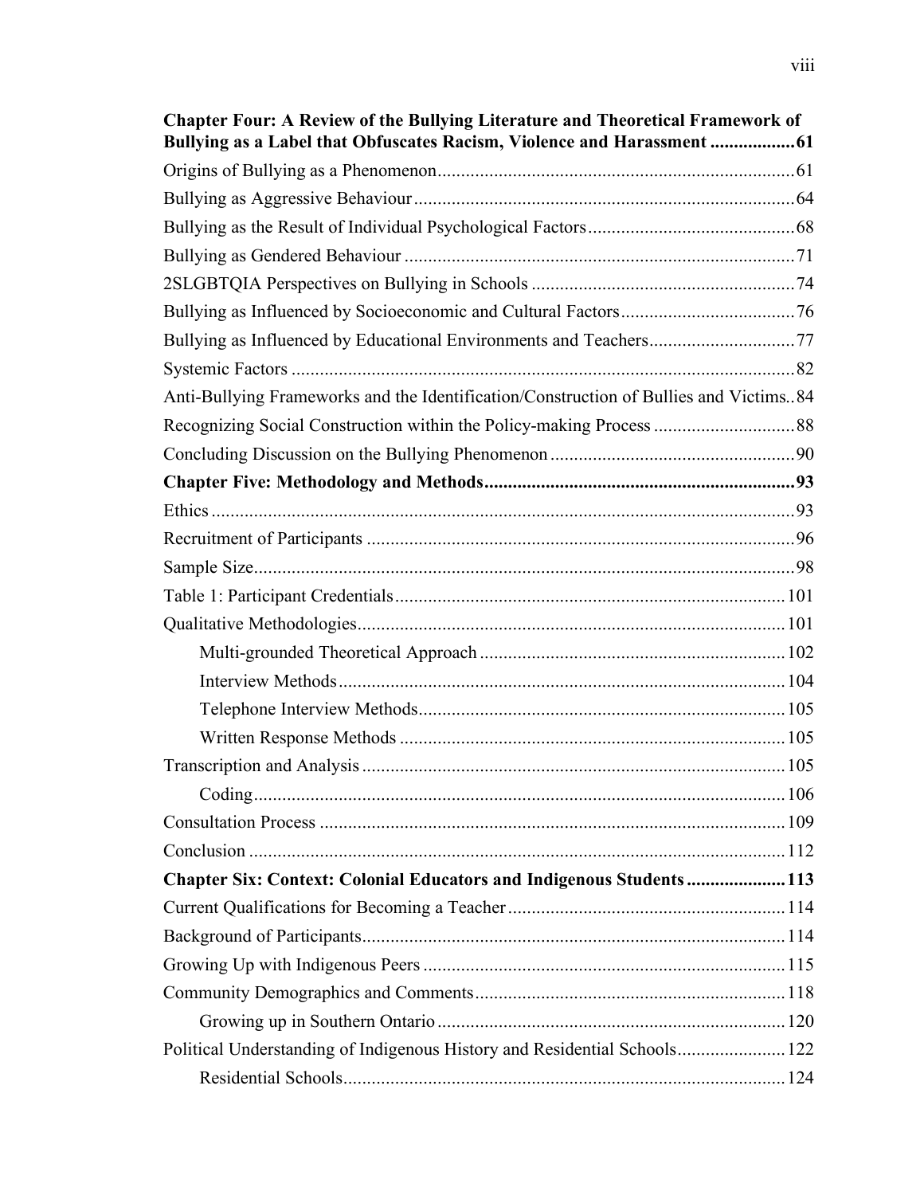**Chapter Four: A Review of the Bullying Literature and Theoretical Framework of Bullying as a Label that Obfuscates Racism, Violence and Harassment .................61**

Origins of Bullying as a Phenomenon..........................................................................61

Bullying as Aggressive Behaviour...............................................................................64

Bullying as the Result of Individual Psychological Factors...........................................68

Bullying as Gendered Behaviour.................................................................................71

2SLGBTQIA Perspectives on Bullying in Schools.......................................................74

Bullying as Influenced by Socioeconomic and Cultural Factors....................................76

Bullying as Influenced by Educational Environments and Teachers..............................77

Systemic Factors.........................................................................................................82

Anti-Bullying Frameworks and the Identification/Construction of Bullies and Victims..84

Recognizing Social Construction within the Policy-making Process.............................88

Concluding Discussion on the Bullying Phenomenon...................................................90

**Chapter Five: Methodology and Methods.................................................................93**

Ethics..........................................................................................................................93

Recruitment of Participants..........................................................................................96

Sample Size.................................................................................................................98

Table 1: Participant Credentials..................................................................................101

Qualitative Methodologies..........................................................................................101

 Multi-grounded Theoretical Approach................................................................102

 Interview Methods.............................................................................................104

 Telephone Interview Methods.............................................................................105

 Written Response Methods.................................................................................105

Transcription and Analysis.........................................................................................105

 Coding................................................................................................................106

Consultation Process..................................................................................................109

Conclusion.................................................................................................................112

**Chapter Six: Context: Colonial Educators and Indigenous Students....................113**

Current Qualifications for Becoming a Teacher..........................................................114

Background of Participants.........................................................................................114

Growing Up with Indigenous Peers............................................................................115

Community Demographics and Comments.................................................................118

 Growing up in Southern Ontario.........................................................................120

Political Understanding of Indigenous History and Residential Schools.......................122

 Residential Schools............................................................................................124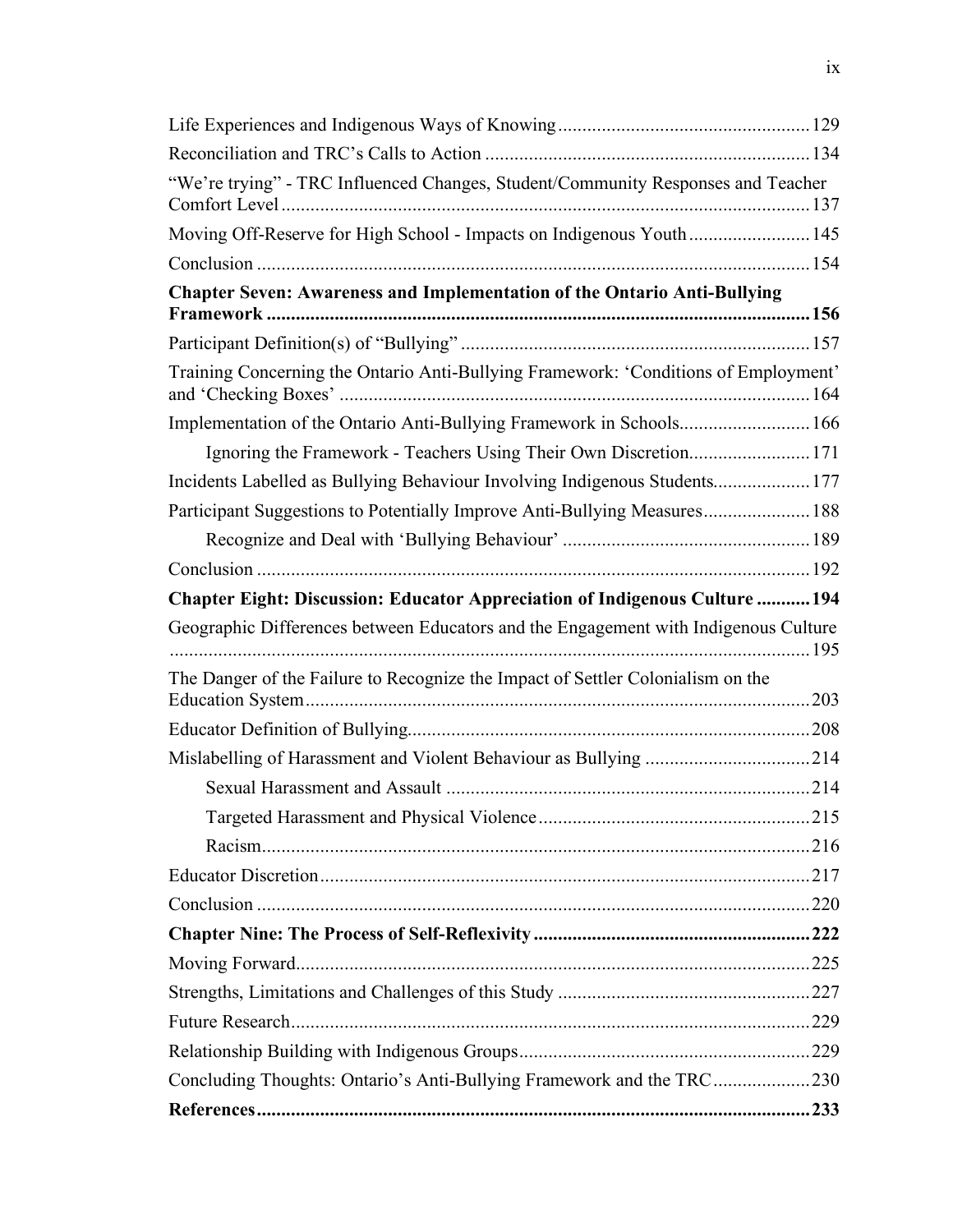Life Experiences and Indigenous Ways of Knowing ........ 129

Reconciliation and TRC's Calls to Action ........ 134

"We're trying" - TRC Influenced Changes, Student/Community Responses and Teacher Comfort Level ........ 137

Moving Off-Reserve for High School - Impacts on Indigenous Youth ........ 145

Conclusion ........ 154

**Chapter Seven: Awareness and Implementation of the Ontario Anti-Bullying Framework ........ 156**

Participant Definition(s) of "Bullying" ........ 157

Training Concerning the Ontario Anti-Bullying Framework: 'Conditions of Employment' and 'Checking Boxes' ........ 164

Implementation of the Ontario Anti-Bullying Framework in Schools ........ 166

- Ignoring the Framework - Teachers Using Their Own Discretion ........ 171

Incidents Labelled as Bullying Behaviour Involving Indigenous Students ........ 177

Participant Suggestions to Potentially Improve Anti-Bullying Measures ........ 188

- Recognize and Deal with 'Bullying Behaviour' ........ 189

Conclusion ........ 192

**Chapter Eight: Discussion: Educator Appreciation of Indigenous Culture ........ 194**

Geographic Differences between Educators and the Engagement with Indigenous Culture ........ 195

The Danger of the Failure to Recognize the Impact of Settler Colonialism on the Education System ........ 203

Educator Definition of Bullying ........ 208

Mislabelling of Harassment and Violent Behaviour as Bullying ........ 214

- Sexual Harassment and Assault ........ 214
- Targeted Harassment and Physical Violence ........ 215
- Racism ........ 216

Educator Discretion ........ 217

Conclusion ........ 220

**Chapter Nine: The Process of Self-Reflexivity ........ 222**

Moving Forward ........ 225

Strengths, Limitations and Challenges of this Study ........ 227

Future Research ........ 229

Relationship Building with Indigenous Groups ........ 229

Concluding Thoughts: Ontario's Anti-Bullying Framework and the TRC ........ 230

**References ........ 233**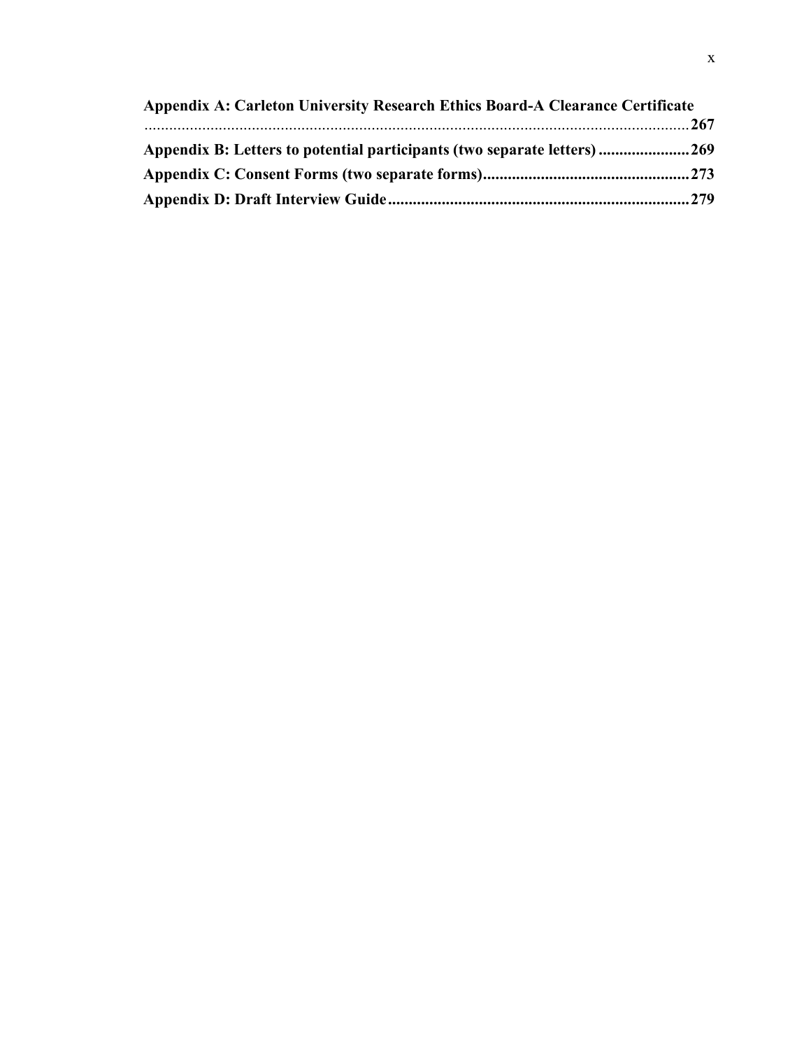**Appendix A: Carleton University Research Ethics Board-A Clearance Certificate ........................................................................................................................ 267**

**Appendix B: Letters to potential participants (two separate letters) ...................... 269**

**Appendix C: Consent Forms (two separate forms) ................................................... 273**

**Appendix D: Draft Interview Guide ......................................................................... 279**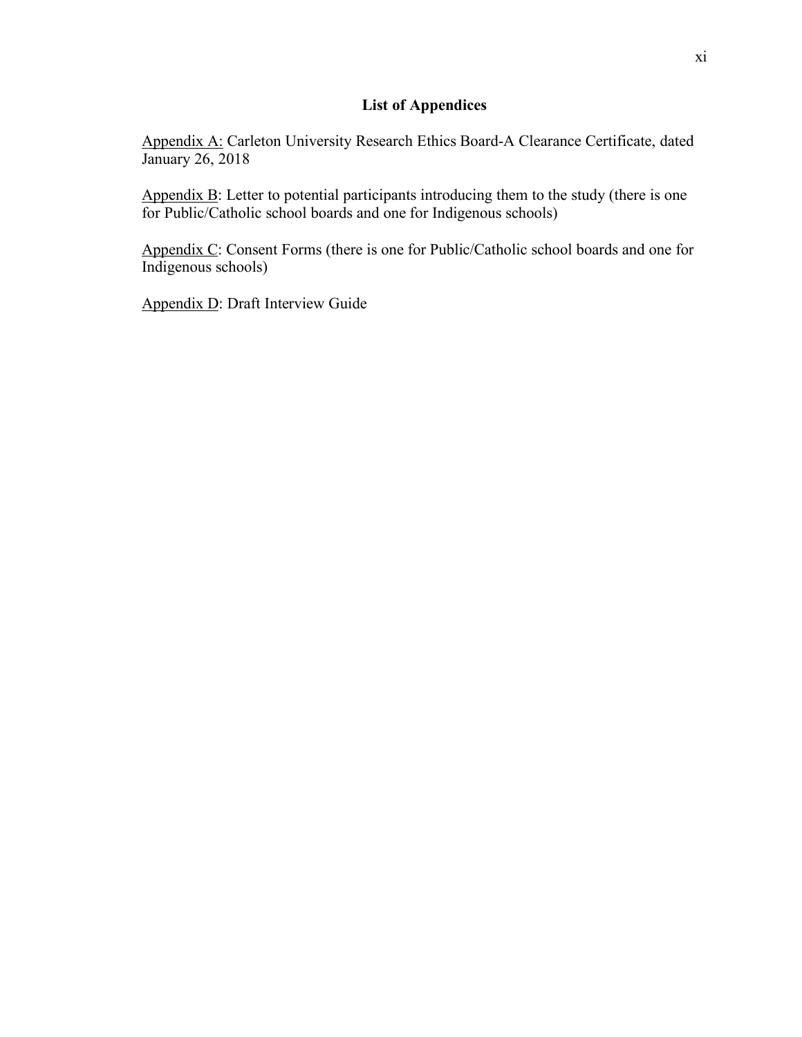## List of Appendices

Appendix A: Carleton University Research Ethics Board-A Clearance Certificate, dated January 26, 2018

Appendix B: Letter to potential participants introducing them to the study (there is one for Public/Catholic school boards and one for Indigenous schools)

Appendix C: Consent Forms (there is one for Public/Catholic school boards and one for Indigenous schools)

Appendix D: Draft Interview Guide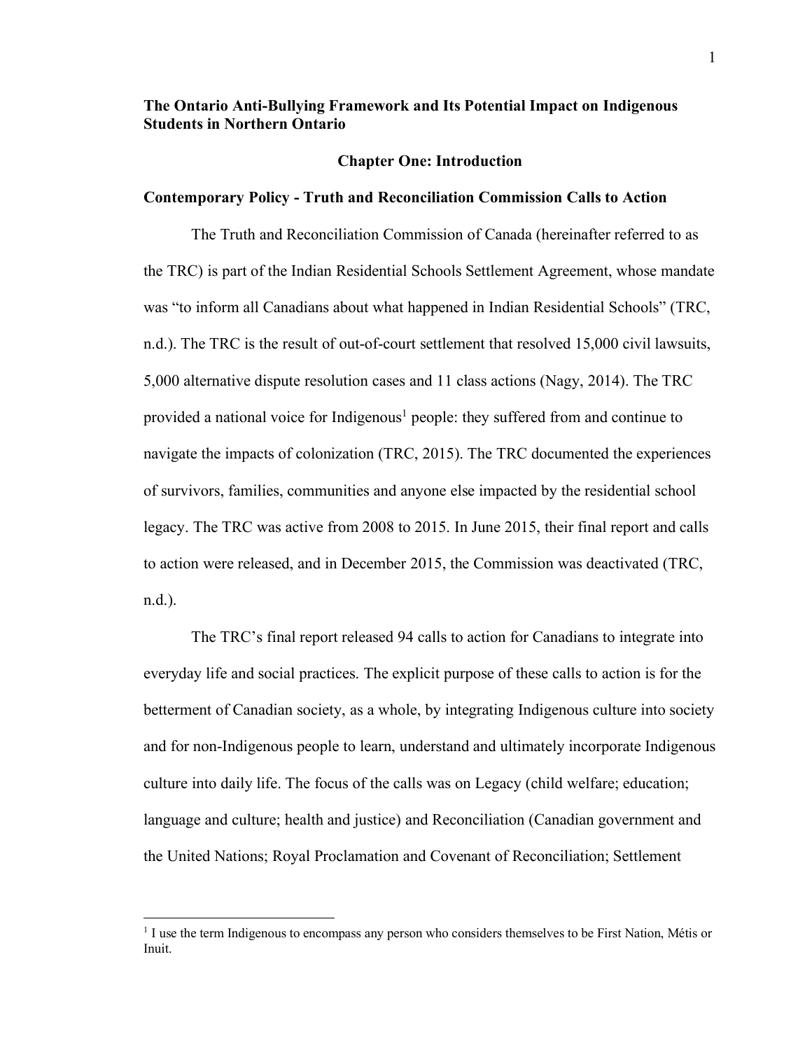# The Ontario Anti-Bullying Framework and Its Potential Impact on Indigenous Students in Northern Ontario

## Chapter One: Introduction

### Contemporary Policy - Truth and Reconciliation Commission Calls to Action

The Truth and Reconciliation Commission of Canada (hereinafter referred to as the TRC) is part of the Indian Residential Schools Settlement Agreement, whose mandate was "to inform all Canadians about what happened in Indian Residential Schools" (TRC, n.d.). The TRC is the result of out-of-court settlement that resolved 15,000 civil lawsuits, 5,000 alternative dispute resolution cases and 11 class actions (Nagy, 2014). The TRC provided a national voice for Indigenous[1] people: they suffered from and continue to navigate the impacts of colonization (TRC, 2015). The TRC documented the experiences of survivors, families, communities and anyone else impacted by the residential school legacy. The TRC was active from 2008 to 2015. In June 2015, their final report and calls to action were released, and in December 2015, the Commission was deactivated (TRC, n.d.).

The TRC's final report released 94 calls to action for Canadians to integrate into everyday life and social practices. The explicit purpose of these calls to action is for the betterment of Canadian society, as a whole, by integrating Indigenous culture into society and for non-Indigenous people to learn, understand and ultimately incorporate Indigenous culture into daily life. The focus of the calls was on Legacy (child welfare; education; language and culture; health and justice) and Reconciliation (Canadian government and the United Nations; Royal Proclamation and Covenant of Reconciliation; Settlement

[1] I use the term Indigenous to encompass any person who considers themselves to be First Nation, Métis or Inuit.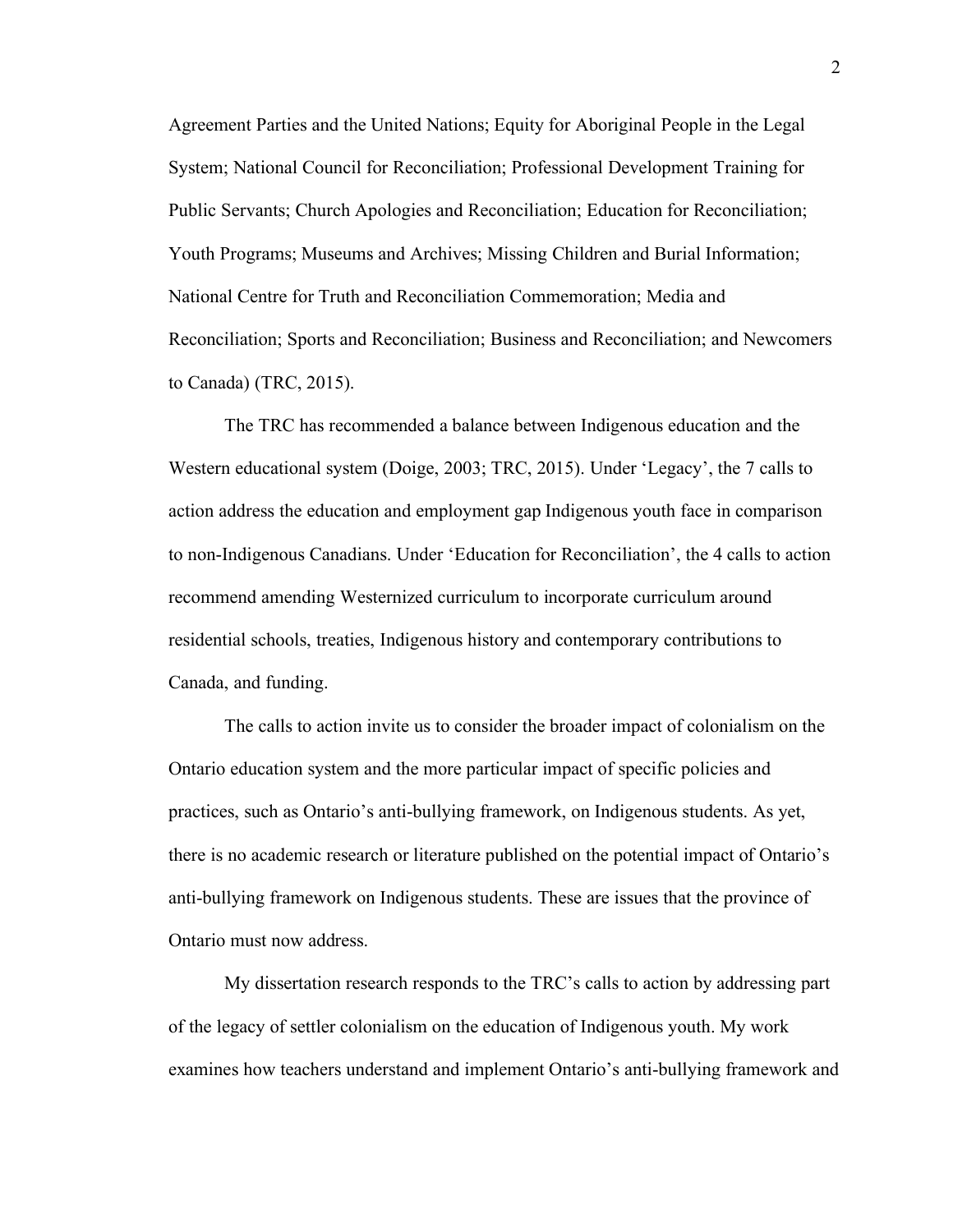Agreement Parties and the United Nations; Equity for Aboriginal People in the Legal System; National Council for Reconciliation; Professional Development Training for Public Servants; Church Apologies and Reconciliation; Education for Reconciliation; Youth Programs; Museums and Archives; Missing Children and Burial Information; National Centre for Truth and Reconciliation Commemoration; Media and Reconciliation; Sports and Reconciliation; Business and Reconciliation; and Newcomers to Canada) (TRC, 2015).

The TRC has recommended a balance between Indigenous education and the Western educational system (Doige, 2003; TRC, 2015). Under 'Legacy', the 7 calls to action address the education and employment gap Indigenous youth face in comparison to non-Indigenous Canadians. Under 'Education for Reconciliation', the 4 calls to action recommend amending Westernized curriculum to incorporate curriculum around residential schools, treaties, Indigenous history and contemporary contributions to Canada, and funding.

The calls to action invite us to consider the broader impact of colonialism on the Ontario education system and the more particular impact of specific policies and practices, such as Ontario's anti-bullying framework, on Indigenous students. As yet, there is no academic research or literature published on the potential impact of Ontario's anti-bullying framework on Indigenous students. These are issues that the province of Ontario must now address.

My dissertation research responds to the TRC's calls to action by addressing part of the legacy of settler colonialism on the education of Indigenous youth. My work examines how teachers understand and implement Ontario's anti-bullying framework and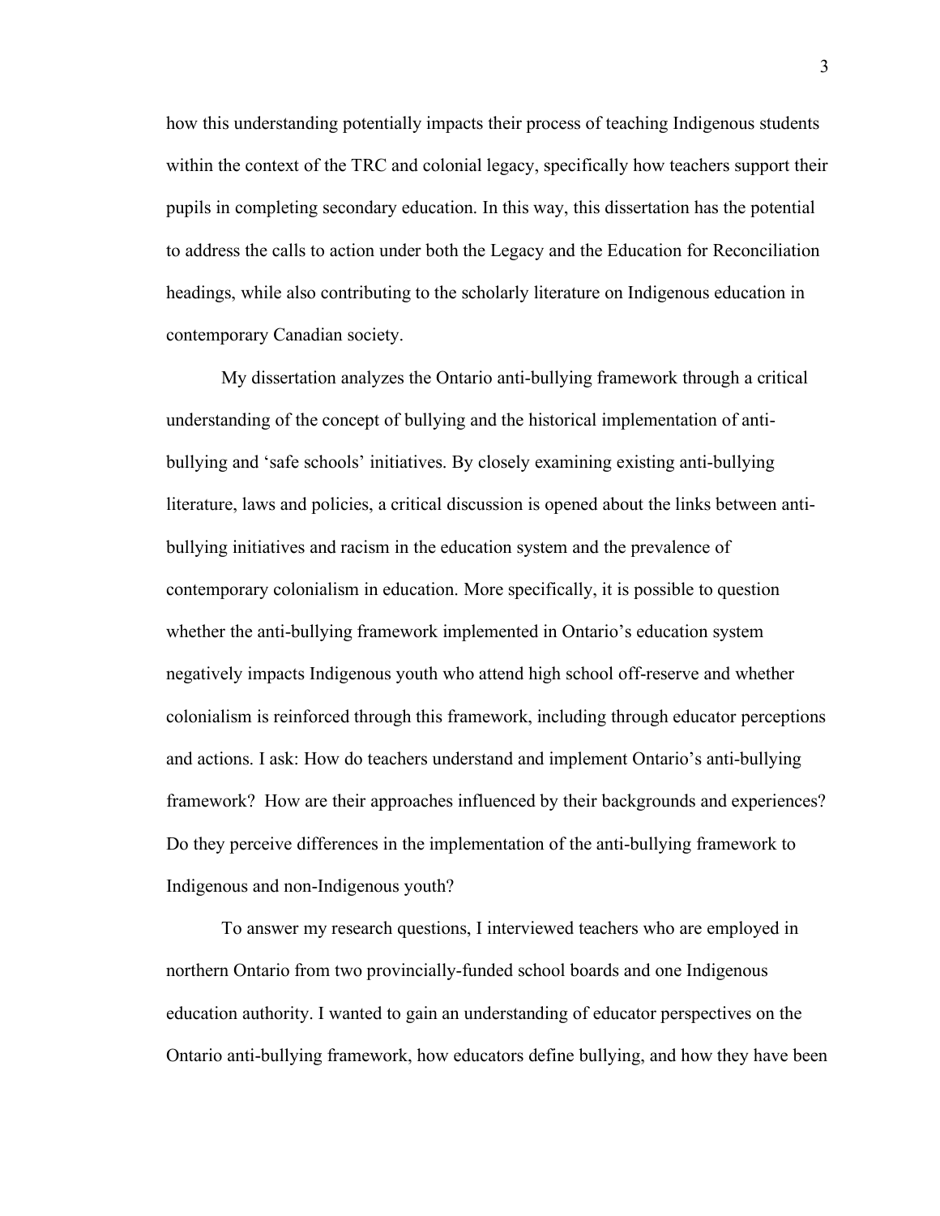how this understanding potentially impacts their process of teaching Indigenous students within the context of the TRC and colonial legacy, specifically how teachers support their pupils in completing secondary education. In this way, this dissertation has the potential to address the calls to action under both the Legacy and the Education for Reconciliation headings, while also contributing to the scholarly literature on Indigenous education in contemporary Canadian society.

My dissertation analyzes the Ontario anti-bullying framework through a critical understanding of the concept of bullying and the historical implementation of anti-bullying and 'safe schools' initiatives. By closely examining existing anti-bullying literature, laws and policies, a critical discussion is opened about the links between anti-bullying initiatives and racism in the education system and the prevalence of contemporary colonialism in education. More specifically, it is possible to question whether the anti-bullying framework implemented in Ontario's education system negatively impacts Indigenous youth who attend high school off-reserve and whether colonialism is reinforced through this framework, including through educator perceptions and actions. I ask: How do teachers understand and implement Ontario's anti-bullying framework? How are their approaches influenced by their backgrounds and experiences? Do they perceive differences in the implementation of the anti-bullying framework to Indigenous and non-Indigenous youth?

To answer my research questions, I interviewed teachers who are employed in northern Ontario from two provincially-funded school boards and one Indigenous education authority. I wanted to gain an understanding of educator perspectives on the Ontario anti-bullying framework, how educators define bullying, and how they have been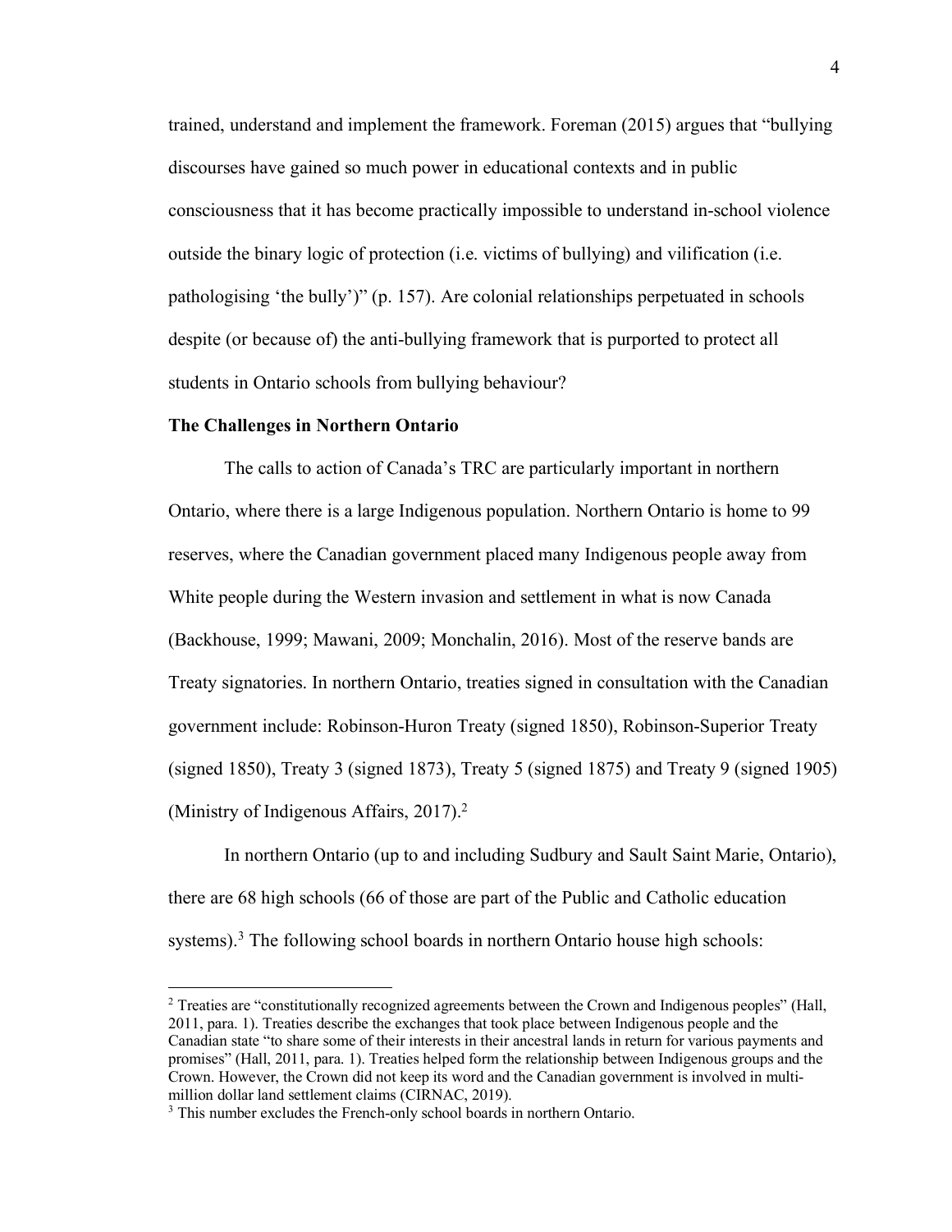trained, understand and implement the framework. Foreman (2015) argues that "bullying discourses have gained so much power in educational contexts and in public consciousness that it has become practically impossible to understand in-school violence outside the binary logic of protection (i.e. victims of bullying) and vilification (i.e. pathologising 'the bully')" (p. 157). Are colonial relationships perpetuated in schools despite (or because of) the anti-bullying framework that is purported to protect all students in Ontario schools from bullying behaviour?

**The Challenges in Northern Ontario**

The calls to action of Canada's TRC are particularly important in northern Ontario, where there is a large Indigenous population. Northern Ontario is home to 99 reserves, where the Canadian government placed many Indigenous people away from White people during the Western invasion and settlement in what is now Canada (Backhouse, 1999; Mawani, 2009; Monchalin, 2016). Most of the reserve bands are Treaty signatories. In northern Ontario, treaties signed in consultation with the Canadian government include: Robinson-Huron Treaty (signed 1850), Robinson-Superior Treaty (signed 1850), Treaty 3 (signed 1873), Treaty 5 (signed 1875) and Treaty 9 (signed 1905) (Ministry of Indigenous Affairs, 2017).[2]

In northern Ontario (up to and including Sudbury and Sault Saint Marie, Ontario), there are 68 high schools (66 of those are part of the Public and Catholic education systems).[3] The following school boards in northern Ontario house high schools:

---

[2] Treaties are "constitutionally recognized agreements between the Crown and Indigenous peoples" (Hall, 2011, para. 1). Treaties describe the exchanges that took place between Indigenous people and the Canadian state "to share some of their interests in their ancestral lands in return for various payments and promises" (Hall, 2011, para. 1). Treaties helped form the relationship between Indigenous groups and the Crown. However, the Crown did not keep its word and the Canadian government is involved in multi-million dollar land settlement claims (CIRNAC, 2019).

[3] This number excludes the French-only school boards in northern Ontario.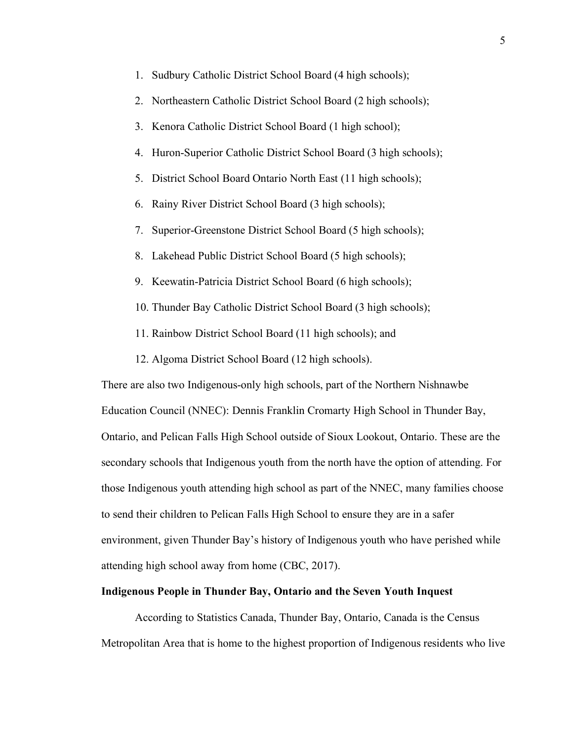1. Sudbury Catholic District School Board (4 high schools);
2. Northeastern Catholic District School Board (2 high schools);
3. Kenora Catholic District School Board (1 high school);
4. Huron-Superior Catholic District School Board (3 high schools);
5. District School Board Ontario North East (11 high schools);
6. Rainy River District School Board (3 high schools);
7. Superior-Greenstone District School Board (5 high schools);
8. Lakehead Public District School Board (5 high schools);
9. Keewatin-Patricia District School Board (6 high schools);
10. Thunder Bay Catholic District School Board (3 high schools);
11. Rainbow District School Board (11 high schools); and
12. Algoma District School Board (12 high schools).

There are also two Indigenous-only high schools, part of the Northern Nishnawbe Education Council (NNEC): Dennis Franklin Cromarty High School in Thunder Bay, Ontario, and Pelican Falls High School outside of Sioux Lookout, Ontario. These are the secondary schools that Indigenous youth from the north have the option of attending. For those Indigenous youth attending high school as part of the NNEC, many families choose to send their children to Pelican Falls High School to ensure they are in a safer environment, given Thunder Bay's history of Indigenous youth who have perished while attending high school away from home (CBC, 2017).

**Indigenous People in Thunder Bay, Ontario and the Seven Youth Inquest**

According to Statistics Canada, Thunder Bay, Ontario, Canada is the Census Metropolitan Area that is home to the highest proportion of Indigenous residents who live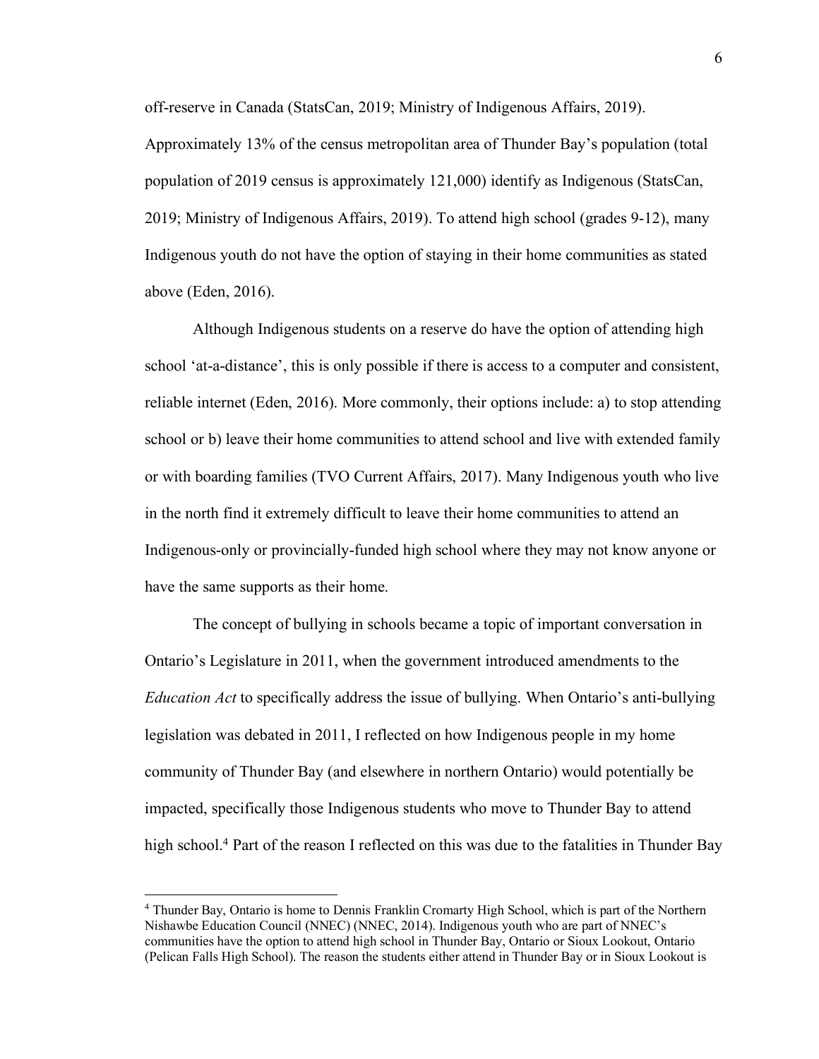off-reserve in Canada (StatsCan, 2019; Ministry of Indigenous Affairs, 2019). Approximately 13% of the census metropolitan area of Thunder Bay's population (total population of 2019 census is approximately 121,000) identify as Indigenous (StatsCan, 2019; Ministry of Indigenous Affairs, 2019). To attend high school (grades 9-12), many Indigenous youth do not have the option of staying in their home communities as stated above (Eden, 2016).

Although Indigenous students on a reserve do have the option of attending high school 'at-a-distance', this is only possible if there is access to a computer and consistent, reliable internet (Eden, 2016). More commonly, their options include: a) to stop attending school or b) leave their home communities to attend school and live with extended family or with boarding families (TVO Current Affairs, 2017). Many Indigenous youth who live in the north find it extremely difficult to leave their home communities to attend an Indigenous-only or provincially-funded high school where they may not know anyone or have the same supports as their home.

The concept of bullying in schools became a topic of important conversation in Ontario's Legislature in 2011, when the government introduced amendments to the *Education Act* to specifically address the issue of bullying. When Ontario's anti-bullying legislation was debated in 2011, I reflected on how Indigenous people in my home community of Thunder Bay (and elsewhere in northern Ontario) would potentially be impacted, specifically those Indigenous students who move to Thunder Bay to attend high school.[4] Part of the reason I reflected on this was due to the fatalities in Thunder Bay

[4] Thunder Bay, Ontario is home to Dennis Franklin Cromarty High School, which is part of the Northern Nishawbe Education Council (NNEC) (NNEC, 2014). Indigenous youth who are part of NNEC's communities have the option to attend high school in Thunder Bay, Ontario or Sioux Lookout, Ontario (Pelican Falls High School). The reason the students either attend in Thunder Bay or in Sioux Lookout is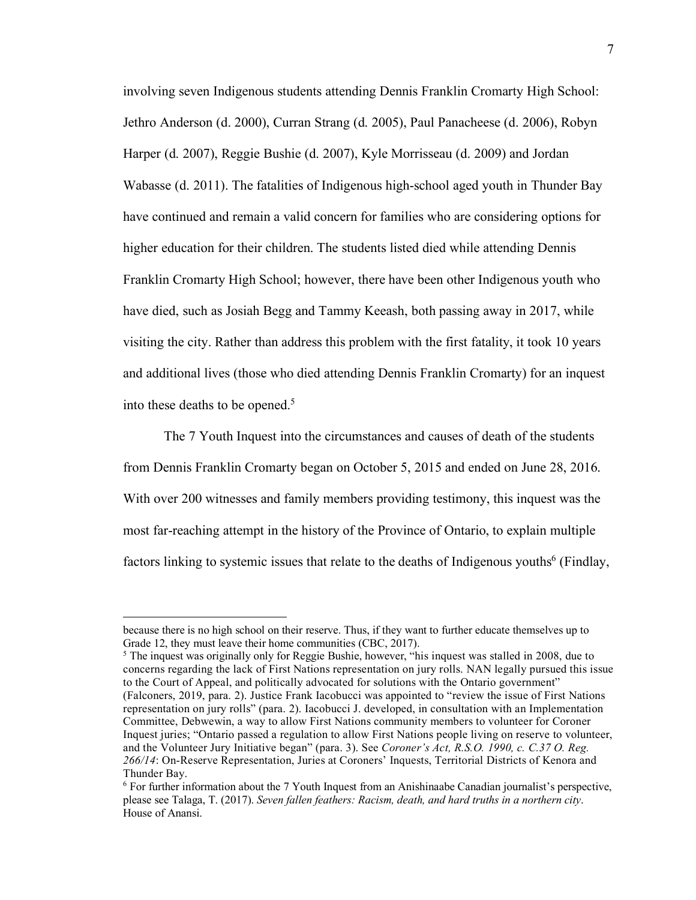involving seven Indigenous students attending Dennis Franklin Cromarty High School: Jethro Anderson (d. 2000), Curran Strang (d. 2005), Paul Panacheese (d. 2006), Robyn Harper (d. 2007), Reggie Bushie (d. 2007), Kyle Morrisseau (d. 2009) and Jordan Wabasse (d. 2011). The fatalities of Indigenous high-school aged youth in Thunder Bay have continued and remain a valid concern for families who are considering options for higher education for their children. The students listed died while attending Dennis Franklin Cromarty High School; however, there have been other Indigenous youth who have died, such as Josiah Begg and Tammy Keeash, both passing away in 2017, while visiting the city. Rather than address this problem with the first fatality, it took 10 years and additional lives (those who died attending Dennis Franklin Cromarty) for an inquest into these deaths to be opened.[5]

The 7 Youth Inquest into the circumstances and causes of death of the students from Dennis Franklin Cromarty began on October 5, 2015 and ended on June 28, 2016. With over 200 witnesses and family members providing testimony, this inquest was the most far-reaching attempt in the history of the Province of Ontario, to explain multiple factors linking to systemic issues that relate to the deaths of Indigenous youths[6] (Findlay,

---

because there is no high school on their reserve. Thus, if they want to further educate themselves up to Grade 12, they must leave their home communities (CBC, 2017).

[5] The inquest was originally only for Reggie Bushie, however, "his inquest was stalled in 2008, due to concerns regarding the lack of First Nations representation on jury rolls. NAN legally pursued this issue to the Court of Appeal, and politically advocated for solutions with the Ontario government" (Falconers, 2019, para. 2). Justice Frank Iacobucci was appointed to "review the issue of First Nations representation on jury rolls" (para. 2). Iacobucci J. developed, in consultation with an Implementation Committee, Debwewin, a way to allow First Nations community members to volunteer for Coroner Inquest juries; "Ontario passed a regulation to allow First Nations people living on reserve to volunteer, and the Volunteer Jury Initiative began" (para. 3). See *Coroner's Act, R.S.O. 1990, c. C.37 O. Reg. 266/14*: On-Reserve Representation, Juries at Coroners' Inquests, Territorial Districts of Kenora and Thunder Bay.

[6] For further information about the 7 Youth Inquest from an Anishinaabe Canadian journalist's perspective, please see Talaga, T. (2017). *Seven fallen feathers: Racism, death, and hard truths in a northern city*. House of Anansi.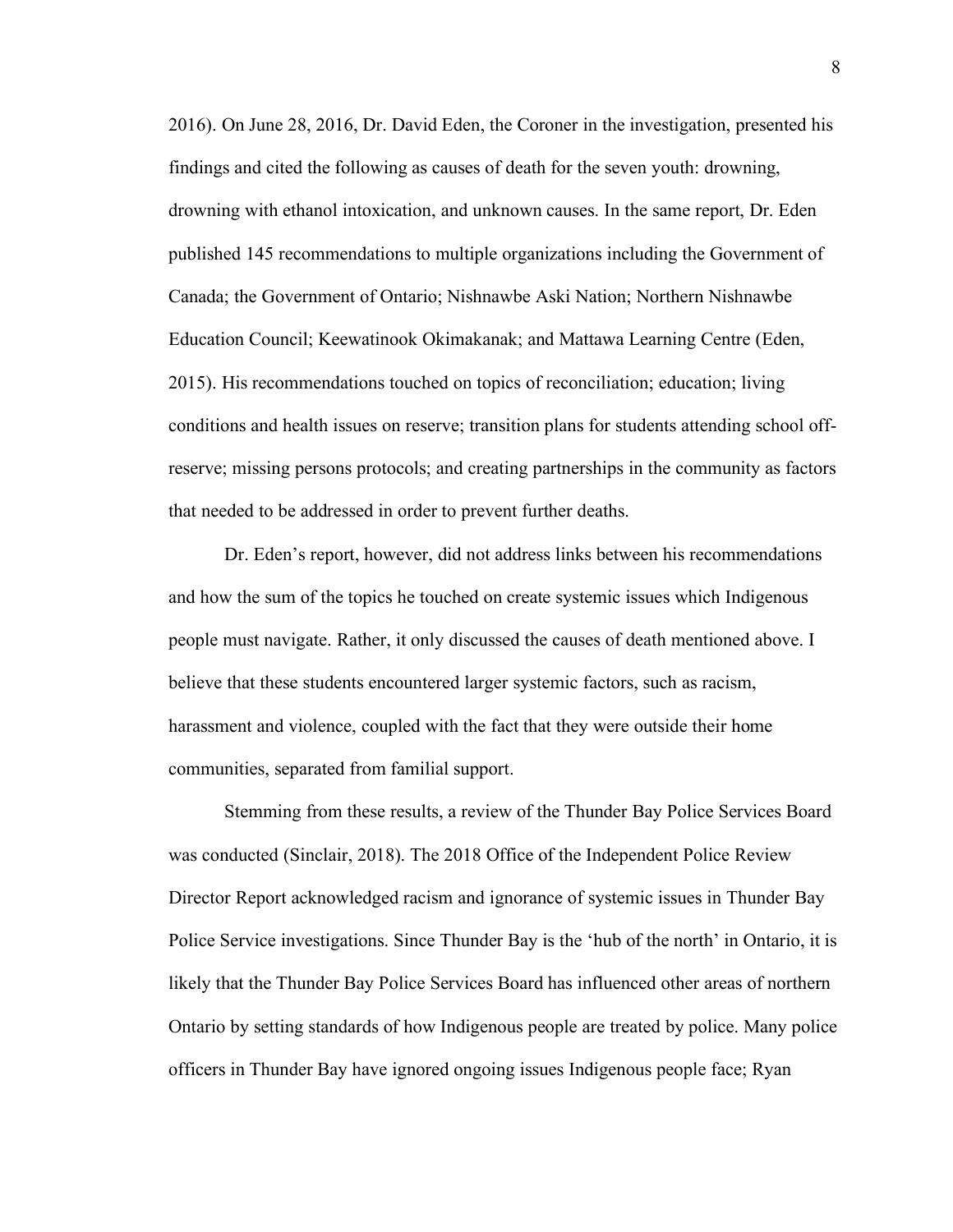2016). On June 28, 2016, Dr. David Eden, the Coroner in the investigation, presented his findings and cited the following as causes of death for the seven youth: drowning, drowning with ethanol intoxication, and unknown causes. In the same report, Dr. Eden published 145 recommendations to multiple organizations including the Government of Canada; the Government of Ontario; Nishnawbe Aski Nation; Northern Nishnawbe Education Council; Keewatinook Okimakanak; and Mattawa Learning Centre (Eden, 2015). His recommendations touched on topics of reconciliation; education; living conditions and health issues on reserve; transition plans for students attending school off-reserve; missing persons protocols; and creating partnerships in the community as factors that needed to be addressed in order to prevent further deaths.

Dr. Eden's report, however, did not address links between his recommendations and how the sum of the topics he touched on create systemic issues which Indigenous people must navigate. Rather, it only discussed the causes of death mentioned above. I believe that these students encountered larger systemic factors, such as racism, harassment and violence, coupled with the fact that they were outside their home communities, separated from familial support.

Stemming from these results, a review of the Thunder Bay Police Services Board was conducted (Sinclair, 2018). The 2018 Office of the Independent Police Review Director Report acknowledged racism and ignorance of systemic issues in Thunder Bay Police Service investigations. Since Thunder Bay is the 'hub of the north' in Ontario, it is likely that the Thunder Bay Police Services Board has influenced other areas of northern Ontario by setting standards of how Indigenous people are treated by police. Many police officers in Thunder Bay have ignored ongoing issues Indigenous people face; Ryan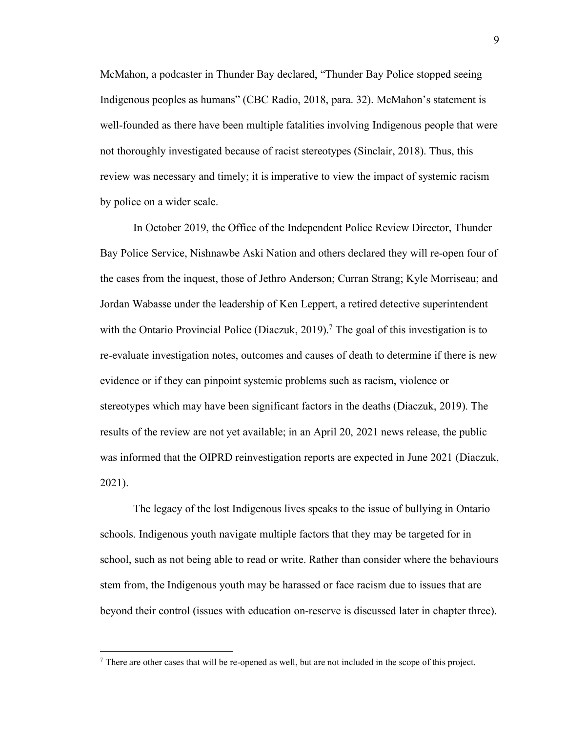McMahon, a podcaster in Thunder Bay declared, "Thunder Bay Police stopped seeing Indigenous peoples as humans" (CBC Radio, 2018, para. 32). McMahon's statement is well-founded as there have been multiple fatalities involving Indigenous people that were not thoroughly investigated because of racist stereotypes (Sinclair, 2018). Thus, this review was necessary and timely; it is imperative to view the impact of systemic racism by police on a wider scale.

In October 2019, the Office of the Independent Police Review Director, Thunder Bay Police Service, Nishnawbe Aski Nation and others declared they will re-open four of the cases from the inquest, those of Jethro Anderson; Curran Strang; Kyle Morriseau; and Jordan Wabasse under the leadership of Ken Leppert, a retired detective superintendent with the Ontario Provincial Police (Diaczuk, 2019).[7] The goal of this investigation is to re-evaluate investigation notes, outcomes and causes of death to determine if there is new evidence or if they can pinpoint systemic problems such as racism, violence or stereotypes which may have been significant factors in the deaths (Diaczuk, 2019). The results of the review are not yet available; in an April 20, 2021 news release, the public was informed that the OIPRD reinvestigation reports are expected in June 2021 (Diaczuk, 2021).

The legacy of the lost Indigenous lives speaks to the issue of bullying in Ontario schools. Indigenous youth navigate multiple factors that they may be targeted for in school, such as not being able to read or write. Rather than consider where the behaviours stem from, the Indigenous youth may be harassed or face racism due to issues that are beyond their control (issues with education on-reserve is discussed later in chapter three).

[7] There are other cases that will be re-opened as well, but are not included in the scope of this project.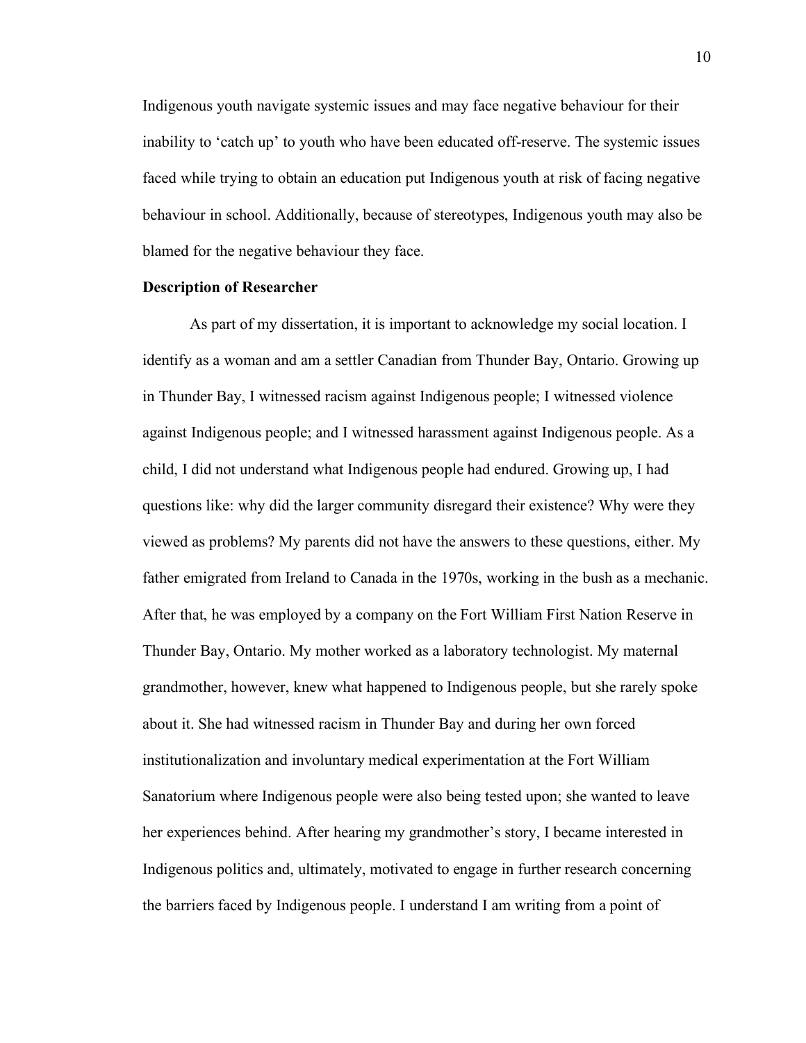Indigenous youth navigate systemic issues and may face negative behaviour for their inability to 'catch up' to youth who have been educated off-reserve. The systemic issues faced while trying to obtain an education put Indigenous youth at risk of facing negative behaviour in school. Additionally, because of stereotypes, Indigenous youth may also be blamed for the negative behaviour they face.

**Description of Researcher**

As part of my dissertation, it is important to acknowledge my social location. I identify as a woman and am a settler Canadian from Thunder Bay, Ontario. Growing up in Thunder Bay, I witnessed racism against Indigenous people; I witnessed violence against Indigenous people; and I witnessed harassment against Indigenous people. As a child, I did not understand what Indigenous people had endured. Growing up, I had questions like: why did the larger community disregard their existence? Why were they viewed as problems? My parents did not have the answers to these questions, either. My father emigrated from Ireland to Canada in the 1970s, working in the bush as a mechanic. After that, he was employed by a company on the Fort William First Nation Reserve in Thunder Bay, Ontario. My mother worked as a laboratory technologist. My maternal grandmother, however, knew what happened to Indigenous people, but she rarely spoke about it. She had witnessed racism in Thunder Bay and during her own forced institutionalization and involuntary medical experimentation at the Fort William Sanatorium where Indigenous people were also being tested upon; she wanted to leave her experiences behind. After hearing my grandmother's story, I became interested in Indigenous politics and, ultimately, motivated to engage in further research concerning the barriers faced by Indigenous people. I understand I am writing from a point of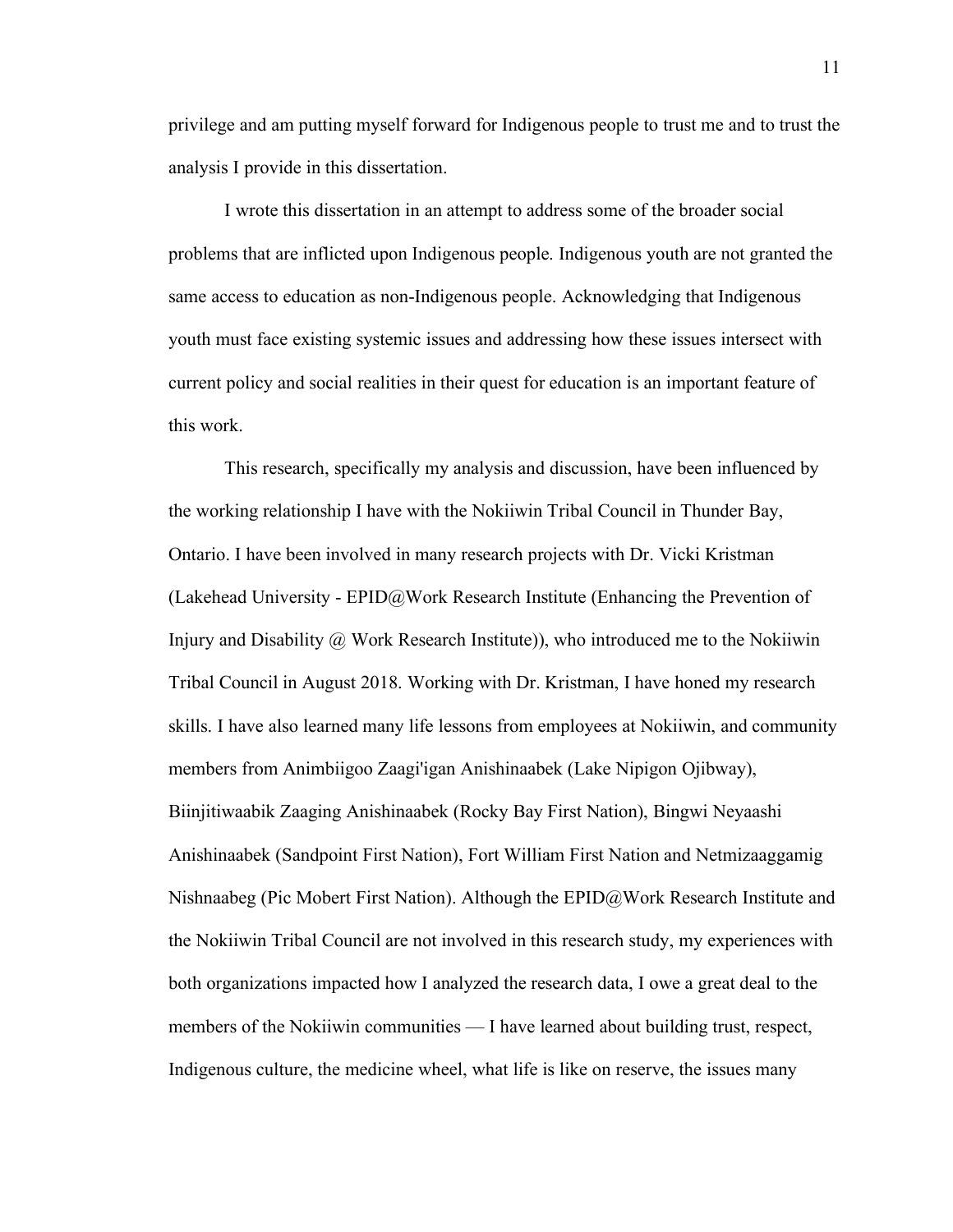privilege and am putting myself forward for Indigenous people to trust me and to trust the analysis I provide in this dissertation.

I wrote this dissertation in an attempt to address some of the broader social problems that are inflicted upon Indigenous people. Indigenous youth are not granted the same access to education as non-Indigenous people. Acknowledging that Indigenous youth must face existing systemic issues and addressing how these issues intersect with current policy and social realities in their quest for education is an important feature of this work.

This research, specifically my analysis and discussion, have been influenced by the working relationship I have with the Nokiiwin Tribal Council in Thunder Bay, Ontario. I have been involved in many research projects with Dr. Vicki Kristman (Lakehead University - EPID@Work Research Institute (Enhancing the Prevention of Injury and Disability @ Work Research Institute)), who introduced me to the Nokiiwin Tribal Council in August 2018. Working with Dr. Kristman, I have honed my research skills. I have also learned many life lessons from employees at Nokiiwin, and community members from Animbiigoo Zaagi'igan Anishinaabek (Lake Nipigon Ojibway), Biinjitiwaabik Zaaging Anishinaabek (Rocky Bay First Nation), Bingwi Neyaashi Anishinaabek (Sandpoint First Nation), Fort William First Nation and Netmizaaggamig Nishnaabeg (Pic Mobert First Nation). Although the EPID@Work Research Institute and the Nokiiwin Tribal Council are not involved in this research study, my experiences with both organizations impacted how I analyzed the research data, I owe a great deal to the members of the Nokiiwin communities — I have learned about building trust, respect, Indigenous culture, the medicine wheel, what life is like on reserve, the issues many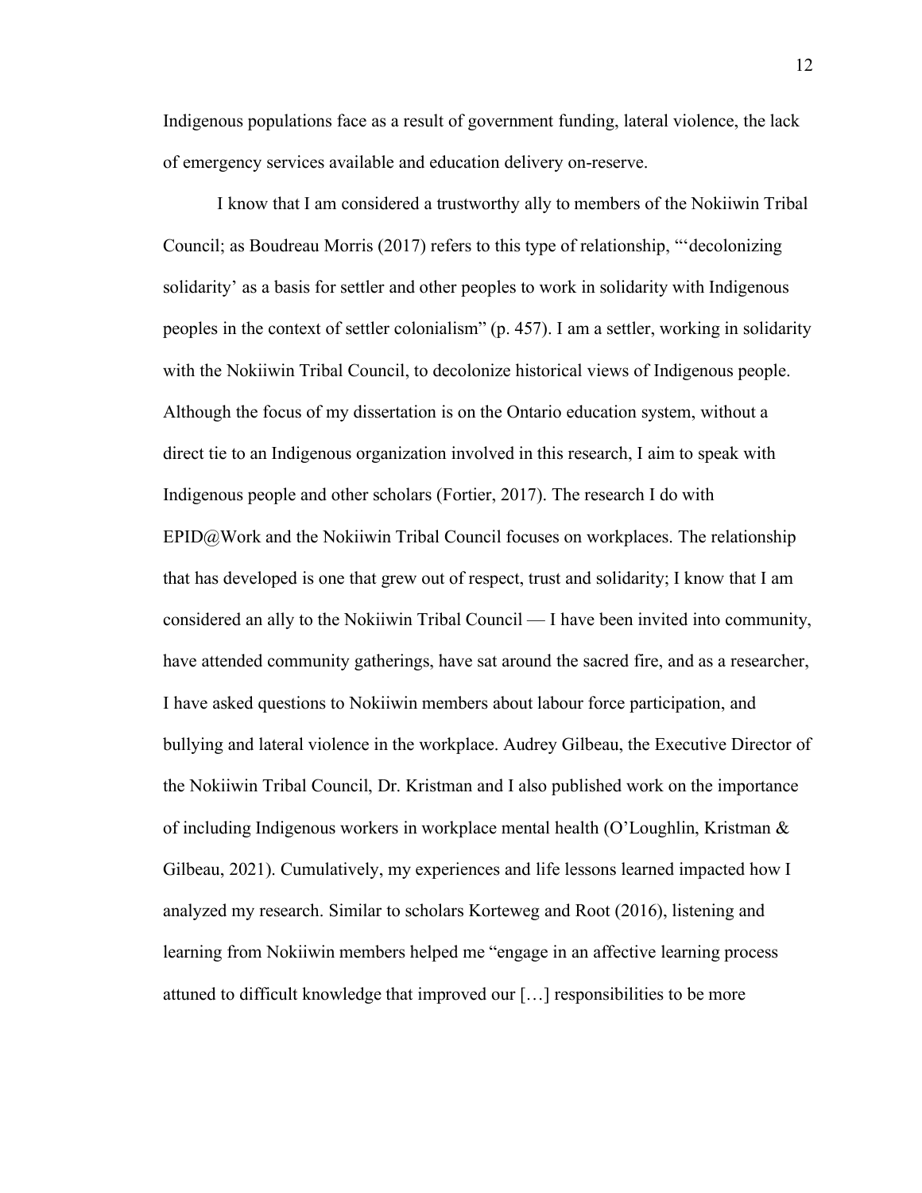Indigenous populations face as a result of government funding, lateral violence, the lack of emergency services available and education delivery on-reserve.

I know that I am considered a trustworthy ally to members of the Nokiiwin Tribal Council; as Boudreau Morris (2017) refers to this type of relationship, "'decolonizing solidarity' as a basis for settler and other peoples to work in solidarity with Indigenous peoples in the context of settler colonialism" (p. 457). I am a settler, working in solidarity with the Nokiiwin Tribal Council, to decolonize historical views of Indigenous people. Although the focus of my dissertation is on the Ontario education system, without a direct tie to an Indigenous organization involved in this research, I aim to speak with Indigenous people and other scholars (Fortier, 2017). The research I do with EPID@Work and the Nokiiwin Tribal Council focuses on workplaces. The relationship that has developed is one that grew out of respect, trust and solidarity; I know that I am considered an ally to the Nokiiwin Tribal Council — I have been invited into community, have attended community gatherings, have sat around the sacred fire, and as a researcher, I have asked questions to Nokiiwin members about labour force participation, and bullying and lateral violence in the workplace. Audrey Gilbeau, the Executive Director of the Nokiiwin Tribal Council, Dr. Kristman and I also published work on the importance of including Indigenous workers in workplace mental health (O'Loughlin, Kristman & Gilbeau, 2021). Cumulatively, my experiences and life lessons learned impacted how I analyzed my research. Similar to scholars Korteweg and Root (2016), listening and learning from Nokiiwin members helped me "engage in an affective learning process attuned to difficult knowledge that improved our […] responsibilities to be more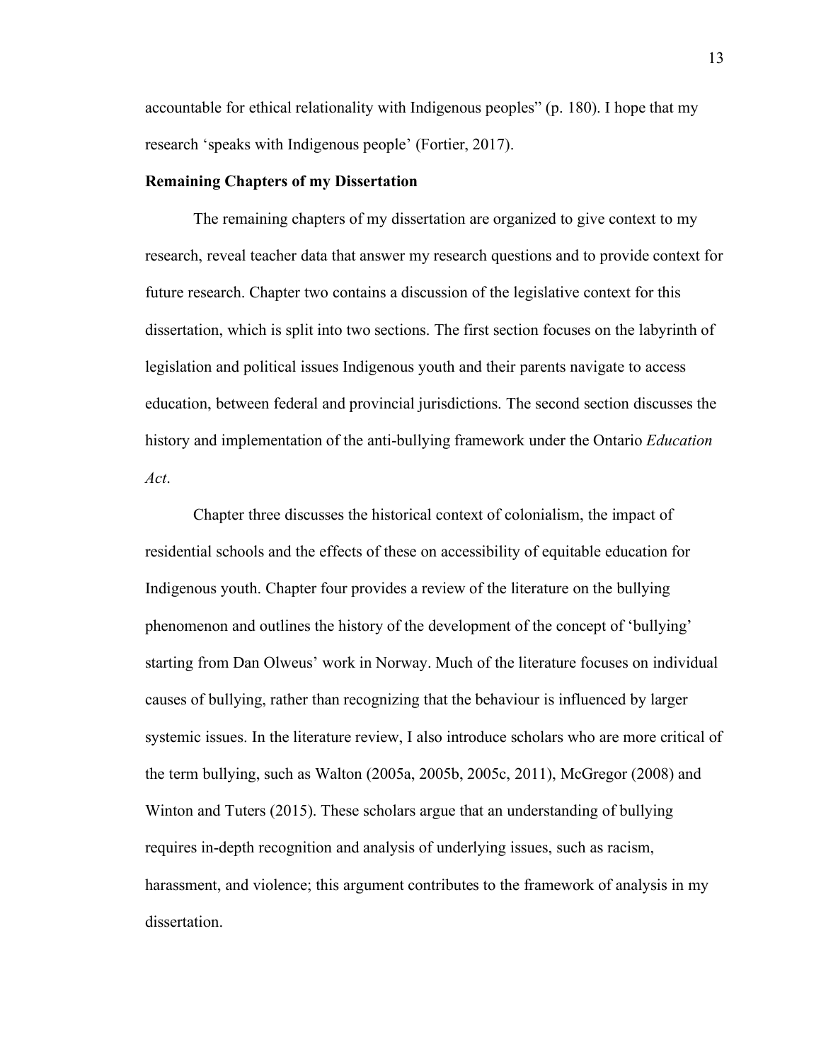accountable for ethical relationality with Indigenous peoples" (p. 180). I hope that my research 'speaks with Indigenous people' (Fortier, 2017).

**Remaining Chapters of my Dissertation**

The remaining chapters of my dissertation are organized to give context to my research, reveal teacher data that answer my research questions and to provide context for future research. Chapter two contains a discussion of the legislative context for this dissertation, which is split into two sections. The first section focuses on the labyrinth of legislation and political issues Indigenous youth and their parents navigate to access education, between federal and provincial jurisdictions. The second section discusses the history and implementation of the anti-bullying framework under the Ontario *Education Act*.

Chapter three discusses the historical context of colonialism, the impact of residential schools and the effects of these on accessibility of equitable education for Indigenous youth. Chapter four provides a review of the literature on the bullying phenomenon and outlines the history of the development of the concept of 'bullying' starting from Dan Olweus' work in Norway. Much of the literature focuses on individual causes of bullying, rather than recognizing that the behaviour is influenced by larger systemic issues. In the literature review, I also introduce scholars who are more critical of the term bullying, such as Walton (2005a, 2005b, 2005c, 2011), McGregor (2008) and Winton and Tuters (2015). These scholars argue that an understanding of bullying requires in-depth recognition and analysis of underlying issues, such as racism, harassment, and violence; this argument contributes to the framework of analysis in my dissertation.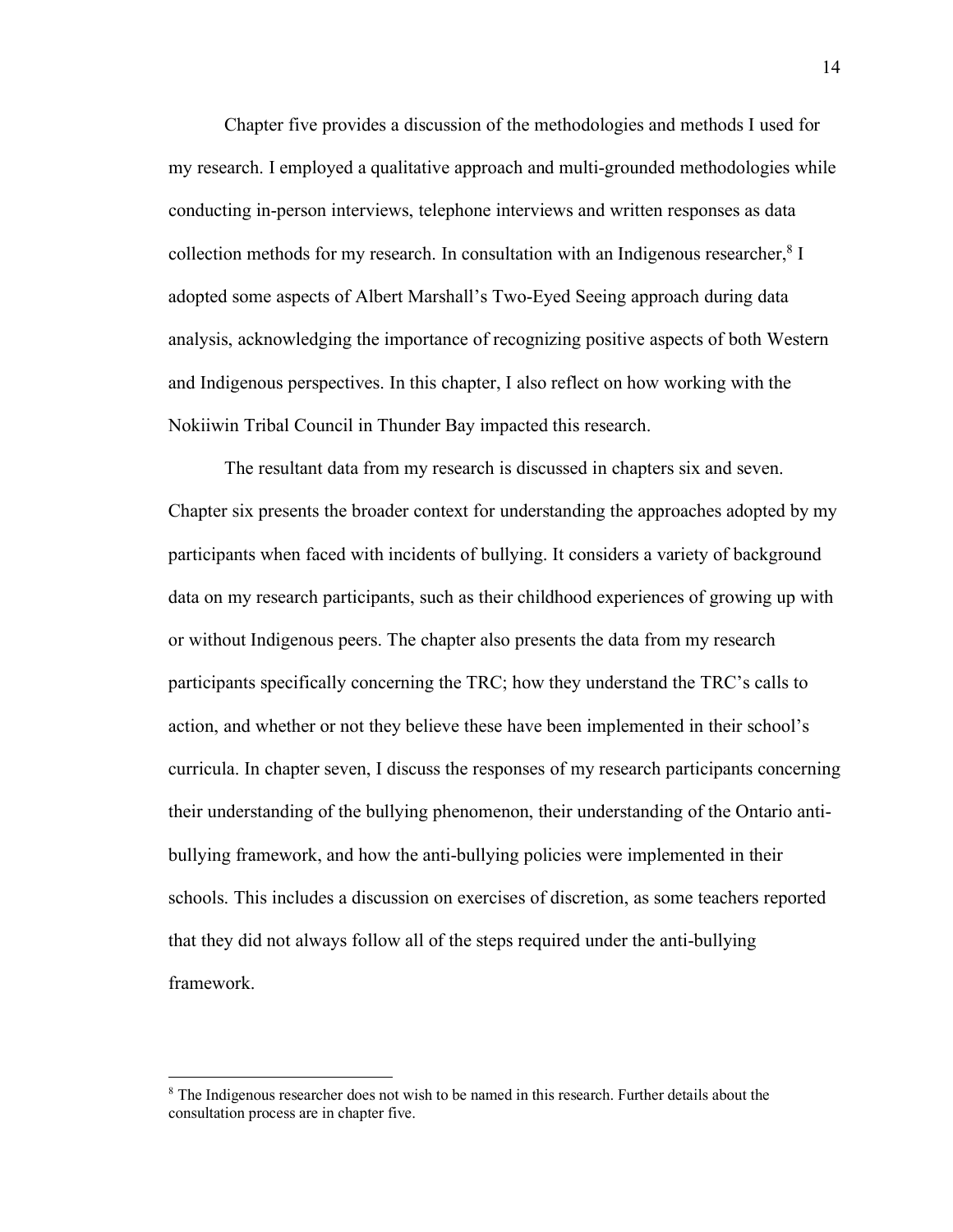Chapter five provides a discussion of the methodologies and methods I used for my research. I employed a qualitative approach and multi-grounded methodologies while conducting in-person interviews, telephone interviews and written responses as data collection methods for my research. In consultation with an Indigenous researcher,[8] I adopted some aspects of Albert Marshall's Two-Eyed Seeing approach during data analysis, acknowledging the importance of recognizing positive aspects of both Western and Indigenous perspectives. In this chapter, I also reflect on how working with the Nokiiwin Tribal Council in Thunder Bay impacted this research.

The resultant data from my research is discussed in chapters six and seven. Chapter six presents the broader context for understanding the approaches adopted by my participants when faced with incidents of bullying. It considers a variety of background data on my research participants, such as their childhood experiences of growing up with or without Indigenous peers. The chapter also presents the data from my research participants specifically concerning the TRC; how they understand the TRC's calls to action, and whether or not they believe these have been implemented in their school's curricula. In chapter seven, I discuss the responses of my research participants concerning their understanding of the bullying phenomenon, their understanding of the Ontario anti-bullying framework, and how the anti-bullying policies were implemented in their schools. This includes a discussion on exercises of discretion, as some teachers reported that they did not always follow all of the steps required under the anti-bullying framework.

[8] The Indigenous researcher does not wish to be named in this research. Further details about the consultation process are in chapter five.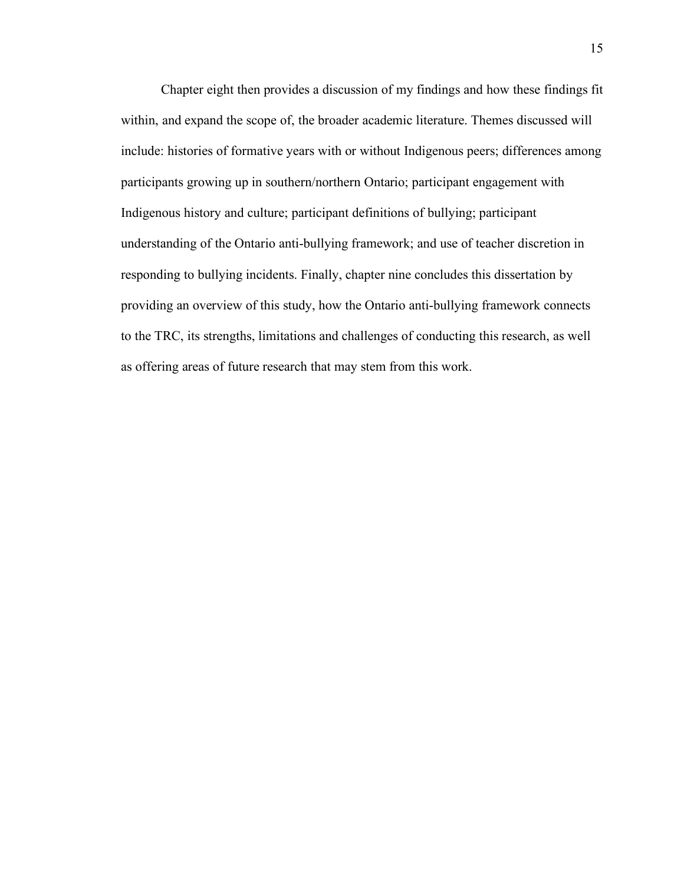Chapter eight then provides a discussion of my findings and how these findings fit within, and expand the scope of, the broader academic literature. Themes discussed will include: histories of formative years with or without Indigenous peers; differences among participants growing up in southern/northern Ontario; participant engagement with Indigenous history and culture; participant definitions of bullying; participant understanding of the Ontario anti-bullying framework; and use of teacher discretion in responding to bullying incidents. Finally, chapter nine concludes this dissertation by providing an overview of this study, how the Ontario anti-bullying framework connects to the TRC, its strengths, limitations and challenges of conducting this research, as well as offering areas of future research that may stem from this work.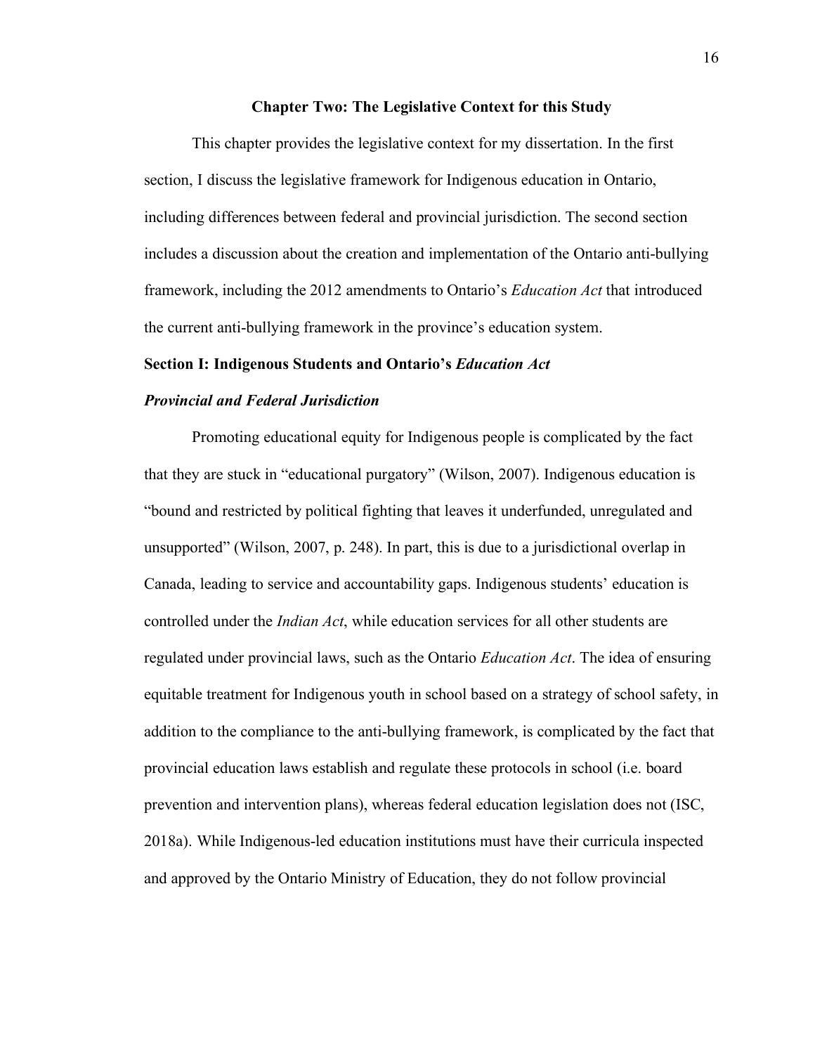# Chapter Two: The Legislative Context for this Study

This chapter provides the legislative context for my dissertation. In the first section, I discuss the legislative framework for Indigenous education in Ontario, including differences between federal and provincial jurisdiction. The second section includes a discussion about the creation and implementation of the Ontario anti-bullying framework, including the 2012 amendments to Ontario's *Education Act* that introduced the current anti-bullying framework in the province's education system.

## Section I: Indigenous Students and Ontario's *Education Act*

### *Provincial and Federal Jurisdiction*

Promoting educational equity for Indigenous people is complicated by the fact that they are stuck in "educational purgatory" (Wilson, 2007). Indigenous education is "bound and restricted by political fighting that leaves it underfunded, unregulated and unsupported" (Wilson, 2007, p. 248). In part, this is due to a jurisdictional overlap in Canada, leading to service and accountability gaps. Indigenous students' education is controlled under the *Indian Act*, while education services for all other students are regulated under provincial laws, such as the Ontario *Education Act*. The idea of ensuring equitable treatment for Indigenous youth in school based on a strategy of school safety, in addition to the compliance to the anti-bullying framework, is complicated by the fact that provincial education laws establish and regulate these protocols in school (i.e. board prevention and intervention plans), whereas federal education legislation does not (ISC, 2018a). While Indigenous-led education institutions must have their curricula inspected and approved by the Ontario Ministry of Education, they do not follow provincial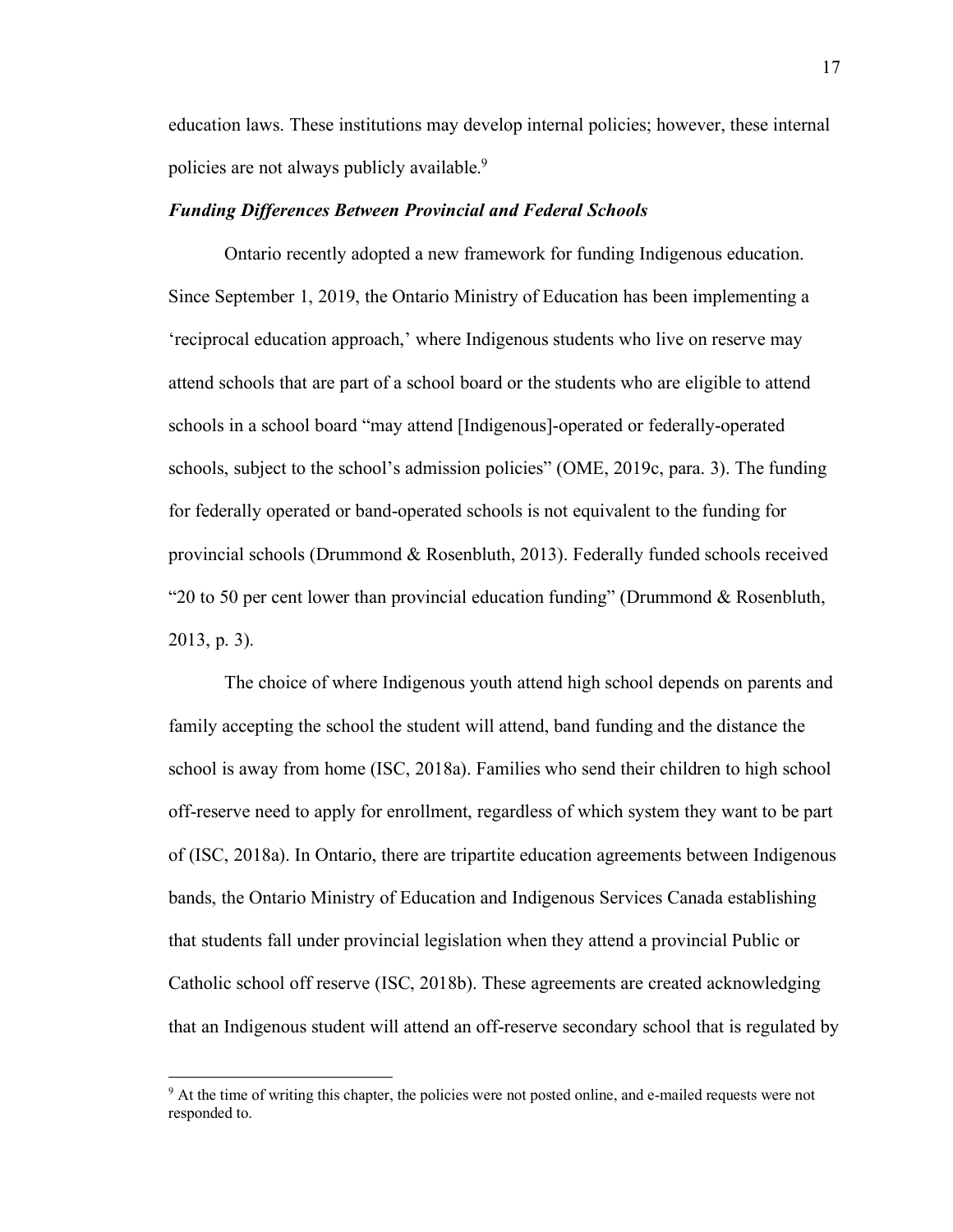education laws. These institutions may develop internal policies; however, these internal policies are not always publicly available.[9]

### *Funding Differences Between Provincial and Federal Schools*

Ontario recently adopted a new framework for funding Indigenous education. Since September 1, 2019, the Ontario Ministry of Education has been implementing a 'reciprocal education approach,' where Indigenous students who live on reserve may attend schools that are part of a school board or the students who are eligible to attend schools in a school board "may attend [Indigenous]-operated or federally-operated schools, subject to the school's admission policies" (OME, 2019c, para. 3). The funding for federally operated or band-operated schools is not equivalent to the funding for provincial schools (Drummond & Rosenbluth, 2013). Federally funded schools received "20 to 50 per cent lower than provincial education funding" (Drummond & Rosenbluth, 2013, p. 3).

The choice of where Indigenous youth attend high school depends on parents and family accepting the school the student will attend, band funding and the distance the school is away from home (ISC, 2018a). Families who send their children to high school off-reserve need to apply for enrollment, regardless of which system they want to be part of (ISC, 2018a). In Ontario, there are tripartite education agreements between Indigenous bands, the Ontario Ministry of Education and Indigenous Services Canada establishing that students fall under provincial legislation when they attend a provincial Public or Catholic school off reserve (ISC, 2018b). These agreements are created acknowledging that an Indigenous student will attend an off-reserve secondary school that is regulated by

[9] At the time of writing this chapter, the policies were not posted online, and e-mailed requests were not responded to.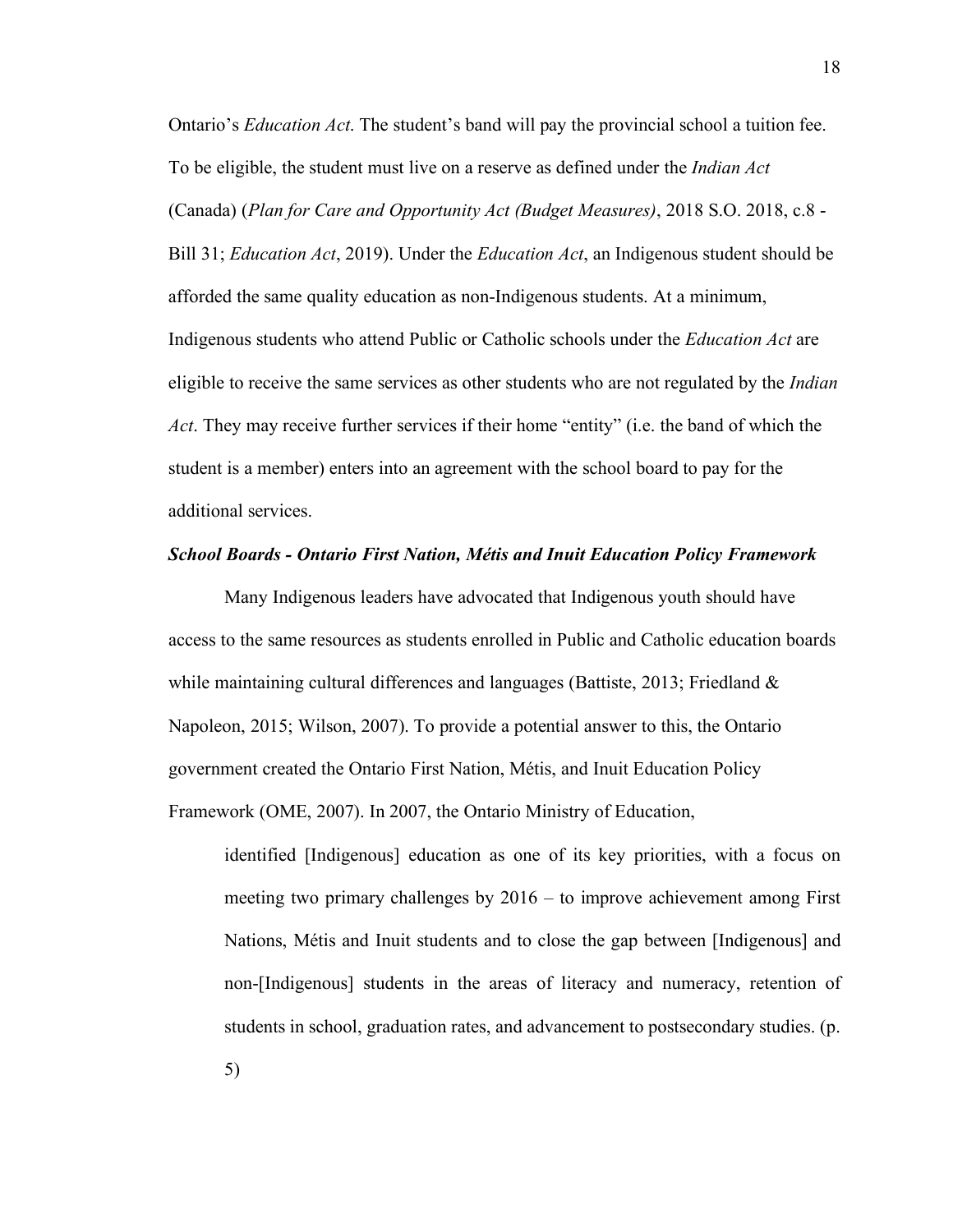Ontario's *Education Act*. The student's band will pay the provincial school a tuition fee. To be eligible, the student must live on a reserve as defined under the *Indian Act* (Canada) (*Plan for Care and Opportunity Act (Budget Measures)*, 2018 S.O. 2018, c.8 - Bill 31; *Education Act*, 2019). Under the *Education Act*, an Indigenous student should be afforded the same quality education as non-Indigenous students. At a minimum, Indigenous students who attend Public or Catholic schools under the *Education Act* are eligible to receive the same services as other students who are not regulated by the *Indian Act*. They may receive further services if their home "entity" (i.e. the band of which the student is a member) enters into an agreement with the school board to pay for the additional services.

### ***School Boards - Ontario First Nation, Métis and Inuit Education Policy Framework***

Many Indigenous leaders have advocated that Indigenous youth should have access to the same resources as students enrolled in Public and Catholic education boards while maintaining cultural differences and languages (Battiste, 2013; Friedland & Napoleon, 2015; Wilson, 2007). To provide a potential answer to this, the Ontario government created the Ontario First Nation, Métis, and Inuit Education Policy Framework (OME, 2007). In 2007, the Ontario Ministry of Education,

> identified [Indigenous] education as one of its key priorities, with a focus on meeting two primary challenges by 2016 – to improve achievement among First Nations, Métis and Inuit students and to close the gap between [Indigenous] and non-[Indigenous] students in the areas of literacy and numeracy, retention of students in school, graduation rates, and advancement to postsecondary studies. (p. 5)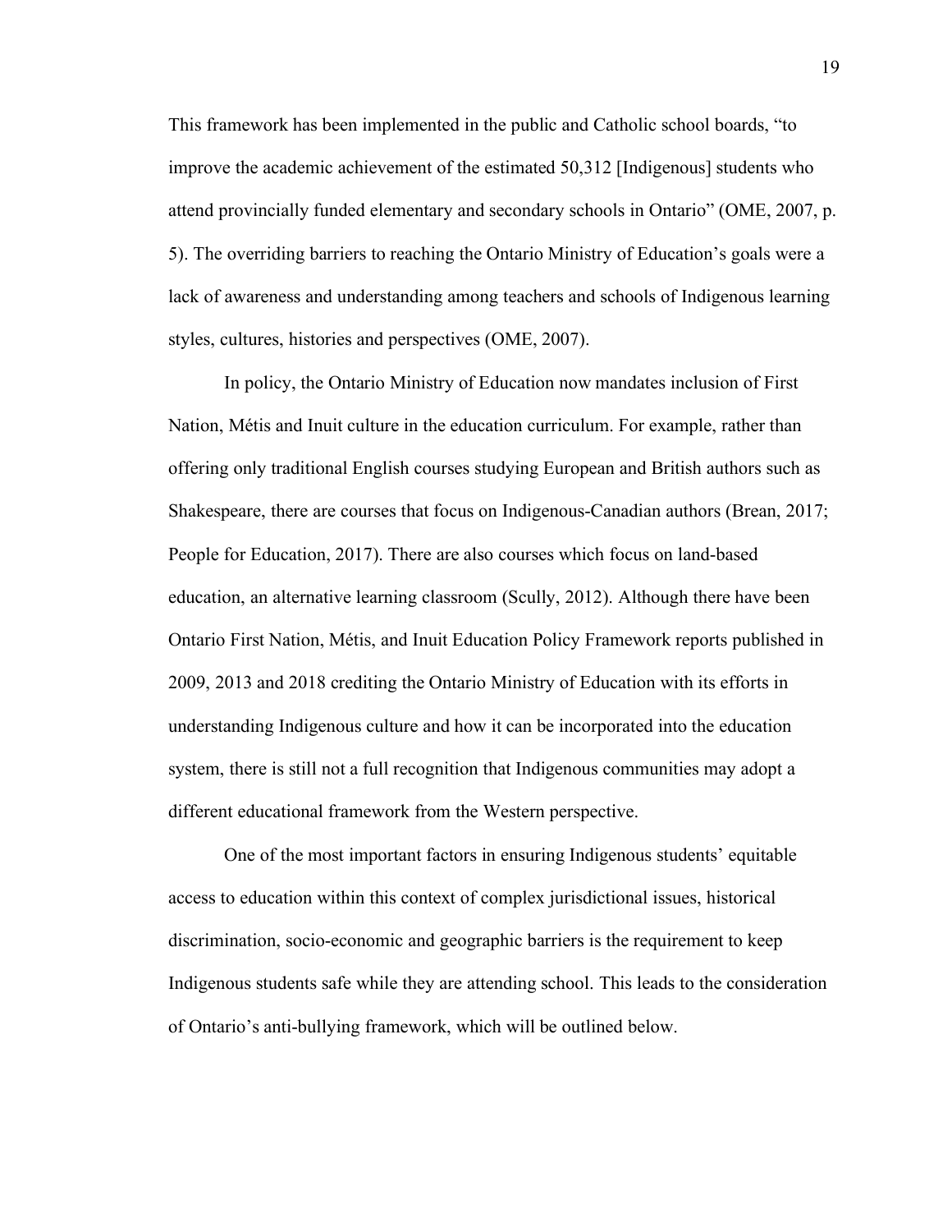This framework has been implemented in the public and Catholic school boards, "to improve the academic achievement of the estimated 50,312 [Indigenous] students who attend provincially funded elementary and secondary schools in Ontario" (OME, 2007, p. 5). The overriding barriers to reaching the Ontario Ministry of Education's goals were a lack of awareness and understanding among teachers and schools of Indigenous learning styles, cultures, histories and perspectives (OME, 2007).

In policy, the Ontario Ministry of Education now mandates inclusion of First Nation, Métis and Inuit culture in the education curriculum. For example, rather than offering only traditional English courses studying European and British authors such as Shakespeare, there are courses that focus on Indigenous-Canadian authors (Brean, 2017; People for Education, 2017). There are also courses which focus on land-based education, an alternative learning classroom (Scully, 2012). Although there have been Ontario First Nation, Métis, and Inuit Education Policy Framework reports published in 2009, 2013 and 2018 crediting the Ontario Ministry of Education with its efforts in understanding Indigenous culture and how it can be incorporated into the education system, there is still not a full recognition that Indigenous communities may adopt a different educational framework from the Western perspective.

One of the most important factors in ensuring Indigenous students' equitable access to education within this context of complex jurisdictional issues, historical discrimination, socio-economic and geographic barriers is the requirement to keep Indigenous students safe while they are attending school. This leads to the consideration of Ontario's anti-bullying framework, which will be outlined below.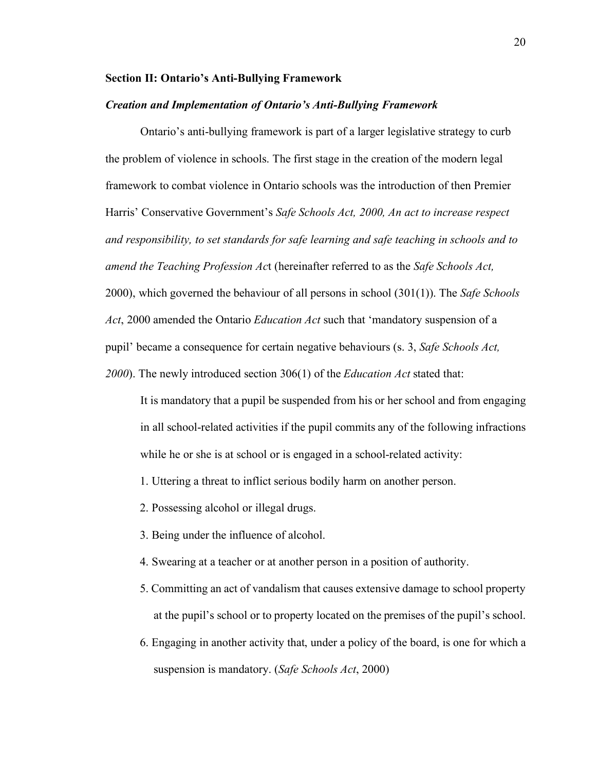**Section II: Ontario's Anti-Bullying Framework**

***Creation and Implementation of Ontario's Anti-Bullying Framework***

Ontario's anti-bullying framework is part of a larger legislative strategy to curb the problem of violence in schools. The first stage in the creation of the modern legal framework to combat violence in Ontario schools was the introduction of then Premier Harris' Conservative Government's *Safe Schools Act, 2000, An act to increase respect and responsibility, to set standards for safe learning and safe teaching in schools and to amend the Teaching Profession Ac*t (hereinafter referred to as the *Safe Schools Act,* 2000), which governed the behaviour of all persons in school (301(1)). The *Safe Schools Act*, 2000 amended the Ontario *Education Act* such that 'mandatory suspension of a pupil' became a consequence for certain negative behaviours (s. 3, *Safe Schools Act, 2000*). The newly introduced section 306(1) of the *Education Act* stated that:

> It is mandatory that a pupil be suspended from his or her school and from engaging in all school-related activities if the pupil commits any of the following infractions while he or she is at school or is engaged in a school-related activity:
>
> 1. Uttering a threat to inflict serious bodily harm on another person.
> 2. Possessing alcohol or illegal drugs.
> 3. Being under the influence of alcohol.
> 4. Swearing at a teacher or at another person in a position of authority.
> 5. Committing an act of vandalism that causes extensive damage to school property at the pupil's school or to property located on the premises of the pupil's school.
> 6. Engaging in another activity that, under a policy of the board, is one for which a suspension is mandatory. (*Safe Schools Act*, 2000)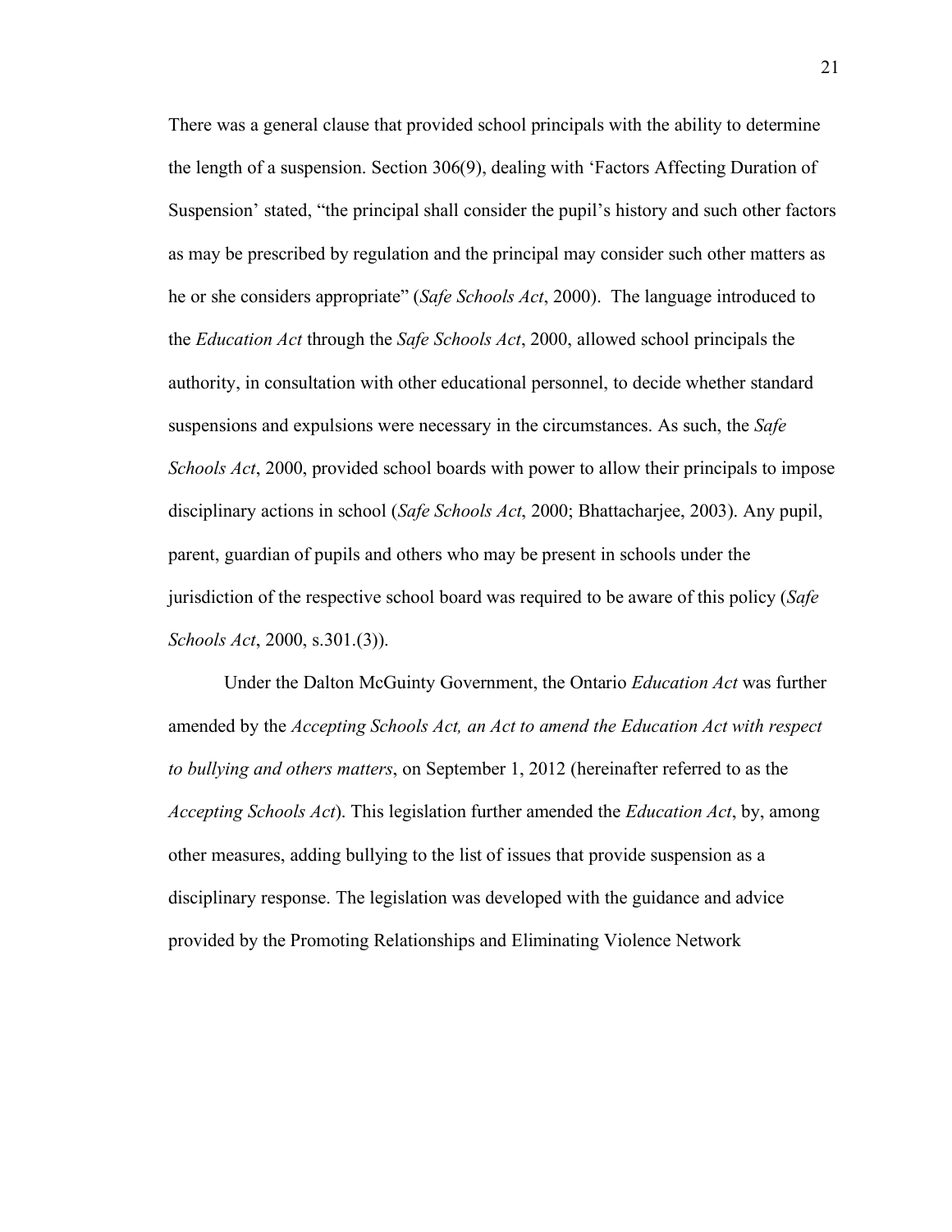There was a general clause that provided school principals with the ability to determine the length of a suspension. Section 306(9), dealing with 'Factors Affecting Duration of Suspension' stated, "the principal shall consider the pupil's history and such other factors as may be prescribed by regulation and the principal may consider such other matters as he or she considers appropriate" (*Safe Schools Act*, 2000). The language introduced to the *Education Act* through the *Safe Schools Act*, 2000, allowed school principals the authority, in consultation with other educational personnel, to decide whether standard suspensions and expulsions were necessary in the circumstances. As such, the *Safe Schools Act*, 2000, provided school boards with power to allow their principals to impose disciplinary actions in school (*Safe Schools Act*, 2000; Bhattacharjee, 2003). Any pupil, parent, guardian of pupils and others who may be present in schools under the jurisdiction of the respective school board was required to be aware of this policy (*Safe Schools Act*, 2000, s.301.(3)).

Under the Dalton McGuinty Government, the Ontario *Education Act* was further amended by the *Accepting Schools Act, an Act to amend the Education Act with respect to bullying and others matters*, on September 1, 2012 (hereinafter referred to as the *Accepting Schools Act*). This legislation further amended the *Education Act*, by, among other measures, adding bullying to the list of issues that provide suspension as a disciplinary response. The legislation was developed with the guidance and advice provided by the Promoting Relationships and Eliminating Violence Network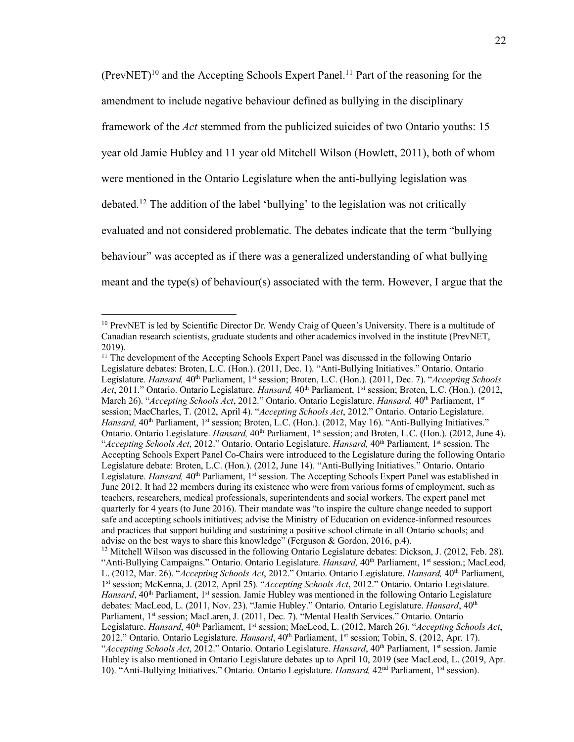(PrevNET)[10] and the Accepting Schools Expert Panel.[11] Part of the reasoning for the amendment to include negative behaviour defined as bullying in the disciplinary framework of the *Act* stemmed from the publicized suicides of two Ontario youths: 15 year old Jamie Hubley and 11 year old Mitchell Wilson (Howlett, 2011), both of whom were mentioned in the Ontario Legislature when the anti-bullying legislation was debated.[12] The addition of the label 'bullying' to the legislation was not critically evaluated and not considered problematic. The debates indicate that the term "bullying behaviour" was accepted as if there was a generalized understanding of what bullying meant and the type(s) of behaviour(s) associated with the term. However, I argue that the

---

[10] PrevNET is led by Scientific Director Dr. Wendy Craig of Queen's University. There is a multitude of Canadian research scientists, graduate students and other academics involved in the institute (PrevNET, 2019).

[11] The development of the Accepting Schools Expert Panel was discussed in the following Ontario Legislature debates: Broten, L.C. (Hon.). (2011, Dec. 1). "Anti-Bullying Initiatives." Ontario. Ontario Legislature. *Hansard,* 40th Parliament, 1st session; Broten, L.C. (Hon.). (2011, Dec. 7). "*Accepting Schools Act*, 2011." Ontario. Ontario Legislature. *Hansard,* 40th Parliament, 1st session; Broten, L.C. (Hon.). (2012, March 26). "*Accepting Schools Act*, 2012." Ontario. Ontario Legislature. *Hansard,* 40th Parliament, 1st session; MacCharles, T. (2012, April 4). "*Accepting Schools Act*, 2012." Ontario. Ontario Legislature. *Hansard,* 40th Parliament, 1st session; Broten, L.C. (Hon.). (2012, May 16). "Anti-Bullying Initiatives." Ontario. Ontario Legislature. *Hansard,* 40th Parliament, 1st session; and Broten, L.C. (Hon.). (2012, June 4). "*Accepting Schools Act*, 2012." Ontario. Ontario Legislature. *Hansard,* 40th Parliament, 1st session. The Accepting Schools Expert Panel Co-Chairs were introduced to the Legislature during the following Ontario Legislature debate: Broten, L.C. (Hon.). (2012, June 14). "Anti-Bullying Initiatives." Ontario. Ontario Legislature. *Hansard,* 40th Parliament, 1st session. The Accepting Schools Expert Panel was established in June 2012. It had 22 members during its existence who were from various forms of employment, such as teachers, researchers, medical professionals, superintendents and social workers. The expert panel met quarterly for 4 years (to June 2016). Their mandate was "to inspire the culture change needed to support safe and accepting schools initiatives; advise the Ministry of Education on evidence-informed resources and practices that support building and sustaining a positive school climate in all Ontario schools; and advise on the best ways to share this knowledge" (Ferguson & Gordon, 2016, p.4).

[12] Mitchell Wilson was discussed in the following Ontario Legislature debates: Dickson, J. (2012, Feb. 28). "Anti-Bullying Campaigns." Ontario. Ontario Legislature. *Hansard,* 40th Parliament, 1st session.; MacLeod, L. (2012, Mar. 26). "*Accepting Schools Act*, 2012." Ontario. Ontario Legislature. *Hansard,* 40th Parliament, 1st session; McKenna, J. (2012, April 25). "*Accepting Schools Act*, 2012." Ontario. Ontario Legislature. *Hansard*, 40th Parliament, 1st session. Jamie Hubley was mentioned in the following Ontario Legislature debates: MacLeod, L. (2011, Nov. 23). "Jamie Hubley." Ontario. Ontario Legislature. *Hansard*, 40th Parliament, 1st session; MacLaren, J. (2011, Dec. 7). "Mental Health Services." Ontario. Ontario Legislature. *Hansard*, 40th Parliament, 1st session; MacLeod, L. (2012, March 26). "*Accepting Schools Act*, 2012." Ontario. Ontario Legislature. *Hansard*, 40th Parliament, 1st session; Tobin, S. (2012, Apr. 17). "*Accepting Schools Act*, 2012." Ontario. Ontario Legislature. *Hansard*, 40th Parliament, 1st session. Jamie Hubley is also mentioned in Ontario Legislature debates up to April 10, 2019 (see MacLeod, L. (2019, Apr. 10). "Anti-Bullying Initiatives." Ontario. Ontario Legislature. *Hansard,* 42nd Parliament, 1st session).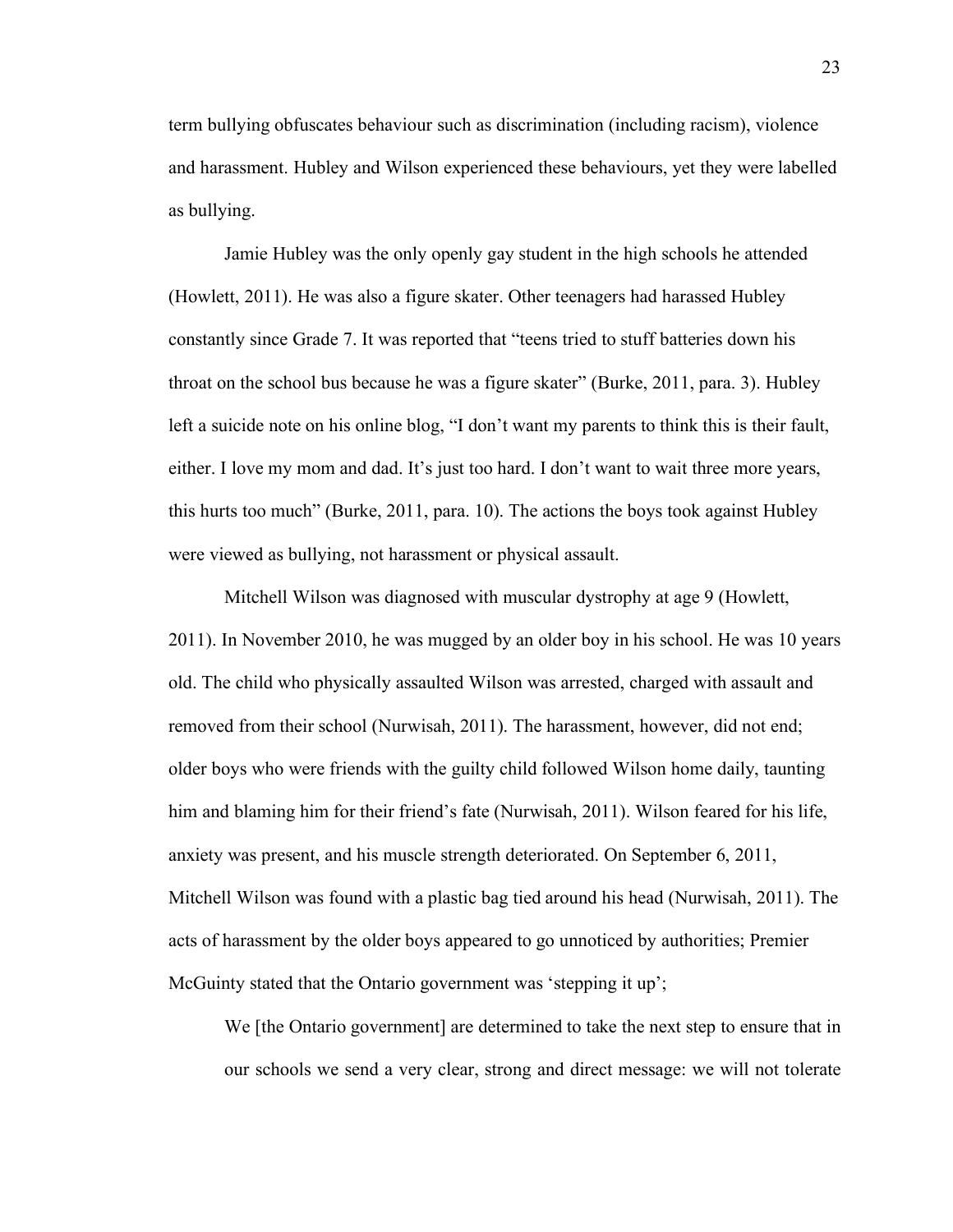term bullying obfuscates behaviour such as discrimination (including racism), violence and harassment. Hubley and Wilson experienced these behaviours, yet they were labelled as bullying.

Jamie Hubley was the only openly gay student in the high schools he attended (Howlett, 2011). He was also a figure skater. Other teenagers had harassed Hubley constantly since Grade 7. It was reported that "teens tried to stuff batteries down his throat on the school bus because he was a figure skater" (Burke, 2011, para. 3). Hubley left a suicide note on his online blog, "I don't want my parents to think this is their fault, either. I love my mom and dad. It's just too hard. I don't want to wait three more years, this hurts too much" (Burke, 2011, para. 10). The actions the boys took against Hubley were viewed as bullying, not harassment or physical assault.

Mitchell Wilson was diagnosed with muscular dystrophy at age 9 (Howlett, 2011). In November 2010, he was mugged by an older boy in his school. He was 10 years old. The child who physically assaulted Wilson was arrested, charged with assault and removed from their school (Nurwisah, 2011). The harassment, however, did not end; older boys who were friends with the guilty child followed Wilson home daily, taunting him and blaming him for their friend's fate (Nurwisah, 2011). Wilson feared for his life, anxiety was present, and his muscle strength deteriorated. On September 6, 2011, Mitchell Wilson was found with a plastic bag tied around his head (Nurwisah, 2011). The acts of harassment by the older boys appeared to go unnoticed by authorities; Premier McGuinty stated that the Ontario government was 'stepping it up';

> We [the Ontario government] are determined to take the next step to ensure that in our schools we send a very clear, strong and direct message: we will not tolerate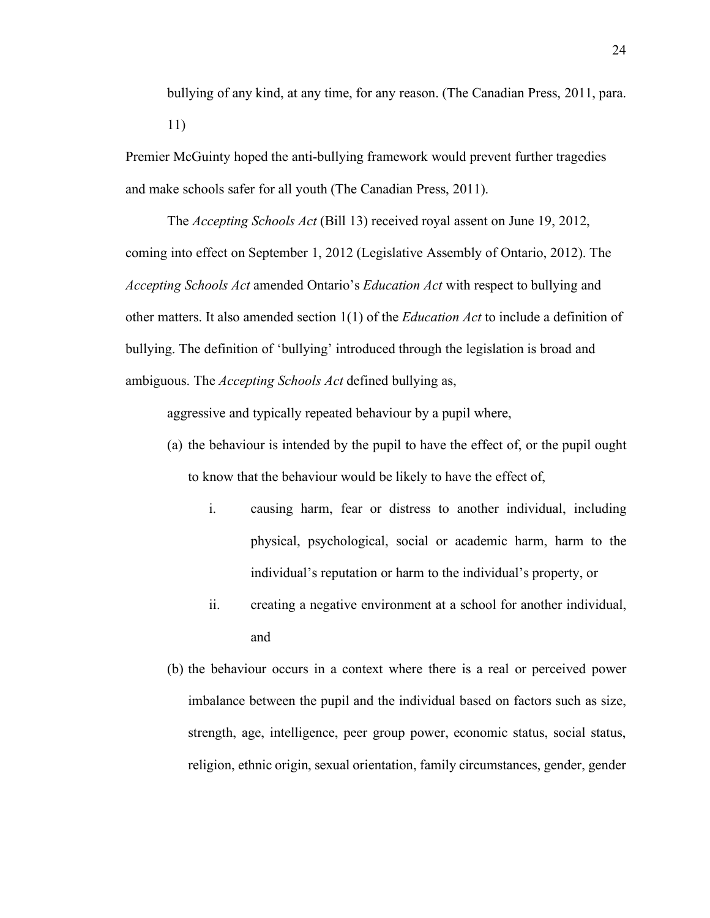> bullying of any kind, at any time, for any reason. (The Canadian Press, 2011, para. 11)

Premier McGuinty hoped the anti-bullying framework would prevent further tragedies and make schools safer for all youth (The Canadian Press, 2011).

The *Accepting Schools Act* (Bill 13) received royal assent on June 19, 2012, coming into effect on September 1, 2012 (Legislative Assembly of Ontario, 2012). The *Accepting Schools Act* amended Ontario's *Education Act* with respect to bullying and other matters. It also amended section 1(1) of the *Education Act* to include a definition of bullying. The definition of 'bullying' introduced through the legislation is broad and ambiguous. The *Accepting Schools Act* defined bullying as,

> aggressive and typically repeated behaviour by a pupil where,
>
> (a) the behaviour is intended by the pupil to have the effect of, or the pupil ought to know that the behaviour would be likely to have the effect of,
>
> i. causing harm, fear or distress to another individual, including physical, psychological, social or academic harm, harm to the individual's reputation or harm to the individual's property, or
>
> ii. creating a negative environment at a school for another individual, and
>
> (b) the behaviour occurs in a context where there is a real or perceived power imbalance between the pupil and the individual based on factors such as size, strength, age, intelligence, peer group power, economic status, social status, religion, ethnic origin, sexual orientation, family circumstances, gender, gender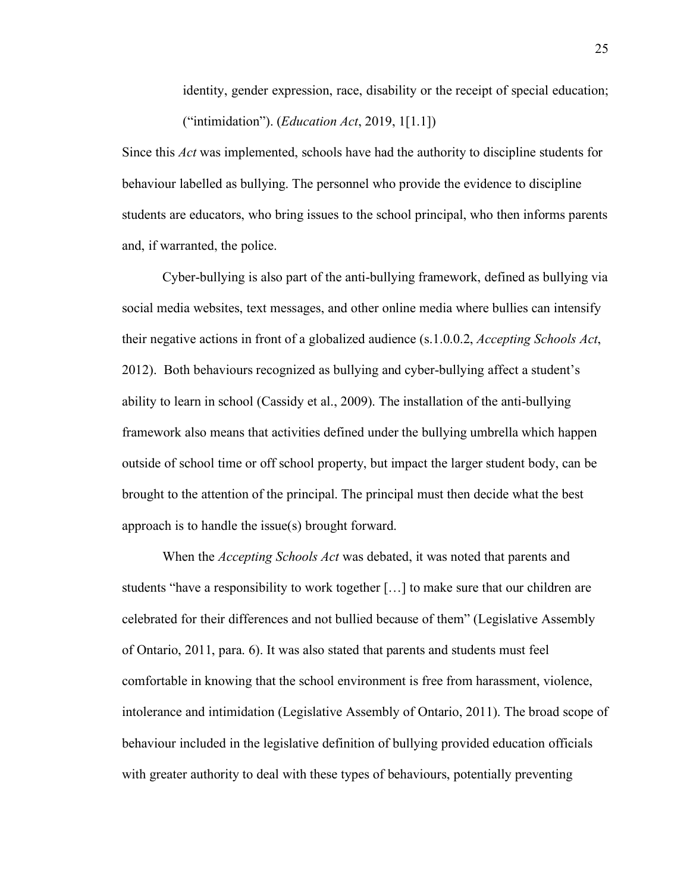> identity, gender expression, race, disability or the receipt of special education; ("intimidation"). (*Education Act*, 2019, 1[1.1])

Since this *Act* was implemented, schools have had the authority to discipline students for behaviour labelled as bullying. The personnel who provide the evidence to discipline students are educators, who bring issues to the school principal, who then informs parents and, if warranted, the police.

Cyber-bullying is also part of the anti-bullying framework, defined as bullying via social media websites, text messages, and other online media where bullies can intensify their negative actions in front of a globalized audience (s.1.0.0.2, *Accepting Schools Act*, 2012). Both behaviours recognized as bullying and cyber-bullying affect a student's ability to learn in school (Cassidy et al., 2009). The installation of the anti-bullying framework also means that activities defined under the bullying umbrella which happen outside of school time or off school property, but impact the larger student body, can be brought to the attention of the principal. The principal must then decide what the best approach is to handle the issue(s) brought forward.

When the *Accepting Schools Act* was debated, it was noted that parents and students "have a responsibility to work together […] to make sure that our children are celebrated for their differences and not bullied because of them" (Legislative Assembly of Ontario, 2011, para. 6). It was also stated that parents and students must feel comfortable in knowing that the school environment is free from harassment, violence, intolerance and intimidation (Legislative Assembly of Ontario, 2011). The broad scope of behaviour included in the legislative definition of bullying provided education officials with greater authority to deal with these types of behaviours, potentially preventing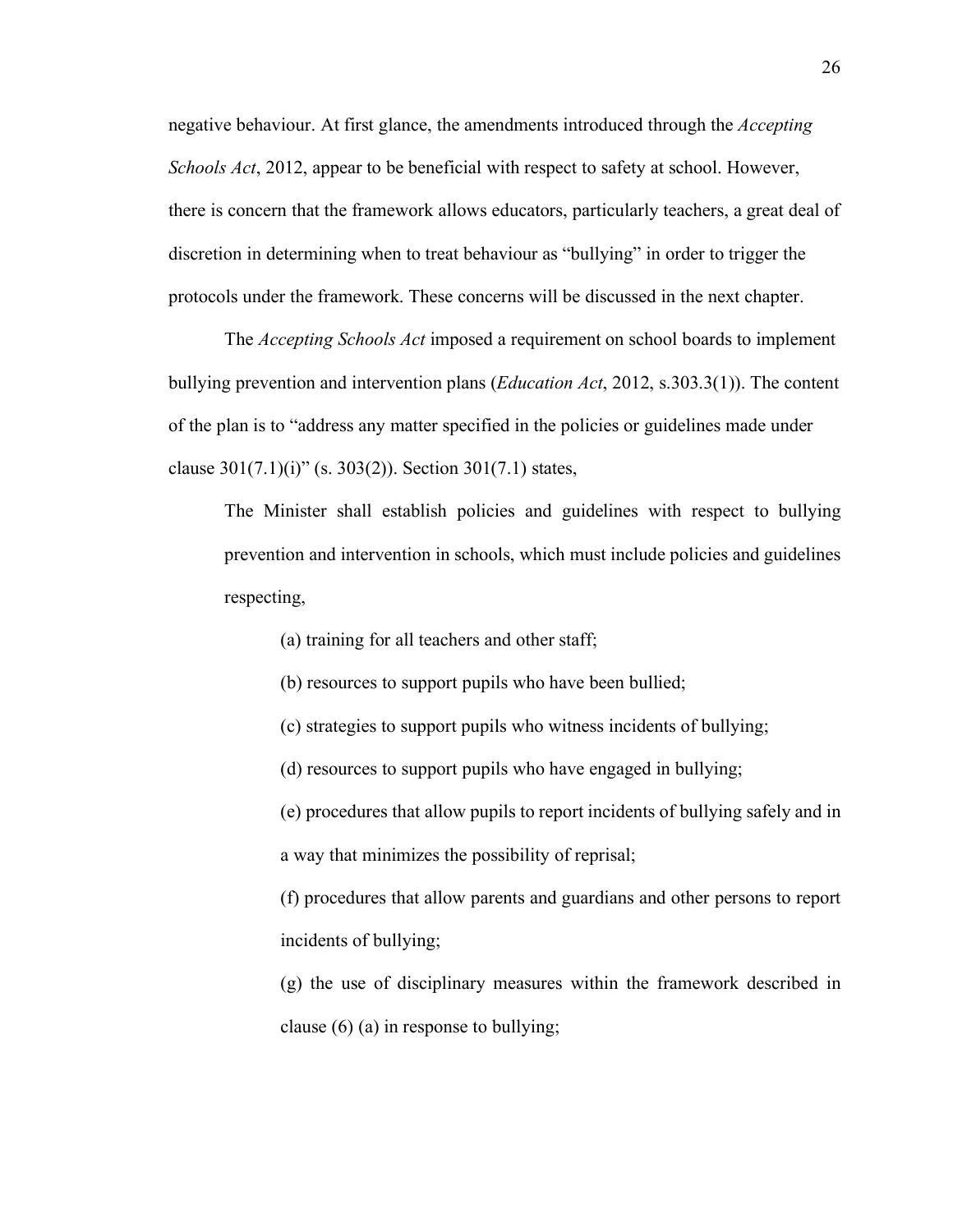negative behaviour. At first glance, the amendments introduced through the *Accepting Schools Act*, 2012, appear to be beneficial with respect to safety at school. However, there is concern that the framework allows educators, particularly teachers, a great deal of discretion in determining when to treat behaviour as "bullying" in order to trigger the protocols under the framework. These concerns will be discussed in the next chapter.

The *Accepting Schools Act* imposed a requirement on school boards to implement bullying prevention and intervention plans (*Education Act*, 2012, s.303.3(1)). The content of the plan is to "address any matter specified in the policies or guidelines made under clause 301(7.1)(i)" (s. 303(2)). Section 301(7.1) states,

> The Minister shall establish policies and guidelines with respect to bullying prevention and intervention in schools, which must include policies and guidelines respecting,
>
> (a) training for all teachers and other staff;
>
> (b) resources to support pupils who have been bullied;
>
> (c) strategies to support pupils who witness incidents of bullying;
>
> (d) resources to support pupils who have engaged in bullying;
>
> (e) procedures that allow pupils to report incidents of bullying safely and in a way that minimizes the possibility of reprisal;
>
> (f) procedures that allow parents and guardians and other persons to report incidents of bullying;
>
> (g) the use of disciplinary measures within the framework described in clause (6) (a) in response to bullying;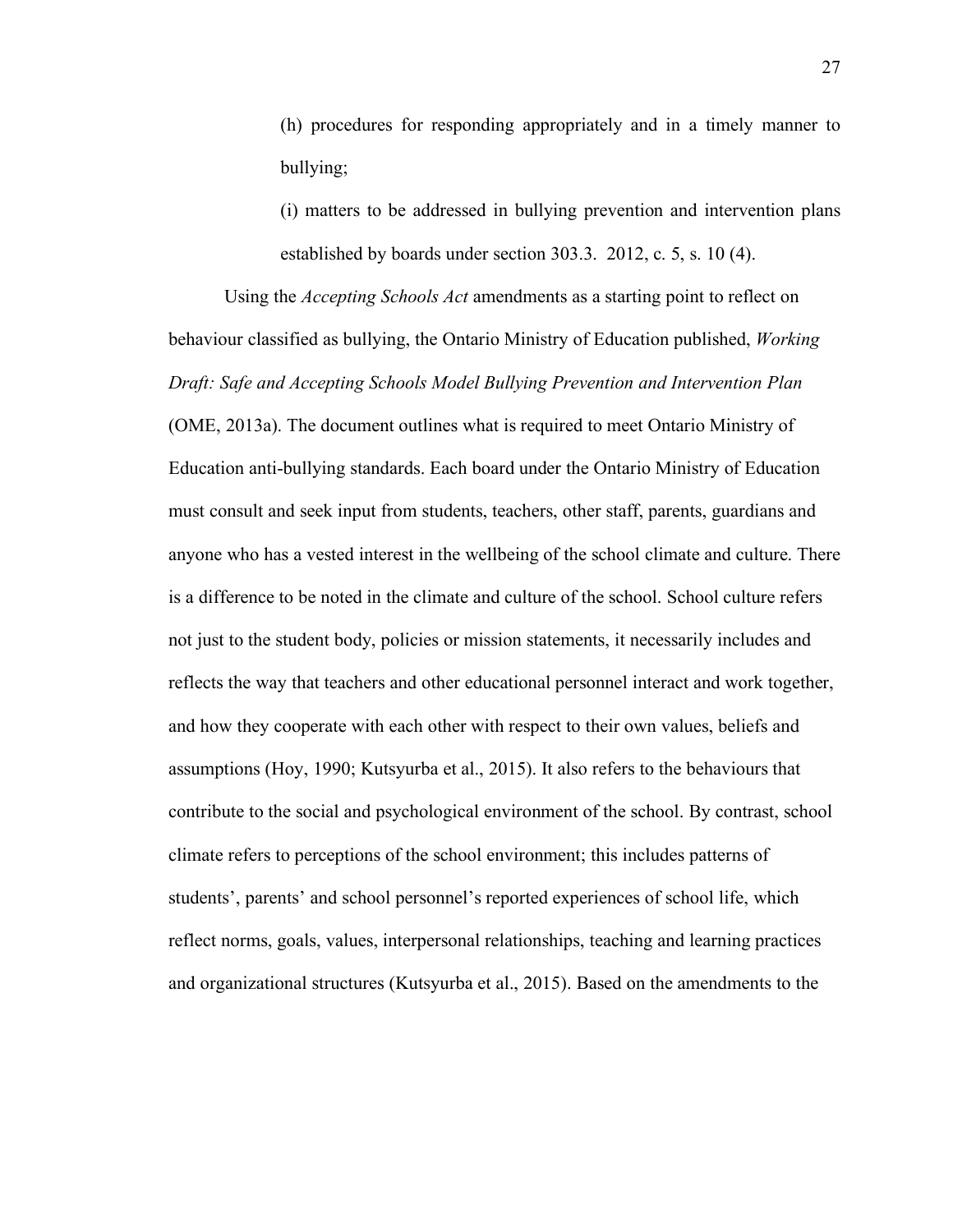> (h) procedures for responding appropriately and in a timely manner to bullying;
>
> (i) matters to be addressed in bullying prevention and intervention plans established by boards under section 303.3. 2012, c. 5, s. 10 (4).

Using the *Accepting Schools Act* amendments as a starting point to reflect on behaviour classified as bullying, the Ontario Ministry of Education published, *Working Draft: Safe and Accepting Schools Model Bullying Prevention and Intervention Plan* (OME, 2013a). The document outlines what is required to meet Ontario Ministry of Education anti-bullying standards. Each board under the Ontario Ministry of Education must consult and seek input from students, teachers, other staff, parents, guardians and anyone who has a vested interest in the wellbeing of the school climate and culture. There is a difference to be noted in the climate and culture of the school. School culture refers not just to the student body, policies or mission statements, it necessarily includes and reflects the way that teachers and other educational personnel interact and work together, and how they cooperate with each other with respect to their own values, beliefs and assumptions (Hoy, 1990; Kutsyurba et al., 2015). It also refers to the behaviours that contribute to the social and psychological environment of the school. By contrast, school climate refers to perceptions of the school environment; this includes patterns of students', parents' and school personnel's reported experiences of school life, which reflect norms, goals, values, interpersonal relationships, teaching and learning practices and organizational structures (Kutsyurba et al., 2015). Based on the amendments to the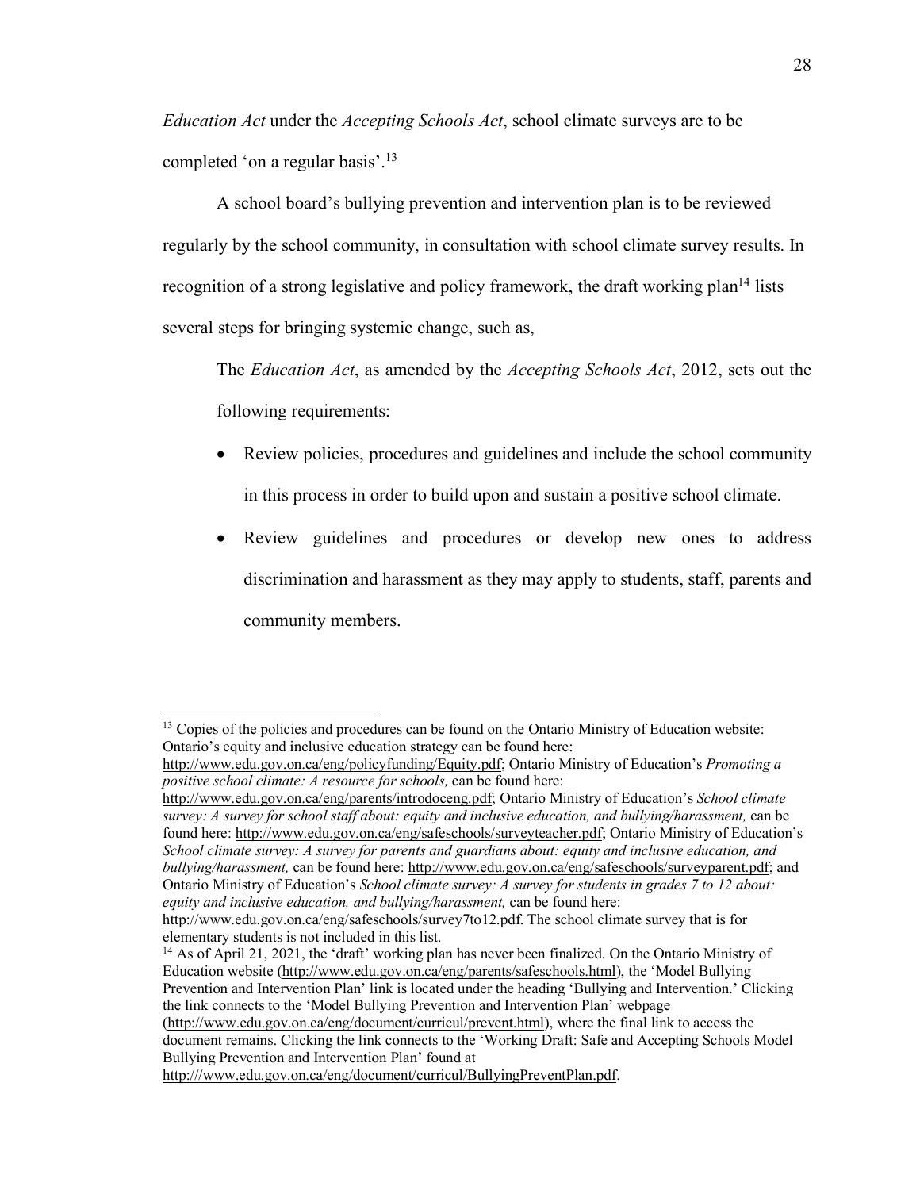*Education Act* under the *Accepting Schools Act*, school climate surveys are to be completed 'on a regular basis'.[13]

A school board's bullying prevention and intervention plan is to be reviewed regularly by the school community, in consultation with school climate survey results. In recognition of a strong legislative and policy framework, the draft working plan[14] lists several steps for bringing systemic change, such as,

> The *Education Act*, as amended by the *Accepting Schools Act*, 2012, sets out the following requirements:
>
> - Review policies, procedures and guidelines and include the school community in this process in order to build upon and sustain a positive school climate.
> - Review guidelines and procedures or develop new ones to address discrimination and harassment as they may apply to students, staff, parents and community members.

---

[13] Copies of the policies and procedures can be found on the Ontario Ministry of Education website: Ontario's equity and inclusive education strategy can be found here: http://www.edu.gov.on.ca/eng/policyfunding/Equity.pdf; Ontario Ministry of Education's *Promoting a positive school climate: A resource for schools,* can be found here: http://www.edu.gov.on.ca/eng/parents/introdoceng.pdf; Ontario Ministry of Education's *School climate survey: A survey for school staff about: equity and inclusive education, and bullying/harassment,* can be found here: http://www.edu.gov.on.ca/eng/safeschools/surveyteacher.pdf; Ontario Ministry of Education's *School climate survey: A survey for parents and guardians about: equity and inclusive education, and bullying/harassment,* can be found here: http://www.edu.gov.on.ca/eng/safeschools/surveyparent.pdf; and Ontario Ministry of Education's *School climate survey: A survey for students in grades 7 to 12 about: equity and inclusive education, and bullying/harassment,* can be found here: http://www.edu.gov.on.ca/eng/safeschools/survey7to12.pdf. The school climate survey that is for elementary students is not included in this list.

[14] As of April 21, 2021, the 'draft' working plan has never been finalized. On the Ontario Ministry of Education website (http://www.edu.gov.on.ca/eng/parents/safeschools.html), the 'Model Bullying Prevention and Intervention Plan' link is located under the heading 'Bullying and Intervention.' Clicking the link connects to the 'Model Bullying Prevention and Intervention Plan' webpage (http://www.edu.gov.on.ca/eng/document/curricul/prevent.html), where the final link to access the document remains. Clicking the link connects to the 'Working Draft: Safe and Accepting Schools Model Bullying Prevention and Intervention Plan' found at http:///www.edu.gov.on.ca/eng/document/curricul/BullyingPreventPlan.pdf.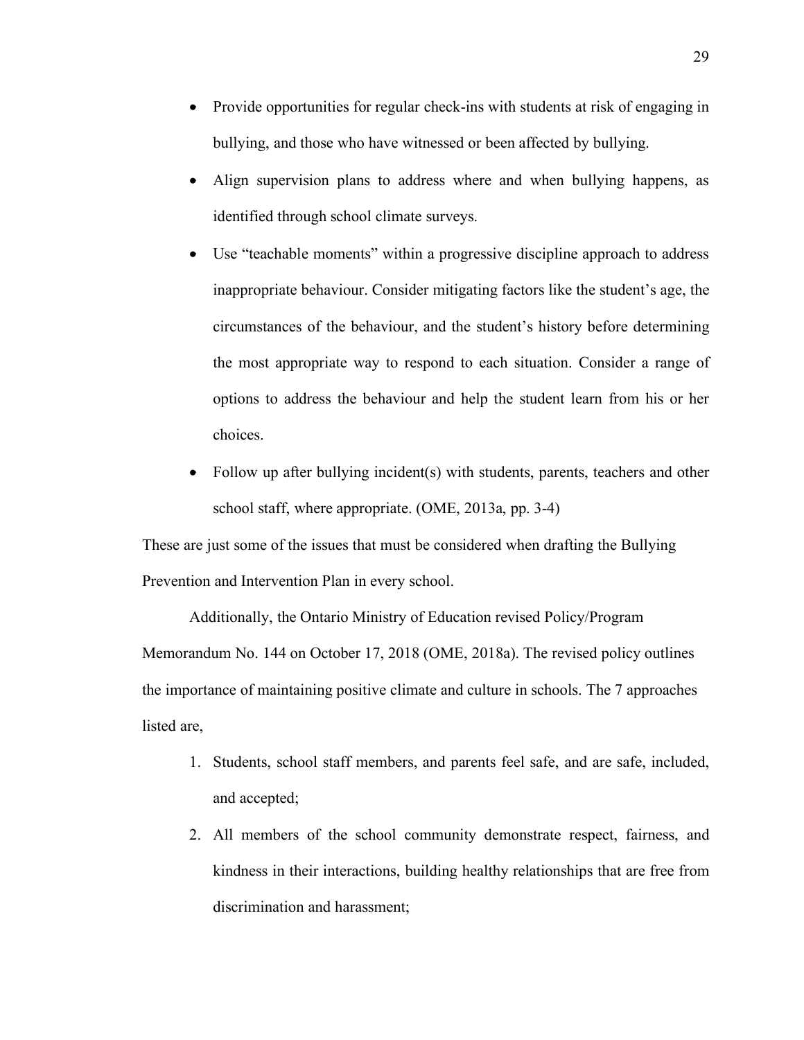- Provide opportunities for regular check-ins with students at risk of engaging in bullying, and those who have witnessed or been affected by bullying.
- Align supervision plans to address where and when bullying happens, as identified through school climate surveys.
- Use "teachable moments" within a progressive discipline approach to address inappropriate behaviour. Consider mitigating factors like the student's age, the circumstances of the behaviour, and the student's history before determining the most appropriate way to respond to each situation. Consider a range of options to address the behaviour and help the student learn from his or her choices.
- Follow up after bullying incident(s) with students, parents, teachers and other school staff, where appropriate. (OME, 2013a, pp. 3-4)

These are just some of the issues that must be considered when drafting the Bullying Prevention and Intervention Plan in every school.

Additionally, the Ontario Ministry of Education revised Policy/Program Memorandum No. 144 on October 17, 2018 (OME, 2018a). The revised policy outlines the importance of maintaining positive climate and culture in schools. The 7 approaches listed are,

1. Students, school staff members, and parents feel safe, and are safe, included, and accepted;
2. All members of the school community demonstrate respect, fairness, and kindness in their interactions, building healthy relationships that are free from discrimination and harassment;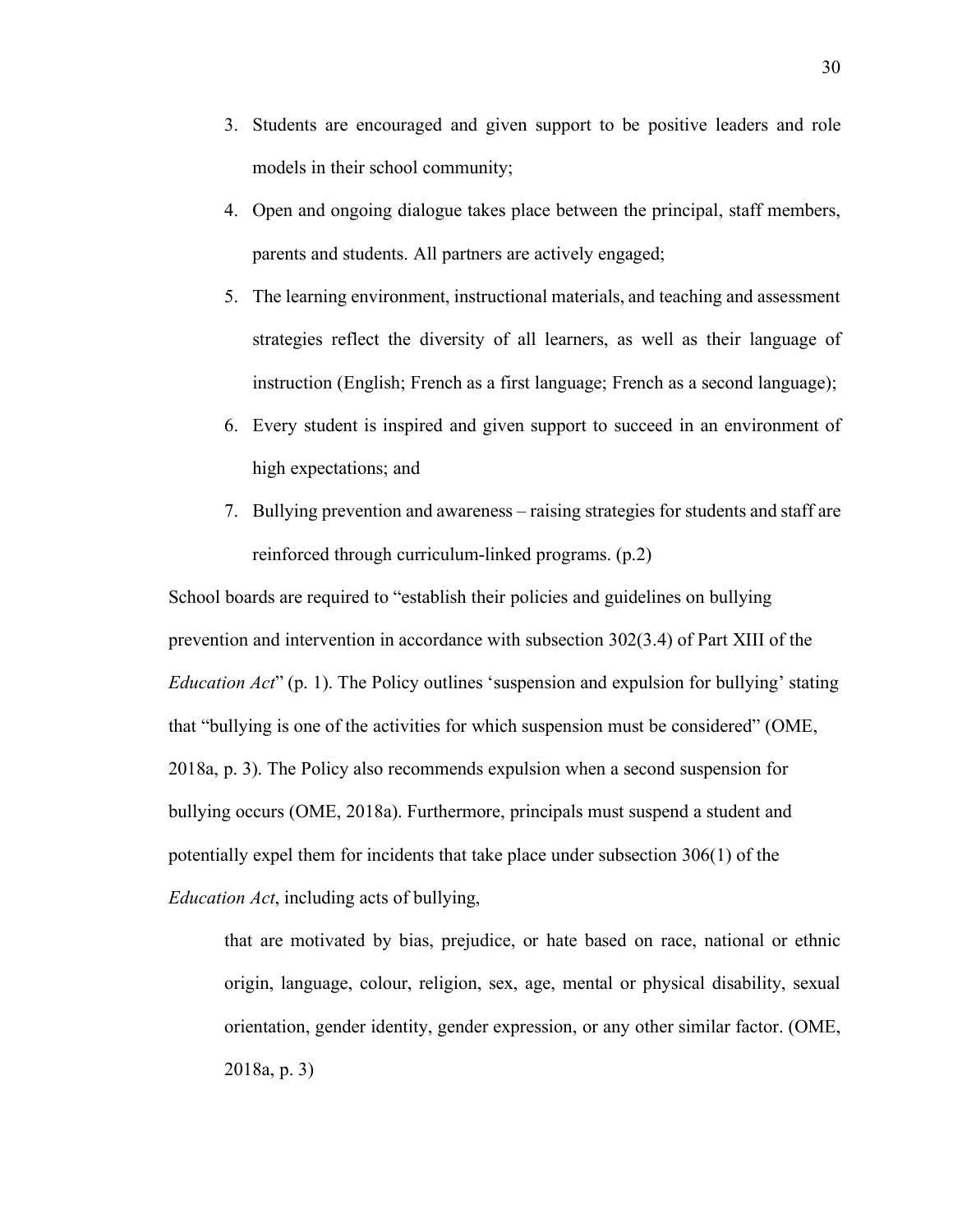3. Students are encouraged and given support to be positive leaders and role models in their school community;
4. Open and ongoing dialogue takes place between the principal, staff members, parents and students. All partners are actively engaged;
5. The learning environment, instructional materials, and teaching and assessment strategies reflect the diversity of all learners, as well as their language of instruction (English; French as a first language; French as a second language);
6. Every student is inspired and given support to succeed in an environment of high expectations; and
7. Bullying prevention and awareness – raising strategies for students and staff are reinforced through curriculum-linked programs. (p.2)

School boards are required to "establish their policies and guidelines on bullying prevention and intervention in accordance with subsection 302(3.4) of Part XIII of the *Education Act*" (p. 1). The Policy outlines 'suspension and expulsion for bullying' stating that "bullying is one of the activities for which suspension must be considered" (OME, 2018a, p. 3). The Policy also recommends expulsion when a second suspension for bullying occurs (OME, 2018a). Furthermore, principals must suspend a student and potentially expel them for incidents that take place under subsection 306(1) of the *Education Act*, including acts of bullying,

> that are motivated by bias, prejudice, or hate based on race, national or ethnic origin, language, colour, religion, sex, age, mental or physical disability, sexual orientation, gender identity, gender expression, or any other similar factor. (OME, 2018a, p. 3)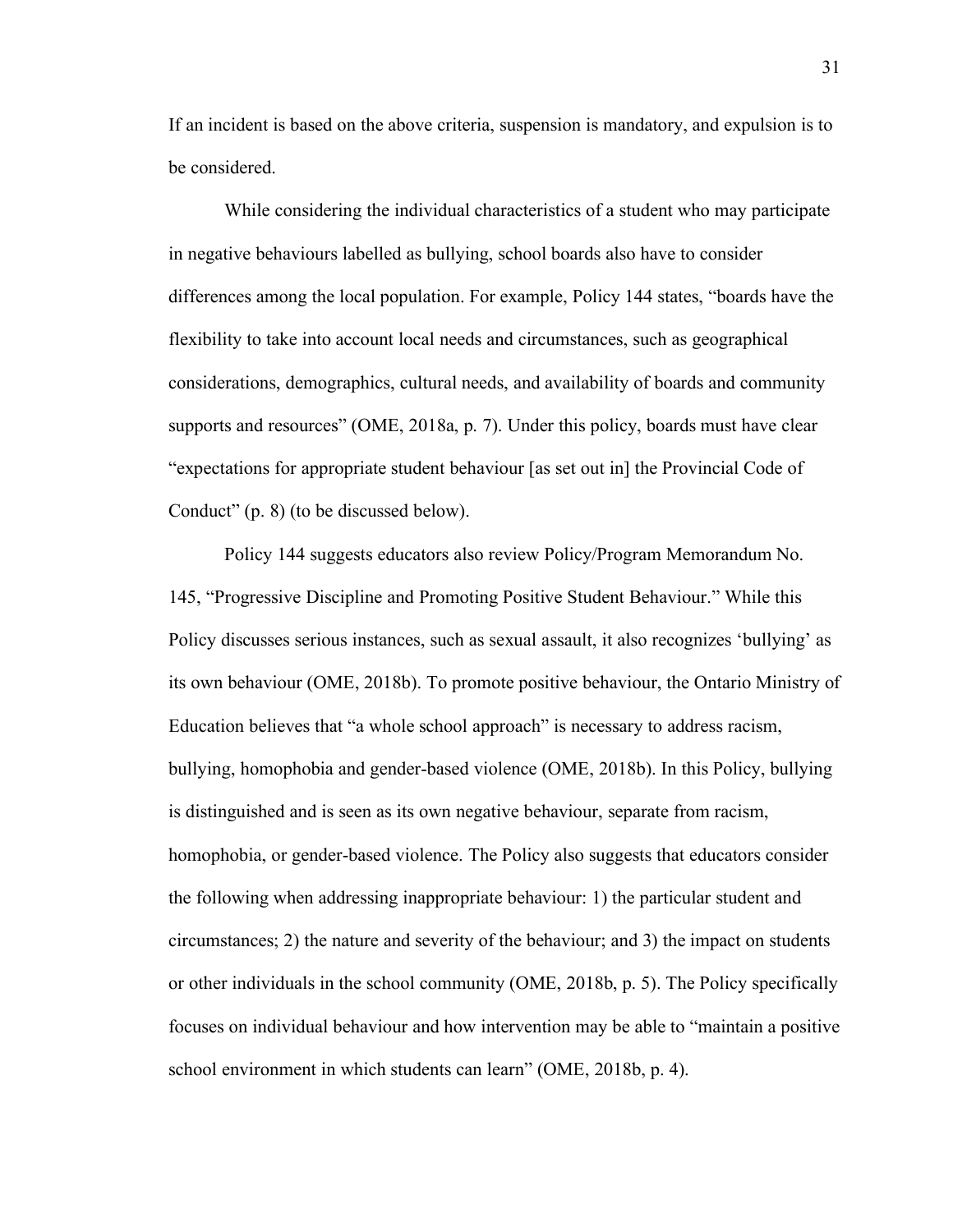If an incident is based on the above criteria, suspension is mandatory, and expulsion is to be considered.

While considering the individual characteristics of a student who may participate in negative behaviours labelled as bullying, school boards also have to consider differences among the local population. For example, Policy 144 states, "boards have the flexibility to take into account local needs and circumstances, such as geographical considerations, demographics, cultural needs, and availability of boards and community supports and resources" (OME, 2018a, p. 7). Under this policy, boards must have clear "expectations for appropriate student behaviour [as set out in] the Provincial Code of Conduct" (p. 8) (to be discussed below).

Policy 144 suggests educators also review Policy/Program Memorandum No. 145, "Progressive Discipline and Promoting Positive Student Behaviour." While this Policy discusses serious instances, such as sexual assault, it also recognizes 'bullying' as its own behaviour (OME, 2018b). To promote positive behaviour, the Ontario Ministry of Education believes that "a whole school approach" is necessary to address racism, bullying, homophobia and gender-based violence (OME, 2018b). In this Policy, bullying is distinguished and is seen as its own negative behaviour, separate from racism, homophobia, or gender-based violence. The Policy also suggests that educators consider the following when addressing inappropriate behaviour: 1) the particular student and circumstances; 2) the nature and severity of the behaviour; and 3) the impact on students or other individuals in the school community (OME, 2018b, p. 5). The Policy specifically focuses on individual behaviour and how intervention may be able to "maintain a positive school environment in which students can learn" (OME, 2018b, p. 4).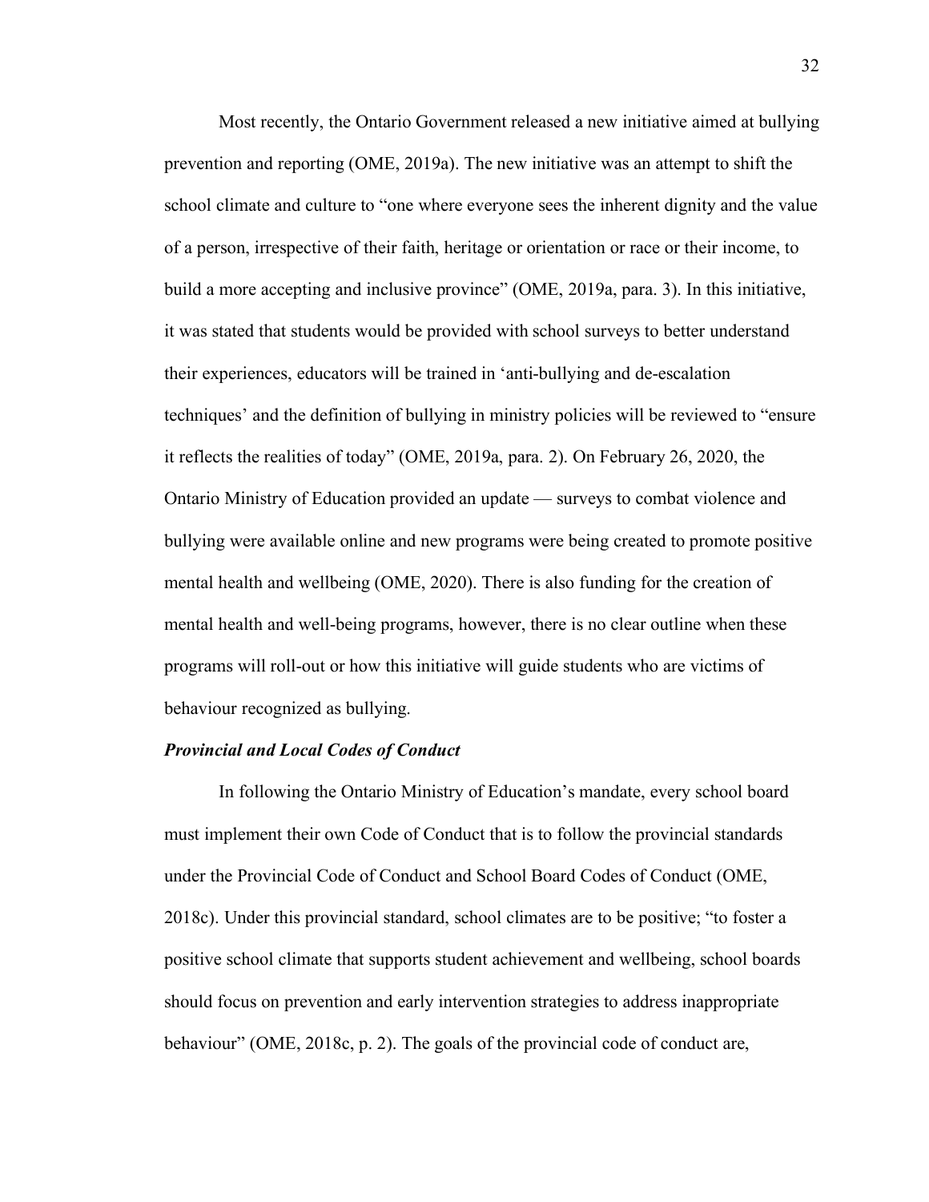Most recently, the Ontario Government released a new initiative aimed at bullying prevention and reporting (OME, 2019a). The new initiative was an attempt to shift the school climate and culture to "one where everyone sees the inherent dignity and the value of a person, irrespective of their faith, heritage or orientation or race or their income, to build a more accepting and inclusive province" (OME, 2019a, para. 3). In this initiative, it was stated that students would be provided with school surveys to better understand their experiences, educators will be trained in 'anti-bullying and de-escalation techniques' and the definition of bullying in ministry policies will be reviewed to "ensure it reflects the realities of today" (OME, 2019a, para. 2). On February 26, 2020, the Ontario Ministry of Education provided an update — surveys to combat violence and bullying were available online and new programs were being created to promote positive mental health and wellbeing (OME, 2020). There is also funding for the creation of mental health and well-being programs, however, there is no clear outline when these programs will roll-out or how this initiative will guide students who are victims of behaviour recognized as bullying.

***Provincial and Local Codes of Conduct***

In following the Ontario Ministry of Education's mandate, every school board must implement their own Code of Conduct that is to follow the provincial standards under the Provincial Code of Conduct and School Board Codes of Conduct (OME, 2018c). Under this provincial standard, school climates are to be positive; "to foster a positive school climate that supports student achievement and wellbeing, school boards should focus on prevention and early intervention strategies to address inappropriate behaviour" (OME, 2018c, p. 2). The goals of the provincial code of conduct are,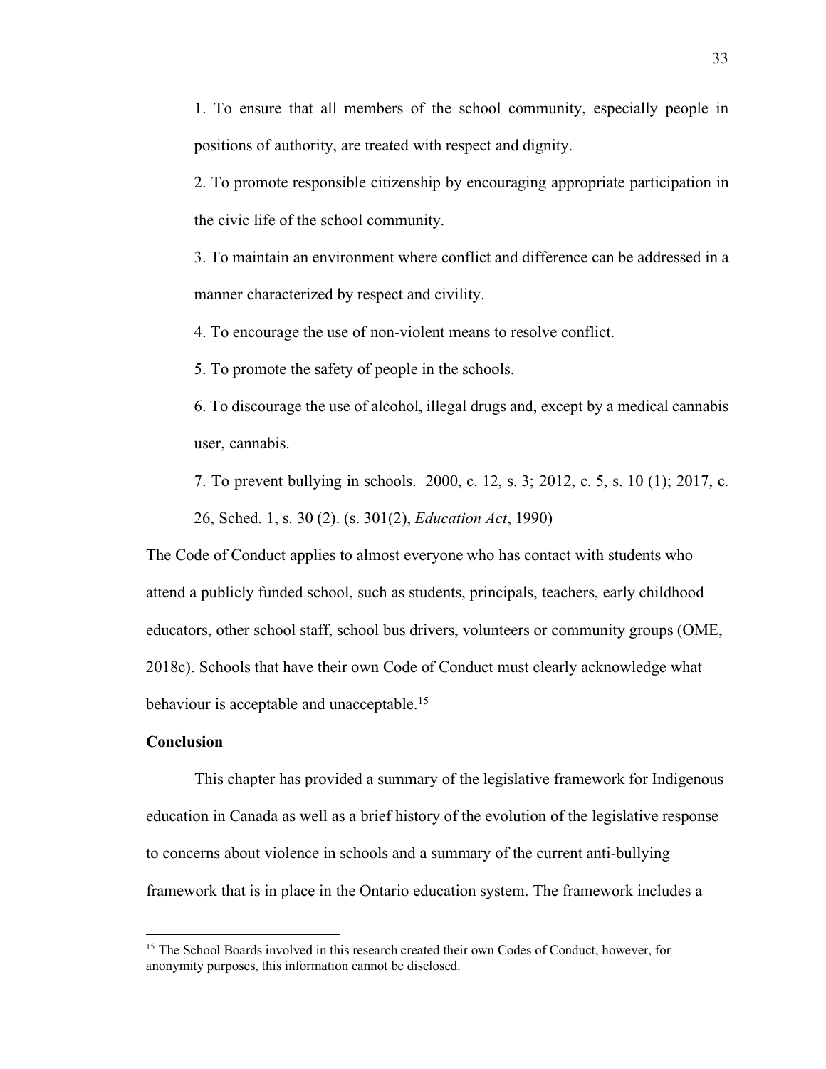1. To ensure that all members of the school community, especially people in positions of authority, are treated with respect and dignity.

2. To promote responsible citizenship by encouraging appropriate participation in the civic life of the school community.

3. To maintain an environment where conflict and difference can be addressed in a manner characterized by respect and civility.

4. To encourage the use of non-violent means to resolve conflict.

5. To promote the safety of people in the schools.

6. To discourage the use of alcohol, illegal drugs and, except by a medical cannabis user, cannabis.

7. To prevent bullying in schools. 2000, c. 12, s. 3; 2012, c. 5, s. 10 (1); 2017, c. 26, Sched. 1, s. 30 (2). (s. 301(2), *Education Act*, 1990)

The Code of Conduct applies to almost everyone who has contact with students who attend a publicly funded school, such as students, principals, teachers, early childhood educators, other school staff, school bus drivers, volunteers or community groups (OME, 2018c). Schools that have their own Code of Conduct must clearly acknowledge what behaviour is acceptable and unacceptable.[15]

**Conclusion**

This chapter has provided a summary of the legislative framework for Indigenous education in Canada as well as a brief history of the evolution of the legislative response to concerns about violence in schools and a summary of the current anti-bullying framework that is in place in the Ontario education system. The framework includes a

[15] The School Boards involved in this research created their own Codes of Conduct, however, for anonymity purposes, this information cannot be disclosed.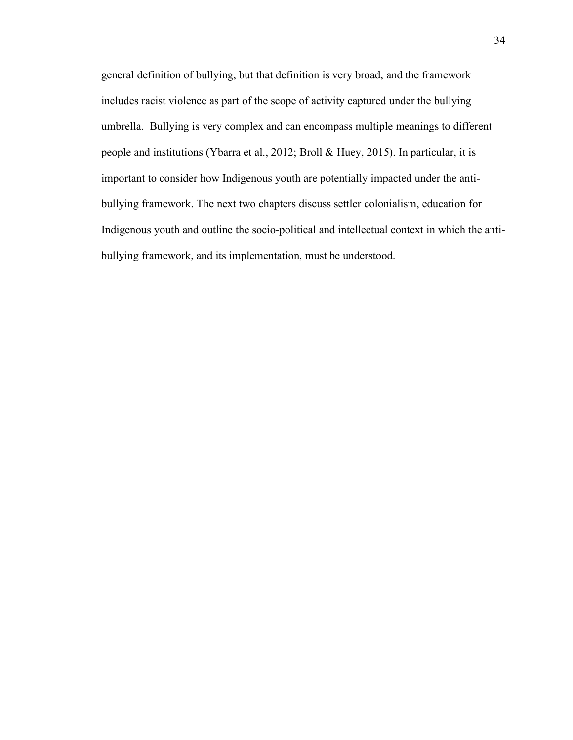general definition of bullying, but that definition is very broad, and the framework includes racist violence as part of the scope of activity captured under the bullying umbrella. Bullying is very complex and can encompass multiple meanings to different people and institutions (Ybarra et al., 2012; Broll & Huey, 2015). In particular, it is important to consider how Indigenous youth are potentially impacted under the anti-bullying framework. The next two chapters discuss settler colonialism, education for Indigenous youth and outline the socio-political and intellectual context in which the anti-bullying framework, and its implementation, must be understood.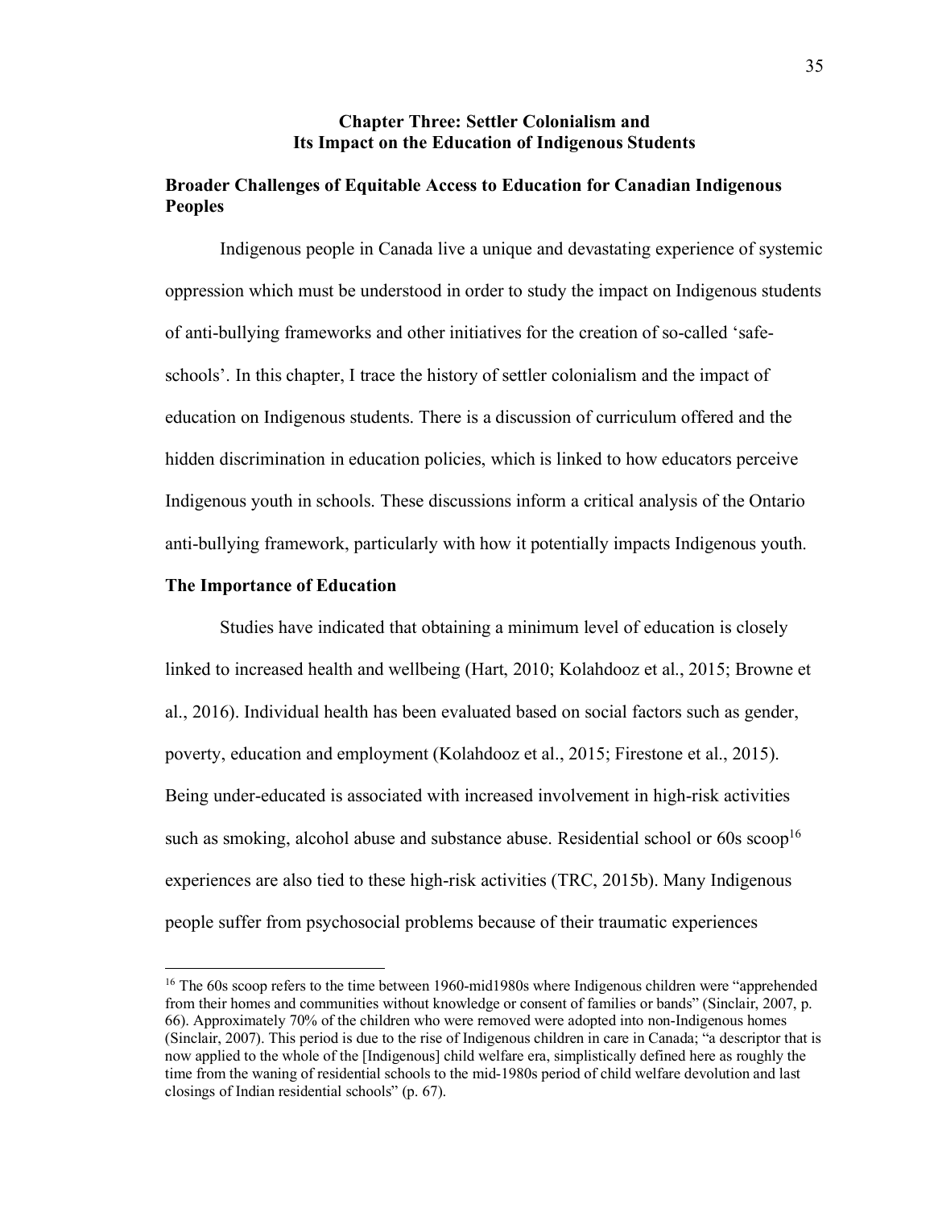# Chapter Three: Settler Colonialism and Its Impact on the Education of Indigenous Students

## Broader Challenges of Equitable Access to Education for Canadian Indigenous Peoples

Indigenous people in Canada live a unique and devastating experience of systemic oppression which must be understood in order to study the impact on Indigenous students of anti-bullying frameworks and other initiatives for the creation of so-called 'safe-schools'. In this chapter, I trace the history of settler colonialism and the impact of education on Indigenous students. There is a discussion of curriculum offered and the hidden discrimination in education policies, which is linked to how educators perceive Indigenous youth in schools. These discussions inform a critical analysis of the Ontario anti-bullying framework, particularly with how it potentially impacts Indigenous youth.

## The Importance of Education

Studies have indicated that obtaining a minimum level of education is closely linked to increased health and wellbeing (Hart, 2010; Kolahdooz et al., 2015; Browne et al., 2016). Individual health has been evaluated based on social factors such as gender, poverty, education and employment (Kolahdooz et al., 2015; Firestone et al., 2015). Being under-educated is associated with increased involvement in high-risk activities such as smoking, alcohol abuse and substance abuse. Residential school or 60s scoop[16] experiences are also tied to these high-risk activities (TRC, 2015b). Many Indigenous people suffer from psychosocial problems because of their traumatic experiences

[16] The 60s scoop refers to the time between 1960-mid1980s where Indigenous children were "apprehended from their homes and communities without knowledge or consent of families or bands" (Sinclair, 2007, p. 66). Approximately 70% of the children who were removed were adopted into non-Indigenous homes (Sinclair, 2007). This period is due to the rise of Indigenous children in care in Canada; "a descriptor that is now applied to the whole of the [Indigenous] child welfare era, simplistically defined here as roughly the time from the waning of residential schools to the mid-1980s period of child welfare devolution and last closings of Indian residential schools" (p. 67).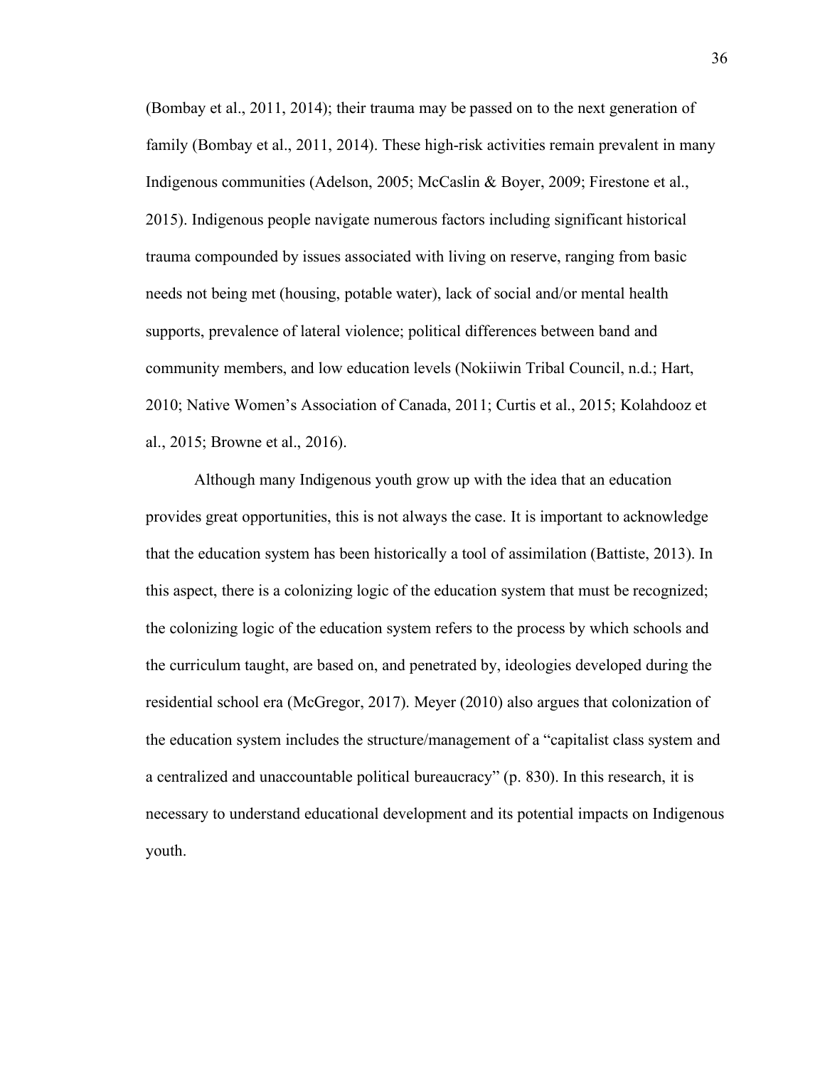(Bombay et al., 2011, 2014); their trauma may be passed on to the next generation of family (Bombay et al., 2011, 2014). These high-risk activities remain prevalent in many Indigenous communities (Adelson, 2005; McCaslin & Boyer, 2009; Firestone et al., 2015). Indigenous people navigate numerous factors including significant historical trauma compounded by issues associated with living on reserve, ranging from basic needs not being met (housing, potable water), lack of social and/or mental health supports, prevalence of lateral violence; political differences between band and community members, and low education levels (Nokiiwin Tribal Council, n.d.; Hart, 2010; Native Women's Association of Canada, 2011; Curtis et al., 2015; Kolahdooz et al., 2015; Browne et al., 2016).

Although many Indigenous youth grow up with the idea that an education provides great opportunities, this is not always the case. It is important to acknowledge that the education system has been historically a tool of assimilation (Battiste, 2013). In this aspect, there is a colonizing logic of the education system that must be recognized; the colonizing logic of the education system refers to the process by which schools and the curriculum taught, are based on, and penetrated by, ideologies developed during the residential school era (McGregor, 2017). Meyer (2010) also argues that colonization of the education system includes the structure/management of a "capitalist class system and a centralized and unaccountable political bureaucracy" (p. 830). In this research, it is necessary to understand educational development and its potential impacts on Indigenous youth.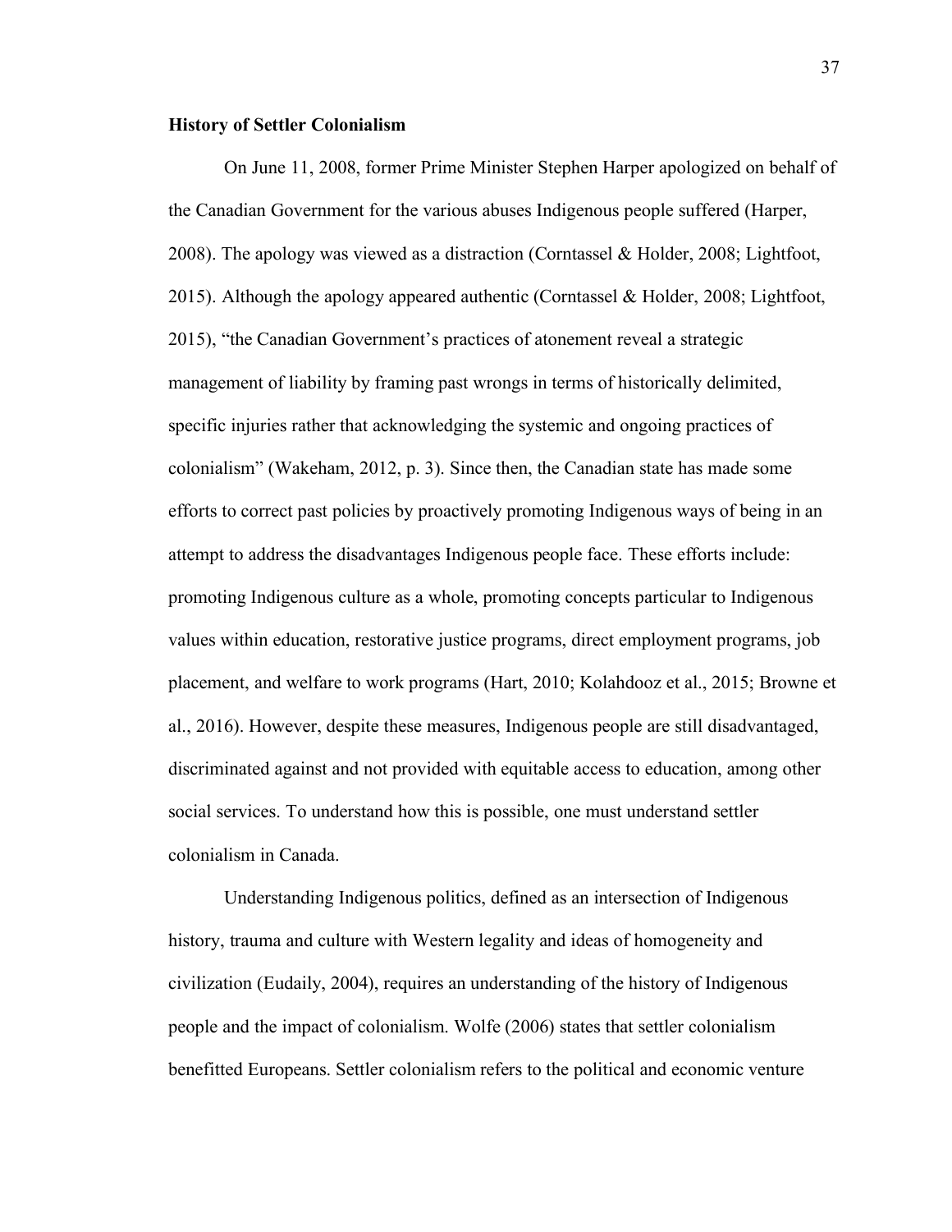### History of Settler Colonialism

On June 11, 2008, former Prime Minister Stephen Harper apologized on behalf of the Canadian Government for the various abuses Indigenous people suffered (Harper, 2008). The apology was viewed as a distraction (Corntassel & Holder, 2008; Lightfoot, 2015). Although the apology appeared authentic (Corntassel & Holder, 2008; Lightfoot, 2015), "the Canadian Government's practices of atonement reveal a strategic management of liability by framing past wrongs in terms of historically delimited, specific injuries rather that acknowledging the systemic and ongoing practices of colonialism" (Wakeham, 2012, p. 3). Since then, the Canadian state has made some efforts to correct past policies by proactively promoting Indigenous ways of being in an attempt to address the disadvantages Indigenous people face. These efforts include: promoting Indigenous culture as a whole, promoting concepts particular to Indigenous values within education, restorative justice programs, direct employment programs, job placement, and welfare to work programs (Hart, 2010; Kolahdooz et al., 2015; Browne et al., 2016). However, despite these measures, Indigenous people are still disadvantaged, discriminated against and not provided with equitable access to education, among other social services. To understand how this is possible, one must understand settler colonialism in Canada.

Understanding Indigenous politics, defined as an intersection of Indigenous history, trauma and culture with Western legality and ideas of homogeneity and civilization (Eudaily, 2004), requires an understanding of the history of Indigenous people and the impact of colonialism. Wolfe (2006) states that settler colonialism benefitted Europeans. Settler colonialism refers to the political and economic venture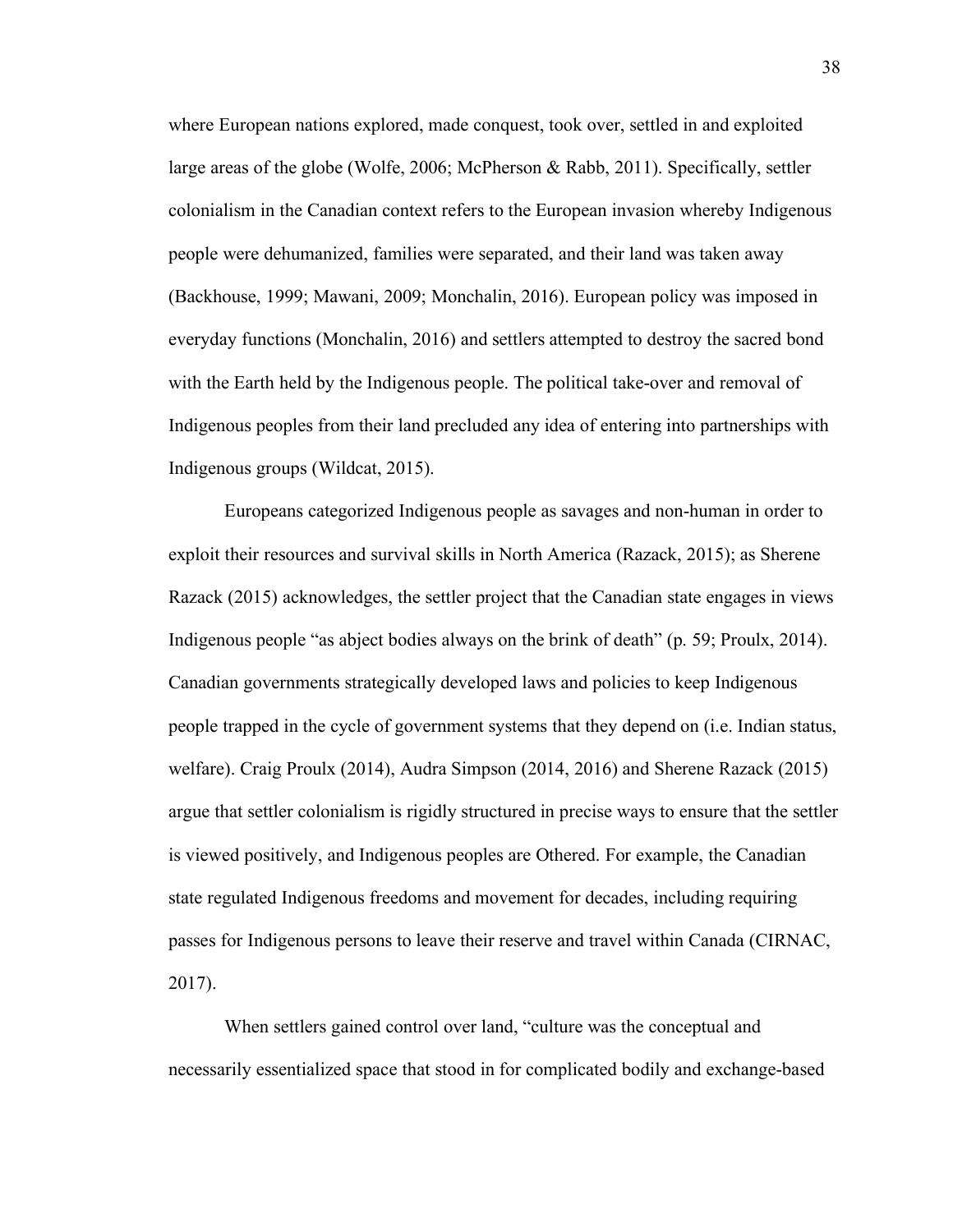where European nations explored, made conquest, took over, settled in and exploited large areas of the globe (Wolfe, 2006; McPherson & Rabb, 2011). Specifically, settler colonialism in the Canadian context refers to the European invasion whereby Indigenous people were dehumanized, families were separated, and their land was taken away (Backhouse, 1999; Mawani, 2009; Monchalin, 2016). European policy was imposed in everyday functions (Monchalin, 2016) and settlers attempted to destroy the sacred bond with the Earth held by the Indigenous people. The political take-over and removal of Indigenous peoples from their land precluded any idea of entering into partnerships with Indigenous groups (Wildcat, 2015).

Europeans categorized Indigenous people as savages and non-human in order to exploit their resources and survival skills in North America (Razack, 2015); as Sherene Razack (2015) acknowledges, the settler project that the Canadian state engages in views Indigenous people "as abject bodies always on the brink of death" (p. 59; Proulx, 2014). Canadian governments strategically developed laws and policies to keep Indigenous people trapped in the cycle of government systems that they depend on (i.e. Indian status, welfare). Craig Proulx (2014), Audra Simpson (2014, 2016) and Sherene Razack (2015) argue that settler colonialism is rigidly structured in precise ways to ensure that the settler is viewed positively, and Indigenous peoples are Othered. For example, the Canadian state regulated Indigenous freedoms and movement for decades, including requiring passes for Indigenous persons to leave their reserve and travel within Canada (CIRNAC, 2017).

When settlers gained control over land, "culture was the conceptual and necessarily essentialized space that stood in for complicated bodily and exchange-based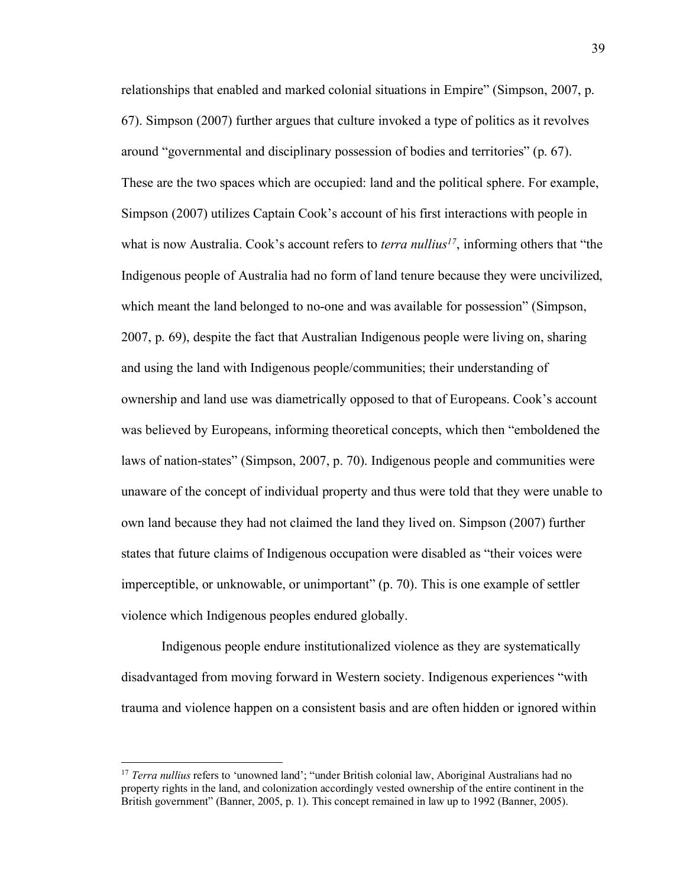relationships that enabled and marked colonial situations in Empire" (Simpson, 2007, p. 67). Simpson (2007) further argues that culture invoked a type of politics as it revolves around "governmental and disciplinary possession of bodies and territories" (p. 67). These are the two spaces which are occupied: land and the political sphere. For example, Simpson (2007) utilizes Captain Cook's account of his first interactions with people in what is now Australia. Cook's account refers to *terra nullius*[17], informing others that "the Indigenous people of Australia had no form of land tenure because they were uncivilized, which meant the land belonged to no-one and was available for possession" (Simpson, 2007, p. 69), despite the fact that Australian Indigenous people were living on, sharing and using the land with Indigenous people/communities; their understanding of ownership and land use was diametrically opposed to that of Europeans. Cook's account was believed by Europeans, informing theoretical concepts, which then "emboldened the laws of nation-states" (Simpson, 2007, p. 70). Indigenous people and communities were unaware of the concept of individual property and thus were told that they were unable to own land because they had not claimed the land they lived on. Simpson (2007) further states that future claims of Indigenous occupation were disabled as "their voices were imperceptible, or unknowable, or unimportant" (p. 70). This is one example of settler violence which Indigenous peoples endured globally.

Indigenous people endure institutionalized violence as they are systematically disadvantaged from moving forward in Western society. Indigenous experiences "with trauma and violence happen on a consistent basis and are often hidden or ignored within

---

[17] *Terra nullius* refers to 'unowned land'; "under British colonial law, Aboriginal Australians had no property rights in the land, and colonization accordingly vested ownership of the entire continent in the British government" (Banner, 2005, p. 1). This concept remained in law up to 1992 (Banner, 2005).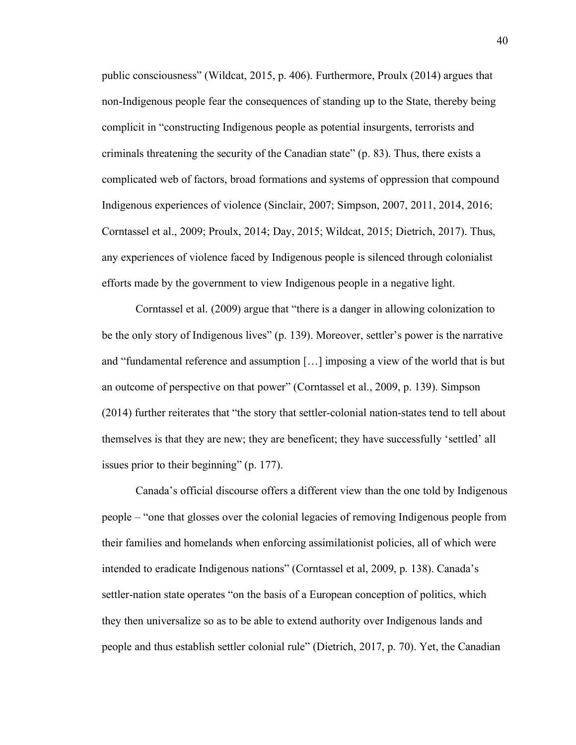public consciousness" (Wildcat, 2015, p. 406). Furthermore, Proulx (2014) argues that non-Indigenous people fear the consequences of standing up to the State, thereby being complicit in "constructing Indigenous people as potential insurgents, terrorists and criminals threatening the security of the Canadian state" (p. 83). Thus, there exists a complicated web of factors, broad formations and systems of oppression that compound Indigenous experiences of violence (Sinclair, 2007; Simpson, 2007, 2011, 2014, 2016; Corntassel et al., 2009; Proulx, 2014; Day, 2015; Wildcat, 2015; Dietrich, 2017). Thus, any experiences of violence faced by Indigenous people is silenced through colonialist efforts made by the government to view Indigenous people in a negative light.

Corntassel et al. (2009) argue that "there is a danger in allowing colonization to be the only story of Indigenous lives" (p. 139). Moreover, settler's power is the narrative and "fundamental reference and assumption […] imposing a view of the world that is but an outcome of perspective on that power" (Corntassel et al., 2009, p. 139). Simpson (2014) further reiterates that "the story that settler-colonial nation-states tend to tell about themselves is that they are new; they are beneficent; they have successfully 'settled' all issues prior to their beginning" (p. 177).

Canada's official discourse offers a different view than the one told by Indigenous people – "one that glosses over the colonial legacies of removing Indigenous people from their families and homelands when enforcing assimilationist policies, all of which were intended to eradicate Indigenous nations" (Corntassel et al, 2009, p. 138). Canada's settler-nation state operates "on the basis of a European conception of politics, which they then universalize so as to be able to extend authority over Indigenous lands and people and thus establish settler colonial rule" (Dietrich, 2017, p. 70). Yet, the Canadian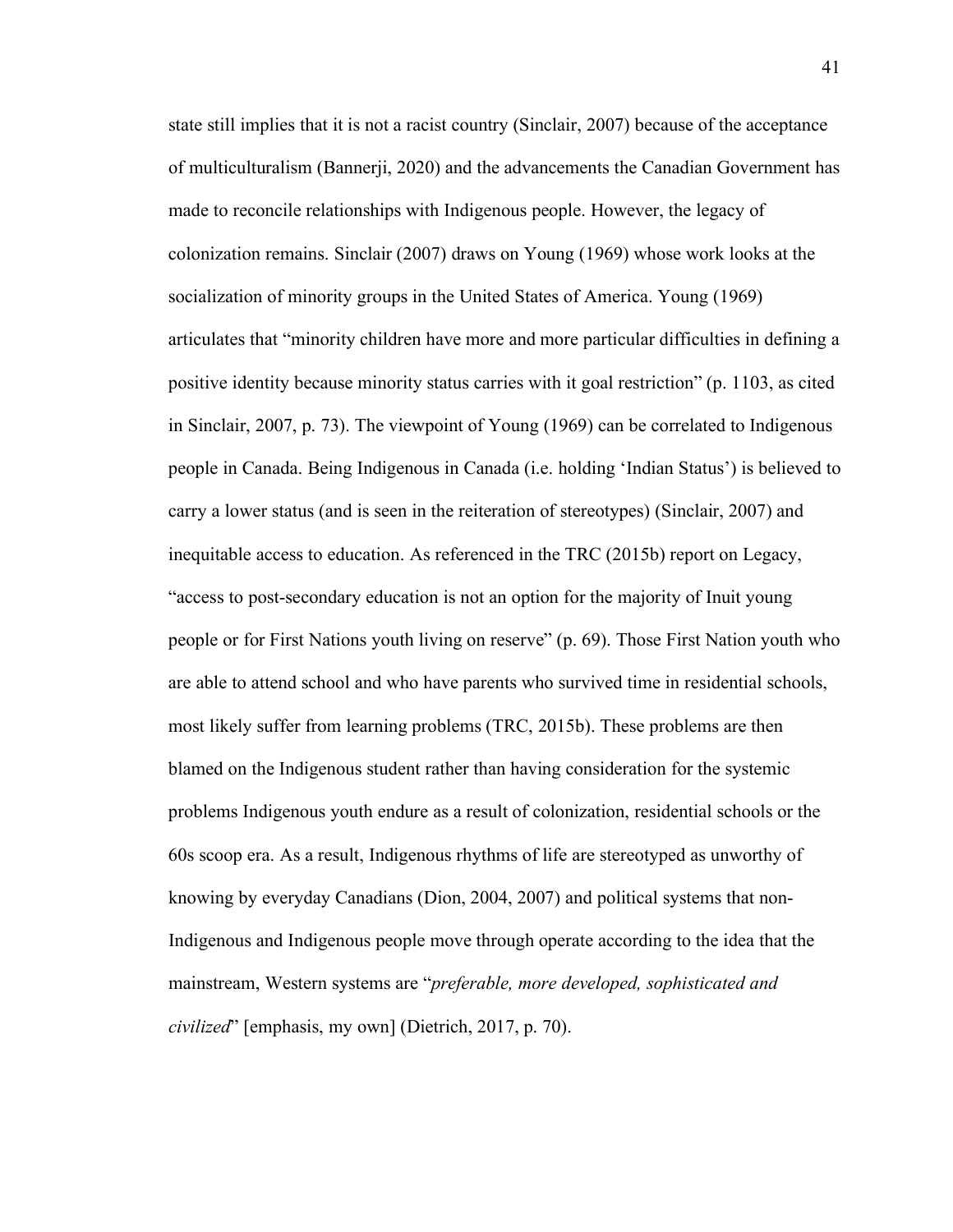state still implies that it is not a racist country (Sinclair, 2007) because of the acceptance of multiculturalism (Bannerji, 2020) and the advancements the Canadian Government has made to reconcile relationships with Indigenous people. However, the legacy of colonization remains. Sinclair (2007) draws on Young (1969) whose work looks at the socialization of minority groups in the United States of America. Young (1969) articulates that "minority children have more and more particular difficulties in defining a positive identity because minority status carries with it goal restriction" (p. 1103, as cited in Sinclair, 2007, p. 73). The viewpoint of Young (1969) can be correlated to Indigenous people in Canada. Being Indigenous in Canada (i.e. holding 'Indian Status') is believed to carry a lower status (and is seen in the reiteration of stereotypes) (Sinclair, 2007) and inequitable access to education. As referenced in the TRC (2015b) report on Legacy, "access to post-secondary education is not an option for the majority of Inuit young people or for First Nations youth living on reserve" (p. 69). Those First Nation youth who are able to attend school and who have parents who survived time in residential schools, most likely suffer from learning problems (TRC, 2015b). These problems are then blamed on the Indigenous student rather than having consideration for the systemic problems Indigenous youth endure as a result of colonization, residential schools or the 60s scoop era. As a result, Indigenous rhythms of life are stereotyped as unworthy of knowing by everyday Canadians (Dion, 2004, 2007) and political systems that non-Indigenous and Indigenous people move through operate according to the idea that the mainstream, Western systems are "*preferable, more developed, sophisticated and civilized*" [emphasis, my own] (Dietrich, 2017, p. 70).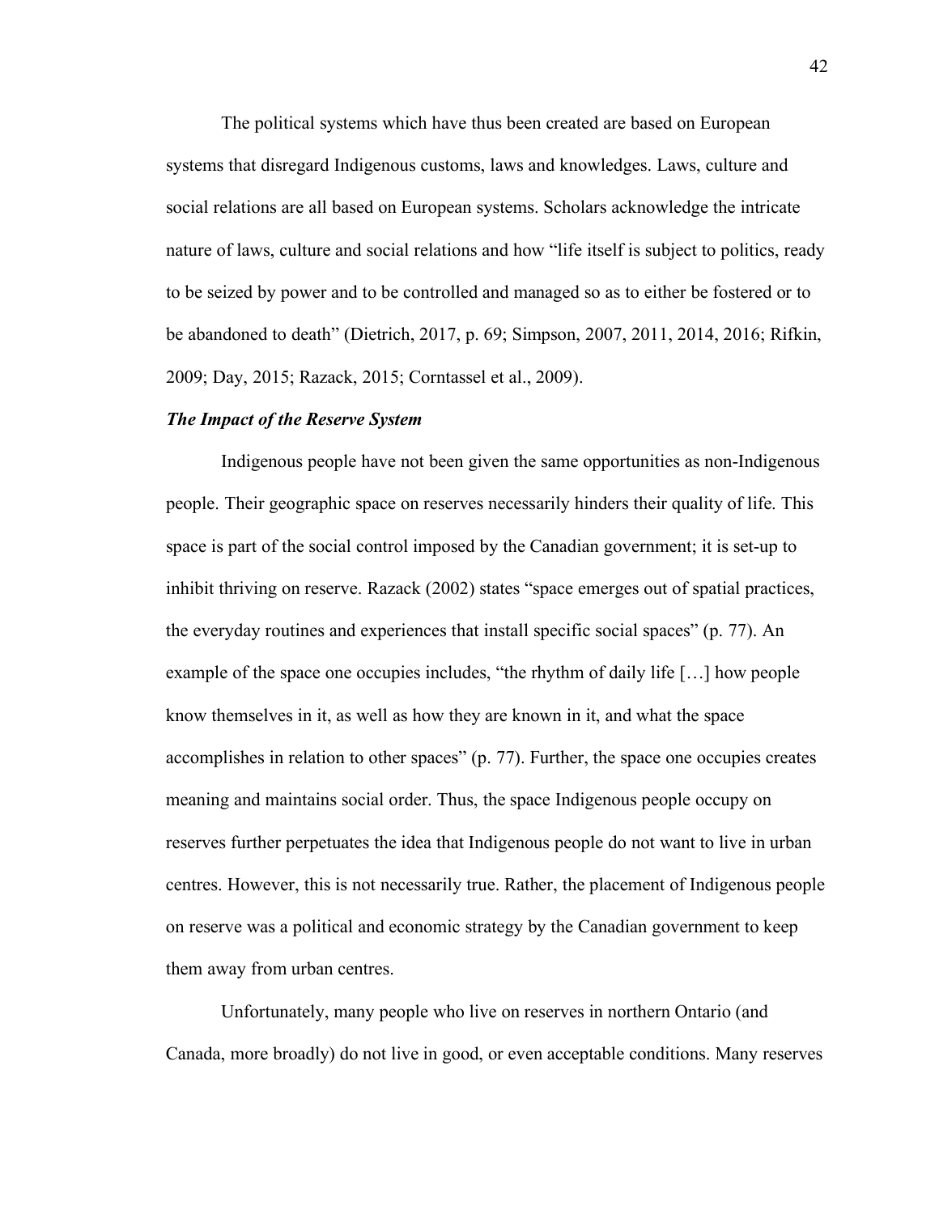The political systems which have thus been created are based on European systems that disregard Indigenous customs, laws and knowledges. Laws, culture and social relations are all based on European systems. Scholars acknowledge the intricate nature of laws, culture and social relations and how “life itself is subject to politics, ready to be seized by power and to be controlled and managed so as to either be fostered or to be abandoned to death” (Dietrich, 2017, p. 69; Simpson, 2007, 2011, 2014, 2016; Rifkin, 2009; Day, 2015; Razack, 2015; Corntassel et al., 2009).

***The Impact of the Reserve System***

Indigenous people have not been given the same opportunities as non-Indigenous people. Their geographic space on reserves necessarily hinders their quality of life. This space is part of the social control imposed by the Canadian government; it is set-up to inhibit thriving on reserve. Razack (2002) states “space emerges out of spatial practices, the everyday routines and experiences that install specific social spaces” (p. 77). An example of the space one occupies includes, “the rhythm of daily life […] how people know themselves in it, as well as how they are known in it, and what the space accomplishes in relation to other spaces” (p. 77). Further, the space one occupies creates meaning and maintains social order. Thus, the space Indigenous people occupy on reserves further perpetuates the idea that Indigenous people do not want to live in urban centres. However, this is not necessarily true. Rather, the placement of Indigenous people on reserve was a political and economic strategy by the Canadian government to keep them away from urban centres.

Unfortunately, many people who live on reserves in northern Ontario (and Canada, more broadly) do not live in good, or even acceptable conditions. Many reserves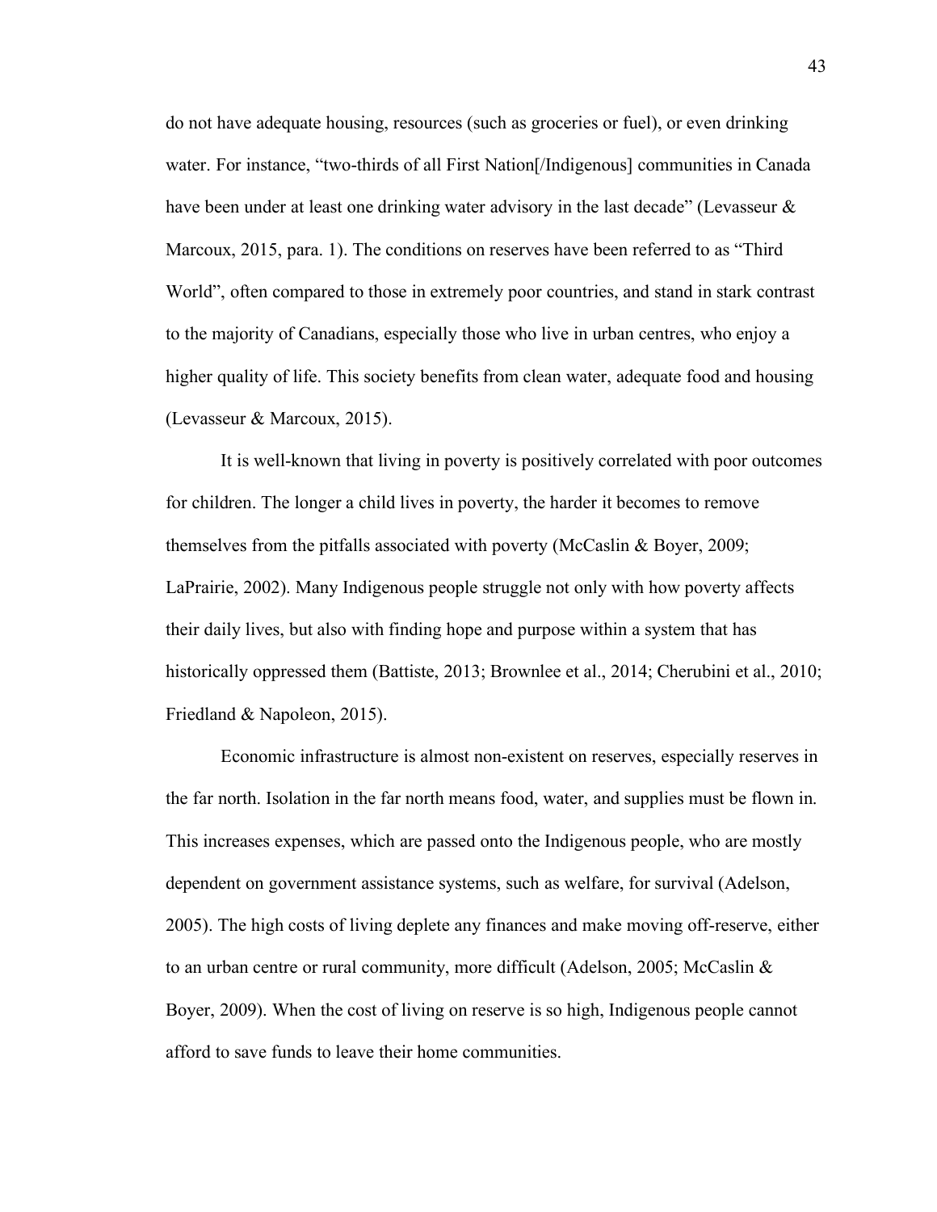do not have adequate housing, resources (such as groceries or fuel), or even drinking water. For instance, "two-thirds of all First Nation[/Indigenous] communities in Canada have been under at least one drinking water advisory in the last decade" (Levasseur & Marcoux, 2015, para. 1). The conditions on reserves have been referred to as "Third World", often compared to those in extremely poor countries, and stand in stark contrast to the majority of Canadians, especially those who live in urban centres, who enjoy a higher quality of life. This society benefits from clean water, adequate food and housing (Levasseur & Marcoux, 2015).

It is well-known that living in poverty is positively correlated with poor outcomes for children. The longer a child lives in poverty, the harder it becomes to remove themselves from the pitfalls associated with poverty (McCaslin & Boyer, 2009; LaPrairie, 2002). Many Indigenous people struggle not only with how poverty affects their daily lives, but also with finding hope and purpose within a system that has historically oppressed them (Battiste, 2013; Brownlee et al., 2014; Cherubini et al., 2010; Friedland & Napoleon, 2015).

Economic infrastructure is almost non-existent on reserves, especially reserves in the far north. Isolation in the far north means food, water, and supplies must be flown in. This increases expenses, which are passed onto the Indigenous people, who are mostly dependent on government assistance systems, such as welfare, for survival (Adelson, 2005). The high costs of living deplete any finances and make moving off-reserve, either to an urban centre or rural community, more difficult (Adelson, 2005; McCaslin & Boyer, 2009). When the cost of living on reserve is so high, Indigenous people cannot afford to save funds to leave their home communities.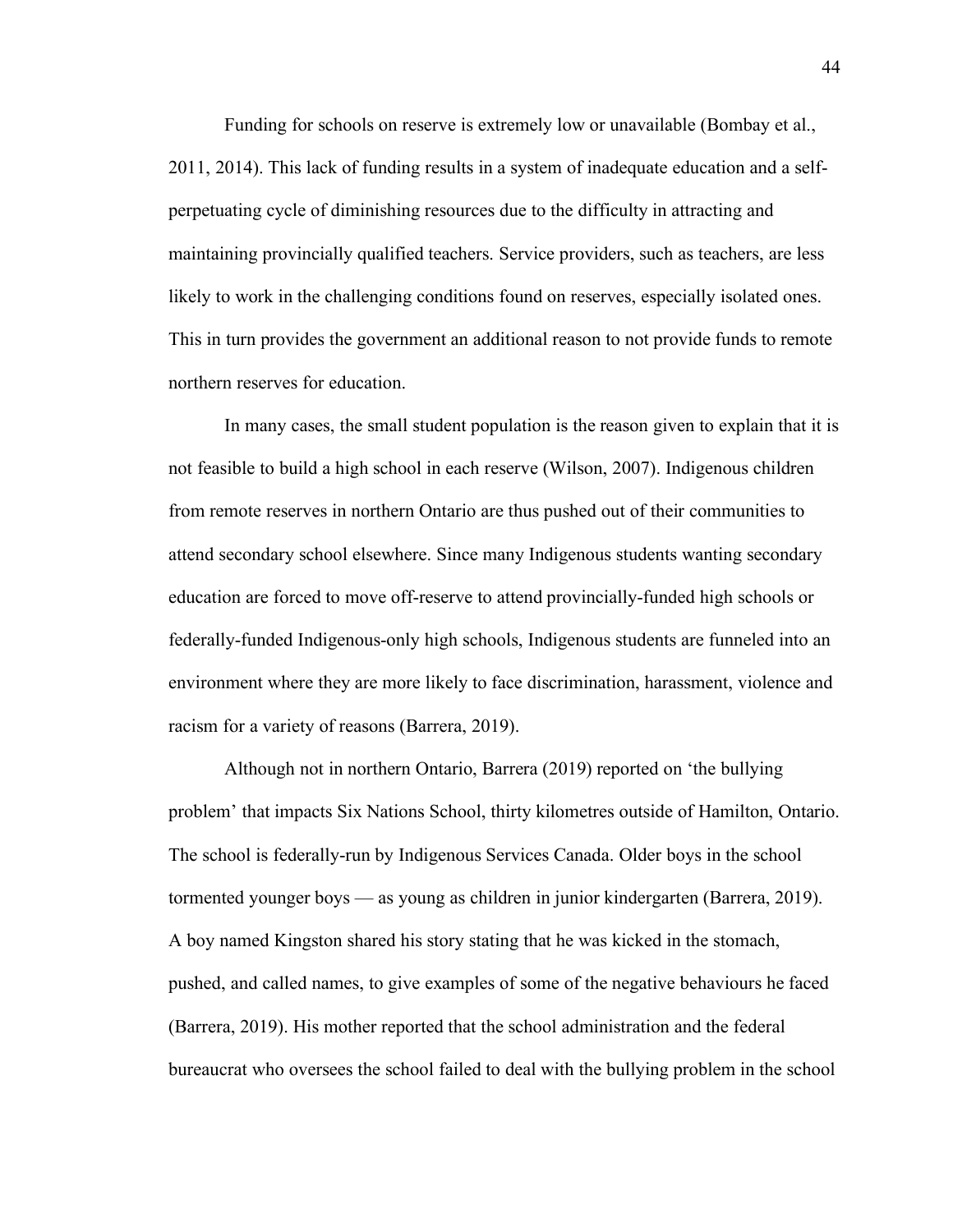Funding for schools on reserve is extremely low or unavailable (Bombay et al., 2011, 2014). This lack of funding results in a system of inadequate education and a self-perpetuating cycle of diminishing resources due to the difficulty in attracting and maintaining provincially qualified teachers. Service providers, such as teachers, are less likely to work in the challenging conditions found on reserves, especially isolated ones. This in turn provides the government an additional reason to not provide funds to remote northern reserves for education.

In many cases, the small student population is the reason given to explain that it is not feasible to build a high school in each reserve (Wilson, 2007). Indigenous children from remote reserves in northern Ontario are thus pushed out of their communities to attend secondary school elsewhere. Since many Indigenous students wanting secondary education are forced to move off-reserve to attend provincially-funded high schools or federally-funded Indigenous-only high schools, Indigenous students are funneled into an environment where they are more likely to face discrimination, harassment, violence and racism for a variety of reasons (Barrera, 2019).

Although not in northern Ontario, Barrera (2019) reported on 'the bullying problem' that impacts Six Nations School, thirty kilometres outside of Hamilton, Ontario. The school is federally-run by Indigenous Services Canada. Older boys in the school tormented younger boys — as young as children in junior kindergarten (Barrera, 2019). A boy named Kingston shared his story stating that he was kicked in the stomach, pushed, and called names, to give examples of some of the negative behaviours he faced (Barrera, 2019). His mother reported that the school administration and the federal bureaucrat who oversees the school failed to deal with the bullying problem in the school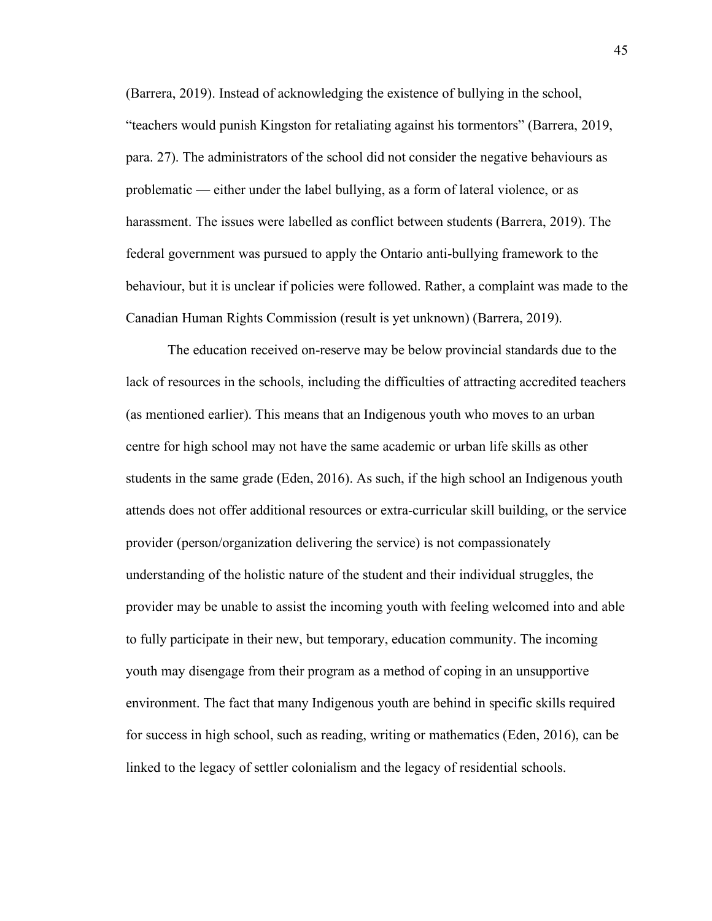(Barrera, 2019). Instead of acknowledging the existence of bullying in the school, "teachers would punish Kingston for retaliating against his tormentors" (Barrera, 2019, para. 27). The administrators of the school did not consider the negative behaviours as problematic — either under the label bullying, as a form of lateral violence, or as harassment. The issues were labelled as conflict between students (Barrera, 2019). The federal government was pursued to apply the Ontario anti-bullying framework to the behaviour, but it is unclear if policies were followed. Rather, a complaint was made to the Canadian Human Rights Commission (result is yet unknown) (Barrera, 2019).

The education received on-reserve may be below provincial standards due to the lack of resources in the schools, including the difficulties of attracting accredited teachers (as mentioned earlier). This means that an Indigenous youth who moves to an urban centre for high school may not have the same academic or urban life skills as other students in the same grade (Eden, 2016). As such, if the high school an Indigenous youth attends does not offer additional resources or extra-curricular skill building, or the service provider (person/organization delivering the service) is not compassionately understanding of the holistic nature of the student and their individual struggles, the provider may be unable to assist the incoming youth with feeling welcomed into and able to fully participate in their new, but temporary, education community. The incoming youth may disengage from their program as a method of coping in an unsupportive environment. The fact that many Indigenous youth are behind in specific skills required for success in high school, such as reading, writing or mathematics (Eden, 2016), can be linked to the legacy of settler colonialism and the legacy of residential schools.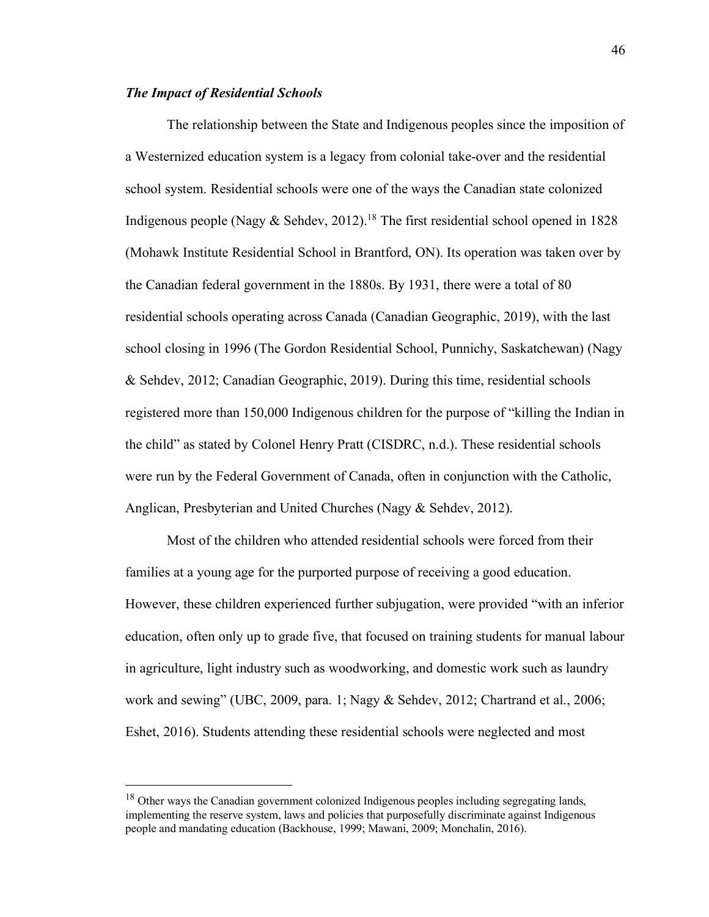### *The Impact of Residential Schools*

The relationship between the State and Indigenous peoples since the imposition of a Westernized education system is a legacy from colonial take-over and the residential school system. Residential schools were one of the ways the Canadian state colonized Indigenous people (Nagy & Sehdev, 2012).[18] The first residential school opened in 1828 (Mohawk Institute Residential School in Brantford, ON). Its operation was taken over by the Canadian federal government in the 1880s. By 1931, there were a total of 80 residential schools operating across Canada (Canadian Geographic, 2019), with the last school closing in 1996 (The Gordon Residential School, Punnichy, Saskatchewan) (Nagy & Sehdev, 2012; Canadian Geographic, 2019). During this time, residential schools registered more than 150,000 Indigenous children for the purpose of "killing the Indian in the child" as stated by Colonel Henry Pratt (CISDRC, n.d.). These residential schools were run by the Federal Government of Canada, often in conjunction with the Catholic, Anglican, Presbyterian and United Churches (Nagy & Sehdev, 2012).

Most of the children who attended residential schools were forced from their families at a young age for the purported purpose of receiving a good education. However, these children experienced further subjugation, were provided "with an inferior education, often only up to grade five, that focused on training students for manual labour in agriculture, light industry such as woodworking, and domestic work such as laundry work and sewing" (UBC, 2009, para. 1; Nagy & Sehdev, 2012; Chartrand et al., 2006; Eshet, 2016). Students attending these residential schools were neglected and most

---

[18] Other ways the Canadian government colonized Indigenous peoples including segregating lands, implementing the reserve system, laws and policies that purposefully discriminate against Indigenous people and mandating education (Backhouse, 1999; Mawani, 2009; Monchalin, 2016).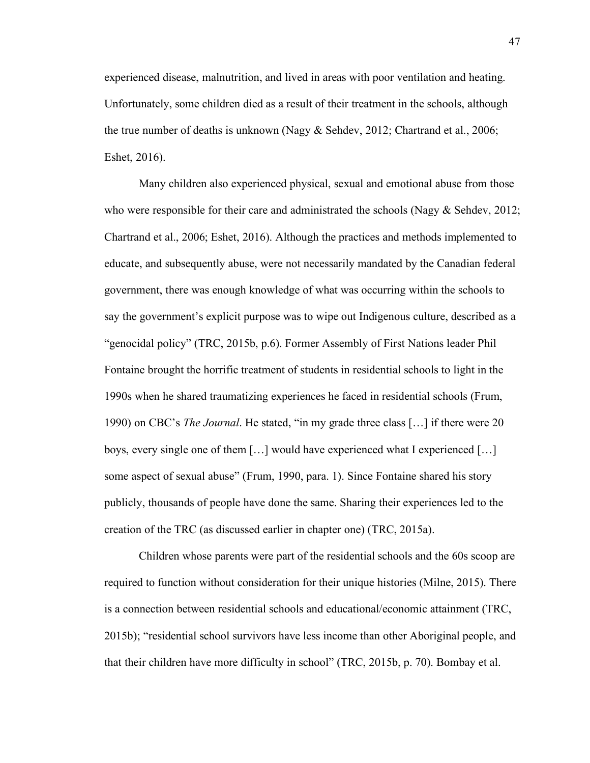experienced disease, malnutrition, and lived in areas with poor ventilation and heating. Unfortunately, some children died as a result of their treatment in the schools, although the true number of deaths is unknown (Nagy & Sehdev, 2012; Chartrand et al., 2006; Eshet, 2016).

Many children also experienced physical, sexual and emotional abuse from those who were responsible for their care and administrated the schools (Nagy & Sehdev, 2012; Chartrand et al., 2006; Eshet, 2016). Although the practices and methods implemented to educate, and subsequently abuse, were not necessarily mandated by the Canadian federal government, there was enough knowledge of what was occurring within the schools to say the government's explicit purpose was to wipe out Indigenous culture, described as a "genocidal policy" (TRC, 2015b, p.6). Former Assembly of First Nations leader Phil Fontaine brought the horrific treatment of students in residential schools to light in the 1990s when he shared traumatizing experiences he faced in residential schools (Frum, 1990) on CBC's *The Journal*. He stated, "in my grade three class […] if there were 20 boys, every single one of them […] would have experienced what I experienced […] some aspect of sexual abuse" (Frum, 1990, para. 1). Since Fontaine shared his story publicly, thousands of people have done the same. Sharing their experiences led to the creation of the TRC (as discussed earlier in chapter one) (TRC, 2015a).

Children whose parents were part of the residential schools and the 60s scoop are required to function without consideration for their unique histories (Milne, 2015). There is a connection between residential schools and educational/economic attainment (TRC, 2015b); "residential school survivors have less income than other Aboriginal people, and that their children have more difficulty in school" (TRC, 2015b, p. 70). Bombay et al.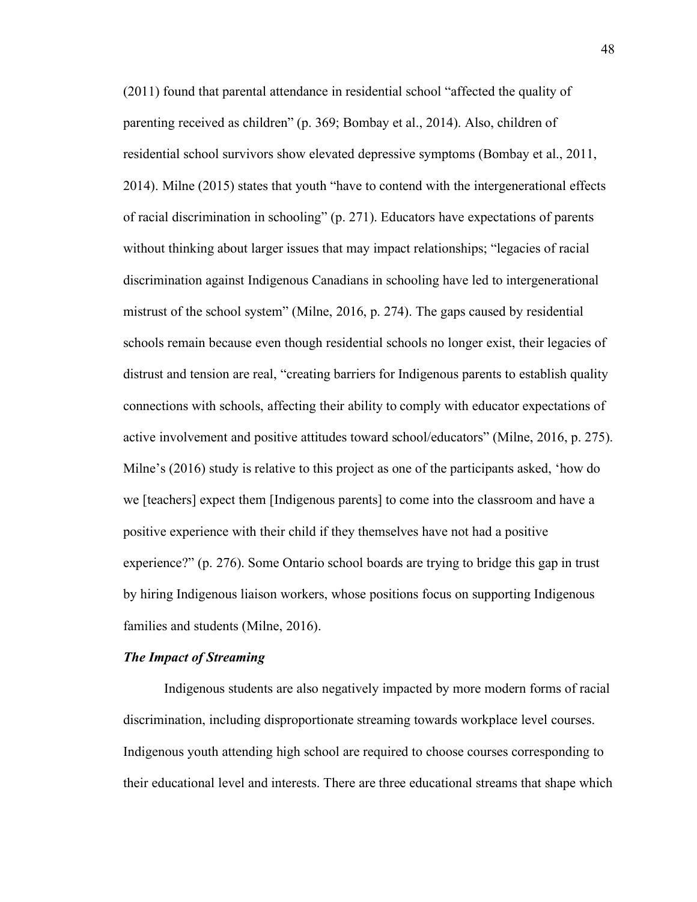(2011) found that parental attendance in residential school "affected the quality of parenting received as children" (p. 369; Bombay et al., 2014). Also, children of residential school survivors show elevated depressive symptoms (Bombay et al., 2011, 2014). Milne (2015) states that youth "have to contend with the intergenerational effects of racial discrimination in schooling" (p. 271). Educators have expectations of parents without thinking about larger issues that may impact relationships; "legacies of racial discrimination against Indigenous Canadians in schooling have led to intergenerational mistrust of the school system" (Milne, 2016, p. 274). The gaps caused by residential schools remain because even though residential schools no longer exist, their legacies of distrust and tension are real, "creating barriers for Indigenous parents to establish quality connections with schools, affecting their ability to comply with educator expectations of active involvement and positive attitudes toward school/educators" (Milne, 2016, p. 275). Milne's (2016) study is relative to this project as one of the participants asked, 'how do we [teachers] expect them [Indigenous parents] to come into the classroom and have a positive experience with their child if they themselves have not had a positive experience?" (p. 276). Some Ontario school boards are trying to bridge this gap in trust by hiring Indigenous liaison workers, whose positions focus on supporting Indigenous families and students (Milne, 2016).

### ***The Impact of Streaming***

Indigenous students are also negatively impacted by more modern forms of racial discrimination, including disproportionate streaming towards workplace level courses. Indigenous youth attending high school are required to choose courses corresponding to their educational level and interests. There are three educational streams that shape which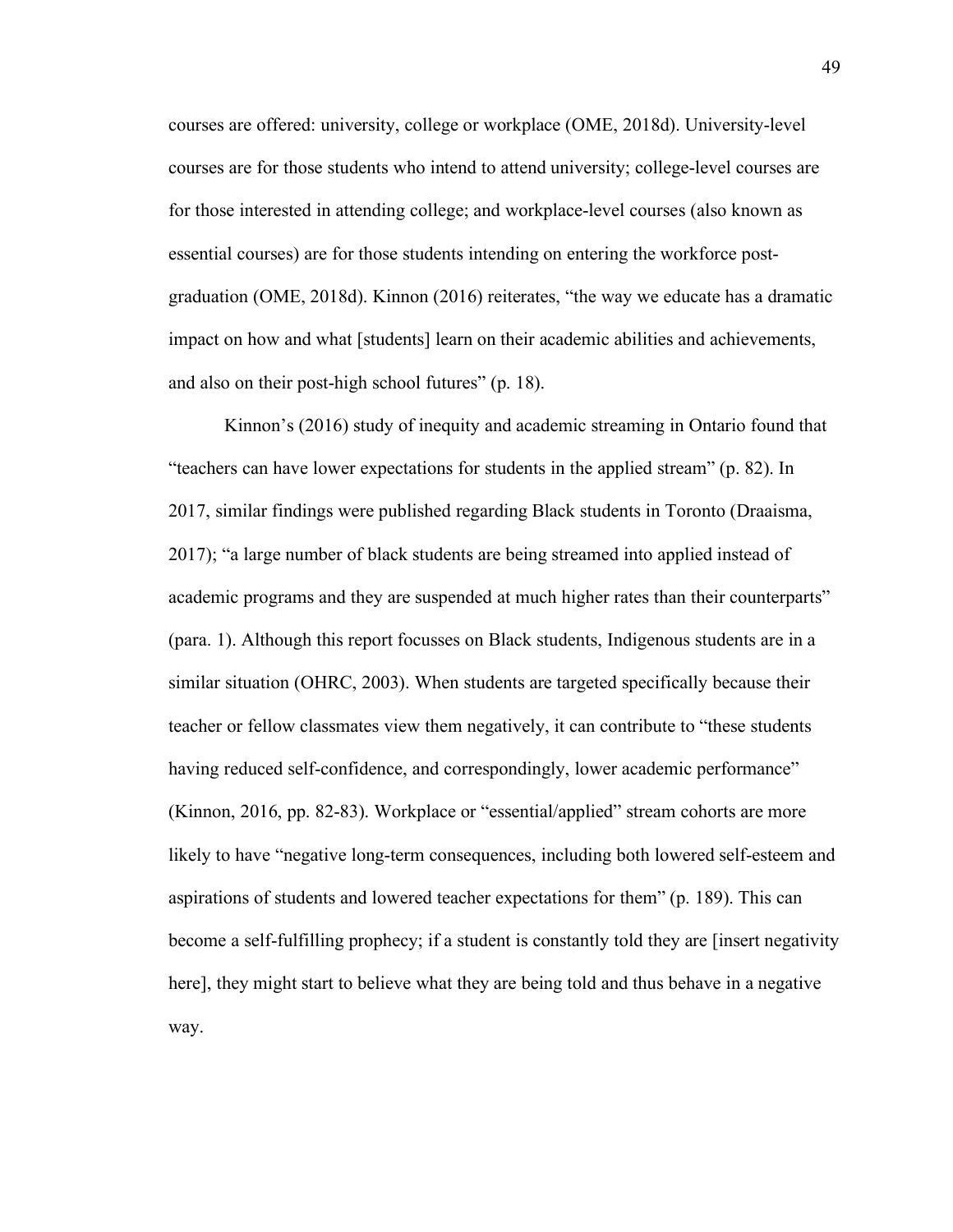courses are offered: university, college or workplace (OME, 2018d). University-level courses are for those students who intend to attend university; college-level courses are for those interested in attending college; and workplace-level courses (also known as essential courses) are for those students intending on entering the workforce post-graduation (OME, 2018d). Kinnon (2016) reiterates, "the way we educate has a dramatic impact on how and what [students] learn on their academic abilities and achievements, and also on their post-high school futures" (p. 18).

Kinnon's (2016) study of inequity and academic streaming in Ontario found that "teachers can have lower expectations for students in the applied stream" (p. 82). In 2017, similar findings were published regarding Black students in Toronto (Draaisma, 2017); "a large number of black students are being streamed into applied instead of academic programs and they are suspended at much higher rates than their counterparts" (para. 1). Although this report focusses on Black students, Indigenous students are in a similar situation (OHRC, 2003). When students are targeted specifically because their teacher or fellow classmates view them negatively, it can contribute to "these students having reduced self-confidence, and correspondingly, lower academic performance" (Kinnon, 2016, pp. 82-83). Workplace or "essential/applied" stream cohorts are more likely to have "negative long-term consequences, including both lowered self-esteem and aspirations of students and lowered teacher expectations for them" (p. 189). This can become a self-fulfilling prophecy; if a student is constantly told they are [insert negativity here], they might start to believe what they are being told and thus behave in a negative way.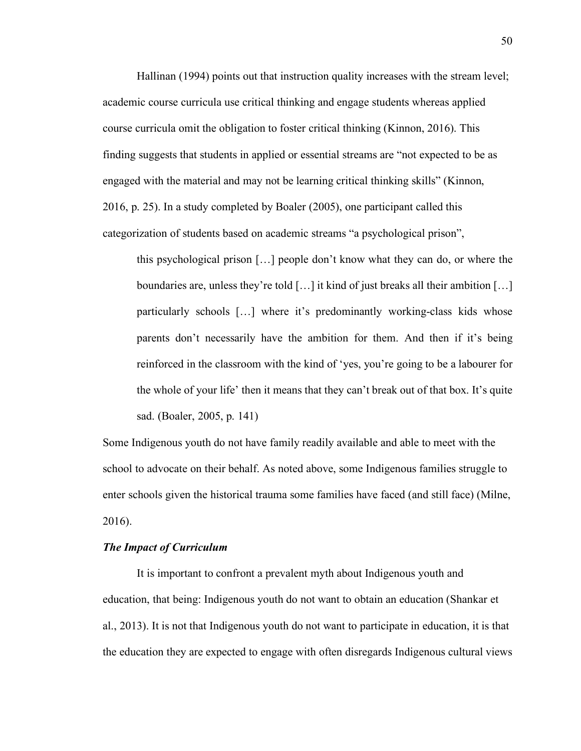Hallinan (1994) points out that instruction quality increases with the stream level; academic course curricula use critical thinking and engage students whereas applied course curricula omit the obligation to foster critical thinking (Kinnon, 2016). This finding suggests that students in applied or essential streams are "not expected to be as engaged with the material and may not be learning critical thinking skills" (Kinnon, 2016, p. 25). In a study completed by Boaler (2005), one participant called this categorization of students based on academic streams "a psychological prison",

> this psychological prison […] people don't know what they can do, or where the boundaries are, unless they're told […] it kind of just breaks all their ambition […] particularly schools […] where it's predominantly working-class kids whose parents don't necessarily have the ambition for them. And then if it's being reinforced in the classroom with the kind of 'yes, you're going to be a labourer for the whole of your life' then it means that they can't break out of that box. It's quite sad. (Boaler, 2005, p. 141)

Some Indigenous youth do not have family readily available and able to meet with the school to advocate on their behalf. As noted above, some Indigenous families struggle to enter schools given the historical trauma some families have faced (and still face) (Milne, 2016).

### *The Impact of Curriculum*

It is important to confront a prevalent myth about Indigenous youth and education, that being: Indigenous youth do not want to obtain an education (Shankar et al., 2013). It is not that Indigenous youth do not want to participate in education, it is that the education they are expected to engage with often disregards Indigenous cultural views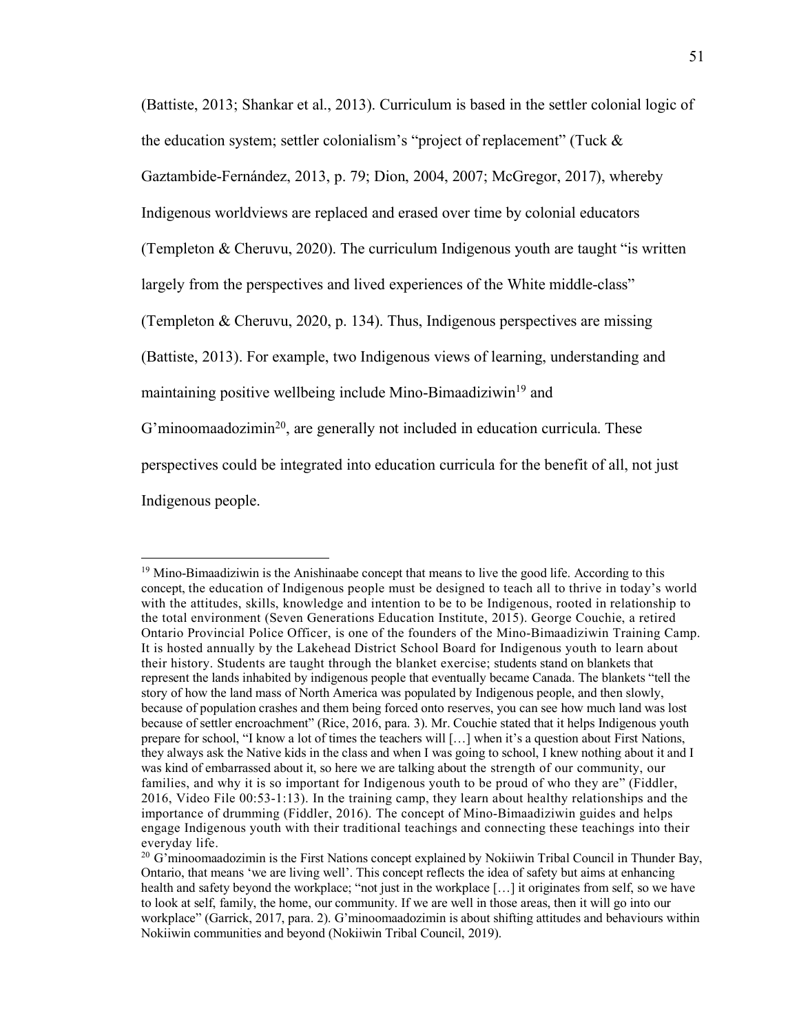(Battiste, 2013; Shankar et al., 2013). Curriculum is based in the settler colonial logic of the education system; settler colonialism's "project of replacement" (Tuck & Gaztambide-Fernández, 2013, p. 79; Dion, 2004, 2007; McGregor, 2017), whereby Indigenous worldviews are replaced and erased over time by colonial educators (Templeton & Cheruvu, 2020). The curriculum Indigenous youth are taught "is written largely from the perspectives and lived experiences of the White middle-class" (Templeton & Cheruvu, 2020, p. 134). Thus, Indigenous perspectives are missing (Battiste, 2013). For example, two Indigenous views of learning, understanding and maintaining positive wellbeing include Mino-Bimaadiziwin[19] and G'minoomaadozimin[20], are generally not included in education curricula. These perspectives could be integrated into education curricula for the benefit of all, not just Indigenous people.

---

[19] Mino-Bimaadiziwin is the Anishinaabe concept that means to live the good life. According to this concept, the education of Indigenous people must be designed to teach all to thrive in today's world with the attitudes, skills, knowledge and intention to be to be Indigenous, rooted in relationship to the total environment (Seven Generations Education Institute, 2015). George Couchie, a retired Ontario Provincial Police Officer, is one of the founders of the Mino-Bimaadiziwin Training Camp. It is hosted annually by the Lakehead District School Board for Indigenous youth to learn about their history. Students are taught through the blanket exercise; students stand on blankets that represent the lands inhabited by indigenous people that eventually became Canada. The blankets "tell the story of how the land mass of North America was populated by Indigenous people, and then slowly, because of population crashes and them being forced onto reserves, you can see how much land was lost because of settler encroachment" (Rice, 2016, para. 3). Mr. Couchie stated that it helps Indigenous youth prepare for school, "I know a lot of times the teachers will […] when it's a question about First Nations, they always ask the Native kids in the class and when I was going to school, I knew nothing about it and I was kind of embarrassed about it, so here we are talking about the strength of our community, our families, and why it is so important for Indigenous youth to be proud of who they are" (Fiddler, 2016, Video File 00:53-1:13). In the training camp, they learn about healthy relationships and the importance of drumming (Fiddler, 2016). The concept of Mino-Bimaadiziwin guides and helps engage Indigenous youth with their traditional teachings and connecting these teachings into their everyday life.

[20] G'minoomaadozimin is the First Nations concept explained by Nokiiwin Tribal Council in Thunder Bay, Ontario, that means 'we are living well'. This concept reflects the idea of safety but aims at enhancing health and safety beyond the workplace; "not just in the workplace […] it originates from self, so we have to look at self, family, the home, our community. If we are well in those areas, then it will go into our workplace" (Garrick, 2017, para. 2). G'minoomaadozimin is about shifting attitudes and behaviours within Nokiiwin communities and beyond (Nokiiwin Tribal Council, 2019).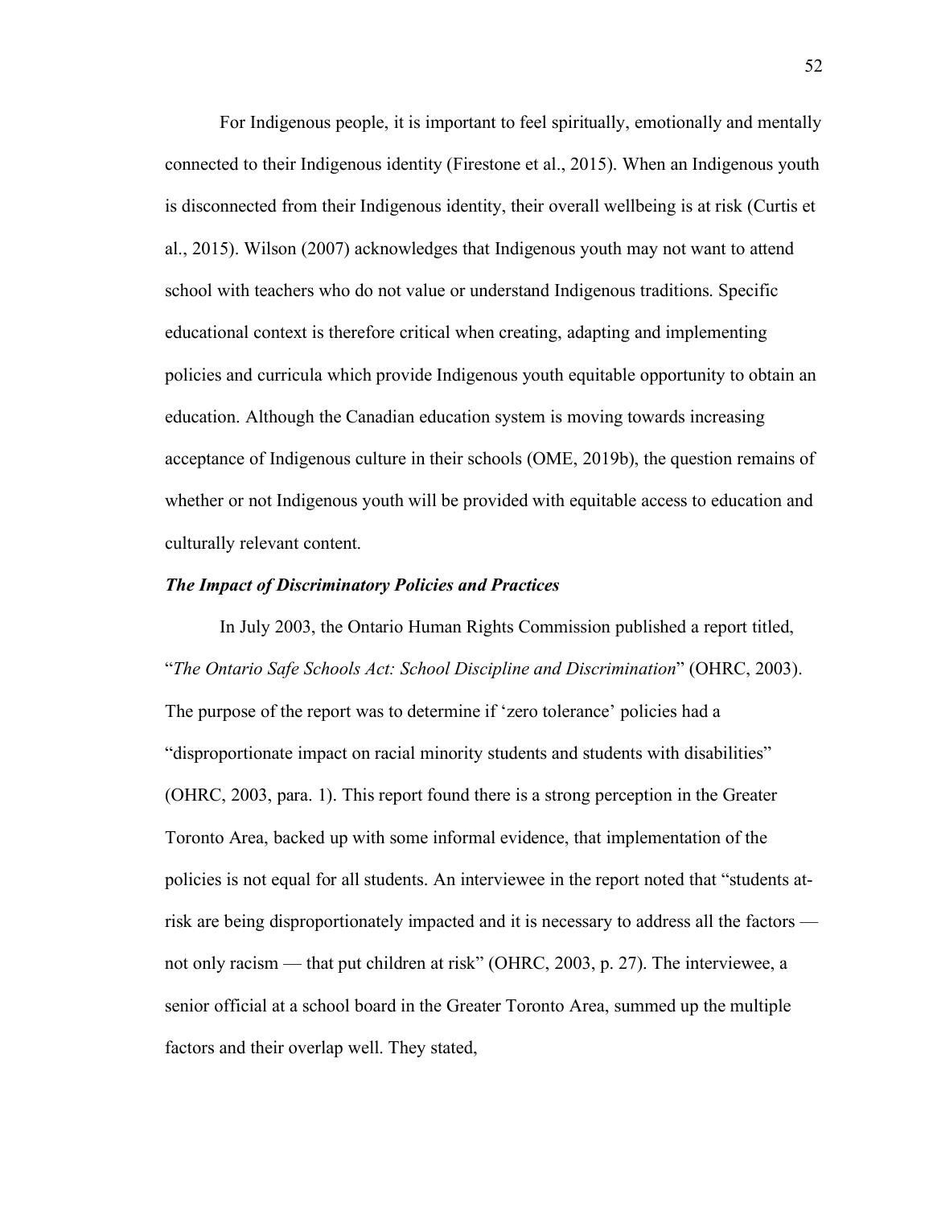For Indigenous people, it is important to feel spiritually, emotionally and mentally connected to their Indigenous identity (Firestone et al., 2015). When an Indigenous youth is disconnected from their Indigenous identity, their overall wellbeing is at risk (Curtis et al., 2015). Wilson (2007) acknowledges that Indigenous youth may not want to attend school with teachers who do not value or understand Indigenous traditions. Specific educational context is therefore critical when creating, adapting and implementing policies and curricula which provide Indigenous youth equitable opportunity to obtain an education. Although the Canadian education system is moving towards increasing acceptance of Indigenous culture in their schools (OME, 2019b), the question remains of whether or not Indigenous youth will be provided with equitable access to education and culturally relevant content.

### ***The Impact of Discriminatory Policies and Practices***

In July 2003, the Ontario Human Rights Commission published a report titled, "*The Ontario Safe Schools Act: School Discipline and Discrimination*" (OHRC, 2003). The purpose of the report was to determine if 'zero tolerance' policies had a "disproportionate impact on racial minority students and students with disabilities" (OHRC, 2003, para. 1). This report found there is a strong perception in the Greater Toronto Area, backed up with some informal evidence, that implementation of the policies is not equal for all students. An interviewee in the report noted that "students at-risk are being disproportionately impacted and it is necessary to address all the factors — not only racism — that put children at risk" (OHRC, 2003, p. 27). The interviewee, a senior official at a school board in the Greater Toronto Area, summed up the multiple factors and their overlap well. They stated,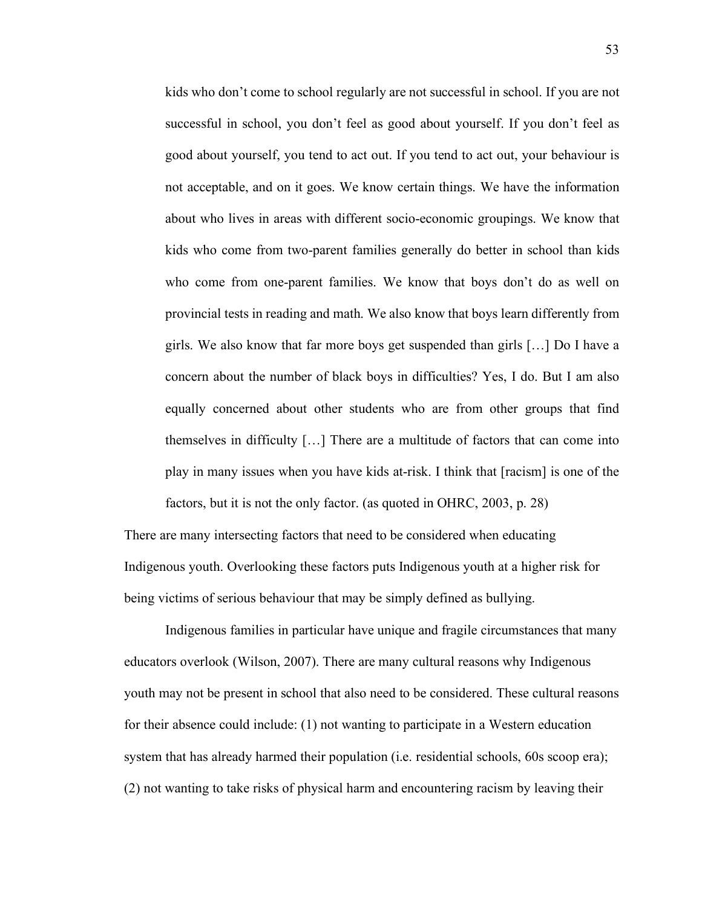> kids who don't come to school regularly are not successful in school. If you are not successful in school, you don't feel as good about yourself. If you don't feel as good about yourself, you tend to act out. If you tend to act out, your behaviour is not acceptable, and on it goes. We know certain things. We have the information about who lives in areas with different socio-economic groupings. We know that kids who come from two-parent families generally do better in school than kids who come from one-parent families. We know that boys don't do as well on provincial tests in reading and math. We also know that boys learn differently from girls. We also know that far more boys get suspended than girls […] Do I have a concern about the number of black boys in difficulties? Yes, I do. But I am also equally concerned about other students who are from other groups that find themselves in difficulty […] There are a multitude of factors that can come into play in many issues when you have kids at-risk. I think that [racism] is one of the factors, but it is not the only factor. (as quoted in OHRC, 2003, p. 28)

There are many intersecting factors that need to be considered when educating Indigenous youth. Overlooking these factors puts Indigenous youth at a higher risk for being victims of serious behaviour that may be simply defined as bullying.

Indigenous families in particular have unique and fragile circumstances that many educators overlook (Wilson, 2007). There are many cultural reasons why Indigenous youth may not be present in school that also need to be considered. These cultural reasons for their absence could include: (1) not wanting to participate in a Western education system that has already harmed their population (i.e. residential schools, 60s scoop era); (2) not wanting to take risks of physical harm and encountering racism by leaving their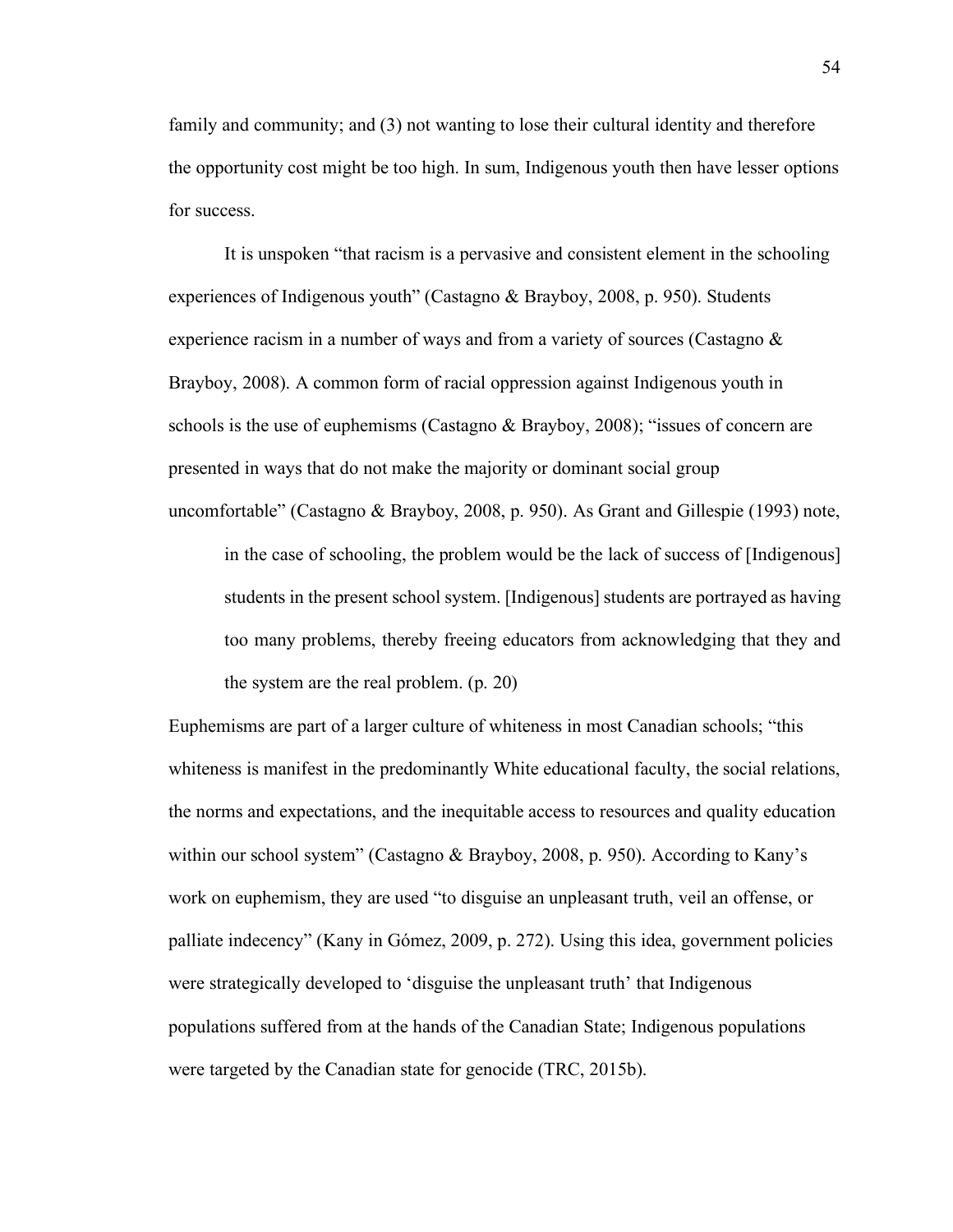family and community; and (3) not wanting to lose their cultural identity and therefore the opportunity cost might be too high. In sum, Indigenous youth then have lesser options for success.

It is unspoken "that racism is a pervasive and consistent element in the schooling experiences of Indigenous youth" (Castagno & Brayboy, 2008, p. 950). Students experience racism in a number of ways and from a variety of sources (Castagno & Brayboy, 2008). A common form of racial oppression against Indigenous youth in schools is the use of euphemisms (Castagno & Brayboy, 2008); "issues of concern are presented in ways that do not make the majority or dominant social group uncomfortable" (Castagno & Brayboy, 2008, p. 950). As Grant and Gillespie (1993) note,

> in the case of schooling, the problem would be the lack of success of [Indigenous] students in the present school system. [Indigenous] students are portrayed as having too many problems, thereby freeing educators from acknowledging that they and the system are the real problem. (p. 20)

Euphemisms are part of a larger culture of whiteness in most Canadian schools; "this whiteness is manifest in the predominantly White educational faculty, the social relations, the norms and expectations, and the inequitable access to resources and quality education within our school system" (Castagno & Brayboy, 2008, p. 950). According to Kany's work on euphemism, they are used "to disguise an unpleasant truth, veil an offense, or palliate indecency" (Kany in Gómez, 2009, p. 272). Using this idea, government policies were strategically developed to 'disguise the unpleasant truth' that Indigenous populations suffered from at the hands of the Canadian State; Indigenous populations were targeted by the Canadian state for genocide (TRC, 2015b).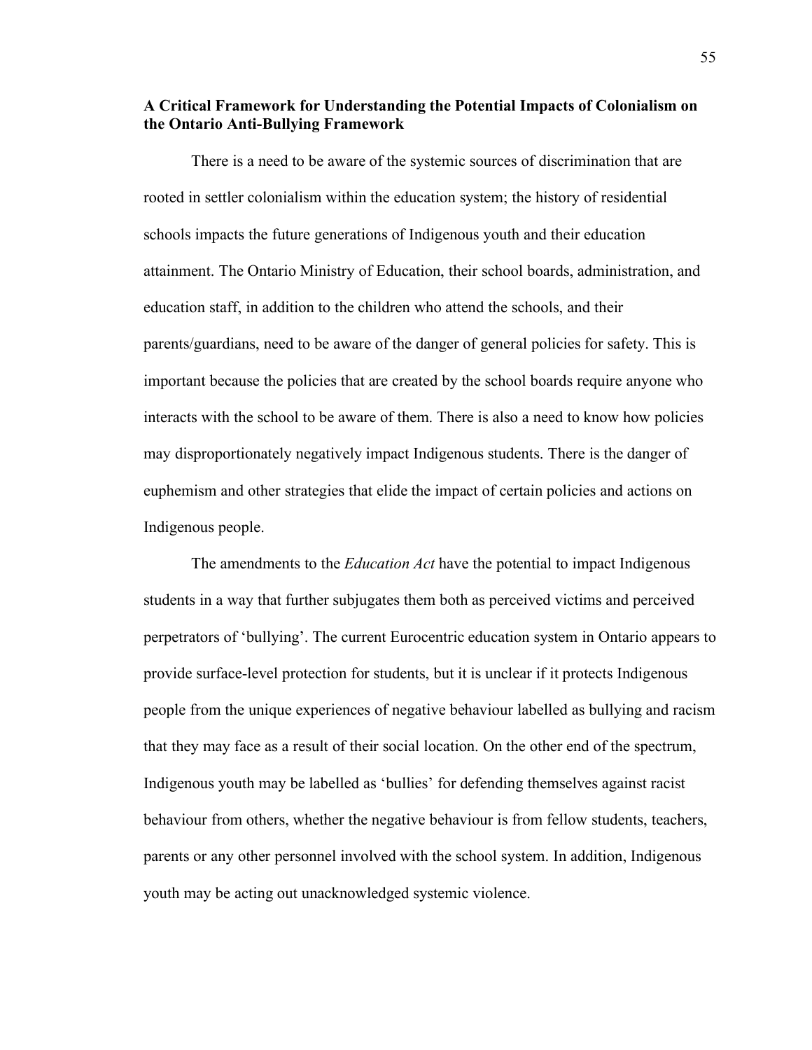## A Critical Framework for Understanding the Potential Impacts of Colonialism on the Ontario Anti-Bullying Framework

There is a need to be aware of the systemic sources of discrimination that are rooted in settler colonialism within the education system; the history of residential schools impacts the future generations of Indigenous youth and their education attainment. The Ontario Ministry of Education, their school boards, administration, and education staff, in addition to the children who attend the schools, and their parents/guardians, need to be aware of the danger of general policies for safety. This is important because the policies that are created by the school boards require anyone who interacts with the school to be aware of them. There is also a need to know how policies may disproportionately negatively impact Indigenous students. There is the danger of euphemism and other strategies that elide the impact of certain policies and actions on Indigenous people.

The amendments to the *Education Act* have the potential to impact Indigenous students in a way that further subjugates them both as perceived victims and perceived perpetrators of 'bullying'. The current Eurocentric education system in Ontario appears to provide surface-level protection for students, but it is unclear if it protects Indigenous people from the unique experiences of negative behaviour labelled as bullying and racism that they may face as a result of their social location. On the other end of the spectrum, Indigenous youth may be labelled as 'bullies' for defending themselves against racist behaviour from others, whether the negative behaviour is from fellow students, teachers, parents or any other personnel involved with the school system. In addition, Indigenous youth may be acting out unacknowledged systemic violence.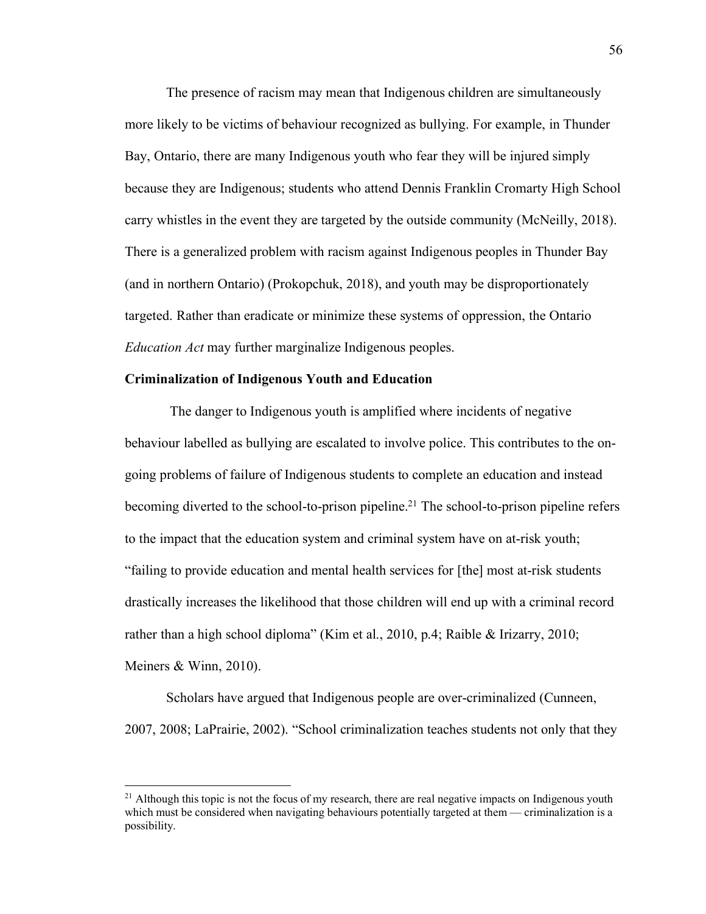The presence of racism may mean that Indigenous children are simultaneously more likely to be victims of behaviour recognized as bullying. For example, in Thunder Bay, Ontario, there are many Indigenous youth who fear they will be injured simply because they are Indigenous; students who attend Dennis Franklin Cromarty High School carry whistles in the event they are targeted by the outside community (McNeilly, 2018). There is a generalized problem with racism against Indigenous peoples in Thunder Bay (and in northern Ontario) (Prokopchuk, 2018), and youth may be disproportionately targeted. Rather than eradicate or minimize these systems of oppression, the Ontario *Education Act* may further marginalize Indigenous peoples.

**Criminalization of Indigenous Youth and Education**

The danger to Indigenous youth is amplified where incidents of negative behaviour labelled as bullying are escalated to involve police. This contributes to the on-going problems of failure of Indigenous students to complete an education and instead becoming diverted to the school-to-prison pipeline.[21] The school-to-prison pipeline refers to the impact that the education system and criminal system have on at-risk youth; "failing to provide education and mental health services for [the] most at-risk students drastically increases the likelihood that those children will end up with a criminal record rather than a high school diploma" (Kim et al., 2010, p.4; Raible & Irizarry, 2010; Meiners & Winn, 2010).

Scholars have argued that Indigenous people are over-criminalized (Cunneen, 2007, 2008; LaPrairie, 2002). "School criminalization teaches students not only that they

[21] Although this topic is not the focus of my research, there are real negative impacts on Indigenous youth which must be considered when navigating behaviours potentially targeted at them — criminalization is a possibility.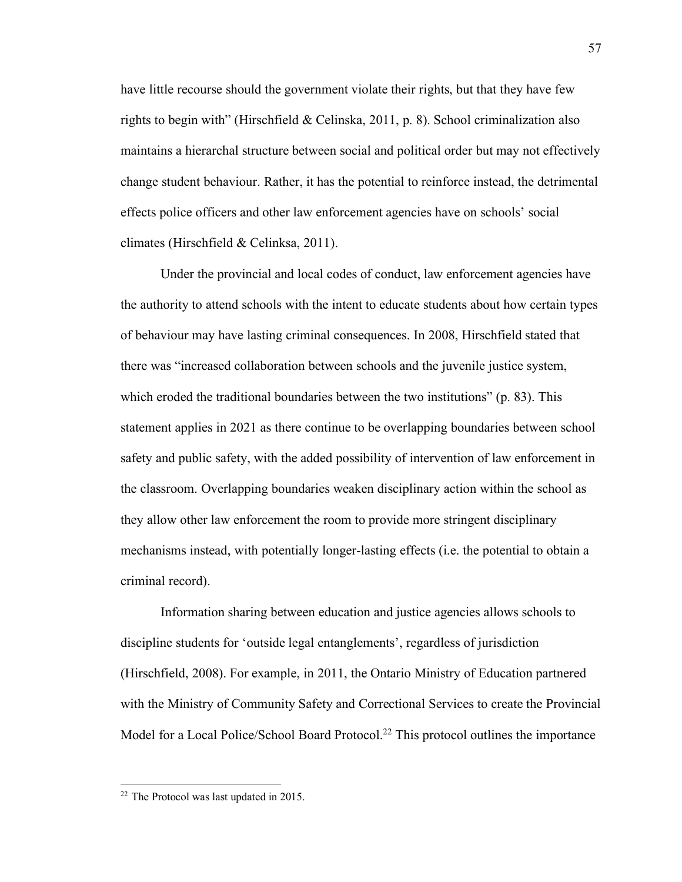have little recourse should the government violate their rights, but that they have few rights to begin with" (Hirschfield & Celinska, 2011, p. 8). School criminalization also maintains a hierarchal structure between social and political order but may not effectively change student behaviour. Rather, it has the potential to reinforce instead, the detrimental effects police officers and other law enforcement agencies have on schools' social climates (Hirschfield & Celinksa, 2011).

Under the provincial and local codes of conduct, law enforcement agencies have the authority to attend schools with the intent to educate students about how certain types of behaviour may have lasting criminal consequences. In 2008, Hirschfield stated that there was "increased collaboration between schools and the juvenile justice system, which eroded the traditional boundaries between the two institutions" (p. 83). This statement applies in 2021 as there continue to be overlapping boundaries between school safety and public safety, with the added possibility of intervention of law enforcement in the classroom. Overlapping boundaries weaken disciplinary action within the school as they allow other law enforcement the room to provide more stringent disciplinary mechanisms instead, with potentially longer-lasting effects (i.e. the potential to obtain a criminal record).

Information sharing between education and justice agencies allows schools to discipline students for 'outside legal entanglements', regardless of jurisdiction (Hirschfield, 2008). For example, in 2011, the Ontario Ministry of Education partnered with the Ministry of Community Safety and Correctional Services to create the Provincial Model for a Local Police/School Board Protocol.[22] This protocol outlines the importance

[22] The Protocol was last updated in 2015.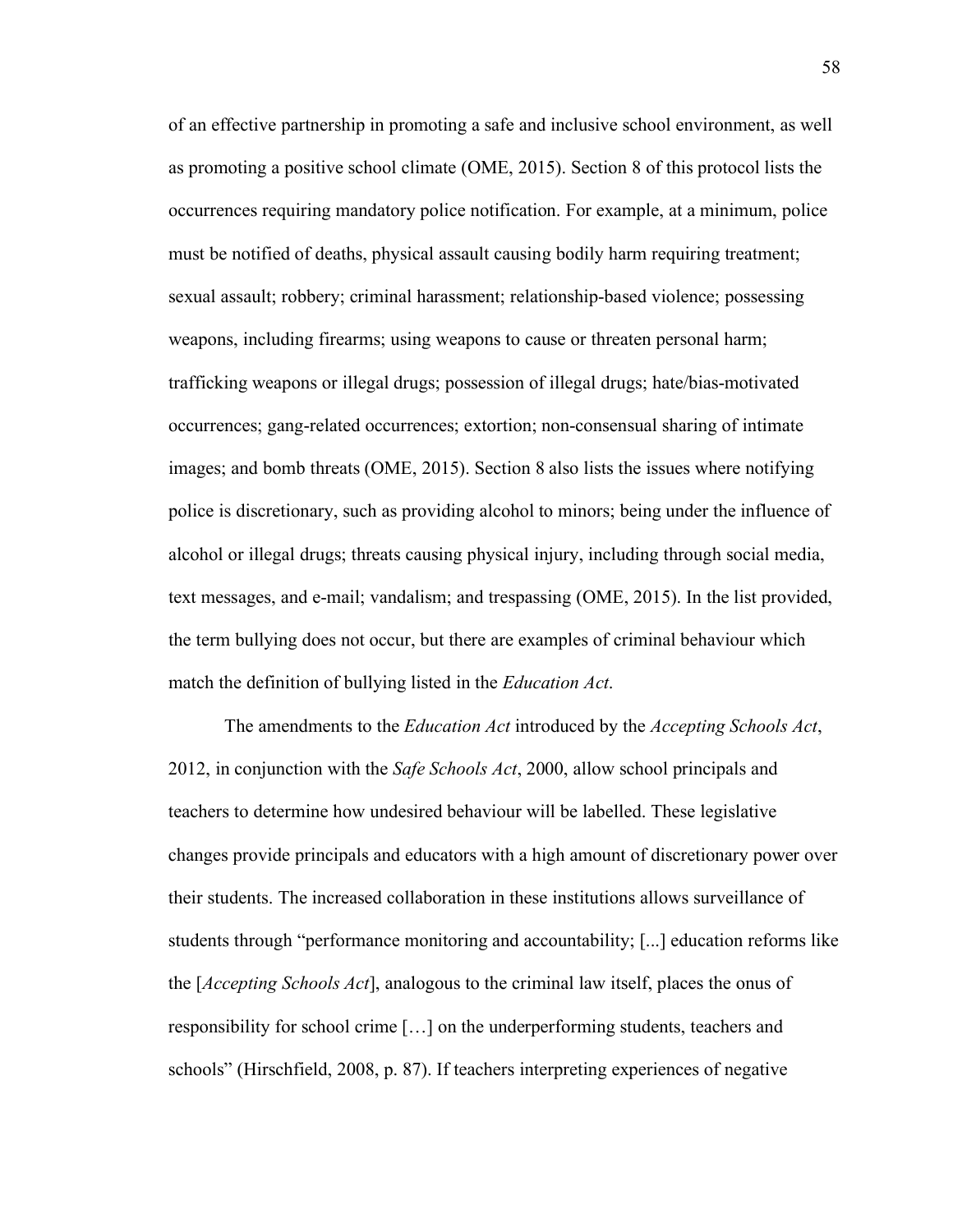of an effective partnership in promoting a safe and inclusive school environment, as well as promoting a positive school climate (OME, 2015). Section 8 of this protocol lists the occurrences requiring mandatory police notification. For example, at a minimum, police must be notified of deaths, physical assault causing bodily harm requiring treatment; sexual assault; robbery; criminal harassment; relationship-based violence; possessing weapons, including firearms; using weapons to cause or threaten personal harm; trafficking weapons or illegal drugs; possession of illegal drugs; hate/bias-motivated occurrences; gang-related occurrences; extortion; non-consensual sharing of intimate images; and bomb threats (OME, 2015). Section 8 also lists the issues where notifying police is discretionary, such as providing alcohol to minors; being under the influence of alcohol or illegal drugs; threats causing physical injury, including through social media, text messages, and e-mail; vandalism; and trespassing (OME, 2015). In the list provided, the term bullying does not occur, but there are examples of criminal behaviour which match the definition of bullying listed in the *Education Act*.

The amendments to the *Education Act* introduced by the *Accepting Schools Act*, 2012, in conjunction with the *Safe Schools Act*, 2000, allow school principals and teachers to determine how undesired behaviour will be labelled. These legislative changes provide principals and educators with a high amount of discretionary power over their students. The increased collaboration in these institutions allows surveillance of students through "performance monitoring and accountability; [...] education reforms like the [*Accepting Schools Act*], analogous to the criminal law itself, places the onus of responsibility for school crime […] on the underperforming students, teachers and schools" (Hirschfield, 2008, p. 87). If teachers interpreting experiences of negative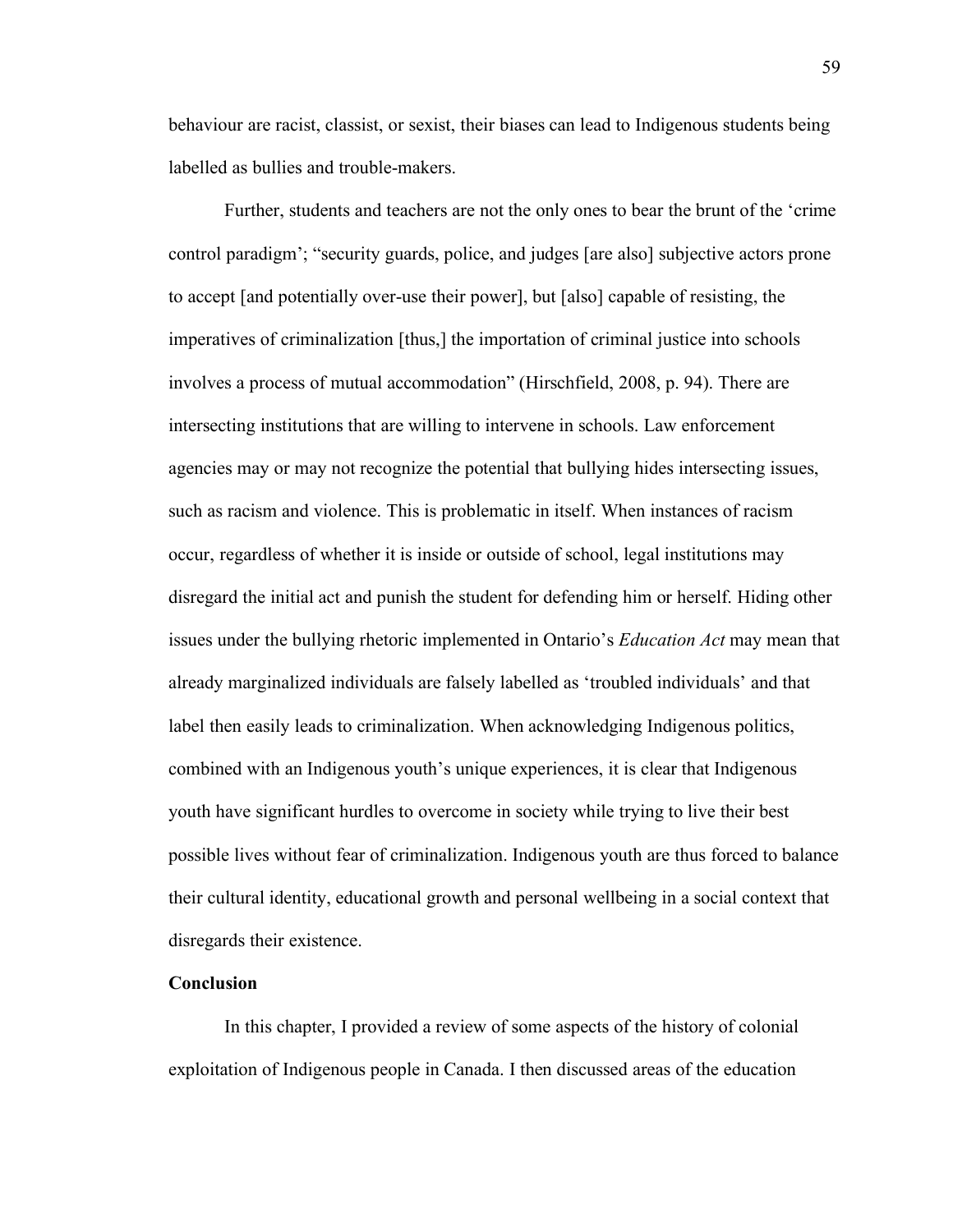behaviour are racist, classist, or sexist, their biases can lead to Indigenous students being labelled as bullies and trouble-makers.

Further, students and teachers are not the only ones to bear the brunt of the 'crime control paradigm'; "security guards, police, and judges [are also] subjective actors prone to accept [and potentially over-use their power], but [also] capable of resisting, the imperatives of criminalization [thus,] the importation of criminal justice into schools involves a process of mutual accommodation" (Hirschfield, 2008, p. 94). There are intersecting institutions that are willing to intervene in schools. Law enforcement agencies may or may not recognize the potential that bullying hides intersecting issues, such as racism and violence. This is problematic in itself. When instances of racism occur, regardless of whether it is inside or outside of school, legal institutions may disregard the initial act and punish the student for defending him or herself. Hiding other issues under the bullying rhetoric implemented in Ontario's *Education Act* may mean that already marginalized individuals are falsely labelled as 'troubled individuals' and that label then easily leads to criminalization. When acknowledging Indigenous politics, combined with an Indigenous youth's unique experiences, it is clear that Indigenous youth have significant hurdles to overcome in society while trying to live their best possible lives without fear of criminalization. Indigenous youth are thus forced to balance their cultural identity, educational growth and personal wellbeing in a social context that disregards their existence.

**Conclusion**

In this chapter, I provided a review of some aspects of the history of colonial exploitation of Indigenous people in Canada. I then discussed areas of the education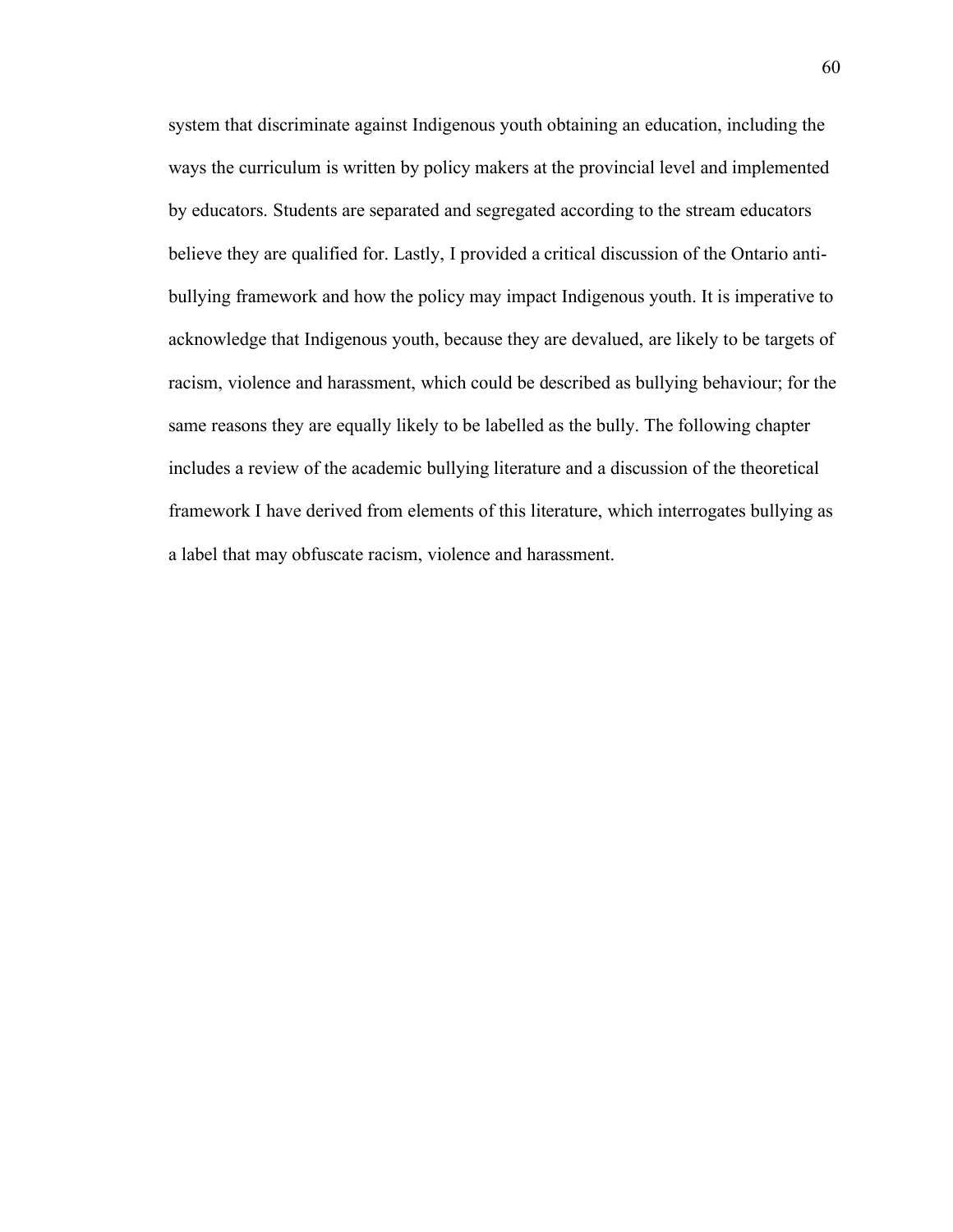system that discriminate against Indigenous youth obtaining an education, including the ways the curriculum is written by policy makers at the provincial level and implemented by educators. Students are separated and segregated according to the stream educators believe they are qualified for. Lastly, I provided a critical discussion of the Ontario anti-bullying framework and how the policy may impact Indigenous youth. It is imperative to acknowledge that Indigenous youth, because they are devalued, are likely to be targets of racism, violence and harassment, which could be described as bullying behaviour; for the same reasons they are equally likely to be labelled as the bully. The following chapter includes a review of the academic bullying literature and a discussion of the theoretical framework I have derived from elements of this literature, which interrogates bullying as a label that may obfuscate racism, violence and harassment.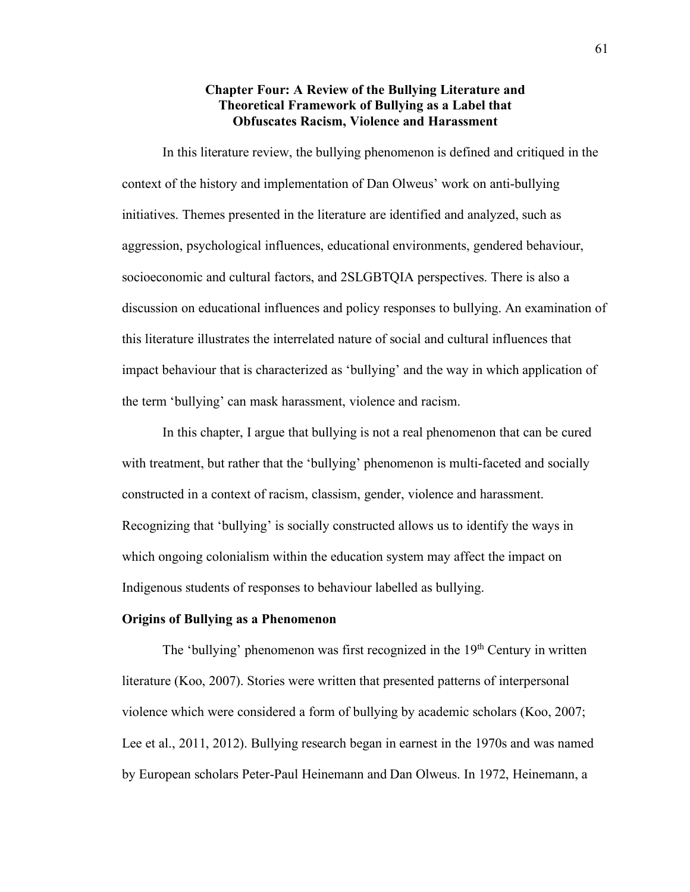# Chapter Four: A Review of the Bullying Literature and Theoretical Framework of Bullying as a Label that Obfuscates Racism, Violence and Harassment

In this literature review, the bullying phenomenon is defined and critiqued in the context of the history and implementation of Dan Olweus' work on anti-bullying initiatives. Themes presented in the literature are identified and analyzed, such as aggression, psychological influences, educational environments, gendered behaviour, socioeconomic and cultural factors, and 2SLGBTQIA perspectives. There is also a discussion on educational influences and policy responses to bullying. An examination of this literature illustrates the interrelated nature of social and cultural influences that impact behaviour that is characterized as 'bullying' and the way in which application of the term 'bullying' can mask harassment, violence and racism.

In this chapter, I argue that bullying is not a real phenomenon that can be cured with treatment, but rather that the 'bullying' phenomenon is multi-faceted and socially constructed in a context of racism, classism, gender, violence and harassment. Recognizing that 'bullying' is socially constructed allows us to identify the ways in which ongoing colonialism within the education system may affect the impact on Indigenous students of responses to behaviour labelled as bullying.

## Origins of Bullying as a Phenomenon

The 'bullying' phenomenon was first recognized in the 19th Century in written literature (Koo, 2007). Stories were written that presented patterns of interpersonal violence which were considered a form of bullying by academic scholars (Koo, 2007; Lee et al., 2011, 2012). Bullying research began in earnest in the 1970s and was named by European scholars Peter-Paul Heinemann and Dan Olweus. In 1972, Heinemann, a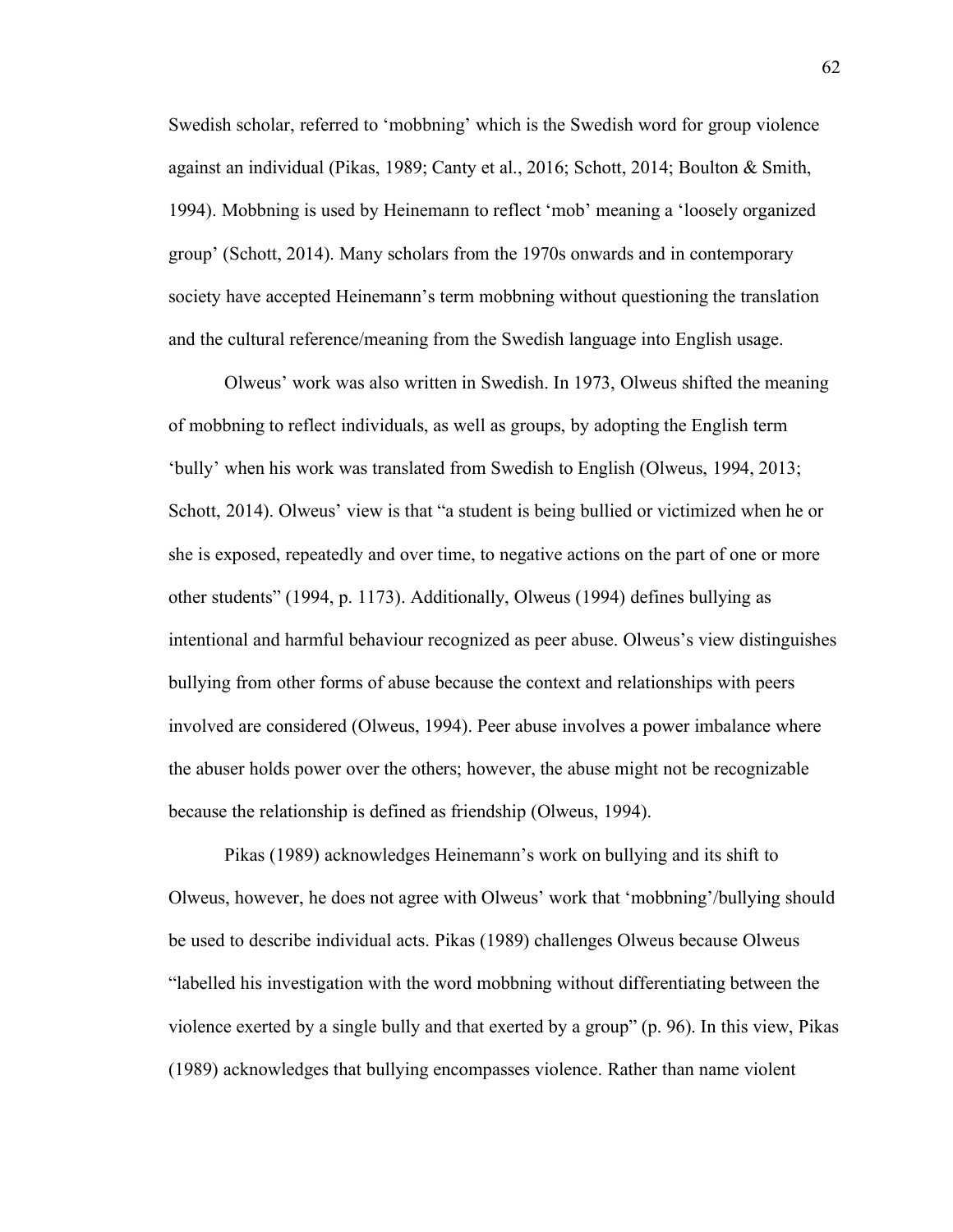Swedish scholar, referred to 'mobbning' which is the Swedish word for group violence against an individual (Pikas, 1989; Canty et al., 2016; Schott, 2014; Boulton & Smith, 1994). Mobbning is used by Heinemann to reflect 'mob' meaning a 'loosely organized group' (Schott, 2014). Many scholars from the 1970s onwards and in contemporary society have accepted Heinemann's term mobbning without questioning the translation and the cultural reference/meaning from the Swedish language into English usage.

Olweus' work was also written in Swedish. In 1973, Olweus shifted the meaning of mobbning to reflect individuals, as well as groups, by adopting the English term 'bully' when his work was translated from Swedish to English (Olweus, 1994, 2013; Schott, 2014). Olweus' view is that "a student is being bullied or victimized when he or she is exposed, repeatedly and over time, to negative actions on the part of one or more other students" (1994, p. 1173). Additionally, Olweus (1994) defines bullying as intentional and harmful behaviour recognized as peer abuse. Olweus's view distinguishes bullying from other forms of abuse because the context and relationships with peers involved are considered (Olweus, 1994). Peer abuse involves a power imbalance where the abuser holds power over the others; however, the abuse might not be recognizable because the relationship is defined as friendship (Olweus, 1994).

Pikas (1989) acknowledges Heinemann's work on bullying and its shift to Olweus, however, he does not agree with Olweus' work that 'mobbning'/bullying should be used to describe individual acts. Pikas (1989) challenges Olweus because Olweus "labelled his investigation with the word mobbning without differentiating between the violence exerted by a single bully and that exerted by a group" (p. 96). In this view, Pikas (1989) acknowledges that bullying encompasses violence. Rather than name violent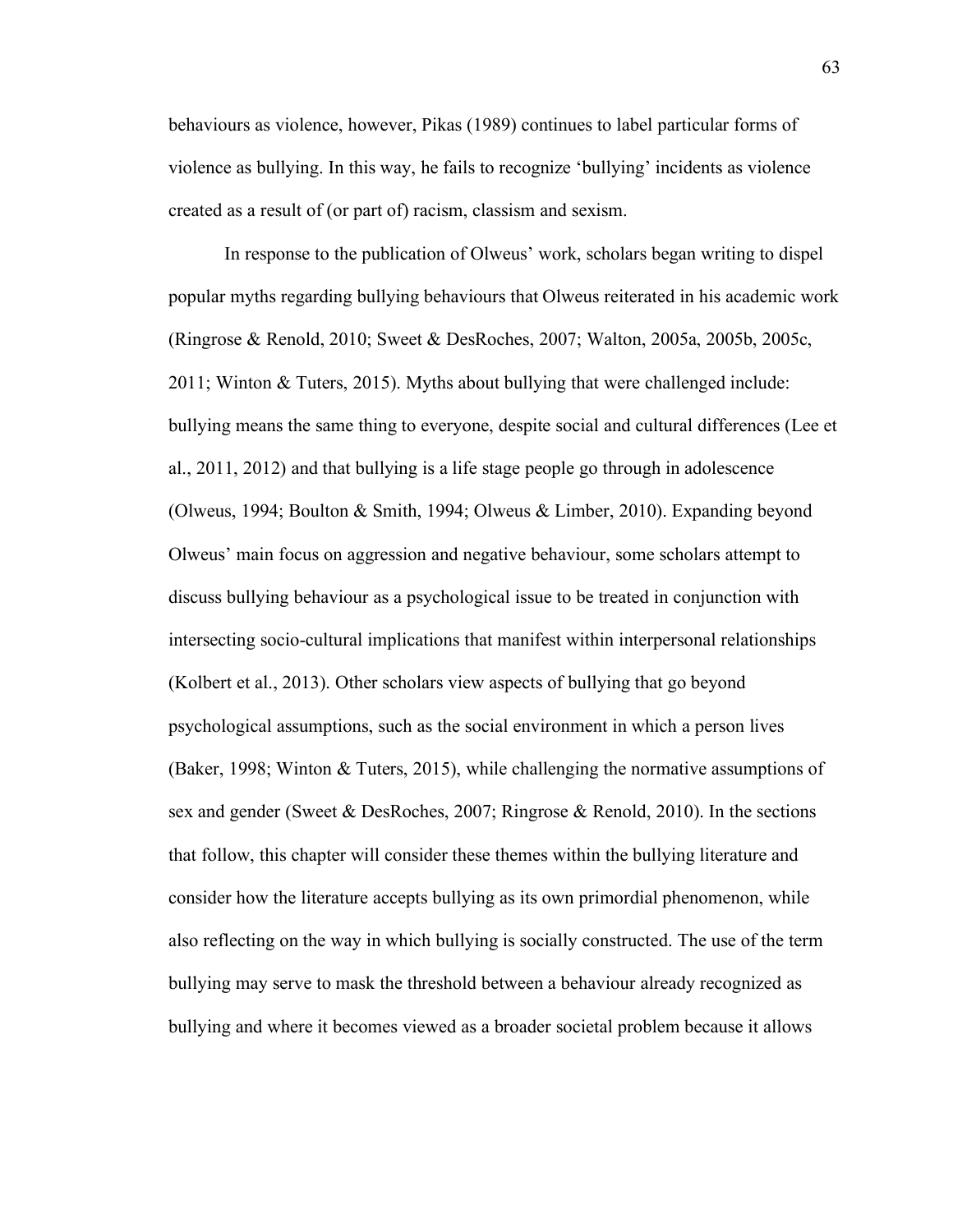behaviours as violence, however, Pikas (1989) continues to label particular forms of violence as bullying. In this way, he fails to recognize 'bullying' incidents as violence created as a result of (or part of) racism, classism and sexism.

In response to the publication of Olweus' work, scholars began writing to dispel popular myths regarding bullying behaviours that Olweus reiterated in his academic work (Ringrose & Renold, 2010; Sweet & DesRoches, 2007; Walton, 2005a, 2005b, 2005c, 2011; Winton & Tuters, 2015). Myths about bullying that were challenged include: bullying means the same thing to everyone, despite social and cultural differences (Lee et al., 2011, 2012) and that bullying is a life stage people go through in adolescence (Olweus, 1994; Boulton & Smith, 1994; Olweus & Limber, 2010). Expanding beyond Olweus' main focus on aggression and negative behaviour, some scholars attempt to discuss bullying behaviour as a psychological issue to be treated in conjunction with intersecting socio-cultural implications that manifest within interpersonal relationships (Kolbert et al., 2013). Other scholars view aspects of bullying that go beyond psychological assumptions, such as the social environment in which a person lives (Baker, 1998; Winton & Tuters, 2015), while challenging the normative assumptions of sex and gender (Sweet & DesRoches, 2007; Ringrose & Renold, 2010). In the sections that follow, this chapter will consider these themes within the bullying literature and consider how the literature accepts bullying as its own primordial phenomenon, while also reflecting on the way in which bullying is socially constructed. The use of the term bullying may serve to mask the threshold between a behaviour already recognized as bullying and where it becomes viewed as a broader societal problem because it allows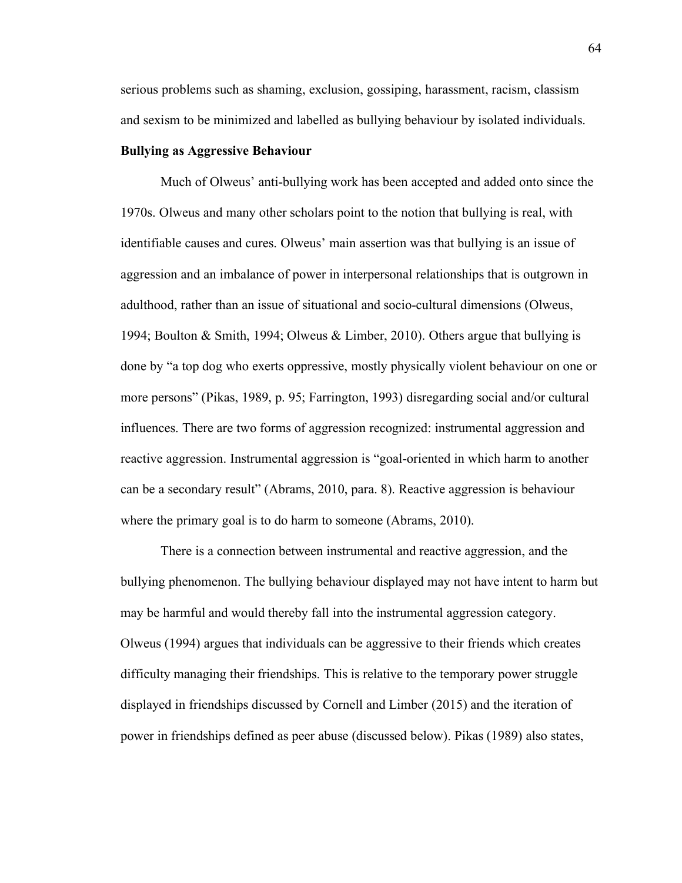serious problems such as shaming, exclusion, gossiping, harassment, racism, classism and sexism to be minimized and labelled as bullying behaviour by isolated individuals.

**Bullying as Aggressive Behaviour**

Much of Olweus' anti-bullying work has been accepted and added onto since the 1970s. Olweus and many other scholars point to the notion that bullying is real, with identifiable causes and cures. Olweus' main assertion was that bullying is an issue of aggression and an imbalance of power in interpersonal relationships that is outgrown in adulthood, rather than an issue of situational and socio-cultural dimensions (Olweus, 1994; Boulton & Smith, 1994; Olweus & Limber, 2010). Others argue that bullying is done by "a top dog who exerts oppressive, mostly physically violent behaviour on one or more persons" (Pikas, 1989, p. 95; Farrington, 1993) disregarding social and/or cultural influences. There are two forms of aggression recognized: instrumental aggression and reactive aggression. Instrumental aggression is "goal-oriented in which harm to another can be a secondary result" (Abrams, 2010, para. 8). Reactive aggression is behaviour where the primary goal is to do harm to someone (Abrams, 2010).

There is a connection between instrumental and reactive aggression, and the bullying phenomenon. The bullying behaviour displayed may not have intent to harm but may be harmful and would thereby fall into the instrumental aggression category. Olweus (1994) argues that individuals can be aggressive to their friends which creates difficulty managing their friendships. This is relative to the temporary power struggle displayed in friendships discussed by Cornell and Limber (2015) and the iteration of power in friendships defined as peer abuse (discussed below). Pikas (1989) also states,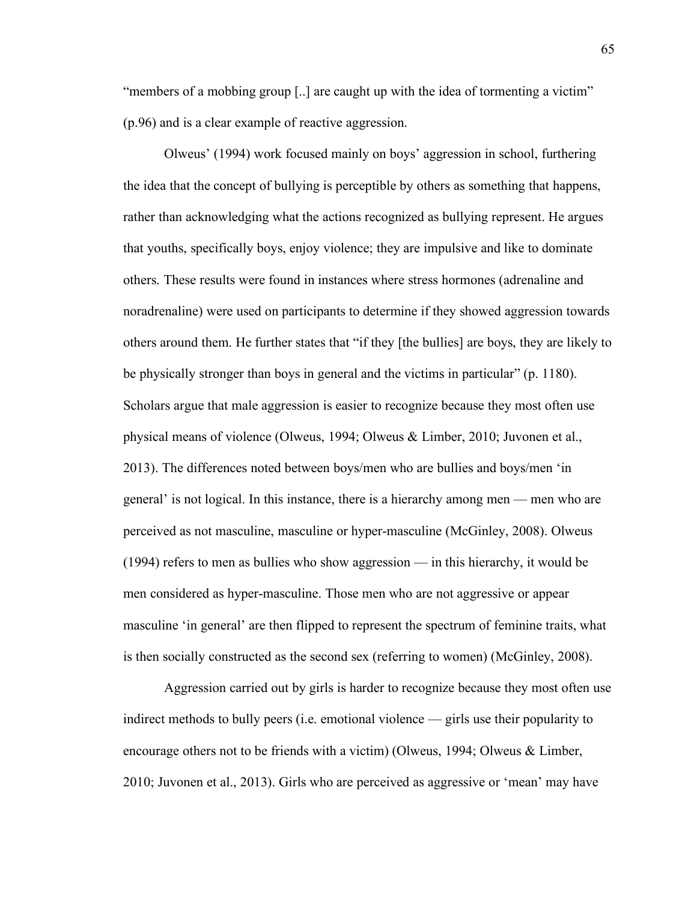"members of a mobbing group [..] are caught up with the idea of tormenting a victim" (p.96) and is a clear example of reactive aggression.

Olweus' (1994) work focused mainly on boys' aggression in school, furthering the idea that the concept of bullying is perceptible by others as something that happens, rather than acknowledging what the actions recognized as bullying represent. He argues that youths, specifically boys, enjoy violence; they are impulsive and like to dominate others. These results were found in instances where stress hormones (adrenaline and noradrenaline) were used on participants to determine if they showed aggression towards others around them. He further states that "if they [the bullies] are boys, they are likely to be physically stronger than boys in general and the victims in particular" (p. 1180). Scholars argue that male aggression is easier to recognize because they most often use physical means of violence (Olweus, 1994; Olweus & Limber, 2010; Juvonen et al., 2013). The differences noted between boys/men who are bullies and boys/men 'in general' is not logical. In this instance, there is a hierarchy among men — men who are perceived as not masculine, masculine or hyper-masculine (McGinley, 2008). Olweus (1994) refers to men as bullies who show aggression — in this hierarchy, it would be men considered as hyper-masculine. Those men who are not aggressive or appear masculine 'in general' are then flipped to represent the spectrum of feminine traits, what is then socially constructed as the second sex (referring to women) (McGinley, 2008).

Aggression carried out by girls is harder to recognize because they most often use indirect methods to bully peers (i.e. emotional violence — girls use their popularity to encourage others not to be friends with a victim) (Olweus, 1994; Olweus & Limber, 2010; Juvonen et al., 2013). Girls who are perceived as aggressive or 'mean' may have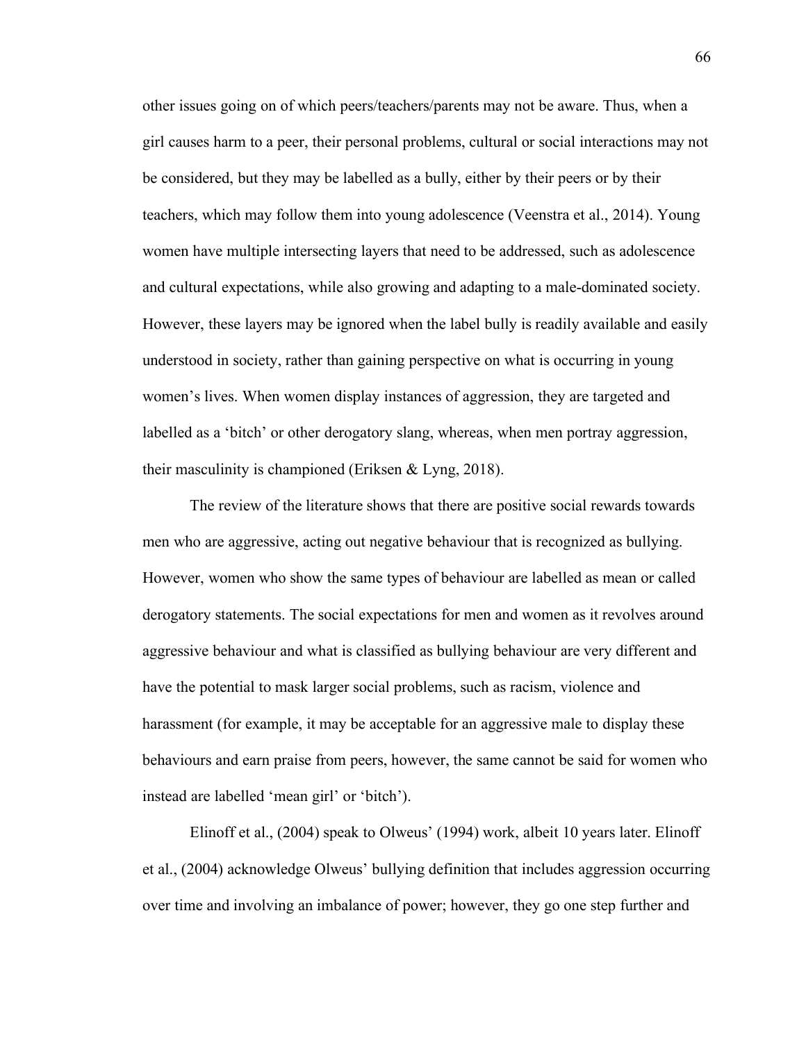other issues going on of which peers/teachers/parents may not be aware. Thus, when a girl causes harm to a peer, their personal problems, cultural or social interactions may not be considered, but they may be labelled as a bully, either by their peers or by their teachers, which may follow them into young adolescence (Veenstra et al., 2014). Young women have multiple intersecting layers that need to be addressed, such as adolescence and cultural expectations, while also growing and adapting to a male-dominated society. However, these layers may be ignored when the label bully is readily available and easily understood in society, rather than gaining perspective on what is occurring in young women's lives. When women display instances of aggression, they are targeted and labelled as a 'bitch' or other derogatory slang, whereas, when men portray aggression, their masculinity is championed (Eriksen & Lyng, 2018).

The review of the literature shows that there are positive social rewards towards men who are aggressive, acting out negative behaviour that is recognized as bullying. However, women who show the same types of behaviour are labelled as mean or called derogatory statements. The social expectations for men and women as it revolves around aggressive behaviour and what is classified as bullying behaviour are very different and have the potential to mask larger social problems, such as racism, violence and harassment (for example, it may be acceptable for an aggressive male to display these behaviours and earn praise from peers, however, the same cannot be said for women who instead are labelled 'mean girl' or 'bitch').

Elinoff et al., (2004) speak to Olweus' (1994) work, albeit 10 years later. Elinoff et al., (2004) acknowledge Olweus' bullying definition that includes aggression occurring over time and involving an imbalance of power; however, they go one step further and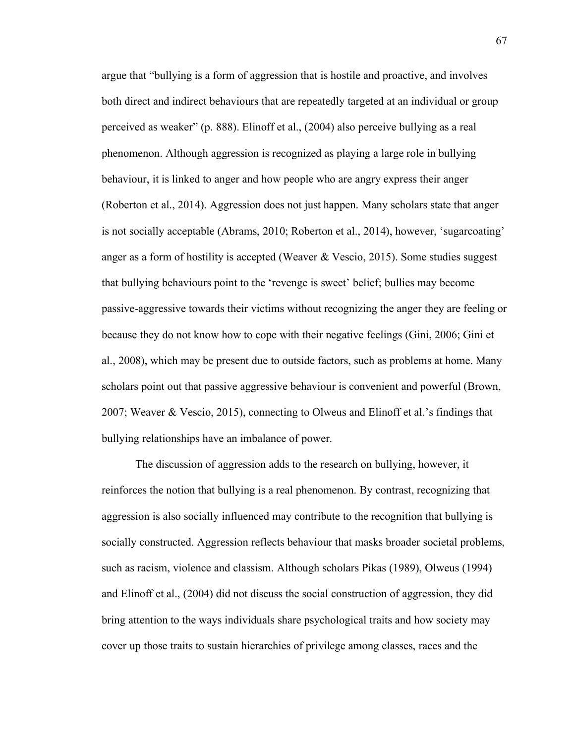argue that "bullying is a form of aggression that is hostile and proactive, and involves both direct and indirect behaviours that are repeatedly targeted at an individual or group perceived as weaker" (p. 888). Elinoff et al., (2004) also perceive bullying as a real phenomenon. Although aggression is recognized as playing a large role in bullying behaviour, it is linked to anger and how people who are angry express their anger (Roberton et al., 2014). Aggression does not just happen. Many scholars state that anger is not socially acceptable (Abrams, 2010; Roberton et al., 2014), however, 'sugarcoating' anger as a form of hostility is accepted (Weaver & Vescio, 2015). Some studies suggest that bullying behaviours point to the 'revenge is sweet' belief; bullies may become passive-aggressive towards their victims without recognizing the anger they are feeling or because they do not know how to cope with their negative feelings (Gini, 2006; Gini et al., 2008), which may be present due to outside factors, such as problems at home. Many scholars point out that passive aggressive behaviour is convenient and powerful (Brown, 2007; Weaver & Vescio, 2015), connecting to Olweus and Elinoff et al.'s findings that bullying relationships have an imbalance of power.

The discussion of aggression adds to the research on bullying, however, it reinforces the notion that bullying is a real phenomenon. By contrast, recognizing that aggression is also socially influenced may contribute to the recognition that bullying is socially constructed. Aggression reflects behaviour that masks broader societal problems, such as racism, violence and classism. Although scholars Pikas (1989), Olweus (1994) and Elinoff et al., (2004) did not discuss the social construction of aggression, they did bring attention to the ways individuals share psychological traits and how society may cover up those traits to sustain hierarchies of privilege among classes, races and the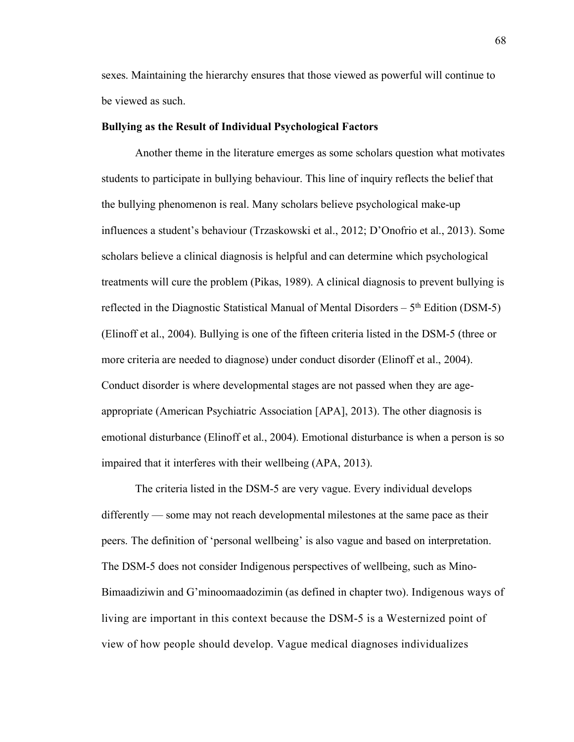sexes. Maintaining the hierarchy ensures that those viewed as powerful will continue to be viewed as such.

**Bullying as the Result of Individual Psychological Factors**

Another theme in the literature emerges as some scholars question what motivates students to participate in bullying behaviour. This line of inquiry reflects the belief that the bullying phenomenon is real. Many scholars believe psychological make-up influences a student's behaviour (Trzaskowski et al., 2012; D'Onofrio et al., 2013). Some scholars believe a clinical diagnosis is helpful and can determine which psychological treatments will cure the problem (Pikas, 1989). A clinical diagnosis to prevent bullying is reflected in the Diagnostic Statistical Manual of Mental Disorders – 5th Edition (DSM-5) (Elinoff et al., 2004). Bullying is one of the fifteen criteria listed in the DSM-5 (three or more criteria are needed to diagnose) under conduct disorder (Elinoff et al., 2004). Conduct disorder is where developmental stages are not passed when they are age-appropriate (American Psychiatric Association [APA], 2013). The other diagnosis is emotional disturbance (Elinoff et al., 2004). Emotional disturbance is when a person is so impaired that it interferes with their wellbeing (APA, 2013).

The criteria listed in the DSM-5 are very vague. Every individual develops differently — some may not reach developmental milestones at the same pace as their peers. The definition of 'personal wellbeing' is also vague and based on interpretation. The DSM-5 does not consider Indigenous perspectives of wellbeing, such as Mino-Bimaadiziwin and G'minoomaadozimin (as defined in chapter two). Indigenous ways of living are important in this context because the DSM-5 is a Westernized point of view of how people should develop. Vague medical diagnoses individualizes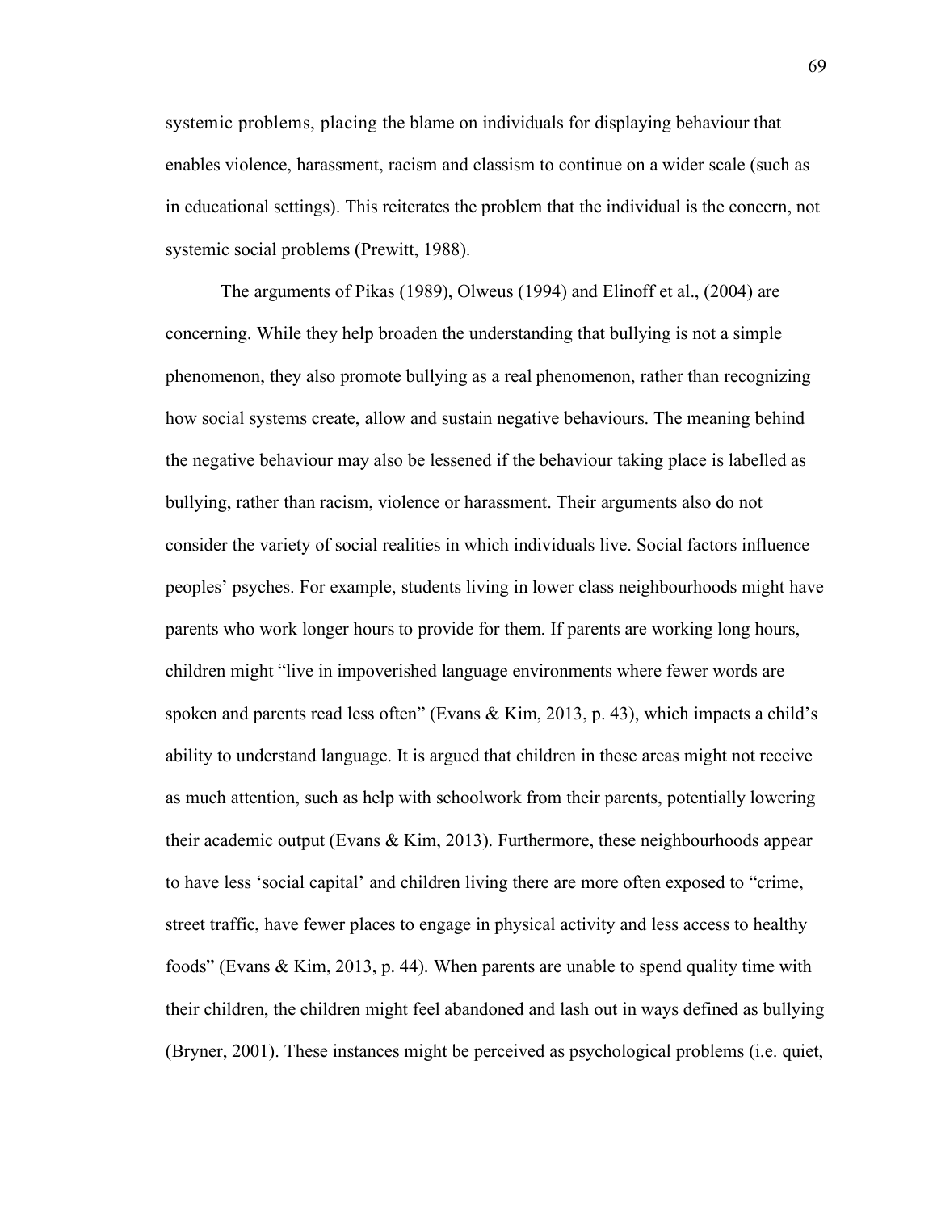systemic problems, placing the blame on individuals for displaying behaviour that enables violence, harassment, racism and classism to continue on a wider scale (such as in educational settings). This reiterates the problem that the individual is the concern, not systemic social problems (Prewitt, 1988).

The arguments of Pikas (1989), Olweus (1994) and Elinoff et al., (2004) are concerning. While they help broaden the understanding that bullying is not a simple phenomenon, they also promote bullying as a real phenomenon, rather than recognizing how social systems create, allow and sustain negative behaviours. The meaning behind the negative behaviour may also be lessened if the behaviour taking place is labelled as bullying, rather than racism, violence or harassment. Their arguments also do not consider the variety of social realities in which individuals live. Social factors influence peoples' psyches. For example, students living in lower class neighbourhoods might have parents who work longer hours to provide for them. If parents are working long hours, children might "live in impoverished language environments where fewer words are spoken and parents read less often" (Evans & Kim, 2013, p. 43), which impacts a child's ability to understand language. It is argued that children in these areas might not receive as much attention, such as help with schoolwork from their parents, potentially lowering their academic output (Evans & Kim, 2013). Furthermore, these neighbourhoods appear to have less 'social capital' and children living there are more often exposed to "crime, street traffic, have fewer places to engage in physical activity and less access to healthy foods" (Evans & Kim, 2013, p. 44). When parents are unable to spend quality time with their children, the children might feel abandoned and lash out in ways defined as bullying (Bryner, 2001). These instances might be perceived as psychological problems (i.e. quiet,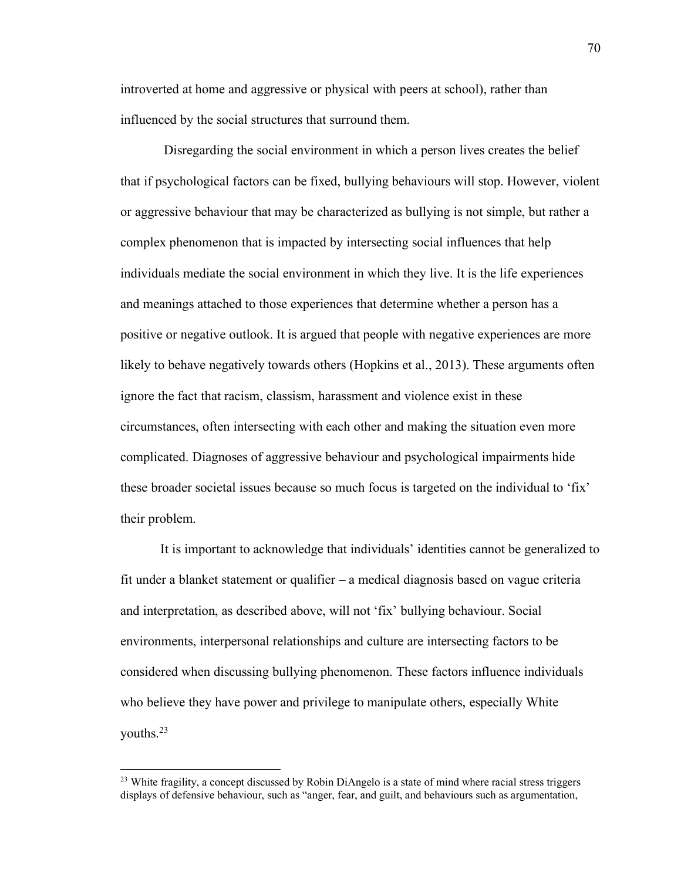introverted at home and aggressive or physical with peers at school), rather than influenced by the social structures that surround them.

Disregarding the social environment in which a person lives creates the belief that if psychological factors can be fixed, bullying behaviours will stop. However, violent or aggressive behaviour that may be characterized as bullying is not simple, but rather a complex phenomenon that is impacted by intersecting social influences that help individuals mediate the social environment in which they live. It is the life experiences and meanings attached to those experiences that determine whether a person has a positive or negative outlook. It is argued that people with negative experiences are more likely to behave negatively towards others (Hopkins et al., 2013). These arguments often ignore the fact that racism, classism, harassment and violence exist in these circumstances, often intersecting with each other and making the situation even more complicated. Diagnoses of aggressive behaviour and psychological impairments hide these broader societal issues because so much focus is targeted on the individual to 'fix' their problem.

It is important to acknowledge that individuals' identities cannot be generalized to fit under a blanket statement or qualifier – a medical diagnosis based on vague criteria and interpretation, as described above, will not 'fix' bullying behaviour. Social environments, interpersonal relationships and culture are intersecting factors to be considered when discussing bullying phenomenon. These factors influence individuals who believe they have power and privilege to manipulate others, especially White youths.[23]

---

[23] White fragility, a concept discussed by Robin DiAngelo is a state of mind where racial stress triggers displays of defensive behaviour, such as "anger, fear, and guilt, and behaviours such as argumentation,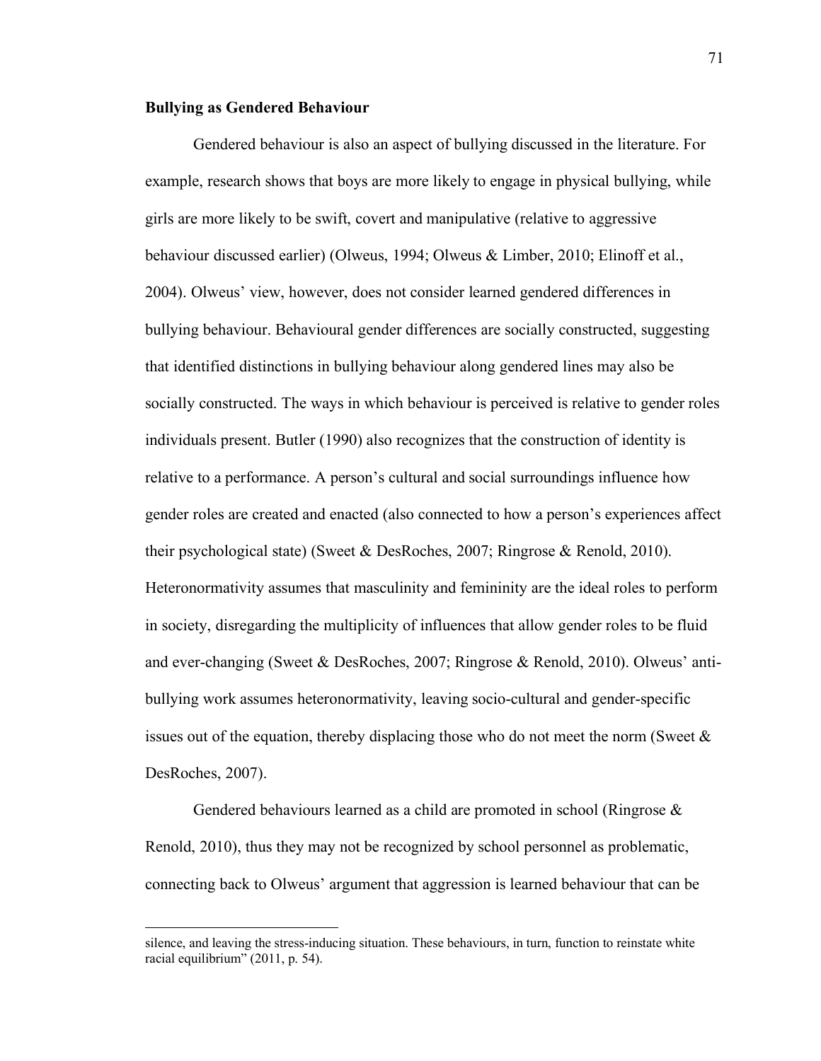**Bullying as Gendered Behaviour**

Gendered behaviour is also an aspect of bullying discussed in the literature. For example, research shows that boys are more likely to engage in physical bullying, while girls are more likely to be swift, covert and manipulative (relative to aggressive behaviour discussed earlier) (Olweus, 1994; Olweus & Limber, 2010; Elinoff et al., 2004). Olweus' view, however, does not consider learned gendered differences in bullying behaviour. Behavioural gender differences are socially constructed, suggesting that identified distinctions in bullying behaviour along gendered lines may also be socially constructed. The ways in which behaviour is perceived is relative to gender roles individuals present. Butler (1990) also recognizes that the construction of identity is relative to a performance. A person's cultural and social surroundings influence how gender roles are created and enacted (also connected to how a person's experiences affect their psychological state) (Sweet & DesRoches, 2007; Ringrose & Renold, 2010). Heteronormativity assumes that masculinity and femininity are the ideal roles to perform in society, disregarding the multiplicity of influences that allow gender roles to be fluid and ever-changing (Sweet & DesRoches, 2007; Ringrose & Renold, 2010). Olweus' anti-bullying work assumes heteronormativity, leaving socio-cultural and gender-specific issues out of the equation, thereby displacing those who do not meet the norm (Sweet & DesRoches, 2007).

Gendered behaviours learned as a child are promoted in school (Ringrose & Renold, 2010), thus they may not be recognized by school personnel as problematic, connecting back to Olweus' argument that aggression is learned behaviour that can be

---

silence, and leaving the stress-inducing situation. These behaviours, in turn, function to reinstate white racial equilibrium" (2011, p. 54).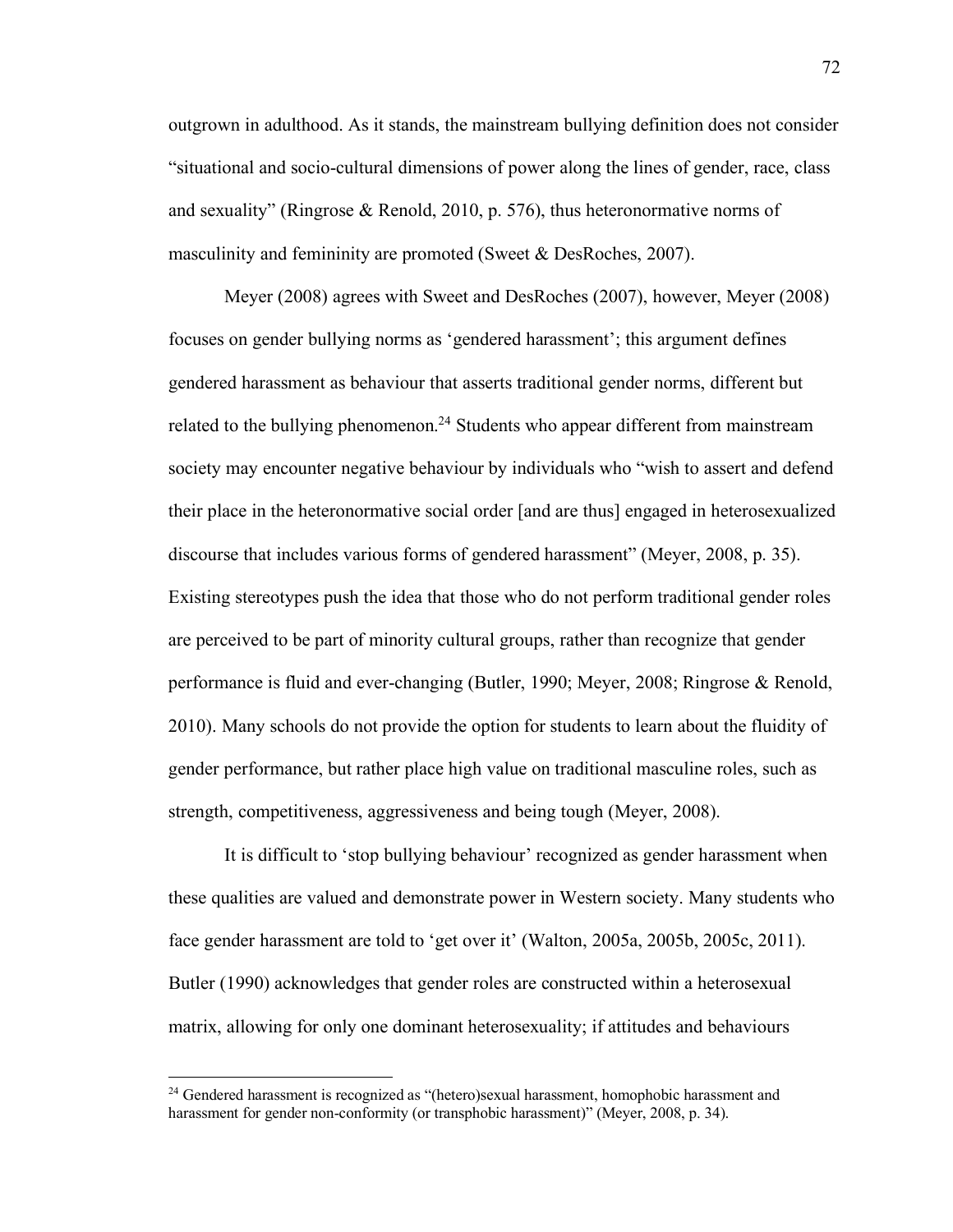outgrown in adulthood. As it stands, the mainstream bullying definition does not consider "situational and socio-cultural dimensions of power along the lines of gender, race, class and sexuality" (Ringrose & Renold, 2010, p. 576), thus heteronormative norms of masculinity and femininity are promoted (Sweet & DesRoches, 2007).

Meyer (2008) agrees with Sweet and DesRoches (2007), however, Meyer (2008) focuses on gender bullying norms as 'gendered harassment'; this argument defines gendered harassment as behaviour that asserts traditional gender norms, different but related to the bullying phenomenon.[24] Students who appear different from mainstream society may encounter negative behaviour by individuals who "wish to assert and defend their place in the heteronormative social order [and are thus] engaged in heterosexualized discourse that includes various forms of gendered harassment" (Meyer, 2008, p. 35). Existing stereotypes push the idea that those who do not perform traditional gender roles are perceived to be part of minority cultural groups, rather than recognize that gender performance is fluid and ever-changing (Butler, 1990; Meyer, 2008; Ringrose & Renold, 2010). Many schools do not provide the option for students to learn about the fluidity of gender performance, but rather place high value on traditional masculine roles, such as strength, competitiveness, aggressiveness and being tough (Meyer, 2008).

It is difficult to 'stop bullying behaviour' recognized as gender harassment when these qualities are valued and demonstrate power in Western society. Many students who face gender harassment are told to 'get over it' (Walton, 2005a, 2005b, 2005c, 2011). Butler (1990) acknowledges that gender roles are constructed within a heterosexual matrix, allowing for only one dominant heterosexuality; if attitudes and behaviours

[24] Gendered harassment is recognized as "(hetero)sexual harassment, homophobic harassment and harassment for gender non-conformity (or transphobic harassment)" (Meyer, 2008, p. 34).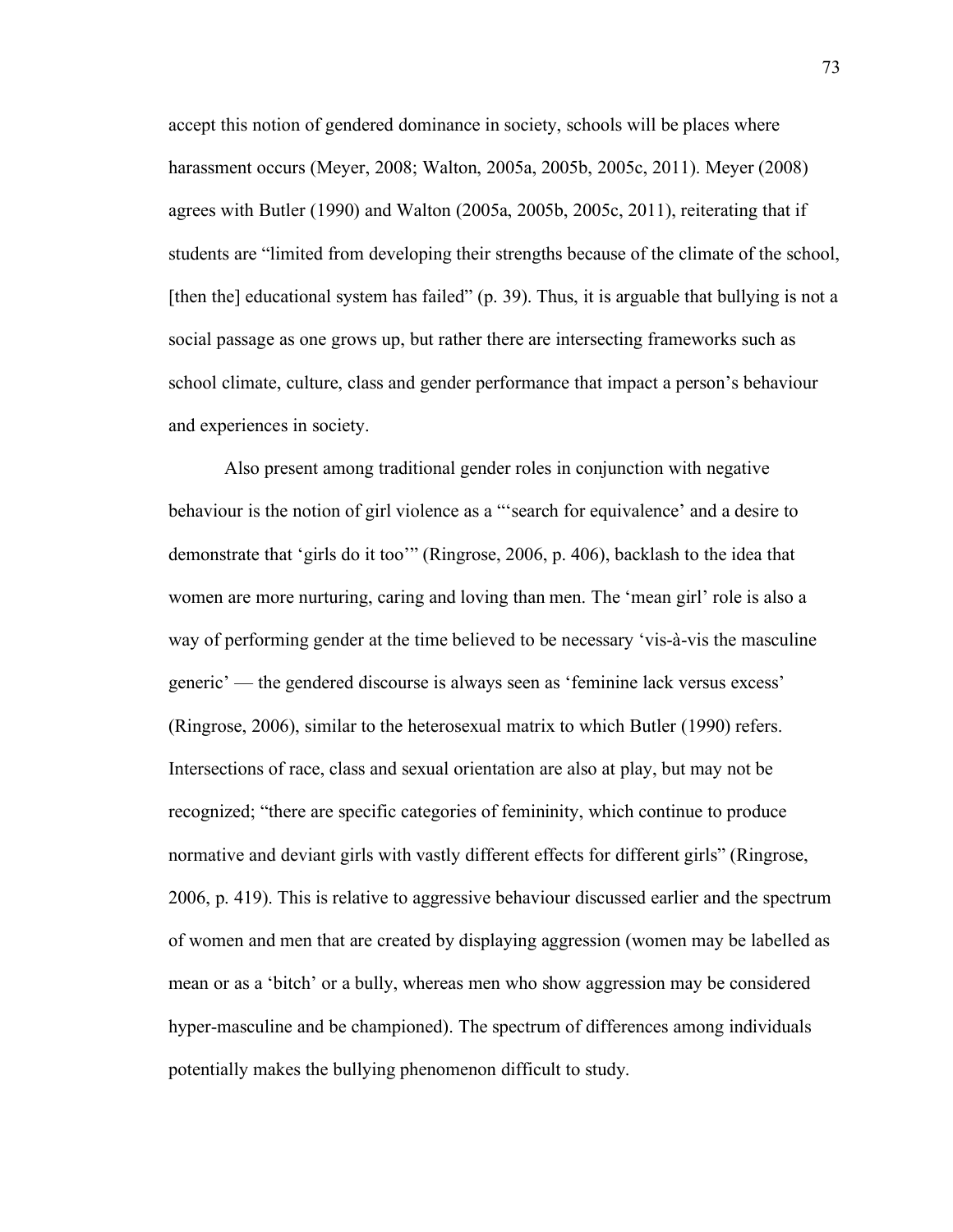accept this notion of gendered dominance in society, schools will be places where harassment occurs (Meyer, 2008; Walton, 2005a, 2005b, 2005c, 2011). Meyer (2008) agrees with Butler (1990) and Walton (2005a, 2005b, 2005c, 2011), reiterating that if students are "limited from developing their strengths because of the climate of the school, [then the] educational system has failed" (p. 39). Thus, it is arguable that bullying is not a social passage as one grows up, but rather there are intersecting frameworks such as school climate, culture, class and gender performance that impact a person's behaviour and experiences in society.

Also present among traditional gender roles in conjunction with negative behaviour is the notion of girl violence as a "'search for equivalence' and a desire to demonstrate that 'girls do it too'" (Ringrose, 2006, p. 406), backlash to the idea that women are more nurturing, caring and loving than men. The 'mean girl' role is also a way of performing gender at the time believed to be necessary 'vis-à-vis the masculine generic' — the gendered discourse is always seen as 'feminine lack versus excess' (Ringrose, 2006), similar to the heterosexual matrix to which Butler (1990) refers. Intersections of race, class and sexual orientation are also at play, but may not be recognized; "there are specific categories of femininity, which continue to produce normative and deviant girls with vastly different effects for different girls" (Ringrose, 2006, p. 419). This is relative to aggressive behaviour discussed earlier and the spectrum of women and men that are created by displaying aggression (women may be labelled as mean or as a 'bitch' or a bully, whereas men who show aggression may be considered hyper-masculine and be championed). The spectrum of differences among individuals potentially makes the bullying phenomenon difficult to study.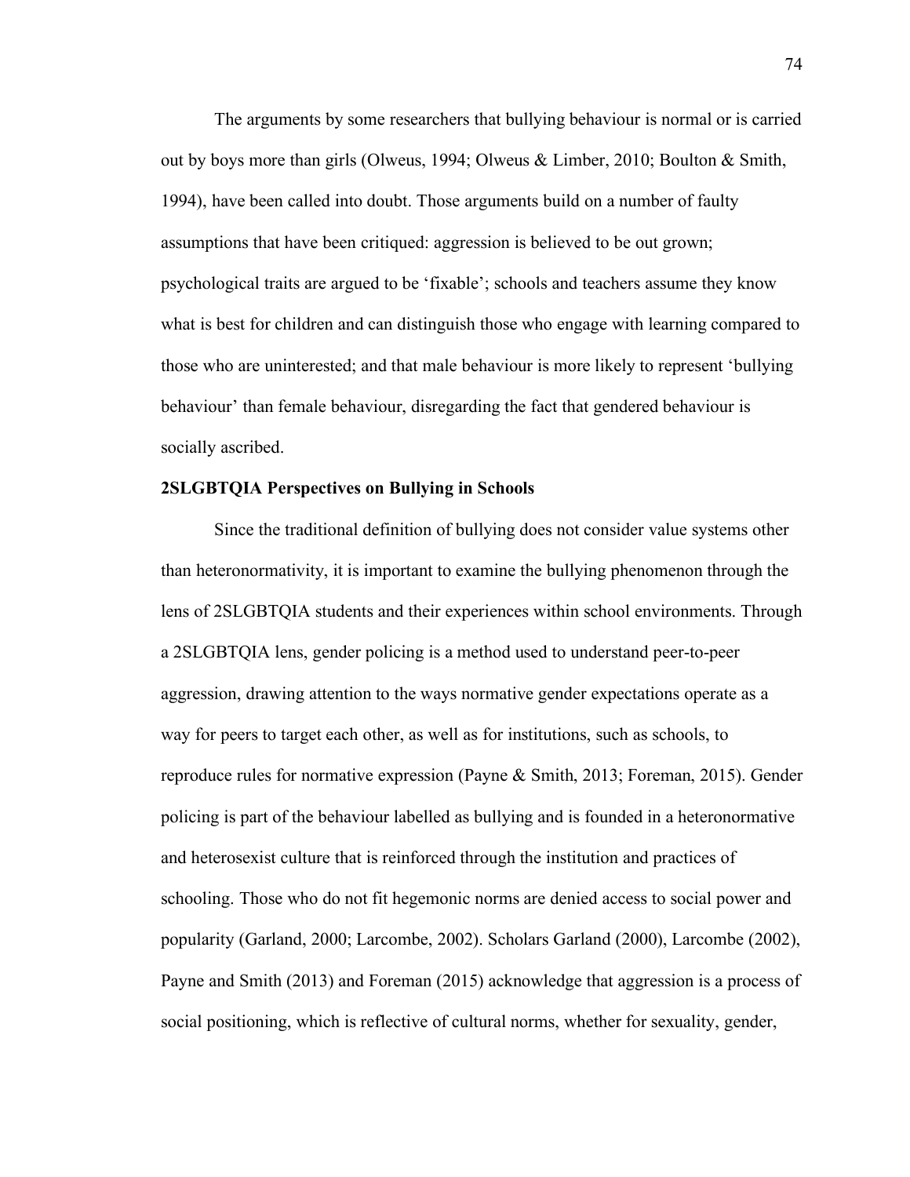The arguments by some researchers that bullying behaviour is normal or is carried out by boys more than girls (Olweus, 1994; Olweus & Limber, 2010; Boulton & Smith, 1994), have been called into doubt. Those arguments build on a number of faulty assumptions that have been critiqued: aggression is believed to be out grown; psychological traits are argued to be 'fixable'; schools and teachers assume they know what is best for children and can distinguish those who engage with learning compared to those who are uninterested; and that male behaviour is more likely to represent 'bullying behaviour' than female behaviour, disregarding the fact that gendered behaviour is socially ascribed.

**2SLGBTQIA Perspectives on Bullying in Schools**

Since the traditional definition of bullying does not consider value systems other than heteronormativity, it is important to examine the bullying phenomenon through the lens of 2SLGBTQIA students and their experiences within school environments. Through a 2SLGBTQIA lens, gender policing is a method used to understand peer-to-peer aggression, drawing attention to the ways normative gender expectations operate as a way for peers to target each other, as well as for institutions, such as schools, to reproduce rules for normative expression (Payne & Smith, 2013; Foreman, 2015). Gender policing is part of the behaviour labelled as bullying and is founded in a heteronormative and heterosexist culture that is reinforced through the institution and practices of schooling. Those who do not fit hegemonic norms are denied access to social power and popularity (Garland, 2000; Larcombe, 2002). Scholars Garland (2000), Larcombe (2002), Payne and Smith (2013) and Foreman (2015) acknowledge that aggression is a process of social positioning, which is reflective of cultural norms, whether for sexuality, gender,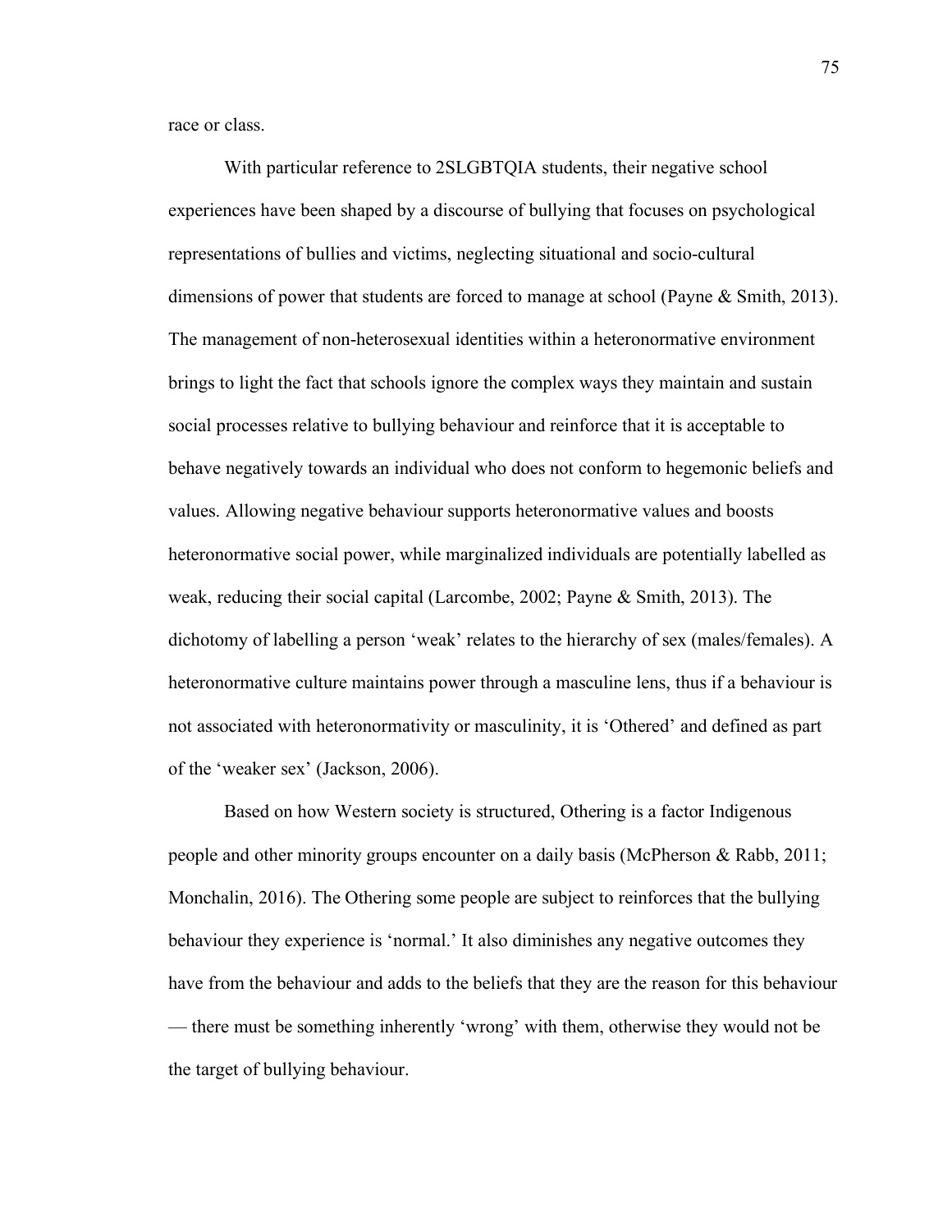race or class.

With particular reference to 2SLGBTQIA students, their negative school experiences have been shaped by a discourse of bullying that focuses on psychological representations of bullies and victims, neglecting situational and socio-cultural dimensions of power that students are forced to manage at school (Payne & Smith, 2013). The management of non-heterosexual identities within a heteronormative environment brings to light the fact that schools ignore the complex ways they maintain and sustain social processes relative to bullying behaviour and reinforce that it is acceptable to behave negatively towards an individual who does not conform to hegemonic beliefs and values. Allowing negative behaviour supports heteronormative values and boosts heteronormative social power, while marginalized individuals are potentially labelled as weak, reducing their social capital (Larcombe, 2002; Payne & Smith, 2013). The dichotomy of labelling a person 'weak' relates to the hierarchy of sex (males/females). A heteronormative culture maintains power through a masculine lens, thus if a behaviour is not associated with heteronormativity or masculinity, it is 'Othered' and defined as part of the 'weaker sex' (Jackson, 2006).

Based on how Western society is structured, Othering is a factor Indigenous people and other minority groups encounter on a daily basis (McPherson & Rabb, 2011; Monchalin, 2016). The Othering some people are subject to reinforces that the bullying behaviour they experience is 'normal.' It also diminishes any negative outcomes they have from the behaviour and adds to the beliefs that they are the reason for this behaviour — there must be something inherently 'wrong' with them, otherwise they would not be the target of bullying behaviour.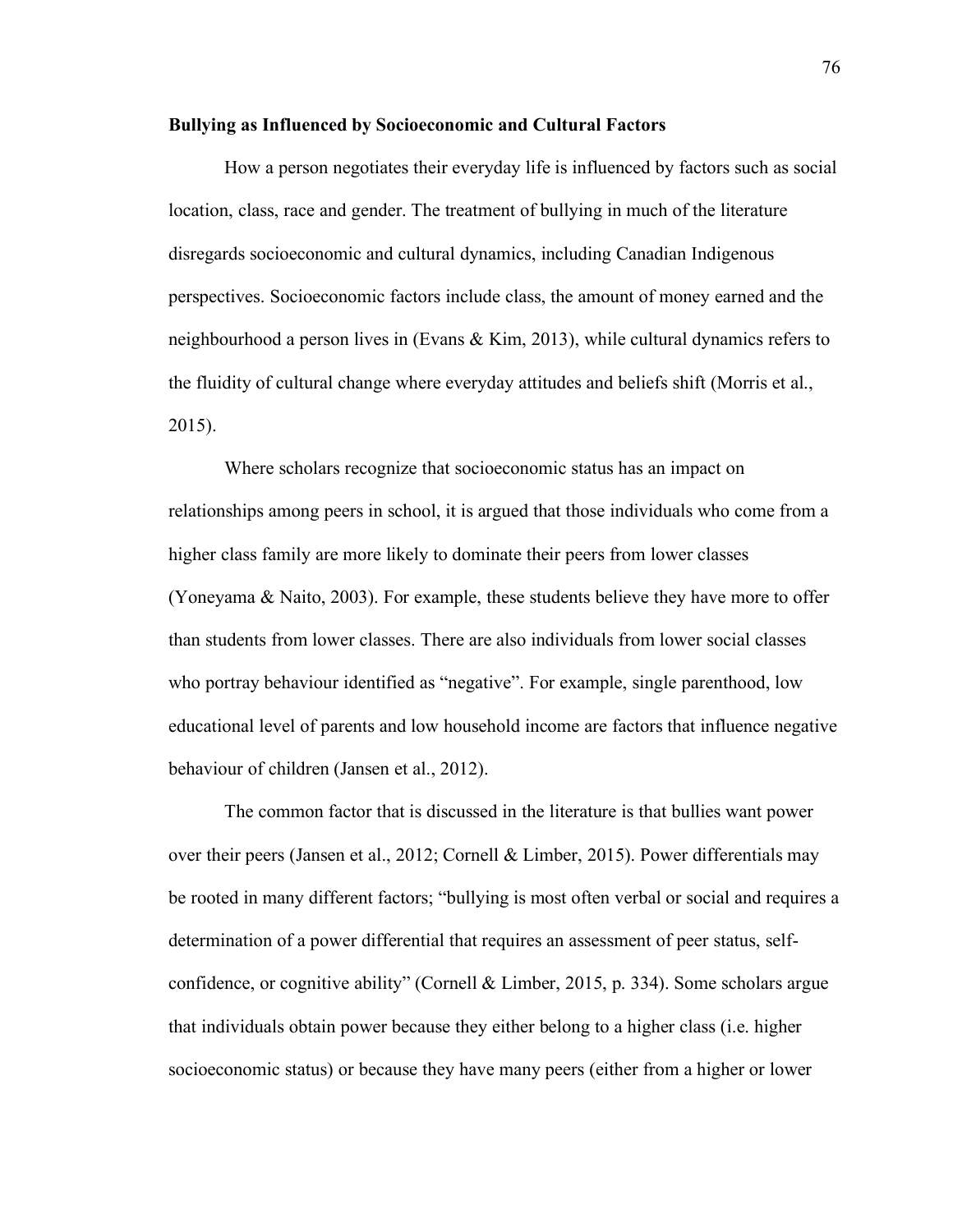**Bullying as Influenced by Socioeconomic and Cultural Factors**

How a person negotiates their everyday life is influenced by factors such as social location, class, race and gender. The treatment of bullying in much of the literature disregards socioeconomic and cultural dynamics, including Canadian Indigenous perspectives. Socioeconomic factors include class, the amount of money earned and the neighbourhood a person lives in (Evans & Kim, 2013), while cultural dynamics refers to the fluidity of cultural change where everyday attitudes and beliefs shift (Morris et al., 2015).

Where scholars recognize that socioeconomic status has an impact on relationships among peers in school, it is argued that those individuals who come from a higher class family are more likely to dominate their peers from lower classes (Yoneyama & Naito, 2003). For example, these students believe they have more to offer than students from lower classes. There are also individuals from lower social classes who portray behaviour identified as "negative". For example, single parenthood, low educational level of parents and low household income are factors that influence negative behaviour of children (Jansen et al., 2012).

The common factor that is discussed in the literature is that bullies want power over their peers (Jansen et al., 2012; Cornell & Limber, 2015). Power differentials may be rooted in many different factors; "bullying is most often verbal or social and requires a determination of a power differential that requires an assessment of peer status, self-confidence, or cognitive ability" (Cornell & Limber, 2015, p. 334). Some scholars argue that individuals obtain power because they either belong to a higher class (i.e. higher socioeconomic status) or because they have many peers (either from a higher or lower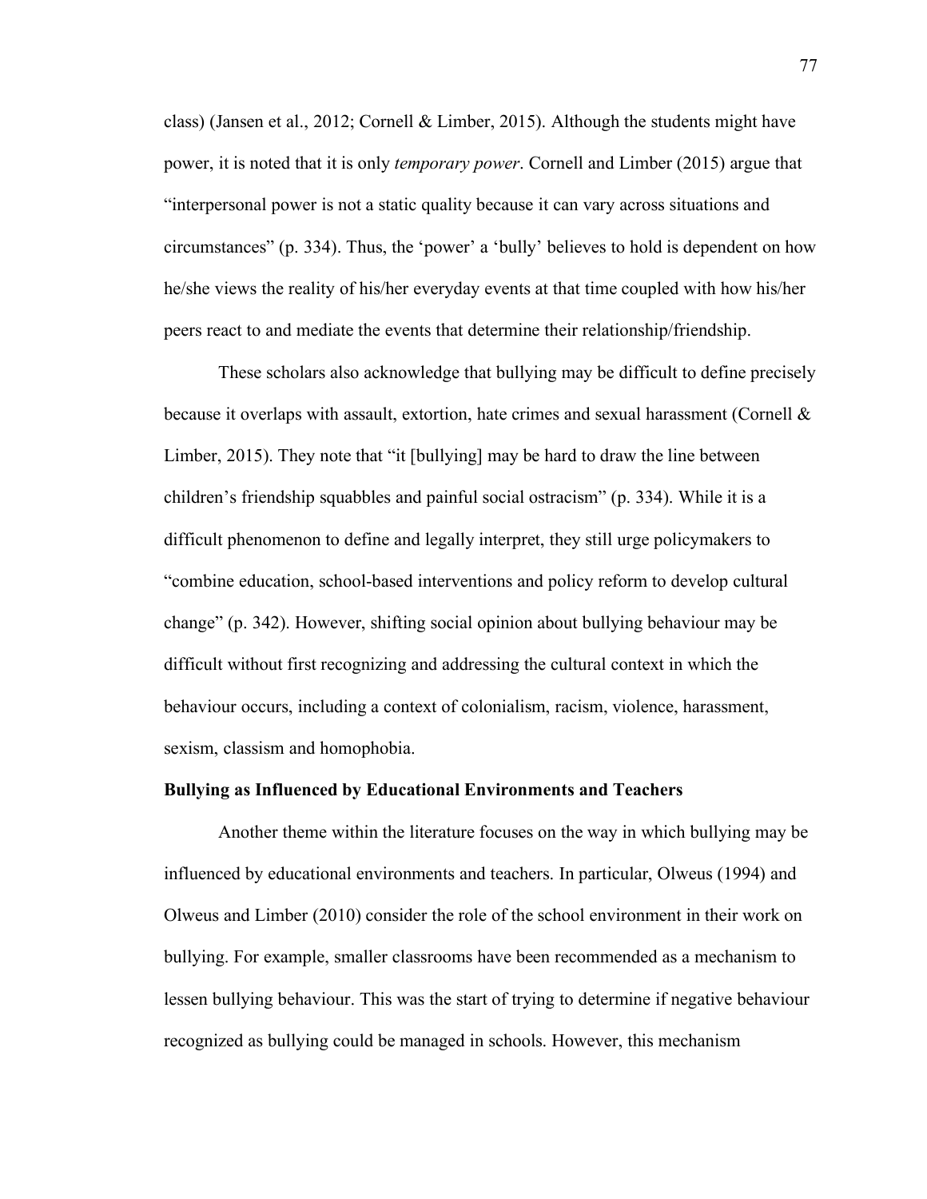class) (Jansen et al., 2012; Cornell & Limber, 2015). Although the students might have power, it is noted that it is only *temporary power*. Cornell and Limber (2015) argue that "interpersonal power is not a static quality because it can vary across situations and circumstances" (p. 334). Thus, the 'power' a 'bully' believes to hold is dependent on how he/she views the reality of his/her everyday events at that time coupled with how his/her peers react to and mediate the events that determine their relationship/friendship.

These scholars also acknowledge that bullying may be difficult to define precisely because it overlaps with assault, extortion, hate crimes and sexual harassment (Cornell & Limber, 2015). They note that "it [bullying] may be hard to draw the line between children's friendship squabbles and painful social ostracism" (p. 334). While it is a difficult phenomenon to define and legally interpret, they still urge policymakers to "combine education, school-based interventions and policy reform to develop cultural change" (p. 342). However, shifting social opinion about bullying behaviour may be difficult without first recognizing and addressing the cultural context in which the behaviour occurs, including a context of colonialism, racism, violence, harassment, sexism, classism and homophobia.

**Bullying as Influenced by Educational Environments and Teachers**

Another theme within the literature focuses on the way in which bullying may be influenced by educational environments and teachers. In particular, Olweus (1994) and Olweus and Limber (2010) consider the role of the school environment in their work on bullying. For example, smaller classrooms have been recommended as a mechanism to lessen bullying behaviour. This was the start of trying to determine if negative behaviour recognized as bullying could be managed in schools. However, this mechanism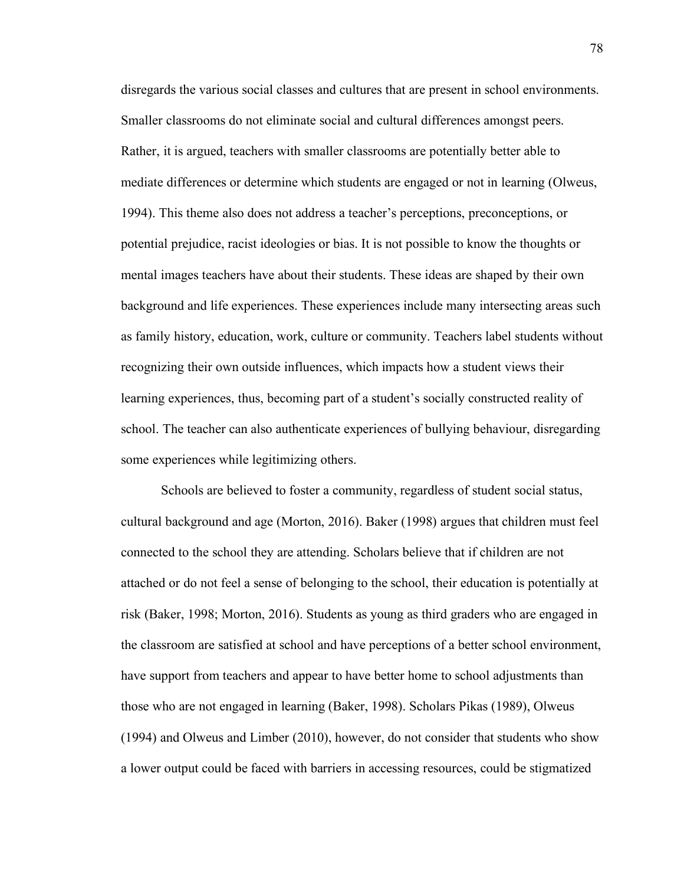disregards the various social classes and cultures that are present in school environments. Smaller classrooms do not eliminate social and cultural differences amongst peers. Rather, it is argued, teachers with smaller classrooms are potentially better able to mediate differences or determine which students are engaged or not in learning (Olweus, 1994). This theme also does not address a teacher's perceptions, preconceptions, or potential prejudice, racist ideologies or bias. It is not possible to know the thoughts or mental images teachers have about their students. These ideas are shaped by their own background and life experiences. These experiences include many intersecting areas such as family history, education, work, culture or community. Teachers label students without recognizing their own outside influences, which impacts how a student views their learning experiences, thus, becoming part of a student's socially constructed reality of school. The teacher can also authenticate experiences of bullying behaviour, disregarding some experiences while legitimizing others.

Schools are believed to foster a community, regardless of student social status, cultural background and age (Morton, 2016). Baker (1998) argues that children must feel connected to the school they are attending. Scholars believe that if children are not attached or do not feel a sense of belonging to the school, their education is potentially at risk (Baker, 1998; Morton, 2016). Students as young as third graders who are engaged in the classroom are satisfied at school and have perceptions of a better school environment, have support from teachers and appear to have better home to school adjustments than those who are not engaged in learning (Baker, 1998). Scholars Pikas (1989), Olweus (1994) and Olweus and Limber (2010), however, do not consider that students who show a lower output could be faced with barriers in accessing resources, could be stigmatized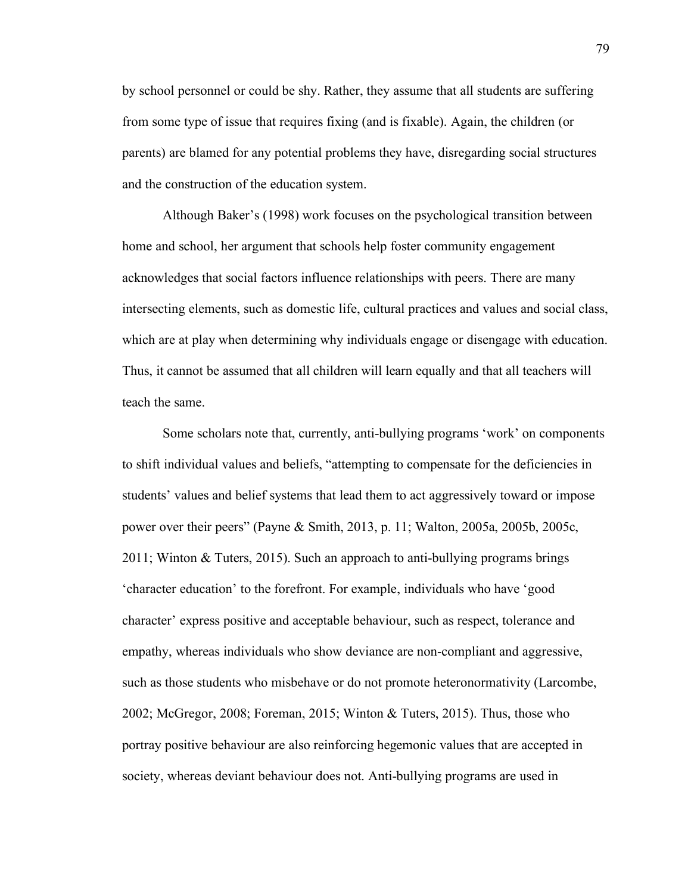by school personnel or could be shy. Rather, they assume that all students are suffering from some type of issue that requires fixing (and is fixable). Again, the children (or parents) are blamed for any potential problems they have, disregarding social structures and the construction of the education system.

Although Baker's (1998) work focuses on the psychological transition between home and school, her argument that schools help foster community engagement acknowledges that social factors influence relationships with peers. There are many intersecting elements, such as domestic life, cultural practices and values and social class, which are at play when determining why individuals engage or disengage with education. Thus, it cannot be assumed that all children will learn equally and that all teachers will teach the same.

Some scholars note that, currently, anti-bullying programs 'work' on components to shift individual values and beliefs, "attempting to compensate for the deficiencies in students' values and belief systems that lead them to act aggressively toward or impose power over their peers" (Payne & Smith, 2013, p. 11; Walton, 2005a, 2005b, 2005c, 2011; Winton & Tuters, 2015). Such an approach to anti-bullying programs brings 'character education' to the forefront. For example, individuals who have 'good character' express positive and acceptable behaviour, such as respect, tolerance and empathy, whereas individuals who show deviance are non-compliant and aggressive, such as those students who misbehave or do not promote heteronormativity (Larcombe, 2002; McGregor, 2008; Foreman, 2015; Winton & Tuters, 2015). Thus, those who portray positive behaviour are also reinforcing hegemonic values that are accepted in society, whereas deviant behaviour does not. Anti-bullying programs are used in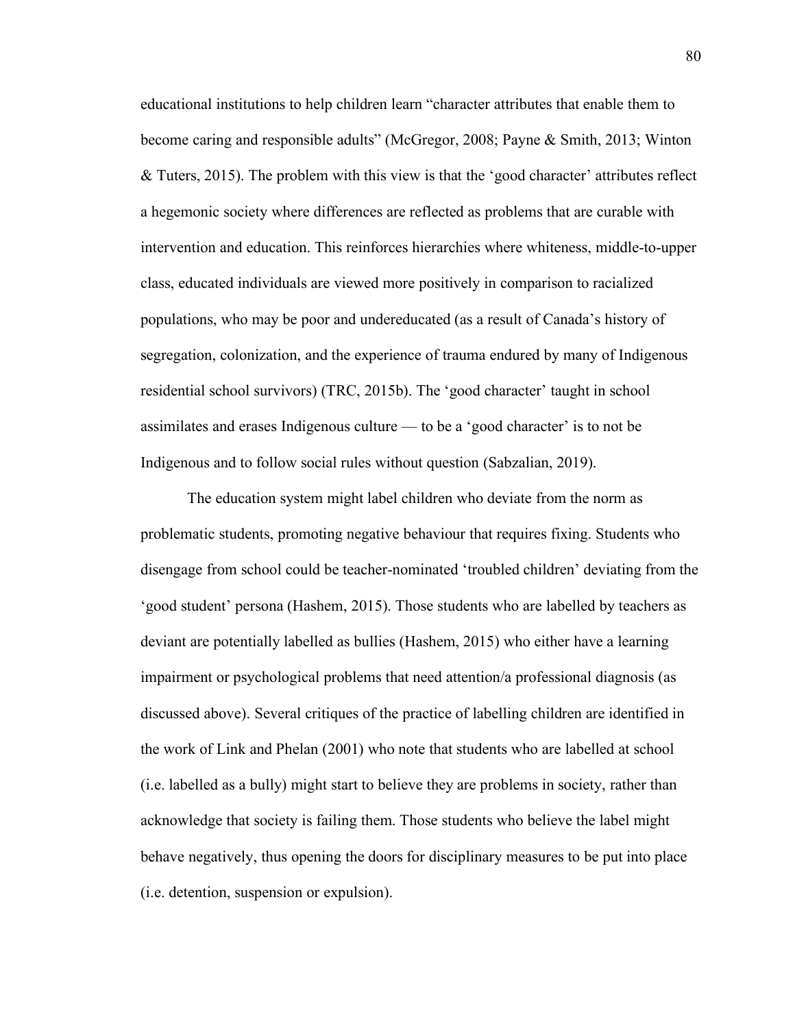educational institutions to help children learn "character attributes that enable them to become caring and responsible adults" (McGregor, 2008; Payne & Smith, 2013; Winton & Tuters, 2015). The problem with this view is that the 'good character' attributes reflect a hegemonic society where differences are reflected as problems that are curable with intervention and education. This reinforces hierarchies where whiteness, middle-to-upper class, educated individuals are viewed more positively in comparison to racialized populations, who may be poor and undereducated (as a result of Canada's history of segregation, colonization, and the experience of trauma endured by many of Indigenous residential school survivors) (TRC, 2015b). The 'good character' taught in school assimilates and erases Indigenous culture — to be a 'good character' is to not be Indigenous and to follow social rules without question (Sabzalian, 2019).

The education system might label children who deviate from the norm as problematic students, promoting negative behaviour that requires fixing. Students who disengage from school could be teacher-nominated 'troubled children' deviating from the 'good student' persona (Hashem, 2015). Those students who are labelled by teachers as deviant are potentially labelled as bullies (Hashem, 2015) who either have a learning impairment or psychological problems that need attention/a professional diagnosis (as discussed above). Several critiques of the practice of labelling children are identified in the work of Link and Phelan (2001) who note that students who are labelled at school (i.e. labelled as a bully) might start to believe they are problems in society, rather than acknowledge that society is failing them. Those students who believe the label might behave negatively, thus opening the doors for disciplinary measures to be put into place (i.e. detention, suspension or expulsion).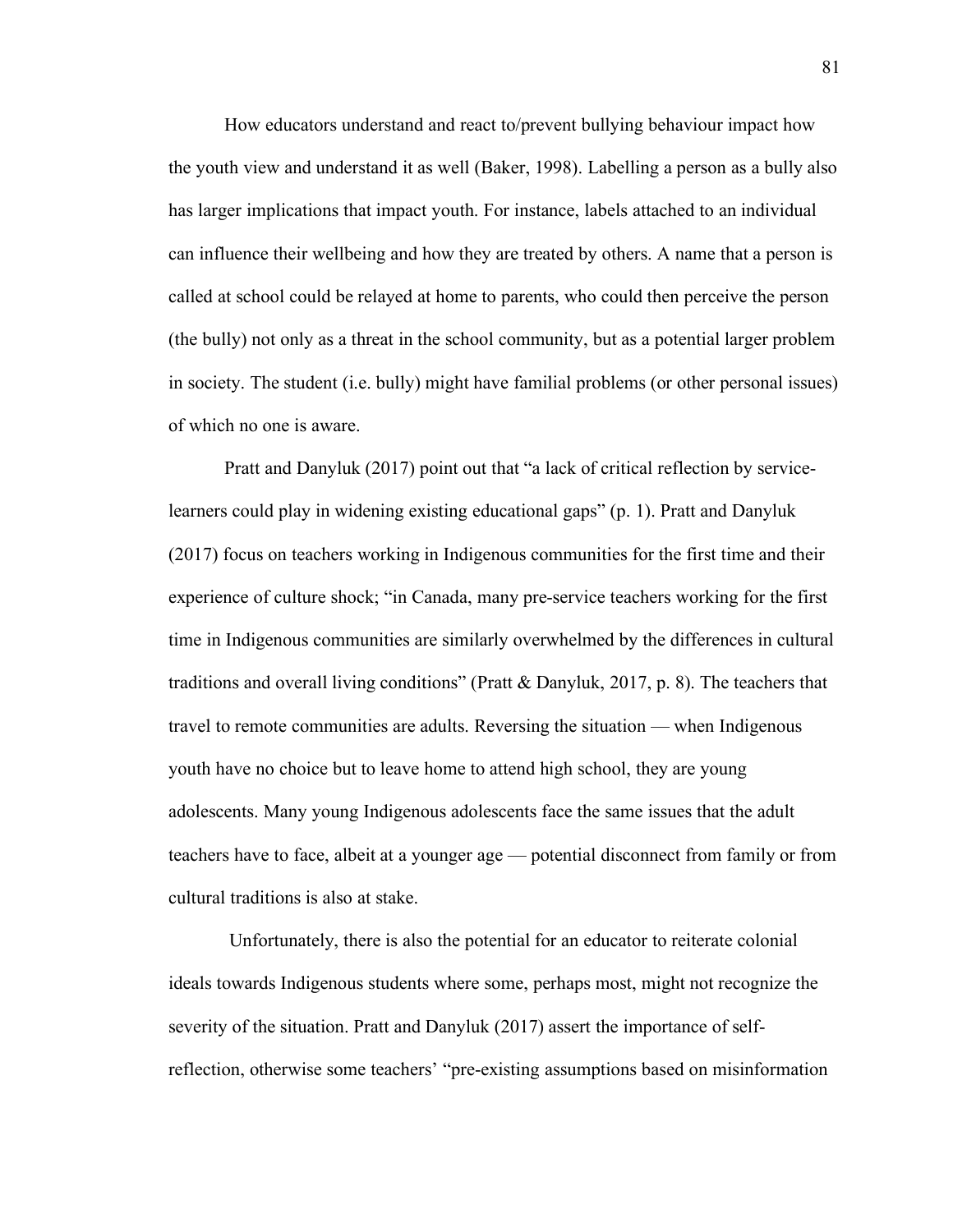How educators understand and react to/prevent bullying behaviour impact how the youth view and understand it as well (Baker, 1998). Labelling a person as a bully also has larger implications that impact youth. For instance, labels attached to an individual can influence their wellbeing and how they are treated by others. A name that a person is called at school could be relayed at home to parents, who could then perceive the person (the bully) not only as a threat in the school community, but as a potential larger problem in society. The student (i.e. bully) might have familial problems (or other personal issues) of which no one is aware.

Pratt and Danyluk (2017) point out that "a lack of critical reflection by service-learners could play in widening existing educational gaps" (p. 1). Pratt and Danyluk (2017) focus on teachers working in Indigenous communities for the first time and their experience of culture shock; "in Canada, many pre-service teachers working for the first time in Indigenous communities are similarly overwhelmed by the differences in cultural traditions and overall living conditions" (Pratt & Danyluk, 2017, p. 8). The teachers that travel to remote communities are adults. Reversing the situation — when Indigenous youth have no choice but to leave home to attend high school, they are young adolescents. Many young Indigenous adolescents face the same issues that the adult teachers have to face, albeit at a younger age — potential disconnect from family or from cultural traditions is also at stake.

Unfortunately, there is also the potential for an educator to reiterate colonial ideals towards Indigenous students where some, perhaps most, might not recognize the severity of the situation. Pratt and Danyluk (2017) assert the importance of self-reflection, otherwise some teachers' "pre-existing assumptions based on misinformation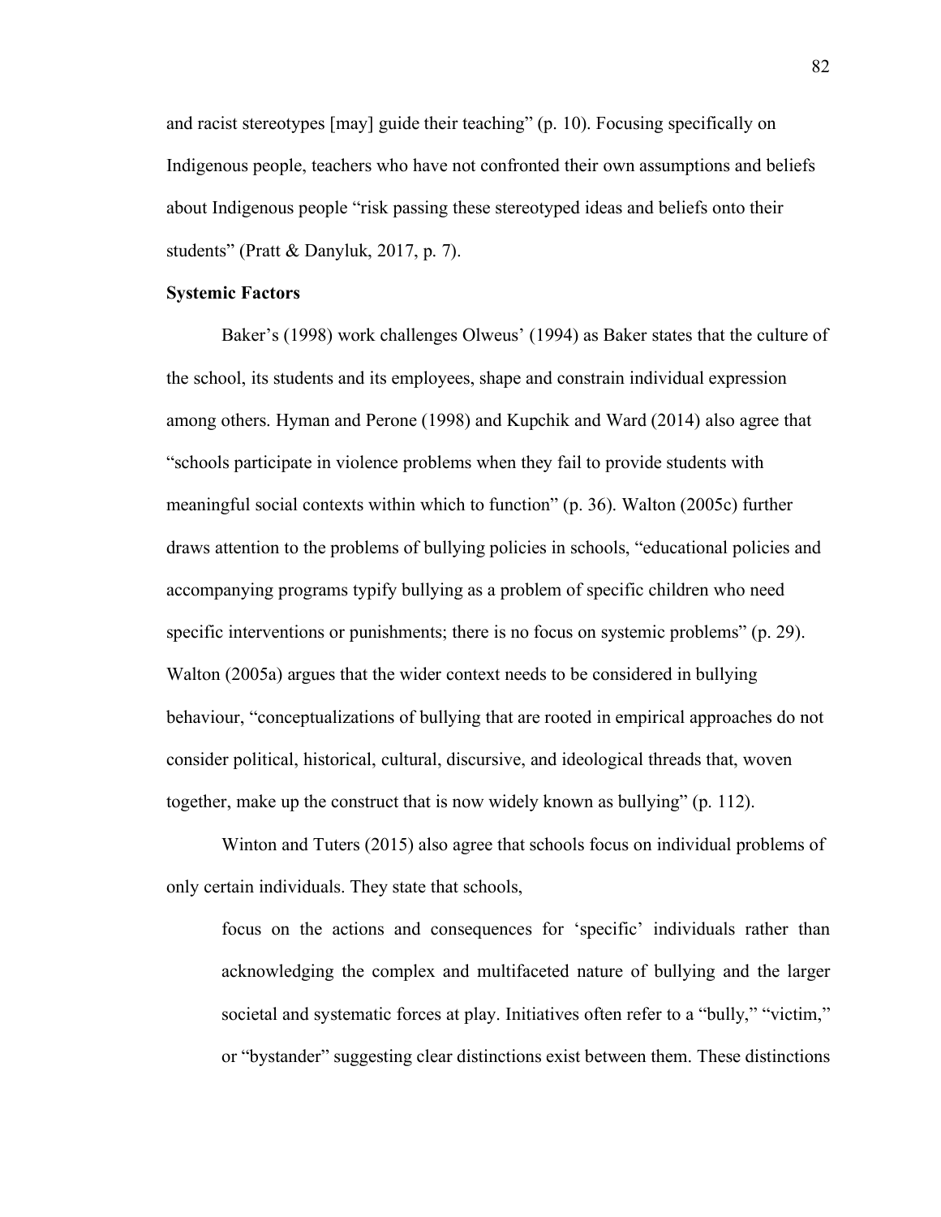and racist stereotypes [may] guide their teaching" (p. 10). Focusing specifically on Indigenous people, teachers who have not confronted their own assumptions and beliefs about Indigenous people "risk passing these stereotyped ideas and beliefs onto their students" (Pratt & Danyluk, 2017, p. 7).

**Systemic Factors**

Baker's (1998) work challenges Olweus' (1994) as Baker states that the culture of the school, its students and its employees, shape and constrain individual expression among others. Hyman and Perone (1998) and Kupchik and Ward (2014) also agree that "schools participate in violence problems when they fail to provide students with meaningful social contexts within which to function" (p. 36). Walton (2005c) further draws attention to the problems of bullying policies in schools, "educational policies and accompanying programs typify bullying as a problem of specific children who need specific interventions or punishments; there is no focus on systemic problems" (p. 29). Walton (2005a) argues that the wider context needs to be considered in bullying behaviour, "conceptualizations of bullying that are rooted in empirical approaches do not consider political, historical, cultural, discursive, and ideological threads that, woven together, make up the construct that is now widely known as bullying" (p. 112).

Winton and Tuters (2015) also agree that schools focus on individual problems of only certain individuals. They state that schools,

> focus on the actions and consequences for 'specific' individuals rather than acknowledging the complex and multifaceted nature of bullying and the larger societal and systematic forces at play. Initiatives often refer to a "bully," "victim," or "bystander" suggesting clear distinctions exist between them. These distinctions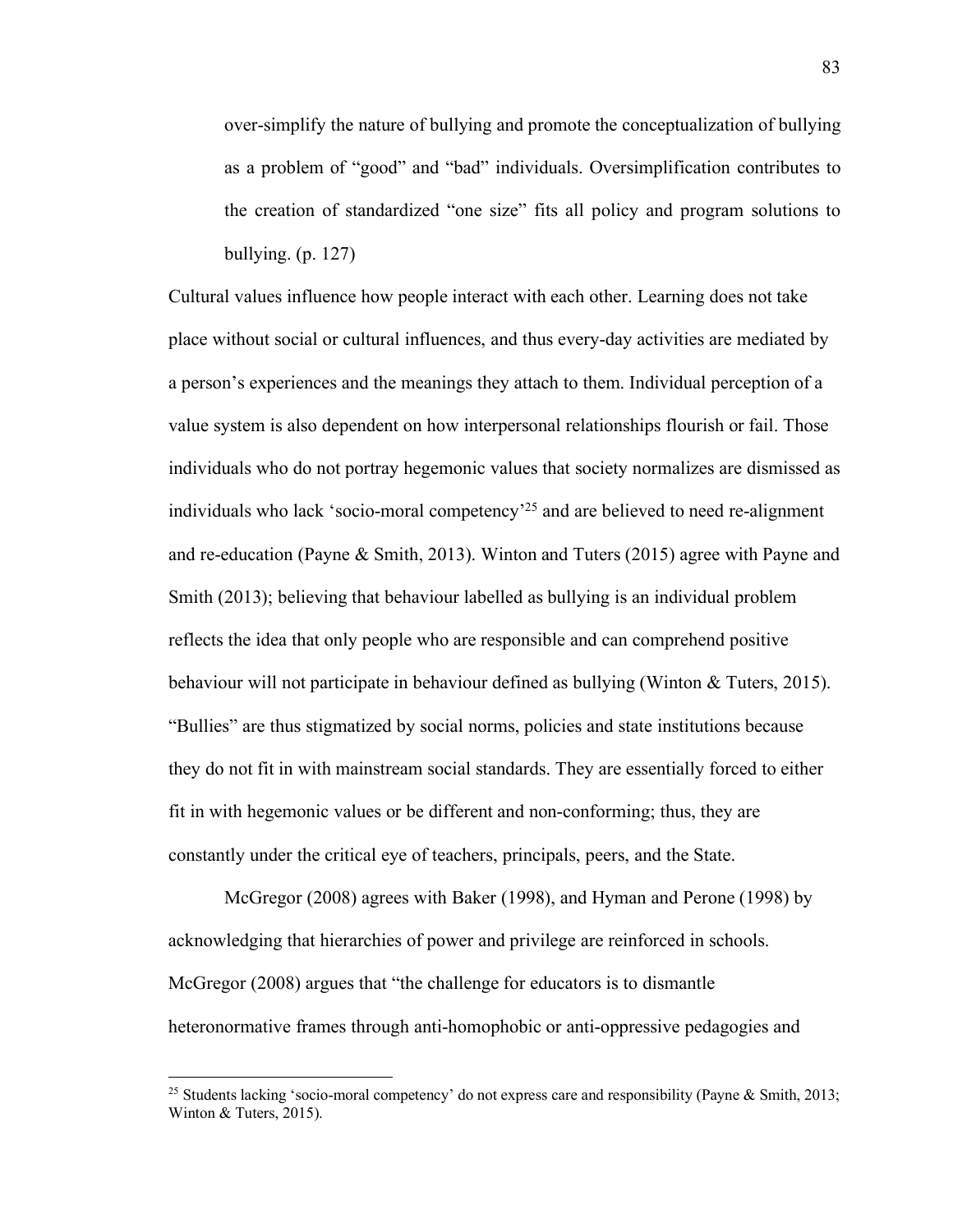> over-simplify the nature of bullying and promote the conceptualization of bullying as a problem of "good" and "bad" individuals. Oversimplification contributes to the creation of standardized "one size" fits all policy and program solutions to bullying. (p. 127)

Cultural values influence how people interact with each other. Learning does not take place without social or cultural influences, and thus every-day activities are mediated by a person's experiences and the meanings they attach to them. Individual perception of a value system is also dependent on how interpersonal relationships flourish or fail. Those individuals who do not portray hegemonic values that society normalizes are dismissed as individuals who lack 'socio-moral competency'[25] and are believed to need re-alignment and re-education (Payne & Smith, 2013). Winton and Tuters (2015) agree with Payne and Smith (2013); believing that behaviour labelled as bullying is an individual problem reflects the idea that only people who are responsible and can comprehend positive behaviour will not participate in behaviour defined as bullying (Winton & Tuters, 2015). "Bullies" are thus stigmatized by social norms, policies and state institutions because they do not fit in with mainstream social standards. They are essentially forced to either fit in with hegemonic values or be different and non-conforming; thus, they are constantly under the critical eye of teachers, principals, peers, and the State.

McGregor (2008) agrees with Baker (1998), and Hyman and Perone (1998) by acknowledging that hierarchies of power and privilege are reinforced in schools. McGregor (2008) argues that "the challenge for educators is to dismantle heteronormative frames through anti-homophobic or anti-oppressive pedagogies and

[25] Students lacking 'socio-moral competency' do not express care and responsibility (Payne & Smith, 2013; Winton & Tuters, 2015).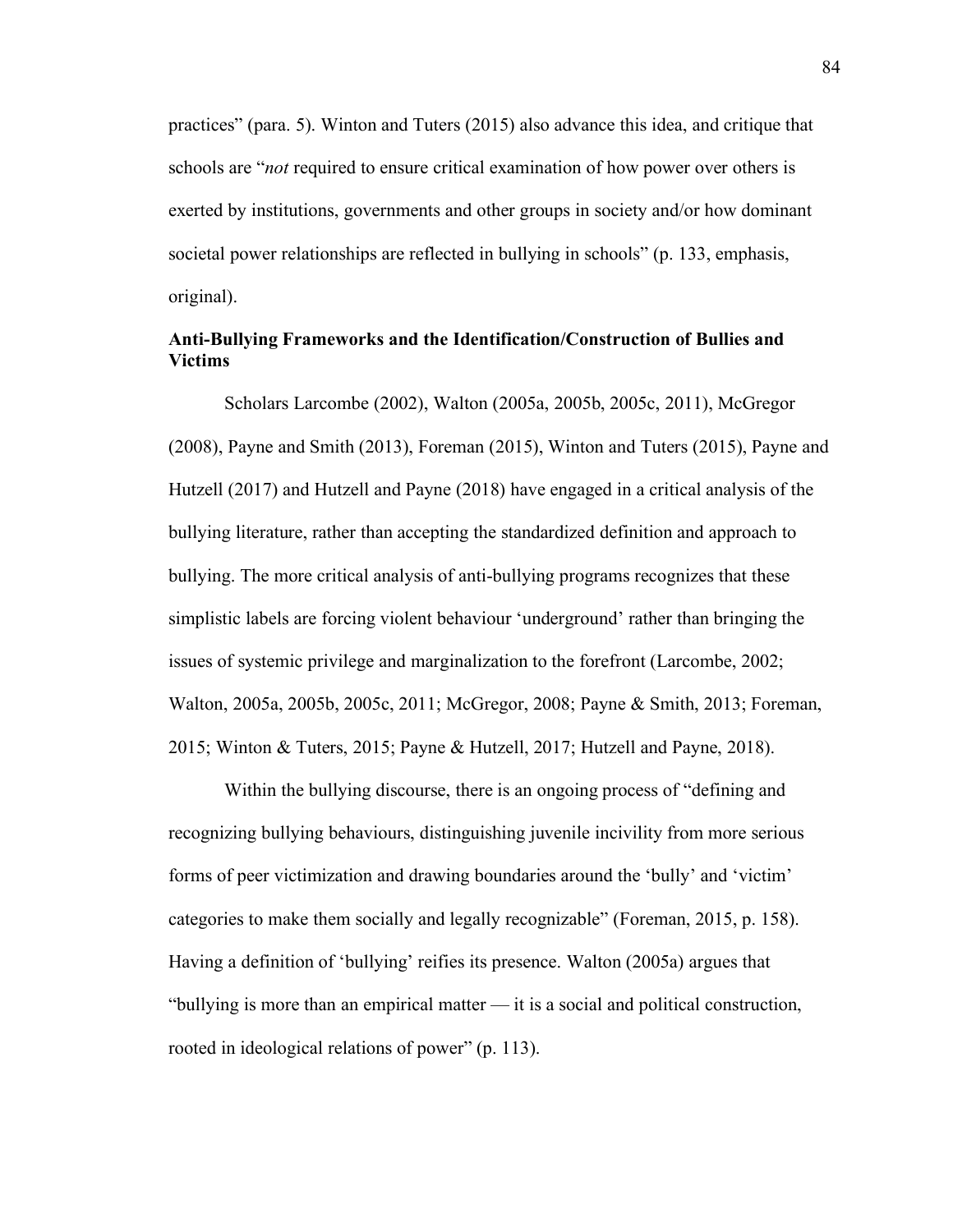practices” (para. 5). Winton and Tuters (2015) also advance this idea, and critique that schools are “*not* required to ensure critical examination of how power over others is exerted by institutions, governments and other groups in society and/or how dominant societal power relationships are reflected in bullying in schools” (p. 133, emphasis, original).

### Anti-Bullying Frameworks and the Identification/Construction of Bullies and Victims

Scholars Larcombe (2002), Walton (2005a, 2005b, 2005c, 2011), McGregor (2008), Payne and Smith (2013), Foreman (2015), Winton and Tuters (2015), Payne and Hutzell (2017) and Hutzell and Payne (2018) have engaged in a critical analysis of the bullying literature, rather than accepting the standardized definition and approach to bullying. The more critical analysis of anti-bullying programs recognizes that these simplistic labels are forcing violent behaviour ‘underground’ rather than bringing the issues of systemic privilege and marginalization to the forefront (Larcombe, 2002; Walton, 2005a, 2005b, 2005c, 2011; McGregor, 2008; Payne & Smith, 2013; Foreman, 2015; Winton & Tuters, 2015; Payne & Hutzell, 2017; Hutzell and Payne, 2018).

Within the bullying discourse, there is an ongoing process of “defining and recognizing bullying behaviours, distinguishing juvenile incivility from more serious forms of peer victimization and drawing boundaries around the ‘bully’ and ‘victim’ categories to make them socially and legally recognizable” (Foreman, 2015, p. 158). Having a definition of ‘bullying’ reifies its presence. Walton (2005a) argues that “bullying is more than an empirical matter — it is a social and political construction, rooted in ideological relations of power” (p. 113).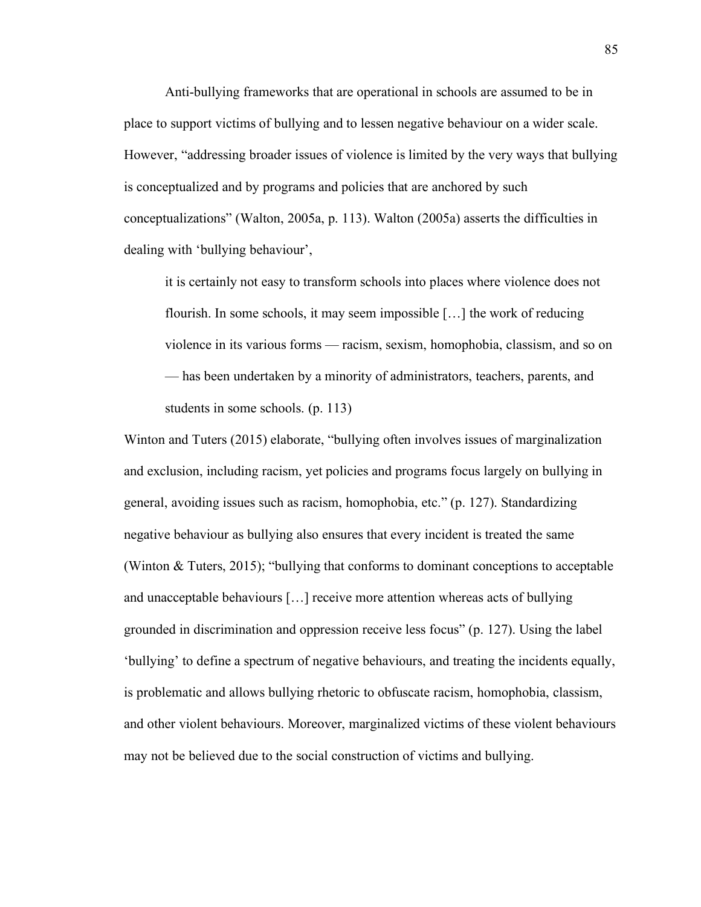Anti-bullying frameworks that are operational in schools are assumed to be in place to support victims of bullying and to lessen negative behaviour on a wider scale. However, "addressing broader issues of violence is limited by the very ways that bullying is conceptualized and by programs and policies that are anchored by such conceptualizations" (Walton, 2005a, p. 113). Walton (2005a) asserts the difficulties in dealing with 'bullying behaviour',

> it is certainly not easy to transform schools into places where violence does not flourish. In some schools, it may seem impossible […] the work of reducing violence in its various forms — racism, sexism, homophobia, classism, and so on — has been undertaken by a minority of administrators, teachers, parents, and students in some schools. (p. 113)

Winton and Tuters (2015) elaborate, "bullying often involves issues of marginalization and exclusion, including racism, yet policies and programs focus largely on bullying in general, avoiding issues such as racism, homophobia, etc." (p. 127). Standardizing negative behaviour as bullying also ensures that every incident is treated the same (Winton & Tuters, 2015); "bullying that conforms to dominant conceptions to acceptable and unacceptable behaviours […] receive more attention whereas acts of bullying grounded in discrimination and oppression receive less focus" (p. 127). Using the label 'bullying' to define a spectrum of negative behaviours, and treating the incidents equally, is problematic and allows bullying rhetoric to obfuscate racism, homophobia, classism, and other violent behaviours. Moreover, marginalized victims of these violent behaviours may not be believed due to the social construction of victims and bullying.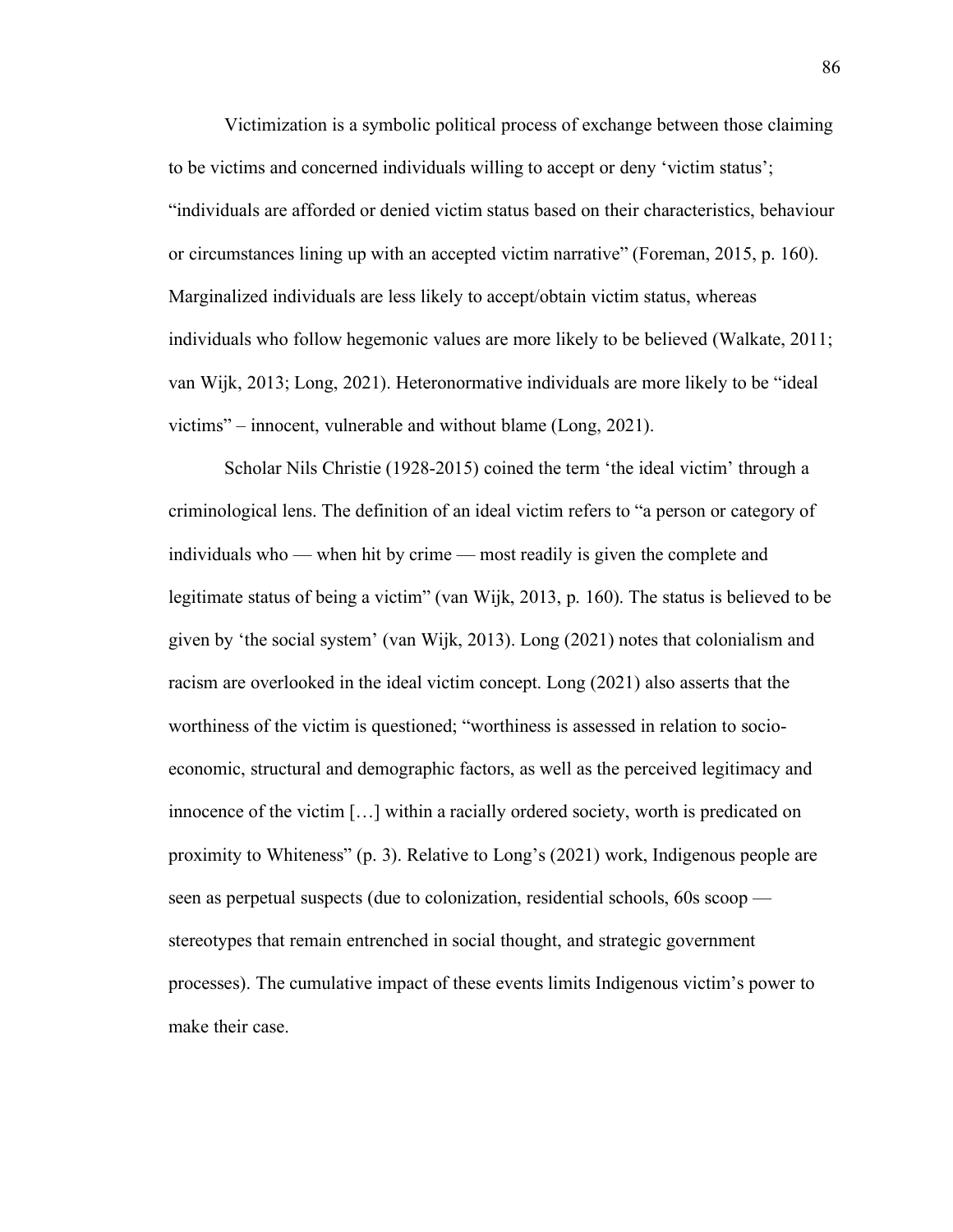Victimization is a symbolic political process of exchange between those claiming to be victims and concerned individuals willing to accept or deny 'victim status'; "individuals are afforded or denied victim status based on their characteristics, behaviour or circumstances lining up with an accepted victim narrative" (Foreman, 2015, p. 160). Marginalized individuals are less likely to accept/obtain victim status, whereas individuals who follow hegemonic values are more likely to be believed (Walkate, 2011; van Wijk, 2013; Long, 2021). Heteronormative individuals are more likely to be "ideal victims" – innocent, vulnerable and without blame (Long, 2021).

Scholar Nils Christie (1928-2015) coined the term 'the ideal victim' through a criminological lens. The definition of an ideal victim refers to "a person or category of individuals who — when hit by crime — most readily is given the complete and legitimate status of being a victim" (van Wijk, 2013, p. 160). The status is believed to be given by 'the social system' (van Wijk, 2013). Long (2021) notes that colonialism and racism are overlooked in the ideal victim concept. Long (2021) also asserts that the worthiness of the victim is questioned; "worthiness is assessed in relation to socio-economic, structural and demographic factors, as well as the perceived legitimacy and innocence of the victim […] within a racially ordered society, worth is predicated on proximity to Whiteness" (p. 3). Relative to Long's (2021) work, Indigenous people are seen as perpetual suspects (due to colonization, residential schools, 60s scoop — stereotypes that remain entrenched in social thought, and strategic government processes). The cumulative impact of these events limits Indigenous victim's power to make their case.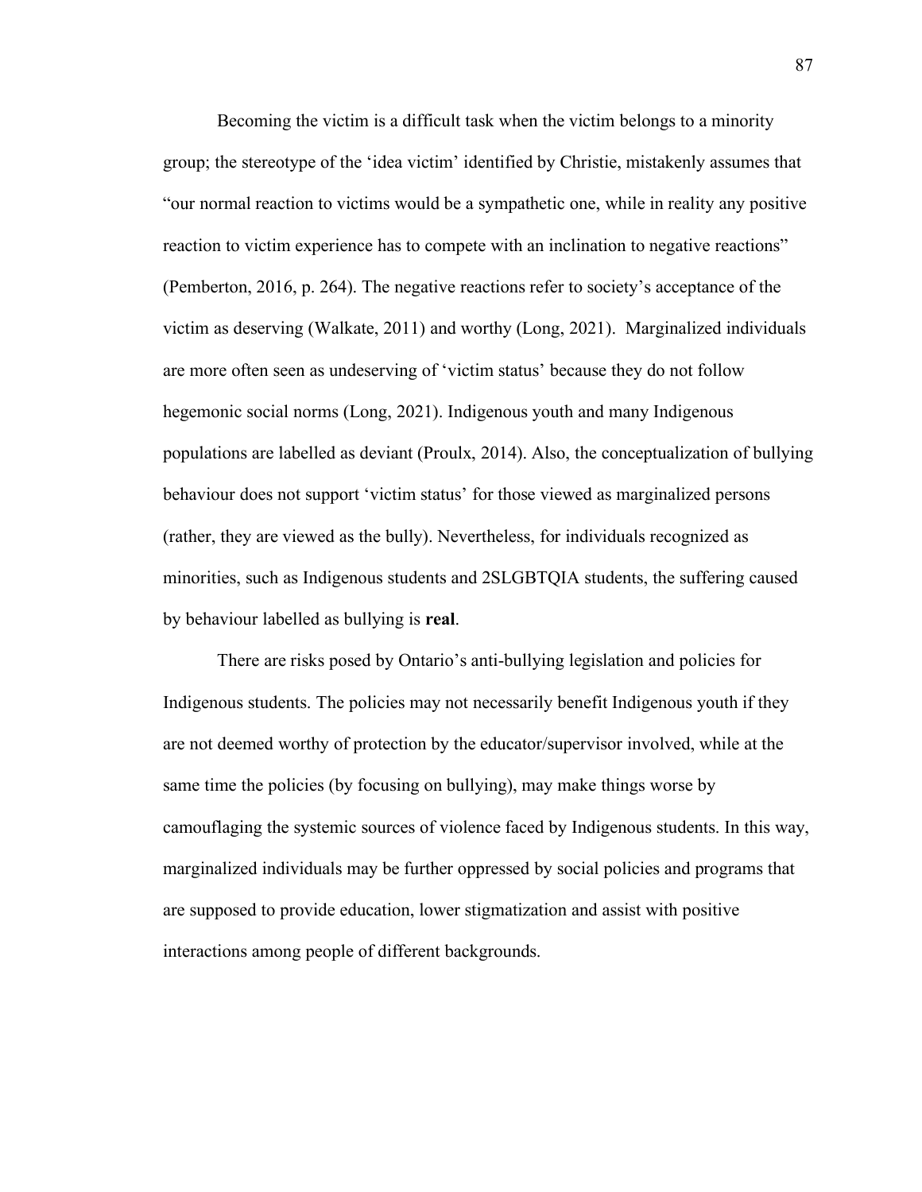Becoming the victim is a difficult task when the victim belongs to a minority group; the stereotype of the 'idea victim' identified by Christie, mistakenly assumes that "our normal reaction to victims would be a sympathetic one, while in reality any positive reaction to victim experience has to compete with an inclination to negative reactions" (Pemberton, 2016, p. 264). The negative reactions refer to society's acceptance of the victim as deserving (Walkate, 2011) and worthy (Long, 2021). Marginalized individuals are more often seen as undeserving of 'victim status' because they do not follow hegemonic social norms (Long, 2021). Indigenous youth and many Indigenous populations are labelled as deviant (Proulx, 2014). Also, the conceptualization of bullying behaviour does not support 'victim status' for those viewed as marginalized persons (rather, they are viewed as the bully). Nevertheless, for individuals recognized as minorities, such as Indigenous students and 2SLGBTQIA students, the suffering caused by behaviour labelled as bullying is **real**.

There are risks posed by Ontario's anti-bullying legislation and policies for Indigenous students. The policies may not necessarily benefit Indigenous youth if they are not deemed worthy of protection by the educator/supervisor involved, while at the same time the policies (by focusing on bullying), may make things worse by camouflaging the systemic sources of violence faced by Indigenous students. In this way, marginalized individuals may be further oppressed by social policies and programs that are supposed to provide education, lower stigmatization and assist with positive interactions among people of different backgrounds.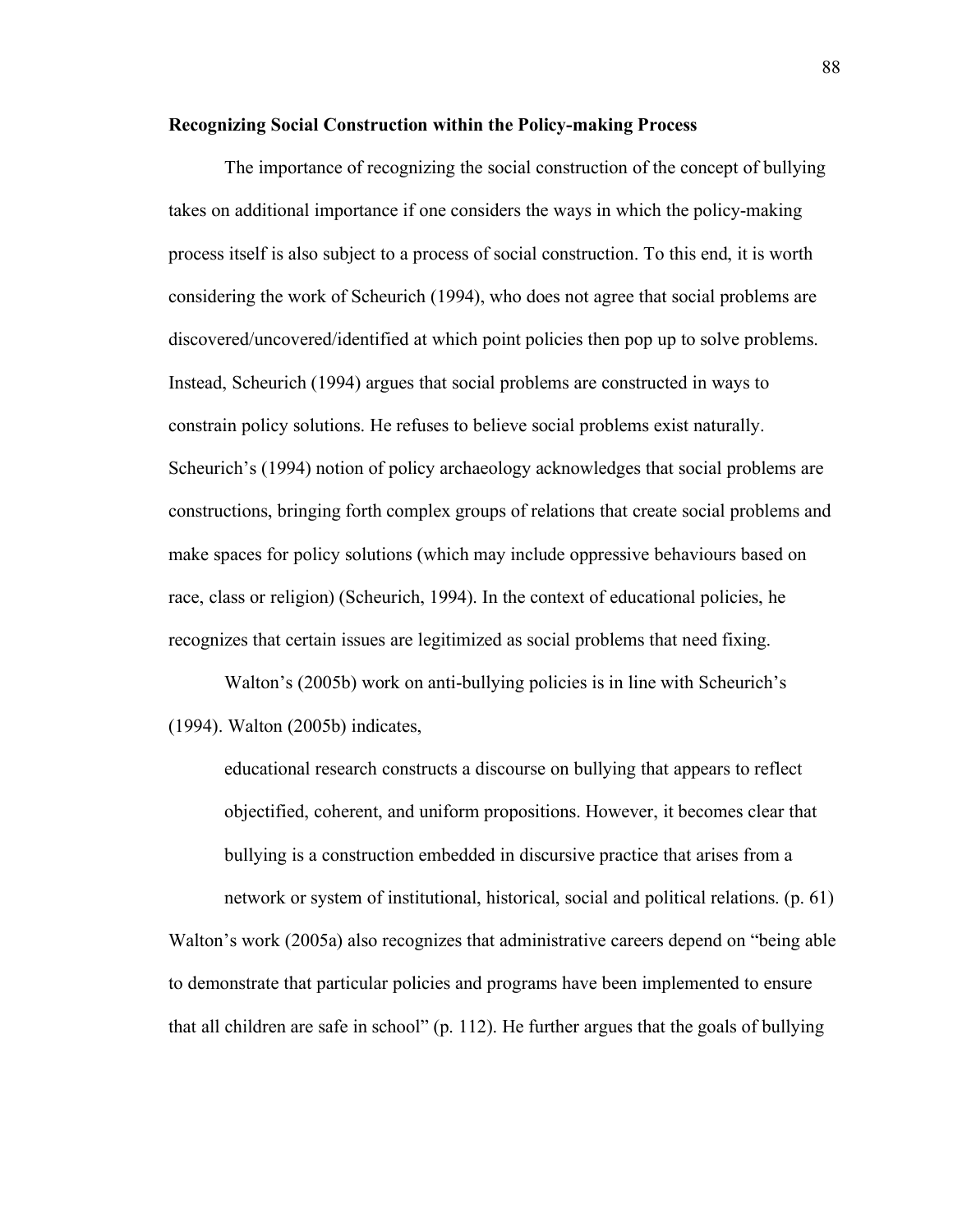**Recognizing Social Construction within the Policy-making Process**

The importance of recognizing the social construction of the concept of bullying takes on additional importance if one considers the ways in which the policy-making process itself is also subject to a process of social construction. To this end, it is worth considering the work of Scheurich (1994), who does not agree that social problems are discovered/uncovered/identified at which point policies then pop up to solve problems. Instead, Scheurich (1994) argues that social problems are constructed in ways to constrain policy solutions. He refuses to believe social problems exist naturally. Scheurich's (1994) notion of policy archaeology acknowledges that social problems are constructions, bringing forth complex groups of relations that create social problems and make spaces for policy solutions (which may include oppressive behaviours based on race, class or religion) (Scheurich, 1994). In the context of educational policies, he recognizes that certain issues are legitimized as social problems that need fixing.

Walton's (2005b) work on anti-bullying policies is in line with Scheurich's (1994). Walton (2005b) indicates,

> educational research constructs a discourse on bullying that appears to reflect objectified, coherent, and uniform propositions. However, it becomes clear that bullying is a construction embedded in discursive practice that arises from a network or system of institutional, historical, social and political relations. (p. 61)

Walton's work (2005a) also recognizes that administrative careers depend on "being able to demonstrate that particular policies and programs have been implemented to ensure that all children are safe in school" (p. 112). He further argues that the goals of bullying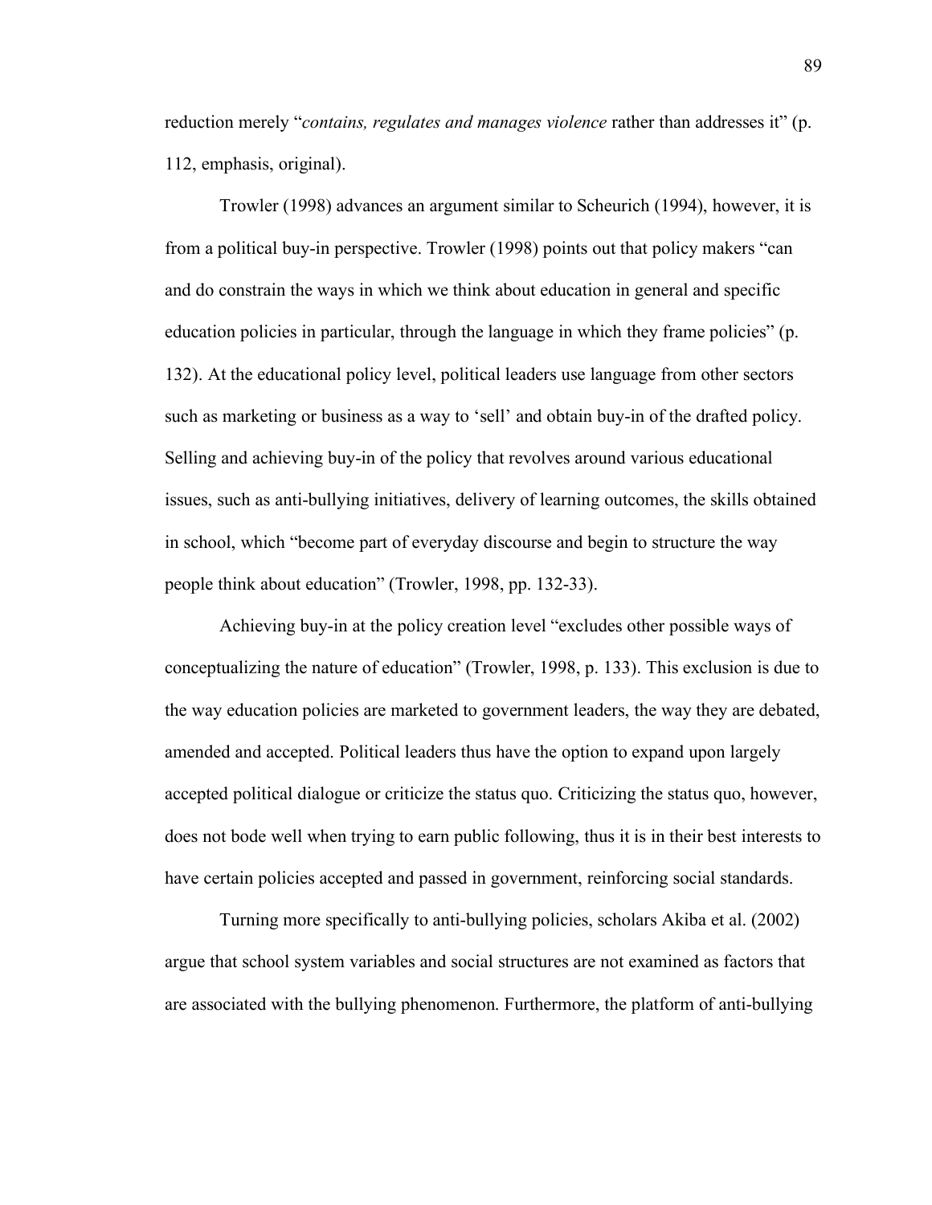reduction merely "*contains, regulates and manages violence* rather than addresses it" (p. 112, emphasis, original).

Trowler (1998) advances an argument similar to Scheurich (1994), however, it is from a political buy-in perspective. Trowler (1998) points out that policy makers "can and do constrain the ways in which we think about education in general and specific education policies in particular, through the language in which they frame policies" (p. 132). At the educational policy level, political leaders use language from other sectors such as marketing or business as a way to 'sell' and obtain buy-in of the drafted policy. Selling and achieving buy-in of the policy that revolves around various educational issues, such as anti-bullying initiatives, delivery of learning outcomes, the skills obtained in school, which "become part of everyday discourse and begin to structure the way people think about education" (Trowler, 1998, pp. 132-33).

Achieving buy-in at the policy creation level "excludes other possible ways of conceptualizing the nature of education" (Trowler, 1998, p. 133). This exclusion is due to the way education policies are marketed to government leaders, the way they are debated, amended and accepted. Political leaders thus have the option to expand upon largely accepted political dialogue or criticize the status quo. Criticizing the status quo, however, does not bode well when trying to earn public following, thus it is in their best interests to have certain policies accepted and passed in government, reinforcing social standards.

Turning more specifically to anti-bullying policies, scholars Akiba et al. (2002) argue that school system variables and social structures are not examined as factors that are associated with the bullying phenomenon. Furthermore, the platform of anti-bullying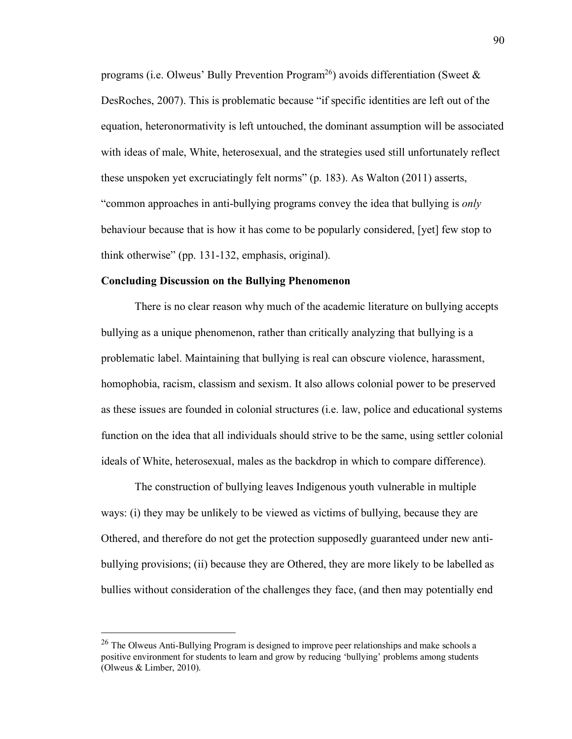programs (i.e. Olweus' Bully Prevention Program[26]) avoids differentiation (Sweet & DesRoches, 2007). This is problematic because "if specific identities are left out of the equation, heteronormativity is left untouched, the dominant assumption will be associated with ideas of male, White, heterosexual, and the strategies used still unfortunately reflect these unspoken yet excruciatingly felt norms" (p. 183). As Walton (2011) asserts, "common approaches in anti-bullying programs convey the idea that bullying is *only* behaviour because that is how it has come to be popularly considered, [yet] few stop to think otherwise" (pp. 131-132, emphasis, original).

**Concluding Discussion on the Bullying Phenomenon**

There is no clear reason why much of the academic literature on bullying accepts bullying as a unique phenomenon, rather than critically analyzing that bullying is a problematic label. Maintaining that bullying is real can obscure violence, harassment, homophobia, racism, classism and sexism. It also allows colonial power to be preserved as these issues are founded in colonial structures (i.e. law, police and educational systems function on the idea that all individuals should strive to be the same, using settler colonial ideals of White, heterosexual, males as the backdrop in which to compare difference).

The construction of bullying leaves Indigenous youth vulnerable in multiple ways: (i) they may be unlikely to be viewed as victims of bullying, because they are Othered, and therefore do not get the protection supposedly guaranteed under new anti-bullying provisions; (ii) because they are Othered, they are more likely to be labelled as bullies without consideration of the challenges they face, (and then may potentially end

---

[26] The Olweus Anti-Bullying Program is designed to improve peer relationships and make schools a positive environment for students to learn and grow by reducing 'bullying' problems among students (Olweus & Limber, 2010).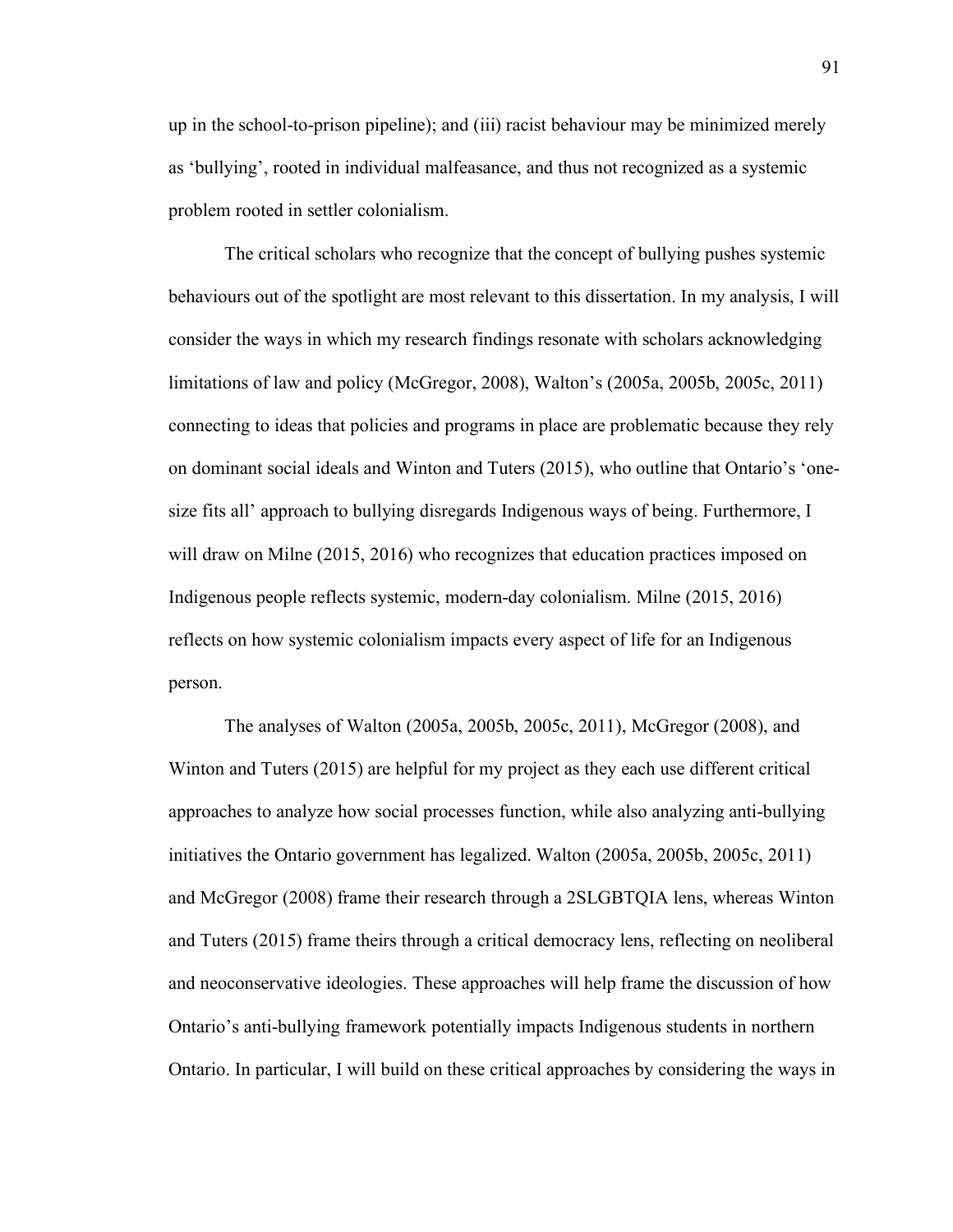up in the school-to-prison pipeline); and (iii) racist behaviour may be minimized merely as 'bullying', rooted in individual malfeasance, and thus not recognized as a systemic problem rooted in settler colonialism.

The critical scholars who recognize that the concept of bullying pushes systemic behaviours out of the spotlight are most relevant to this dissertation. In my analysis, I will consider the ways in which my research findings resonate with scholars acknowledging limitations of law and policy (McGregor, 2008), Walton's (2005a, 2005b, 2005c, 2011) connecting to ideas that policies and programs in place are problematic because they rely on dominant social ideals and Winton and Tuters (2015), who outline that Ontario's 'one-size fits all' approach to bullying disregards Indigenous ways of being. Furthermore, I will draw on Milne (2015, 2016) who recognizes that education practices imposed on Indigenous people reflects systemic, modern-day colonialism. Milne (2015, 2016) reflects on how systemic colonialism impacts every aspect of life for an Indigenous person.

The analyses of Walton (2005a, 2005b, 2005c, 2011), McGregor (2008), and Winton and Tuters (2015) are helpful for my project as they each use different critical approaches to analyze how social processes function, while also analyzing anti-bullying initiatives the Ontario government has legalized. Walton (2005a, 2005b, 2005c, 2011) and McGregor (2008) frame their research through a 2SLGBTQIA lens, whereas Winton and Tuters (2015) frame theirs through a critical democracy lens, reflecting on neoliberal and neoconservative ideologies. These approaches will help frame the discussion of how Ontario's anti-bullying framework potentially impacts Indigenous students in northern Ontario. In particular, I will build on these critical approaches by considering the ways in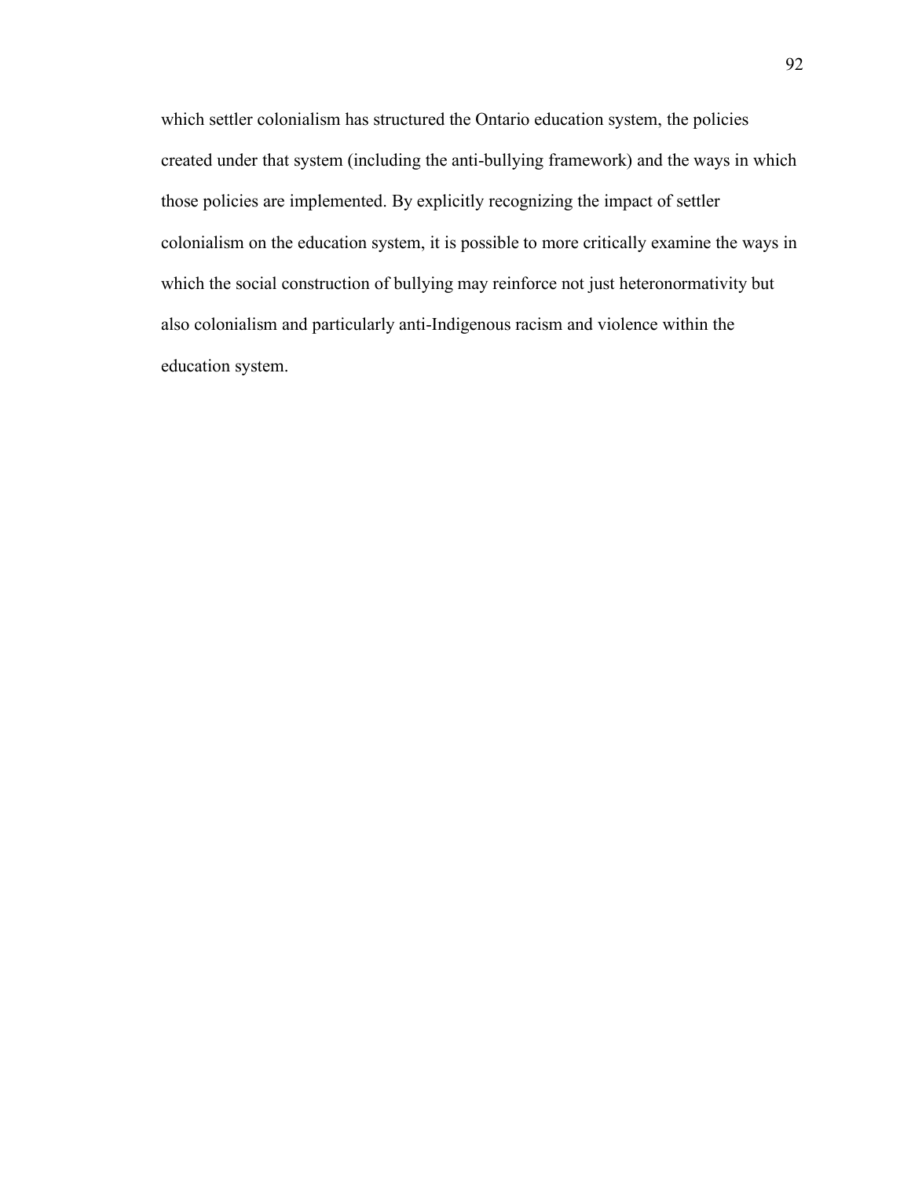which settler colonialism has structured the Ontario education system, the policies created under that system (including the anti-bullying framework) and the ways in which those policies are implemented. By explicitly recognizing the impact of settler colonialism on the education system, it is possible to more critically examine the ways in which the social construction of bullying may reinforce not just heteronormativity but also colonialism and particularly anti-Indigenous racism and violence within the education system.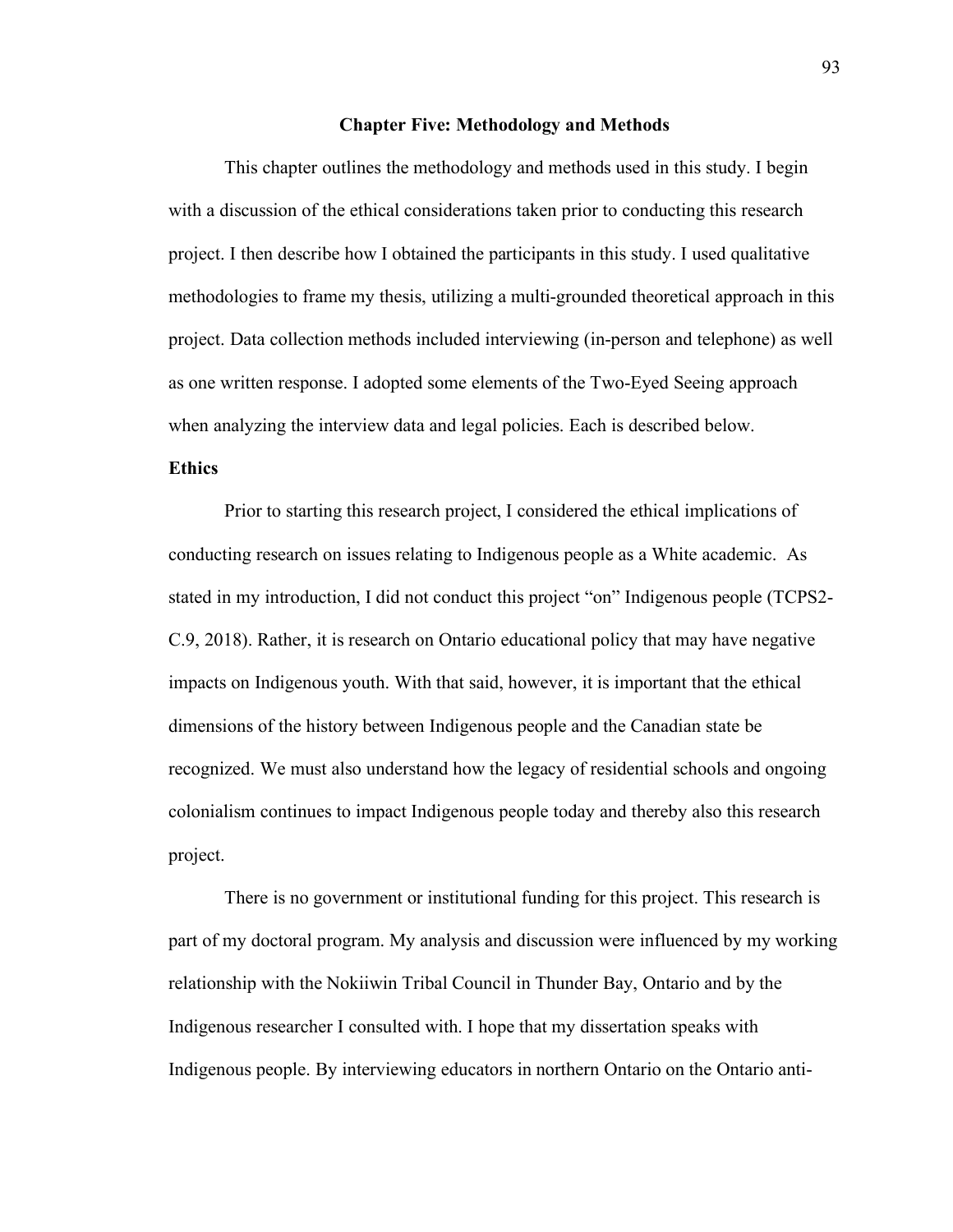# Chapter Five: Methodology and Methods

This chapter outlines the methodology and methods used in this study. I begin with a discussion of the ethical considerations taken prior to conducting this research project. I then describe how I obtained the participants in this study. I used qualitative methodologies to frame my thesis, utilizing a multi-grounded theoretical approach in this project. Data collection methods included interviewing (in-person and telephone) as well as one written response. I adopted some elements of the Two-Eyed Seeing approach when analyzing the interview data and legal policies. Each is described below.

## Ethics

Prior to starting this research project, I considered the ethical implications of conducting research on issues relating to Indigenous people as a White academic. As stated in my introduction, I did not conduct this project "on" Indigenous people (TCPS2-C.9, 2018). Rather, it is research on Ontario educational policy that may have negative impacts on Indigenous youth. With that said, however, it is important that the ethical dimensions of the history between Indigenous people and the Canadian state be recognized. We must also understand how the legacy of residential schools and ongoing colonialism continues to impact Indigenous people today and thereby also this research project.

There is no government or institutional funding for this project. This research is part of my doctoral program. My analysis and discussion were influenced by my working relationship with the Nokiiwin Tribal Council in Thunder Bay, Ontario and by the Indigenous researcher I consulted with. I hope that my dissertation speaks with Indigenous people. By interviewing educators in northern Ontario on the Ontario anti-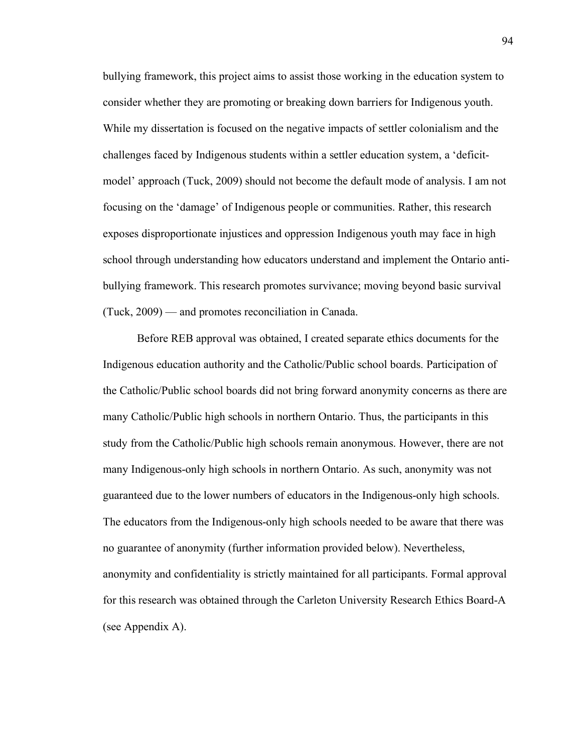bullying framework, this project aims to assist those working in the education system to consider whether they are promoting or breaking down barriers for Indigenous youth. While my dissertation is focused on the negative impacts of settler colonialism and the challenges faced by Indigenous students within a settler education system, a 'deficit-model' approach (Tuck, 2009) should not become the default mode of analysis. I am not focusing on the 'damage' of Indigenous people or communities. Rather, this research exposes disproportionate injustices and oppression Indigenous youth may face in high school through understanding how educators understand and implement the Ontario anti-bullying framework. This research promotes survivance; moving beyond basic survival (Tuck, 2009) — and promotes reconciliation in Canada.

Before REB approval was obtained, I created separate ethics documents for the Indigenous education authority and the Catholic/Public school boards. Participation of the Catholic/Public school boards did not bring forward anonymity concerns as there are many Catholic/Public high schools in northern Ontario. Thus, the participants in this study from the Catholic/Public high schools remain anonymous. However, there are not many Indigenous-only high schools in northern Ontario. As such, anonymity was not guaranteed due to the lower numbers of educators in the Indigenous-only high schools. The educators from the Indigenous-only high schools needed to be aware that there was no guarantee of anonymity (further information provided below). Nevertheless, anonymity and confidentiality is strictly maintained for all participants. Formal approval for this research was obtained through the Carleton University Research Ethics Board-A (see Appendix A).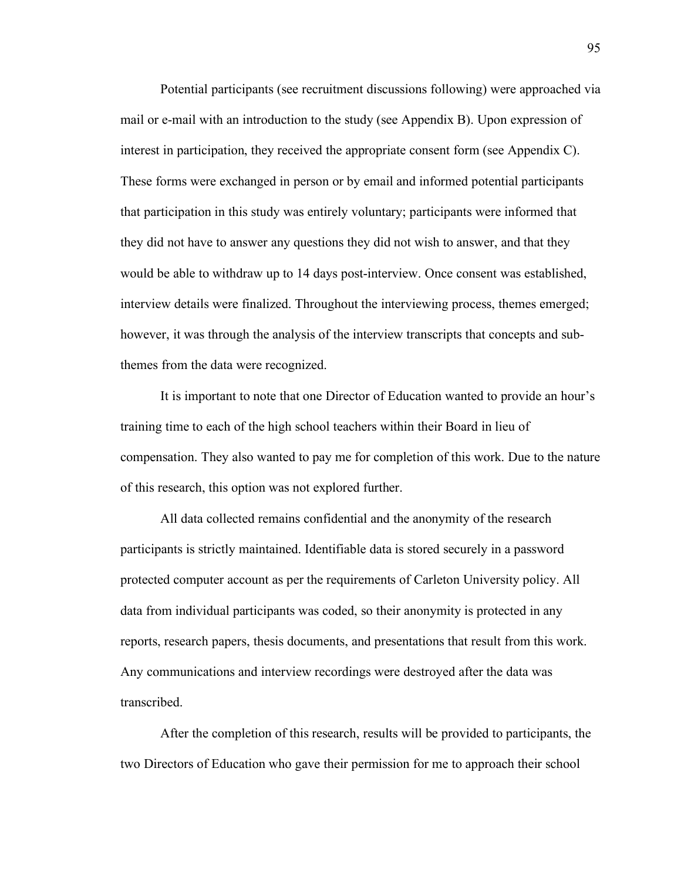Potential participants (see recruitment discussions following) were approached via mail or e-mail with an introduction to the study (see Appendix B). Upon expression of interest in participation, they received the appropriate consent form (see Appendix C). These forms were exchanged in person or by email and informed potential participants that participation in this study was entirely voluntary; participants were informed that they did not have to answer any questions they did not wish to answer, and that they would be able to withdraw up to 14 days post-interview. Once consent was established, interview details were finalized. Throughout the interviewing process, themes emerged; however, it was through the analysis of the interview transcripts that concepts and sub-themes from the data were recognized.

It is important to note that one Director of Education wanted to provide an hour's training time to each of the high school teachers within their Board in lieu of compensation. They also wanted to pay me for completion of this work. Due to the nature of this research, this option was not explored further.

All data collected remains confidential and the anonymity of the research participants is strictly maintained. Identifiable data is stored securely in a password protected computer account as per the requirements of Carleton University policy. All data from individual participants was coded, so their anonymity is protected in any reports, research papers, thesis documents, and presentations that result from this work. Any communications and interview recordings were destroyed after the data was transcribed.

After the completion of this research, results will be provided to participants, the two Directors of Education who gave their permission for me to approach their school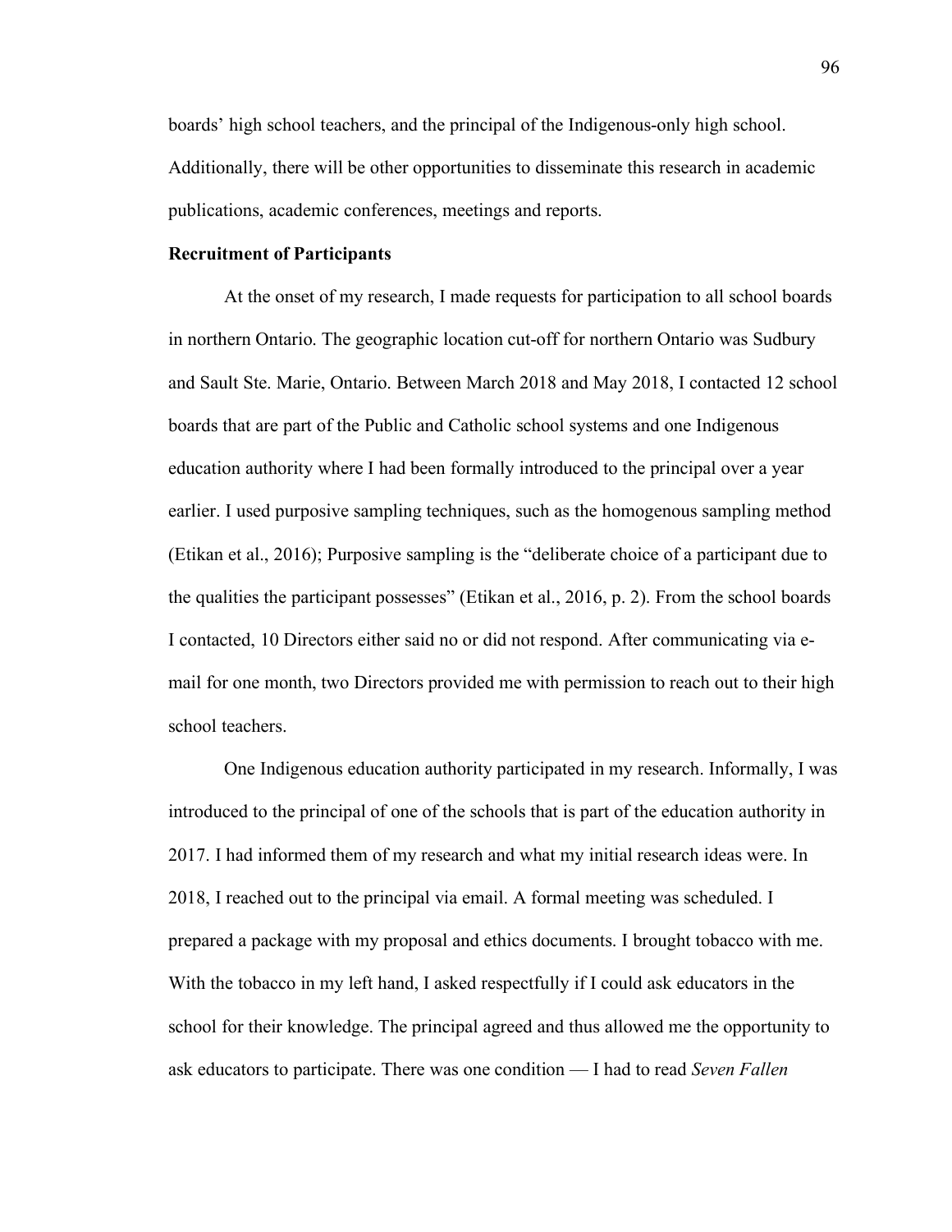boards' high school teachers, and the principal of the Indigenous-only high school. Additionally, there will be other opportunities to disseminate this research in academic publications, academic conferences, meetings and reports.

**Recruitment of Participants**

At the onset of my research, I made requests for participation to all school boards in northern Ontario. The geographic location cut-off for northern Ontario was Sudbury and Sault Ste. Marie, Ontario. Between March 2018 and May 2018, I contacted 12 school boards that are part of the Public and Catholic school systems and one Indigenous education authority where I had been formally introduced to the principal over a year earlier. I used purposive sampling techniques, such as the homogenous sampling method (Etikan et al., 2016); Purposive sampling is the "deliberate choice of a participant due to the qualities the participant possesses" (Etikan et al., 2016, p. 2). From the school boards I contacted, 10 Directors either said no or did not respond. After communicating via e-mail for one month, two Directors provided me with permission to reach out to their high school teachers.

One Indigenous education authority participated in my research. Informally, I was introduced to the principal of one of the schools that is part of the education authority in 2017. I had informed them of my research and what my initial research ideas were. In 2018, I reached out to the principal via email. A formal meeting was scheduled. I prepared a package with my proposal and ethics documents. I brought tobacco with me. With the tobacco in my left hand, I asked respectfully if I could ask educators in the school for their knowledge. The principal agreed and thus allowed me the opportunity to ask educators to participate. There was one condition — I had to read *Seven Fallen*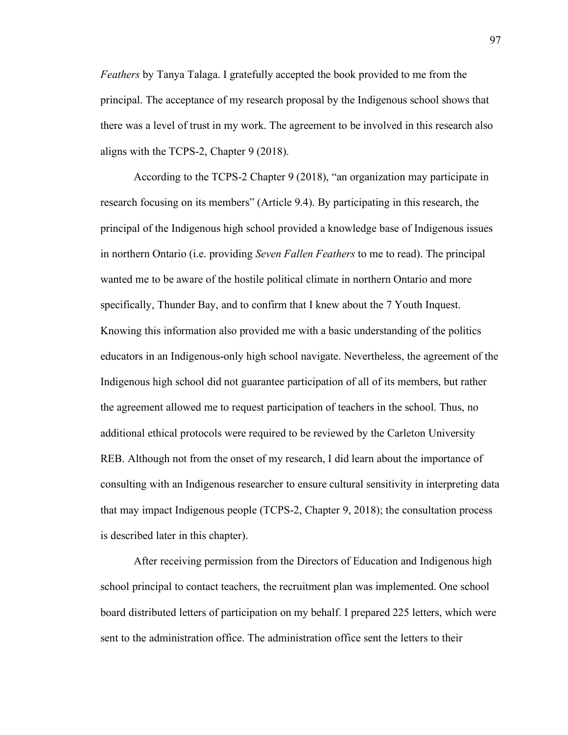*Feathers* by Tanya Talaga. I gratefully accepted the book provided to me from the principal. The acceptance of my research proposal by the Indigenous school shows that there was a level of trust in my work. The agreement to be involved in this research also aligns with the TCPS-2, Chapter 9 (2018).

According to the TCPS-2 Chapter 9 (2018), "an organization may participate in research focusing on its members" (Article 9.4). By participating in this research, the principal of the Indigenous high school provided a knowledge base of Indigenous issues in northern Ontario (i.e. providing *Seven Fallen Feathers* to me to read). The principal wanted me to be aware of the hostile political climate in northern Ontario and more specifically, Thunder Bay, and to confirm that I knew about the 7 Youth Inquest. Knowing this information also provided me with a basic understanding of the politics educators in an Indigenous-only high school navigate. Nevertheless, the agreement of the Indigenous high school did not guarantee participation of all of its members, but rather the agreement allowed me to request participation of teachers in the school. Thus, no additional ethical protocols were required to be reviewed by the Carleton University REB. Although not from the onset of my research, I did learn about the importance of consulting with an Indigenous researcher to ensure cultural sensitivity in interpreting data that may impact Indigenous people (TCPS-2, Chapter 9, 2018); the consultation process is described later in this chapter).

After receiving permission from the Directors of Education and Indigenous high school principal to contact teachers, the recruitment plan was implemented. One school board distributed letters of participation on my behalf. I prepared 225 letters, which were sent to the administration office. The administration office sent the letters to their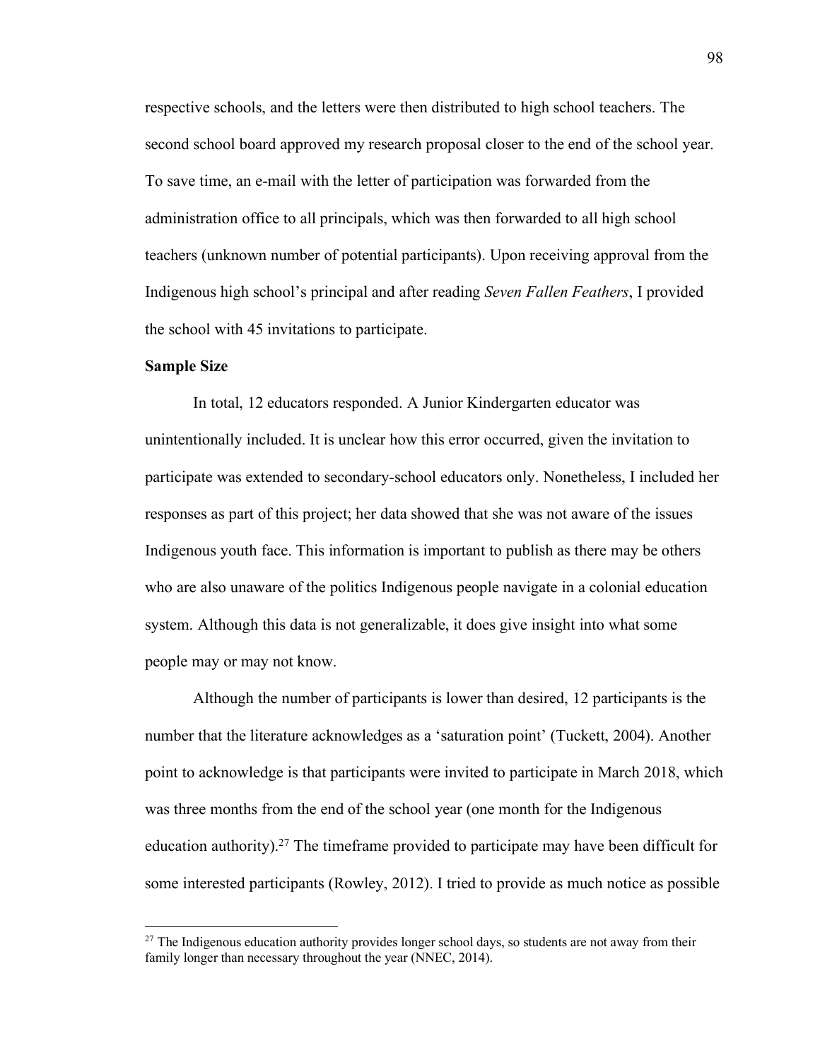respective schools, and the letters were then distributed to high school teachers. The second school board approved my research proposal closer to the end of the school year. To save time, an e-mail with the letter of participation was forwarded from the administration office to all principals, which was then forwarded to all high school teachers (unknown number of potential participants). Upon receiving approval from the Indigenous high school's principal and after reading *Seven Fallen Feathers*, I provided the school with 45 invitations to participate.

### Sample Size

In total, 12 educators responded. A Junior Kindergarten educator was unintentionally included. It is unclear how this error occurred, given the invitation to participate was extended to secondary-school educators only. Nonetheless, I included her responses as part of this project; her data showed that she was not aware of the issues Indigenous youth face. This information is important to publish as there may be others who are also unaware of the politics Indigenous people navigate in a colonial education system. Although this data is not generalizable, it does give insight into what some people may or may not know.

Although the number of participants is lower than desired, 12 participants is the number that the literature acknowledges as a 'saturation point' (Tuckett, 2004). Another point to acknowledge is that participants were invited to participate in March 2018, which was three months from the end of the school year (one month for the Indigenous education authority).[27] The timeframe provided to participate may have been difficult for some interested participants (Rowley, 2012). I tried to provide as much notice as possible

[27] The Indigenous education authority provides longer school days, so students are not away from their family longer than necessary throughout the year (NNEC, 2014).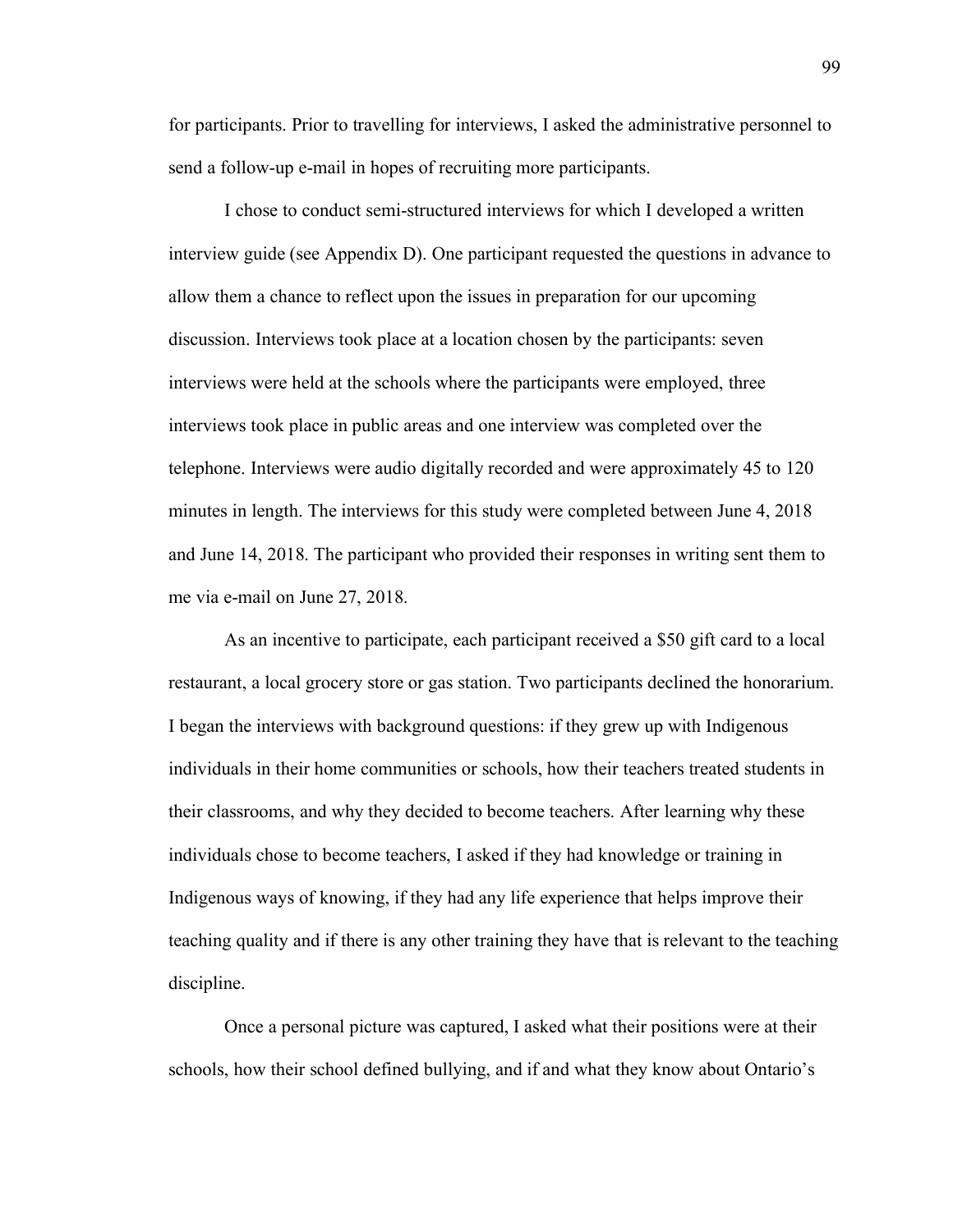for participants. Prior to travelling for interviews, I asked the administrative personnel to send a follow-up e-mail in hopes of recruiting more participants.

I chose to conduct semi-structured interviews for which I developed a written interview guide (see Appendix D). One participant requested the questions in advance to allow them a chance to reflect upon the issues in preparation for our upcoming discussion. Interviews took place at a location chosen by the participants: seven interviews were held at the schools where the participants were employed, three interviews took place in public areas and one interview was completed over the telephone. Interviews were audio digitally recorded and were approximately 45 to 120 minutes in length. The interviews for this study were completed between June 4, 2018 and June 14, 2018. The participant who provided their responses in writing sent them to me via e-mail on June 27, 2018.

As an incentive to participate, each participant received a $50 gift card to a local restaurant, a local grocery store or gas station. Two participants declined the honorarium. I began the interviews with background questions: if they grew up with Indigenous individuals in their home communities or schools, how their teachers treated students in their classrooms, and why they decided to become teachers. After learning why these individuals chose to become teachers, I asked if they had knowledge or training in Indigenous ways of knowing, if they had any life experience that helps improve their teaching quality and if there is any other training they have that is relevant to the teaching discipline.

Once a personal picture was captured, I asked what their positions were at their schools, how their school defined bullying, and if and what they know about Ontario's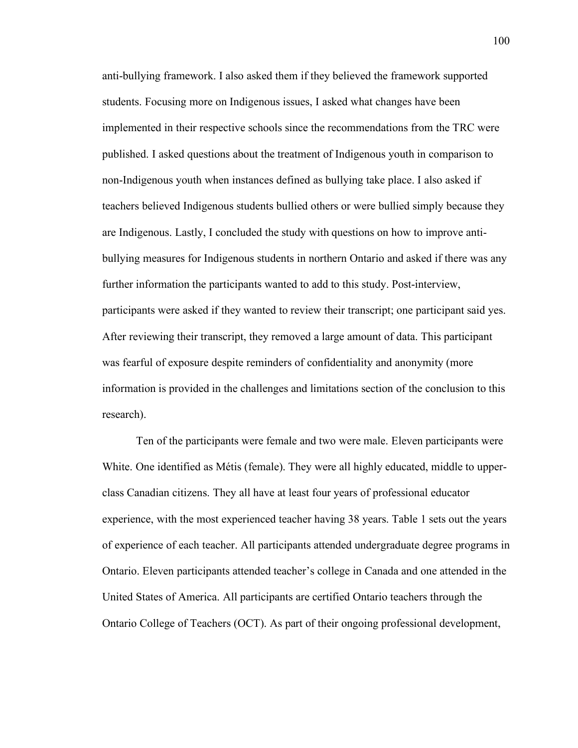anti-bullying framework. I also asked them if they believed the framework supported students. Focusing more on Indigenous issues, I asked what changes have been implemented in their respective schools since the recommendations from the TRC were published. I asked questions about the treatment of Indigenous youth in comparison to non-Indigenous youth when instances defined as bullying take place. I also asked if teachers believed Indigenous students bullied others or were bullied simply because they are Indigenous. Lastly, I concluded the study with questions on how to improve anti-bullying measures for Indigenous students in northern Ontario and asked if there was any further information the participants wanted to add to this study. Post-interview, participants were asked if they wanted to review their transcript; one participant said yes. After reviewing their transcript, they removed a large amount of data. This participant was fearful of exposure despite reminders of confidentiality and anonymity (more information is provided in the challenges and limitations section of the conclusion to this research).

Ten of the participants were female and two were male. Eleven participants were White. One identified as Métis (female). They were all highly educated, middle to upper-class Canadian citizens. They all have at least four years of professional educator experience, with the most experienced teacher having 38 years. Table 1 sets out the years of experience of each teacher. All participants attended undergraduate degree programs in Ontario. Eleven participants attended teacher's college in Canada and one attended in the United States of America. All participants are certified Ontario teachers through the Ontario College of Teachers (OCT). As part of their ongoing professional development,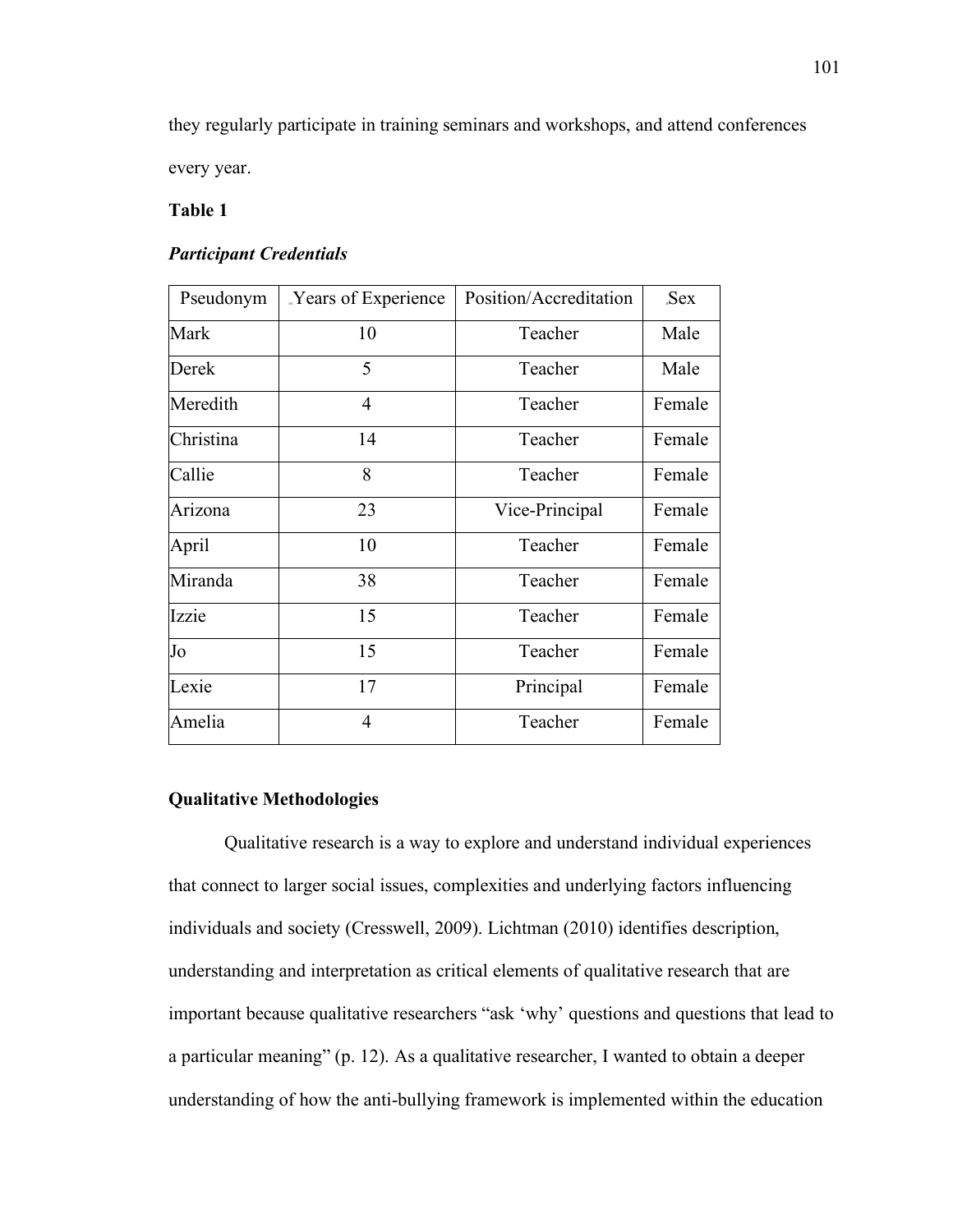they regularly participate in training seminars and workshops, and attend conferences every year.

**Table 1**

***Participant Credentials***

| Pseudonym | Years of Experience | Position/Accreditation | Sex |
|---|---|---|---|
| Mark | 10 | Teacher | Male |
| Derek | 5 | Teacher | Male |
| Meredith | 4 | Teacher | Female |
| Christina | 14 | Teacher | Female |
| Callie | 8 | Teacher | Female |
| Arizona | 23 | Vice-Principal | Female |
| April | 10 | Teacher | Female |
| Miranda | 38 | Teacher | Female |
| Izzie | 15 | Teacher | Female |
| Jo | 15 | Teacher | Female |
| Lexie | 17 | Principal | Female |
| Amelia | 4 | Teacher | Female |

## Qualitative Methodologies

Qualitative research is a way to explore and understand individual experiences that connect to larger social issues, complexities and underlying factors influencing individuals and society (Cresswell, 2009). Lichtman (2010) identifies description, understanding and interpretation as critical elements of qualitative research that are important because qualitative researchers "ask 'why' questions and questions that lead to a particular meaning" (p. 12). As a qualitative researcher, I wanted to obtain a deeper understanding of how the anti-bullying framework is implemented within the education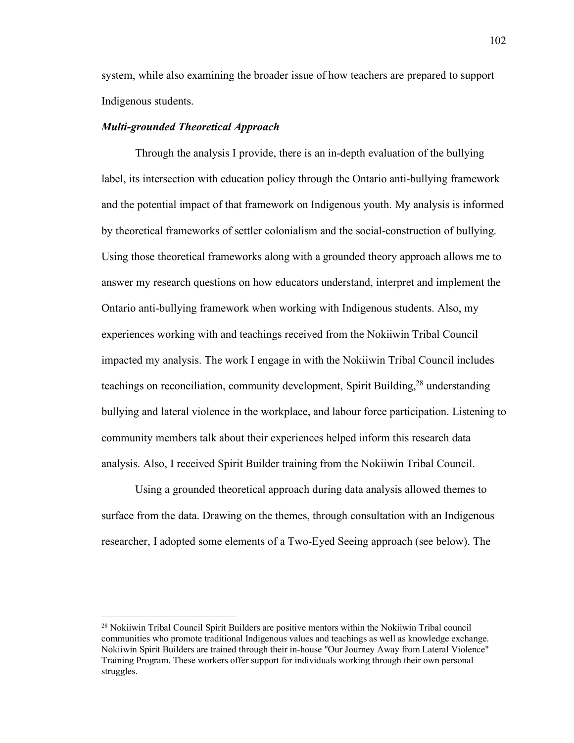system, while also examining the broader issue of how teachers are prepared to support Indigenous students.

### *Multi-grounded Theoretical Approach*

Through the analysis I provide, there is an in-depth evaluation of the bullying label, its intersection with education policy through the Ontario anti-bullying framework and the potential impact of that framework on Indigenous youth. My analysis is informed by theoretical frameworks of settler colonialism and the social-construction of bullying. Using those theoretical frameworks along with a grounded theory approach allows me to answer my research questions on how educators understand, interpret and implement the Ontario anti-bullying framework when working with Indigenous students. Also, my experiences working with and teachings received from the Nokiiwin Tribal Council impacted my analysis. The work I engage in with the Nokiiwin Tribal Council includes teachings on reconciliation, community development, Spirit Building,[28] understanding bullying and lateral violence in the workplace, and labour force participation. Listening to community members talk about their experiences helped inform this research data analysis. Also, I received Spirit Builder training from the Nokiiwin Tribal Council.

Using a grounded theoretical approach during data analysis allowed themes to surface from the data. Drawing on the themes, through consultation with an Indigenous researcher, I adopted some elements of a Two-Eyed Seeing approach (see below). The

---

[28] Nokiiwin Tribal Council Spirit Builders are positive mentors within the Nokiiwin Tribal council communities who promote traditional Indigenous values and teachings as well as knowledge exchange. Nokiiwin Spirit Builders are trained through their in-house "Our Journey Away from Lateral Violence" Training Program. These workers offer support for individuals working through their own personal struggles.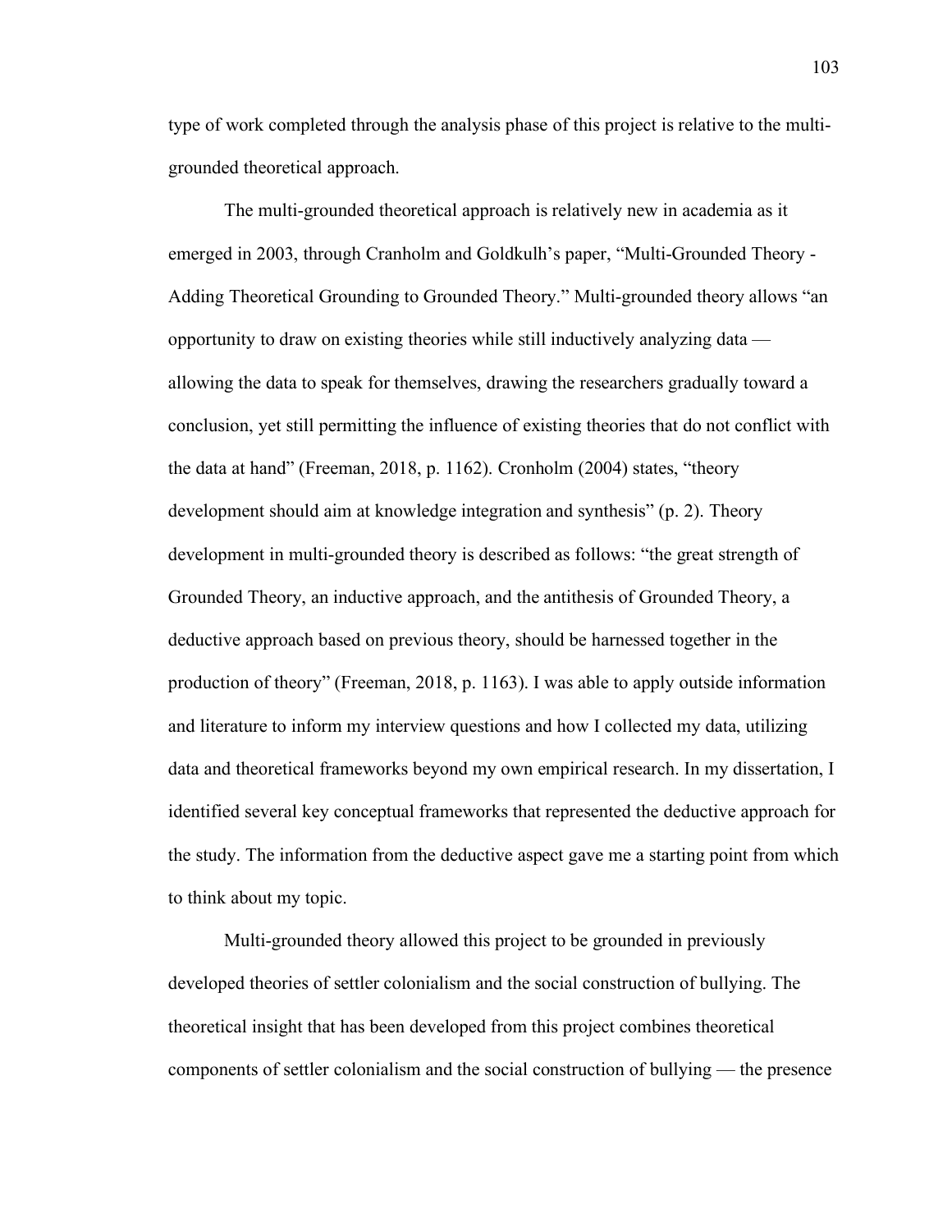type of work completed through the analysis phase of this project is relative to the multi-grounded theoretical approach.

The multi-grounded theoretical approach is relatively new in academia as it emerged in 2003, through Cranholm and Goldkulh's paper, "Multi-Grounded Theory - Adding Theoretical Grounding to Grounded Theory." Multi-grounded theory allows "an opportunity to draw on existing theories while still inductively analyzing data — allowing the data to speak for themselves, drawing the researchers gradually toward a conclusion, yet still permitting the influence of existing theories that do not conflict with the data at hand" (Freeman, 2018, p. 1162). Cronholm (2004) states, "theory development should aim at knowledge integration and synthesis" (p. 2). Theory development in multi-grounded theory is described as follows: "the great strength of Grounded Theory, an inductive approach, and the antithesis of Grounded Theory, a deductive approach based on previous theory, should be harnessed together in the production of theory" (Freeman, 2018, p. 1163). I was able to apply outside information and literature to inform my interview questions and how I collected my data, utilizing data and theoretical frameworks beyond my own empirical research. In my dissertation, I identified several key conceptual frameworks that represented the deductive approach for the study. The information from the deductive aspect gave me a starting point from which to think about my topic.

Multi-grounded theory allowed this project to be grounded in previously developed theories of settler colonialism and the social construction of bullying. The theoretical insight that has been developed from this project combines theoretical components of settler colonialism and the social construction of bullying — the presence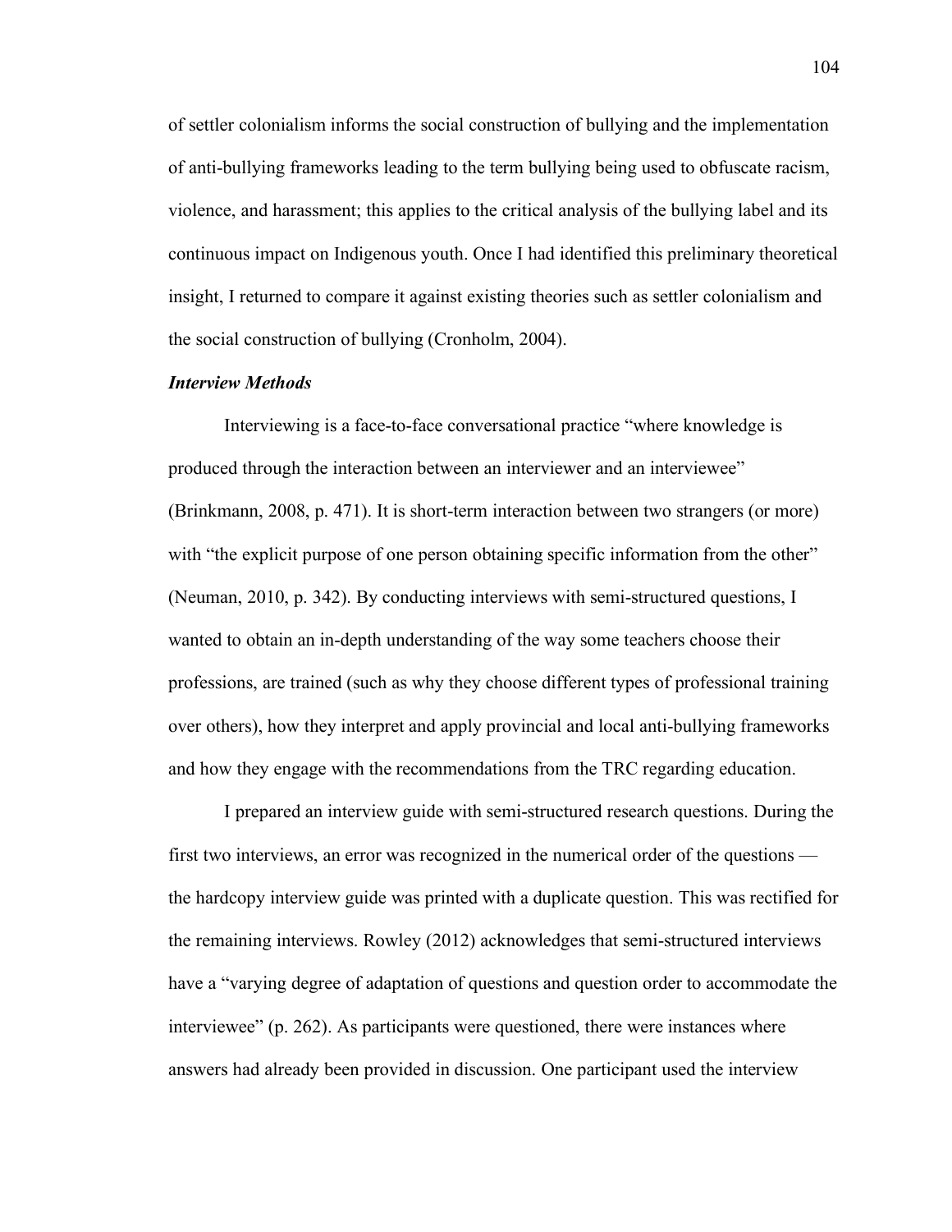of settler colonialism informs the social construction of bullying and the implementation of anti-bullying frameworks leading to the term bullying being used to obfuscate racism, violence, and harassment; this applies to the critical analysis of the bullying label and its continuous impact on Indigenous youth. Once I had identified this preliminary theoretical insight, I returned to compare it against existing theories such as settler colonialism and the social construction of bullying (Cronholm, 2004).

### *Interview Methods*

Interviewing is a face-to-face conversational practice "where knowledge is produced through the interaction between an interviewer and an interviewee" (Brinkmann, 2008, p. 471). It is short-term interaction between two strangers (or more) with "the explicit purpose of one person obtaining specific information from the other" (Neuman, 2010, p. 342). By conducting interviews with semi-structured questions, I wanted to obtain an in-depth understanding of the way some teachers choose their professions, are trained (such as why they choose different types of professional training over others), how they interpret and apply provincial and local anti-bullying frameworks and how they engage with the recommendations from the TRC regarding education.

I prepared an interview guide with semi-structured research questions. During the first two interviews, an error was recognized in the numerical order of the questions — the hardcopy interview guide was printed with a duplicate question. This was rectified for the remaining interviews. Rowley (2012) acknowledges that semi-structured interviews have a "varying degree of adaptation of questions and question order to accommodate the interviewee" (p. 262). As participants were questioned, there were instances where answers had already been provided in discussion. One participant used the interview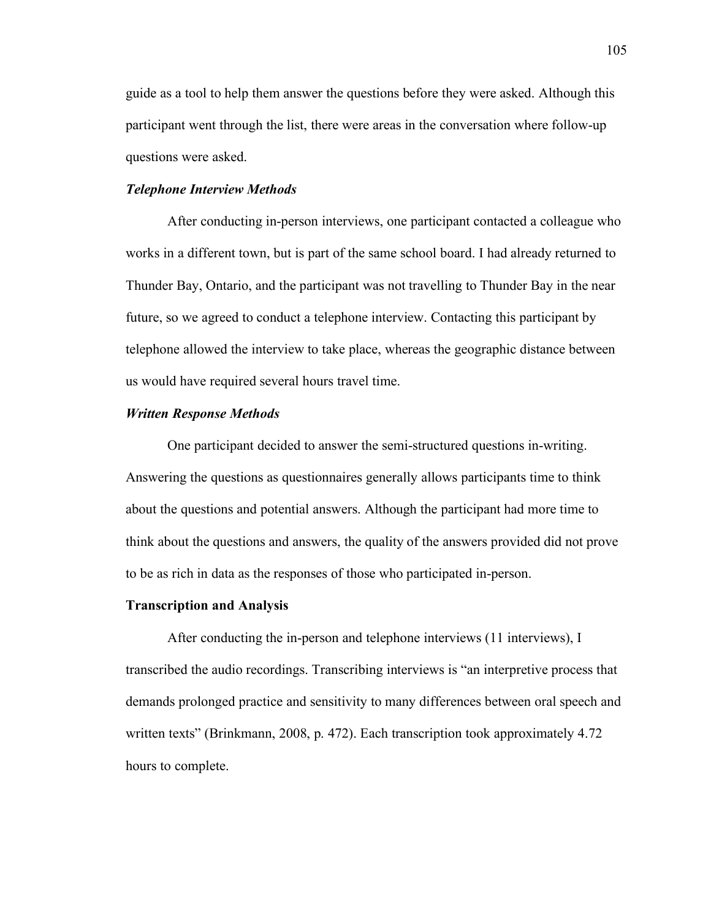guide as a tool to help them answer the questions before they were asked. Although this participant went through the list, there were areas in the conversation where follow-up questions were asked.

#### *Telephone Interview Methods*

After conducting in-person interviews, one participant contacted a colleague who works in a different town, but is part of the same school board. I had already returned to Thunder Bay, Ontario, and the participant was not travelling to Thunder Bay in the near future, so we agreed to conduct a telephone interview. Contacting this participant by telephone allowed the interview to take place, whereas the geographic distance between us would have required several hours travel time.

#### *Written Response Methods*

One participant decided to answer the semi-structured questions in-writing. Answering the questions as questionnaires generally allows participants time to think about the questions and potential answers. Although the participant had more time to think about the questions and answers, the quality of the answers provided did not prove to be as rich in data as the responses of those who participated in-person.

### Transcription and Analysis

After conducting the in-person and telephone interviews (11 interviews), I transcribed the audio recordings. Transcribing interviews is "an interpretive process that demands prolonged practice and sensitivity to many differences between oral speech and written texts" (Brinkmann, 2008, p. 472). Each transcription took approximately 4.72 hours to complete.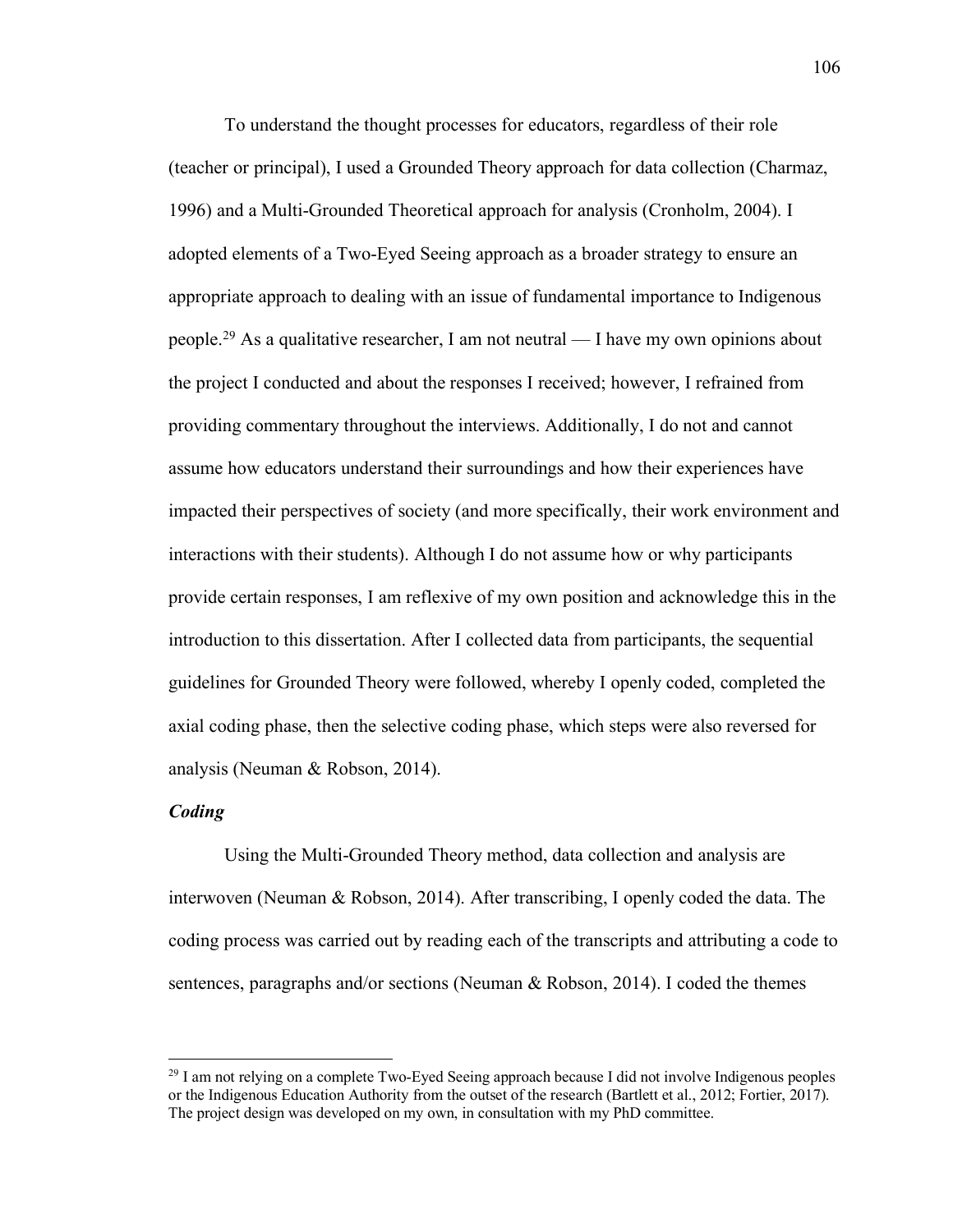To understand the thought processes for educators, regardless of their role (teacher or principal), I used a Grounded Theory approach for data collection (Charmaz, 1996) and a Multi-Grounded Theoretical approach for analysis (Cronholm, 2004). I adopted elements of a Two-Eyed Seeing approach as a broader strategy to ensure an appropriate approach to dealing with an issue of fundamental importance to Indigenous people.[29] As a qualitative researcher, I am not neutral — I have my own opinions about the project I conducted and about the responses I received; however, I refrained from providing commentary throughout the interviews. Additionally, I do not and cannot assume how educators understand their surroundings and how their experiences have impacted their perspectives of society (and more specifically, their work environment and interactions with their students). Although I do not assume how or why participants provide certain responses, I am reflexive of my own position and acknowledge this in the introduction to this dissertation. After I collected data from participants, the sequential guidelines for Grounded Theory were followed, whereby I openly coded, completed the axial coding phase, then the selective coding phase, which steps were also reversed for analysis (Neuman & Robson, 2014).

***Coding***

Using the Multi-Grounded Theory method, data collection and analysis are interwoven (Neuman & Robson, 2014). After transcribing, I openly coded the data. The coding process was carried out by reading each of the transcripts and attributing a code to sentences, paragraphs and/or sections (Neuman & Robson, 2014). I coded the themes

[29] I am not relying on a complete Two-Eyed Seeing approach because I did not involve Indigenous peoples or the Indigenous Education Authority from the outset of the research (Bartlett et al., 2012; Fortier, 2017). The project design was developed on my own, in consultation with my PhD committee.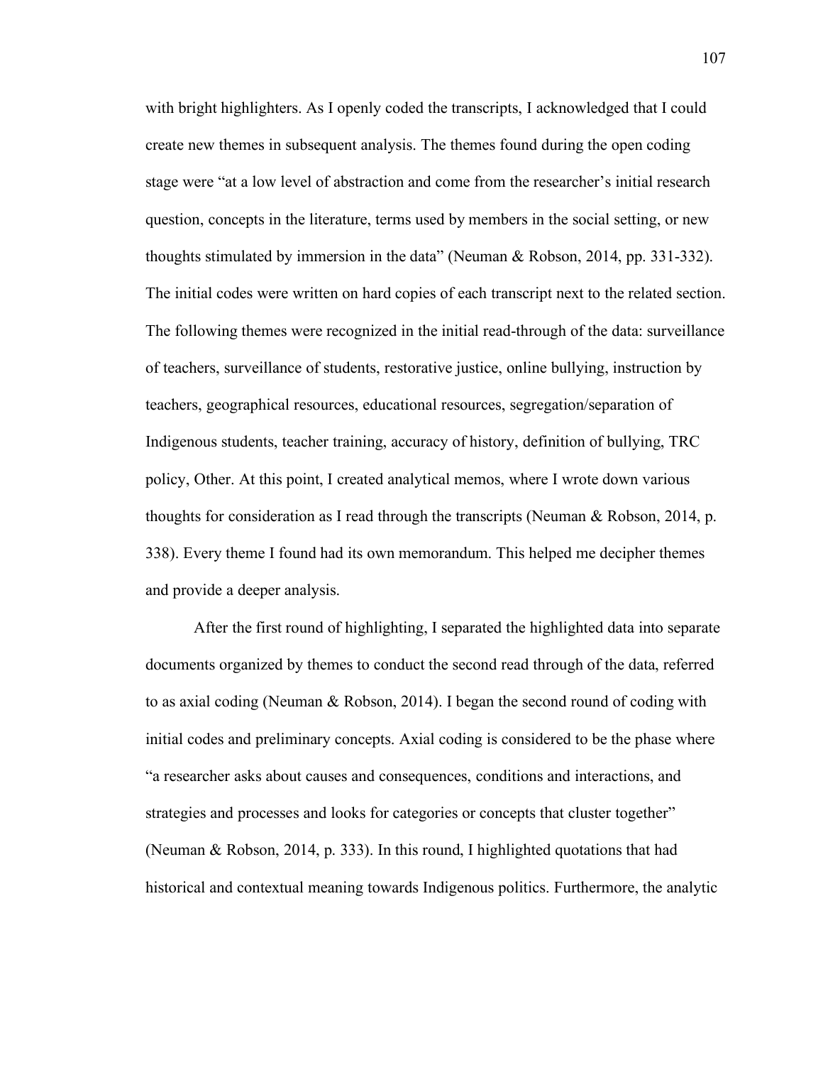with bright highlighters. As I openly coded the transcripts, I acknowledged that I could create new themes in subsequent analysis. The themes found during the open coding stage were "at a low level of abstraction and come from the researcher's initial research question, concepts in the literature, terms used by members in the social setting, or new thoughts stimulated by immersion in the data" (Neuman & Robson, 2014, pp. 331-332). The initial codes were written on hard copies of each transcript next to the related section. The following themes were recognized in the initial read-through of the data: surveillance of teachers, surveillance of students, restorative justice, online bullying, instruction by teachers, geographical resources, educational resources, segregation/separation of Indigenous students, teacher training, accuracy of history, definition of bullying, TRC policy, Other. At this point, I created analytical memos, where I wrote down various thoughts for consideration as I read through the transcripts (Neuman & Robson, 2014, p. 338). Every theme I found had its own memorandum. This helped me decipher themes and provide a deeper analysis.

After the first round of highlighting, I separated the highlighted data into separate documents organized by themes to conduct the second read through of the data, referred to as axial coding (Neuman & Robson, 2014). I began the second round of coding with initial codes and preliminary concepts. Axial coding is considered to be the phase where "a researcher asks about causes and consequences, conditions and interactions, and strategies and processes and looks for categories or concepts that cluster together" (Neuman & Robson, 2014, p. 333). In this round, I highlighted quotations that had historical and contextual meaning towards Indigenous politics. Furthermore, the analytic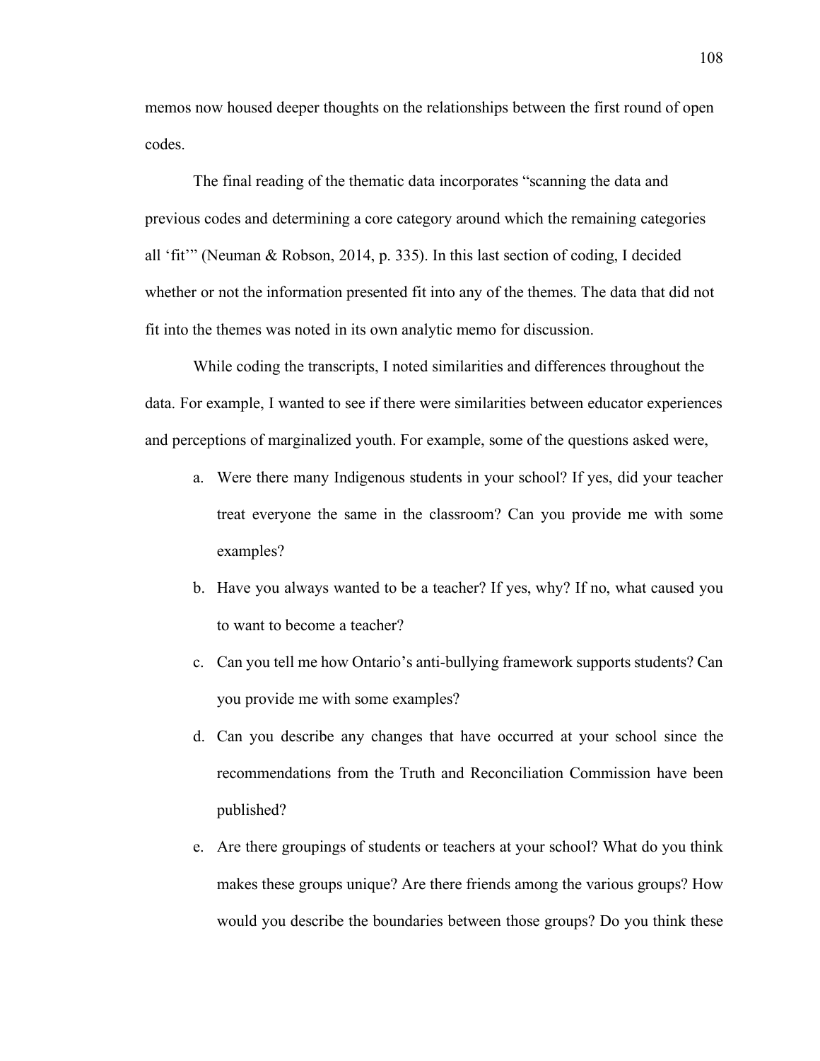memos now housed deeper thoughts on the relationships between the first round of open codes.

The final reading of the thematic data incorporates "scanning the data and previous codes and determining a core category around which the remaining categories all 'fit'" (Neuman & Robson, 2014, p. 335). In this last section of coding, I decided whether or not the information presented fit into any of the themes. The data that did not fit into the themes was noted in its own analytic memo for discussion.

While coding the transcripts, I noted similarities and differences throughout the data. For example, I wanted to see if there were similarities between educator experiences and perceptions of marginalized youth. For example, some of the questions asked were,

a. Were there many Indigenous students in your school? If yes, did your teacher treat everyone the same in the classroom? Can you provide me with some examples?
b. Have you always wanted to be a teacher? If yes, why? If no, what caused you to want to become a teacher?
c. Can you tell me how Ontario's anti-bullying framework supports students? Can you provide me with some examples?
d. Can you describe any changes that have occurred at your school since the recommendations from the Truth and Reconciliation Commission have been published?
e. Are there groupings of students or teachers at your school? What do you think makes these groups unique? Are there friends among the various groups? How would you describe the boundaries between those groups? Do you think these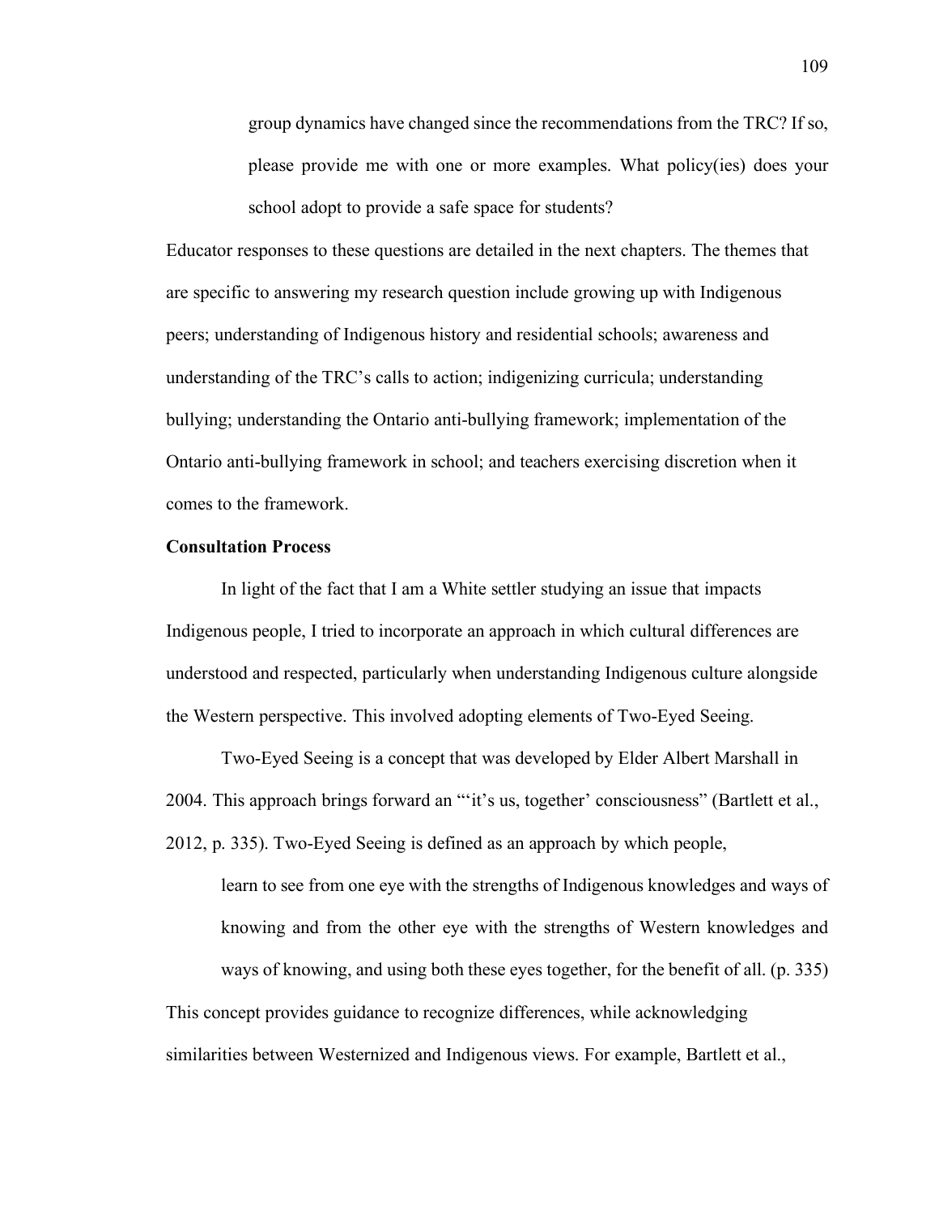> group dynamics have changed since the recommendations from the TRC? If so, please provide me with one or more examples. What policy(ies) does your school adopt to provide a safe space for students?

Educator responses to these questions are detailed in the next chapters. The themes that are specific to answering my research question include growing up with Indigenous peers; understanding of Indigenous history and residential schools; awareness and understanding of the TRC's calls to action; indigenizing curricula; understanding bullying; understanding the Ontario anti-bullying framework; implementation of the Ontario anti-bullying framework in school; and teachers exercising discretion when it comes to the framework.

**Consultation Process**

In light of the fact that I am a White settler studying an issue that impacts Indigenous people, I tried to incorporate an approach in which cultural differences are understood and respected, particularly when understanding Indigenous culture alongside the Western perspective. This involved adopting elements of Two-Eyed Seeing.

Two-Eyed Seeing is a concept that was developed by Elder Albert Marshall in 2004. This approach brings forward an "'it's us, together' consciousness" (Bartlett et al., 2012, p. 335). Two-Eyed Seeing is defined as an approach by which people,

> learn to see from one eye with the strengths of Indigenous knowledges and ways of knowing and from the other eye with the strengths of Western knowledges and ways of knowing, and using both these eyes together, for the benefit of all. (p. 335)

This concept provides guidance to recognize differences, while acknowledging similarities between Westernized and Indigenous views. For example, Bartlett et al.,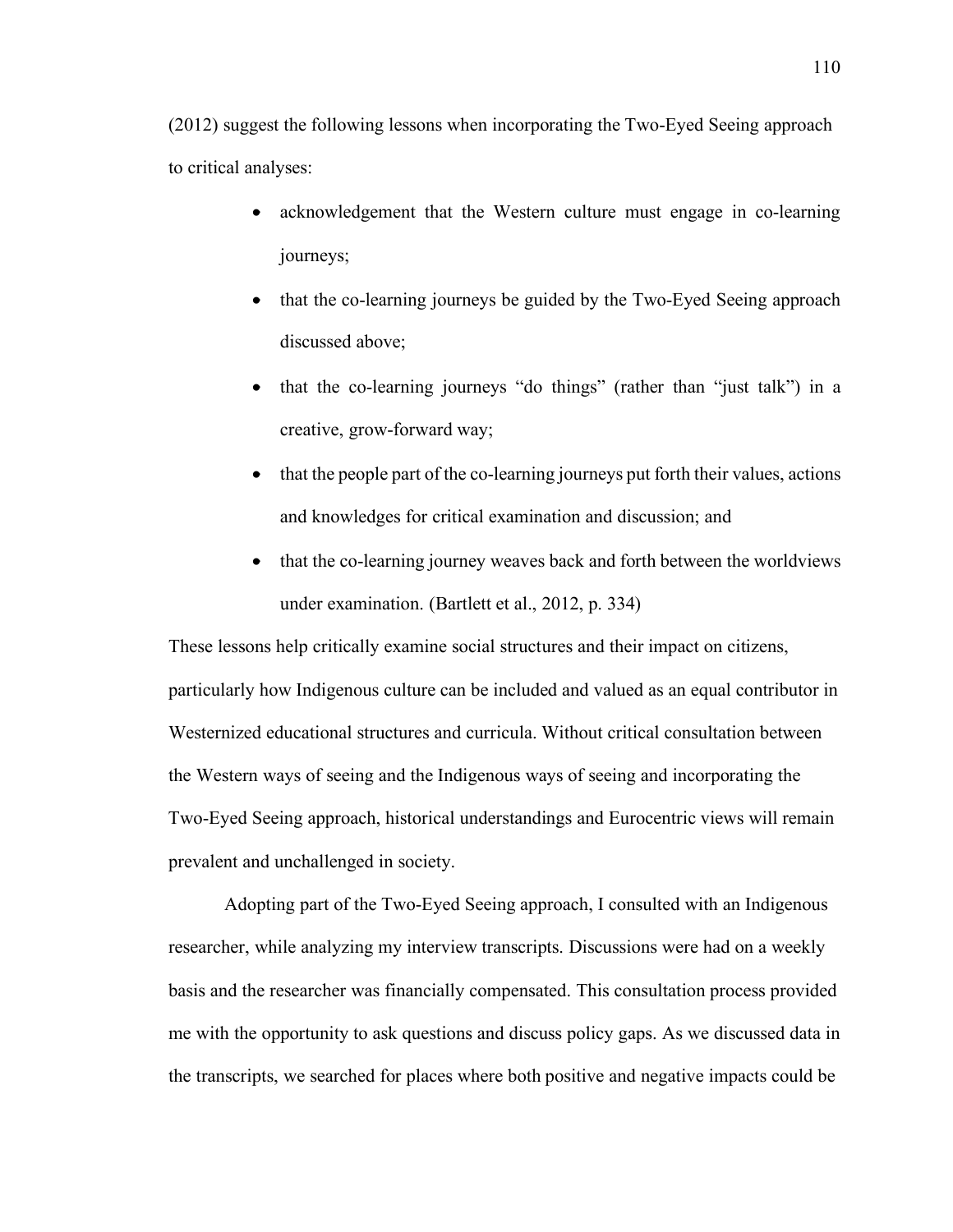(2012) suggest the following lessons when incorporating the Two-Eyed Seeing approach to critical analyses:

- acknowledgement that the Western culture must engage in co-learning journeys;
- that the co-learning journeys be guided by the Two-Eyed Seeing approach discussed above;
- that the co-learning journeys "do things" (rather than "just talk") in a creative, grow-forward way;
- that the people part of the co-learning journeys put forth their values, actions and knowledges for critical examination and discussion; and
- that the co-learning journey weaves back and forth between the worldviews under examination. (Bartlett et al., 2012, p. 334)

These lessons help critically examine social structures and their impact on citizens, particularly how Indigenous culture can be included and valued as an equal contributor in Westernized educational structures and curricula. Without critical consultation between the Western ways of seeing and the Indigenous ways of seeing and incorporating the Two-Eyed Seeing approach, historical understandings and Eurocentric views will remain prevalent and unchallenged in society.

Adopting part of the Two-Eyed Seeing approach, I consulted with an Indigenous researcher, while analyzing my interview transcripts. Discussions were had on a weekly basis and the researcher was financially compensated. This consultation process provided me with the opportunity to ask questions and discuss policy gaps. As we discussed data in the transcripts, we searched for places where both positive and negative impacts could be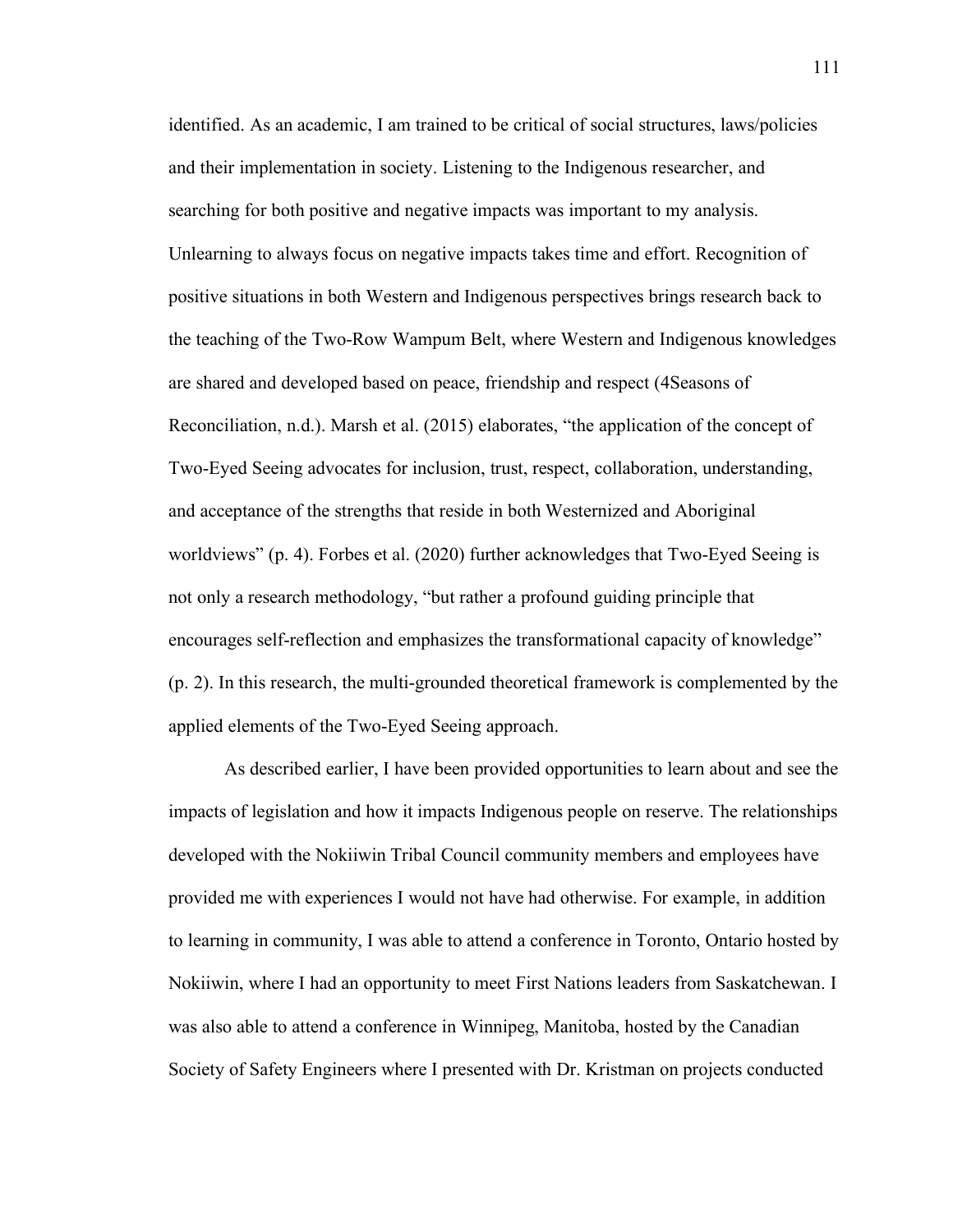identified. As an academic, I am trained to be critical of social structures, laws/policies and their implementation in society. Listening to the Indigenous researcher, and searching for both positive and negative impacts was important to my analysis. Unlearning to always focus on negative impacts takes time and effort. Recognition of positive situations in both Western and Indigenous perspectives brings research back to the teaching of the Two-Row Wampum Belt, where Western and Indigenous knowledges are shared and developed based on peace, friendship and respect (4Seasons of Reconciliation, n.d.). Marsh et al. (2015) elaborates, "the application of the concept of Two-Eyed Seeing advocates for inclusion, trust, respect, collaboration, understanding, and acceptance of the strengths that reside in both Westernized and Aboriginal worldviews" (p. 4). Forbes et al. (2020) further acknowledges that Two-Eyed Seeing is not only a research methodology, "but rather a profound guiding principle that encourages self-reflection and emphasizes the transformational capacity of knowledge" (p. 2). In this research, the multi-grounded theoretical framework is complemented by the applied elements of the Two-Eyed Seeing approach.

As described earlier, I have been provided opportunities to learn about and see the impacts of legislation and how it impacts Indigenous people on reserve. The relationships developed with the Nokiiwin Tribal Council community members and employees have provided me with experiences I would not have had otherwise. For example, in addition to learning in community, I was able to attend a conference in Toronto, Ontario hosted by Nokiiwin, where I had an opportunity to meet First Nations leaders from Saskatchewan. I was also able to attend a conference in Winnipeg, Manitoba, hosted by the Canadian Society of Safety Engineers where I presented with Dr. Kristman on projects conducted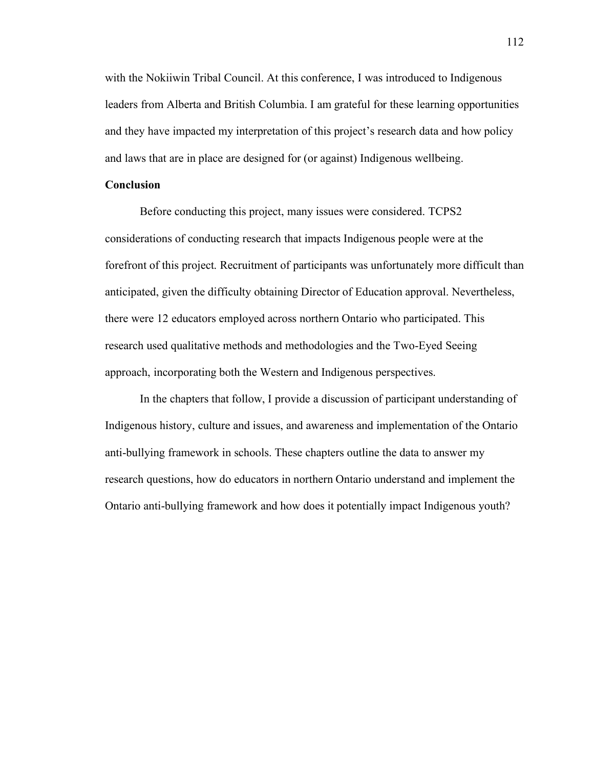with the Nokiiwin Tribal Council. At this conference, I was introduced to Indigenous leaders from Alberta and British Columbia. I am grateful for these learning opportunities and they have impacted my interpretation of this project's research data and how policy and laws that are in place are designed for (or against) Indigenous wellbeing.

**Conclusion**

Before conducting this project, many issues were considered. TCPS2 considerations of conducting research that impacts Indigenous people were at the forefront of this project. Recruitment of participants was unfortunately more difficult than anticipated, given the difficulty obtaining Director of Education approval. Nevertheless, there were 12 educators employed across northern Ontario who participated. This research used qualitative methods and methodologies and the Two-Eyed Seeing approach, incorporating both the Western and Indigenous perspectives.

In the chapters that follow, I provide a discussion of participant understanding of Indigenous history, culture and issues, and awareness and implementation of the Ontario anti-bullying framework in schools. These chapters outline the data to answer my research questions, how do educators in northern Ontario understand and implement the Ontario anti-bullying framework and how does it potentially impact Indigenous youth?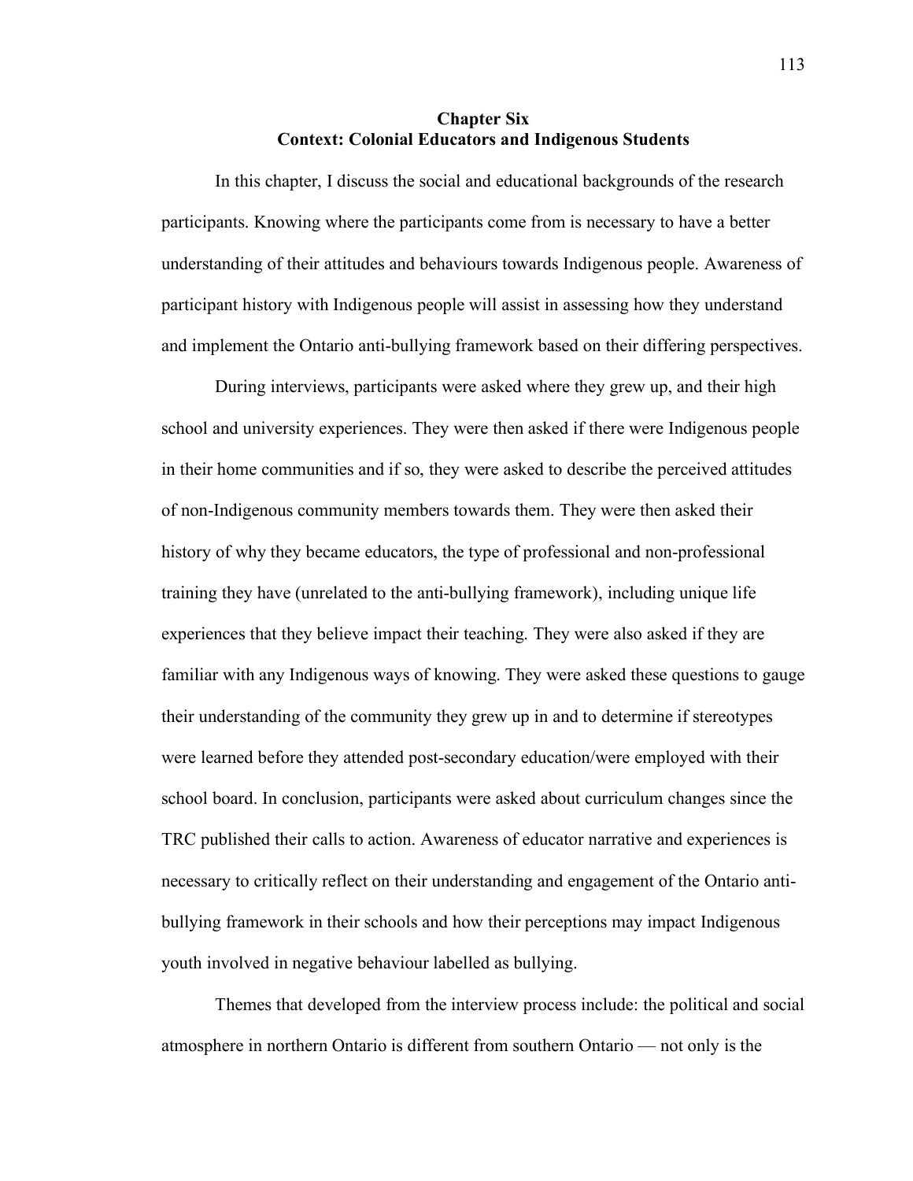# Chapter Six
## Context: Colonial Educators and Indigenous Students

In this chapter, I discuss the social and educational backgrounds of the research participants. Knowing where the participants come from is necessary to have a better understanding of their attitudes and behaviours towards Indigenous people. Awareness of participant history with Indigenous people will assist in assessing how they understand and implement the Ontario anti-bullying framework based on their differing perspectives.

During interviews, participants were asked where they grew up, and their high school and university experiences. They were then asked if there were Indigenous people in their home communities and if so, they were asked to describe the perceived attitudes of non-Indigenous community members towards them. They were then asked their history of why they became educators, the type of professional and non-professional training they have (unrelated to the anti-bullying framework), including unique life experiences that they believe impact their teaching. They were also asked if they are familiar with any Indigenous ways of knowing. They were asked these questions to gauge their understanding of the community they grew up in and to determine if stereotypes were learned before they attended post-secondary education/were employed with their school board. In conclusion, participants were asked about curriculum changes since the TRC published their calls to action. Awareness of educator narrative and experiences is necessary to critically reflect on their understanding and engagement of the Ontario anti-bullying framework in their schools and how their perceptions may impact Indigenous youth involved in negative behaviour labelled as bullying.

Themes that developed from the interview process include: the political and social atmosphere in northern Ontario is different from southern Ontario — not only is the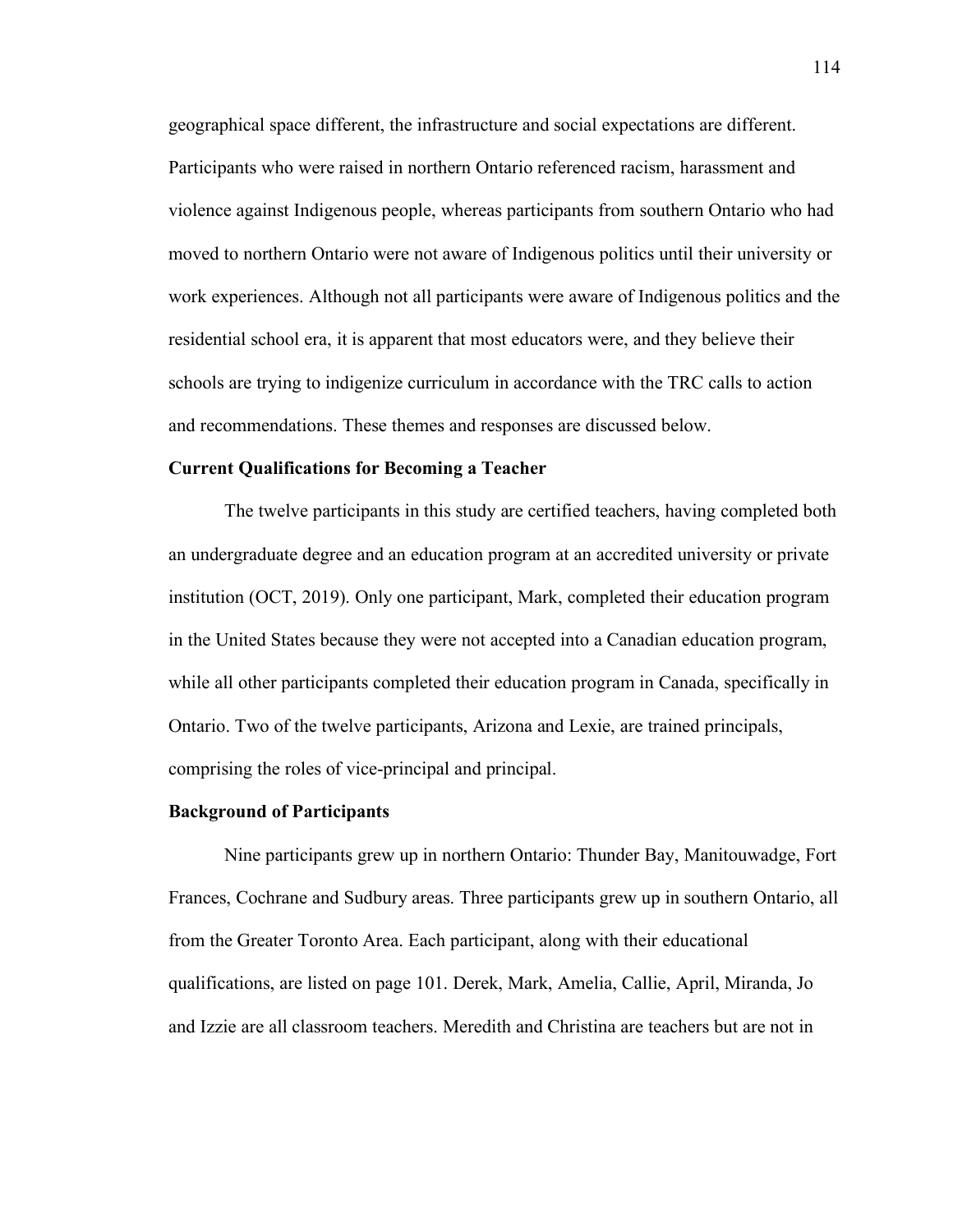geographical space different, the infrastructure and social expectations are different. Participants who were raised in northern Ontario referenced racism, harassment and violence against Indigenous people, whereas participants from southern Ontario who had moved to northern Ontario were not aware of Indigenous politics until their university or work experiences. Although not all participants were aware of Indigenous politics and the residential school era, it is apparent that most educators were, and they believe their schools are trying to indigenize curriculum in accordance with the TRC calls to action and recommendations. These themes and responses are discussed below.

**Current Qualifications for Becoming a Teacher**

The twelve participants in this study are certified teachers, having completed both an undergraduate degree and an education program at an accredited university or private institution (OCT, 2019). Only one participant, Mark, completed their education program in the United States because they were not accepted into a Canadian education program, while all other participants completed their education program in Canada, specifically in Ontario. Two of the twelve participants, Arizona and Lexie, are trained principals, comprising the roles of vice-principal and principal.

**Background of Participants**

Nine participants grew up in northern Ontario: Thunder Bay, Manitouwadge, Fort Frances, Cochrane and Sudbury areas. Three participants grew up in southern Ontario, all from the Greater Toronto Area. Each participant, along with their educational qualifications, are listed on page 101. Derek, Mark, Amelia, Callie, April, Miranda, Jo and Izzie are all classroom teachers. Meredith and Christina are teachers but are not in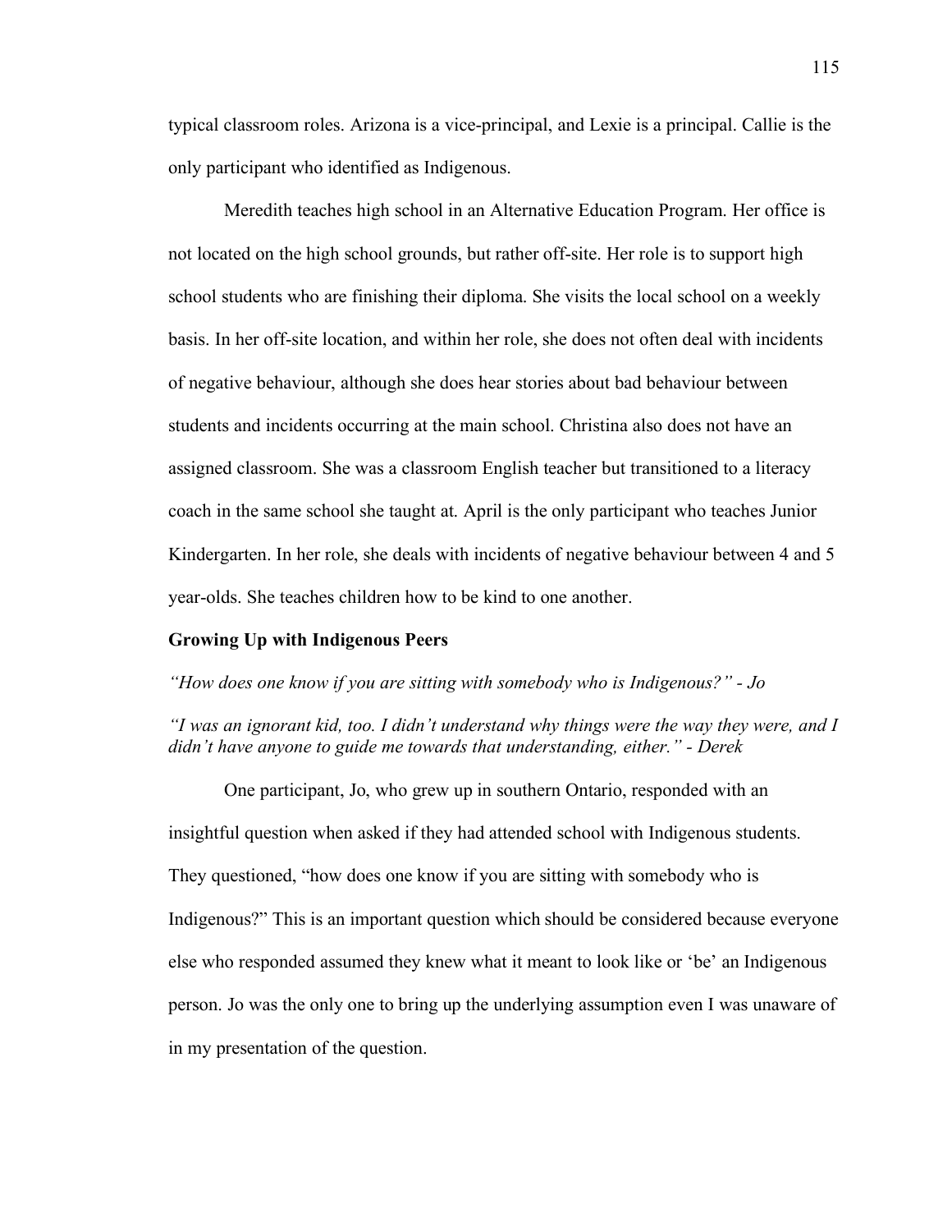typical classroom roles. Arizona is a vice-principal, and Lexie is a principal. Callie is the only participant who identified as Indigenous.

Meredith teaches high school in an Alternative Education Program. Her office is not located on the high school grounds, but rather off-site. Her role is to support high school students who are finishing their diploma. She visits the local school on a weekly basis. In her off-site location, and within her role, she does not often deal with incidents of negative behaviour, although she does hear stories about bad behaviour between students and incidents occurring at the main school. Christina also does not have an assigned classroom. She was a classroom English teacher but transitioned to a literacy coach in the same school she taught at. April is the only participant who teaches Junior Kindergarten. In her role, she deals with incidents of negative behaviour between 4 and 5 year-olds. She teaches children how to be kind to one another.

**Growing Up with Indigenous Peers**

*"How does one know if you are sitting with somebody who is Indigenous?" - Jo*

*"I was an ignorant kid, too. I didn't understand why things were the way they were, and I didn't have anyone to guide me towards that understanding, either." - Derek*

One participant, Jo, who grew up in southern Ontario, responded with an insightful question when asked if they had attended school with Indigenous students. They questioned, "how does one know if you are sitting with somebody who is Indigenous?" This is an important question which should be considered because everyone else who responded assumed they knew what it meant to look like or 'be' an Indigenous person. Jo was the only one to bring up the underlying assumption even I was unaware of in my presentation of the question.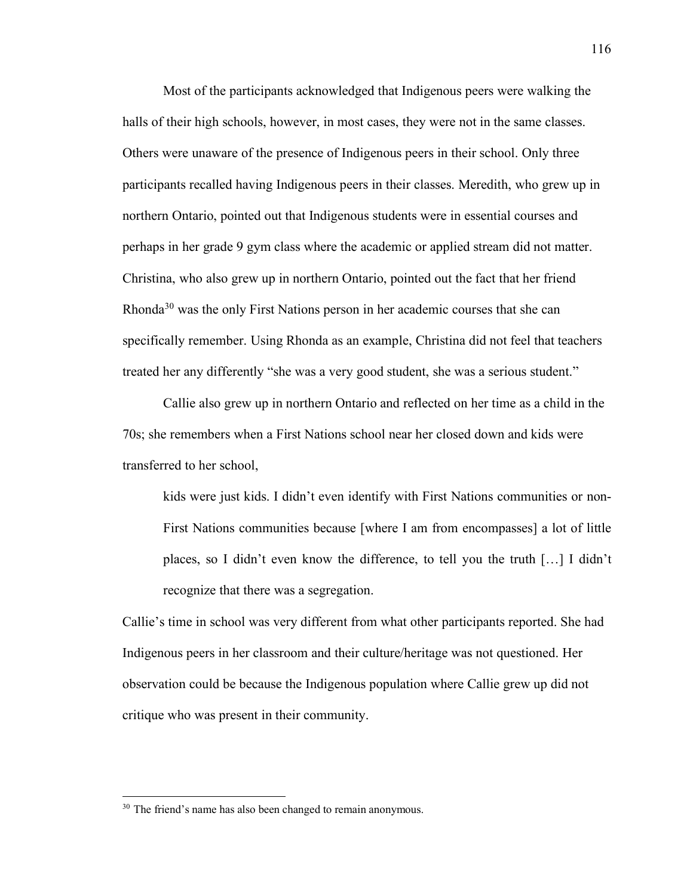Most of the participants acknowledged that Indigenous peers were walking the halls of their high schools, however, in most cases, they were not in the same classes. Others were unaware of the presence of Indigenous peers in their school. Only three participants recalled having Indigenous peers in their classes. Meredith, who grew up in northern Ontario, pointed out that Indigenous students were in essential courses and perhaps in her grade 9 gym class where the academic or applied stream did not matter. Christina, who also grew up in northern Ontario, pointed out the fact that her friend Rhonda[30] was the only First Nations person in her academic courses that she can specifically remember. Using Rhonda as an example, Christina did not feel that teachers treated her any differently "she was a very good student, she was a serious student."

Callie also grew up in northern Ontario and reflected on her time as a child in the 70s; she remembers when a First Nations school near her closed down and kids were transferred to her school,

> kids were just kids. I didn't even identify with First Nations communities or non-First Nations communities because [where I am from encompasses] a lot of little places, so I didn't even know the difference, to tell you the truth […] I didn't recognize that there was a segregation.

Callie's time in school was very different from what other participants reported. She had Indigenous peers in her classroom and their culture/heritage was not questioned. Her observation could be because the Indigenous population where Callie grew up did not critique who was present in their community.

[30] The friend's name has also been changed to remain anonymous.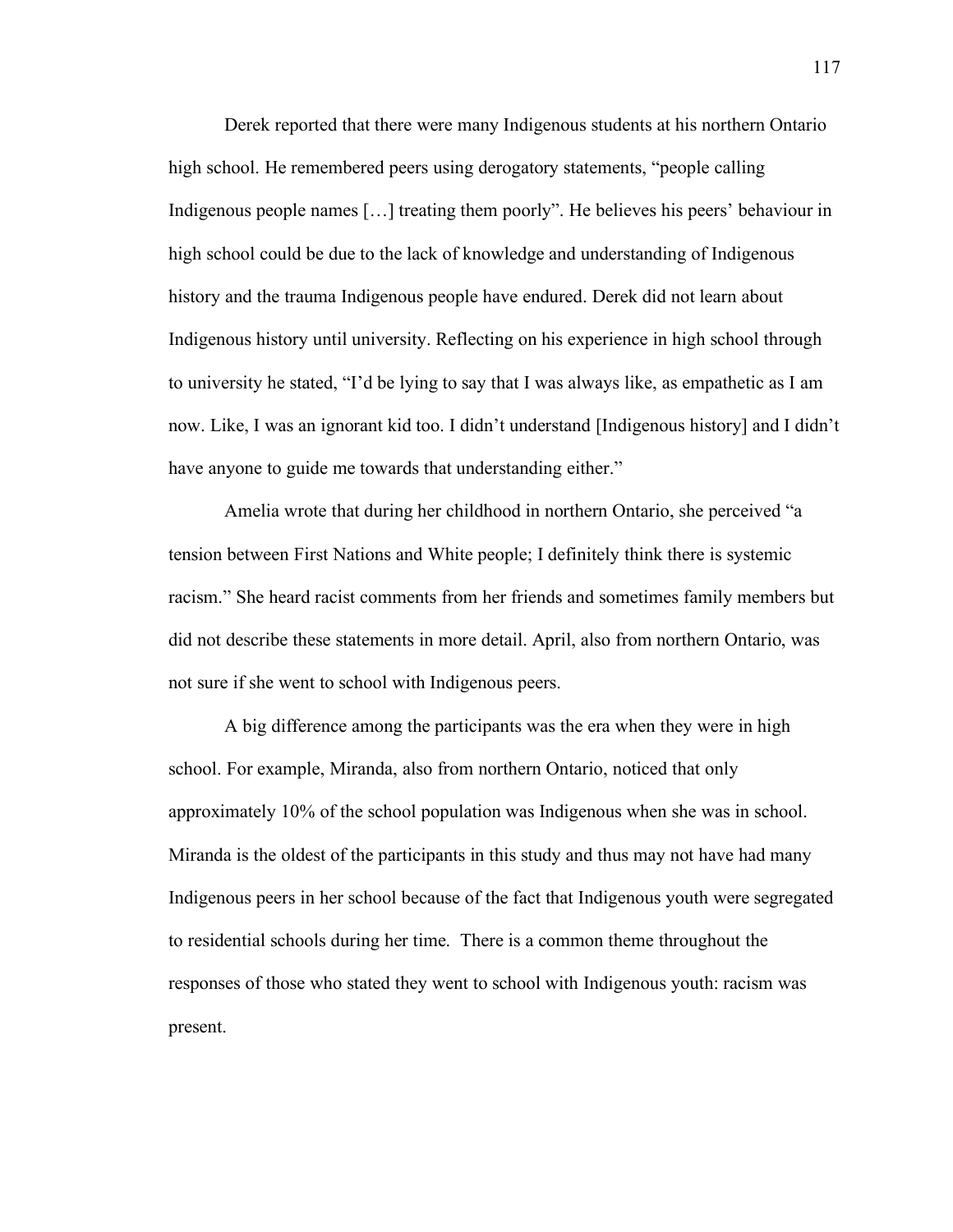Derek reported that there were many Indigenous students at his northern Ontario high school. He remembered peers using derogatory statements, "people calling Indigenous people names […] treating them poorly". He believes his peers' behaviour in high school could be due to the lack of knowledge and understanding of Indigenous history and the trauma Indigenous people have endured. Derek did not learn about Indigenous history until university. Reflecting on his experience in high school through to university he stated, "I'd be lying to say that I was always like, as empathetic as I am now. Like, I was an ignorant kid too. I didn't understand [Indigenous history] and I didn't have anyone to guide me towards that understanding either."

Amelia wrote that during her childhood in northern Ontario, she perceived "a tension between First Nations and White people; I definitely think there is systemic racism." She heard racist comments from her friends and sometimes family members but did not describe these statements in more detail. April, also from northern Ontario, was not sure if she went to school with Indigenous peers.

A big difference among the participants was the era when they were in high school. For example, Miranda, also from northern Ontario, noticed that only approximately 10% of the school population was Indigenous when she was in school. Miranda is the oldest of the participants in this study and thus may not have had many Indigenous peers in her school because of the fact that Indigenous youth were segregated to residential schools during her time. There is a common theme throughout the responses of those who stated they went to school with Indigenous youth: racism was present.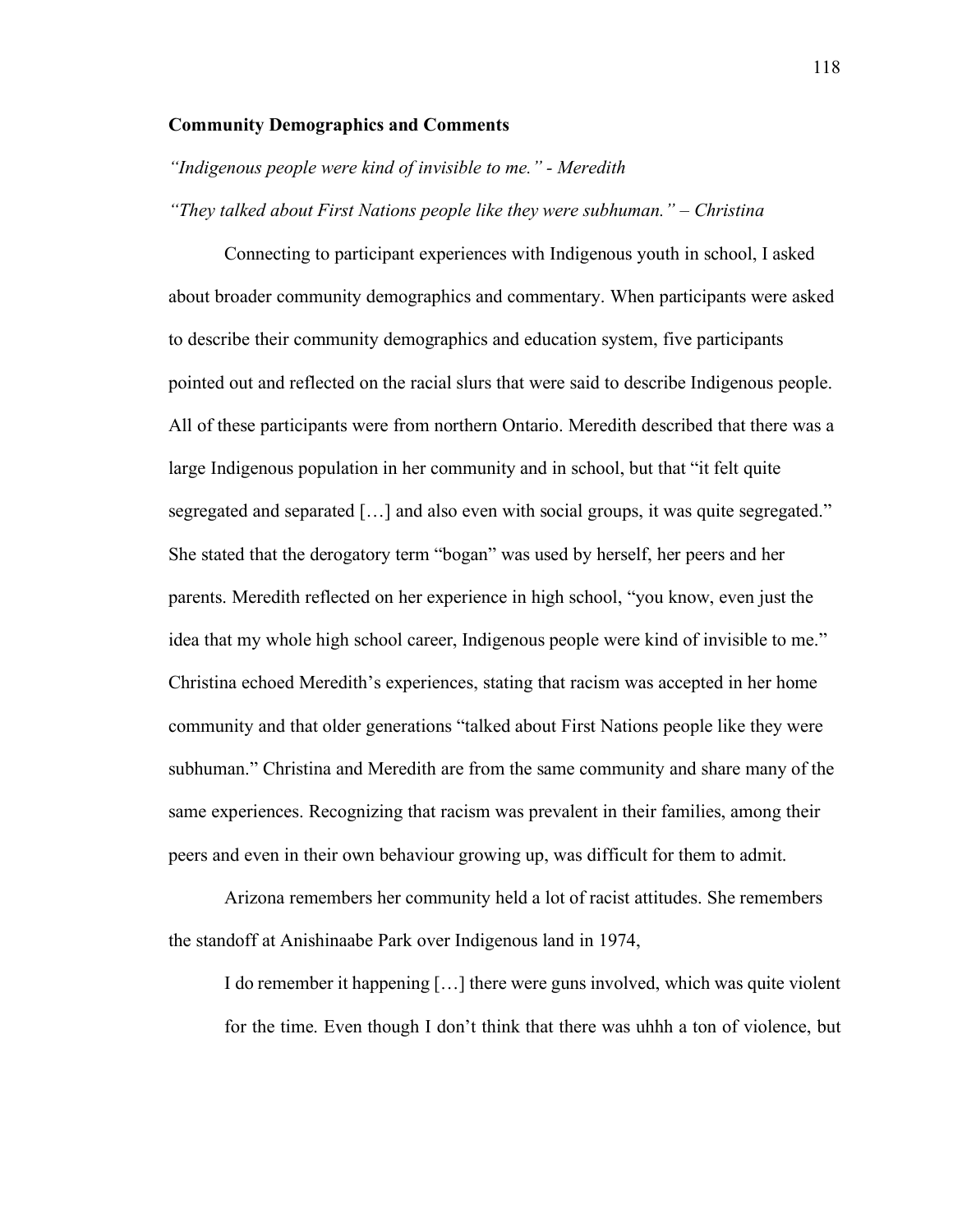**Community Demographics and Comments**

*"Indigenous people were kind of invisible to me." - Meredith*

*"They talked about First Nations people like they were subhuman." – Christina*

Connecting to participant experiences with Indigenous youth in school, I asked about broader community demographics and commentary. When participants were asked to describe their community demographics and education system, five participants pointed out and reflected on the racial slurs that were said to describe Indigenous people. All of these participants were from northern Ontario. Meredith described that there was a large Indigenous population in her community and in school, but that "it felt quite segregated and separated […] and also even with social groups, it was quite segregated." She stated that the derogatory term "bogan" was used by herself, her peers and her parents. Meredith reflected on her experience in high school, "you know, even just the idea that my whole high school career, Indigenous people were kind of invisible to me." Christina echoed Meredith's experiences, stating that racism was accepted in her home community and that older generations "talked about First Nations people like they were subhuman." Christina and Meredith are from the same community and share many of the same experiences. Recognizing that racism was prevalent in their families, among their peers and even in their own behaviour growing up, was difficult for them to admit.

Arizona remembers her community held a lot of racist attitudes. She remembers the standoff at Anishinaabe Park over Indigenous land in 1974,

> I do remember it happening […] there were guns involved, which was quite violent for the time. Even though I don't think that there was uhhh a ton of violence, but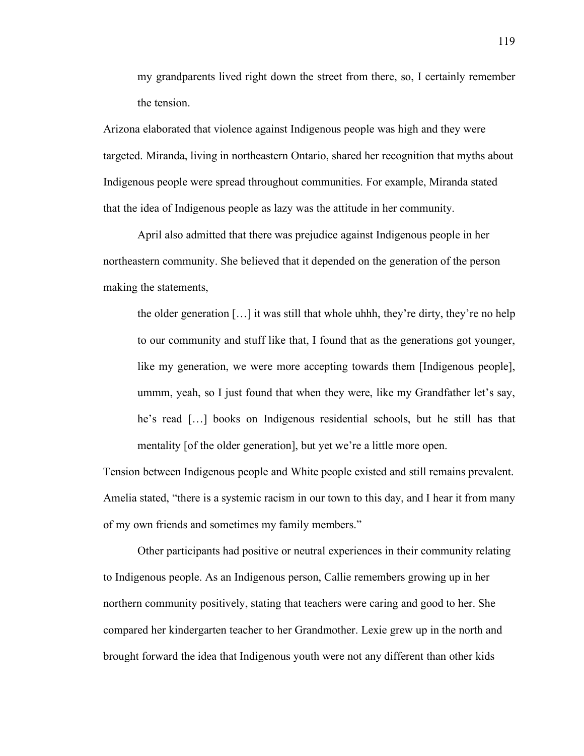> my grandparents lived right down the street from there, so, I certainly remember the tension.

Arizona elaborated that violence against Indigenous people was high and they were targeted. Miranda, living in northeastern Ontario, shared her recognition that myths about Indigenous people were spread throughout communities. For example, Miranda stated that the idea of Indigenous people as lazy was the attitude in her community.

April also admitted that there was prejudice against Indigenous people in her northeastern community. She believed that it depended on the generation of the person making the statements,

> the older generation […] it was still that whole uhhh, they're dirty, they're no help to our community and stuff like that, I found that as the generations got younger, like my generation, we were more accepting towards them [Indigenous people], ummm, yeah, so I just found that when they were, like my Grandfather let's say, he's read […] books on Indigenous residential schools, but he still has that mentality [of the older generation], but yet we're a little more open.

Tension between Indigenous people and White people existed and still remains prevalent. Amelia stated, "there is a systemic racism in our town to this day, and I hear it from many of my own friends and sometimes my family members."

Other participants had positive or neutral experiences in their community relating to Indigenous people. As an Indigenous person, Callie remembers growing up in her northern community positively, stating that teachers were caring and good to her. She compared her kindergarten teacher to her Grandmother. Lexie grew up in the north and brought forward the idea that Indigenous youth were not any different than other kids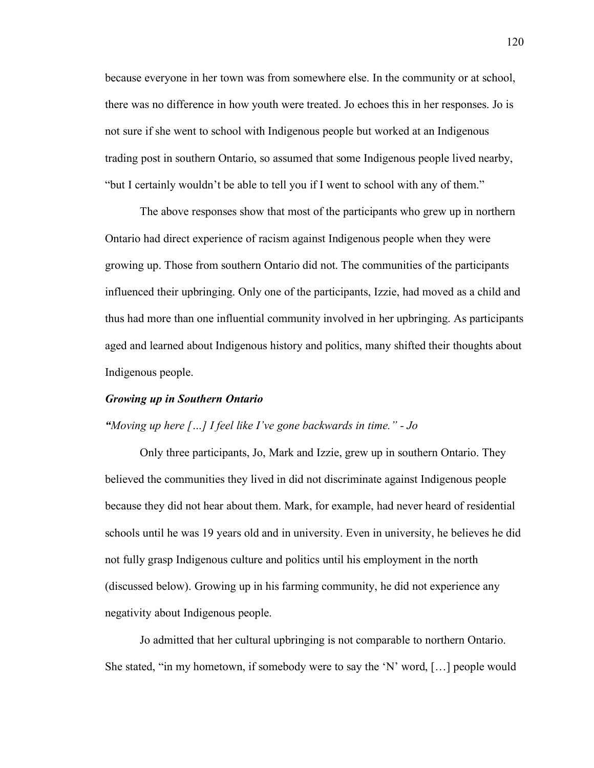because everyone in her town was from somewhere else. In the community or at school, there was no difference in how youth were treated. Jo echoes this in her responses. Jo is not sure if she went to school with Indigenous people but worked at an Indigenous trading post in southern Ontario, so assumed that some Indigenous people lived nearby, "but I certainly wouldn't be able to tell you if I went to school with any of them."

The above responses show that most of the participants who grew up in northern Ontario had direct experience of racism against Indigenous people when they were growing up. Those from southern Ontario did not. The communities of the participants influenced their upbringing. Only one of the participants, Izzie, had moved as a child and thus had more than one influential community involved in her upbringing. As participants aged and learned about Indigenous history and politics, many shifted their thoughts about Indigenous people.

### *Growing up in Southern Ontario*

*"Moving up here […] I feel like I've gone backwards in time." - Jo*

Only three participants, Jo, Mark and Izzie, grew up in southern Ontario. They believed the communities they lived in did not discriminate against Indigenous people because they did not hear about them. Mark, for example, had never heard of residential schools until he was 19 years old and in university. Even in university, he believes he did not fully grasp Indigenous culture and politics until his employment in the north (discussed below). Growing up in his farming community, he did not experience any negativity about Indigenous people.

Jo admitted that her cultural upbringing is not comparable to northern Ontario. She stated, "in my hometown, if somebody were to say the 'N' word, […] people would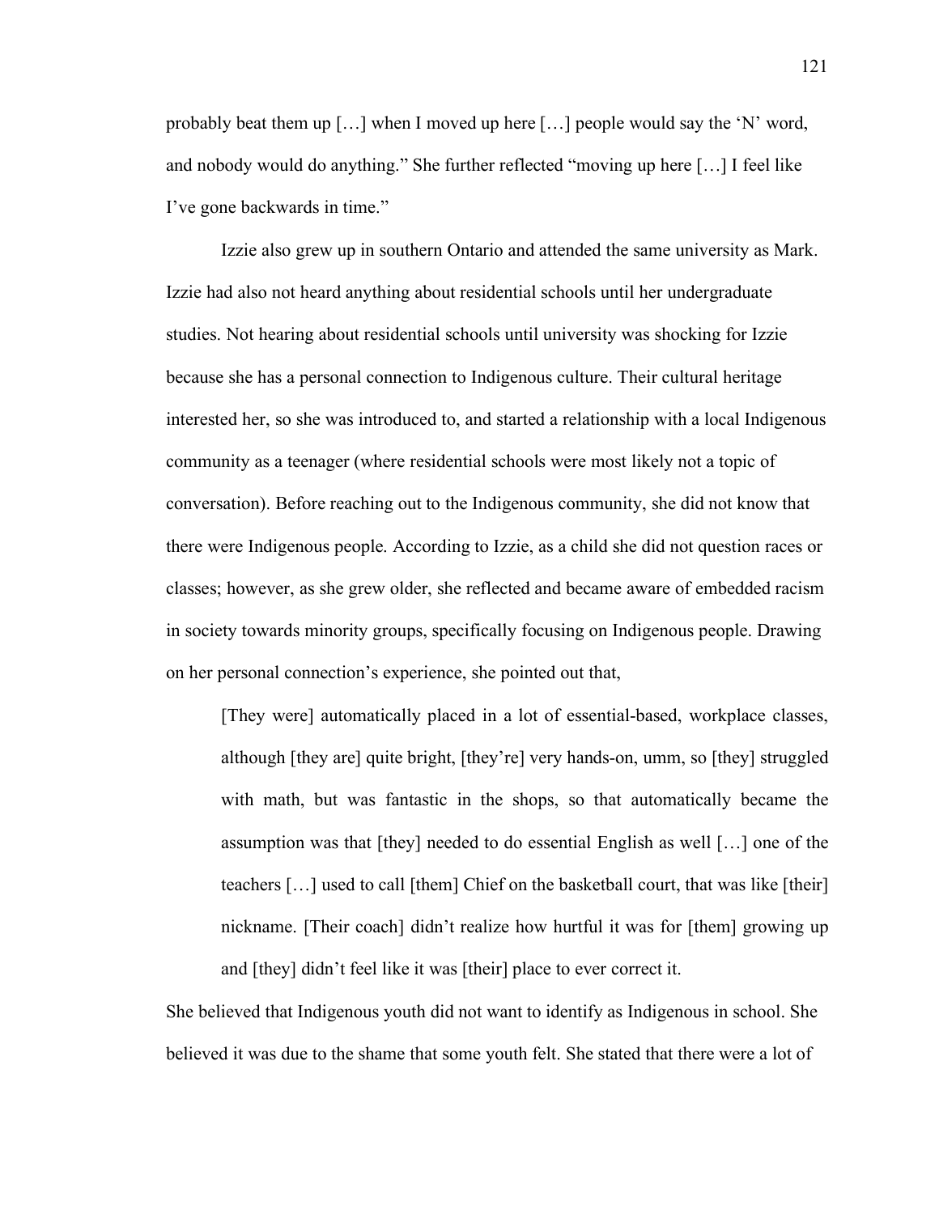probably beat them up […] when I moved up here […] people would say the 'N' word, and nobody would do anything." She further reflected "moving up here […] I feel like I've gone backwards in time."

Izzie also grew up in southern Ontario and attended the same university as Mark. Izzie had also not heard anything about residential schools until her undergraduate studies. Not hearing about residential schools until university was shocking for Izzie because she has a personal connection to Indigenous culture. Their cultural heritage interested her, so she was introduced to, and started a relationship with a local Indigenous community as a teenager (where residential schools were most likely not a topic of conversation). Before reaching out to the Indigenous community, she did not know that there were Indigenous people. According to Izzie, as a child she did not question races or classes; however, as she grew older, she reflected and became aware of embedded racism in society towards minority groups, specifically focusing on Indigenous people. Drawing on her personal connection's experience, she pointed out that,

> [They were] automatically placed in a lot of essential-based, workplace classes, although [they are] quite bright, [they're] very hands-on, umm, so [they] struggled with math, but was fantastic in the shops, so that automatically became the assumption was that [they] needed to do essential English as well […] one of the teachers […] used to call [them] Chief on the basketball court, that was like [their] nickname. [Their coach] didn't realize how hurtful it was for [them] growing up and [they] didn't feel like it was [their] place to ever correct it.

She believed that Indigenous youth did not want to identify as Indigenous in school. She believed it was due to the shame that some youth felt. She stated that there were a lot of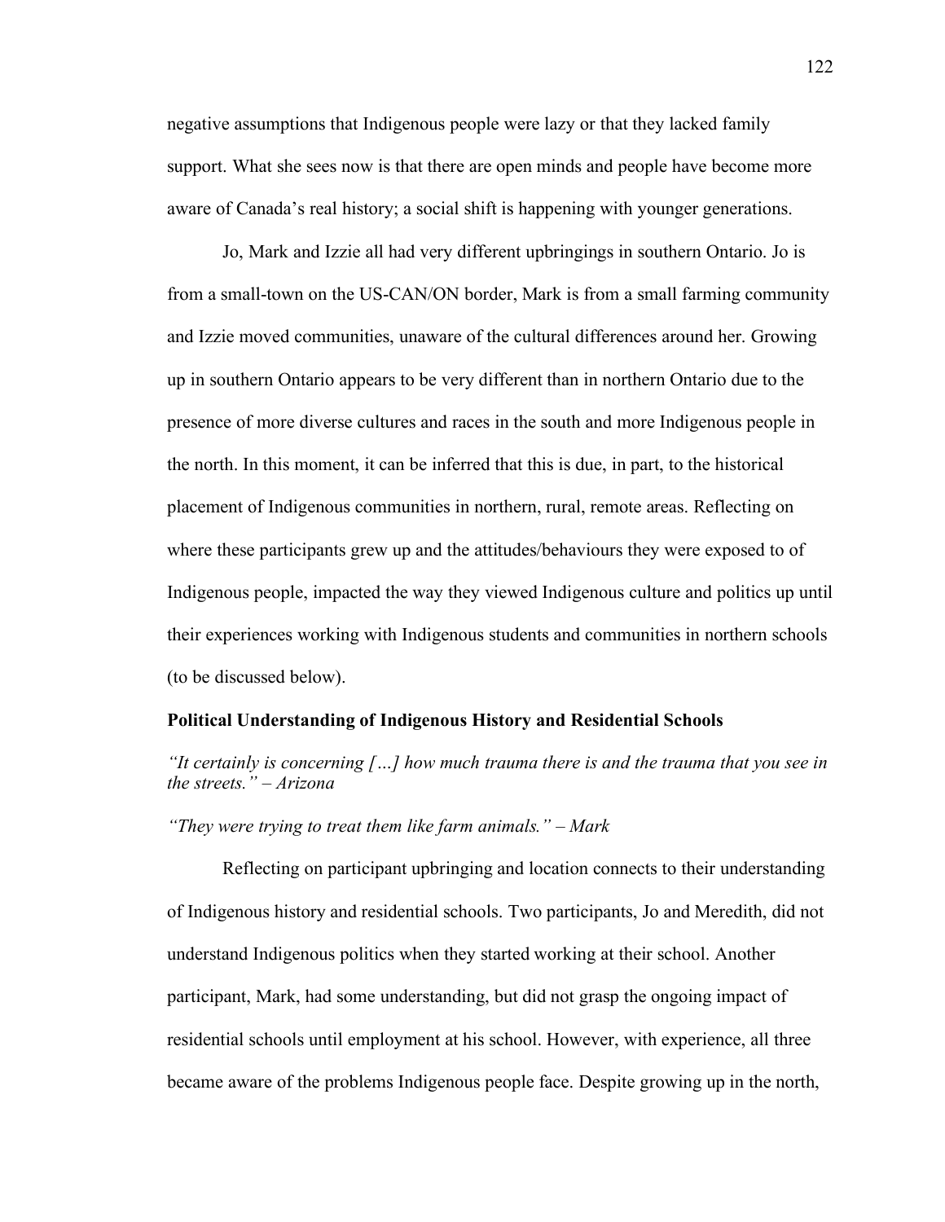negative assumptions that Indigenous people were lazy or that they lacked family support. What she sees now is that there are open minds and people have become more aware of Canada's real history; a social shift is happening with younger generations.

Jo, Mark and Izzie all had very different upbringings in southern Ontario. Jo is from a small-town on the US-CAN/ON border, Mark is from a small farming community and Izzie moved communities, unaware of the cultural differences around her. Growing up in southern Ontario appears to be very different than in northern Ontario due to the presence of more diverse cultures and races in the south and more Indigenous people in the north. In this moment, it can be inferred that this is due, in part, to the historical placement of Indigenous communities in northern, rural, remote areas. Reflecting on where these participants grew up and the attitudes/behaviours they were exposed to of Indigenous people, impacted the way they viewed Indigenous culture and politics up until their experiences working with Indigenous students and communities in northern schools (to be discussed below).

**Political Understanding of Indigenous History and Residential Schools**

*"It certainly is concerning […] how much trauma there is and the trauma that you see in the streets." – Arizona*

*"They were trying to treat them like farm animals." – Mark*

Reflecting on participant upbringing and location connects to their understanding of Indigenous history and residential schools. Two participants, Jo and Meredith, did not understand Indigenous politics when they started working at their school. Another participant, Mark, had some understanding, but did not grasp the ongoing impact of residential schools until employment at his school. However, with experience, all three became aware of the problems Indigenous people face. Despite growing up in the north,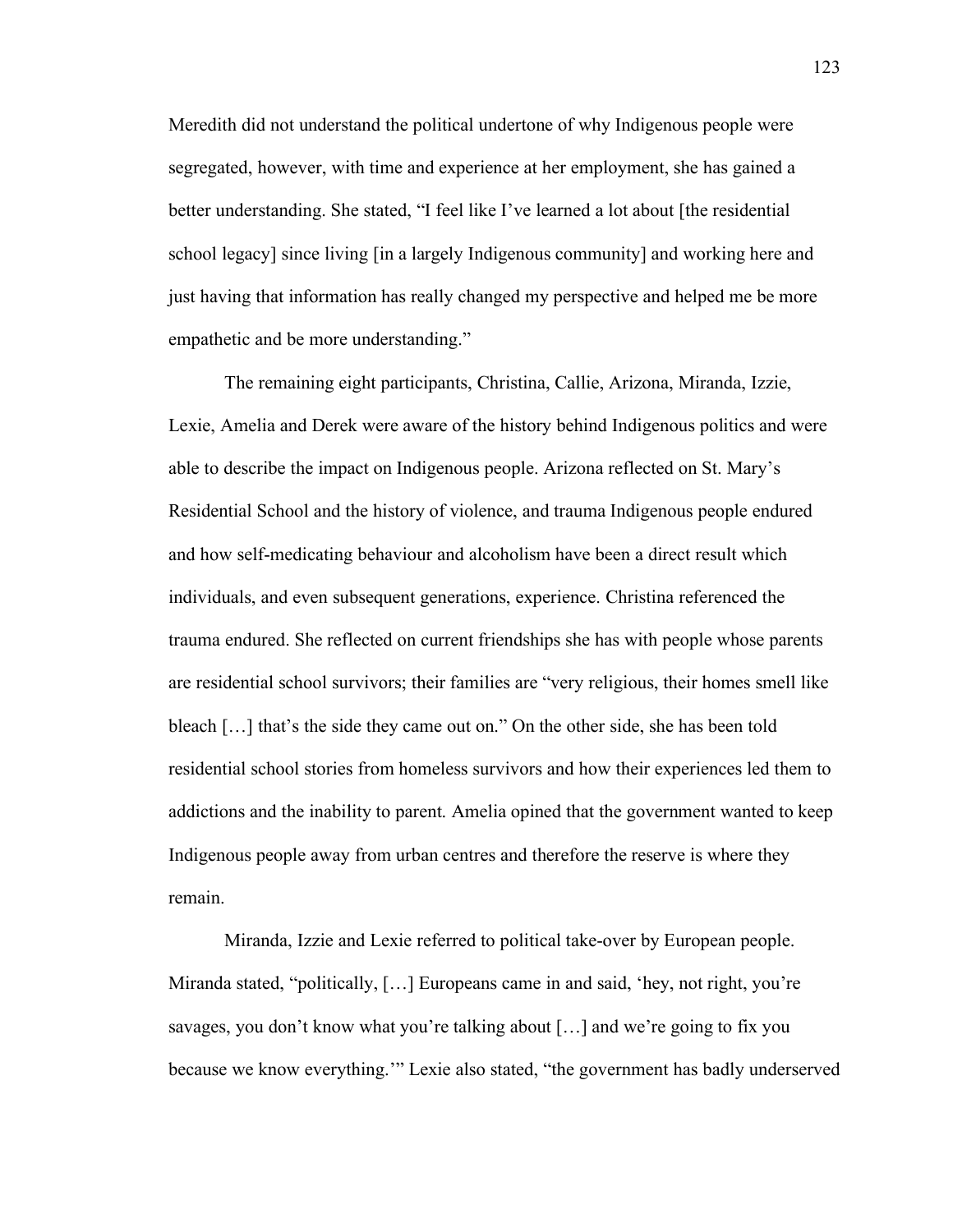Meredith did not understand the political undertone of why Indigenous people were segregated, however, with time and experience at her employment, she has gained a better understanding. She stated, "I feel like I've learned a lot about [the residential school legacy] since living [in a largely Indigenous community] and working here and just having that information has really changed my perspective and helped me be more empathetic and be more understanding."

The remaining eight participants, Christina, Callie, Arizona, Miranda, Izzie, Lexie, Amelia and Derek were aware of the history behind Indigenous politics and were able to describe the impact on Indigenous people. Arizona reflected on St. Mary's Residential School and the history of violence, and trauma Indigenous people endured and how self-medicating behaviour and alcoholism have been a direct result which individuals, and even subsequent generations, experience. Christina referenced the trauma endured. She reflected on current friendships she has with people whose parents are residential school survivors; their families are "very religious, their homes smell like bleach […] that's the side they came out on." On the other side, she has been told residential school stories from homeless survivors and how their experiences led them to addictions and the inability to parent. Amelia opined that the government wanted to keep Indigenous people away from urban centres and therefore the reserve is where they remain.

Miranda, Izzie and Lexie referred to political take-over by European people. Miranda stated, "politically, […] Europeans came in and said, 'hey, not right, you're savages, you don't know what you're talking about […] and we're going to fix you because we know everything.'" Lexie also stated, "the government has badly underserved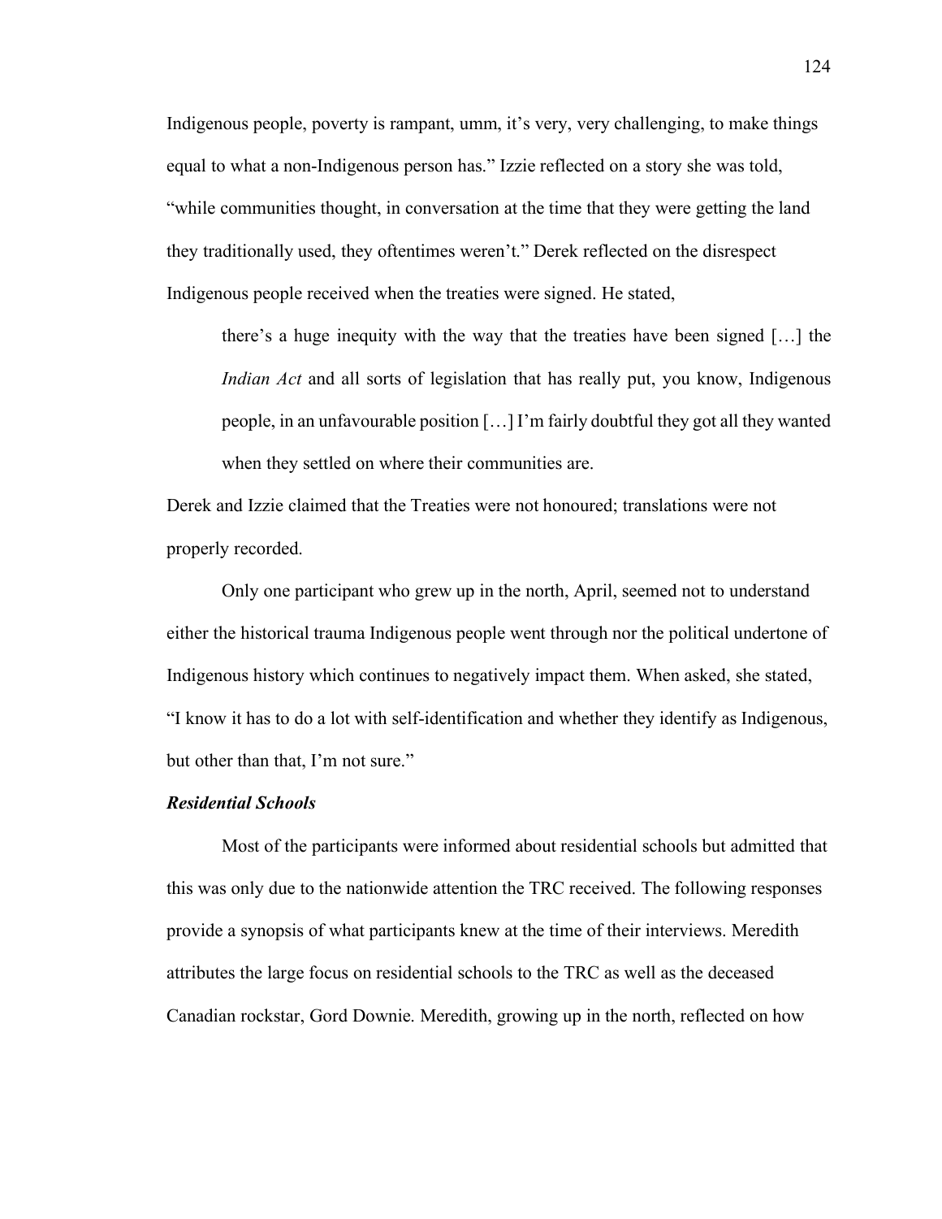Indigenous people, poverty is rampant, umm, it's very, very challenging, to make things equal to what a non-Indigenous person has." Izzie reflected on a story she was told, "while communities thought, in conversation at the time that they were getting the land they traditionally used, they oftentimes weren't." Derek reflected on the disrespect Indigenous people received when the treaties were signed. He stated,

> there's a huge inequity with the way that the treaties have been signed […] the *Indian Act* and all sorts of legislation that has really put, you know, Indigenous people, in an unfavourable position […] I'm fairly doubtful they got all they wanted when they settled on where their communities are.

Derek and Izzie claimed that the Treaties were not honoured; translations were not properly recorded.

Only one participant who grew up in the north, April, seemed not to understand either the historical trauma Indigenous people went through nor the political undertone of Indigenous history which continues to negatively impact them. When asked, she stated, "I know it has to do a lot with self-identification and whether they identify as Indigenous, but other than that, I'm not sure."

### *Residential Schools*

Most of the participants were informed about residential schools but admitted that this was only due to the nationwide attention the TRC received. The following responses provide a synopsis of what participants knew at the time of their interviews. Meredith attributes the large focus on residential schools to the TRC as well as the deceased Canadian rockstar, Gord Downie. Meredith, growing up in the north, reflected on how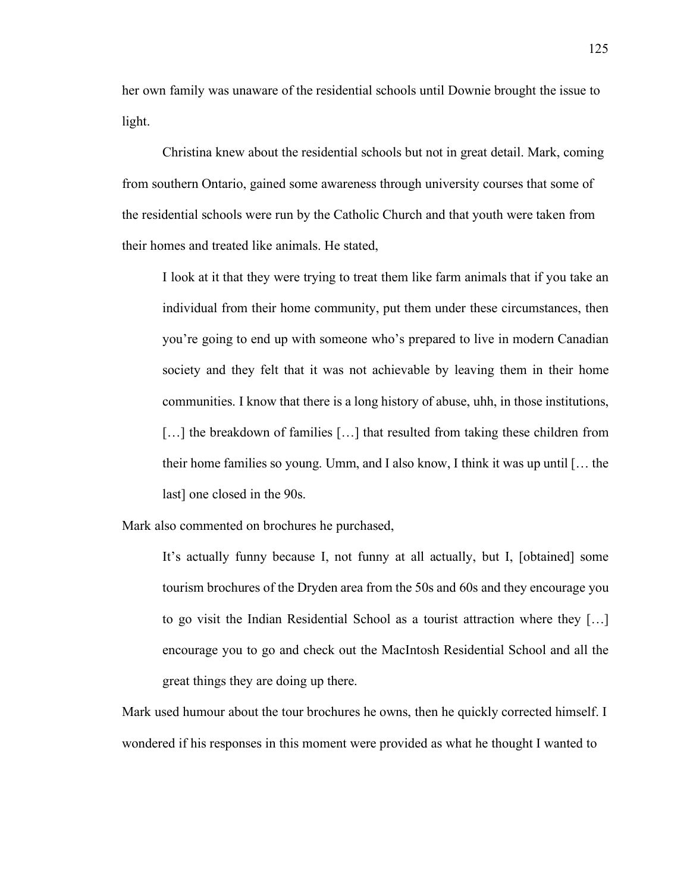her own family was unaware of the residential schools until Downie brought the issue to light.

Christina knew about the residential schools but not in great detail. Mark, coming from southern Ontario, gained some awareness through university courses that some of the residential schools were run by the Catholic Church and that youth were taken from their homes and treated like animals. He stated,

> I look at it that they were trying to treat them like farm animals that if you take an individual from their home community, put them under these circumstances, then you're going to end up with someone who's prepared to live in modern Canadian society and they felt that it was not achievable by leaving them in their home communities. I know that there is a long history of abuse, uhh, in those institutions, […] the breakdown of families […] that resulted from taking these children from their home families so young. Umm, and I also know, I think it was up until [… the last] one closed in the 90s.

Mark also commented on brochures he purchased,

> It's actually funny because I, not funny at all actually, but I, [obtained] some tourism brochures of the Dryden area from the 50s and 60s and they encourage you to go visit the Indian Residential School as a tourist attraction where they […] encourage you to go and check out the MacIntosh Residential School and all the great things they are doing up there.

Mark used humour about the tour brochures he owns, then he quickly corrected himself. I wondered if his responses in this moment were provided as what he thought I wanted to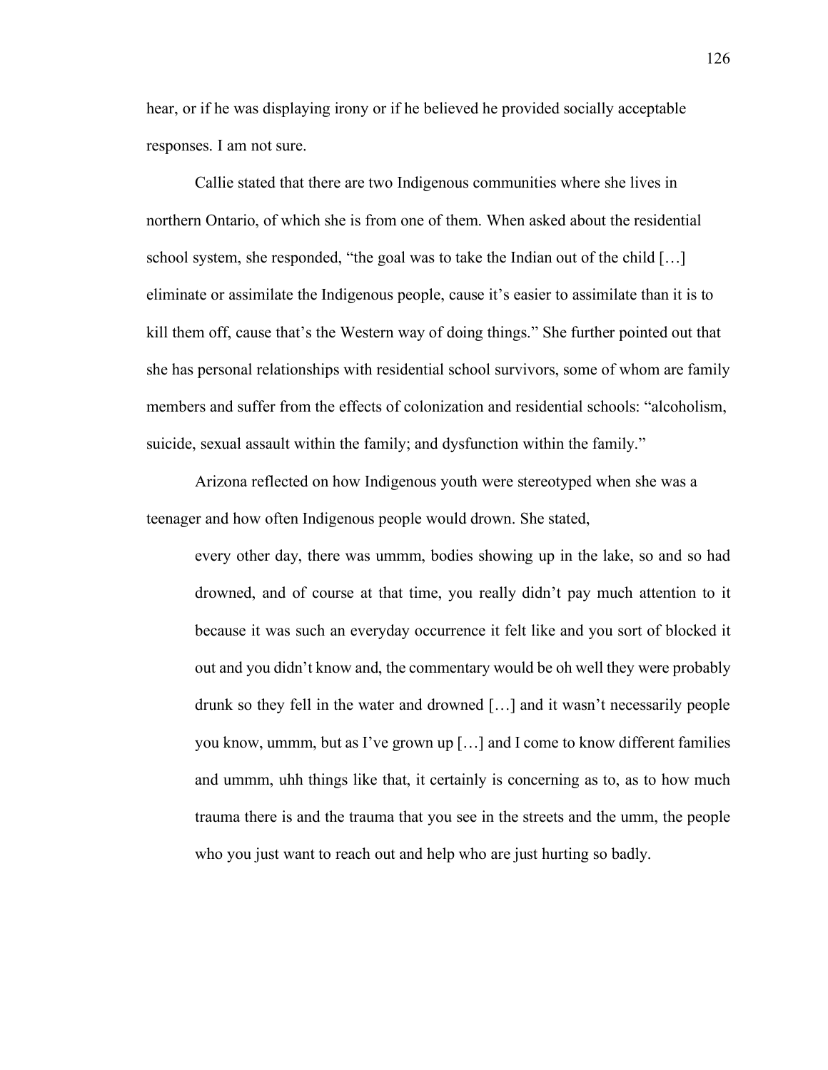hear, or if he was displaying irony or if he believed he provided socially acceptable responses. I am not sure.

Callie stated that there are two Indigenous communities where she lives in northern Ontario, of which she is from one of them. When asked about the residential school system, she responded, “the goal was to take the Indian out of the child […] eliminate or assimilate the Indigenous people, cause it’s easier to assimilate than it is to kill them off, cause that’s the Western way of doing things.” She further pointed out that she has personal relationships with residential school survivors, some of whom are family members and suffer from the effects of colonization and residential schools: “alcoholism, suicide, sexual assault within the family; and dysfunction within the family.”

Arizona reflected on how Indigenous youth were stereotyped when she was a teenager and how often Indigenous people would drown. She stated,

> every other day, there was ummm, bodies showing up in the lake, so and so had drowned, and of course at that time, you really didn’t pay much attention to it because it was such an everyday occurrence it felt like and you sort of blocked it out and you didn’t know and, the commentary would be oh well they were probably drunk so they fell in the water and drowned […] and it wasn’t necessarily people you know, ummm, but as I’ve grown up […] and I come to know different families and ummm, uhh things like that, it certainly is concerning as to, as to how much trauma there is and the trauma that you see in the streets and the umm, the people who you just want to reach out and help who are just hurting so badly.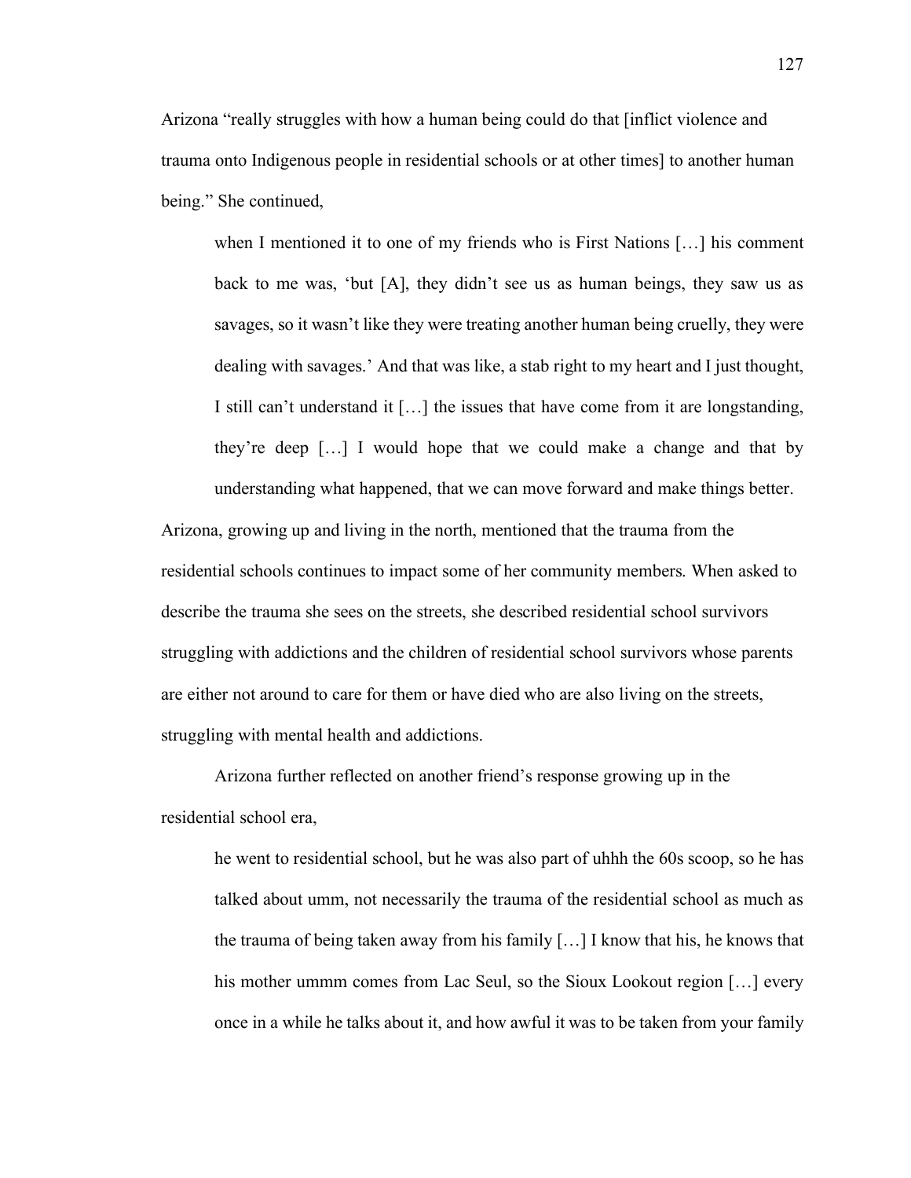Arizona "really struggles with how a human being could do that [inflict violence and trauma onto Indigenous people in residential schools or at other times] to another human being." She continued,

> when I mentioned it to one of my friends who is First Nations […] his comment back to me was, 'but [A], they didn't see us as human beings, they saw us as savages, so it wasn't like they were treating another human being cruelly, they were dealing with savages.' And that was like, a stab right to my heart and I just thought, I still can't understand it […] the issues that have come from it are longstanding, they're deep […] I would hope that we could make a change and that by understanding what happened, that we can move forward and make things better.

Arizona, growing up and living in the north, mentioned that the trauma from the residential schools continues to impact some of her community members. When asked to describe the trauma she sees on the streets, she described residential school survivors struggling with addictions and the children of residential school survivors whose parents are either not around to care for them or have died who are also living on the streets, struggling with mental health and addictions.

Arizona further reflected on another friend's response growing up in the residential school era,

> he went to residential school, but he was also part of uhhh the 60s scoop, so he has talked about umm, not necessarily the trauma of the residential school as much as the trauma of being taken away from his family […] I know that his, he knows that his mother ummm comes from Lac Seul, so the Sioux Lookout region […] every once in a while he talks about it, and how awful it was to be taken from your family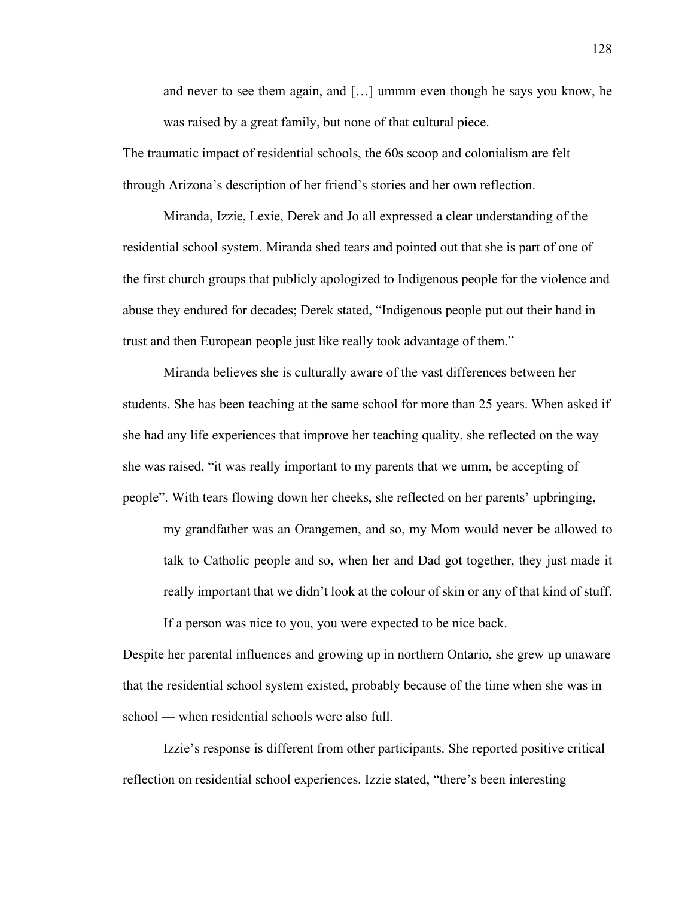> and never to see them again, and […] ummm even though he says you know, he was raised by a great family, but none of that cultural piece.

The traumatic impact of residential schools, the 60s scoop and colonialism are felt through Arizona's description of her friend's stories and her own reflection.

Miranda, Izzie, Lexie, Derek and Jo all expressed a clear understanding of the residential school system. Miranda shed tears and pointed out that she is part of one of the first church groups that publicly apologized to Indigenous people for the violence and abuse they endured for decades; Derek stated, "Indigenous people put out their hand in trust and then European people just like really took advantage of them."

Miranda believes she is culturally aware of the vast differences between her students. She has been teaching at the same school for more than 25 years. When asked if she had any life experiences that improve her teaching quality, she reflected on the way she was raised, "it was really important to my parents that we umm, be accepting of people". With tears flowing down her cheeks, she reflected on her parents' upbringing,

> my grandfather was an Orangemen, and so, my Mom would never be allowed to talk to Catholic people and so, when her and Dad got together, they just made it really important that we didn't look at the colour of skin or any of that kind of stuff. If a person was nice to you, you were expected to be nice back.

Despite her parental influences and growing up in northern Ontario, she grew up unaware that the residential school system existed, probably because of the time when she was in school — when residential schools were also full.

Izzie's response is different from other participants. She reported positive critical reflection on residential school experiences. Izzie stated, "there's been interesting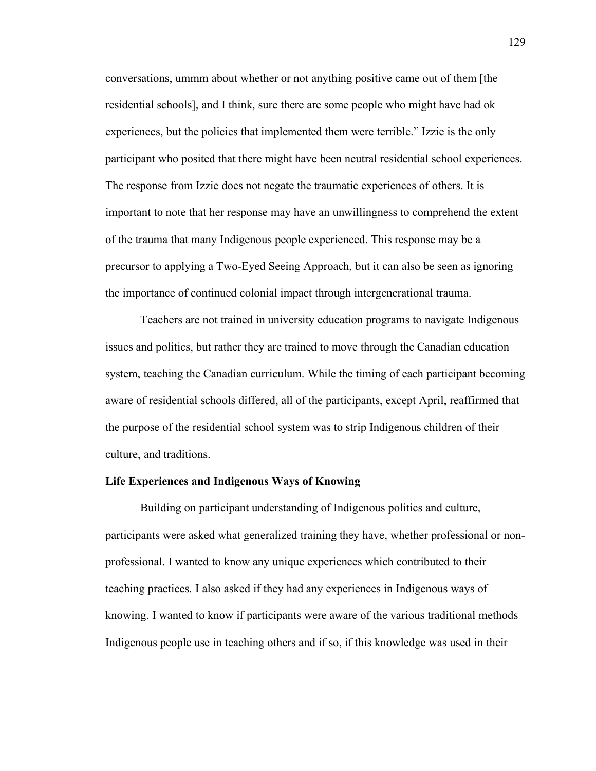conversations, ummm about whether or not anything positive came out of them [the residential schools], and I think, sure there are some people who might have had ok experiences, but the policies that implemented them were terrible." Izzie is the only participant who posited that there might have been neutral residential school experiences. The response from Izzie does not negate the traumatic experiences of others. It is important to note that her response may have an unwillingness to comprehend the extent of the trauma that many Indigenous people experienced. This response may be a precursor to applying a Two-Eyed Seeing Approach, but it can also be seen as ignoring the importance of continued colonial impact through intergenerational trauma.

Teachers are not trained in university education programs to navigate Indigenous issues and politics, but rather they are trained to move through the Canadian education system, teaching the Canadian curriculum. While the timing of each participant becoming aware of residential schools differed, all of the participants, except April, reaffirmed that the purpose of the residential school system was to strip Indigenous children of their culture, and traditions.

**Life Experiences and Indigenous Ways of Knowing**

Building on participant understanding of Indigenous politics and culture, participants were asked what generalized training they have, whether professional or non-professional. I wanted to know any unique experiences which contributed to their teaching practices. I also asked if they had any experiences in Indigenous ways of knowing. I wanted to know if participants were aware of the various traditional methods Indigenous people use in teaching others and if so, if this knowledge was used in their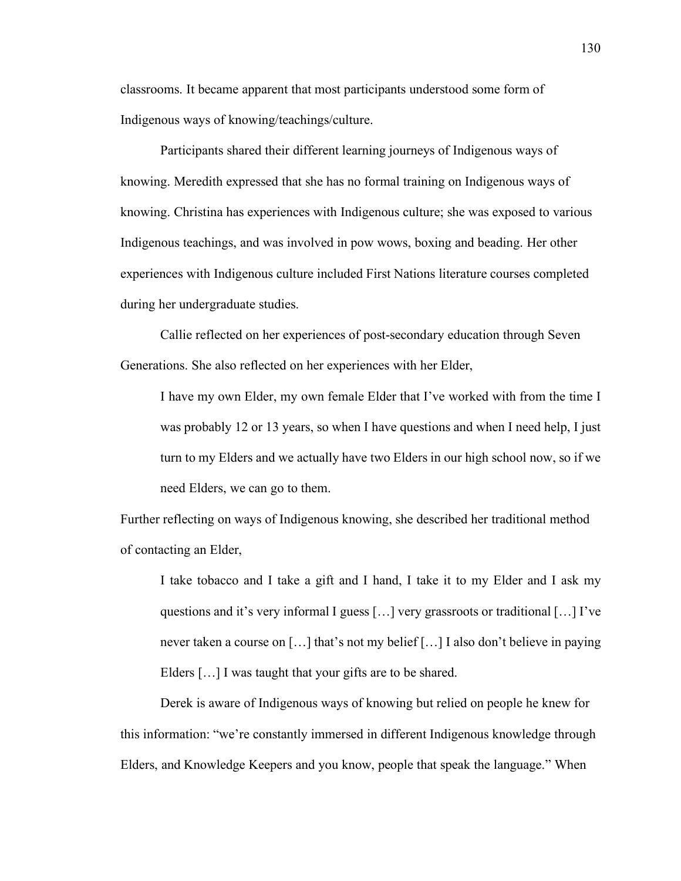classrooms. It became apparent that most participants understood some form of Indigenous ways of knowing/teachings/culture.

Participants shared their different learning journeys of Indigenous ways of knowing. Meredith expressed that she has no formal training on Indigenous ways of knowing. Christina has experiences with Indigenous culture; she was exposed to various Indigenous teachings, and was involved in pow wows, boxing and beading. Her other experiences with Indigenous culture included First Nations literature courses completed during her undergraduate studies.

Callie reflected on her experiences of post-secondary education through Seven Generations. She also reflected on her experiences with her Elder,

> I have my own Elder, my own female Elder that I've worked with from the time I was probably 12 or 13 years, so when I have questions and when I need help, I just turn to my Elders and we actually have two Elders in our high school now, so if we need Elders, we can go to them.

Further reflecting on ways of Indigenous knowing, she described her traditional method of contacting an Elder,

> I take tobacco and I take a gift and I hand, I take it to my Elder and I ask my questions and it's very informal I guess […] very grassroots or traditional […] I've never taken a course on […] that's not my belief […] I also don't believe in paying Elders […] I was taught that your gifts are to be shared.

Derek is aware of Indigenous ways of knowing but relied on people he knew for this information: "we're constantly immersed in different Indigenous knowledge through Elders, and Knowledge Keepers and you know, people that speak the language." When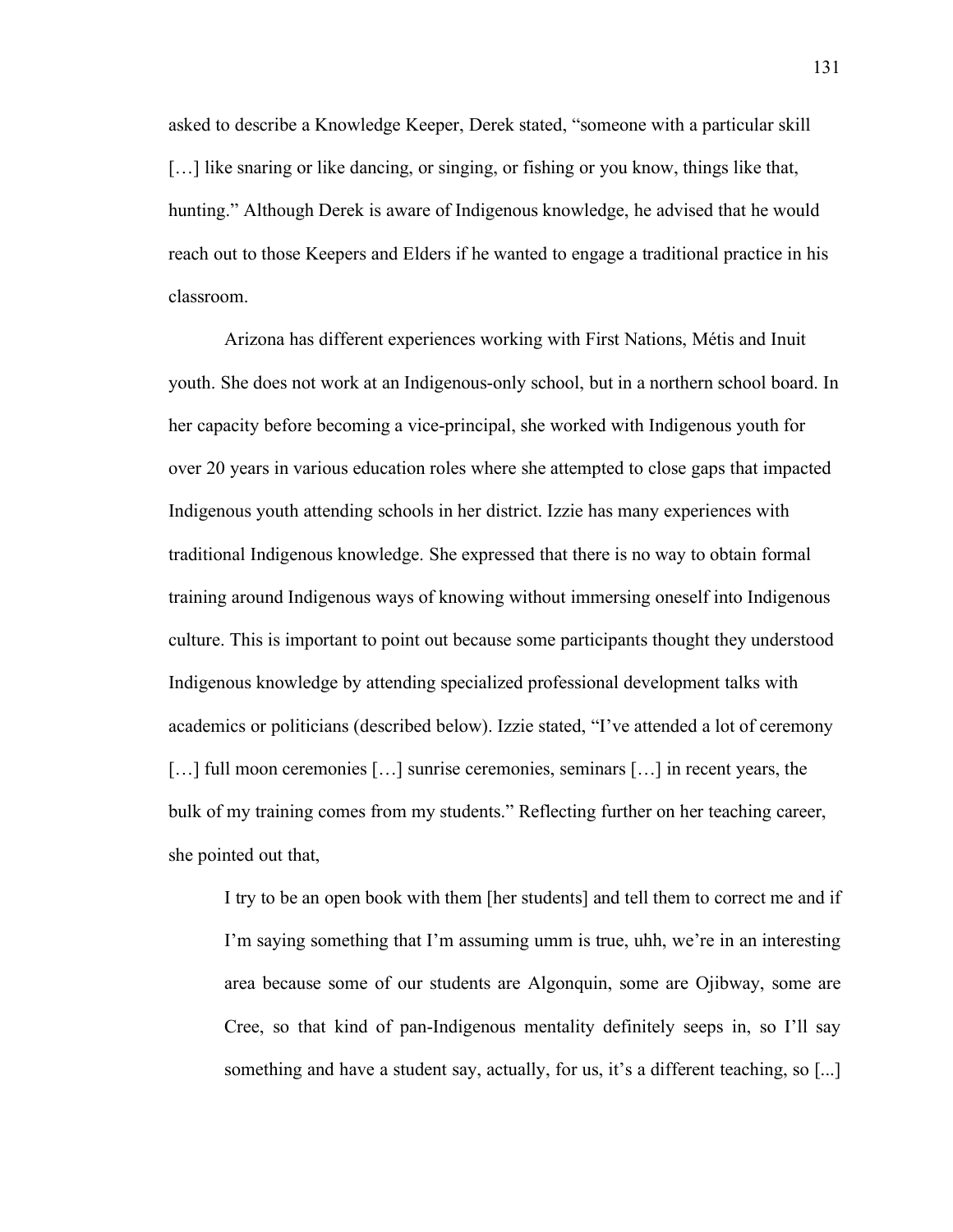asked to describe a Knowledge Keeper, Derek stated, "someone with a particular skill […] like snaring or like dancing, or singing, or fishing or you know, things like that, hunting." Although Derek is aware of Indigenous knowledge, he advised that he would reach out to those Keepers and Elders if he wanted to engage a traditional practice in his classroom.

Arizona has different experiences working with First Nations, Métis and Inuit youth. She does not work at an Indigenous-only school, but in a northern school board. In her capacity before becoming a vice-principal, she worked with Indigenous youth for over 20 years in various education roles where she attempted to close gaps that impacted Indigenous youth attending schools in her district. Izzie has many experiences with traditional Indigenous knowledge. She expressed that there is no way to obtain formal training around Indigenous ways of knowing without immersing oneself into Indigenous culture. This is important to point out because some participants thought they understood Indigenous knowledge by attending specialized professional development talks with academics or politicians (described below). Izzie stated, "I've attended a lot of ceremony […] full moon ceremonies […] sunrise ceremonies, seminars […] in recent years, the bulk of my training comes from my students." Reflecting further on her teaching career, she pointed out that,

> I try to be an open book with them [her students] and tell them to correct me and if I'm saying something that I'm assuming umm is true, uhh, we're in an interesting area because some of our students are Algonquin, some are Ojibway, some are Cree, so that kind of pan-Indigenous mentality definitely seeps in, so I'll say something and have a student say, actually, for us, it's a different teaching, so [...]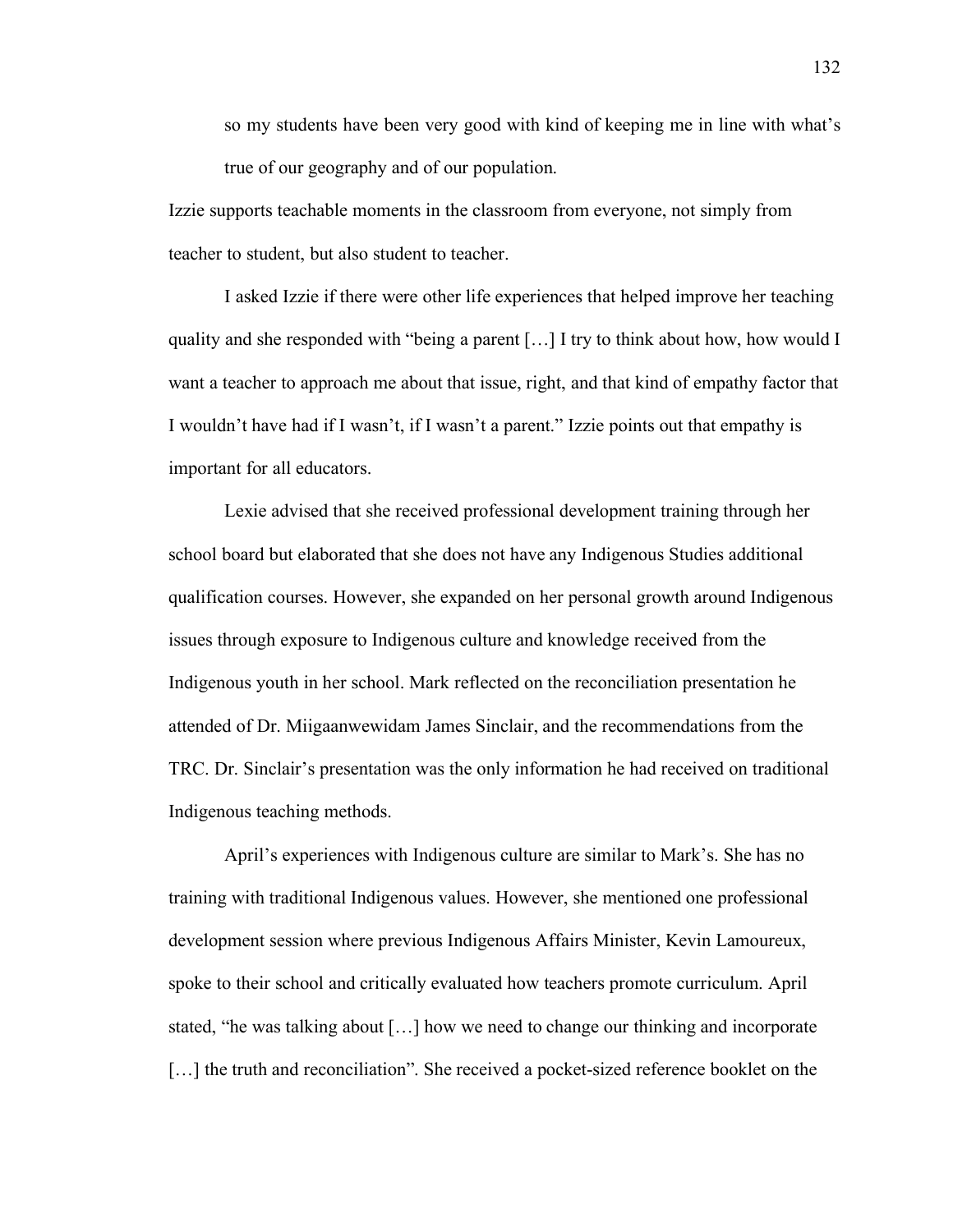> so my students have been very good with kind of keeping me in line with what's true of our geography and of our population.

Izzie supports teachable moments in the classroom from everyone, not simply from teacher to student, but also student to teacher.

I asked Izzie if there were other life experiences that helped improve her teaching quality and she responded with "being a parent […] I try to think about how, how would I want a teacher to approach me about that issue, right, and that kind of empathy factor that I wouldn't have had if I wasn't, if I wasn't a parent." Izzie points out that empathy is important for all educators.

Lexie advised that she received professional development training through her school board but elaborated that she does not have any Indigenous Studies additional qualification courses. However, she expanded on her personal growth around Indigenous issues through exposure to Indigenous culture and knowledge received from the Indigenous youth in her school. Mark reflected on the reconciliation presentation he attended of Dr. Miigaanwewidam James Sinclair, and the recommendations from the TRC. Dr. Sinclair's presentation was the only information he had received on traditional Indigenous teaching methods.

April's experiences with Indigenous culture are similar to Mark's. She has no training with traditional Indigenous values. However, she mentioned one professional development session where previous Indigenous Affairs Minister, Kevin Lamoureux, spoke to their school and critically evaluated how teachers promote curriculum. April stated, "he was talking about […] how we need to change our thinking and incorporate […] the truth and reconciliation". She received a pocket-sized reference booklet on the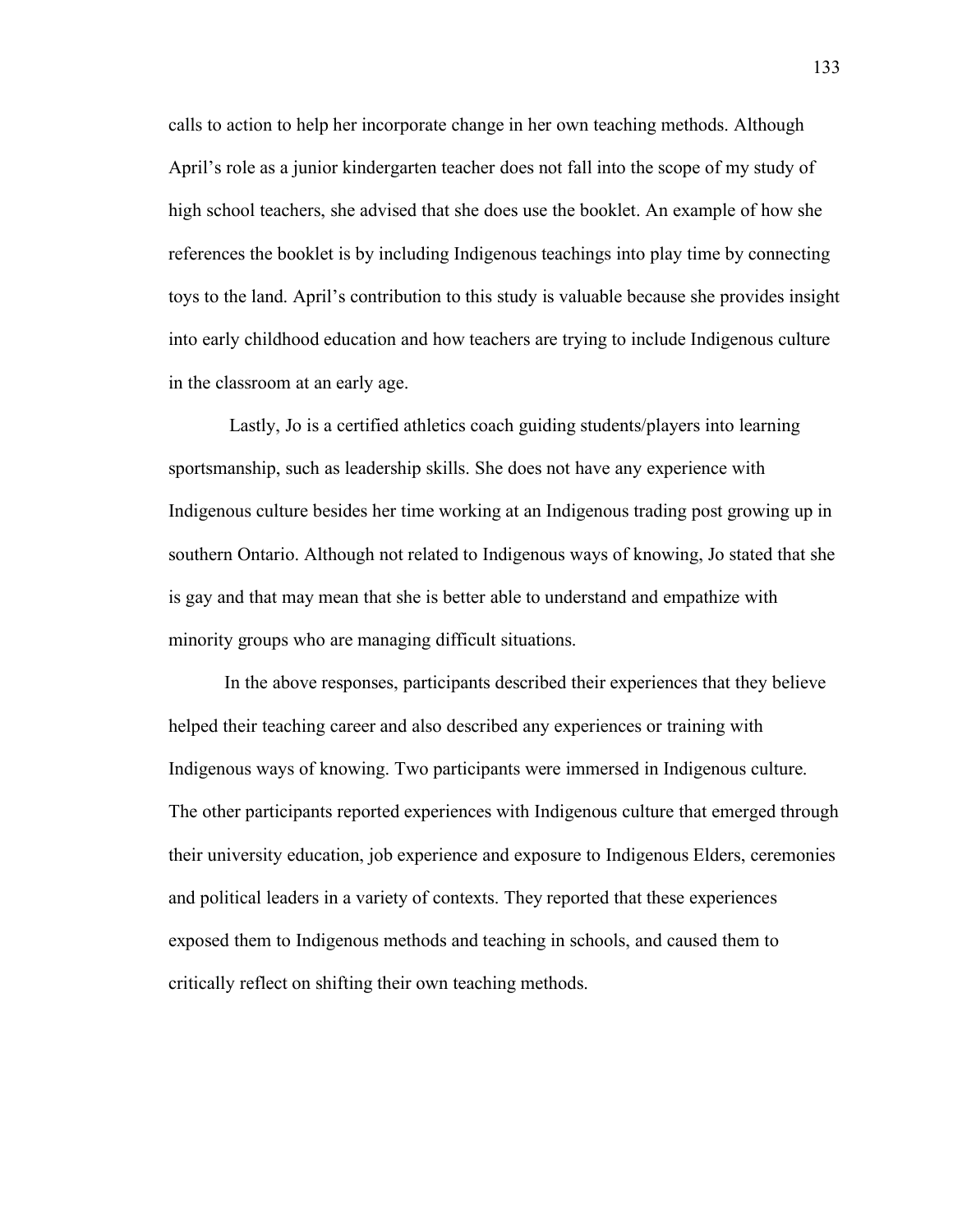calls to action to help her incorporate change in her own teaching methods. Although April's role as a junior kindergarten teacher does not fall into the scope of my study of high school teachers, she advised that she does use the booklet. An example of how she references the booklet is by including Indigenous teachings into play time by connecting toys to the land. April's contribution to this study is valuable because she provides insight into early childhood education and how teachers are trying to include Indigenous culture in the classroom at an early age.

Lastly, Jo is a certified athletics coach guiding students/players into learning sportsmanship, such as leadership skills. She does not have any experience with Indigenous culture besides her time working at an Indigenous trading post growing up in southern Ontario. Although not related to Indigenous ways of knowing, Jo stated that she is gay and that may mean that she is better able to understand and empathize with minority groups who are managing difficult situations.

In the above responses, participants described their experiences that they believe helped their teaching career and also described any experiences or training with Indigenous ways of knowing. Two participants were immersed in Indigenous culture. The other participants reported experiences with Indigenous culture that emerged through their university education, job experience and exposure to Indigenous Elders, ceremonies and political leaders in a variety of contexts. They reported that these experiences exposed them to Indigenous methods and teaching in schools, and caused them to critically reflect on shifting their own teaching methods.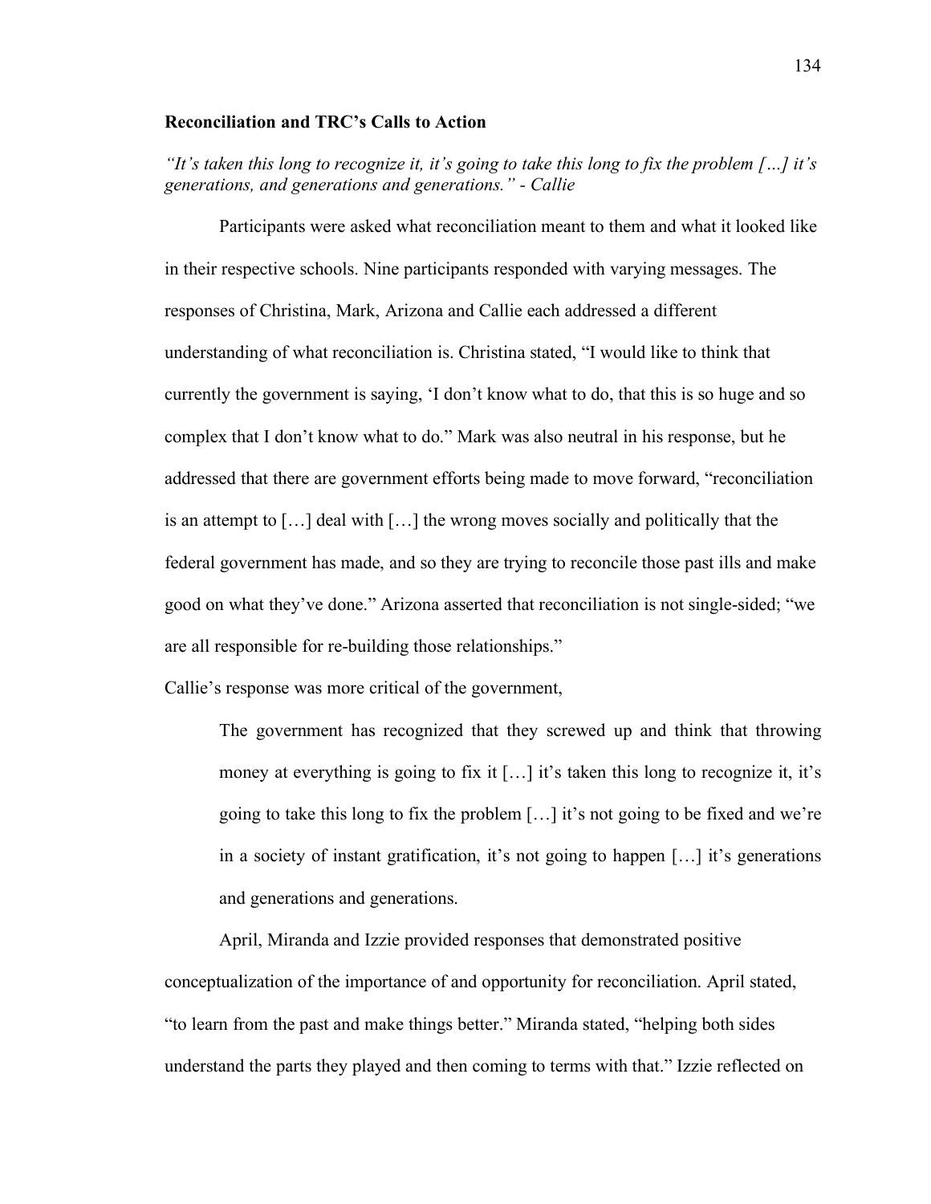### Reconciliation and TRC's Calls to Action

*"It's taken this long to recognize it, it's going to take this long to fix the problem […] it's generations, and generations and generations." - Callie*

Participants were asked what reconciliation meant to them and what it looked like in their respective schools. Nine participants responded with varying messages. The responses of Christina, Mark, Arizona and Callie each addressed a different understanding of what reconciliation is. Christina stated, "I would like to think that currently the government is saying, 'I don't know what to do, that this is so huge and so complex that I don't know what to do." Mark was also neutral in his response, but he addressed that there are government efforts being made to move forward, "reconciliation is an attempt to […] deal with […] the wrong moves socially and politically that the federal government has made, and so they are trying to reconcile those past ills and make good on what they've done." Arizona asserted that reconciliation is not single-sided; "we are all responsible for re-building those relationships."

Callie's response was more critical of the government,

> The government has recognized that they screwed up and think that throwing money at everything is going to fix it […] it's taken this long to recognize it, it's going to take this long to fix the problem […] it's not going to be fixed and we're in a society of instant gratification, it's not going to happen […] it's generations and generations and generations.

April, Miranda and Izzie provided responses that demonstrated positive conceptualization of the importance of and opportunity for reconciliation. April stated, "to learn from the past and make things better." Miranda stated, "helping both sides understand the parts they played and then coming to terms with that." Izzie reflected on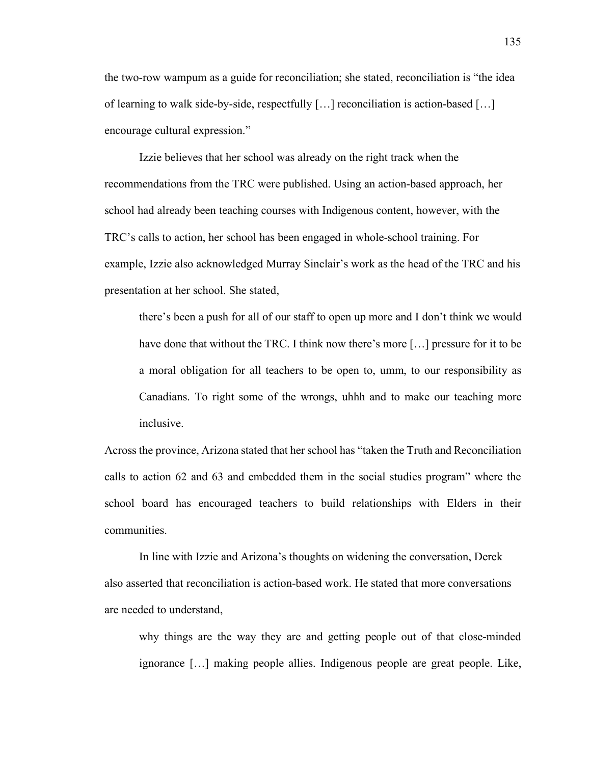the two-row wampum as a guide for reconciliation; she stated, reconciliation is "the idea of learning to walk side-by-side, respectfully […] reconciliation is action-based […] encourage cultural expression."

Izzie believes that her school was already on the right track when the recommendations from the TRC were published. Using an action-based approach, her school had already been teaching courses with Indigenous content, however, with the TRC's calls to action, her school has been engaged in whole-school training. For example, Izzie also acknowledged Murray Sinclair's work as the head of the TRC and his presentation at her school. She stated,

> there's been a push for all of our staff to open up more and I don't think we would have done that without the TRC. I think now there's more […] pressure for it to be a moral obligation for all teachers to be open to, umm, to our responsibility as Canadians. To right some of the wrongs, uhhh and to make our teaching more inclusive.

Across the province, Arizona stated that her school has "taken the Truth and Reconciliation calls to action 62 and 63 and embedded them in the social studies program" where the school board has encouraged teachers to build relationships with Elders in their communities.

In line with Izzie and Arizona's thoughts on widening the conversation, Derek also asserted that reconciliation is action-based work. He stated that more conversations are needed to understand,

> why things are the way they are and getting people out of that close-minded ignorance […] making people allies. Indigenous people are great people. Like,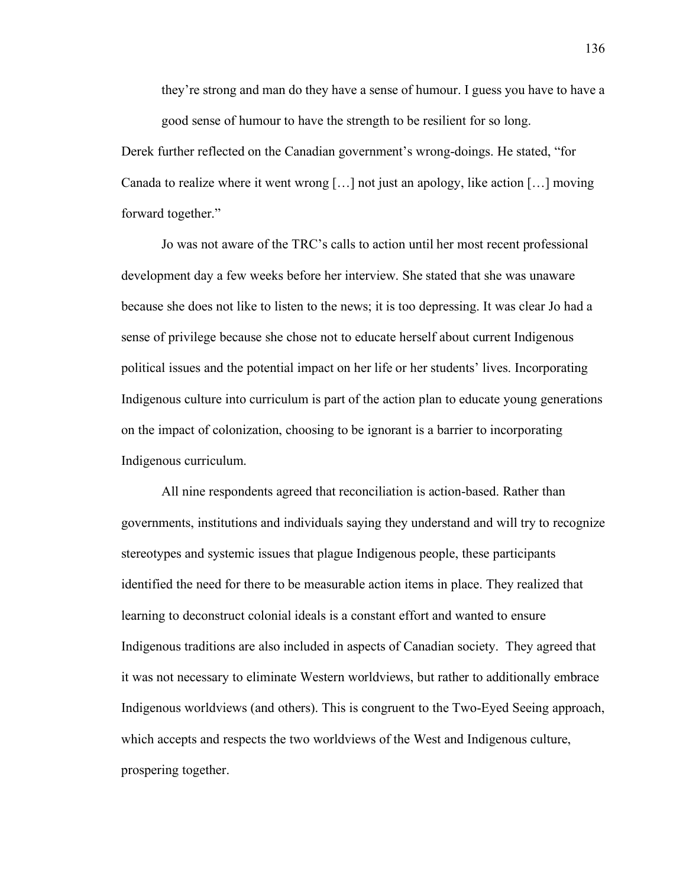> they're strong and man do they have a sense of humour. I guess you have to have a good sense of humour to have the strength to be resilient for so long.

Derek further reflected on the Canadian government's wrong-doings. He stated, "for Canada to realize where it went wrong […] not just an apology, like action […] moving forward together."

Jo was not aware of the TRC's calls to action until her most recent professional development day a few weeks before her interview. She stated that she was unaware because she does not like to listen to the news; it is too depressing. It was clear Jo had a sense of privilege because she chose not to educate herself about current Indigenous political issues and the potential impact on her life or her students' lives. Incorporating Indigenous culture into curriculum is part of the action plan to educate young generations on the impact of colonization, choosing to be ignorant is a barrier to incorporating Indigenous curriculum.

All nine respondents agreed that reconciliation is action-based. Rather than governments, institutions and individuals saying they understand and will try to recognize stereotypes and systemic issues that plague Indigenous people, these participants identified the need for there to be measurable action items in place. They realized that learning to deconstruct colonial ideals is a constant effort and wanted to ensure Indigenous traditions are also included in aspects of Canadian society. They agreed that it was not necessary to eliminate Western worldviews, but rather to additionally embrace Indigenous worldviews (and others). This is congruent to the Two-Eyed Seeing approach, which accepts and respects the two worldviews of the West and Indigenous culture, prospering together.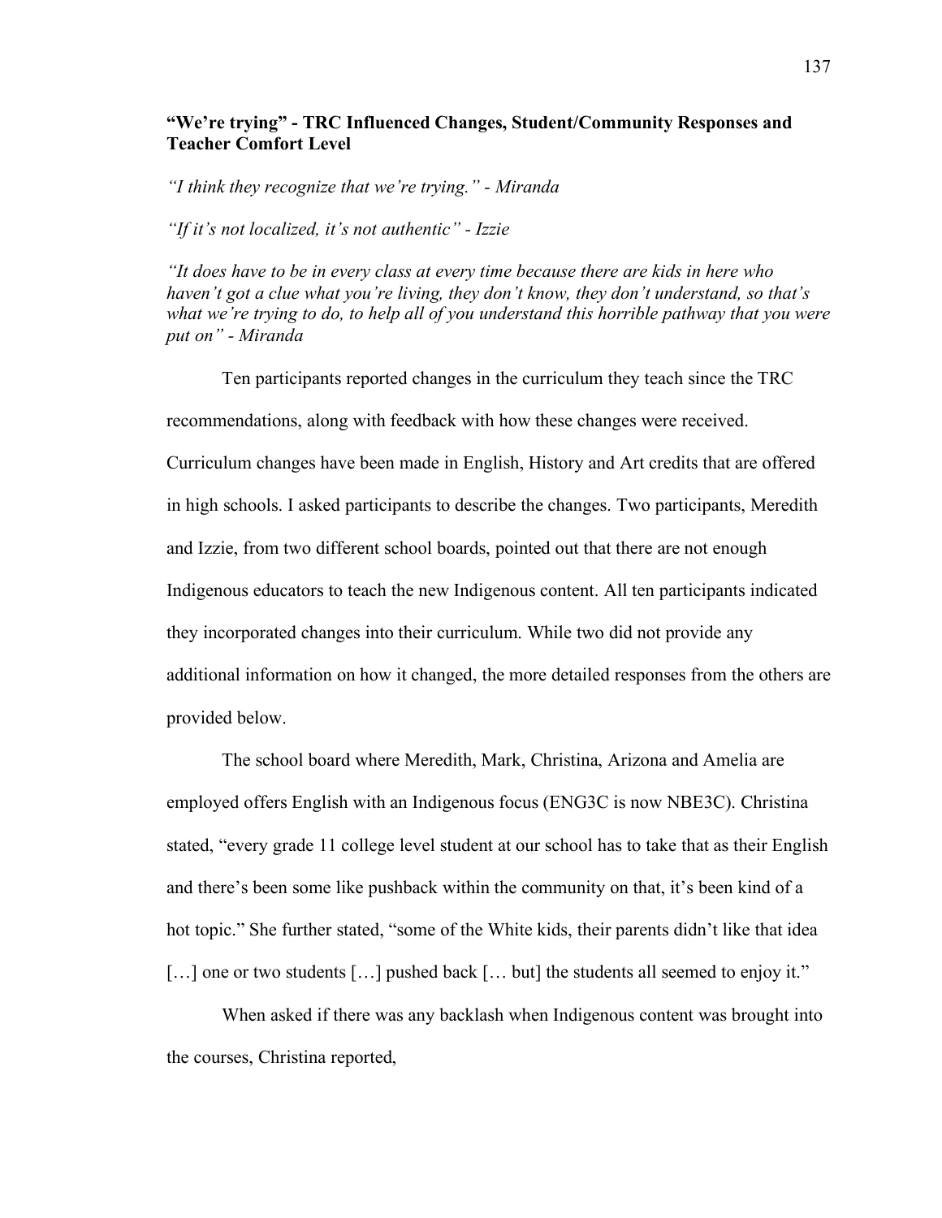### “We’re trying” - TRC Influenced Changes, Student/Community Responses and Teacher Comfort Level

*“I think they recognize that we’re trying.” - Miranda*

*“If it’s not localized, it’s not authentic” - Izzie*

*“It does have to be in every class at every time because there are kids in here who haven’t got a clue what you’re living, they don’t know, they don’t understand, so that’s what we’re trying to do, to help all of you understand this horrible pathway that you were put on” - Miranda*

Ten participants reported changes in the curriculum they teach since the TRC recommendations, along with feedback with how these changes were received. Curriculum changes have been made in English, History and Art credits that are offered in high schools. I asked participants to describe the changes. Two participants, Meredith and Izzie, from two different school boards, pointed out that there are not enough Indigenous educators to teach the new Indigenous content. All ten participants indicated they incorporated changes into their curriculum. While two did not provide any additional information on how it changed, the more detailed responses from the others are provided below.

The school board where Meredith, Mark, Christina, Arizona and Amelia are employed offers English with an Indigenous focus (ENG3C is now NBE3C). Christina stated, “every grade 11 college level student at our school has to take that as their English and there’s been some like pushback within the community on that, it’s been kind of a hot topic.” She further stated, “some of the White kids, their parents didn’t like that idea […] one or two students […] pushed back [… but] the students all seemed to enjoy it.”

When asked if there was any backlash when Indigenous content was brought into the courses, Christina reported,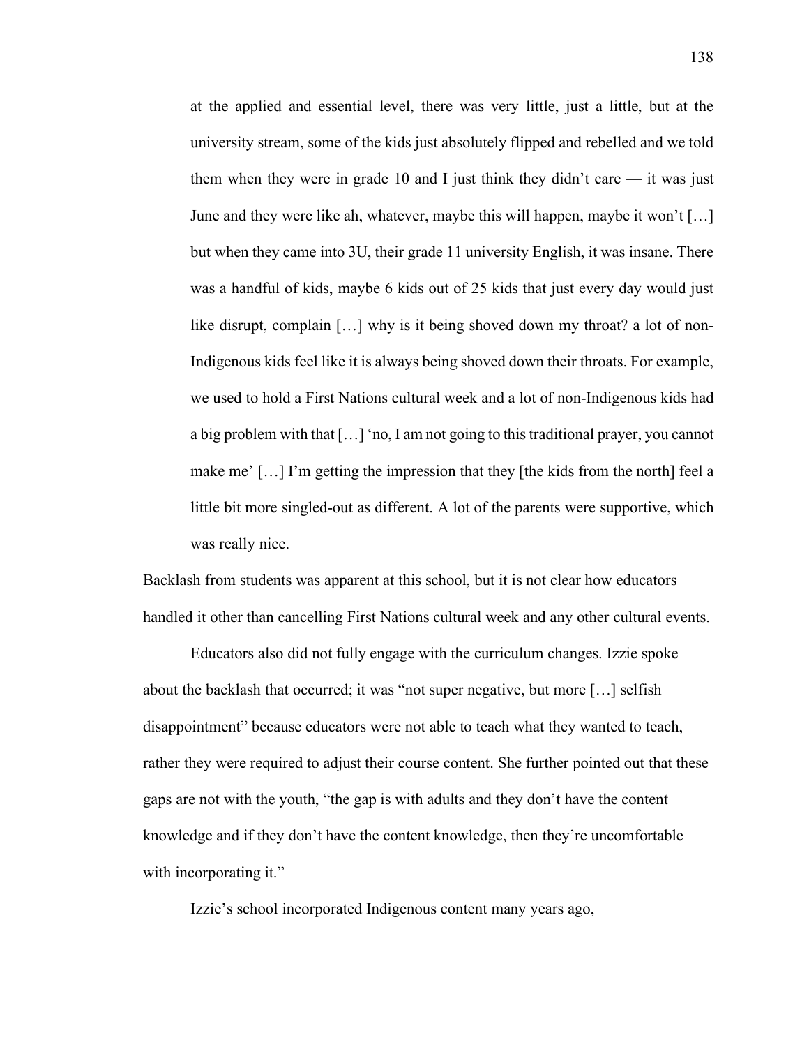> at the applied and essential level, there was very little, just a little, but at the university stream, some of the kids just absolutely flipped and rebelled and we told them when they were in grade 10 and I just think they didn't care — it was just June and they were like ah, whatever, maybe this will happen, maybe it won't […] but when they came into 3U, their grade 11 university English, it was insane. There was a handful of kids, maybe 6 kids out of 25 kids that just every day would just like disrupt, complain […] why is it being shoved down my throat? a lot of non-Indigenous kids feel like it is always being shoved down their throats. For example, we used to hold a First Nations cultural week and a lot of non-Indigenous kids had a big problem with that […] 'no, I am not going to this traditional prayer, you cannot make me' […] I'm getting the impression that they [the kids from the north] feel a little bit more singled-out as different. A lot of the parents were supportive, which was really nice.

Backlash from students was apparent at this school, but it is not clear how educators handled it other than cancelling First Nations cultural week and any other cultural events.

Educators also did not fully engage with the curriculum changes. Izzie spoke about the backlash that occurred; it was "not super negative, but more […] selfish disappointment" because educators were not able to teach what they wanted to teach, rather they were required to adjust their course content. She further pointed out that these gaps are not with the youth, "the gap is with adults and they don't have the content knowledge and if they don't have the content knowledge, then they're uncomfortable with incorporating it."

Izzie's school incorporated Indigenous content many years ago,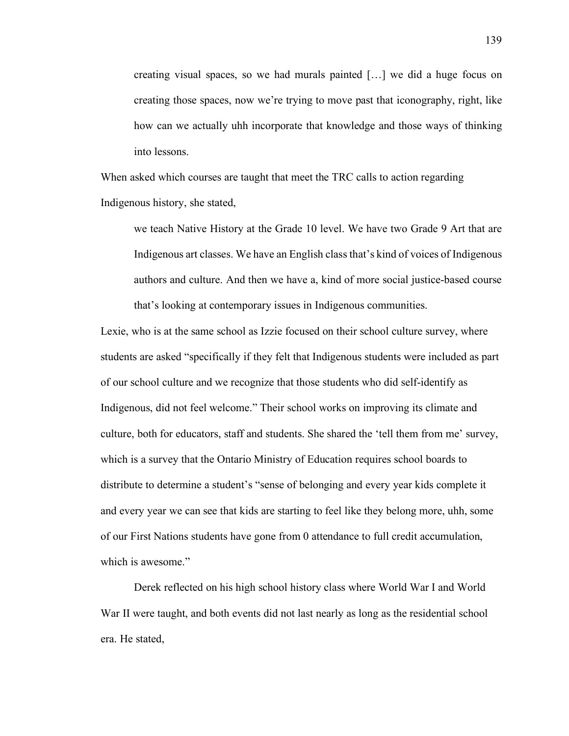> creating visual spaces, so we had murals painted […] we did a huge focus on creating those spaces, now we're trying to move past that iconography, right, like how can we actually uhh incorporate that knowledge and those ways of thinking into lessons.

When asked which courses are taught that meet the TRC calls to action regarding Indigenous history, she stated,

> we teach Native History at the Grade 10 level. We have two Grade 9 Art that are Indigenous art classes. We have an English class that's kind of voices of Indigenous authors and culture. And then we have a, kind of more social justice-based course that's looking at contemporary issues in Indigenous communities.

Lexie, who is at the same school as Izzie focused on their school culture survey, where students are asked "specifically if they felt that Indigenous students were included as part of our school culture and we recognize that those students who did self-identify as Indigenous, did not feel welcome." Their school works on improving its climate and culture, both for educators, staff and students. She shared the 'tell them from me' survey, which is a survey that the Ontario Ministry of Education requires school boards to distribute to determine a student's "sense of belonging and every year kids complete it and every year we can see that kids are starting to feel like they belong more, uhh, some of our First Nations students have gone from 0 attendance to full credit accumulation, which is awesome."

Derek reflected on his high school history class where World War I and World War II were taught, and both events did not last nearly as long as the residential school era. He stated,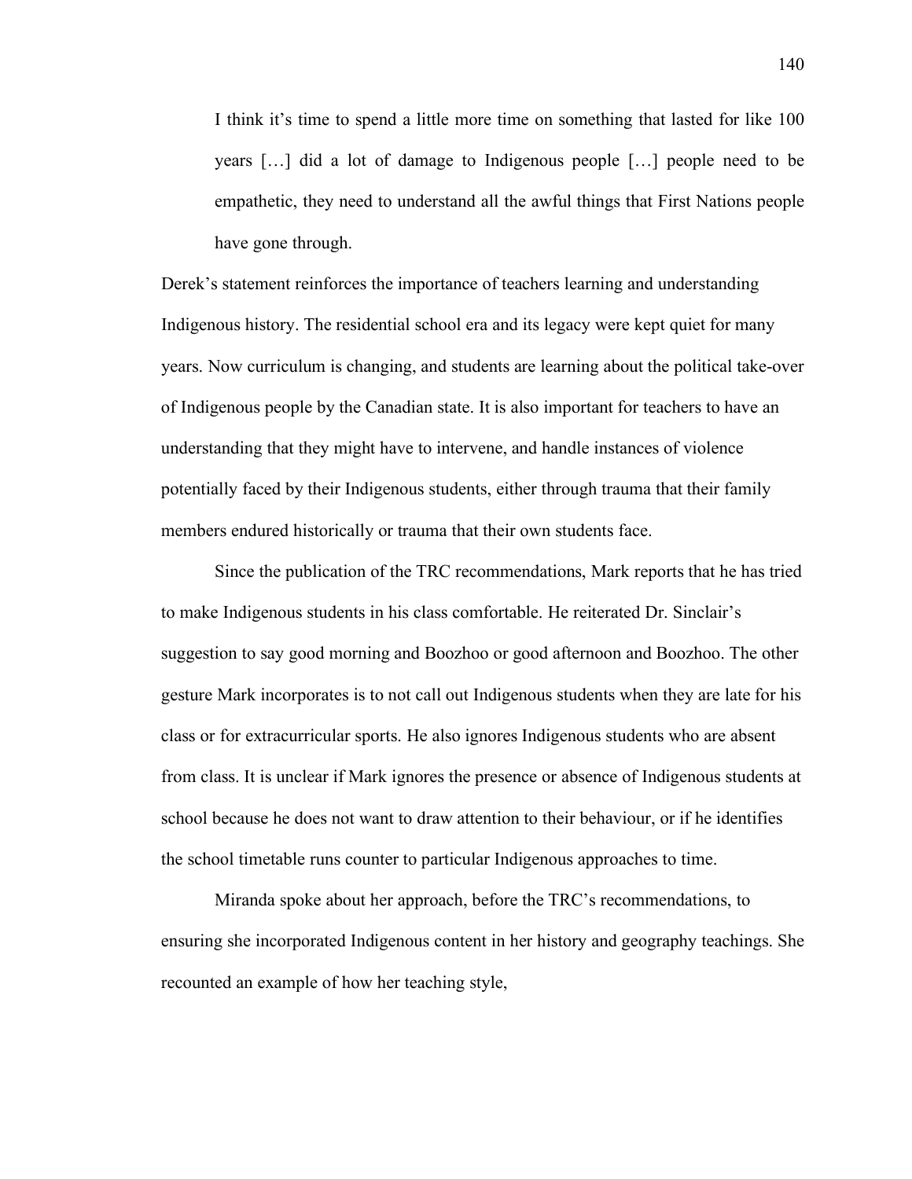> I think it's time to spend a little more time on something that lasted for like 100 years […] did a lot of damage to Indigenous people […] people need to be empathetic, they need to understand all the awful things that First Nations people have gone through.

Derek's statement reinforces the importance of teachers learning and understanding Indigenous history. The residential school era and its legacy were kept quiet for many years. Now curriculum is changing, and students are learning about the political take-over of Indigenous people by the Canadian state. It is also important for teachers to have an understanding that they might have to intervene, and handle instances of violence potentially faced by their Indigenous students, either through trauma that their family members endured historically or trauma that their own students face.

Since the publication of the TRC recommendations, Mark reports that he has tried to make Indigenous students in his class comfortable. He reiterated Dr. Sinclair's suggestion to say good morning and Boozhoo or good afternoon and Boozhoo. The other gesture Mark incorporates is to not call out Indigenous students when they are late for his class or for extracurricular sports. He also ignores Indigenous students who are absent from class. It is unclear if Mark ignores the presence or absence of Indigenous students at school because he does not want to draw attention to their behaviour, or if he identifies the school timetable runs counter to particular Indigenous approaches to time.

Miranda spoke about her approach, before the TRC's recommendations, to ensuring she incorporated Indigenous content in her history and geography teachings. She recounted an example of how her teaching style,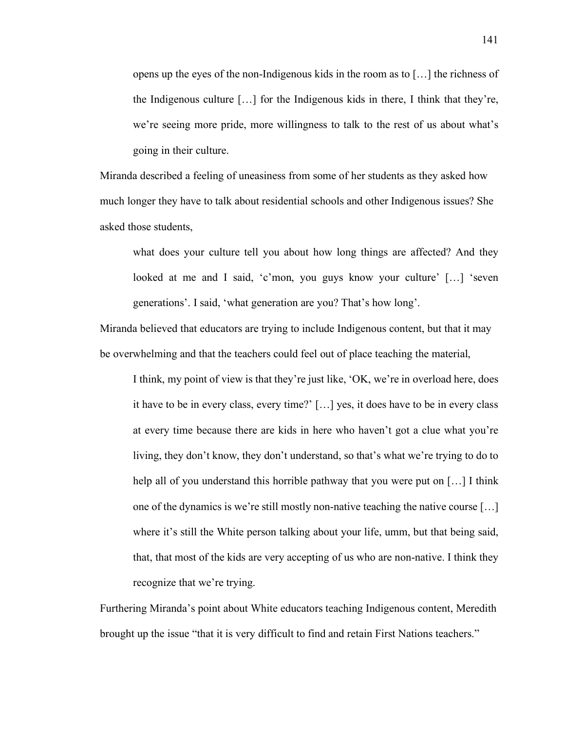> opens up the eyes of the non-Indigenous kids in the room as to […] the richness of the Indigenous culture […] for the Indigenous kids in there, I think that they're, we're seeing more pride, more willingness to talk to the rest of us about what's going in their culture.

Miranda described a feeling of uneasiness from some of her students as they asked how much longer they have to talk about residential schools and other Indigenous issues? She asked those students,

> what does your culture tell you about how long things are affected? And they looked at me and I said, 'c'mon, you guys know your culture' […] 'seven generations'. I said, 'what generation are you? That's how long'.

Miranda believed that educators are trying to include Indigenous content, but that it may be overwhelming and that the teachers could feel out of place teaching the material,

> I think, my point of view is that they're just like, 'OK, we're in overload here, does it have to be in every class, every time?' […] yes, it does have to be in every class at every time because there are kids in here who haven't got a clue what you're living, they don't know, they don't understand, so that's what we're trying to do to help all of you understand this horrible pathway that you were put on […] I think one of the dynamics is we're still mostly non-native teaching the native course […] where it's still the White person talking about your life, umm, but that being said, that, that most of the kids are very accepting of us who are non-native. I think they recognize that we're trying.

Furthering Miranda's point about White educators teaching Indigenous content, Meredith brought up the issue "that it is very difficult to find and retain First Nations teachers."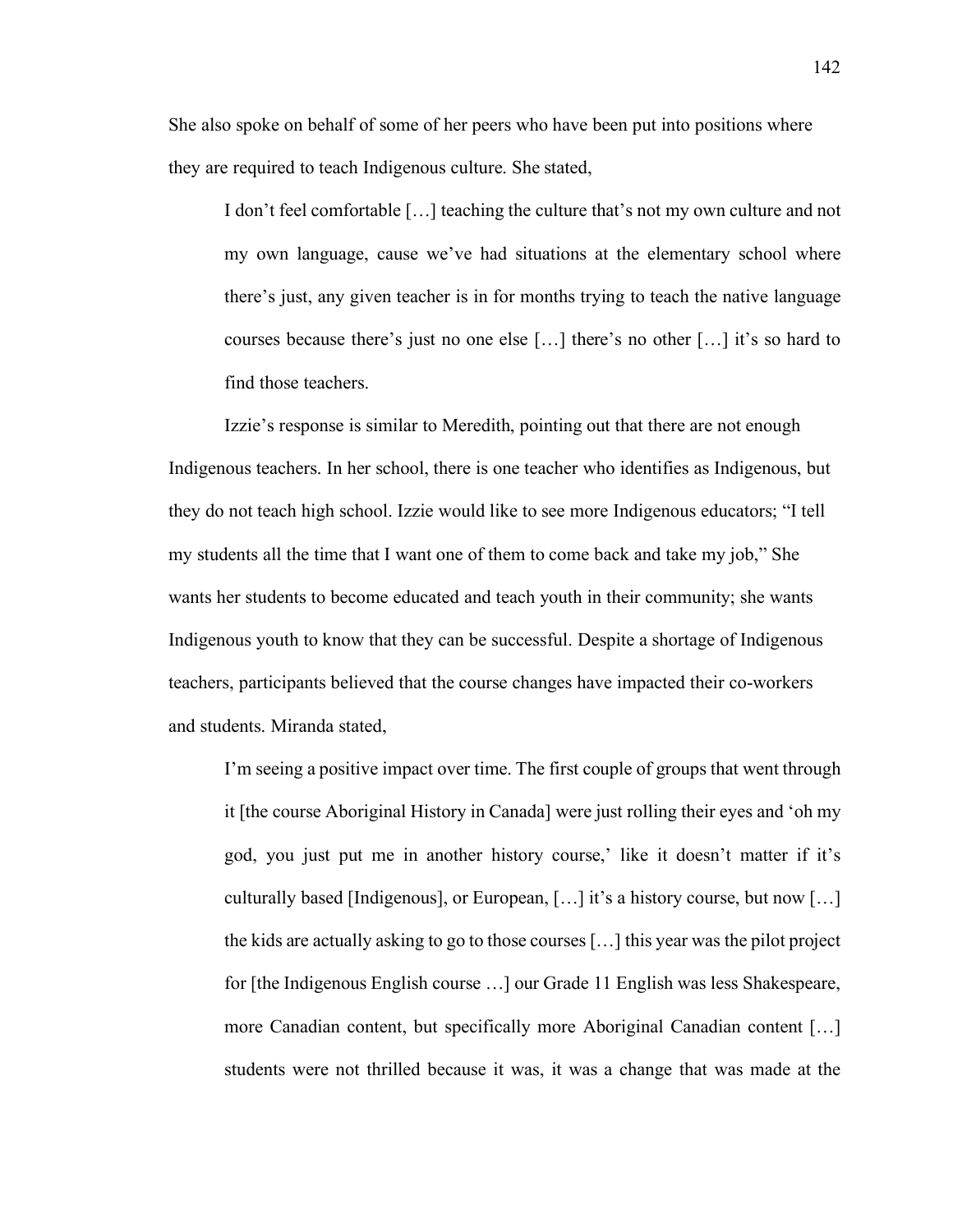She also spoke on behalf of some of her peers who have been put into positions where they are required to teach Indigenous culture. She stated,

> I don't feel comfortable […] teaching the culture that's not my own culture and not my own language, cause we've had situations at the elementary school where there's just, any given teacher is in for months trying to teach the native language courses because there's just no one else […] there's no other […] it's so hard to find those teachers.

Izzie's response is similar to Meredith, pointing out that there are not enough Indigenous teachers. In her school, there is one teacher who identifies as Indigenous, but they do not teach high school. Izzie would like to see more Indigenous educators; "I tell my students all the time that I want one of them to come back and take my job," She wants her students to become educated and teach youth in their community; she wants Indigenous youth to know that they can be successful. Despite a shortage of Indigenous teachers, participants believed that the course changes have impacted their co-workers and students. Miranda stated,

> I'm seeing a positive impact over time. The first couple of groups that went through it [the course Aboriginal History in Canada] were just rolling their eyes and 'oh my god, you just put me in another history course,' like it doesn't matter if it's culturally based [Indigenous], or European, […] it's a history course, but now […] the kids are actually asking to go to those courses […] this year was the pilot project for [the Indigenous English course …] our Grade 11 English was less Shakespeare, more Canadian content, but specifically more Aboriginal Canadian content […] students were not thrilled because it was, it was a change that was made at the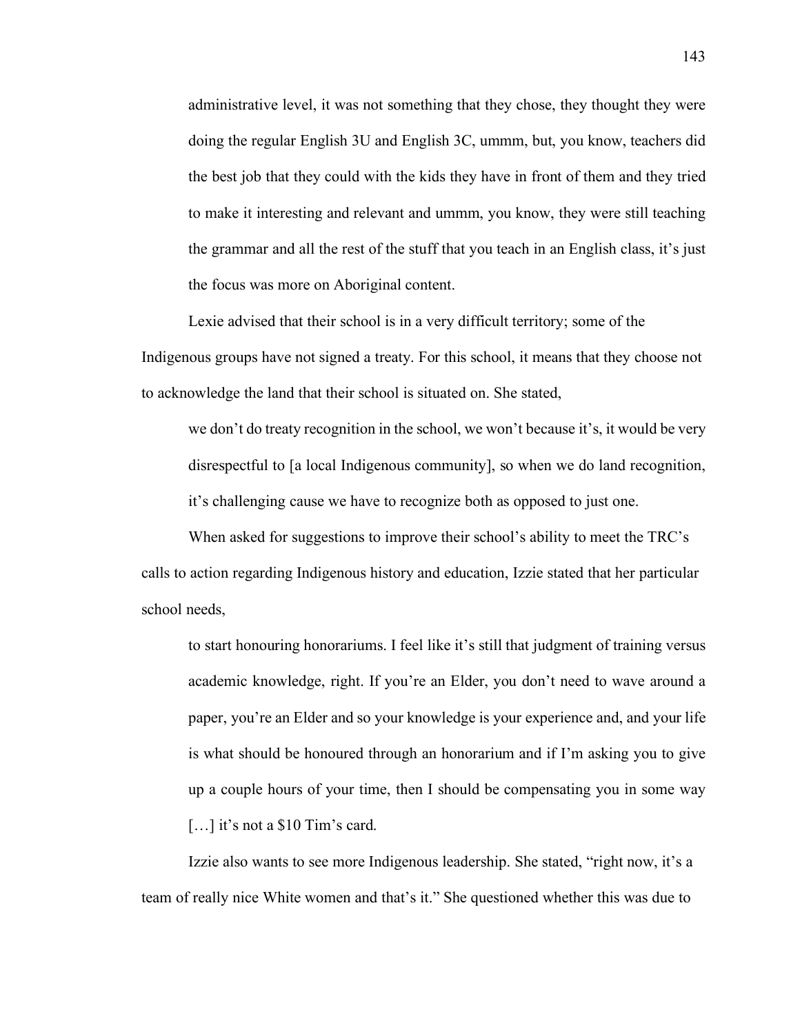administrative level, it was not something that they chose, they thought they were doing the regular English 3U and English 3C, ummm, but, you know, teachers did the best job that they could with the kids they have in front of them and they tried to make it interesting and relevant and ummm, you know, they were still teaching the grammar and all the rest of the stuff that you teach in an English class, it's just the focus was more on Aboriginal content.

Lexie advised that their school is in a very difficult territory; some of the Indigenous groups have not signed a treaty. For this school, it means that they choose not to acknowledge the land that their school is situated on. She stated,

> we don't do treaty recognition in the school, we won't because it's, it would be very disrespectful to [a local Indigenous community], so when we do land recognition, it's challenging cause we have to recognize both as opposed to just one.

When asked for suggestions to improve their school's ability to meet the TRC's calls to action regarding Indigenous history and education, Izzie stated that her particular school needs,

> to start honouring honorariums. I feel like it's still that judgment of training versus academic knowledge, right. If you're an Elder, you don't need to wave around a paper, you're an Elder and so your knowledge is your experience and, and your life is what should be honoured through an honorarium and if I'm asking you to give up a couple hours of your time, then I should be compensating you in some way […] it's not a $10 Tim's card.

Izzie also wants to see more Indigenous leadership. She stated, "right now, it's a team of really nice White women and that's it." She questioned whether this was due to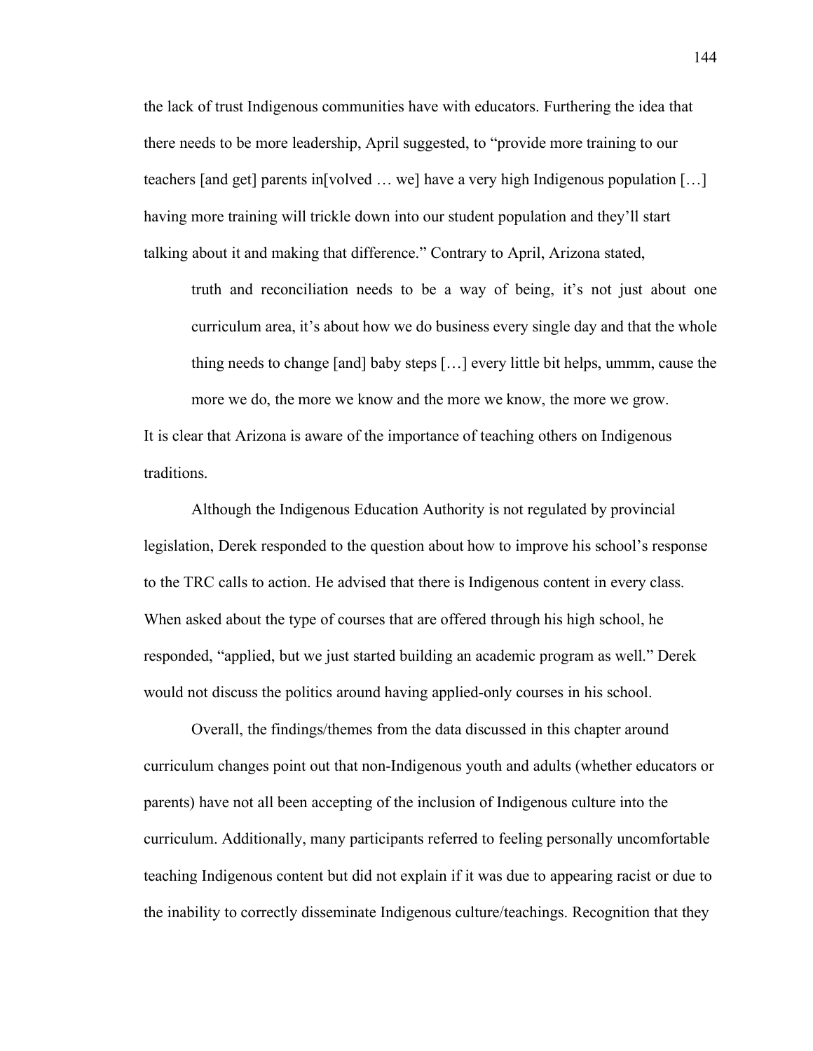the lack of trust Indigenous communities have with educators. Furthering the idea that there needs to be more leadership, April suggested, to "provide more training to our teachers [and get] parents in[volved … we] have a very high Indigenous population […] having more training will trickle down into our student population and they'll start talking about it and making that difference." Contrary to April, Arizona stated,

> truth and reconciliation needs to be a way of being, it's not just about one curriculum area, it's about how we do business every single day and that the whole thing needs to change [and] baby steps […] every little bit helps, ummm, cause the more we do, the more we know and the more we know, the more we grow.

It is clear that Arizona is aware of the importance of teaching others on Indigenous traditions.

Although the Indigenous Education Authority is not regulated by provincial legislation, Derek responded to the question about how to improve his school's response to the TRC calls to action. He advised that there is Indigenous content in every class. When asked about the type of courses that are offered through his high school, he responded, "applied, but we just started building an academic program as well." Derek would not discuss the politics around having applied-only courses in his school.

Overall, the findings/themes from the data discussed in this chapter around curriculum changes point out that non-Indigenous youth and adults (whether educators or parents) have not all been accepting of the inclusion of Indigenous culture into the curriculum. Additionally, many participants referred to feeling personally uncomfortable teaching Indigenous content but did not explain if it was due to appearing racist or due to the inability to correctly disseminate Indigenous culture/teachings. Recognition that they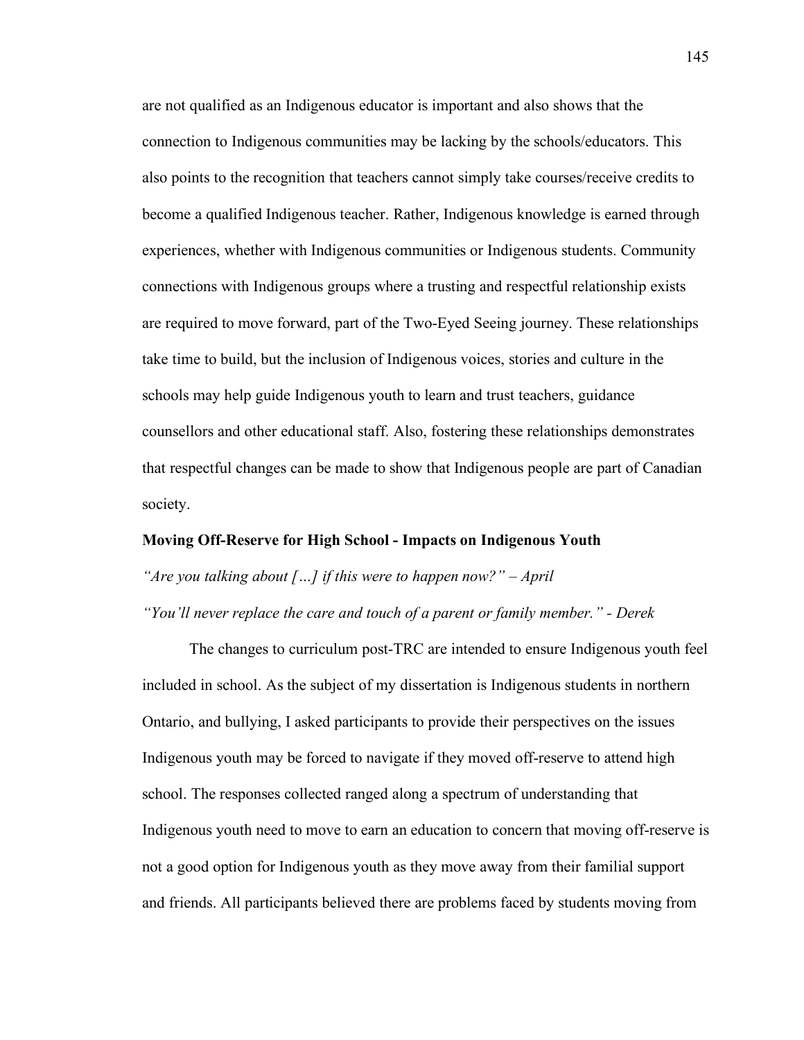are not qualified as an Indigenous educator is important and also shows that the connection to Indigenous communities may be lacking by the schools/educators. This also points to the recognition that teachers cannot simply take courses/receive credits to become a qualified Indigenous teacher. Rather, Indigenous knowledge is earned through experiences, whether with Indigenous communities or Indigenous students. Community connections with Indigenous groups where a trusting and respectful relationship exists are required to move forward, part of the Two-Eyed Seeing journey. These relationships take time to build, but the inclusion of Indigenous voices, stories and culture in the schools may help guide Indigenous youth to learn and trust teachers, guidance counsellors and other educational staff. Also, fostering these relationships demonstrates that respectful changes can be made to show that Indigenous people are part of Canadian society.

**Moving Off-Reserve for High School - Impacts on Indigenous Youth**

*"Are you talking about […] if this were to happen now?" – April*

*"You'll never replace the care and touch of a parent or family member." - Derek*

The changes to curriculum post-TRC are intended to ensure Indigenous youth feel included in school. As the subject of my dissertation is Indigenous students in northern Ontario, and bullying, I asked participants to provide their perspectives on the issues Indigenous youth may be forced to navigate if they moved off-reserve to attend high school. The responses collected ranged along a spectrum of understanding that Indigenous youth need to move to earn an education to concern that moving off-reserve is not a good option for Indigenous youth as they move away from their familial support and friends. All participants believed there are problems faced by students moving from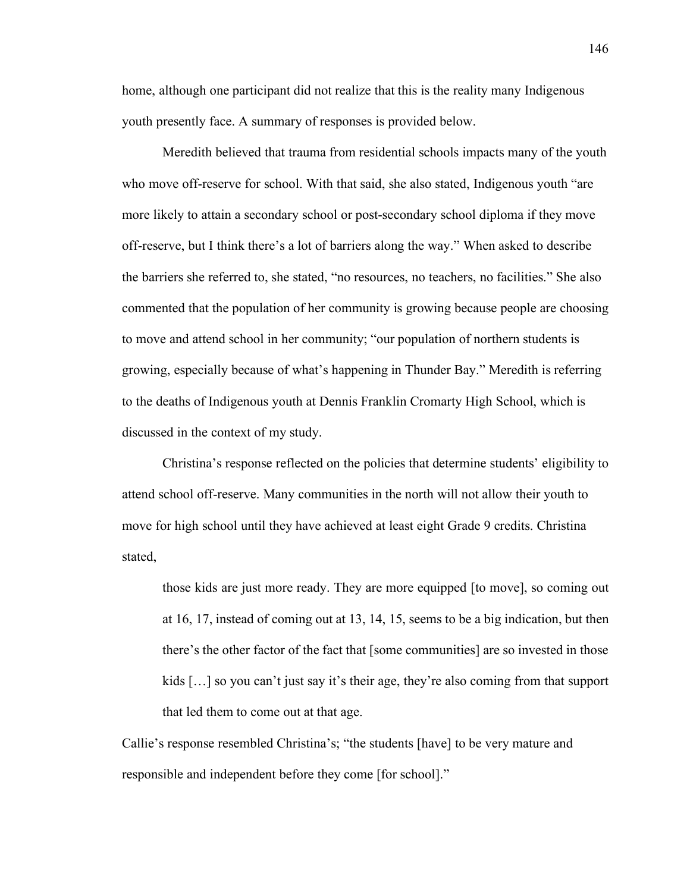home, although one participant did not realize that this is the reality many Indigenous youth presently face. A summary of responses is provided below.

Meredith believed that trauma from residential schools impacts many of the youth who move off-reserve for school. With that said, she also stated, Indigenous youth "are more likely to attain a secondary school or post-secondary school diploma if they move off-reserve, but I think there's a lot of barriers along the way." When asked to describe the barriers she referred to, she stated, "no resources, no teachers, no facilities." She also commented that the population of her community is growing because people are choosing to move and attend school in her community; "our population of northern students is growing, especially because of what's happening in Thunder Bay." Meredith is referring to the deaths of Indigenous youth at Dennis Franklin Cromarty High School, which is discussed in the context of my study.

Christina's response reflected on the policies that determine students' eligibility to attend school off-reserve. Many communities in the north will not allow their youth to move for high school until they have achieved at least eight Grade 9 credits. Christina stated,

> those kids are just more ready. They are more equipped [to move], so coming out at 16, 17, instead of coming out at 13, 14, 15, seems to be a big indication, but then there's the other factor of the fact that [some communities] are so invested in those kids […] so you can't just say it's their age, they're also coming from that support that led them to come out at that age.

Callie's response resembled Christina's; "the students [have] to be very mature and responsible and independent before they come [for school]."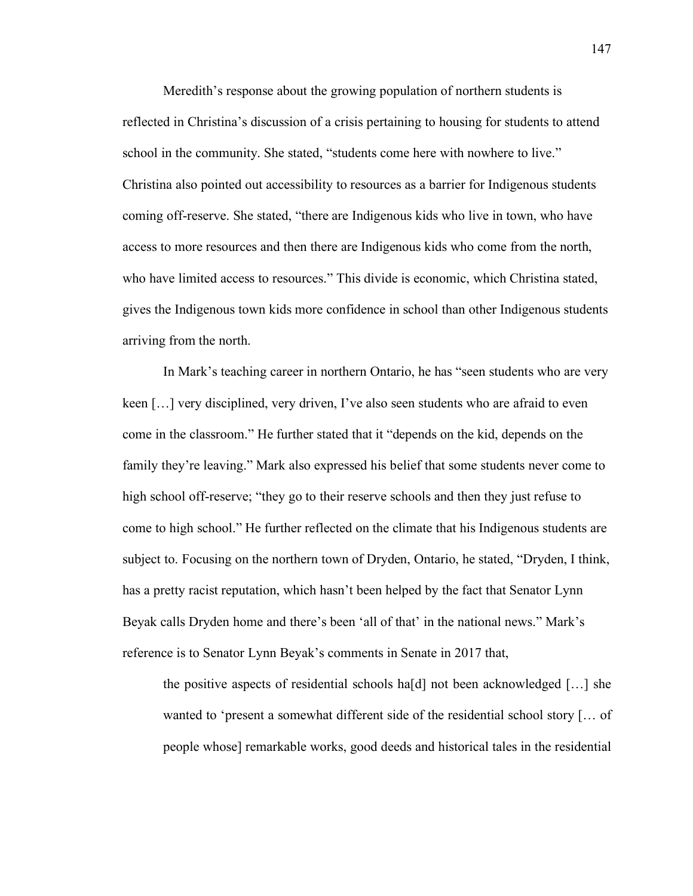Meredith's response about the growing population of northern students is reflected in Christina's discussion of a crisis pertaining to housing for students to attend school in the community. She stated, "students come here with nowhere to live." Christina also pointed out accessibility to resources as a barrier for Indigenous students coming off-reserve. She stated, "there are Indigenous kids who live in town, who have access to more resources and then there are Indigenous kids who come from the north, who have limited access to resources." This divide is economic, which Christina stated, gives the Indigenous town kids more confidence in school than other Indigenous students arriving from the north.

In Mark's teaching career in northern Ontario, he has "seen students who are very keen […] very disciplined, very driven, I've also seen students who are afraid to even come in the classroom." He further stated that it "depends on the kid, depends on the family they're leaving." Mark also expressed his belief that some students never come to high school off-reserve; "they go to their reserve schools and then they just refuse to come to high school." He further reflected on the climate that his Indigenous students are subject to. Focusing on the northern town of Dryden, Ontario, he stated, "Dryden, I think, has a pretty racist reputation, which hasn't been helped by the fact that Senator Lynn Beyak calls Dryden home and there's been 'all of that' in the national news." Mark's reference is to Senator Lynn Beyak's comments in Senate in 2017 that,

> the positive aspects of residential schools ha[d] not been acknowledged […] she wanted to 'present a somewhat different side of the residential school story [… of people whose] remarkable works, good deeds and historical tales in the residential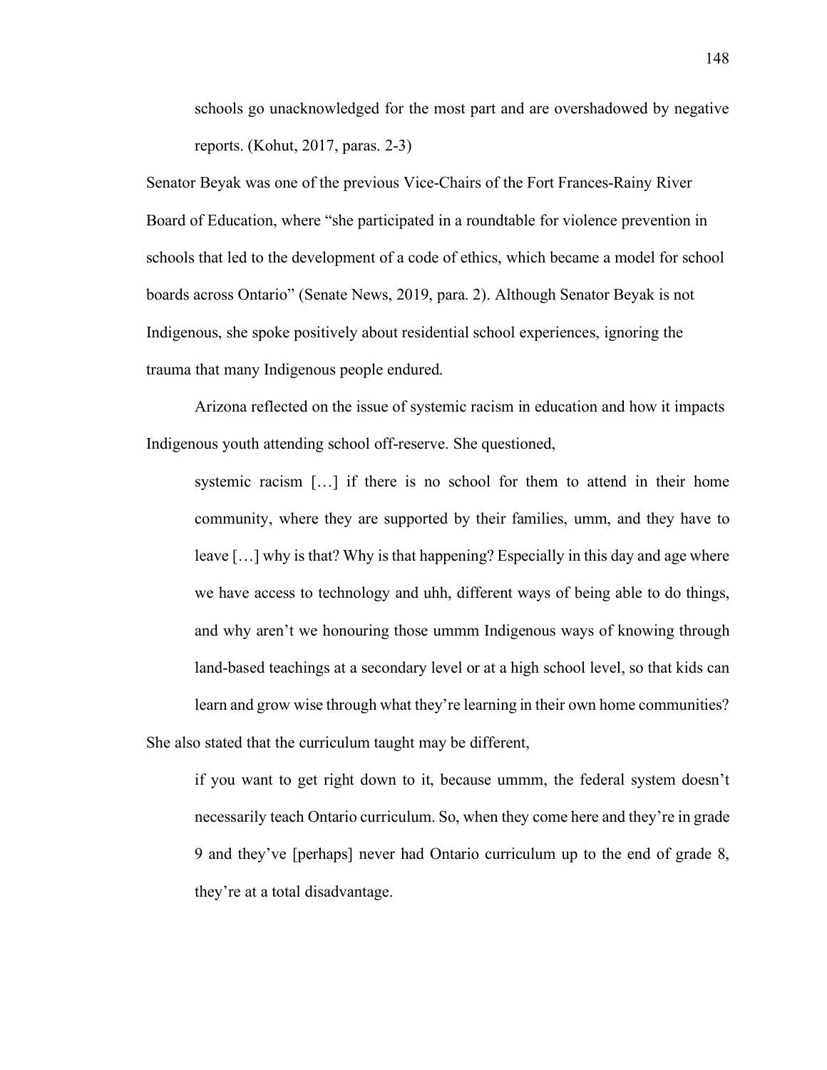> schools go unacknowledged for the most part and are overshadowed by negative reports. (Kohut, 2017, paras. 2-3)

Senator Beyak was one of the previous Vice-Chairs of the Fort Frances-Rainy River Board of Education, where "she participated in a roundtable for violence prevention in schools that led to the development of a code of ethics, which became a model for school boards across Ontario" (Senate News, 2019, para. 2). Although Senator Beyak is not Indigenous, she spoke positively about residential school experiences, ignoring the trauma that many Indigenous people endured.

Arizona reflected on the issue of systemic racism in education and how it impacts Indigenous youth attending school off-reserve. She questioned,

> systemic racism […] if there is no school for them to attend in their home community, where they are supported by their families, umm, and they have to leave […] why is that? Why is that happening? Especially in this day and age where we have access to technology and uhh, different ways of being able to do things, and why aren't we honouring those ummm Indigenous ways of knowing through land-based teachings at a secondary level or at a high school level, so that kids can learn and grow wise through what they're learning in their own home communities?

She also stated that the curriculum taught may be different,

> if you want to get right down to it, because ummm, the federal system doesn't necessarily teach Ontario curriculum. So, when they come here and they're in grade 9 and they've [perhaps] never had Ontario curriculum up to the end of grade 8, they're at a total disadvantage.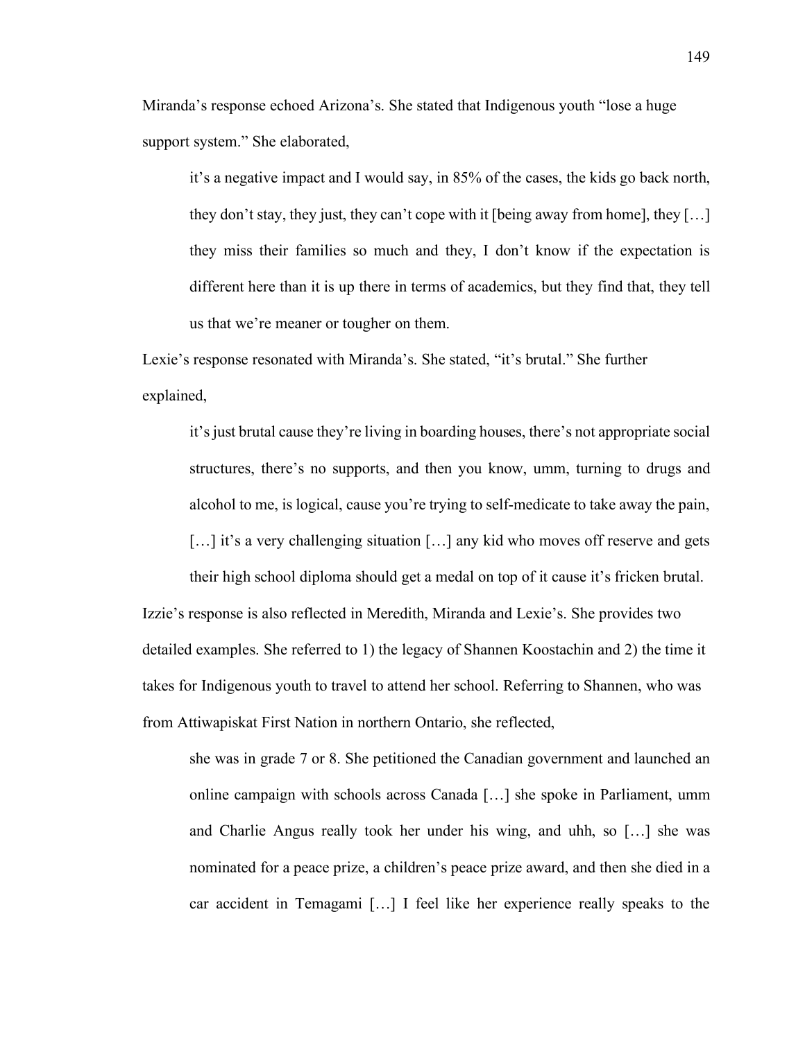Miranda’s response echoed Arizona’s. She stated that Indigenous youth “lose a huge support system.” She elaborated,

> it’s a negative impact and I would say, in 85% of the cases, the kids go back north, they don’t stay, they just, they can’t cope with it [being away from home], they […] they miss their families so much and they, I don’t know if the expectation is different here than it is up there in terms of academics, but they find that, they tell us that we’re meaner or tougher on them.

Lexie’s response resonated with Miranda’s. She stated, “it’s brutal.” She further explained,

> it’s just brutal cause they’re living in boarding houses, there’s not appropriate social structures, there’s no supports, and then you know, umm, turning to drugs and alcohol to me, is logical, cause you’re trying to self-medicate to take away the pain, […] it’s a very challenging situation […] any kid who moves off reserve and gets their high school diploma should get a medal on top of it cause it’s fricken brutal.

Izzie’s response is also reflected in Meredith, Miranda and Lexie’s. She provides two detailed examples. She referred to 1) the legacy of Shannen Koostachin and 2) the time it takes for Indigenous youth to travel to attend her school. Referring to Shannen, who was from Attiwapiskat First Nation in northern Ontario, she reflected,

> she was in grade 7 or 8. She petitioned the Canadian government and launched an online campaign with schools across Canada […] she spoke in Parliament, umm and Charlie Angus really took her under his wing, and uhh, so […] she was nominated for a peace prize, a children’s peace prize award, and then she died in a car accident in Temagami […] I feel like her experience really speaks to the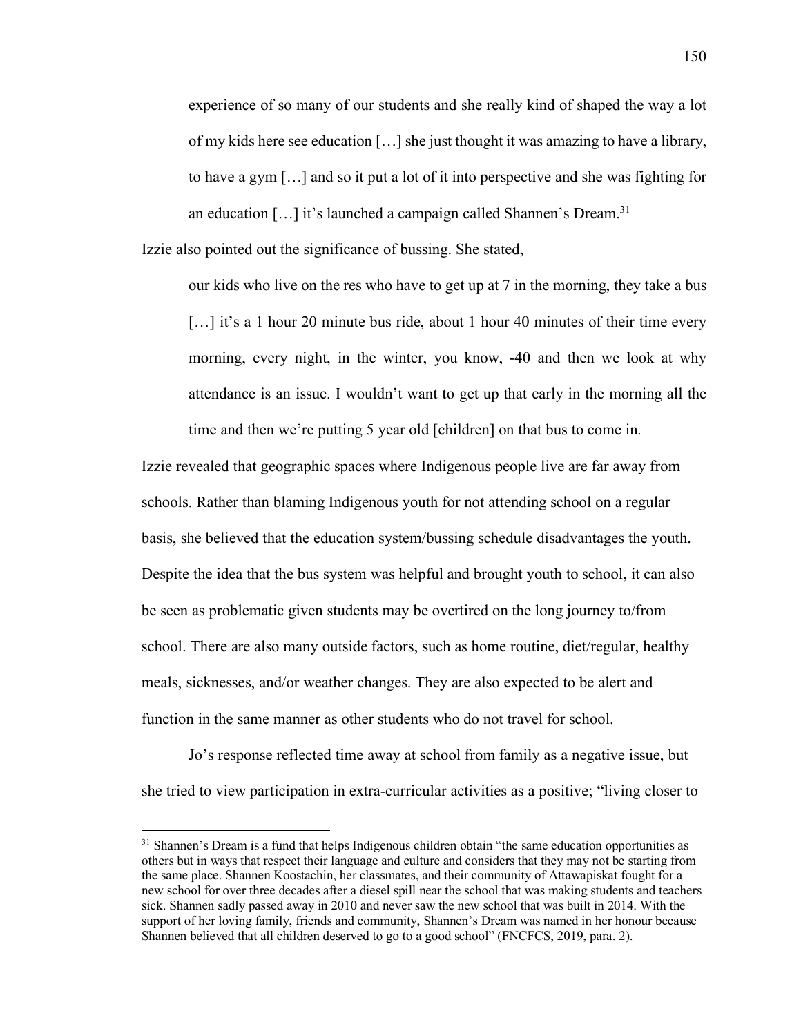> experience of so many of our students and she really kind of shaped the way a lot of my kids here see education […] she just thought it was amazing to have a library, to have a gym […] and so it put a lot of it into perspective and she was fighting for an education […] it's launched a campaign called Shannen's Dream.[31]

Izzie also pointed out the significance of bussing. She stated,

> our kids who live on the res who have to get up at 7 in the morning, they take a bus […] it's a 1 hour 20 minute bus ride, about 1 hour 40 minutes of their time every morning, every night, in the winter, you know, -40 and then we look at why attendance is an issue. I wouldn't want to get up that early in the morning all the time and then we're putting 5 year old [children] on that bus to come in.

Izzie revealed that geographic spaces where Indigenous people live are far away from schools. Rather than blaming Indigenous youth for not attending school on a regular basis, she believed that the education system/bussing schedule disadvantages the youth. Despite the idea that the bus system was helpful and brought youth to school, it can also be seen as problematic given students may be overtired on the long journey to/from school. There are also many outside factors, such as home routine, diet/regular, healthy meals, sicknesses, and/or weather changes. They are also expected to be alert and function in the same manner as other students who do not travel for school.

Jo's response reflected time away at school from family as a negative issue, but she tried to view participation in extra-curricular activities as a positive; "living closer to

[31] Shannen's Dream is a fund that helps Indigenous children obtain "the same education opportunities as others but in ways that respect their language and culture and considers that they may not be starting from the same place. Shannen Koostachin, her classmates, and their community of Attawapiskat fought for a new school for over three decades after a diesel spill near the school that was making students and teachers sick. Shannen sadly passed away in 2010 and never saw the new school that was built in 2014. With the support of her loving family, friends and community, Shannen's Dream was named in her honour because Shannen believed that all children deserved to go to a good school" (FNCFCS, 2019, para. 2).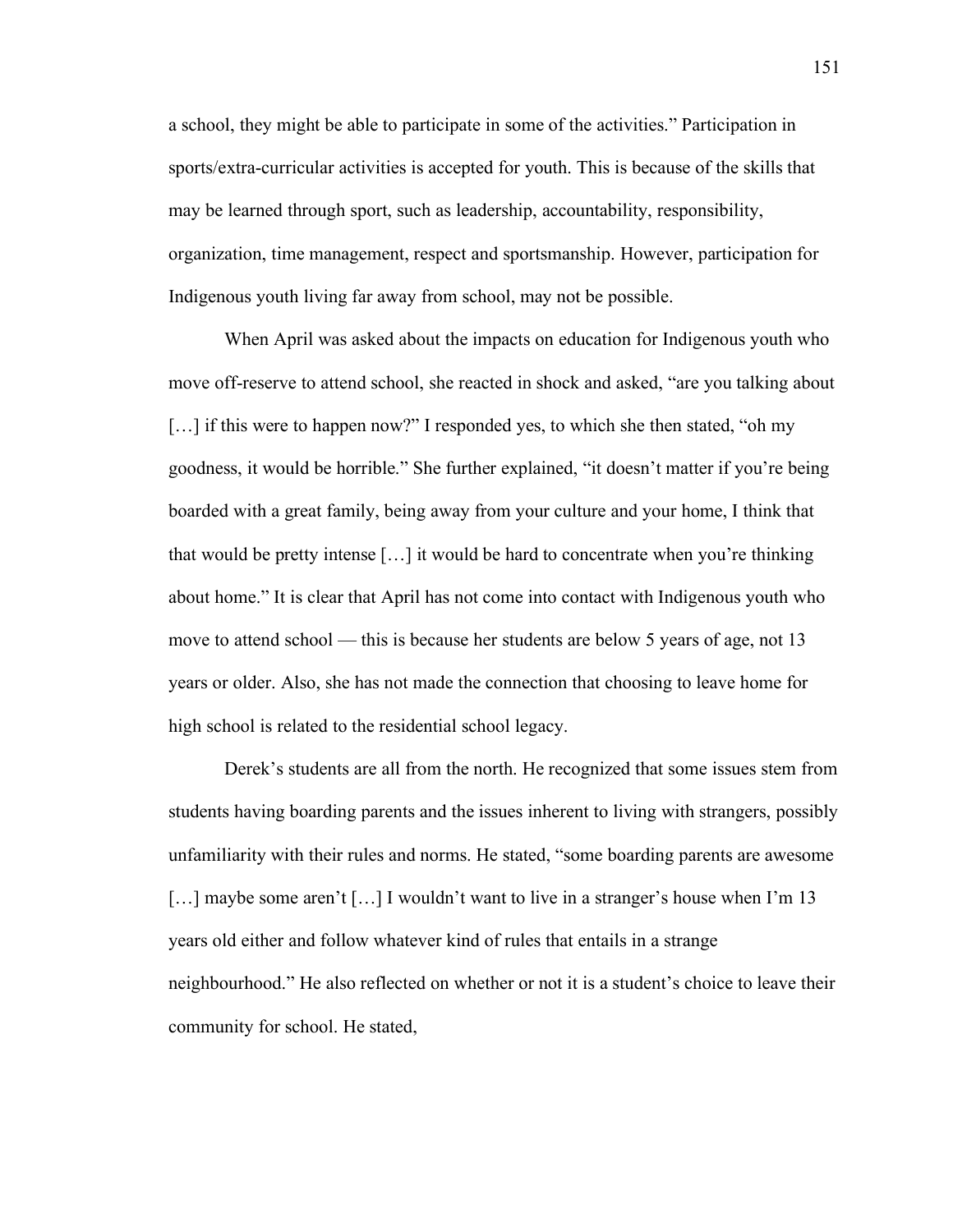a school, they might be able to participate in some of the activities." Participation in sports/extra-curricular activities is accepted for youth. This is because of the skills that may be learned through sport, such as leadership, accountability, responsibility, organization, time management, respect and sportsmanship. However, participation for Indigenous youth living far away from school, may not be possible.

When April was asked about the impacts on education for Indigenous youth who move off-reserve to attend school, she reacted in shock and asked, "are you talking about […] if this were to happen now?" I responded yes, to which she then stated, "oh my goodness, it would be horrible." She further explained, "it doesn't matter if you're being boarded with a great family, being away from your culture and your home, I think that that would be pretty intense […] it would be hard to concentrate when you're thinking about home." It is clear that April has not come into contact with Indigenous youth who move to attend school — this is because her students are below 5 years of age, not 13 years or older. Also, she has not made the connection that choosing to leave home for high school is related to the residential school legacy.

Derek's students are all from the north. He recognized that some issues stem from students having boarding parents and the issues inherent to living with strangers, possibly unfamiliarity with their rules and norms. He stated, "some boarding parents are awesome […] maybe some aren't […] I wouldn't want to live in a stranger's house when I'm 13 years old either and follow whatever kind of rules that entails in a strange neighbourhood." He also reflected on whether or not it is a student's choice to leave their community for school. He stated,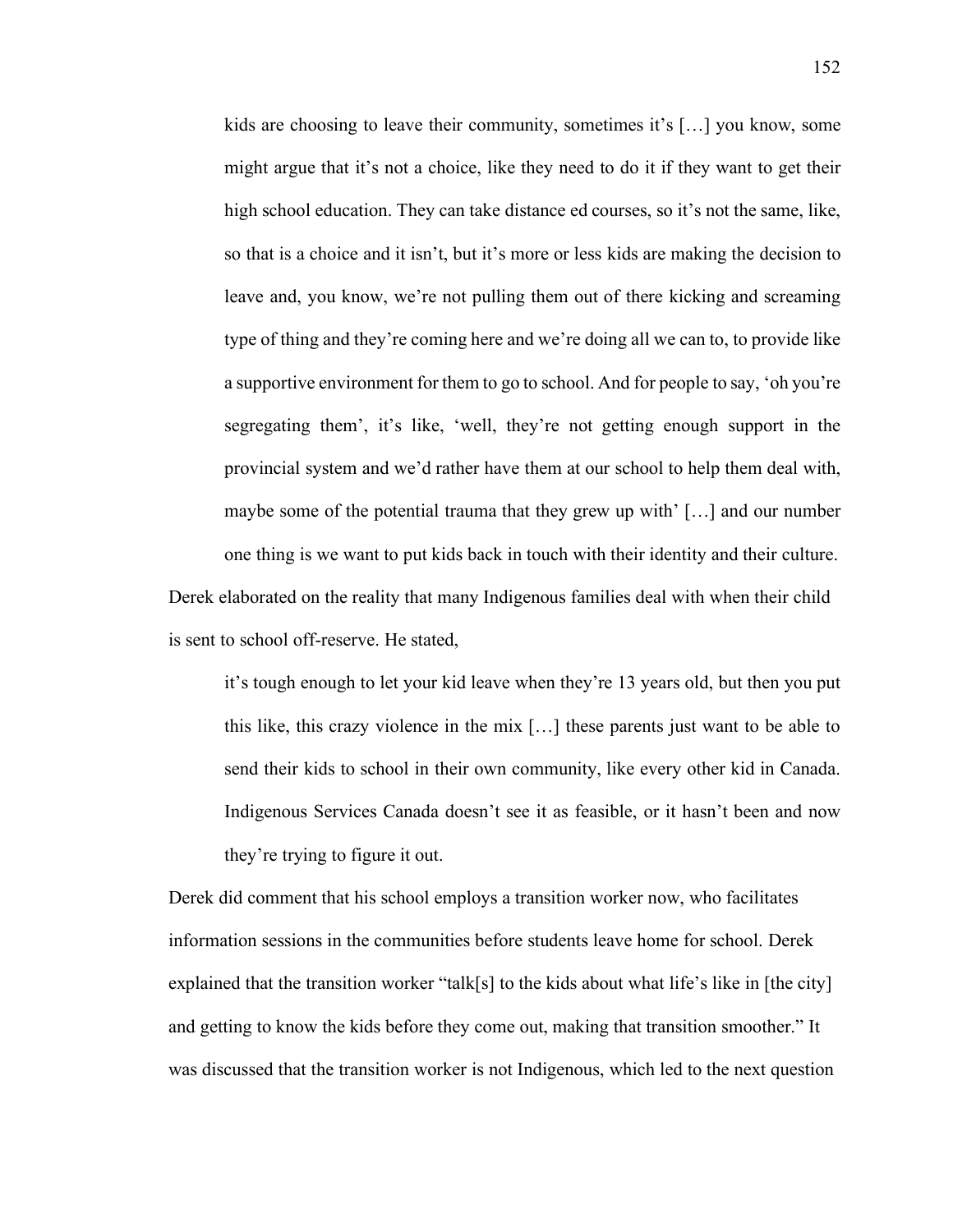> kids are choosing to leave their community, sometimes it's […] you know, some might argue that it's not a choice, like they need to do it if they want to get their high school education. They can take distance ed courses, so it's not the same, like, so that is a choice and it isn't, but it's more or less kids are making the decision to leave and, you know, we're not pulling them out of there kicking and screaming type of thing and they're coming here and we're doing all we can to, to provide like a supportive environment for them to go to school. And for people to say, 'oh you're segregating them', it's like, 'well, they're not getting enough support in the provincial system and we'd rather have them at our school to help them deal with, maybe some of the potential trauma that they grew up with' […] and our number one thing is we want to put kids back in touch with their identity and their culture.

Derek elaborated on the reality that many Indigenous families deal with when their child is sent to school off-reserve. He stated,

> it's tough enough to let your kid leave when they're 13 years old, but then you put this like, this crazy violence in the mix […] these parents just want to be able to send their kids to school in their own community, like every other kid in Canada. Indigenous Services Canada doesn't see it as feasible, or it hasn't been and now they're trying to figure it out.

Derek did comment that his school employs a transition worker now, who facilitates information sessions in the communities before students leave home for school. Derek explained that the transition worker "talk[s] to the kids about what life's like in [the city] and getting to know the kids before they come out, making that transition smoother." It was discussed that the transition worker is not Indigenous, which led to the next question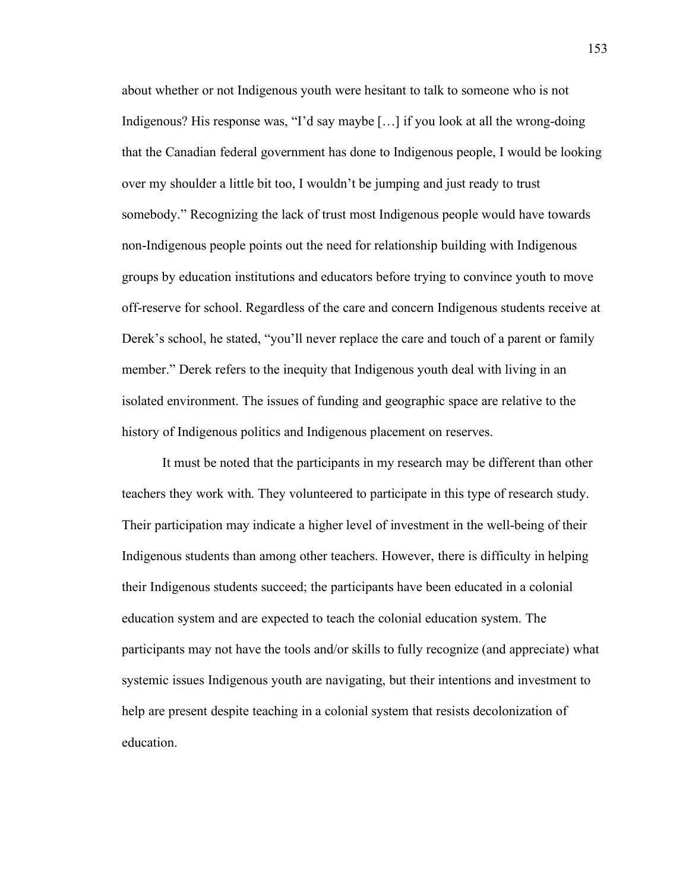about whether or not Indigenous youth were hesitant to talk to someone who is not Indigenous? His response was, "I'd say maybe […] if you look at all the wrong-doing that the Canadian federal government has done to Indigenous people, I would be looking over my shoulder a little bit too, I wouldn't be jumping and just ready to trust somebody." Recognizing the lack of trust most Indigenous people would have towards non-Indigenous people points out the need for relationship building with Indigenous groups by education institutions and educators before trying to convince youth to move off-reserve for school. Regardless of the care and concern Indigenous students receive at Derek's school, he stated, "you'll never replace the care and touch of a parent or family member." Derek refers to the inequity that Indigenous youth deal with living in an isolated environment. The issues of funding and geographic space are relative to the history of Indigenous politics and Indigenous placement on reserves.

It must be noted that the participants in my research may be different than other teachers they work with. They volunteered to participate in this type of research study. Their participation may indicate a higher level of investment in the well-being of their Indigenous students than among other teachers. However, there is difficulty in helping their Indigenous students succeed; the participants have been educated in a colonial education system and are expected to teach the colonial education system. The participants may not have the tools and/or skills to fully recognize (and appreciate) what systemic issues Indigenous youth are navigating, but their intentions and investment to help are present despite teaching in a colonial system that resists decolonization of education.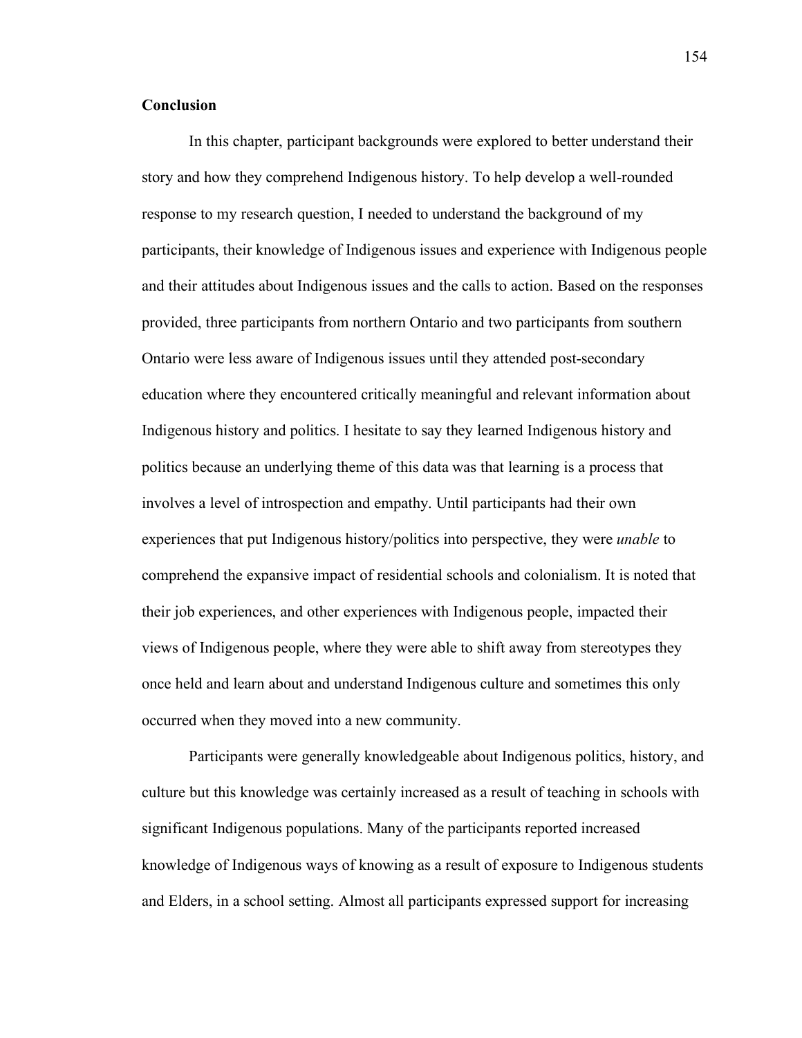## Conclusion

In this chapter, participant backgrounds were explored to better understand their story and how they comprehend Indigenous history. To help develop a well-rounded response to my research question, I needed to understand the background of my participants, their knowledge of Indigenous issues and experience with Indigenous people and their attitudes about Indigenous issues and the calls to action. Based on the responses provided, three participants from northern Ontario and two participants from southern Ontario were less aware of Indigenous issues until they attended post-secondary education where they encountered critically meaningful and relevant information about Indigenous history and politics. I hesitate to say they learned Indigenous history and politics because an underlying theme of this data was that learning is a process that involves a level of introspection and empathy. Until participants had their own experiences that put Indigenous history/politics into perspective, they were *unable* to comprehend the expansive impact of residential schools and colonialism. It is noted that their job experiences, and other experiences with Indigenous people, impacted their views of Indigenous people, where they were able to shift away from stereotypes they once held and learn about and understand Indigenous culture and sometimes this only occurred when they moved into a new community.

Participants were generally knowledgeable about Indigenous politics, history, and culture but this knowledge was certainly increased as a result of teaching in schools with significant Indigenous populations. Many of the participants reported increased knowledge of Indigenous ways of knowing as a result of exposure to Indigenous students and Elders, in a school setting. Almost all participants expressed support for increasing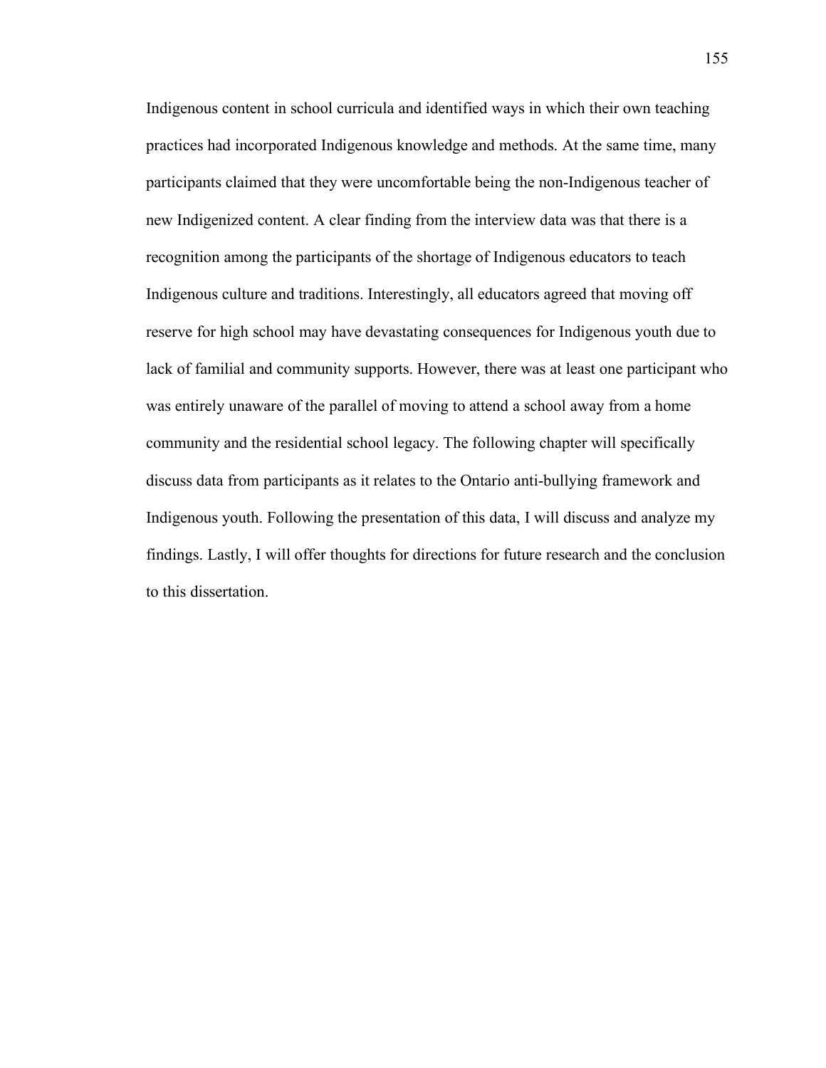Indigenous content in school curricula and identified ways in which their own teaching practices had incorporated Indigenous knowledge and methods. At the same time, many participants claimed that they were uncomfortable being the non-Indigenous teacher of new Indigenized content. A clear finding from the interview data was that there is a recognition among the participants of the shortage of Indigenous educators to teach Indigenous culture and traditions. Interestingly, all educators agreed that moving off reserve for high school may have devastating consequences for Indigenous youth due to lack of familial and community supports. However, there was at least one participant who was entirely unaware of the parallel of moving to attend a school away from a home community and the residential school legacy. The following chapter will specifically discuss data from participants as it relates to the Ontario anti-bullying framework and Indigenous youth. Following the presentation of this data, I will discuss and analyze my findings. Lastly, I will offer thoughts for directions for future research and the conclusion to this dissertation.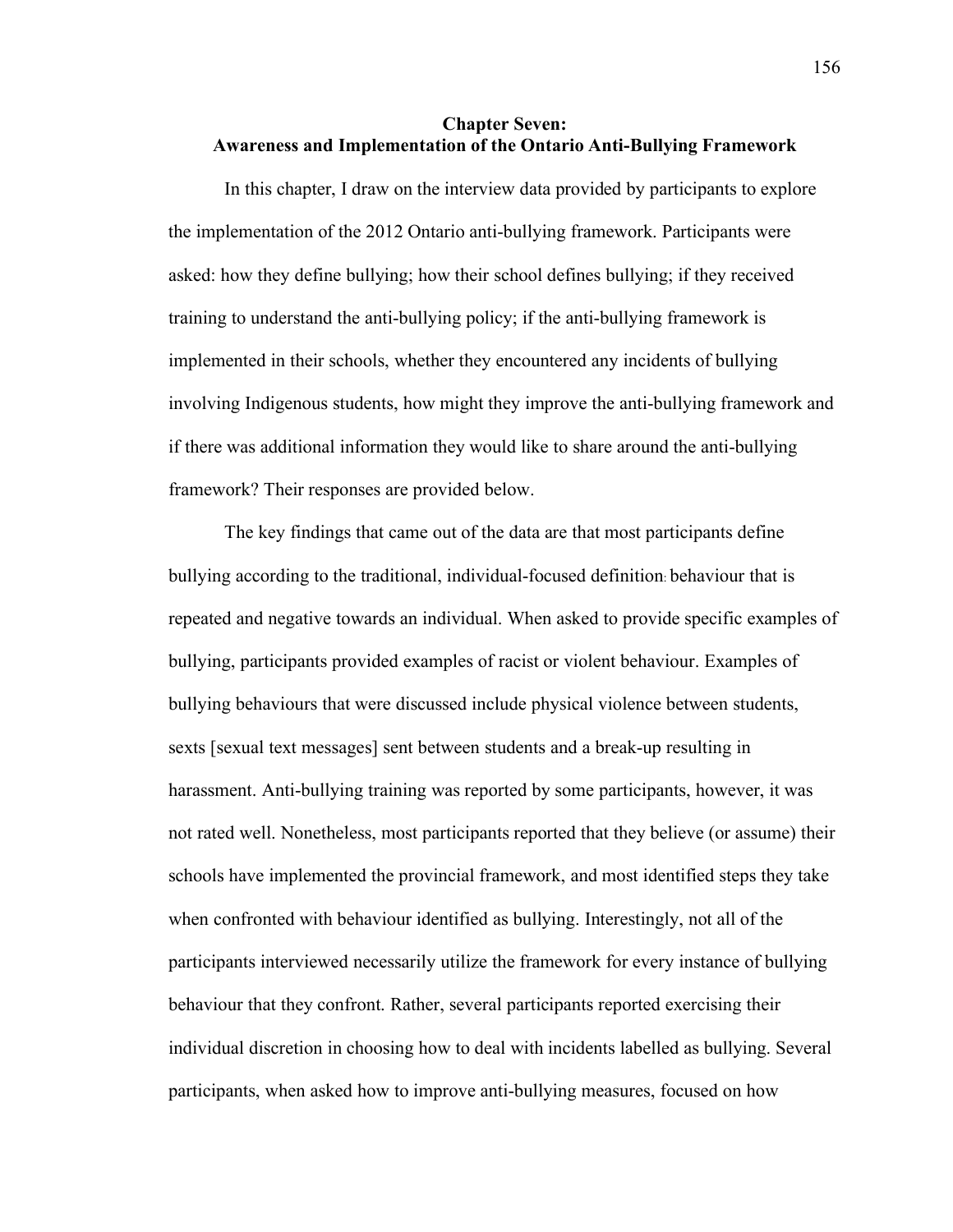# Chapter Seven:
## Awareness and Implementation of the Ontario Anti-Bullying Framework

In this chapter, I draw on the interview data provided by participants to explore the implementation of the 2012 Ontario anti-bullying framework. Participants were asked: how they define bullying; how their school defines bullying; if they received training to understand the anti-bullying policy; if the anti-bullying framework is implemented in their schools, whether they encountered any incidents of bullying involving Indigenous students, how might they improve the anti-bullying framework and if there was additional information they would like to share around the anti-bullying framework? Their responses are provided below.

The key findings that came out of the data are that most participants define bullying according to the traditional, individual-focused definition: behaviour that is repeated and negative towards an individual. When asked to provide specific examples of bullying, participants provided examples of racist or violent behaviour. Examples of bullying behaviours that were discussed include physical violence between students, sexts [sexual text messages] sent between students and a break-up resulting in harassment. Anti-bullying training was reported by some participants, however, it was not rated well. Nonetheless, most participants reported that they believe (or assume) their schools have implemented the provincial framework, and most identified steps they take when confronted with behaviour identified as bullying. Interestingly, not all of the participants interviewed necessarily utilize the framework for every instance of bullying behaviour that they confront. Rather, several participants reported exercising their individual discretion in choosing how to deal with incidents labelled as bullying. Several participants, when asked how to improve anti-bullying measures, focused on how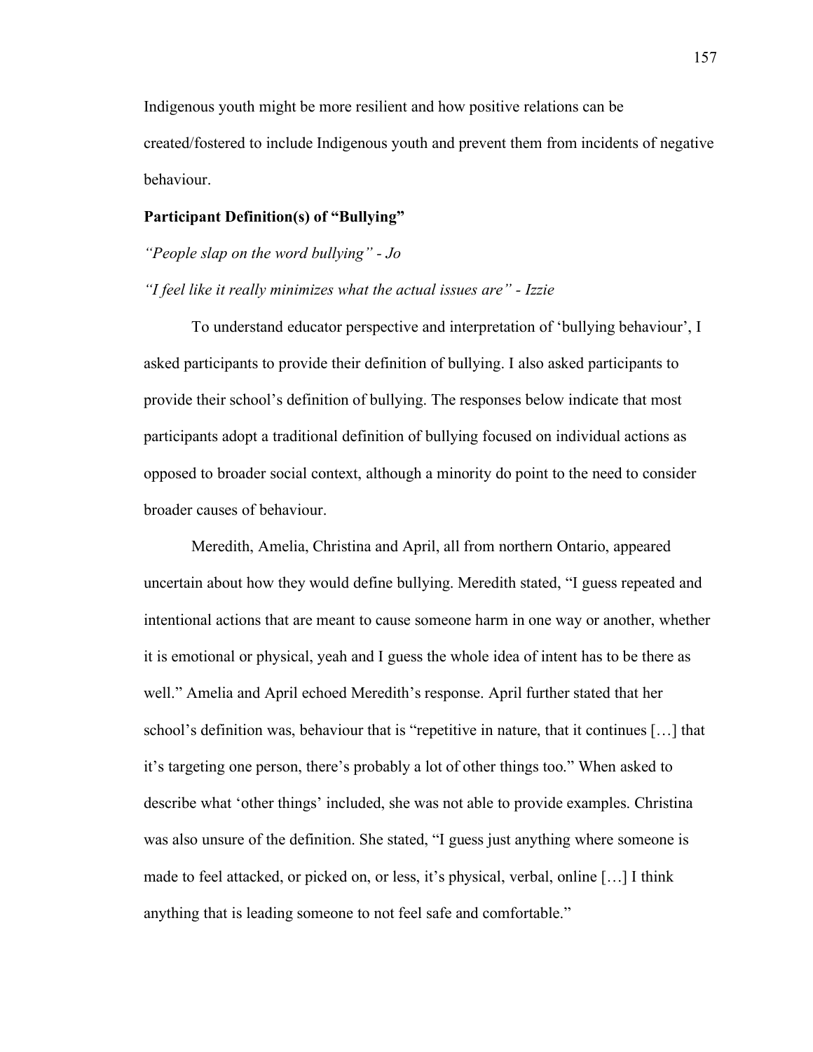Indigenous youth might be more resilient and how positive relations can be created/fostered to include Indigenous youth and prevent them from incidents of negative behaviour.

**Participant Definition(s) of "Bullying"**

*"People slap on the word bullying" - Jo*

*"I feel like it really minimizes what the actual issues are" - Izzie*

To understand educator perspective and interpretation of 'bullying behaviour', I asked participants to provide their definition of bullying. I also asked participants to provide their school's definition of bullying. The responses below indicate that most participants adopt a traditional definition of bullying focused on individual actions as opposed to broader social context, although a minority do point to the need to consider broader causes of behaviour.

Meredith, Amelia, Christina and April, all from northern Ontario, appeared uncertain about how they would define bullying. Meredith stated, "I guess repeated and intentional actions that are meant to cause someone harm in one way or another, whether it is emotional or physical, yeah and I guess the whole idea of intent has to be there as well." Amelia and April echoed Meredith's response. April further stated that her school's definition was, behaviour that is "repetitive in nature, that it continues […] that it's targeting one person, there's probably a lot of other things too." When asked to describe what 'other things' included, she was not able to provide examples. Christina was also unsure of the definition. She stated, "I guess just anything where someone is made to feel attacked, or picked on, or less, it's physical, verbal, online […] I think anything that is leading someone to not feel safe and comfortable."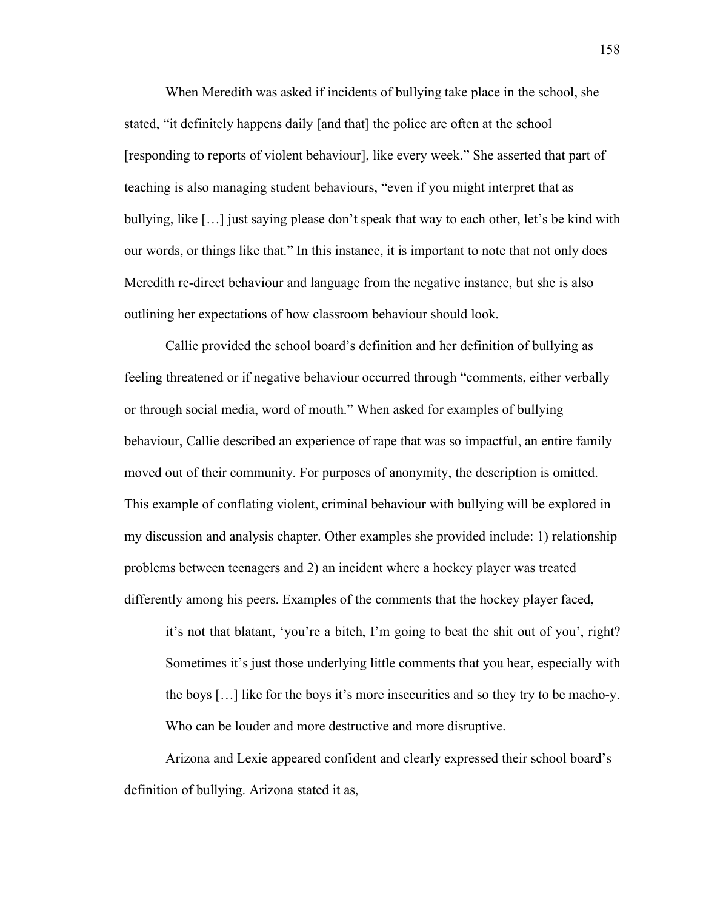When Meredith was asked if incidents of bullying take place in the school, she stated, "it definitely happens daily [and that] the police are often at the school [responding to reports of violent behaviour], like every week." She asserted that part of teaching is also managing student behaviours, "even if you might interpret that as bullying, like […] just saying please don't speak that way to each other, let's be kind with our words, or things like that." In this instance, it is important to note that not only does Meredith re-direct behaviour and language from the negative instance, but she is also outlining her expectations of how classroom behaviour should look.

Callie provided the school board's definition and her definition of bullying as feeling threatened or if negative behaviour occurred through "comments, either verbally or through social media, word of mouth." When asked for examples of bullying behaviour, Callie described an experience of rape that was so impactful, an entire family moved out of their community. For purposes of anonymity, the description is omitted. This example of conflating violent, criminal behaviour with bullying will be explored in my discussion and analysis chapter. Other examples she provided include: 1) relationship problems between teenagers and 2) an incident where a hockey player was treated differently among his peers. Examples of the comments that the hockey player faced,

> it's not that blatant, 'you're a bitch, I'm going to beat the shit out of you', right? Sometimes it's just those underlying little comments that you hear, especially with the boys […] like for the boys it's more insecurities and so they try to be macho-y. Who can be louder and more destructive and more disruptive.

Arizona and Lexie appeared confident and clearly expressed their school board's definition of bullying. Arizona stated it as,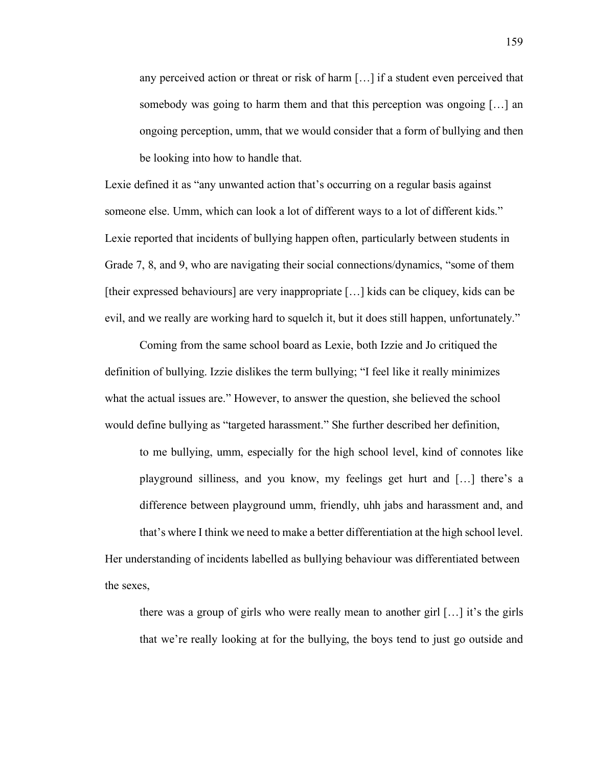> any perceived action or threat or risk of harm […] if a student even perceived that somebody was going to harm them and that this perception was ongoing […] an ongoing perception, umm, that we would consider that a form of bullying and then be looking into how to handle that.

Lexie defined it as "any unwanted action that's occurring on a regular basis against someone else. Umm, which can look a lot of different ways to a lot of different kids." Lexie reported that incidents of bullying happen often, particularly between students in Grade 7, 8, and 9, who are navigating their social connections/dynamics, "some of them [their expressed behaviours] are very inappropriate […] kids can be cliquey, kids can be evil, and we really are working hard to squelch it, but it does still happen, unfortunately."

Coming from the same school board as Lexie, both Izzie and Jo critiqued the definition of bullying. Izzie dislikes the term bullying; "I feel like it really minimizes what the actual issues are." However, to answer the question, she believed the school would define bullying as "targeted harassment." She further described her definition,

> to me bullying, umm, especially for the high school level, kind of connotes like playground silliness, and you know, my feelings get hurt and […] there's a difference between playground umm, friendly, uhh jabs and harassment and, and that's where I think we need to make a better differentiation at the high school level.

Her understanding of incidents labelled as bullying behaviour was differentiated between the sexes,

> there was a group of girls who were really mean to another girl […] it's the girls that we're really looking at for the bullying, the boys tend to just go outside and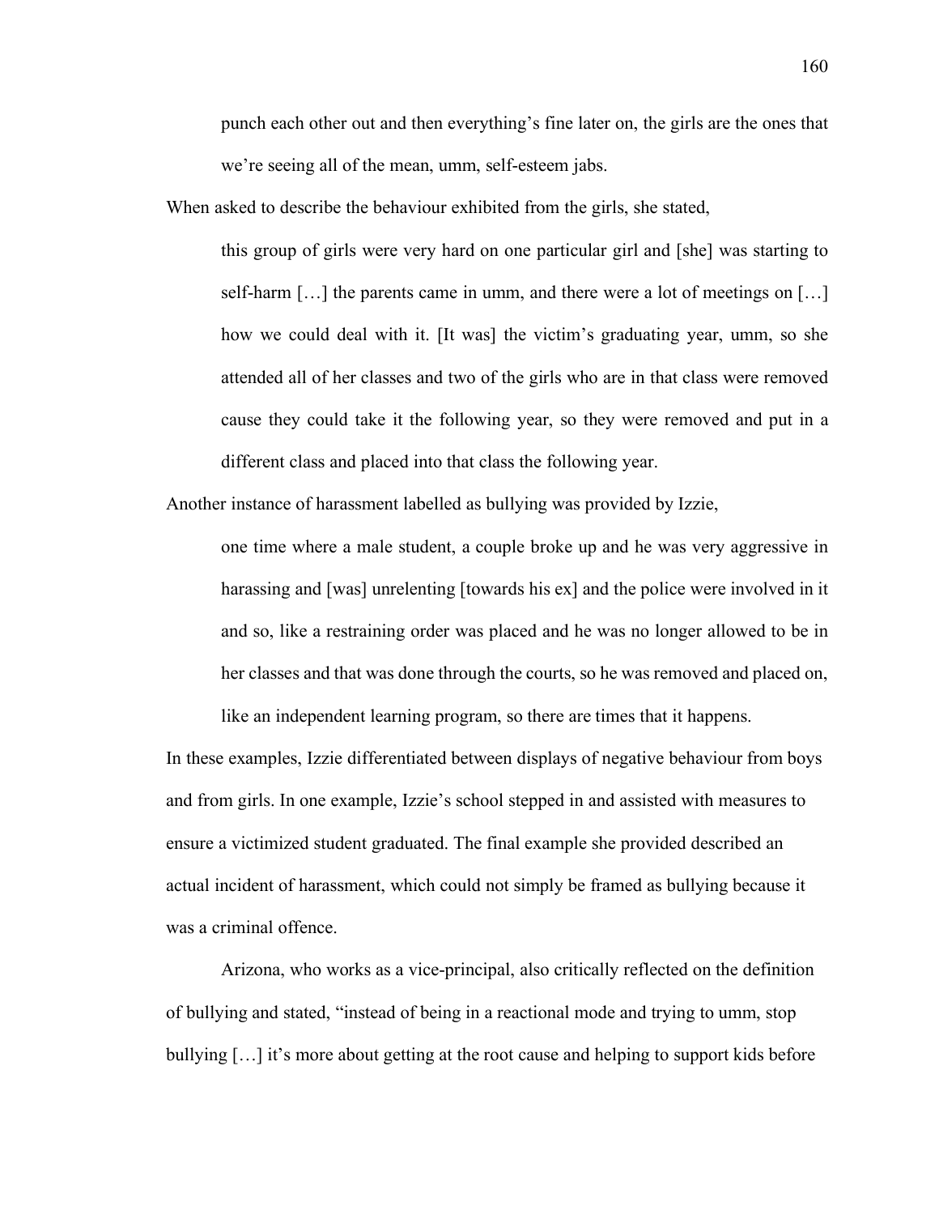> punch each other out and then everything's fine later on, the girls are the ones that we're seeing all of the mean, umm, self-esteem jabs.

When asked to describe the behaviour exhibited from the girls, she stated,

> this group of girls were very hard on one particular girl and [she] was starting to self-harm […] the parents came in umm, and there were a lot of meetings on […] how we could deal with it. [It was] the victim's graduating year, umm, so she attended all of her classes and two of the girls who are in that class were removed cause they could take it the following year, so they were removed and put in a different class and placed into that class the following year.

Another instance of harassment labelled as bullying was provided by Izzie,

> one time where a male student, a couple broke up and he was very aggressive in harassing and [was] unrelenting [towards his ex] and the police were involved in it and so, like a restraining order was placed and he was no longer allowed to be in her classes and that was done through the courts, so he was removed and placed on, like an independent learning program, so there are times that it happens.

In these examples, Izzie differentiated between displays of negative behaviour from boys and from girls. In one example, Izzie's school stepped in and assisted with measures to ensure a victimized student graduated. The final example she provided described an actual incident of harassment, which could not simply be framed as bullying because it was a criminal offence.

Arizona, who works as a vice-principal, also critically reflected on the definition of bullying and stated, "instead of being in a reactional mode and trying to umm, stop bullying […] it's more about getting at the root cause and helping to support kids before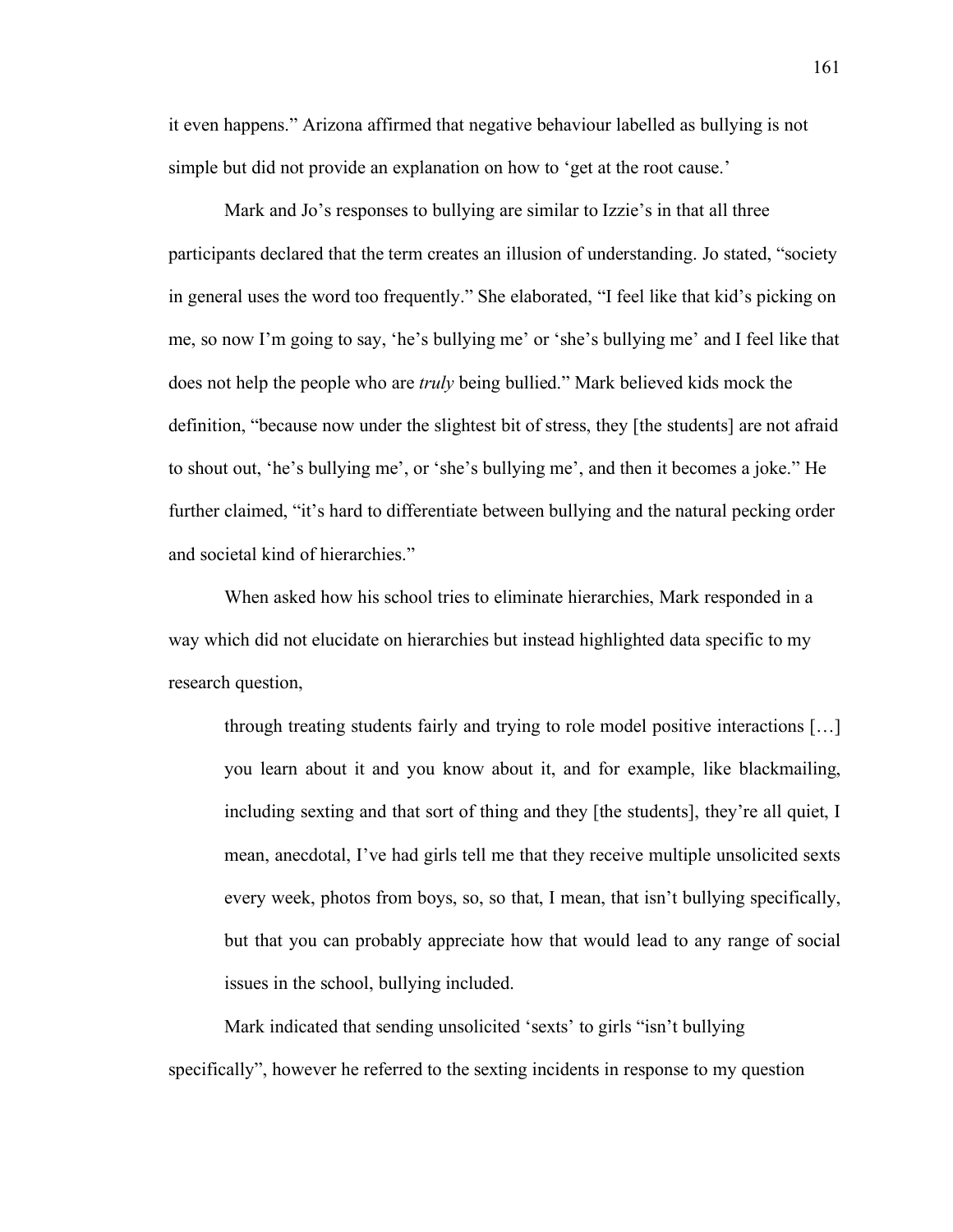it even happens." Arizona affirmed that negative behaviour labelled as bullying is not simple but did not provide an explanation on how to 'get at the root cause.'

Mark and Jo's responses to bullying are similar to Izzie's in that all three participants declared that the term creates an illusion of understanding. Jo stated, "society in general uses the word too frequently." She elaborated, "I feel like that kid's picking on me, so now I'm going to say, 'he's bullying me' or 'she's bullying me' and I feel like that does not help the people who are *truly* being bullied." Mark believed kids mock the definition, "because now under the slightest bit of stress, they [the students] are not afraid to shout out, 'he's bullying me', or 'she's bullying me', and then it becomes a joke." He further claimed, "it's hard to differentiate between bullying and the natural pecking order and societal kind of hierarchies."

When asked how his school tries to eliminate hierarchies, Mark responded in a way which did not elucidate on hierarchies but instead highlighted data specific to my research question,

> through treating students fairly and trying to role model positive interactions […] you learn about it and you know about it, and for example, like blackmailing, including sexting and that sort of thing and they [the students], they're all quiet, I mean, anecdotal, I've had girls tell me that they receive multiple unsolicited sexts every week, photos from boys, so, so that, I mean, that isn't bullying specifically, but that you can probably appreciate how that would lead to any range of social issues in the school, bullying included.

Mark indicated that sending unsolicited 'sexts' to girls "isn't bullying specifically", however he referred to the sexting incidents in response to my question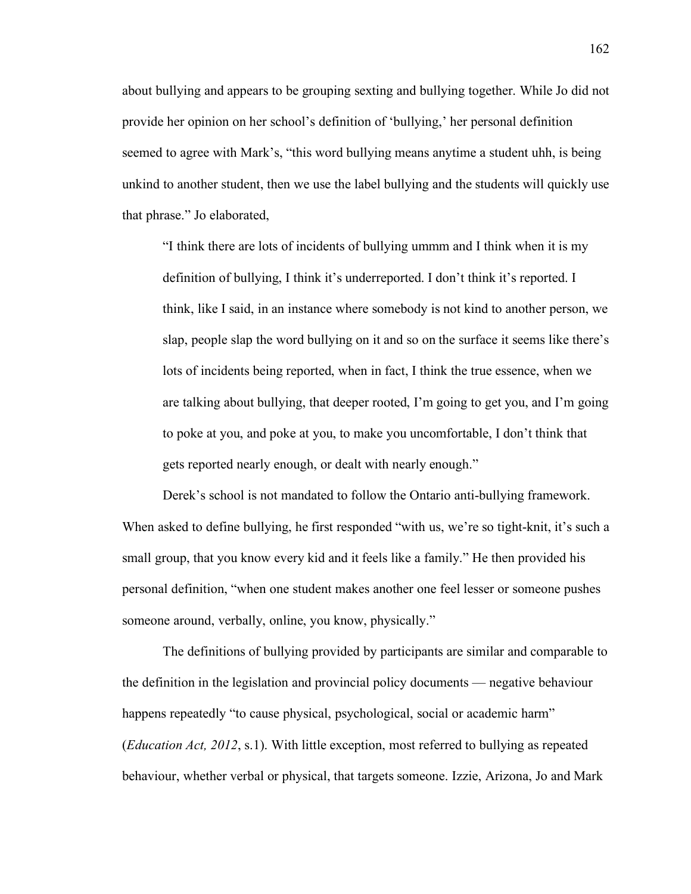about bullying and appears to be grouping sexting and bullying together. While Jo did not provide her opinion on her school's definition of 'bullying,' her personal definition seemed to agree with Mark's, "this word bullying means anytime a student uhh, is being unkind to another student, then we use the label bullying and the students will quickly use that phrase." Jo elaborated,

> "I think there are lots of incidents of bullying ummm and I think when it is my definition of bullying, I think it's underreported. I don't think it's reported. I think, like I said, in an instance where somebody is not kind to another person, we slap, people slap the word bullying on it and so on the surface it seems like there's lots of incidents being reported, when in fact, I think the true essence, when we are talking about bullying, that deeper rooted, I'm going to get you, and I'm going to poke at you, and poke at you, to make you uncomfortable, I don't think that gets reported nearly enough, or dealt with nearly enough."

Derek's school is not mandated to follow the Ontario anti-bullying framework. When asked to define bullying, he first responded "with us, we're so tight-knit, it's such a small group, that you know every kid and it feels like a family." He then provided his personal definition, "when one student makes another one feel lesser or someone pushes someone around, verbally, online, you know, physically."

The definitions of bullying provided by participants are similar and comparable to the definition in the legislation and provincial policy documents — negative behaviour happens repeatedly "to cause physical, psychological, social or academic harm" (*Education Act, 2012*, s.1). With little exception, most referred to bullying as repeated behaviour, whether verbal or physical, that targets someone. Izzie, Arizona, Jo and Mark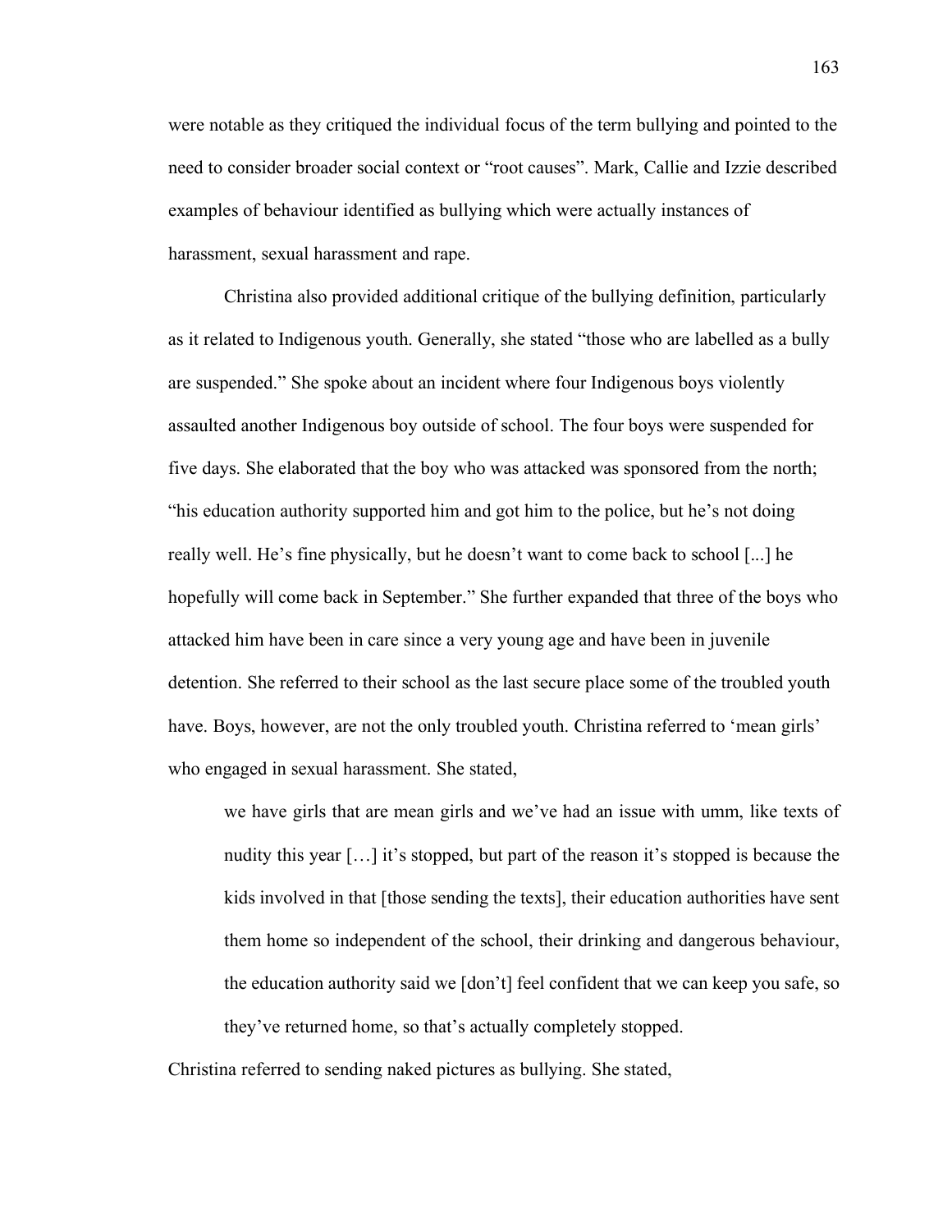were notable as they critiqued the individual focus of the term bullying and pointed to the need to consider broader social context or "root causes". Mark, Callie and Izzie described examples of behaviour identified as bullying which were actually instances of harassment, sexual harassment and rape.

Christina also provided additional critique of the bullying definition, particularly as it related to Indigenous youth. Generally, she stated "those who are labelled as a bully are suspended." She spoke about an incident where four Indigenous boys violently assaulted another Indigenous boy outside of school. The four boys were suspended for five days. She elaborated that the boy who was attacked was sponsored from the north; "his education authority supported him and got him to the police, but he's not doing really well. He's fine physically, but he doesn't want to come back to school [...] he hopefully will come back in September." She further expanded that three of the boys who attacked him have been in care since a very young age and have been in juvenile detention. She referred to their school as the last secure place some of the troubled youth have. Boys, however, are not the only troubled youth. Christina referred to 'mean girls' who engaged in sexual harassment. She stated,

> we have girls that are mean girls and we've had an issue with umm, like texts of nudity this year […] it's stopped, but part of the reason it's stopped is because the kids involved in that [those sending the texts], their education authorities have sent them home so independent of the school, their drinking and dangerous behaviour, the education authority said we [don't] feel confident that we can keep you safe, so they've returned home, so that's actually completely stopped.

Christina referred to sending naked pictures as bullying. She stated,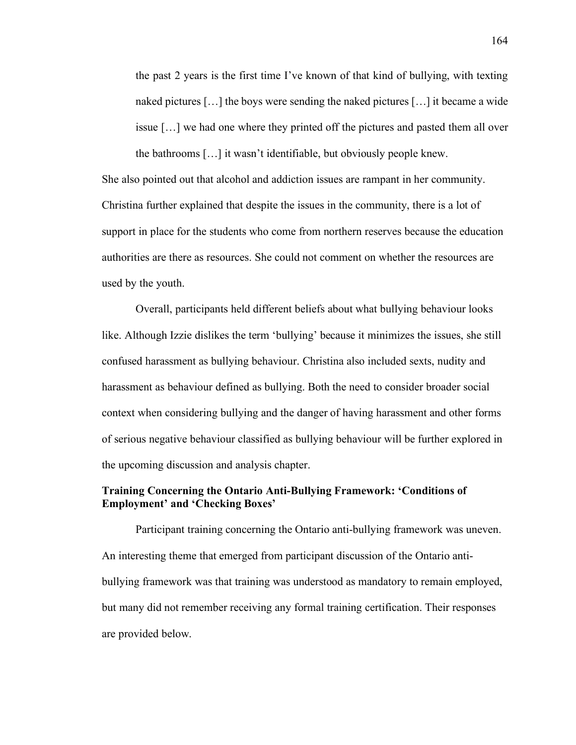> the past 2 years is the first time I've known of that kind of bullying, with texting naked pictures […] the boys were sending the naked pictures […] it became a wide issue […] we had one where they printed off the pictures and pasted them all over the bathrooms […] it wasn't identifiable, but obviously people knew.

She also pointed out that alcohol and addiction issues are rampant in her community. Christina further explained that despite the issues in the community, there is a lot of support in place for the students who come from northern reserves because the education authorities are there as resources. She could not comment on whether the resources are used by the youth.

Overall, participants held different beliefs about what bullying behaviour looks like. Although Izzie dislikes the term 'bullying' because it minimizes the issues, she still confused harassment as bullying behaviour. Christina also included sexts, nudity and harassment as behaviour defined as bullying. Both the need to consider broader social context when considering bullying and the danger of having harassment and other forms of serious negative behaviour classified as bullying behaviour will be further explored in the upcoming discussion and analysis chapter.

**Training Concerning the Ontario Anti-Bullying Framework: 'Conditions of Employment' and 'Checking Boxes'**

Participant training concerning the Ontario anti-bullying framework was uneven. An interesting theme that emerged from participant discussion of the Ontario anti-bullying framework was that training was understood as mandatory to remain employed, but many did not remember receiving any formal training certification. Their responses are provided below.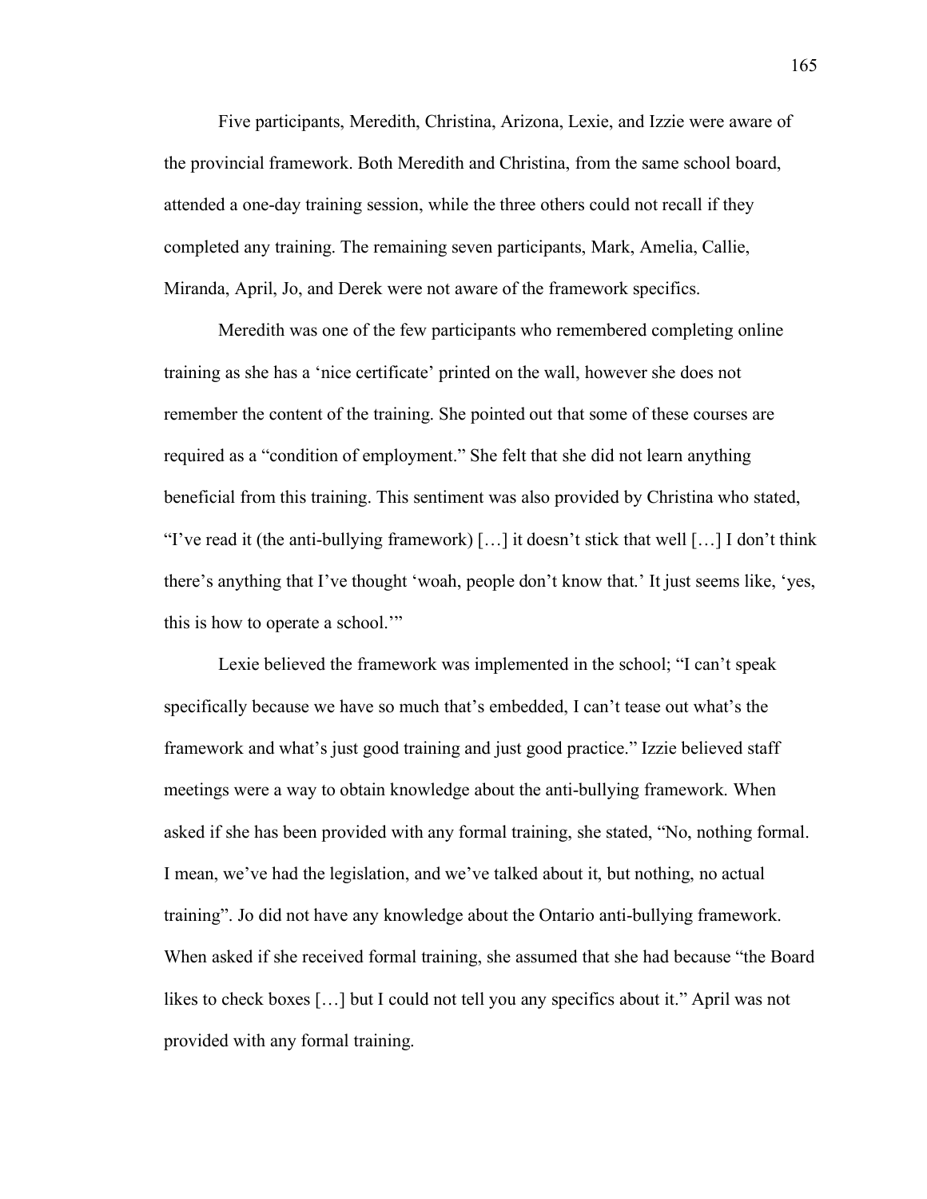Five participants, Meredith, Christina, Arizona, Lexie, and Izzie were aware of the provincial framework. Both Meredith and Christina, from the same school board, attended a one-day training session, while the three others could not recall if they completed any training. The remaining seven participants, Mark, Amelia, Callie, Miranda, April, Jo, and Derek were not aware of the framework specifics.

Meredith was one of the few participants who remembered completing online training as she has a 'nice certificate' printed on the wall, however she does not remember the content of the training. She pointed out that some of these courses are required as a "condition of employment." She felt that she did not learn anything beneficial from this training. This sentiment was also provided by Christina who stated, "I've read it (the anti-bullying framework) […] it doesn't stick that well […] I don't think there's anything that I've thought 'woah, people don't know that.' It just seems like, 'yes, this is how to operate a school.'"

Lexie believed the framework was implemented in the school; "I can't speak specifically because we have so much that's embedded, I can't tease out what's the framework and what's just good training and just good practice." Izzie believed staff meetings were a way to obtain knowledge about the anti-bullying framework. When asked if she has been provided with any formal training, she stated, "No, nothing formal. I mean, we've had the legislation, and we've talked about it, but nothing, no actual training". Jo did not have any knowledge about the Ontario anti-bullying framework. When asked if she received formal training, she assumed that she had because "the Board likes to check boxes […] but I could not tell you any specifics about it." April was not provided with any formal training.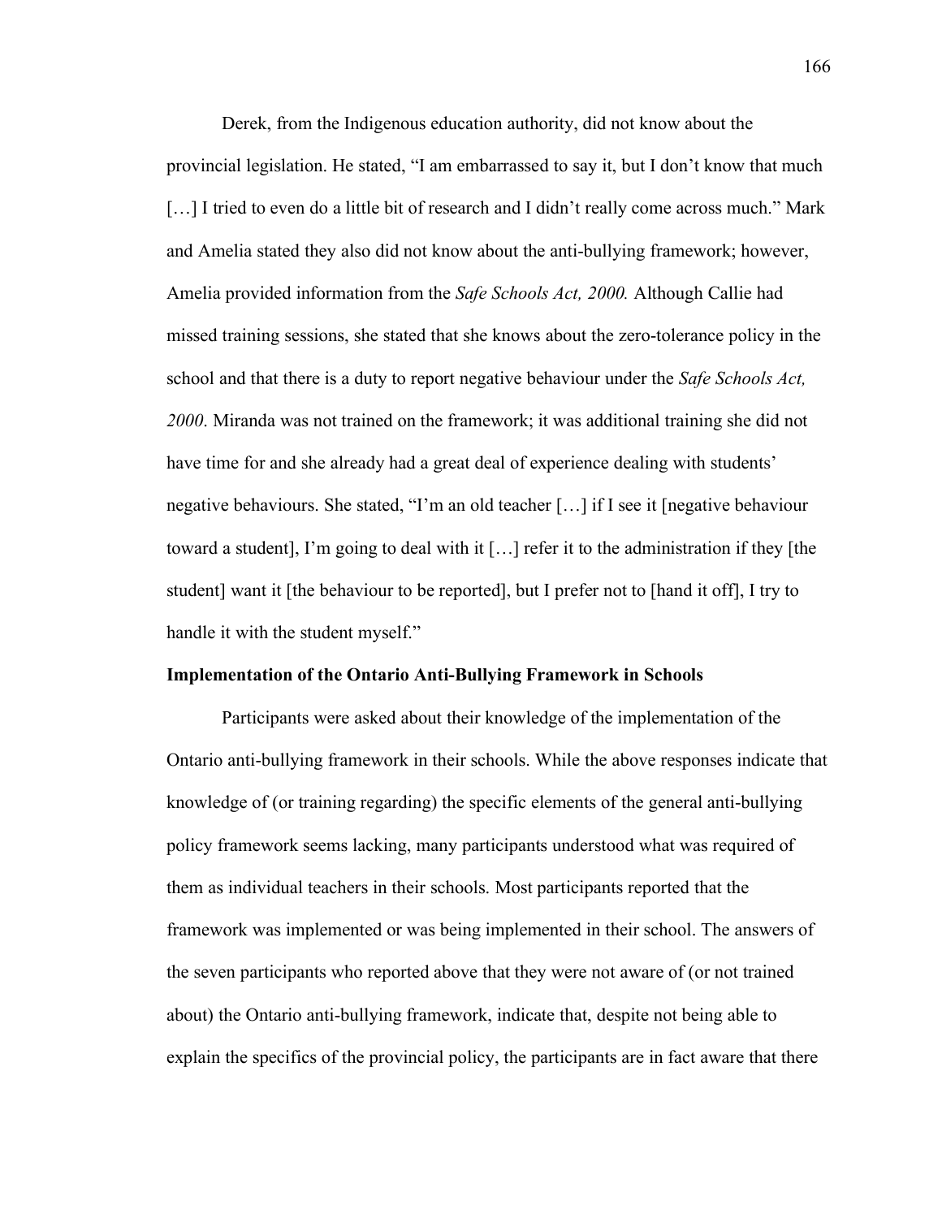Derek, from the Indigenous education authority, did not know about the provincial legislation. He stated, "I am embarrassed to say it, but I don't know that much […] I tried to even do a little bit of research and I didn't really come across much." Mark and Amelia stated they also did not know about the anti-bullying framework; however, Amelia provided information from the *Safe Schools Act, 2000.* Although Callie had missed training sessions, she stated that she knows about the zero-tolerance policy in the school and that there is a duty to report negative behaviour under the *Safe Schools Act, 2000*. Miranda was not trained on the framework; it was additional training she did not have time for and she already had a great deal of experience dealing with students' negative behaviours. She stated, "I'm an old teacher […] if I see it [negative behaviour toward a student], I'm going to deal with it […] refer it to the administration if they [the student] want it [the behaviour to be reported], but I prefer not to [hand it off], I try to handle it with the student myself."

**Implementation of the Ontario Anti-Bullying Framework in Schools**

Participants were asked about their knowledge of the implementation of the Ontario anti-bullying framework in their schools. While the above responses indicate that knowledge of (or training regarding) the specific elements of the general anti-bullying policy framework seems lacking, many participants understood what was required of them as individual teachers in their schools. Most participants reported that the framework was implemented or was being implemented in their school. The answers of the seven participants who reported above that they were not aware of (or not trained about) the Ontario anti-bullying framework, indicate that, despite not being able to explain the specifics of the provincial policy, the participants are in fact aware that there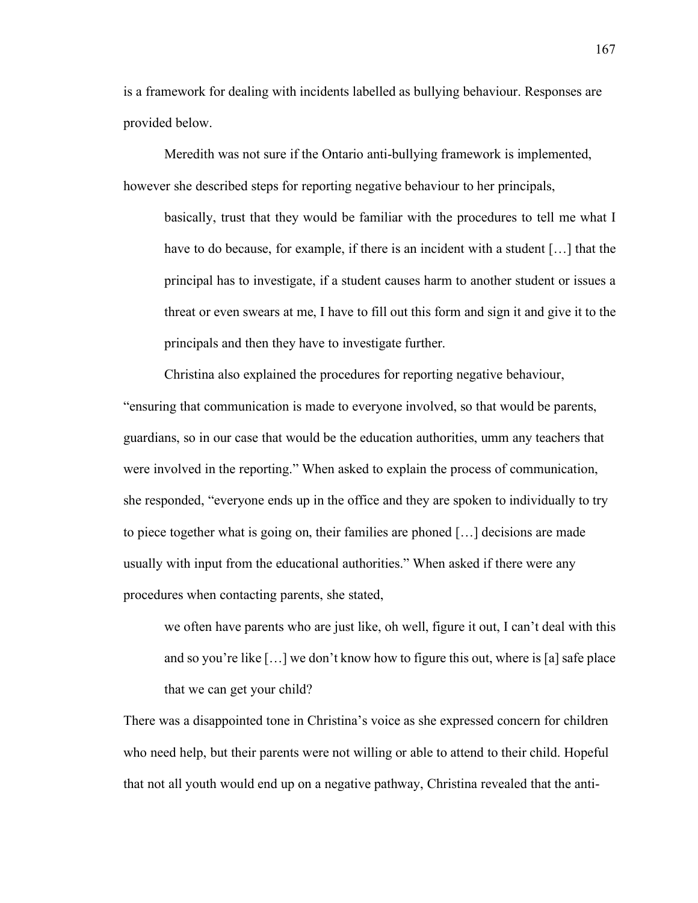is a framework for dealing with incidents labelled as bullying behaviour. Responses are provided below.

Meredith was not sure if the Ontario anti-bullying framework is implemented, however she described steps for reporting negative behaviour to her principals,

> basically, trust that they would be familiar with the procedures to tell me what I have to do because, for example, if there is an incident with a student […] that the principal has to investigate, if a student causes harm to another student or issues a threat or even swears at me, I have to fill out this form and sign it and give it to the principals and then they have to investigate further.

Christina also explained the procedures for reporting negative behaviour, "ensuring that communication is made to everyone involved, so that would be parents, guardians, so in our case that would be the education authorities, umm any teachers that were involved in the reporting." When asked to explain the process of communication, she responded, "everyone ends up in the office and they are spoken to individually to try to piece together what is going on, their families are phoned […] decisions are made usually with input from the educational authorities." When asked if there were any procedures when contacting parents, she stated,

> we often have parents who are just like, oh well, figure it out, I can't deal with this and so you're like […] we don't know how to figure this out, where is [a] safe place that we can get your child?

There was a disappointed tone in Christina's voice as she expressed concern for children who need help, but their parents were not willing or able to attend to their child. Hopeful that not all youth would end up on a negative pathway, Christina revealed that the anti-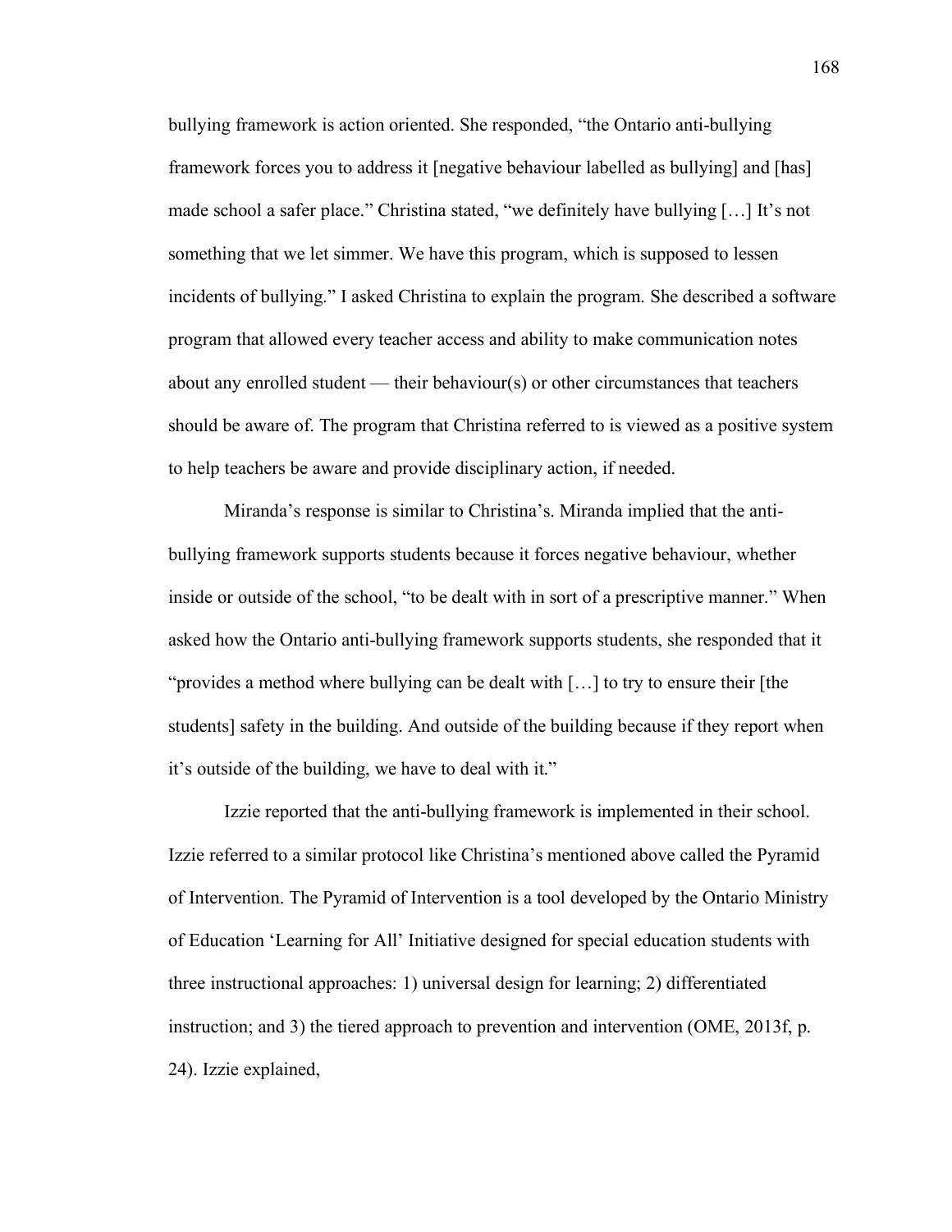bullying framework is action oriented. She responded, "the Ontario anti-bullying framework forces you to address it [negative behaviour labelled as bullying] and [has] made school a safer place." Christina stated, "we definitely have bullying […] It's not something that we let simmer. We have this program, which is supposed to lessen incidents of bullying." I asked Christina to explain the program. She described a software program that allowed every teacher access and ability to make communication notes about any enrolled student — their behaviour(s) or other circumstances that teachers should be aware of. The program that Christina referred to is viewed as a positive system to help teachers be aware and provide disciplinary action, if needed.

Miranda's response is similar to Christina's. Miranda implied that the anti-bullying framework supports students because it forces negative behaviour, whether inside or outside of the school, "to be dealt with in sort of a prescriptive manner." When asked how the Ontario anti-bullying framework supports students, she responded that it "provides a method where bullying can be dealt with […] to try to ensure their [the students] safety in the building. And outside of the building because if they report when it's outside of the building, we have to deal with it."

Izzie reported that the anti-bullying framework is implemented in their school. Izzie referred to a similar protocol like Christina's mentioned above called the Pyramid of Intervention. The Pyramid of Intervention is a tool developed by the Ontario Ministry of Education 'Learning for All' Initiative designed for special education students with three instructional approaches: 1) universal design for learning; 2) differentiated instruction; and 3) the tiered approach to prevention and intervention (OME, 2013f, p. 24). Izzie explained,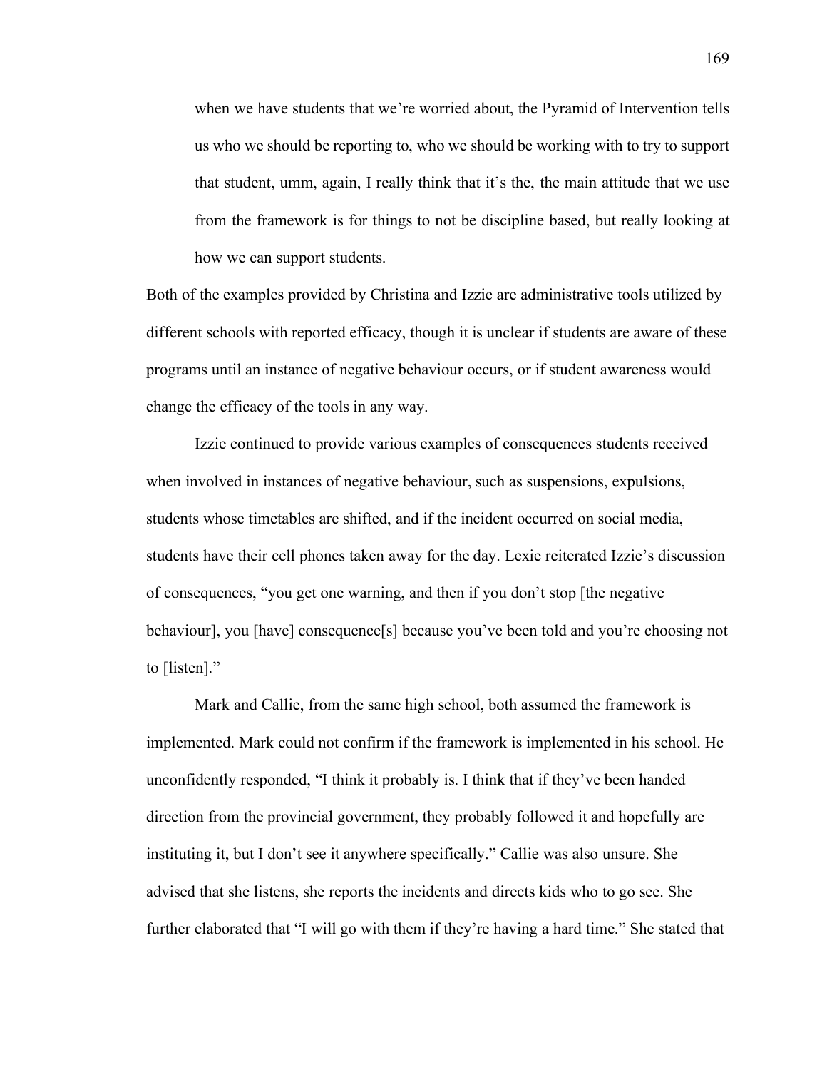> when we have students that we're worried about, the Pyramid of Intervention tells us who we should be reporting to, who we should be working with to try to support that student, umm, again, I really think that it's the, the main attitude that we use from the framework is for things to not be discipline based, but really looking at how we can support students.

Both of the examples provided by Christina and Izzie are administrative tools utilized by different schools with reported efficacy, though it is unclear if students are aware of these programs until an instance of negative behaviour occurs, or if student awareness would change the efficacy of the tools in any way.

Izzie continued to provide various examples of consequences students received when involved in instances of negative behaviour, such as suspensions, expulsions, students whose timetables are shifted, and if the incident occurred on social media, students have their cell phones taken away for the day. Lexie reiterated Izzie's discussion of consequences, "you get one warning, and then if you don't stop [the negative behaviour], you [have] consequence[s] because you've been told and you're choosing not to [listen]."

Mark and Callie, from the same high school, both assumed the framework is implemented. Mark could not confirm if the framework is implemented in his school. He unconfidently responded, "I think it probably is. I think that if they've been handed direction from the provincial government, they probably followed it and hopefully are instituting it, but I don't see it anywhere specifically." Callie was also unsure. She advised that she listens, she reports the incidents and directs kids who to go see. She further elaborated that "I will go with them if they're having a hard time." She stated that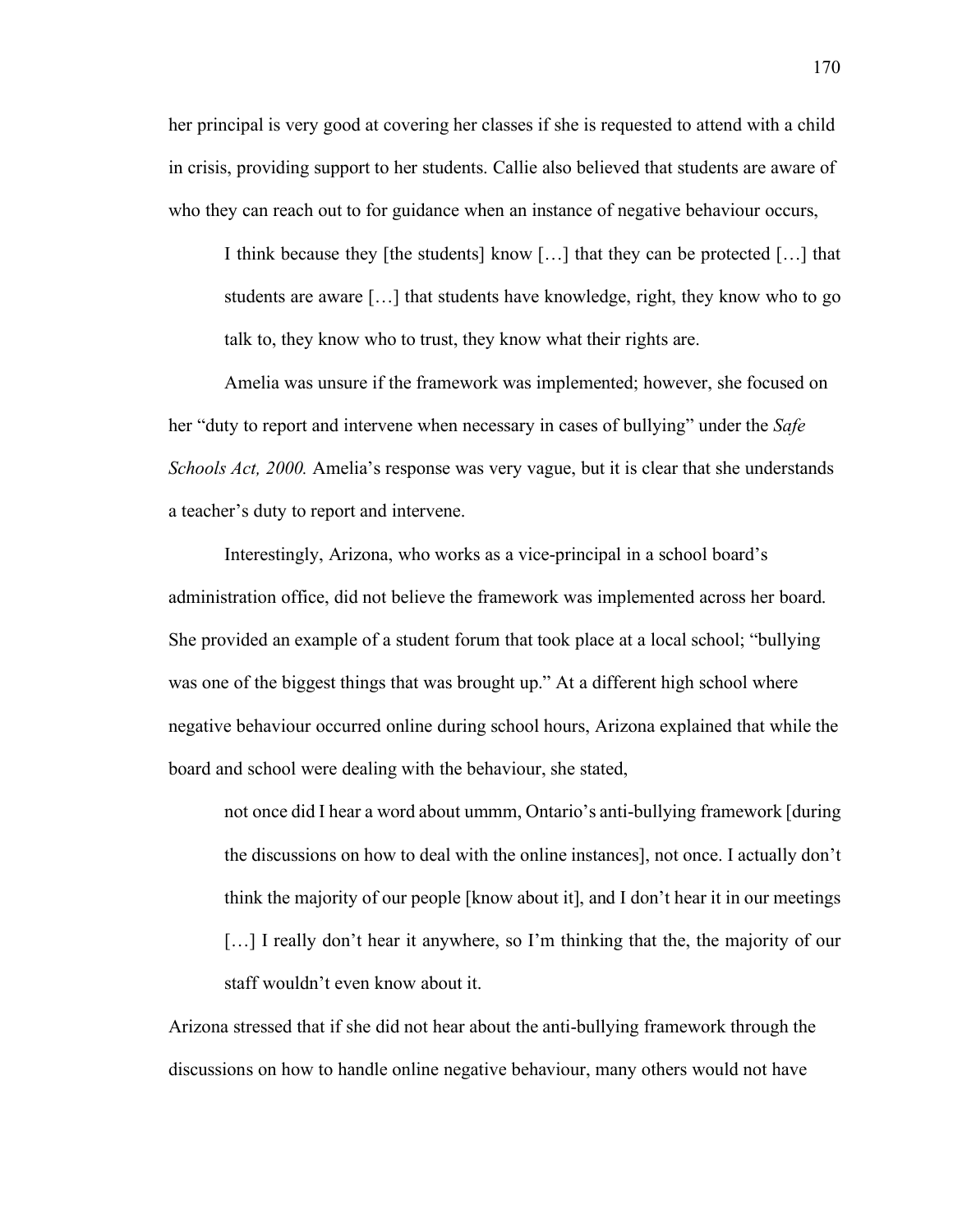her principal is very good at covering her classes if she is requested to attend with a child in crisis, providing support to her students. Callie also believed that students are aware of who they can reach out to for guidance when an instance of negative behaviour occurs,

> I think because they [the students] know […] that they can be protected […] that students are aware […] that students have knowledge, right, they know who to go talk to, they know who to trust, they know what their rights are.

Amelia was unsure if the framework was implemented; however, she focused on her "duty to report and intervene when necessary in cases of bullying" under the *Safe Schools Act, 2000.* Amelia's response was very vague, but it is clear that she understands a teacher's duty to report and intervene.

Interestingly, Arizona, who works as a vice-principal in a school board's administration office, did not believe the framework was implemented across her board. She provided an example of a student forum that took place at a local school; "bullying was one of the biggest things that was brought up." At a different high school where negative behaviour occurred online during school hours, Arizona explained that while the board and school were dealing with the behaviour, she stated,

> not once did I hear a word about ummm, Ontario's anti-bullying framework [during the discussions on how to deal with the online instances], not once. I actually don't think the majority of our people [know about it], and I don't hear it in our meetings […] I really don't hear it anywhere, so I'm thinking that the, the majority of our staff wouldn't even know about it.

Arizona stressed that if she did not hear about the anti-bullying framework through the discussions on how to handle online negative behaviour, many others would not have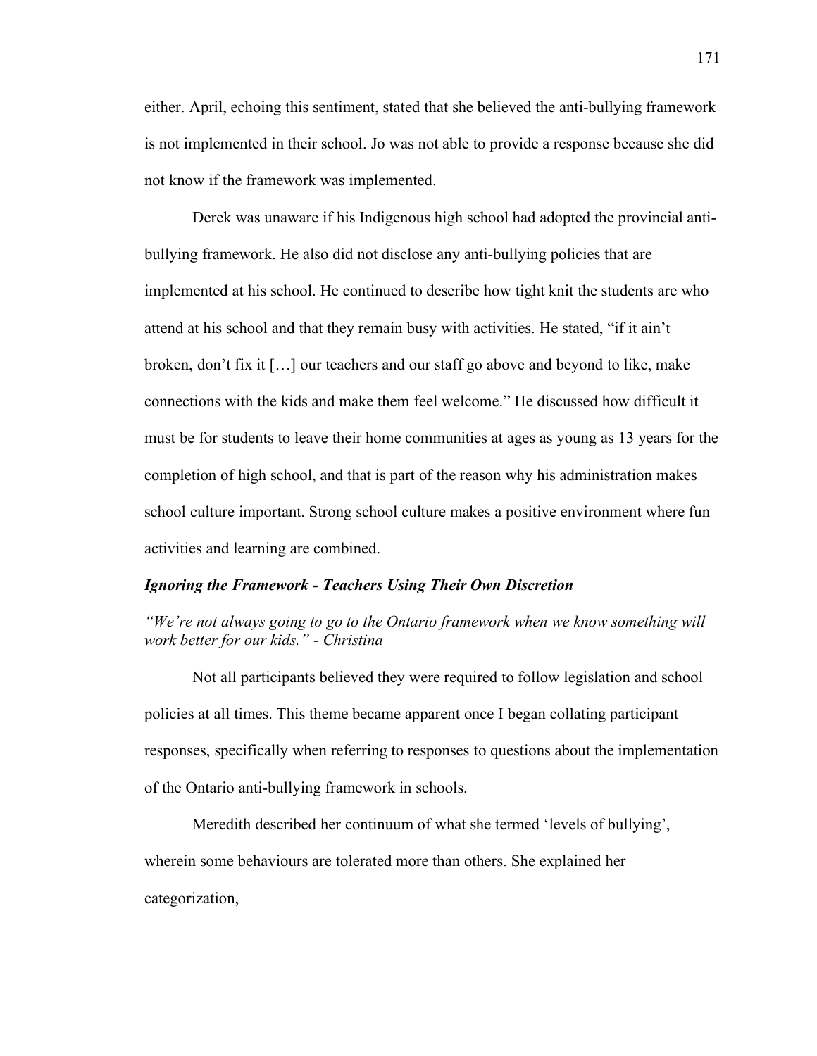either. April, echoing this sentiment, stated that she believed the anti-bullying framework is not implemented in their school. Jo was not able to provide a response because she did not know if the framework was implemented.

Derek was unaware if his Indigenous high school had adopted the provincial anti-bullying framework. He also did not disclose any anti-bullying policies that are implemented at his school. He continued to describe how tight knit the students are who attend at his school and that they remain busy with activities. He stated, "if it ain't broken, don't fix it […] our teachers and our staff go above and beyond to like, make connections with the kids and make them feel welcome." He discussed how difficult it must be for students to leave their home communities at ages as young as 13 years for the completion of high school, and that is part of the reason why his administration makes school culture important. Strong school culture makes a positive environment where fun activities and learning are combined.

### *Ignoring the Framework - Teachers Using Their Own Discretion*

*"We're not always going to go to the Ontario framework when we know something will work better for our kids." - Christina*

Not all participants believed they were required to follow legislation and school policies at all times. This theme became apparent once I began collating participant responses, specifically when referring to responses to questions about the implementation of the Ontario anti-bullying framework in schools.

Meredith described her continuum of what she termed 'levels of bullying', wherein some behaviours are tolerated more than others. She explained her categorization,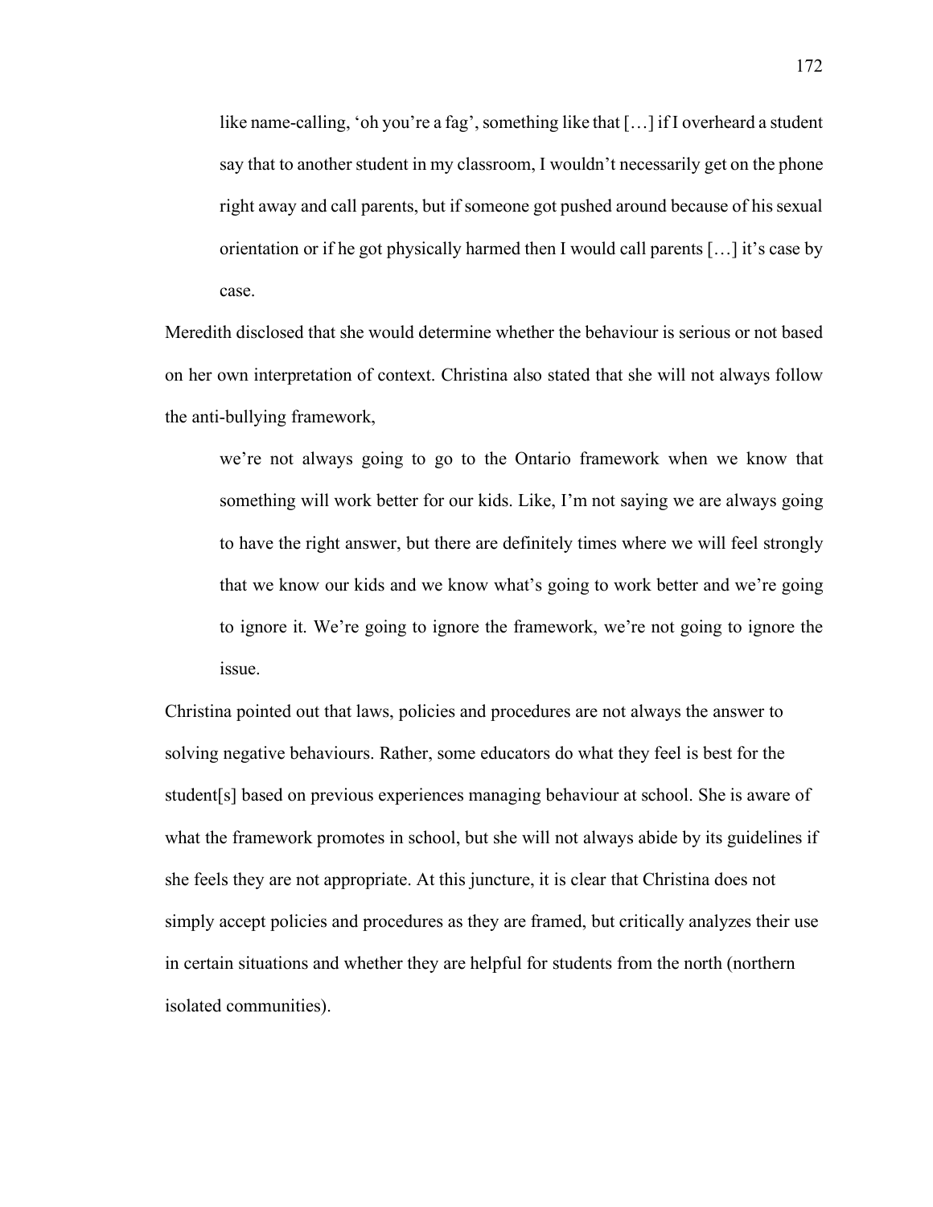> like name-calling, 'oh you're a fag', something like that […] if I overheard a student say that to another student in my classroom, I wouldn't necessarily get on the phone right away and call parents, but if someone got pushed around because of his sexual orientation or if he got physically harmed then I would call parents […] it's case by case.

Meredith disclosed that she would determine whether the behaviour is serious or not based on her own interpretation of context. Christina also stated that she will not always follow the anti-bullying framework,

> we're not always going to go to the Ontario framework when we know that something will work better for our kids. Like, I'm not saying we are always going to have the right answer, but there are definitely times where we will feel strongly that we know our kids and we know what's going to work better and we're going to ignore it. We're going to ignore the framework, we're not going to ignore the issue.

Christina pointed out that laws, policies and procedures are not always the answer to solving negative behaviours. Rather, some educators do what they feel is best for the student[s] based on previous experiences managing behaviour at school. She is aware of what the framework promotes in school, but she will not always abide by its guidelines if she feels they are not appropriate. At this juncture, it is clear that Christina does not simply accept policies and procedures as they are framed, but critically analyzes their use in certain situations and whether they are helpful for students from the north (northern isolated communities).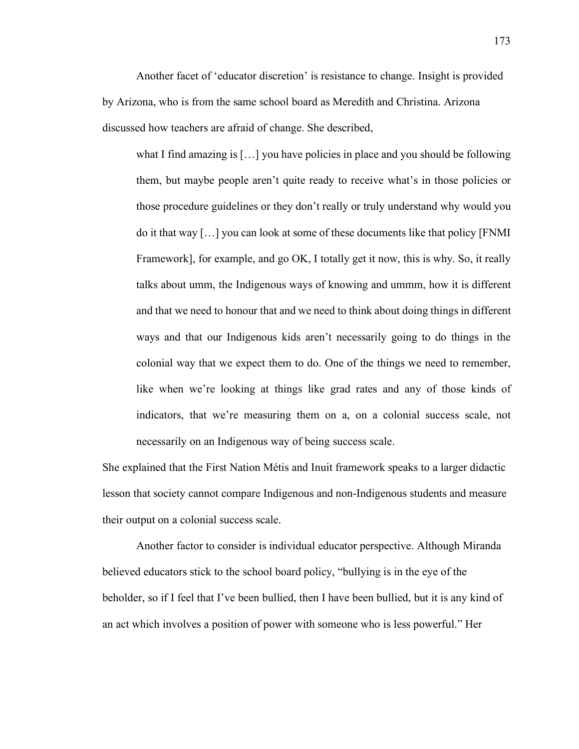Another facet of 'educator discretion' is resistance to change. Insight is provided by Arizona, who is from the same school board as Meredith and Christina. Arizona discussed how teachers are afraid of change. She described,

> what I find amazing is […] you have policies in place and you should be following them, but maybe people aren't quite ready to receive what's in those policies or those procedure guidelines or they don't really or truly understand why would you do it that way […] you can look at some of these documents like that policy [FNMI Framework], for example, and go OK, I totally get it now, this is why. So, it really talks about umm, the Indigenous ways of knowing and ummm, how it is different and that we need to honour that and we need to think about doing things in different ways and that our Indigenous kids aren't necessarily going to do things in the colonial way that we expect them to do. One of the things we need to remember, like when we're looking at things like grad rates and any of those kinds of indicators, that we're measuring them on a, on a colonial success scale, not necessarily on an Indigenous way of being success scale.

She explained that the First Nation Métis and Inuit framework speaks to a larger didactic lesson that society cannot compare Indigenous and non-Indigenous students and measure their output on a colonial success scale.

Another factor to consider is individual educator perspective. Although Miranda believed educators stick to the school board policy, "bullying is in the eye of the beholder, so if I feel that I've been bullied, then I have been bullied, but it is any kind of an act which involves a position of power with someone who is less powerful." Her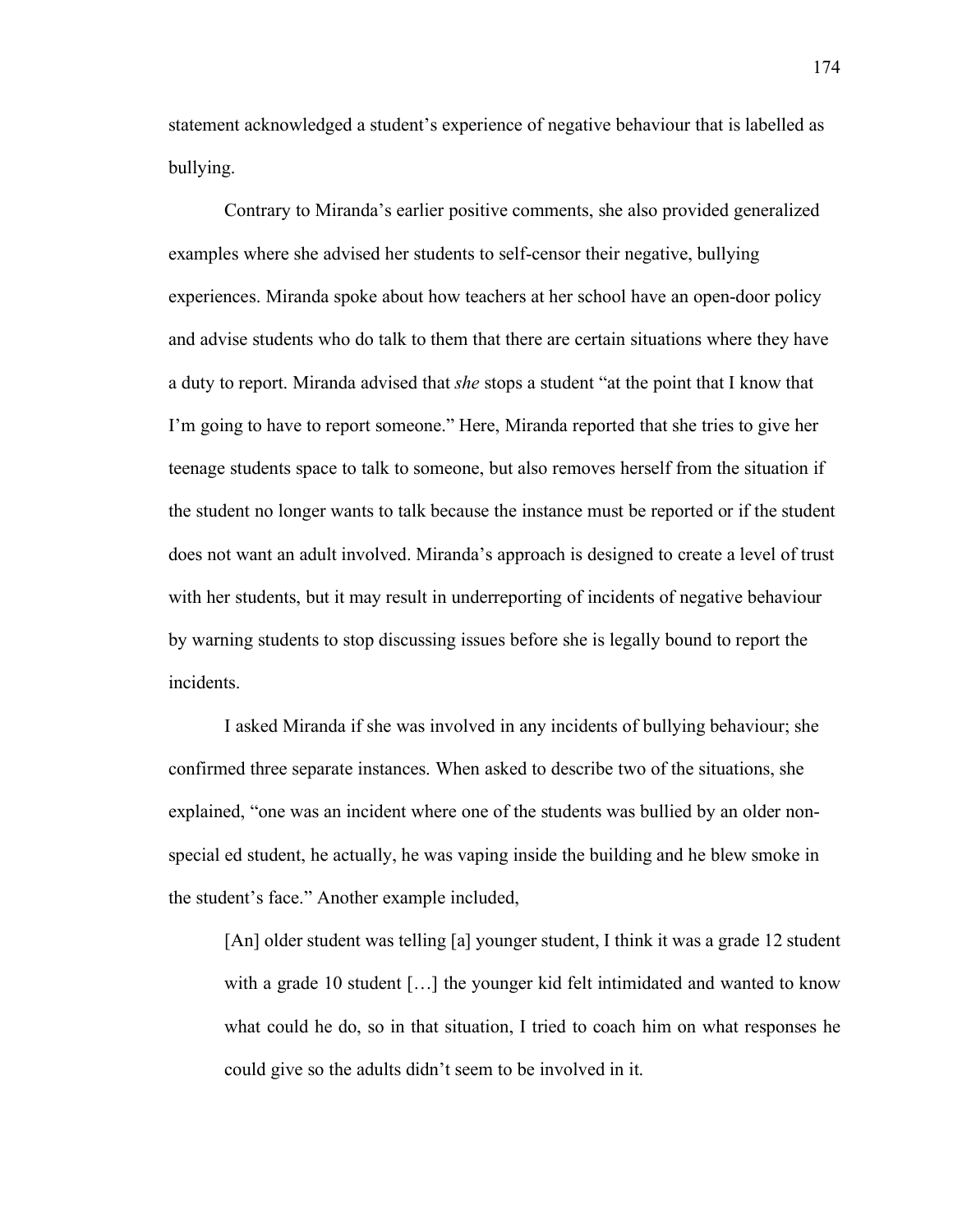statement acknowledged a student's experience of negative behaviour that is labelled as bullying.

Contrary to Miranda's earlier positive comments, she also provided generalized examples where she advised her students to self-censor their negative, bullying experiences. Miranda spoke about how teachers at her school have an open-door policy and advise students who do talk to them that there are certain situations where they have a duty to report. Miranda advised that *she* stops a student "at the point that I know that I'm going to have to report someone." Here, Miranda reported that she tries to give her teenage students space to talk to someone, but also removes herself from the situation if the student no longer wants to talk because the instance must be reported or if the student does not want an adult involved. Miranda's approach is designed to create a level of trust with her students, but it may result in underreporting of incidents of negative behaviour by warning students to stop discussing issues before she is legally bound to report the incidents.

I asked Miranda if she was involved in any incidents of bullying behaviour; she confirmed three separate instances. When asked to describe two of the situations, she explained, "one was an incident where one of the students was bullied by an older non-special ed student, he actually, he was vaping inside the building and he blew smoke in the student's face." Another example included,

> [An] older student was telling [a] younger student, I think it was a grade 12 student with a grade 10 student […] the younger kid felt intimidated and wanted to know what could he do, so in that situation, I tried to coach him on what responses he could give so the adults didn't seem to be involved in it.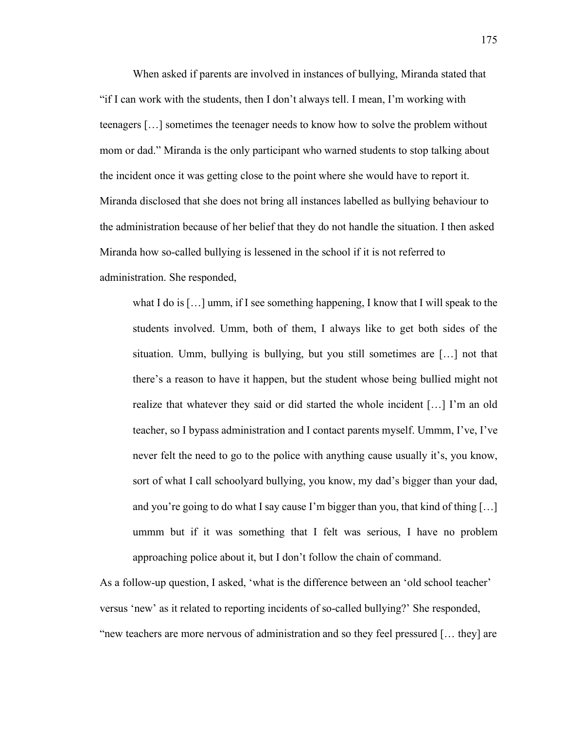When asked if parents are involved in instances of bullying, Miranda stated that "if I can work with the students, then I don't always tell. I mean, I'm working with teenagers […] sometimes the teenager needs to know how to solve the problem without mom or dad." Miranda is the only participant who warned students to stop talking about the incident once it was getting close to the point where she would have to report it. Miranda disclosed that she does not bring all instances labelled as bullying behaviour to the administration because of her belief that they do not handle the situation. I then asked Miranda how so-called bullying is lessened in the school if it is not referred to administration. She responded,

> what I do is […] umm, if I see something happening, I know that I will speak to the students involved. Umm, both of them, I always like to get both sides of the situation. Umm, bullying is bullying, but you still sometimes are […] not that there's a reason to have it happen, but the student whose being bullied might not realize that whatever they said or did started the whole incident […] I'm an old teacher, so I bypass administration and I contact parents myself. Ummm, I've, I've never felt the need to go to the police with anything cause usually it's, you know, sort of what I call schoolyard bullying, you know, my dad's bigger than your dad, and you're going to do what I say cause I'm bigger than you, that kind of thing […] ummm but if it was something that I felt was serious, I have no problem approaching police about it, but I don't follow the chain of command.

As a follow-up question, I asked, 'what is the difference between an 'old school teacher' versus 'new' as it related to reporting incidents of so-called bullying?' She responded, "new teachers are more nervous of administration and so they feel pressured [… they] are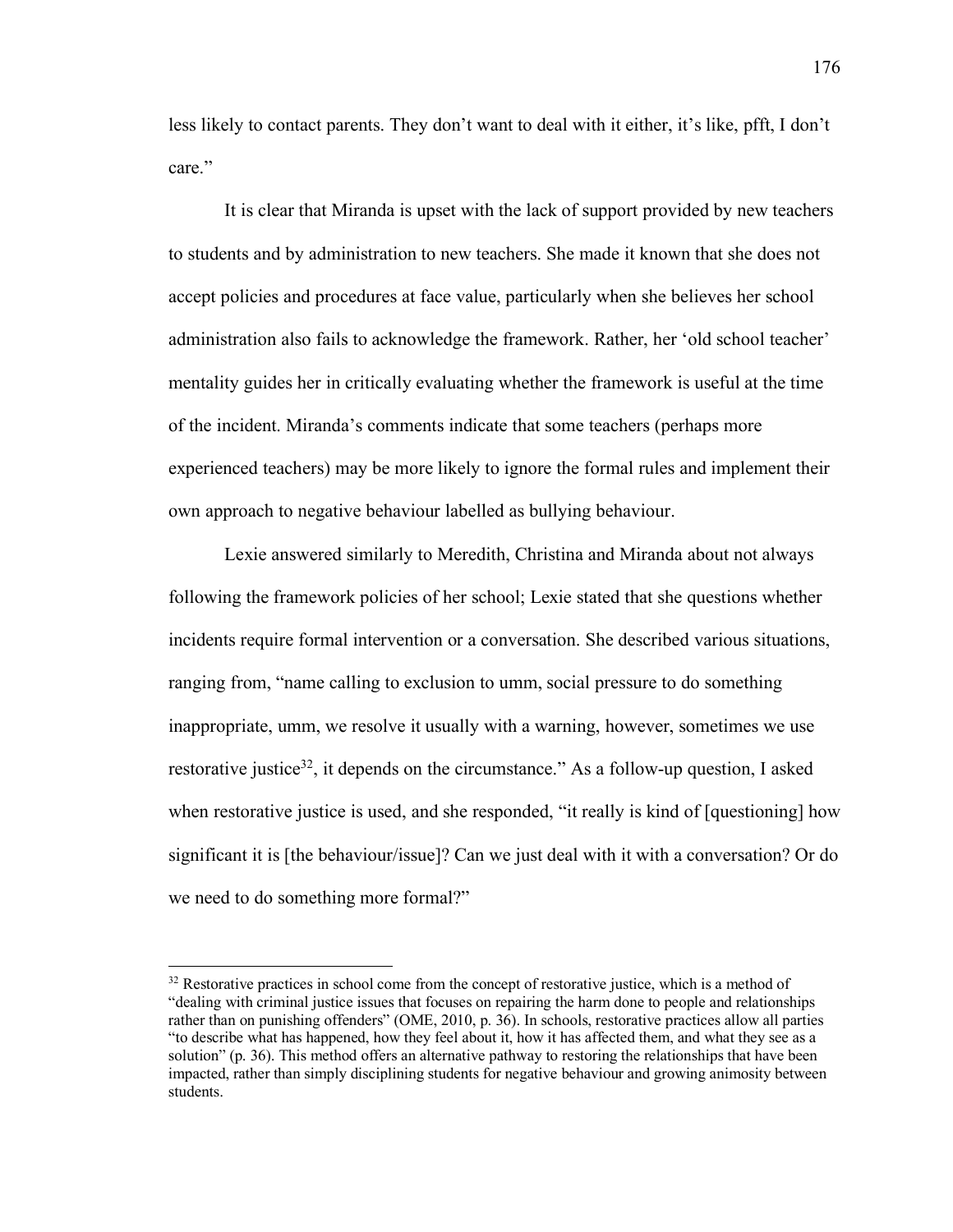less likely to contact parents. They don't want to deal with it either, it's like, pfft, I don't care."

It is clear that Miranda is upset with the lack of support provided by new teachers to students and by administration to new teachers. She made it known that she does not accept policies and procedures at face value, particularly when she believes her school administration also fails to acknowledge the framework. Rather, her 'old school teacher' mentality guides her in critically evaluating whether the framework is useful at the time of the incident. Miranda's comments indicate that some teachers (perhaps more experienced teachers) may be more likely to ignore the formal rules and implement their own approach to negative behaviour labelled as bullying behaviour.

Lexie answered similarly to Meredith, Christina and Miranda about not always following the framework policies of her school; Lexie stated that she questions whether incidents require formal intervention or a conversation. She described various situations, ranging from, "name calling to exclusion to umm, social pressure to do something inappropriate, umm, we resolve it usually with a warning, however, sometimes we use restorative justice[32], it depends on the circumstance." As a follow-up question, I asked when restorative justice is used, and she responded, "it really is kind of [questioning] how significant it is [the behaviour/issue]? Can we just deal with it with a conversation? Or do we need to do something more formal?"

---

[32] Restorative practices in school come from the concept of restorative justice, which is a method of "dealing with criminal justice issues that focuses on repairing the harm done to people and relationships rather than on punishing offenders" (OME, 2010, p. 36). In schools, restorative practices allow all parties "to describe what has happened, how they feel about it, how it has affected them, and what they see as a solution" (p. 36). This method offers an alternative pathway to restoring the relationships that have been impacted, rather than simply disciplining students for negative behaviour and growing animosity between students.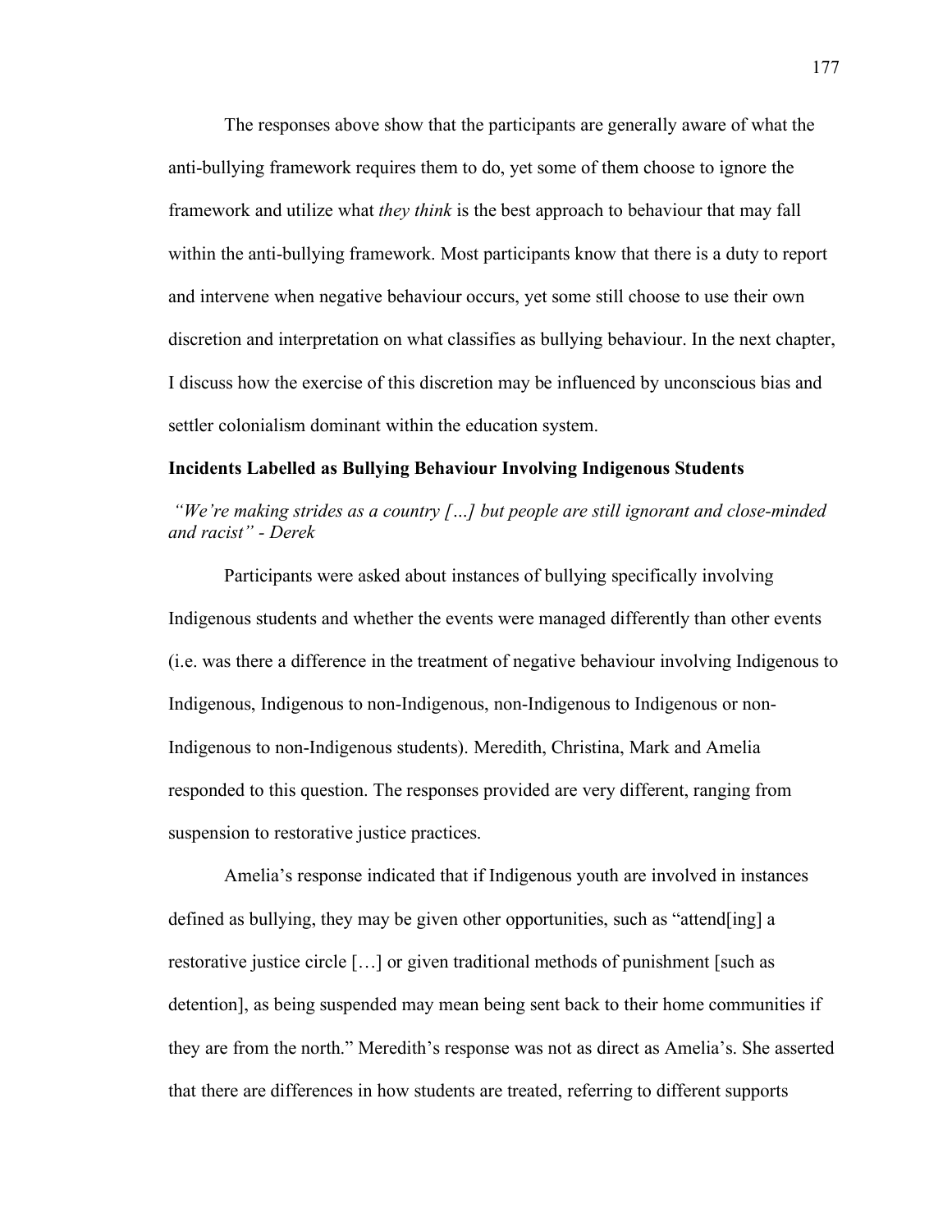The responses above show that the participants are generally aware of what the anti-bullying framework requires them to do, yet some of them choose to ignore the framework and utilize what *they think* is the best approach to behaviour that may fall within the anti-bullying framework. Most participants know that there is a duty to report and intervene when negative behaviour occurs, yet some still choose to use their own discretion and interpretation on what classifies as bullying behaviour. In the next chapter, I discuss how the exercise of this discretion may be influenced by unconscious bias and settler colonialism dominant within the education system.

### Incidents Labelled as Bullying Behaviour Involving Indigenous Students

*"We're making strides as a country […] but people are still ignorant and close-minded and racist" - Derek*

Participants were asked about instances of bullying specifically involving Indigenous students and whether the events were managed differently than other events (i.e. was there a difference in the treatment of negative behaviour involving Indigenous to Indigenous, Indigenous to non-Indigenous, non-Indigenous to Indigenous or non-Indigenous to non-Indigenous students). Meredith, Christina, Mark and Amelia responded to this question. The responses provided are very different, ranging from suspension to restorative justice practices.

Amelia's response indicated that if Indigenous youth are involved in instances defined as bullying, they may be given other opportunities, such as "attend[ing] a restorative justice circle […] or given traditional methods of punishment [such as detention], as being suspended may mean being sent back to their home communities if they are from the north." Meredith's response was not as direct as Amelia's. She asserted that there are differences in how students are treated, referring to different supports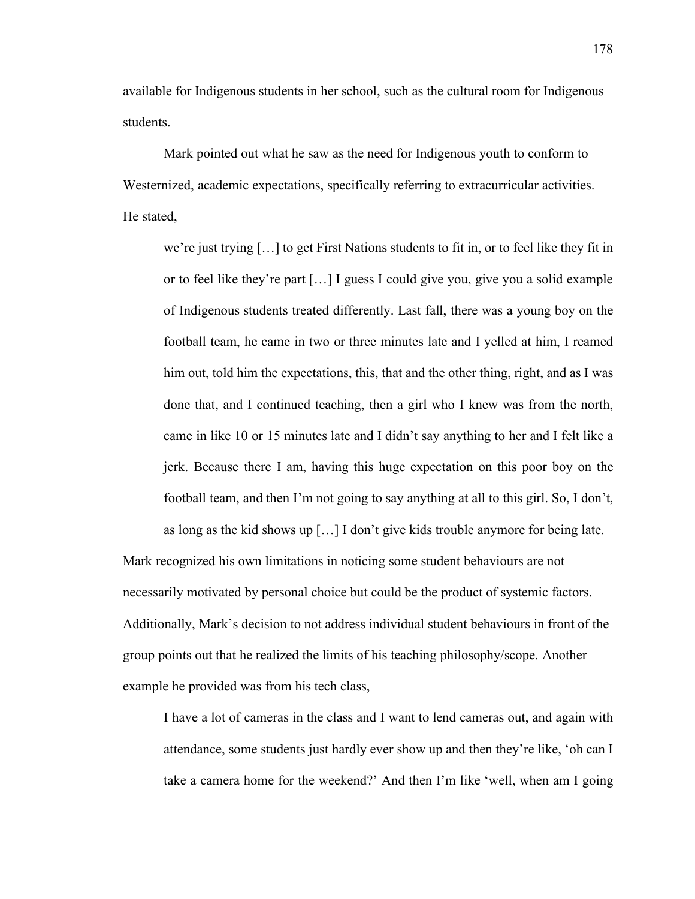available for Indigenous students in her school, such as the cultural room for Indigenous students.

Mark pointed out what he saw as the need for Indigenous youth to conform to Westernized, academic expectations, specifically referring to extracurricular activities. He stated,

> we're just trying […] to get First Nations students to fit in, or to feel like they fit in or to feel like they're part […] I guess I could give you, give you a solid example of Indigenous students treated differently. Last fall, there was a young boy on the football team, he came in two or three minutes late and I yelled at him, I reamed him out, told him the expectations, this, that and the other thing, right, and as I was done that, and I continued teaching, then a girl who I knew was from the north, came in like 10 or 15 minutes late and I didn't say anything to her and I felt like a jerk. Because there I am, having this huge expectation on this poor boy on the football team, and then I'm not going to say anything at all to this girl. So, I don't, as long as the kid shows up […] I don't give kids trouble anymore for being late.

Mark recognized his own limitations in noticing some student behaviours are not necessarily motivated by personal choice but could be the product of systemic factors. Additionally, Mark's decision to not address individual student behaviours in front of the group points out that he realized the limits of his teaching philosophy/scope. Another example he provided was from his tech class,

> I have a lot of cameras in the class and I want to lend cameras out, and again with attendance, some students just hardly ever show up and then they're like, 'oh can I take a camera home for the weekend?' And then I'm like 'well, when am I going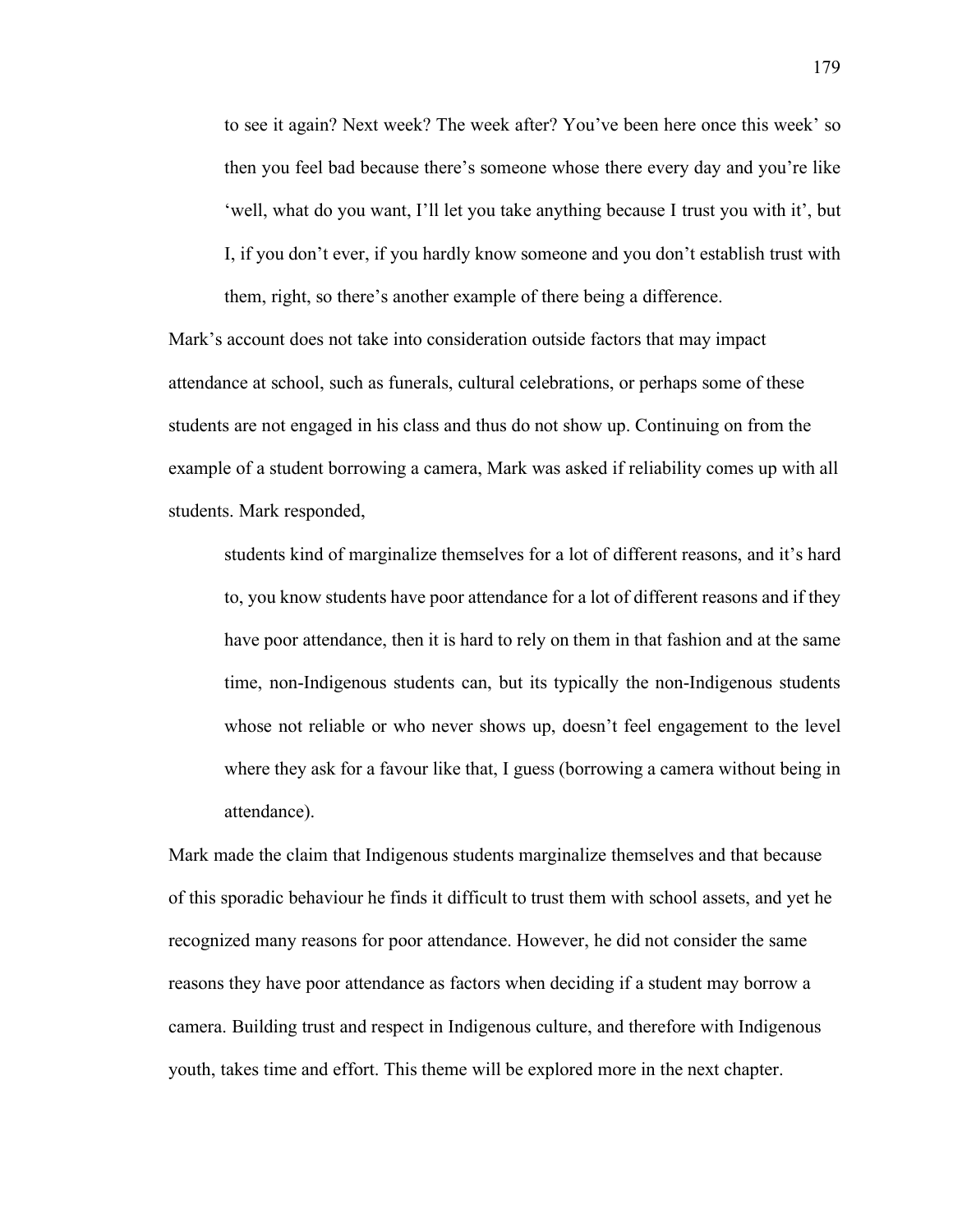> to see it again? Next week? The week after? You've been here once this week' so then you feel bad because there's someone whose there every day and you're like 'well, what do you want, I'll let you take anything because I trust you with it', but I, if you don't ever, if you hardly know someone and you don't establish trust with them, right, so there's another example of there being a difference.

Mark's account does not take into consideration outside factors that may impact attendance at school, such as funerals, cultural celebrations, or perhaps some of these students are not engaged in his class and thus do not show up. Continuing on from the example of a student borrowing a camera, Mark was asked if reliability comes up with all students. Mark responded,

> students kind of marginalize themselves for a lot of different reasons, and it's hard to, you know students have poor attendance for a lot of different reasons and if they have poor attendance, then it is hard to rely on them in that fashion and at the same time, non-Indigenous students can, but its typically the non-Indigenous students whose not reliable or who never shows up, doesn't feel engagement to the level where they ask for a favour like that, I guess (borrowing a camera without being in attendance).

Mark made the claim that Indigenous students marginalize themselves and that because of this sporadic behaviour he finds it difficult to trust them with school assets, and yet he recognized many reasons for poor attendance. However, he did not consider the same reasons they have poor attendance as factors when deciding if a student may borrow a camera. Building trust and respect in Indigenous culture, and therefore with Indigenous youth, takes time and effort. This theme will be explored more in the next chapter.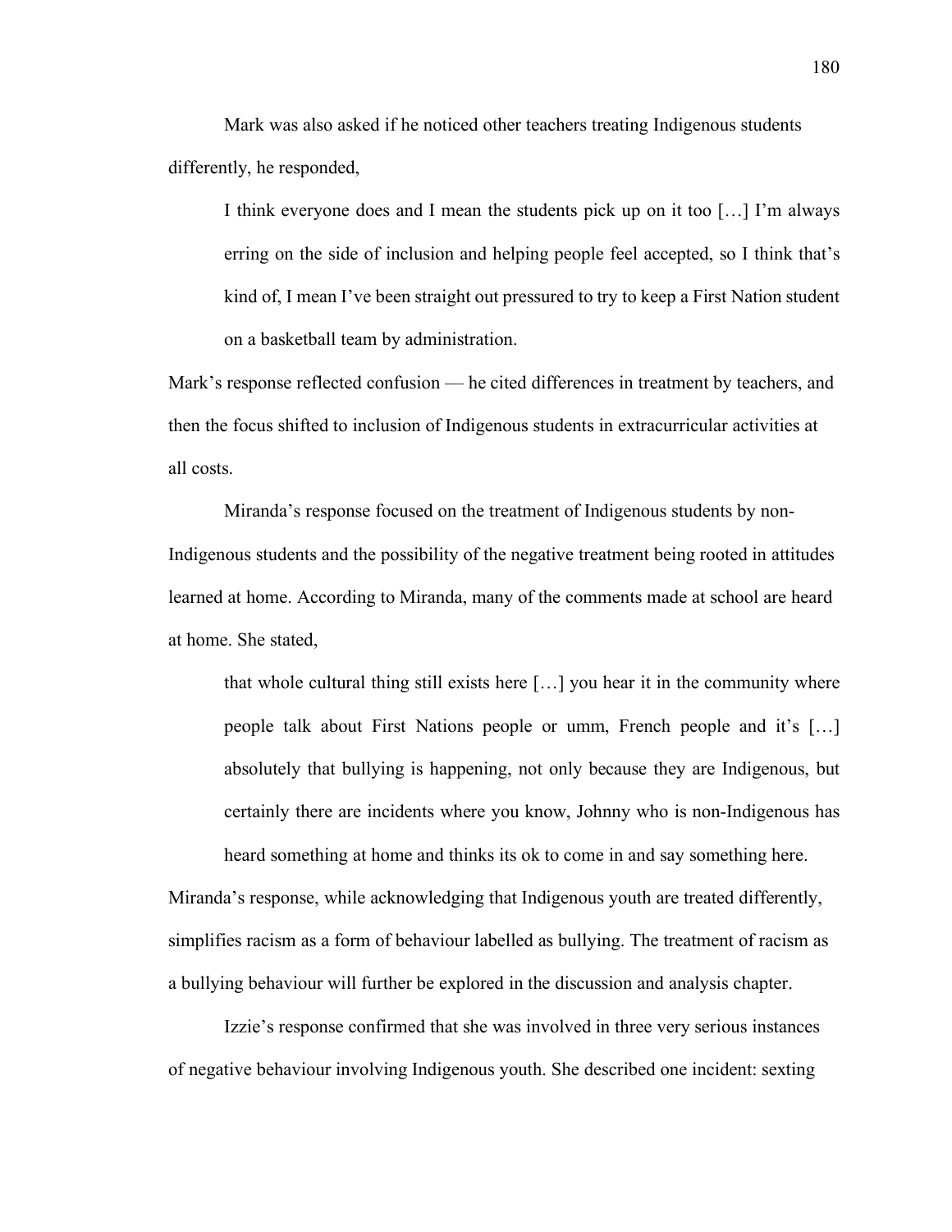Mark was also asked if he noticed other teachers treating Indigenous students differently, he responded,

> I think everyone does and I mean the students pick up on it too […] I'm always erring on the side of inclusion and helping people feel accepted, so I think that's kind of, I mean I've been straight out pressured to try to keep a First Nation student on a basketball team by administration.

Mark's response reflected confusion — he cited differences in treatment by teachers, and then the focus shifted to inclusion of Indigenous students in extracurricular activities at all costs.

Miranda's response focused on the treatment of Indigenous students by non-Indigenous students and the possibility of the negative treatment being rooted in attitudes learned at home. According to Miranda, many of the comments made at school are heard at home. She stated,

> that whole cultural thing still exists here […] you hear it in the community where people talk about First Nations people or umm, French people and it's […] absolutely that bullying is happening, not only because they are Indigenous, but certainly there are incidents where you know, Johnny who is non-Indigenous has heard something at home and thinks its ok to come in and say something here.

Miranda's response, while acknowledging that Indigenous youth are treated differently, simplifies racism as a form of behaviour labelled as bullying. The treatment of racism as a bullying behaviour will further be explored in the discussion and analysis chapter.

Izzie's response confirmed that she was involved in three very serious instances of negative behaviour involving Indigenous youth. She described one incident: sexting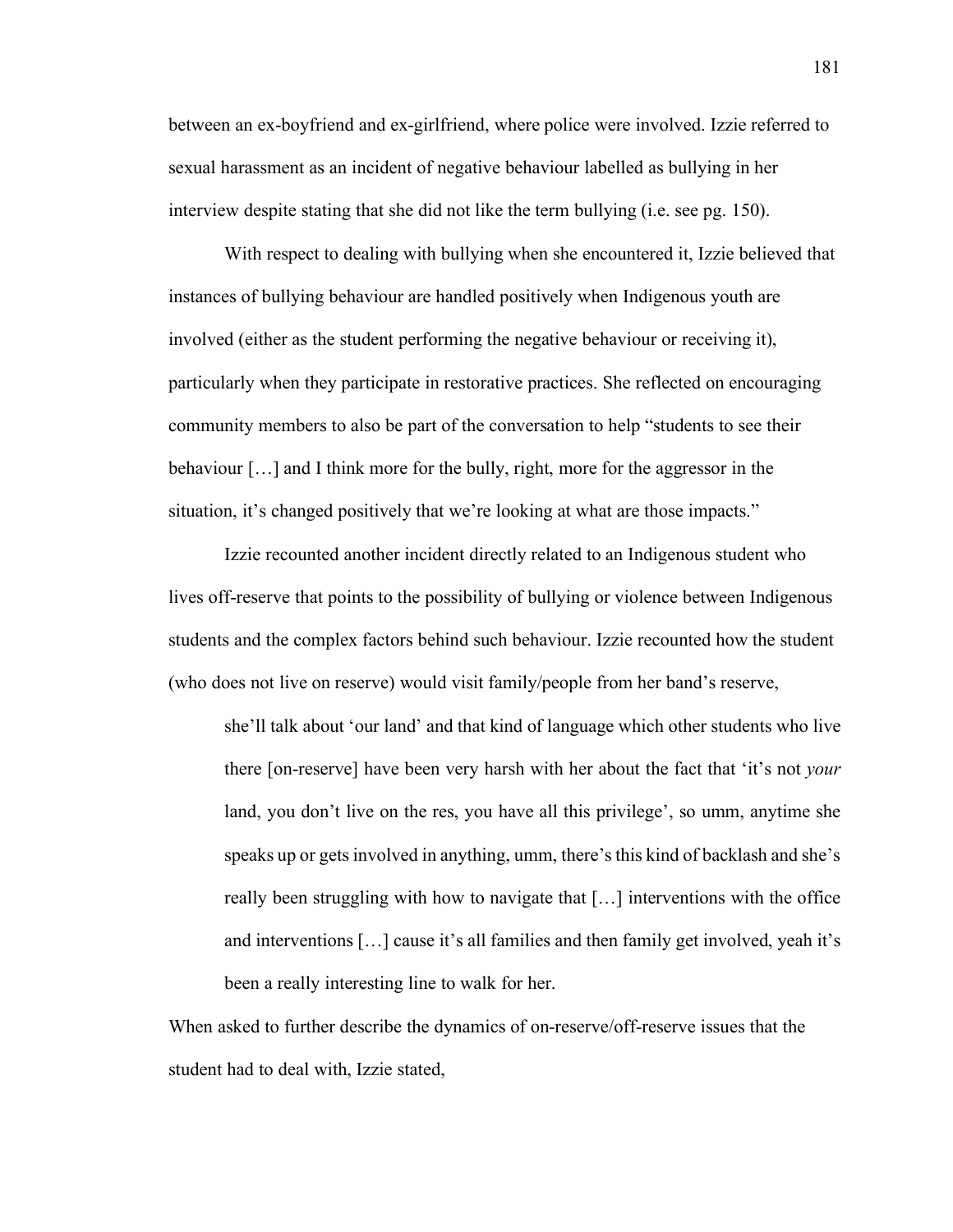between an ex-boyfriend and ex-girlfriend, where police were involved. Izzie referred to sexual harassment as an incident of negative behaviour labelled as bullying in her interview despite stating that she did not like the term bullying (i.e. see pg. 150).

With respect to dealing with bullying when she encountered it, Izzie believed that instances of bullying behaviour are handled positively when Indigenous youth are involved (either as the student performing the negative behaviour or receiving it), particularly when they participate in restorative practices. She reflected on encouraging community members to also be part of the conversation to help "students to see their behaviour […] and I think more for the bully, right, more for the aggressor in the situation, it's changed positively that we're looking at what are those impacts."

Izzie recounted another incident directly related to an Indigenous student who lives off-reserve that points to the possibility of bullying or violence between Indigenous students and the complex factors behind such behaviour. Izzie recounted how the student (who does not live on reserve) would visit family/people from her band's reserve,

> she'll talk about 'our land' and that kind of language which other students who live there [on-reserve] have been very harsh with her about the fact that 'it's not *your* land, you don't live on the res, you have all this privilege', so umm, anytime she speaks up or gets involved in anything, umm, there's this kind of backlash and she's really been struggling with how to navigate that […] interventions with the office and interventions […] cause it's all families and then family get involved, yeah it's been a really interesting line to walk for her.

When asked to further describe the dynamics of on-reserve/off-reserve issues that the student had to deal with, Izzie stated,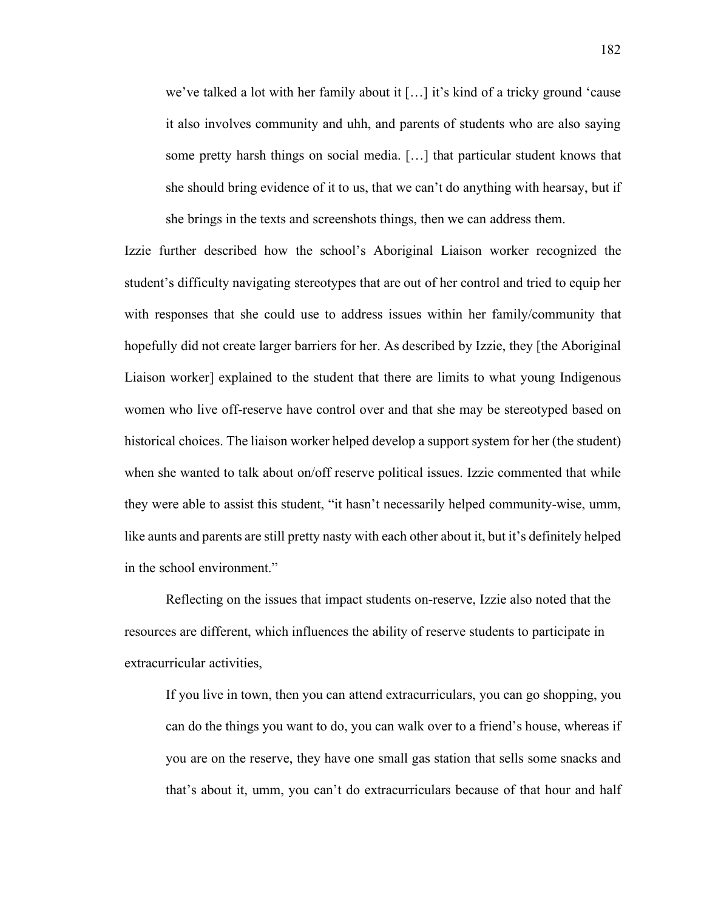> we've talked a lot with her family about it […] it's kind of a tricky ground 'cause it also involves community and uhh, and parents of students who are also saying some pretty harsh things on social media. […] that particular student knows that she should bring evidence of it to us, that we can't do anything with hearsay, but if she brings in the texts and screenshots things, then we can address them.

Izzie further described how the school's Aboriginal Liaison worker recognized the student's difficulty navigating stereotypes that are out of her control and tried to equip her with responses that she could use to address issues within her family/community that hopefully did not create larger barriers for her. As described by Izzie, they [the Aboriginal Liaison worker] explained to the student that there are limits to what young Indigenous women who live off-reserve have control over and that she may be stereotyped based on historical choices. The liaison worker helped develop a support system for her (the student) when she wanted to talk about on/off reserve political issues. Izzie commented that while they were able to assist this student, "it hasn't necessarily helped community-wise, umm, like aunts and parents are still pretty nasty with each other about it, but it's definitely helped in the school environment."

Reflecting on the issues that impact students on-reserve, Izzie also noted that the resources are different, which influences the ability of reserve students to participate in extracurricular activities,

> If you live in town, then you can attend extracurriculars, you can go shopping, you can do the things you want to do, you can walk over to a friend's house, whereas if you are on the reserve, they have one small gas station that sells some snacks and that's about it, umm, you can't do extracurriculars because of that hour and half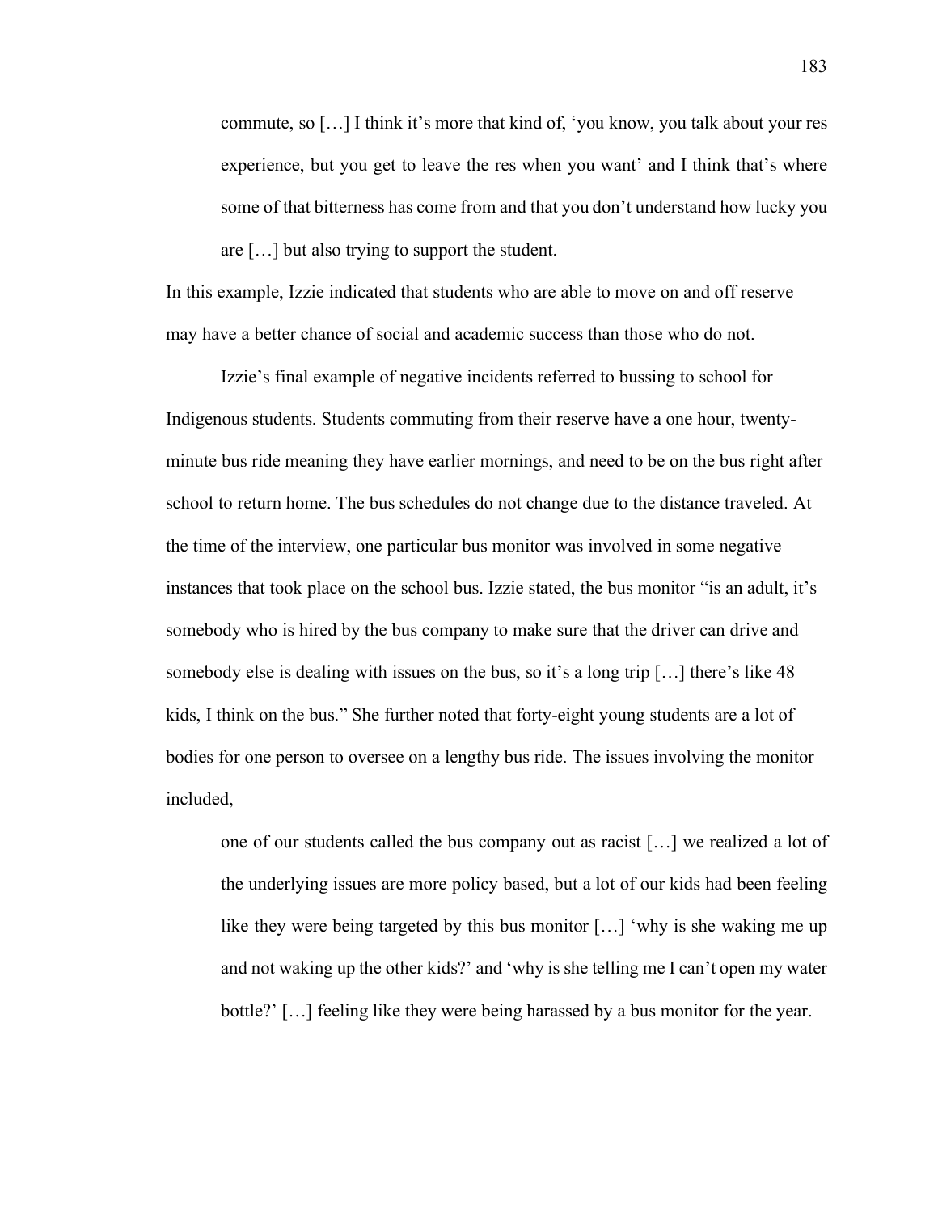> commute, so […] I think it's more that kind of, 'you know, you talk about your res experience, but you get to leave the res when you want' and I think that's where some of that bitterness has come from and that you don't understand how lucky you are […] but also trying to support the student.

In this example, Izzie indicated that students who are able to move on and off reserve may have a better chance of social and academic success than those who do not.

Izzie's final example of negative incidents referred to bussing to school for Indigenous students. Students commuting from their reserve have a one hour, twenty-minute bus ride meaning they have earlier mornings, and need to be on the bus right after school to return home. The bus schedules do not change due to the distance traveled. At the time of the interview, one particular bus monitor was involved in some negative instances that took place on the school bus. Izzie stated, the bus monitor "is an adult, it's somebody who is hired by the bus company to make sure that the driver can drive and somebody else is dealing with issues on the bus, so it's a long trip […] there's like 48 kids, I think on the bus." She further noted that forty-eight young students are a lot of bodies for one person to oversee on a lengthy bus ride. The issues involving the monitor included,

> one of our students called the bus company out as racist […] we realized a lot of the underlying issues are more policy based, but a lot of our kids had been feeling like they were being targeted by this bus monitor […] 'why is she waking me up and not waking up the other kids?' and 'why is she telling me I can't open my water bottle?' […] feeling like they were being harassed by a bus monitor for the year.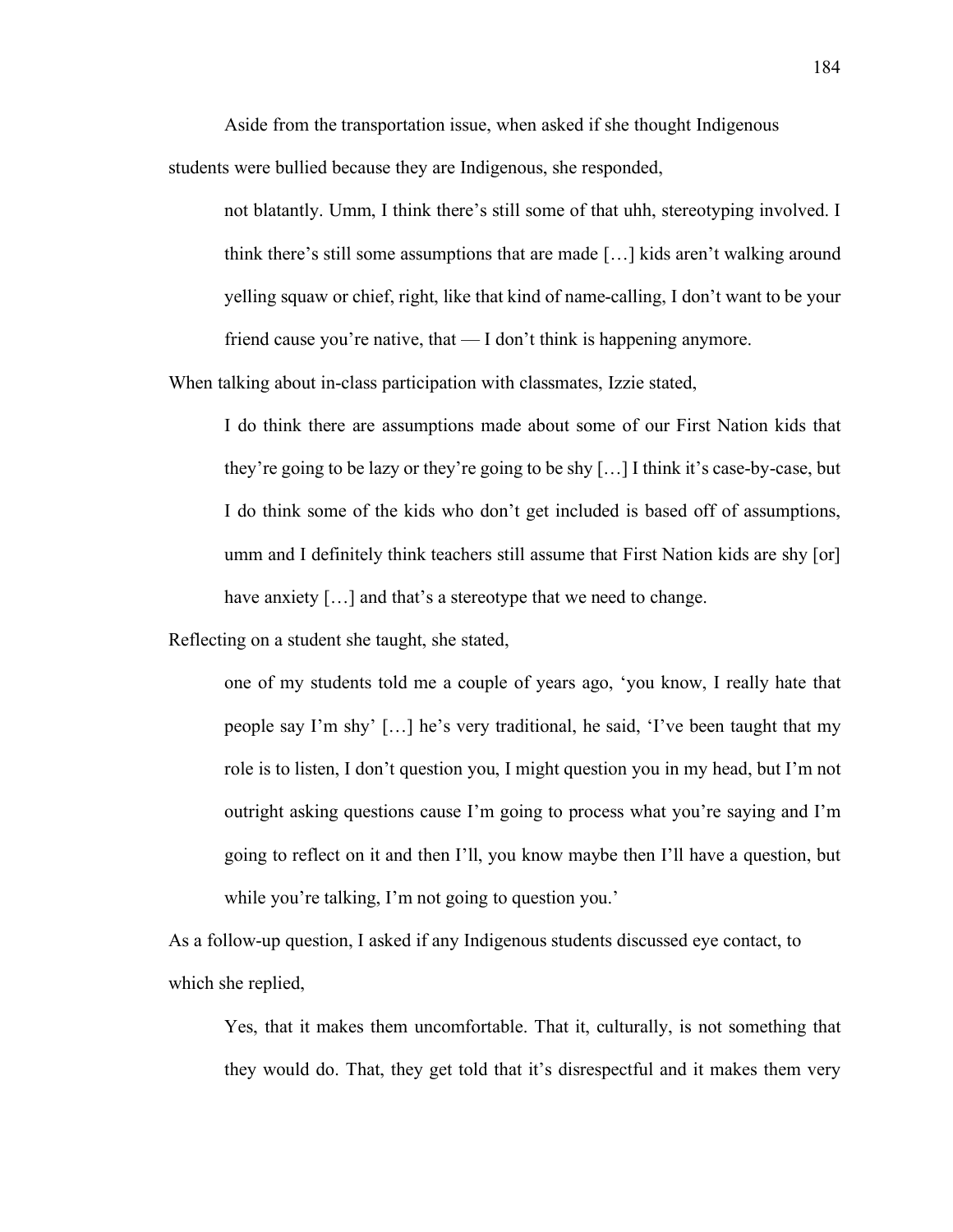Aside from the transportation issue, when asked if she thought Indigenous students were bullied because they are Indigenous, she responded,

> not blatantly. Umm, I think there's still some of that uhh, stereotyping involved. I think there's still some assumptions that are made […] kids aren't walking around yelling squaw or chief, right, like that kind of name-calling, I don't want to be your friend cause you're native, that — I don't think is happening anymore.

When talking about in-class participation with classmates, Izzie stated,

> I do think there are assumptions made about some of our First Nation kids that they're going to be lazy or they're going to be shy […] I think it's case-by-case, but I do think some of the kids who don't get included is based off of assumptions, umm and I definitely think teachers still assume that First Nation kids are shy [or] have anxiety […] and that's a stereotype that we need to change.

Reflecting on a student she taught, she stated,

> one of my students told me a couple of years ago, 'you know, I really hate that people say I'm shy' […] he's very traditional, he said, 'I've been taught that my role is to listen, I don't question you, I might question you in my head, but I'm not outright asking questions cause I'm going to process what you're saying and I'm going to reflect on it and then I'll, you know maybe then I'll have a question, but while you're talking, I'm not going to question you.'

As a follow-up question, I asked if any Indigenous students discussed eye contact, to which she replied,

> Yes, that it makes them uncomfortable. That it, culturally, is not something that they would do. That, they get told that it's disrespectful and it makes them very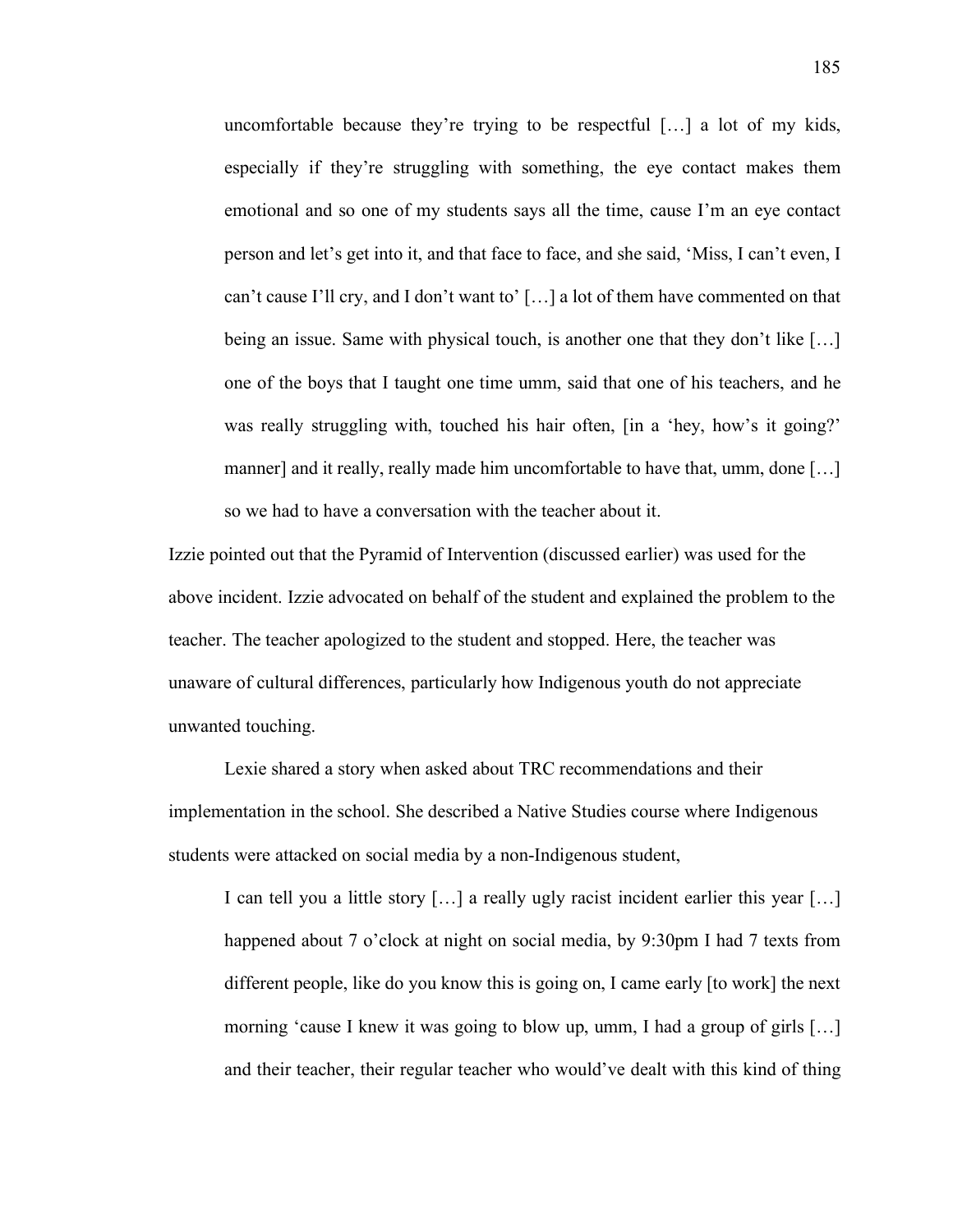> uncomfortable because they're trying to be respectful […] a lot of my kids, especially if they're struggling with something, the eye contact makes them emotional and so one of my students says all the time, cause I'm an eye contact person and let's get into it, and that face to face, and she said, 'Miss, I can't even, I can't cause I'll cry, and I don't want to' […] a lot of them have commented on that being an issue. Same with physical touch, is another one that they don't like […] one of the boys that I taught one time umm, said that one of his teachers, and he was really struggling with, touched his hair often, [in a 'hey, how's it going?' manner] and it really, really made him uncomfortable to have that, umm, done […] so we had to have a conversation with the teacher about it.

Izzie pointed out that the Pyramid of Intervention (discussed earlier) was used for the above incident. Izzie advocated on behalf of the student and explained the problem to the teacher. The teacher apologized to the student and stopped. Here, the teacher was unaware of cultural differences, particularly how Indigenous youth do not appreciate unwanted touching.

Lexie shared a story when asked about TRC recommendations and their implementation in the school. She described a Native Studies course where Indigenous students were attacked on social media by a non-Indigenous student,

> I can tell you a little story […] a really ugly racist incident earlier this year […] happened about 7 o'clock at night on social media, by 9:30pm I had 7 texts from different people, like do you know this is going on, I came early [to work] the next morning 'cause I knew it was going to blow up, umm, I had a group of girls […] and their teacher, their regular teacher who would've dealt with this kind of thing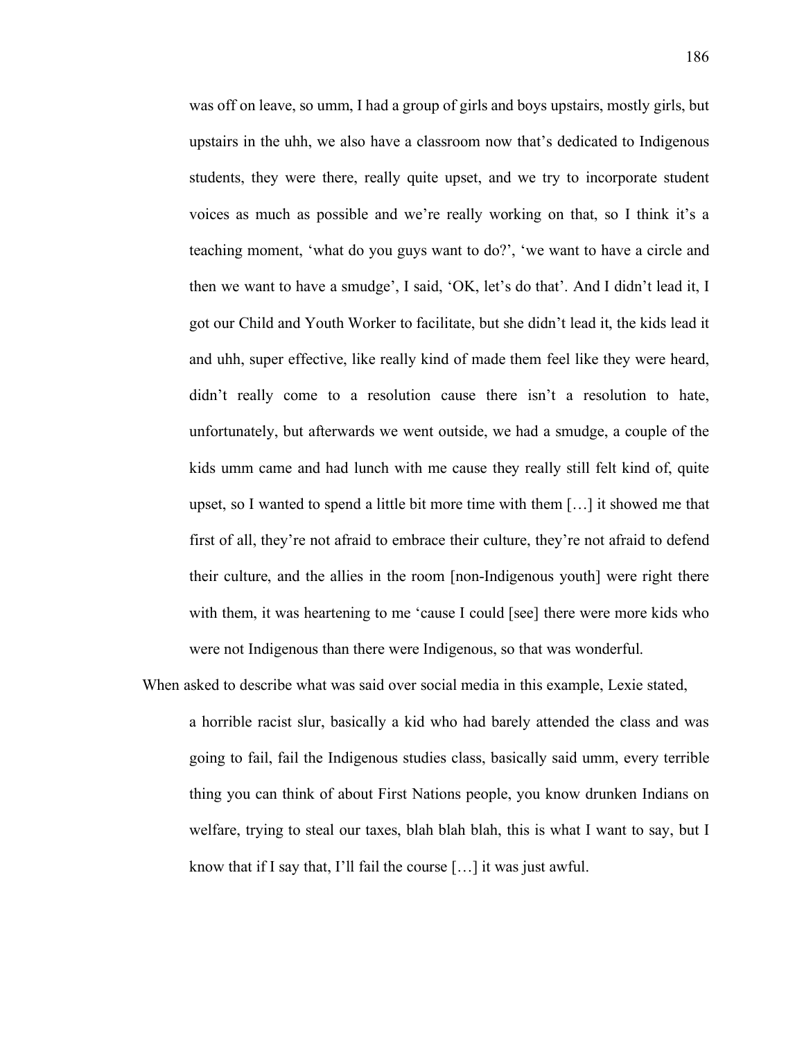> was off on leave, so umm, I had a group of girls and boys upstairs, mostly girls, but upstairs in the uhh, we also have a classroom now that's dedicated to Indigenous students, they were there, really quite upset, and we try to incorporate student voices as much as possible and we're really working on that, so I think it's a teaching moment, 'what do you guys want to do?', 'we want to have a circle and then we want to have a smudge', I said, 'OK, let's do that'. And I didn't lead it, I got our Child and Youth Worker to facilitate, but she didn't lead it, the kids lead it and uhh, super effective, like really kind of made them feel like they were heard, didn't really come to a resolution cause there isn't a resolution to hate, unfortunately, but afterwards we went outside, we had a smudge, a couple of the kids umm came and had lunch with me cause they really still felt kind of, quite upset, so I wanted to spend a little bit more time with them […] it showed me that first of all, they're not afraid to embrace their culture, they're not afraid to defend their culture, and the allies in the room [non-Indigenous youth] were right there with them, it was heartening to me 'cause I could [see] there were more kids who were not Indigenous than there were Indigenous, so that was wonderful.

When asked to describe what was said over social media in this example, Lexie stated,

> a horrible racist slur, basically a kid who had barely attended the class and was going to fail, fail the Indigenous studies class, basically said umm, every terrible thing you can think of about First Nations people, you know drunken Indians on welfare, trying to steal our taxes, blah blah blah, this is what I want to say, but I know that if I say that, I'll fail the course […] it was just awful.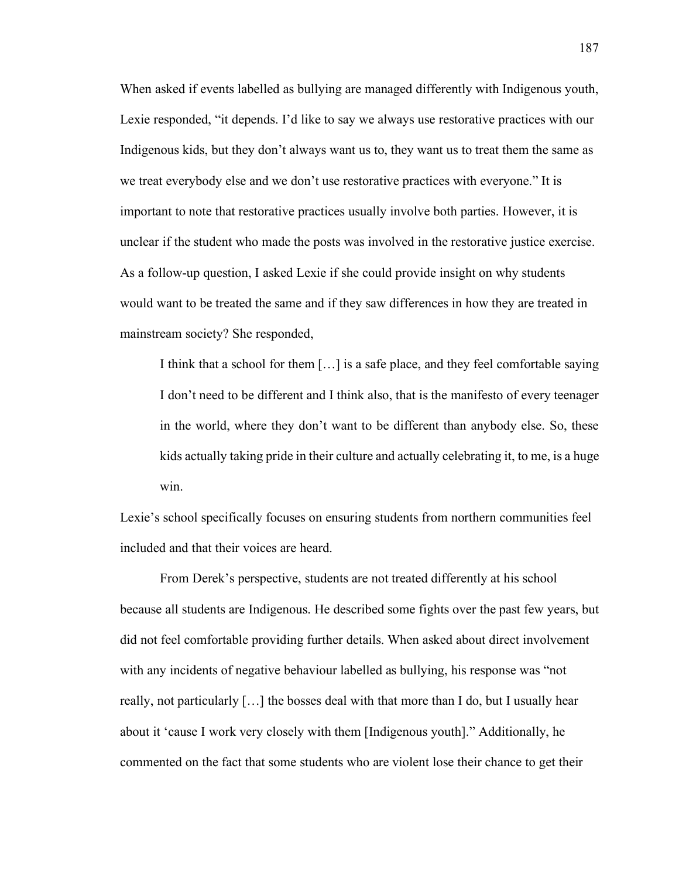When asked if events labelled as bullying are managed differently with Indigenous youth, Lexie responded, "it depends. I'd like to say we always use restorative practices with our Indigenous kids, but they don't always want us to, they want us to treat them the same as we treat everybody else and we don't use restorative practices with everyone." It is important to note that restorative practices usually involve both parties. However, it is unclear if the student who made the posts was involved in the restorative justice exercise. As a follow-up question, I asked Lexie if she could provide insight on why students would want to be treated the same and if they saw differences in how they are treated in mainstream society? She responded,

> I think that a school for them […] is a safe place, and they feel comfortable saying I don't need to be different and I think also, that is the manifesto of every teenager in the world, where they don't want to be different than anybody else. So, these kids actually taking pride in their culture and actually celebrating it, to me, is a huge win.

Lexie's school specifically focuses on ensuring students from northern communities feel included and that their voices are heard.

From Derek's perspective, students are not treated differently at his school because all students are Indigenous. He described some fights over the past few years, but did not feel comfortable providing further details. When asked about direct involvement with any incidents of negative behaviour labelled as bullying, his response was "not really, not particularly […] the bosses deal with that more than I do, but I usually hear about it 'cause I work very closely with them [Indigenous youth]." Additionally, he commented on the fact that some students who are violent lose their chance to get their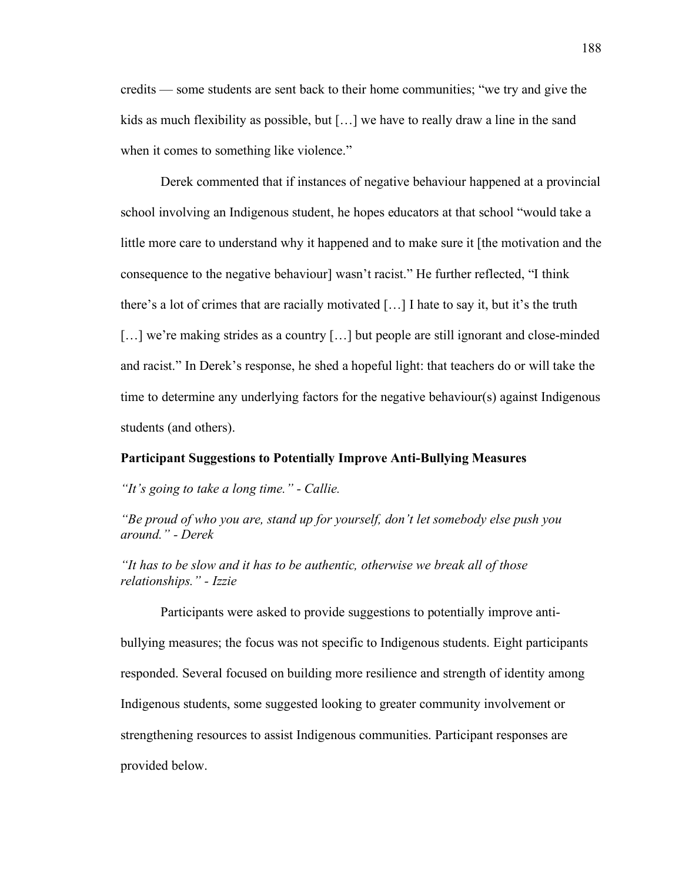credits — some students are sent back to their home communities; "we try and give the kids as much flexibility as possible, but […] we have to really draw a line in the sand when it comes to something like violence."

Derek commented that if instances of negative behaviour happened at a provincial school involving an Indigenous student, he hopes educators at that school "would take a little more care to understand why it happened and to make sure it [the motivation and the consequence to the negative behaviour] wasn't racist." He further reflected, "I think there's a lot of crimes that are racially motivated […] I hate to say it, but it's the truth […] we're making strides as a country […] but people are still ignorant and close-minded and racist." In Derek's response, he shed a hopeful light: that teachers do or will take the time to determine any underlying factors for the negative behaviour(s) against Indigenous students (and others).

**Participant Suggestions to Potentially Improve Anti-Bullying Measures**

*"It's going to take a long time." - Callie.*

*"Be proud of who you are, stand up for yourself, don't let somebody else push you around." - Derek*

*"It has to be slow and it has to be authentic, otherwise we break all of those relationships." - Izzie*

Participants were asked to provide suggestions to potentially improve anti-bullying measures; the focus was not specific to Indigenous students. Eight participants responded. Several focused on building more resilience and strength of identity among Indigenous students, some suggested looking to greater community involvement or strengthening resources to assist Indigenous communities. Participant responses are provided below.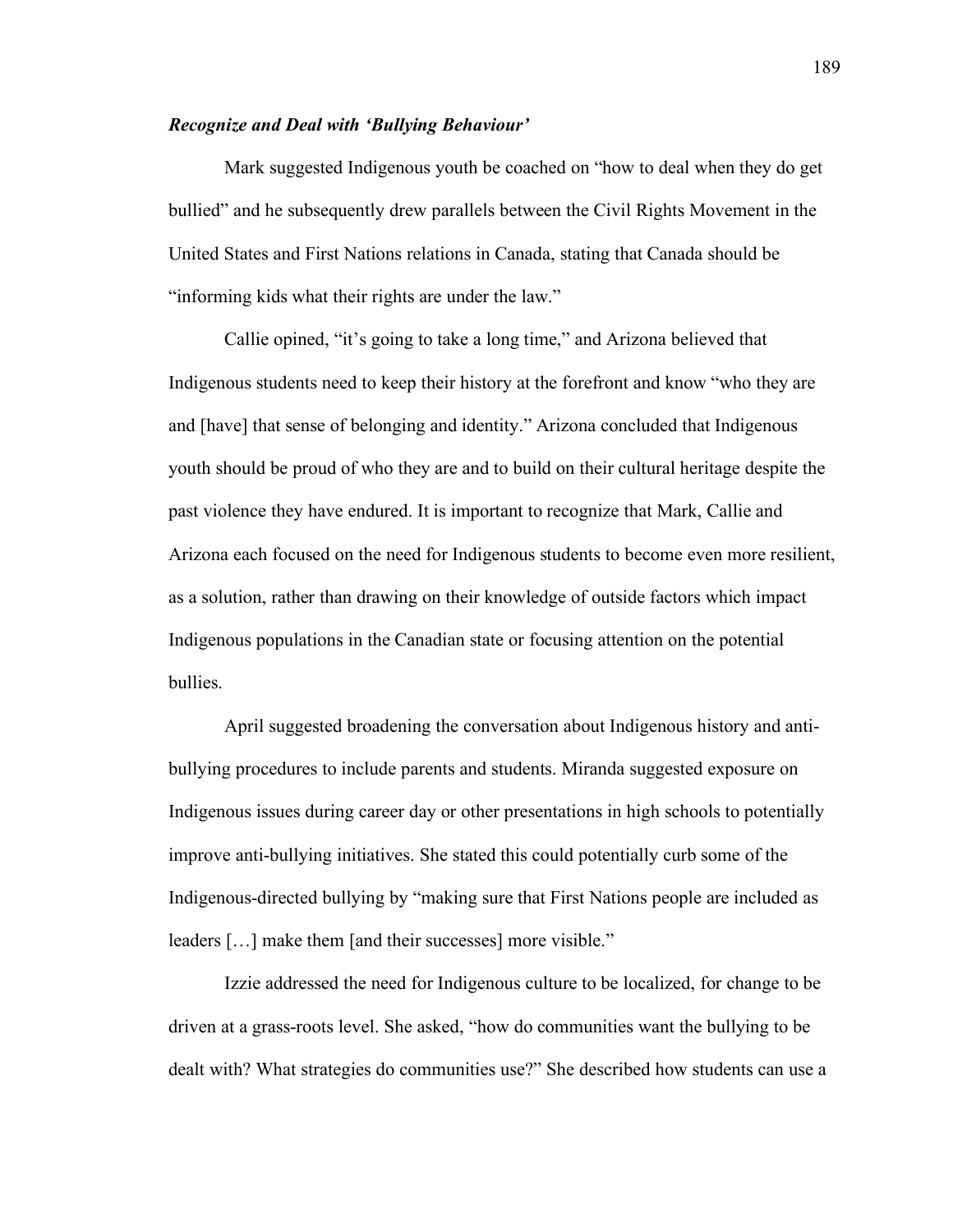### *Recognize and Deal with 'Bullying Behaviour'*

Mark suggested Indigenous youth be coached on "how to deal when they do get bullied" and he subsequently drew parallels between the Civil Rights Movement in the United States and First Nations relations in Canada, stating that Canada should be "informing kids what their rights are under the law."

Callie opined, "it's going to take a long time," and Arizona believed that Indigenous students need to keep their history at the forefront and know "who they are and [have] that sense of belonging and identity." Arizona concluded that Indigenous youth should be proud of who they are and to build on their cultural heritage despite the past violence they have endured. It is important to recognize that Mark, Callie and Arizona each focused on the need for Indigenous students to become even more resilient, as a solution, rather than drawing on their knowledge of outside factors which impact Indigenous populations in the Canadian state or focusing attention on the potential bullies.

April suggested broadening the conversation about Indigenous history and anti-bullying procedures to include parents and students. Miranda suggested exposure on Indigenous issues during career day or other presentations in high schools to potentially improve anti-bullying initiatives. She stated this could potentially curb some of the Indigenous-directed bullying by "making sure that First Nations people are included as leaders […] make them [and their successes] more visible."

Izzie addressed the need for Indigenous culture to be localized, for change to be driven at a grass-roots level. She asked, "how do communities want the bullying to be dealt with? What strategies do communities use?" She described how students can use a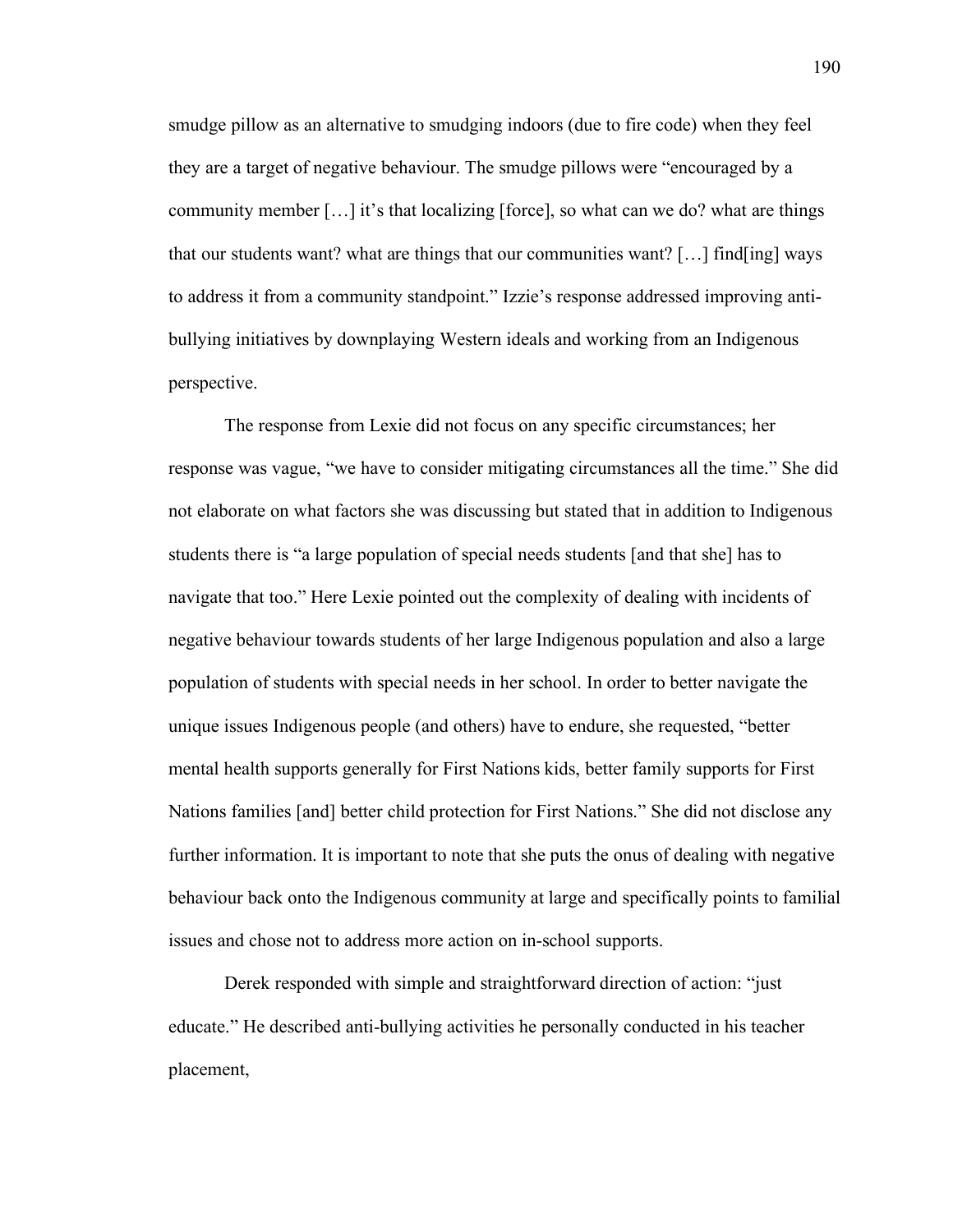smudge pillow as an alternative to smudging indoors (due to fire code) when they feel they are a target of negative behaviour. The smudge pillows were "encouraged by a community member […] it's that localizing [force], so what can we do? what are things that our students want? what are things that our communities want? […] find[ing] ways to address it from a community standpoint." Izzie's response addressed improving anti-bullying initiatives by downplaying Western ideals and working from an Indigenous perspective.

The response from Lexie did not focus on any specific circumstances; her response was vague, "we have to consider mitigating circumstances all the time." She did not elaborate on what factors she was discussing but stated that in addition to Indigenous students there is "a large population of special needs students [and that she] has to navigate that too." Here Lexie pointed out the complexity of dealing with incidents of negative behaviour towards students of her large Indigenous population and also a large population of students with special needs in her school. In order to better navigate the unique issues Indigenous people (and others) have to endure, she requested, "better mental health supports generally for First Nations kids, better family supports for First Nations families [and] better child protection for First Nations." She did not disclose any further information. It is important to note that she puts the onus of dealing with negative behaviour back onto the Indigenous community at large and specifically points to familial issues and chose not to address more action on in-school supports.

Derek responded with simple and straightforward direction of action: "just educate." He described anti-bullying activities he personally conducted in his teacher placement,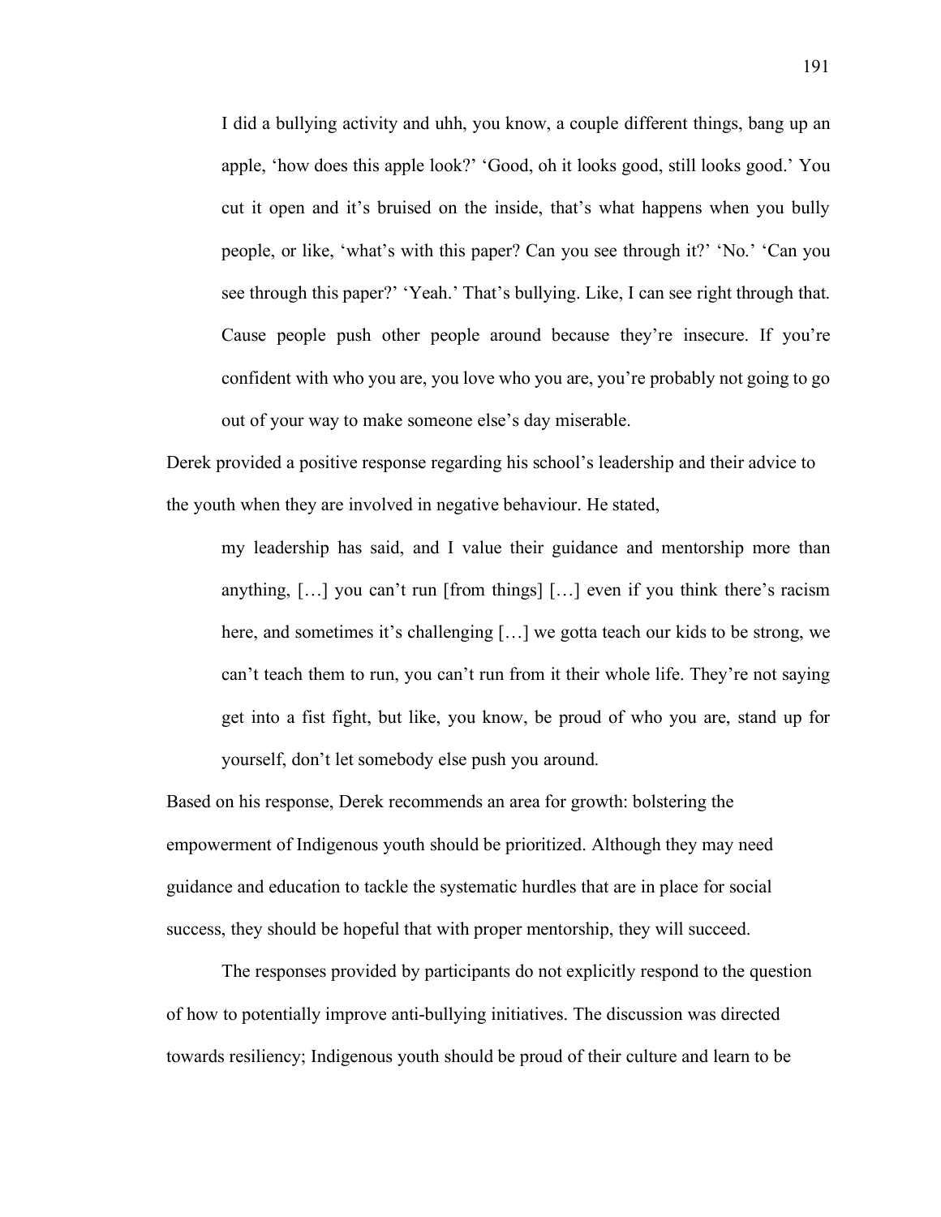> I did a bullying activity and uhh, you know, a couple different things, bang up an apple, 'how does this apple look?' 'Good, oh it looks good, still looks good.' You cut it open and it's bruised on the inside, that's what happens when you bully people, or like, 'what's with this paper? Can you see through it?' 'No.' 'Can you see through this paper?' 'Yeah.' That's bullying. Like, I can see right through that. Cause people push other people around because they're insecure. If you're confident with who you are, you love who you are, you're probably not going to go out of your way to make someone else's day miserable.

Derek provided a positive response regarding his school's leadership and their advice to the youth when they are involved in negative behaviour. He stated,

> my leadership has said, and I value their guidance and mentorship more than anything, […] you can't run [from things] […] even if you think there's racism here, and sometimes it's challenging […] we gotta teach our kids to be strong, we can't teach them to run, you can't run from it their whole life. They're not saying get into a fist fight, but like, you know, be proud of who you are, stand up for yourself, don't let somebody else push you around.

Based on his response, Derek recommends an area for growth: bolstering the empowerment of Indigenous youth should be prioritized. Although they may need guidance and education to tackle the systematic hurdles that are in place for social success, they should be hopeful that with proper mentorship, they will succeed.

The responses provided by participants do not explicitly respond to the question of how to potentially improve anti-bullying initiatives. The discussion was directed towards resiliency; Indigenous youth should be proud of their culture and learn to be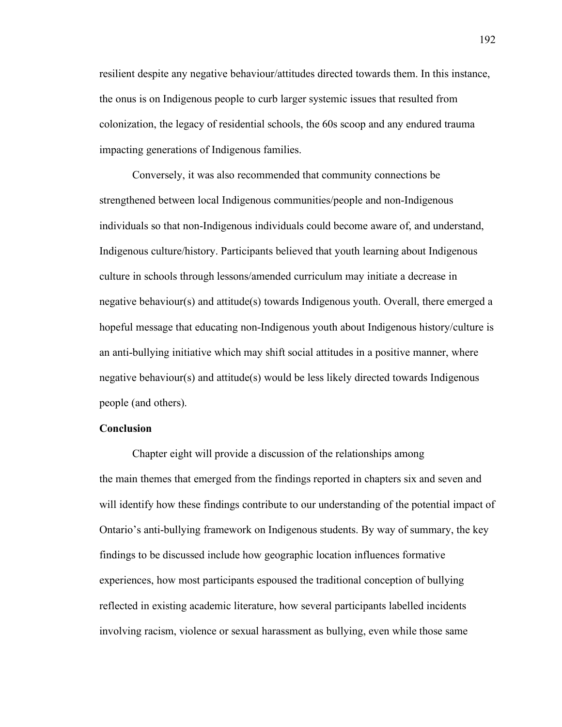resilient despite any negative behaviour/attitudes directed towards them. In this instance, the onus is on Indigenous people to curb larger systemic issues that resulted from colonization, the legacy of residential schools, the 60s scoop and any endured trauma impacting generations of Indigenous families.

Conversely, it was also recommended that community connections be strengthened between local Indigenous communities/people and non-Indigenous individuals so that non-Indigenous individuals could become aware of, and understand, Indigenous culture/history. Participants believed that youth learning about Indigenous culture in schools through lessons/amended curriculum may initiate a decrease in negative behaviour(s) and attitude(s) towards Indigenous youth. Overall, there emerged a hopeful message that educating non-Indigenous youth about Indigenous history/culture is an anti-bullying initiative which may shift social attitudes in a positive manner, where negative behaviour(s) and attitude(s) would be less likely directed towards Indigenous people (and others).

**Conclusion**

Chapter eight will provide a discussion of the relationships among the main themes that emerged from the findings reported in chapters six and seven and will identify how these findings contribute to our understanding of the potential impact of Ontario's anti-bullying framework on Indigenous students. By way of summary, the key findings to be discussed include how geographic location influences formative experiences, how most participants espoused the traditional conception of bullying reflected in existing academic literature, how several participants labelled incidents involving racism, violence or sexual harassment as bullying, even while those same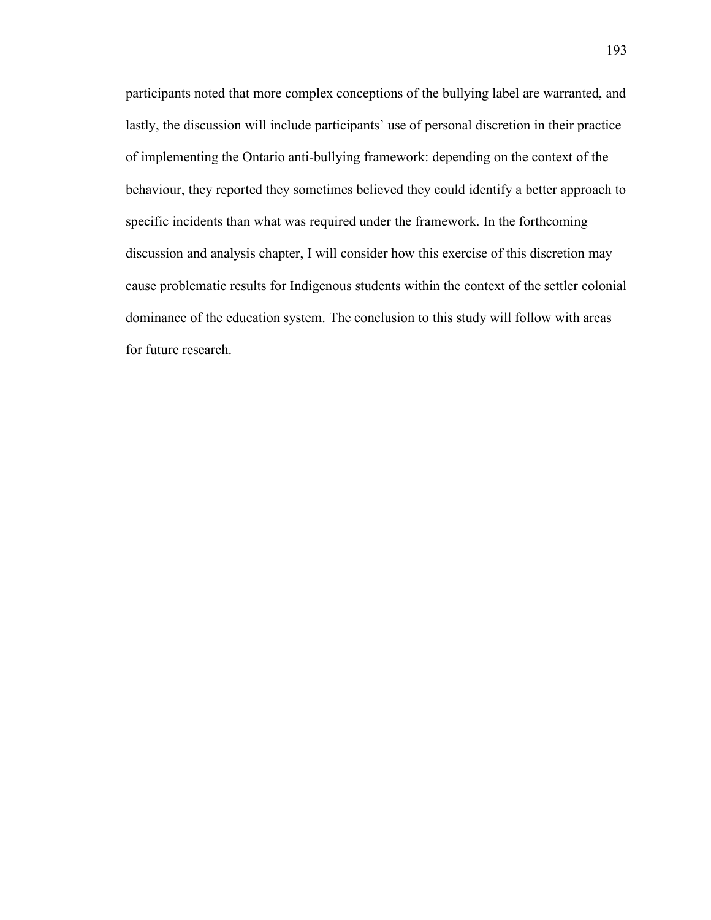participants noted that more complex conceptions of the bullying label are warranted, and lastly, the discussion will include participants' use of personal discretion in their practice of implementing the Ontario anti-bullying framework: depending on the context of the behaviour, they reported they sometimes believed they could identify a better approach to specific incidents than what was required under the framework. In the forthcoming discussion and analysis chapter, I will consider how this exercise of this discretion may cause problematic results for Indigenous students within the context of the settler colonial dominance of the education system. The conclusion to this study will follow with areas for future research.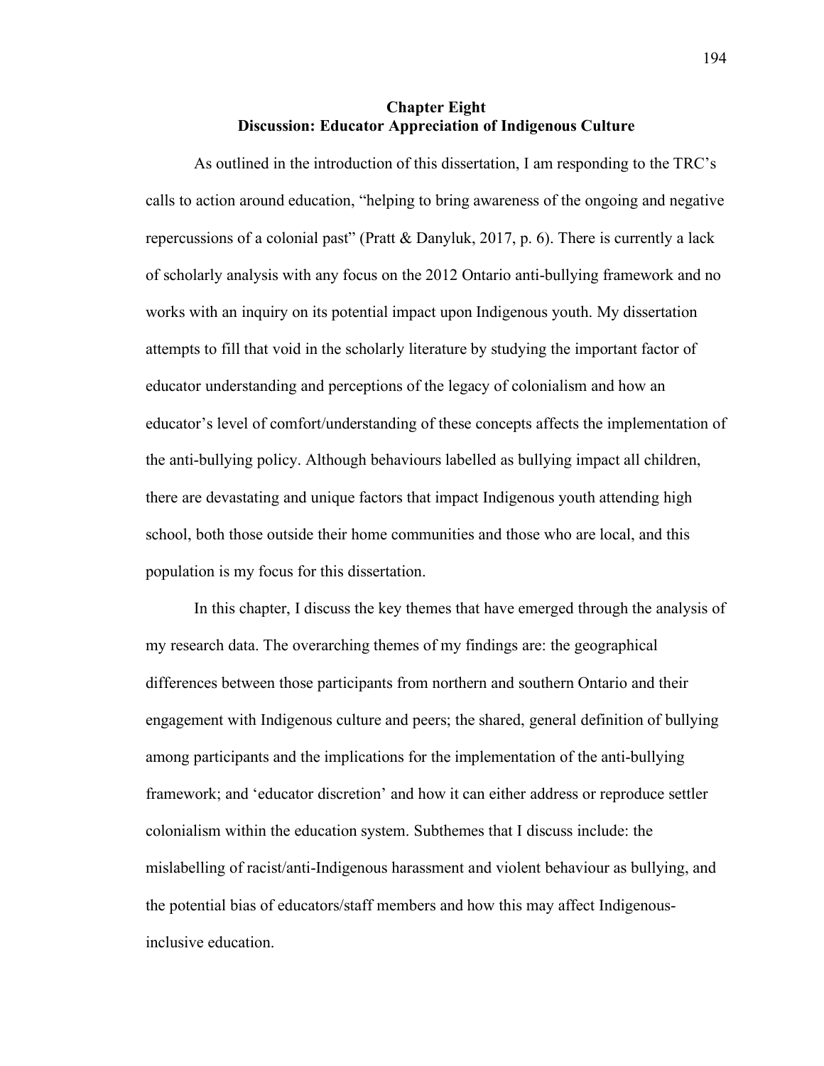# Chapter Eight
## Discussion: Educator Appreciation of Indigenous Culture

As outlined in the introduction of this dissertation, I am responding to the TRC's calls to action around education, "helping to bring awareness of the ongoing and negative repercussions of a colonial past" (Pratt & Danyluk, 2017, p. 6). There is currently a lack of scholarly analysis with any focus on the 2012 Ontario anti-bullying framework and no works with an inquiry on its potential impact upon Indigenous youth. My dissertation attempts to fill that void in the scholarly literature by studying the important factor of educator understanding and perceptions of the legacy of colonialism and how an educator's level of comfort/understanding of these concepts affects the implementation of the anti-bullying policy. Although behaviours labelled as bullying impact all children, there are devastating and unique factors that impact Indigenous youth attending high school, both those outside their home communities and those who are local, and this population is my focus for this dissertation.

In this chapter, I discuss the key themes that have emerged through the analysis of my research data. The overarching themes of my findings are: the geographical differences between those participants from northern and southern Ontario and their engagement with Indigenous culture and peers; the shared, general definition of bullying among participants and the implications for the implementation of the anti-bullying framework; and 'educator discretion' and how it can either address or reproduce settler colonialism within the education system. Subthemes that I discuss include: the mislabelling of racist/anti-Indigenous harassment and violent behaviour as bullying, and the potential bias of educators/staff members and how this may affect Indigenous-inclusive education.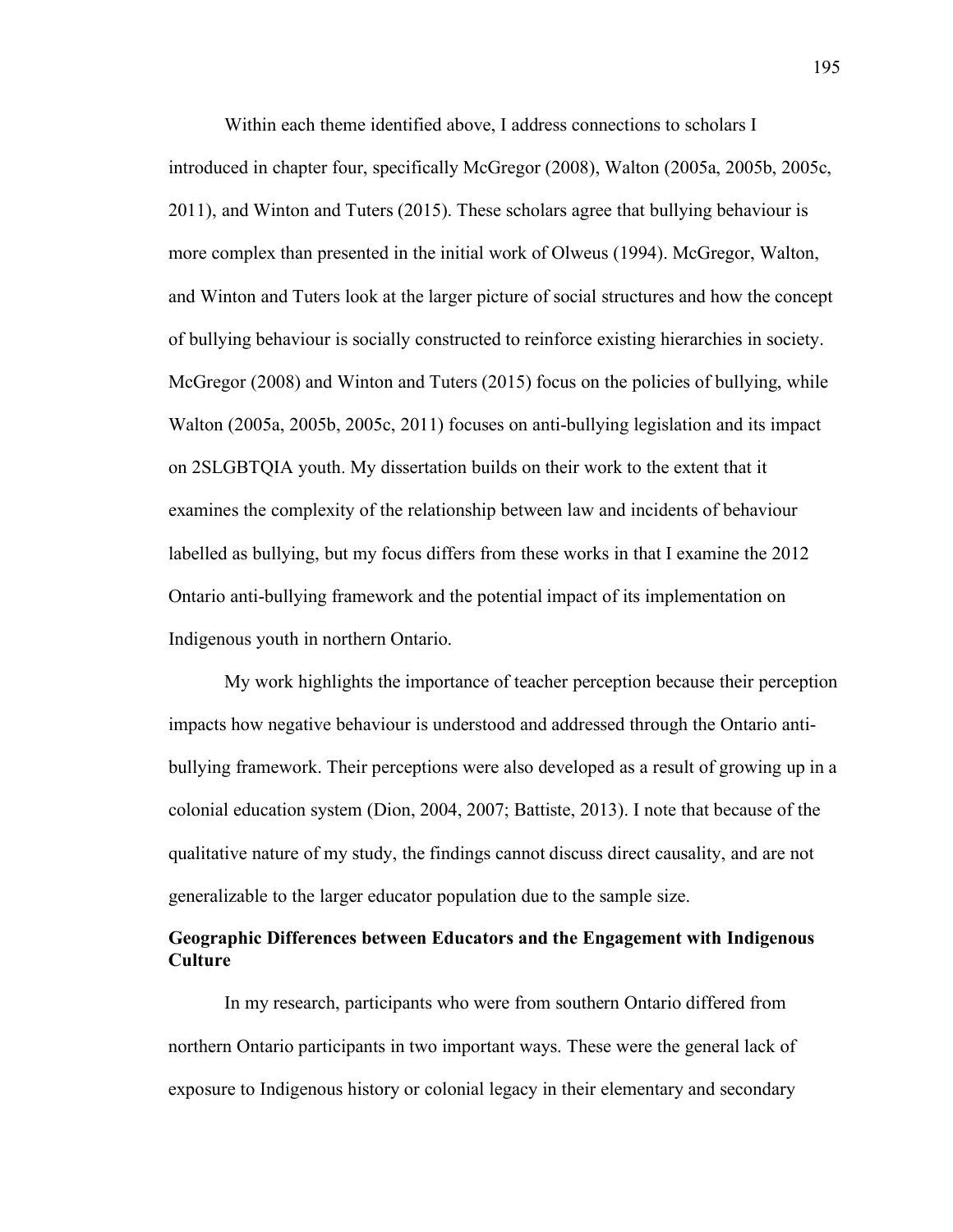Within each theme identified above, I address connections to scholars I introduced in chapter four, specifically McGregor (2008), Walton (2005a, 2005b, 2005c, 2011), and Winton and Tuters (2015). These scholars agree that bullying behaviour is more complex than presented in the initial work of Olweus (1994). McGregor, Walton, and Winton and Tuters look at the larger picture of social structures and how the concept of bullying behaviour is socially constructed to reinforce existing hierarchies in society. McGregor (2008) and Winton and Tuters (2015) focus on the policies of bullying, while Walton (2005a, 2005b, 2005c, 2011) focuses on anti-bullying legislation and its impact on 2SLGBTQIA youth. My dissertation builds on their work to the extent that it examines the complexity of the relationship between law and incidents of behaviour labelled as bullying, but my focus differs from these works in that I examine the 2012 Ontario anti-bullying framework and the potential impact of its implementation on Indigenous youth in northern Ontario.

My work highlights the importance of teacher perception because their perception impacts how negative behaviour is understood and addressed through the Ontario anti-bullying framework. Their perceptions were also developed as a result of growing up in a colonial education system (Dion, 2004, 2007; Battiste, 2013). I note that because of the qualitative nature of my study, the findings cannot discuss direct causality, and are not generalizable to the larger educator population due to the sample size.

**Geographic Differences between Educators and the Engagement with Indigenous Culture**

In my research, participants who were from southern Ontario differed from northern Ontario participants in two important ways. These were the general lack of exposure to Indigenous history or colonial legacy in their elementary and secondary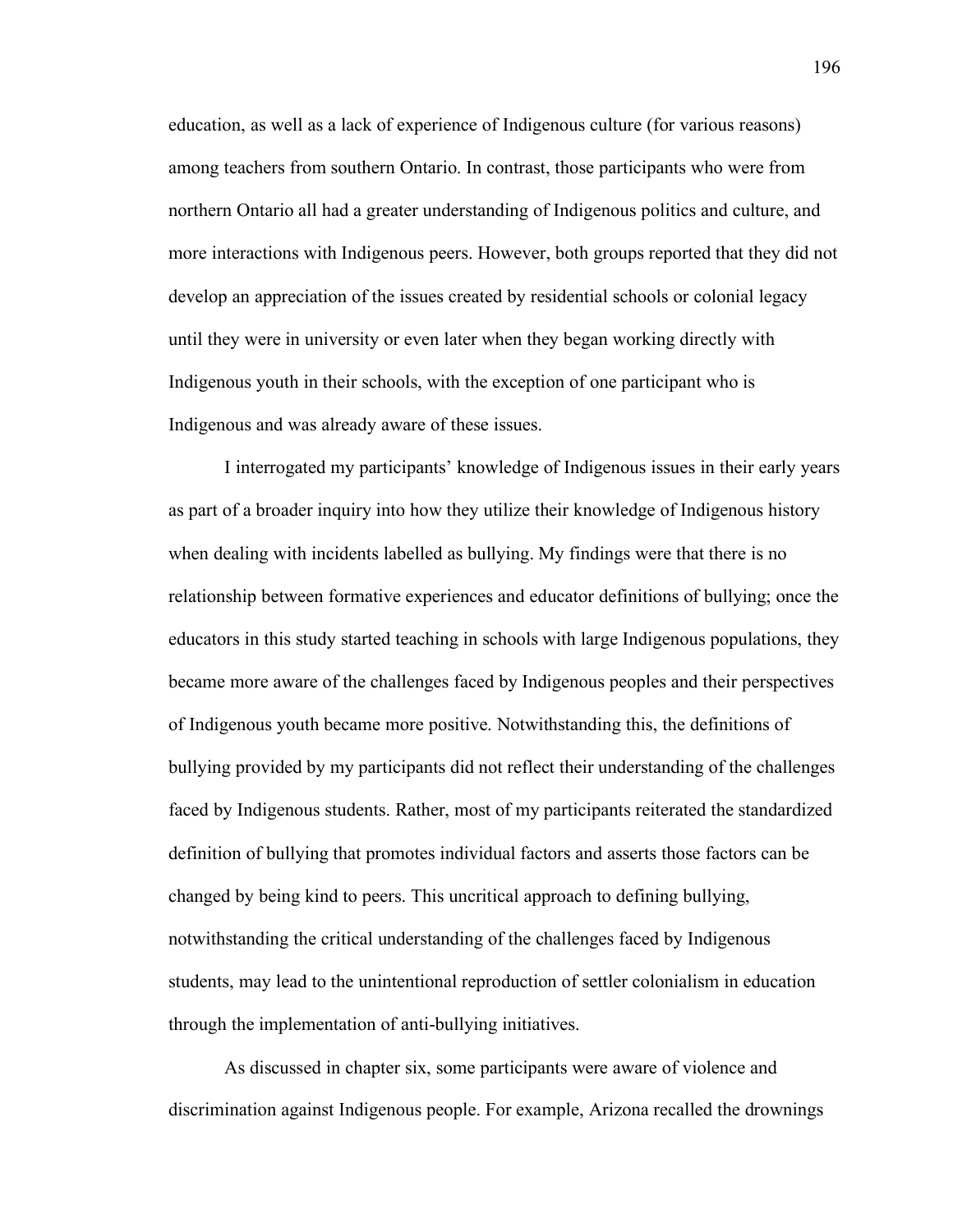education, as well as a lack of experience of Indigenous culture (for various reasons) among teachers from southern Ontario. In contrast, those participants who were from northern Ontario all had a greater understanding of Indigenous politics and culture, and more interactions with Indigenous peers. However, both groups reported that they did not develop an appreciation of the issues created by residential schools or colonial legacy until they were in university or even later when they began working directly with Indigenous youth in their schools, with the exception of one participant who is Indigenous and was already aware of these issues.

I interrogated my participants' knowledge of Indigenous issues in their early years as part of a broader inquiry into how they utilize their knowledge of Indigenous history when dealing with incidents labelled as bullying. My findings were that there is no relationship between formative experiences and educator definitions of bullying; once the educators in this study started teaching in schools with large Indigenous populations, they became more aware of the challenges faced by Indigenous peoples and their perspectives of Indigenous youth became more positive. Notwithstanding this, the definitions of bullying provided by my participants did not reflect their understanding of the challenges faced by Indigenous students. Rather, most of my participants reiterated the standardized definition of bullying that promotes individual factors and asserts those factors can be changed by being kind to peers. This uncritical approach to defining bullying, notwithstanding the critical understanding of the challenges faced by Indigenous students, may lead to the unintentional reproduction of settler colonialism in education through the implementation of anti-bullying initiatives.

As discussed in chapter six, some participants were aware of violence and discrimination against Indigenous people. For example, Arizona recalled the drownings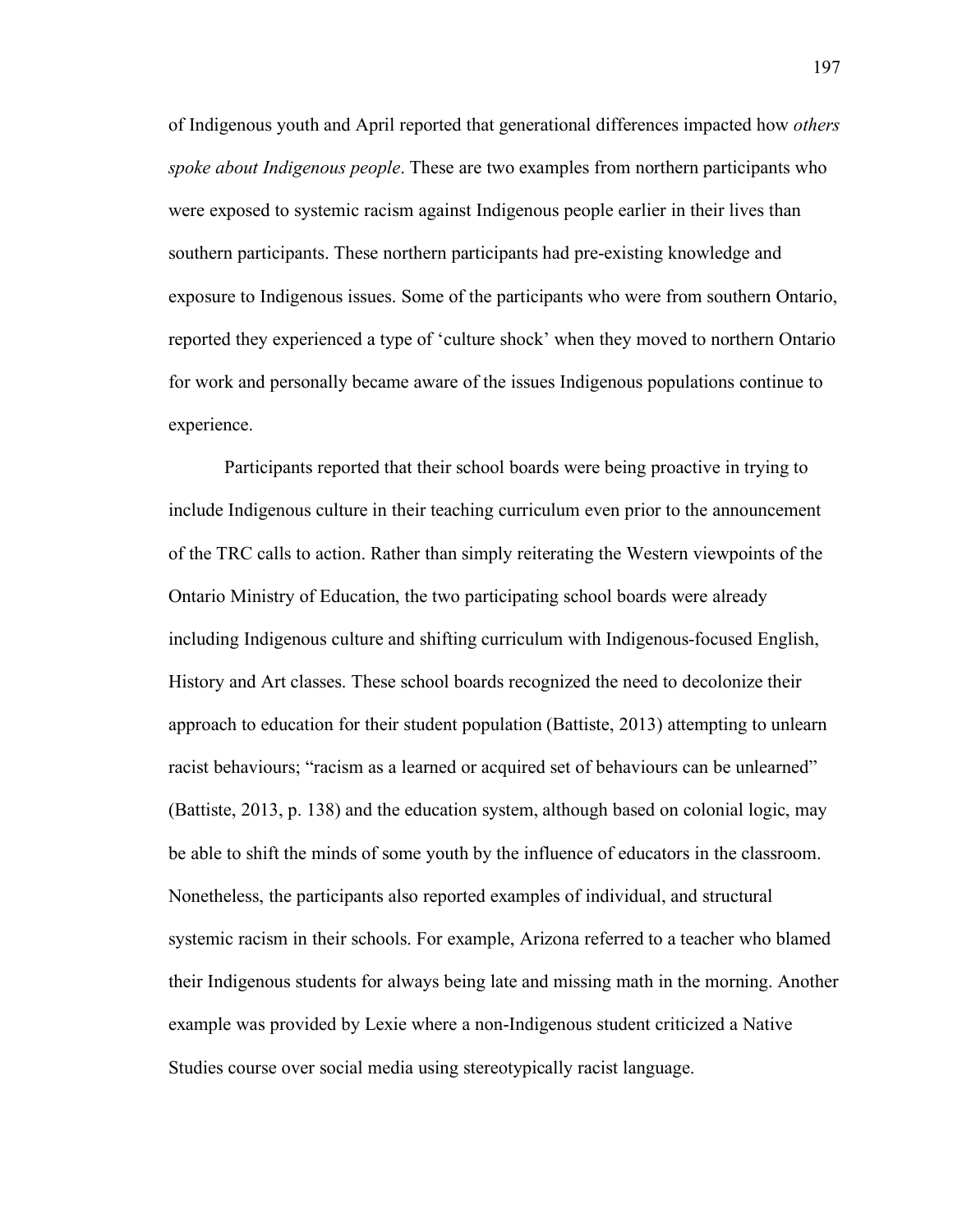of Indigenous youth and April reported that generational differences impacted how *others spoke about Indigenous people*. These are two examples from northern participants who were exposed to systemic racism against Indigenous people earlier in their lives than southern participants. These northern participants had pre-existing knowledge and exposure to Indigenous issues. Some of the participants who were from southern Ontario, reported they experienced a type of 'culture shock' when they moved to northern Ontario for work and personally became aware of the issues Indigenous populations continue to experience.

Participants reported that their school boards were being proactive in trying to include Indigenous culture in their teaching curriculum even prior to the announcement of the TRC calls to action. Rather than simply reiterating the Western viewpoints of the Ontario Ministry of Education, the two participating school boards were already including Indigenous culture and shifting curriculum with Indigenous-focused English, History and Art classes. These school boards recognized the need to decolonize their approach to education for their student population (Battiste, 2013) attempting to unlearn racist behaviours; "racism as a learned or acquired set of behaviours can be unlearned" (Battiste, 2013, p. 138) and the education system, although based on colonial logic, may be able to shift the minds of some youth by the influence of educators in the classroom. Nonetheless, the participants also reported examples of individual, and structural systemic racism in their schools. For example, Arizona referred to a teacher who blamed their Indigenous students for always being late and missing math in the morning. Another example was provided by Lexie where a non-Indigenous student criticized a Native Studies course over social media using stereotypically racist language.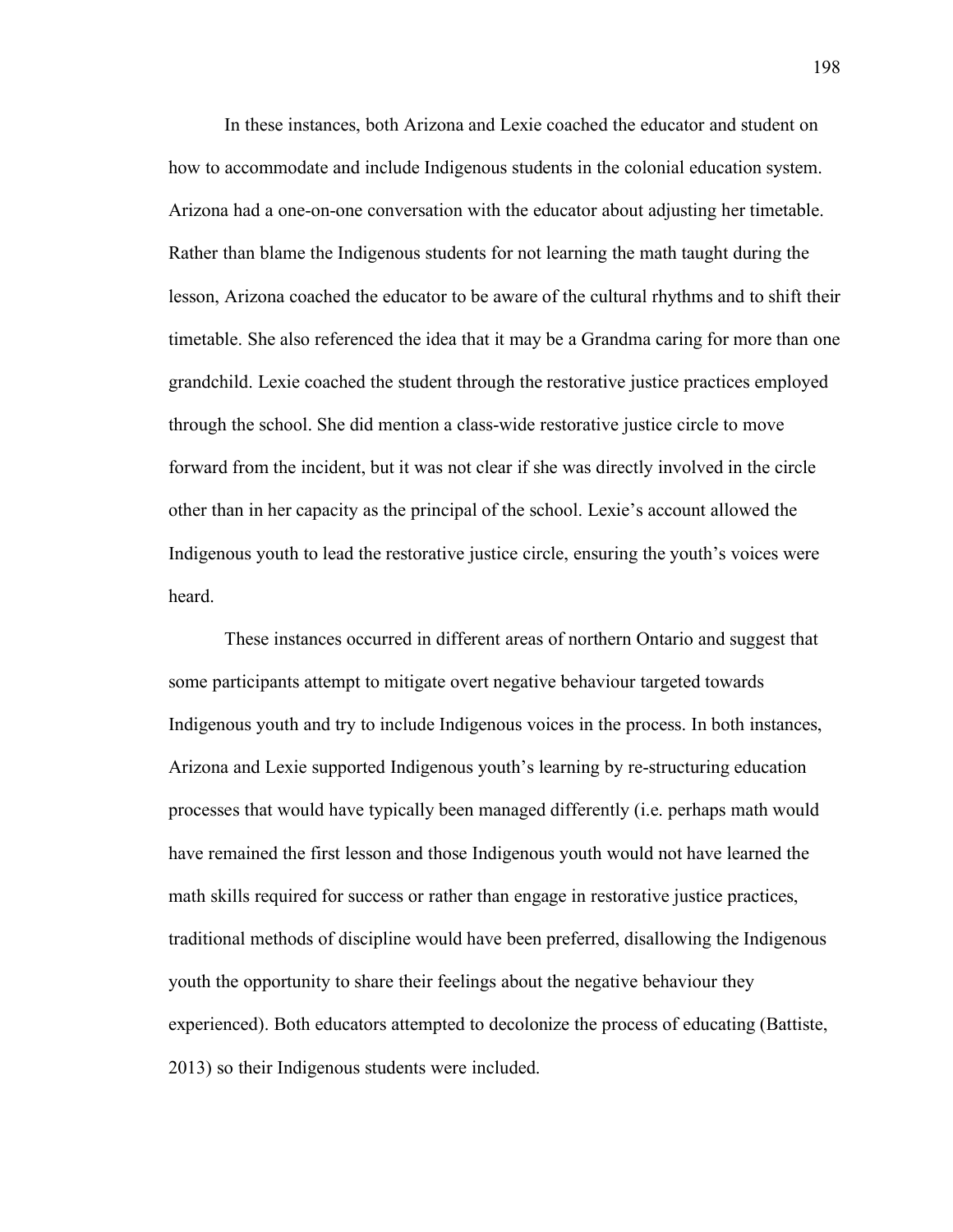In these instances, both Arizona and Lexie coached the educator and student on how to accommodate and include Indigenous students in the colonial education system. Arizona had a one-on-one conversation with the educator about adjusting her timetable. Rather than blame the Indigenous students for not learning the math taught during the lesson, Arizona coached the educator to be aware of the cultural rhythms and to shift their timetable. She also referenced the idea that it may be a Grandma caring for more than one grandchild. Lexie coached the student through the restorative justice practices employed through the school. She did mention a class-wide restorative justice circle to move forward from the incident, but it was not clear if she was directly involved in the circle other than in her capacity as the principal of the school. Lexie's account allowed the Indigenous youth to lead the restorative justice circle, ensuring the youth's voices were heard.

These instances occurred in different areas of northern Ontario and suggest that some participants attempt to mitigate overt negative behaviour targeted towards Indigenous youth and try to include Indigenous voices in the process. In both instances, Arizona and Lexie supported Indigenous youth's learning by re-structuring education processes that would have typically been managed differently (i.e. perhaps math would have remained the first lesson and those Indigenous youth would not have learned the math skills required for success or rather than engage in restorative justice practices, traditional methods of discipline would have been preferred, disallowing the Indigenous youth the opportunity to share their feelings about the negative behaviour they experienced). Both educators attempted to decolonize the process of educating (Battiste, 2013) so their Indigenous students were included.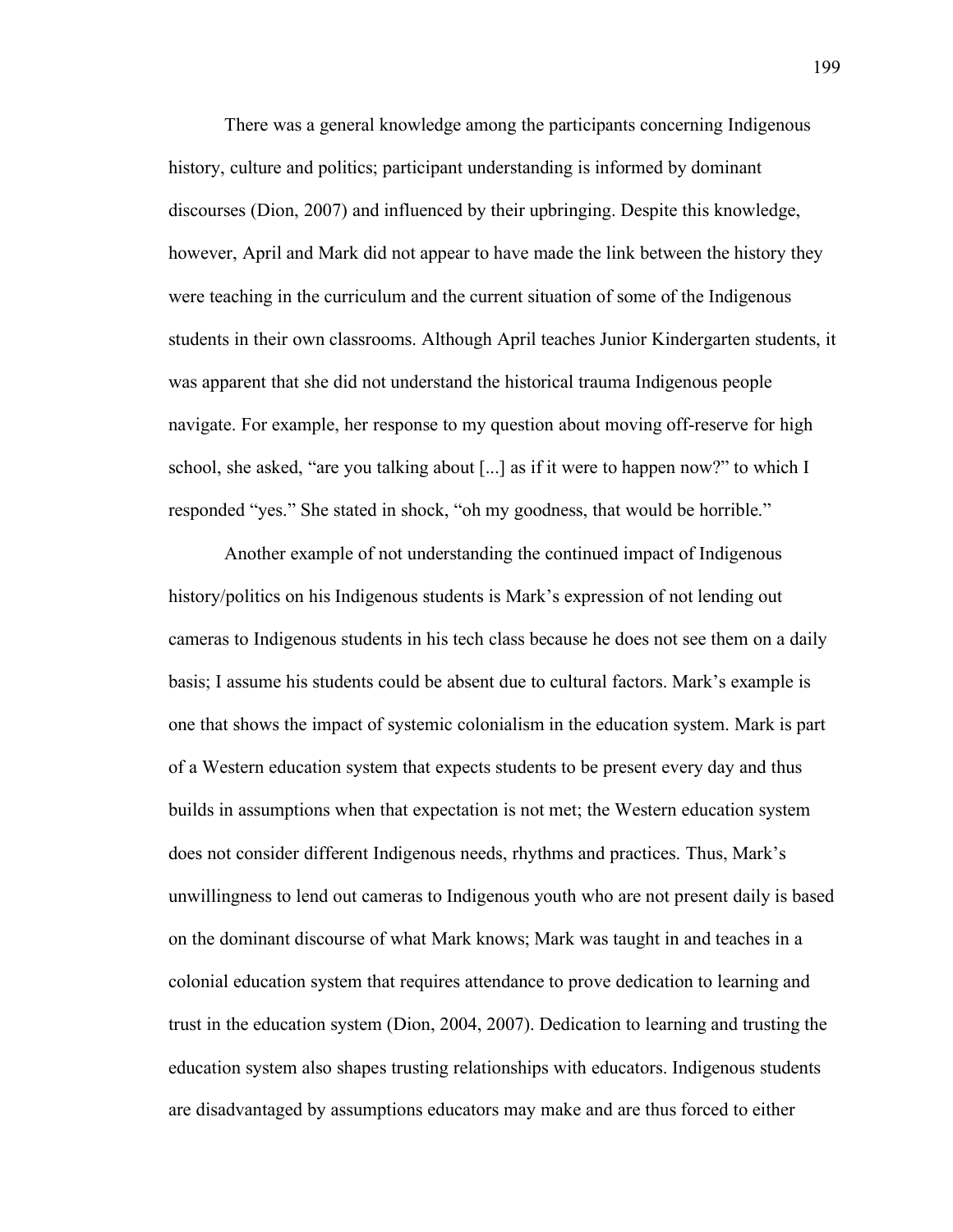There was a general knowledge among the participants concerning Indigenous history, culture and politics; participant understanding is informed by dominant discourses (Dion, 2007) and influenced by their upbringing. Despite this knowledge, however, April and Mark did not appear to have made the link between the history they were teaching in the curriculum and the current situation of some of the Indigenous students in their own classrooms. Although April teaches Junior Kindergarten students, it was apparent that she did not understand the historical trauma Indigenous people navigate. For example, her response to my question about moving off-reserve for high school, she asked, "are you talking about [...] as if it were to happen now?" to which I responded "yes." She stated in shock, "oh my goodness, that would be horrible."

Another example of not understanding the continued impact of Indigenous history/politics on his Indigenous students is Mark's expression of not lending out cameras to Indigenous students in his tech class because he does not see them on a daily basis; I assume his students could be absent due to cultural factors. Mark's example is one that shows the impact of systemic colonialism in the education system. Mark is part of a Western education system that expects students to be present every day and thus builds in assumptions when that expectation is not met; the Western education system does not consider different Indigenous needs, rhythms and practices. Thus, Mark's unwillingness to lend out cameras to Indigenous youth who are not present daily is based on the dominant discourse of what Mark knows; Mark was taught in and teaches in a colonial education system that requires attendance to prove dedication to learning and trust in the education system (Dion, 2004, 2007). Dedication to learning and trusting the education system also shapes trusting relationships with educators. Indigenous students are disadvantaged by assumptions educators may make and are thus forced to either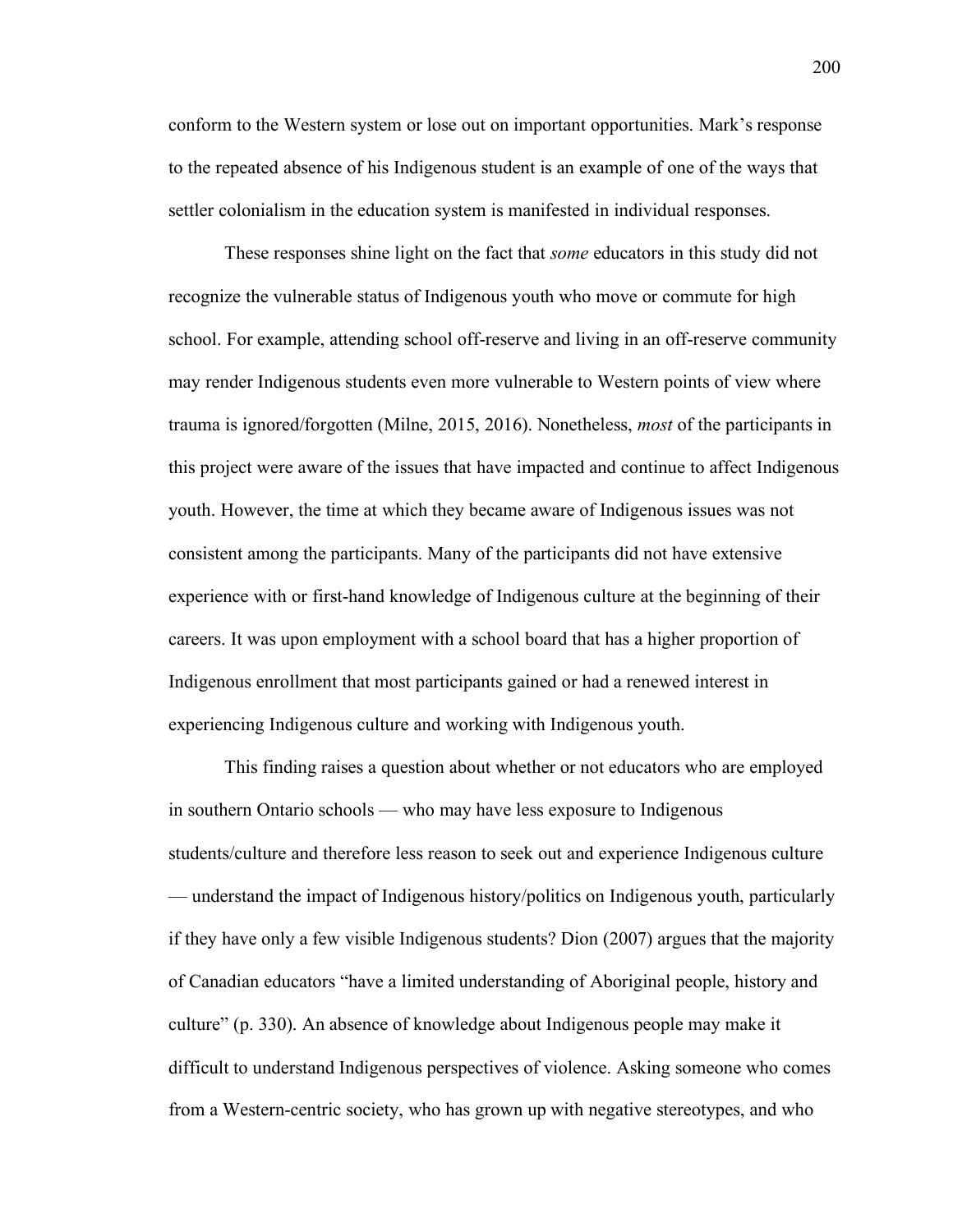conform to the Western system or lose out on important opportunities. Mark's response to the repeated absence of his Indigenous student is an example of one of the ways that settler colonialism in the education system is manifested in individual responses.

These responses shine light on the fact that *some* educators in this study did not recognize the vulnerable status of Indigenous youth who move or commute for high school. For example, attending school off-reserve and living in an off-reserve community may render Indigenous students even more vulnerable to Western points of view where trauma is ignored/forgotten (Milne, 2015, 2016). Nonetheless, *most* of the participants in this project were aware of the issues that have impacted and continue to affect Indigenous youth. However, the time at which they became aware of Indigenous issues was not consistent among the participants. Many of the participants did not have extensive experience with or first-hand knowledge of Indigenous culture at the beginning of their careers. It was upon employment with a school board that has a higher proportion of Indigenous enrollment that most participants gained or had a renewed interest in experiencing Indigenous culture and working with Indigenous youth.

This finding raises a question about whether or not educators who are employed in southern Ontario schools — who may have less exposure to Indigenous students/culture and therefore less reason to seek out and experience Indigenous culture — understand the impact of Indigenous history/politics on Indigenous youth, particularly if they have only a few visible Indigenous students? Dion (2007) argues that the majority of Canadian educators "have a limited understanding of Aboriginal people, history and culture" (p. 330). An absence of knowledge about Indigenous people may make it difficult to understand Indigenous perspectives of violence. Asking someone who comes from a Western-centric society, who has grown up with negative stereotypes, and who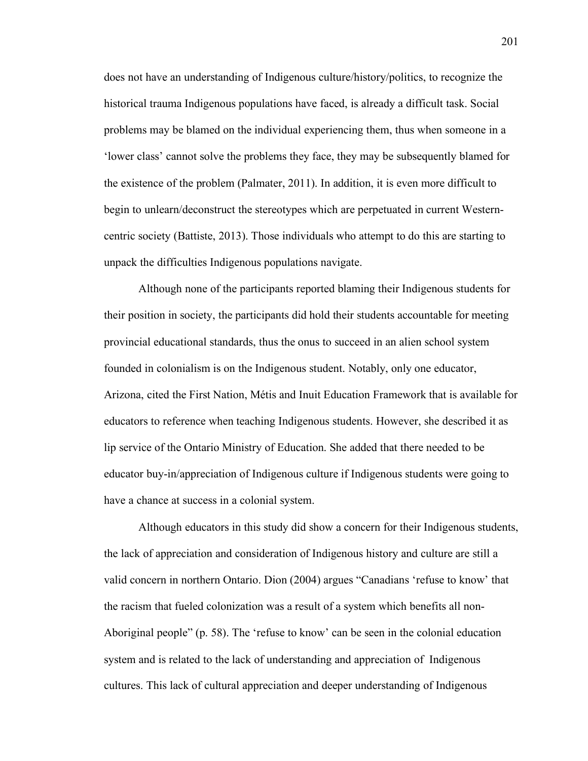does not have an understanding of Indigenous culture/history/politics, to recognize the historical trauma Indigenous populations have faced, is already a difficult task. Social problems may be blamed on the individual experiencing them, thus when someone in a 'lower class' cannot solve the problems they face, they may be subsequently blamed for the existence of the problem (Palmater, 2011). In addition, it is even more difficult to begin to unlearn/deconstruct the stereotypes which are perpetuated in current Western-centric society (Battiste, 2013). Those individuals who attempt to do this are starting to unpack the difficulties Indigenous populations navigate.

Although none of the participants reported blaming their Indigenous students for their position in society, the participants did hold their students accountable for meeting provincial educational standards, thus the onus to succeed in an alien school system founded in colonialism is on the Indigenous student. Notably, only one educator, Arizona, cited the First Nation, Métis and Inuit Education Framework that is available for educators to reference when teaching Indigenous students. However, she described it as lip service of the Ontario Ministry of Education. She added that there needed to be educator buy-in/appreciation of Indigenous culture if Indigenous students were going to have a chance at success in a colonial system.

Although educators in this study did show a concern for their Indigenous students, the lack of appreciation and consideration of Indigenous history and culture are still a valid concern in northern Ontario. Dion (2004) argues "Canadians 'refuse to know' that the racism that fueled colonization was a result of a system which benefits all non-Aboriginal people" (p. 58). The 'refuse to know' can be seen in the colonial education system and is related to the lack of understanding and appreciation of Indigenous cultures. This lack of cultural appreciation and deeper understanding of Indigenous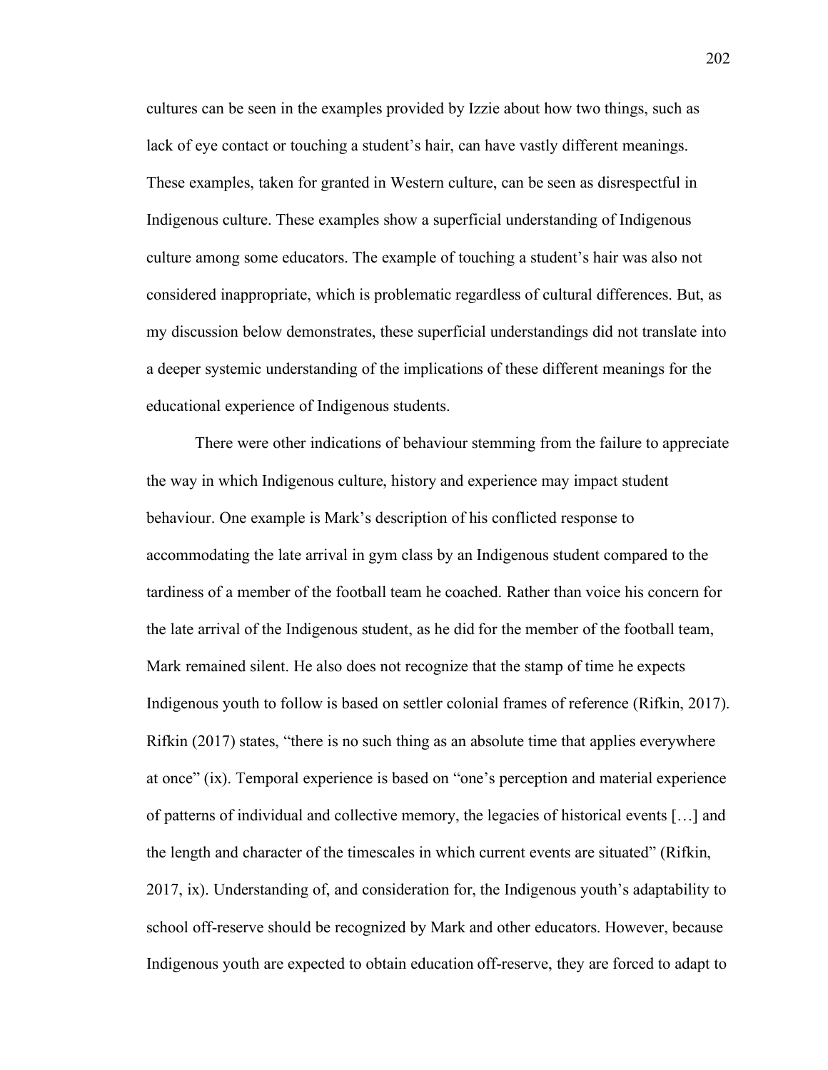cultures can be seen in the examples provided by Izzie about how two things, such as lack of eye contact or touching a student's hair, can have vastly different meanings. These examples, taken for granted in Western culture, can be seen as disrespectful in Indigenous culture. These examples show a superficial understanding of Indigenous culture among some educators. The example of touching a student's hair was also not considered inappropriate, which is problematic regardless of cultural differences. But, as my discussion below demonstrates, these superficial understandings did not translate into a deeper systemic understanding of the implications of these different meanings for the educational experience of Indigenous students.

There were other indications of behaviour stemming from the failure to appreciate the way in which Indigenous culture, history and experience may impact student behaviour. One example is Mark's description of his conflicted response to accommodating the late arrival in gym class by an Indigenous student compared to the tardiness of a member of the football team he coached. Rather than voice his concern for the late arrival of the Indigenous student, as he did for the member of the football team, Mark remained silent. He also does not recognize that the stamp of time he expects Indigenous youth to follow is based on settler colonial frames of reference (Rifkin, 2017). Rifkin (2017) states, "there is no such thing as an absolute time that applies everywhere at once" (ix). Temporal experience is based on "one's perception and material experience of patterns of individual and collective memory, the legacies of historical events […] and the length and character of the timescales in which current events are situated" (Rifkin, 2017, ix). Understanding of, and consideration for, the Indigenous youth's adaptability to school off-reserve should be recognized by Mark and other educators. However, because Indigenous youth are expected to obtain education off-reserve, they are forced to adapt to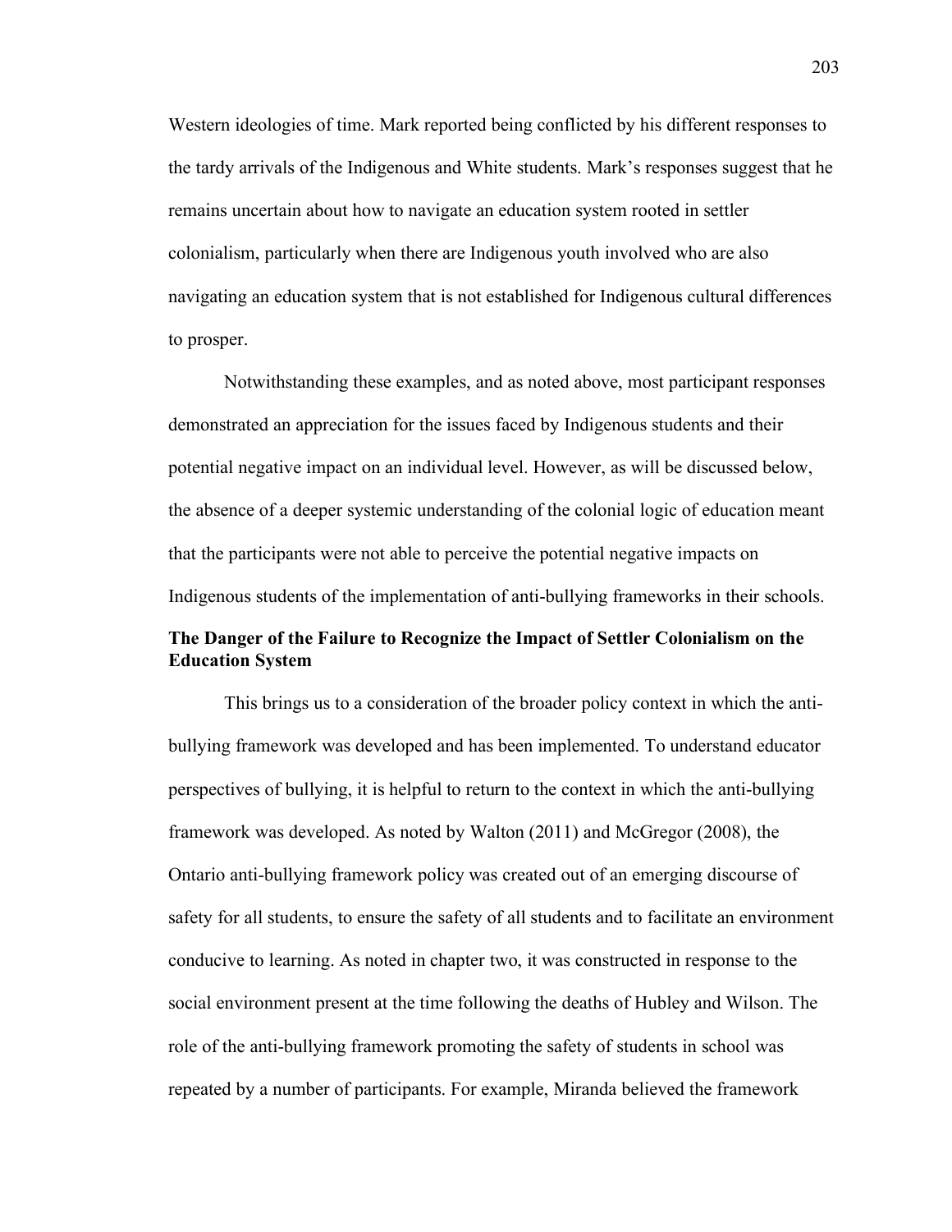Western ideologies of time. Mark reported being conflicted by his different responses to the tardy arrivals of the Indigenous and White students. Mark's responses suggest that he remains uncertain about how to navigate an education system rooted in settler colonialism, particularly when there are Indigenous youth involved who are also navigating an education system that is not established for Indigenous cultural differences to prosper.

Notwithstanding these examples, and as noted above, most participant responses demonstrated an appreciation for the issues faced by Indigenous students and their potential negative impact on an individual level. However, as will be discussed below, the absence of a deeper systemic understanding of the colonial logic of education meant that the participants were not able to perceive the potential negative impacts on Indigenous students of the implementation of anti-bullying frameworks in their schools.

### The Danger of the Failure to Recognize the Impact of Settler Colonialism on the Education System

This brings us to a consideration of the broader policy context in which the anti-bullying framework was developed and has been implemented. To understand educator perspectives of bullying, it is helpful to return to the context in which the anti-bullying framework was developed. As noted by Walton (2011) and McGregor (2008), the Ontario anti-bullying framework policy was created out of an emerging discourse of safety for all students, to ensure the safety of all students and to facilitate an environment conducive to learning. As noted in chapter two, it was constructed in response to the social environment present at the time following the deaths of Hubley and Wilson. The role of the anti-bullying framework promoting the safety of students in school was repeated by a number of participants. For example, Miranda believed the framework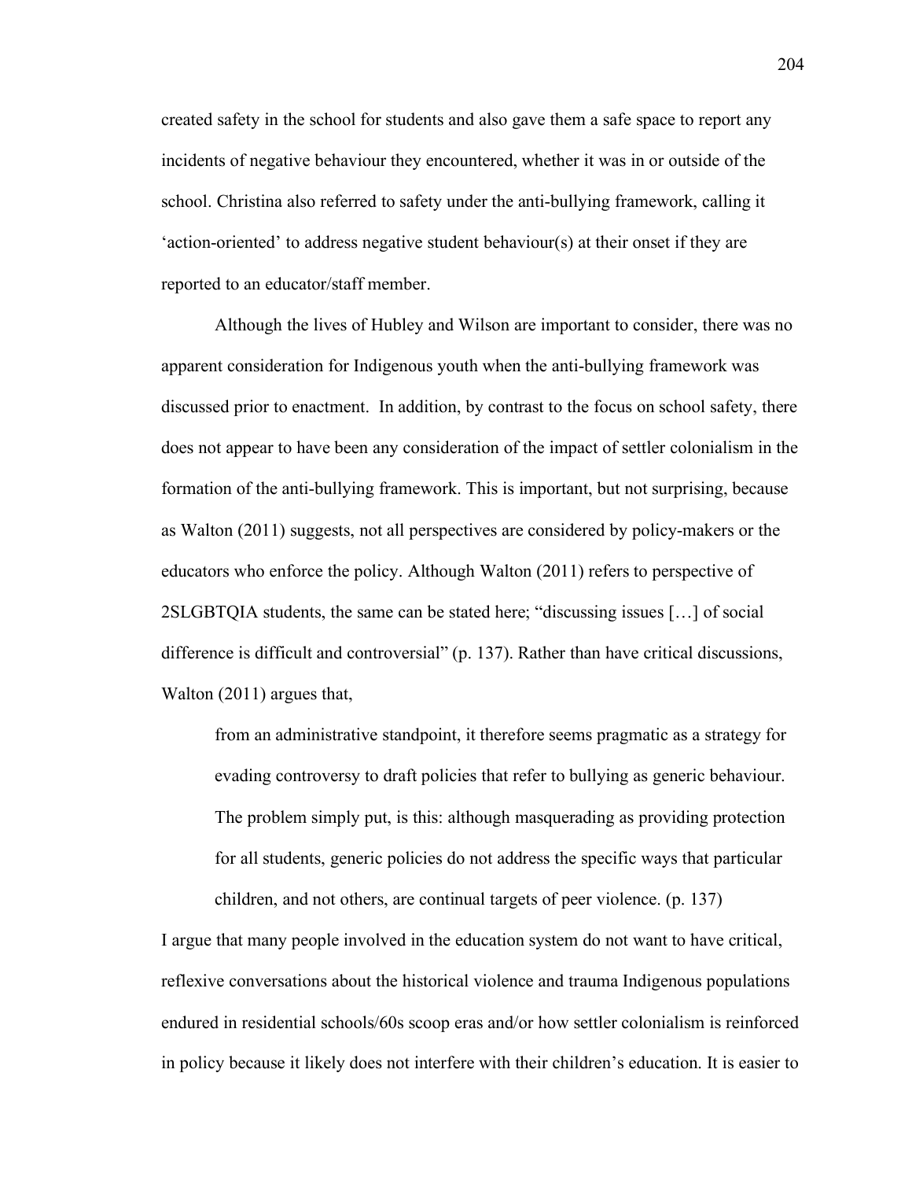created safety in the school for students and also gave them a safe space to report any incidents of negative behaviour they encountered, whether it was in or outside of the school. Christina also referred to safety under the anti-bullying framework, calling it 'action-oriented' to address negative student behaviour(s) at their onset if they are reported to an educator/staff member.

Although the lives of Hubley and Wilson are important to consider, there was no apparent consideration for Indigenous youth when the anti-bullying framework was discussed prior to enactment. In addition, by contrast to the focus on school safety, there does not appear to have been any consideration of the impact of settler colonialism in the formation of the anti-bullying framework. This is important, but not surprising, because as Walton (2011) suggests, not all perspectives are considered by policy-makers or the educators who enforce the policy. Although Walton (2011) refers to perspective of 2SLGBTQIA students, the same can be stated here; "discussing issues […] of social difference is difficult and controversial" (p. 137). Rather than have critical discussions, Walton (2011) argues that,

> from an administrative standpoint, it therefore seems pragmatic as a strategy for evading controversy to draft policies that refer to bullying as generic behaviour. The problem simply put, is this: although masquerading as providing protection for all students, generic policies do not address the specific ways that particular children, and not others, are continual targets of peer violence. (p. 137)

I argue that many people involved in the education system do not want to have critical, reflexive conversations about the historical violence and trauma Indigenous populations endured in residential schools/60s scoop eras and/or how settler colonialism is reinforced in policy because it likely does not interfere with their children's education. It is easier to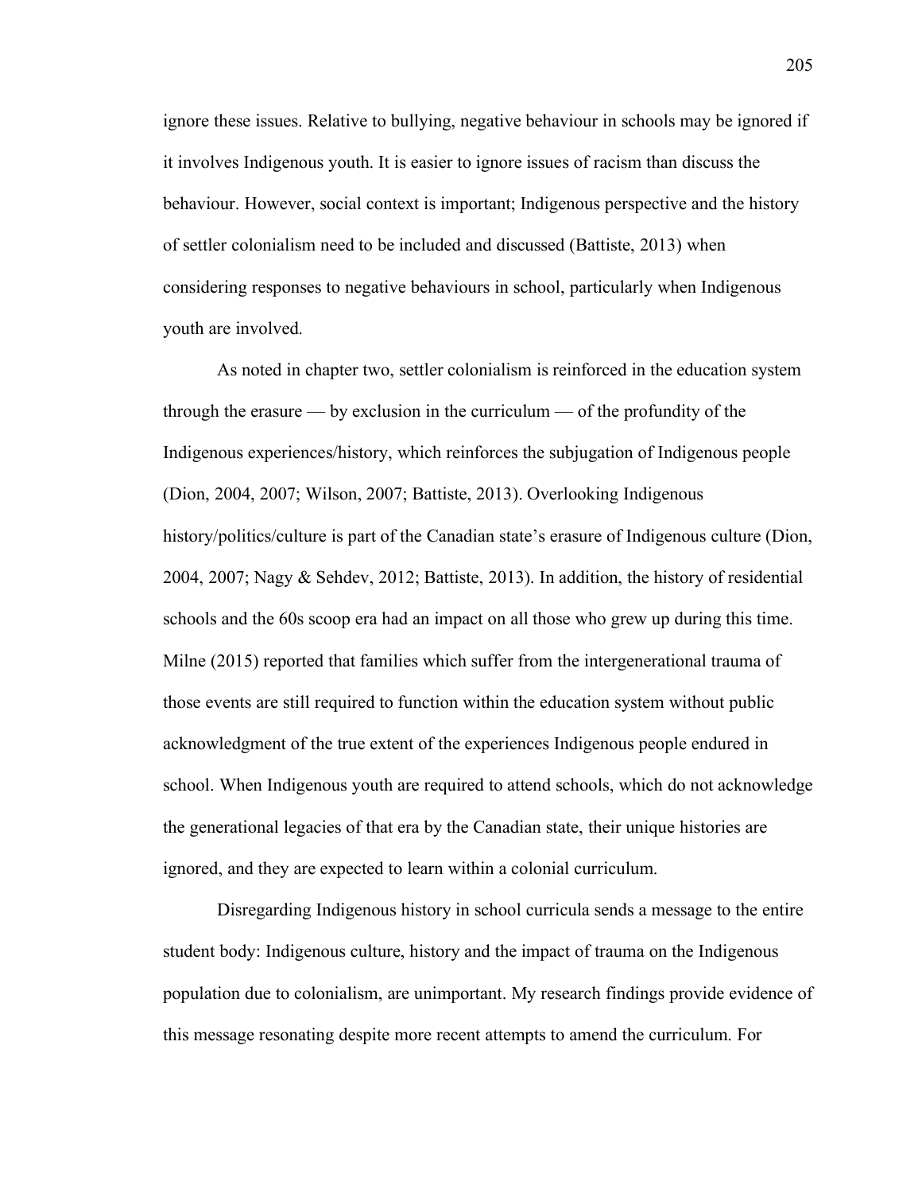ignore these issues. Relative to bullying, negative behaviour in schools may be ignored if it involves Indigenous youth. It is easier to ignore issues of racism than discuss the behaviour. However, social context is important; Indigenous perspective and the history of settler colonialism need to be included and discussed (Battiste, 2013) when considering responses to negative behaviours in school, particularly when Indigenous youth are involved.

As noted in chapter two, settler colonialism is reinforced in the education system through the erasure — by exclusion in the curriculum — of the profundity of the Indigenous experiences/history, which reinforces the subjugation of Indigenous people (Dion, 2004, 2007; Wilson, 2007; Battiste, 2013). Overlooking Indigenous history/politics/culture is part of the Canadian state's erasure of Indigenous culture (Dion, 2004, 2007; Nagy & Sehdev, 2012; Battiste, 2013). In addition, the history of residential schools and the 60s scoop era had an impact on all those who grew up during this time. Milne (2015) reported that families which suffer from the intergenerational trauma of those events are still required to function within the education system without public acknowledgment of the true extent of the experiences Indigenous people endured in school. When Indigenous youth are required to attend schools, which do not acknowledge the generational legacies of that era by the Canadian state, their unique histories are ignored, and they are expected to learn within a colonial curriculum.

Disregarding Indigenous history in school curricula sends a message to the entire student body: Indigenous culture, history and the impact of trauma on the Indigenous population due to colonialism, are unimportant. My research findings provide evidence of this message resonating despite more recent attempts to amend the curriculum. For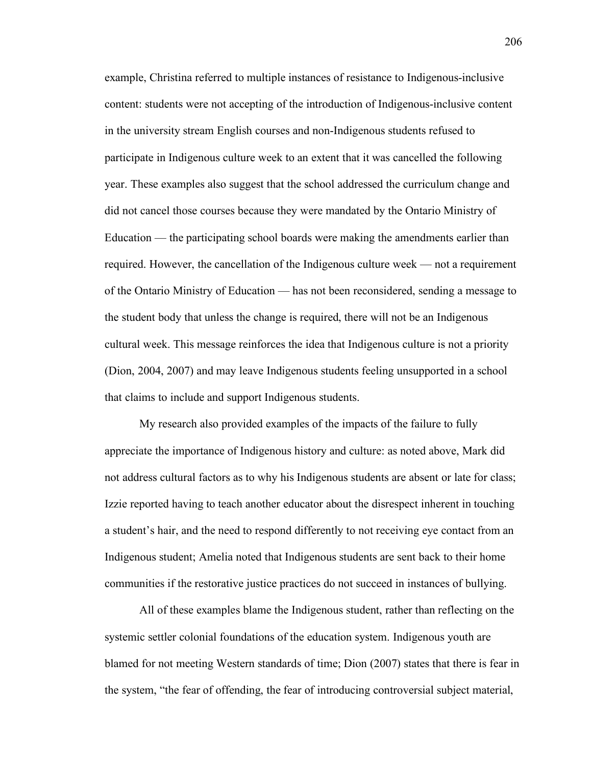example, Christina referred to multiple instances of resistance to Indigenous-inclusive content: students were not accepting of the introduction of Indigenous-inclusive content in the university stream English courses and non-Indigenous students refused to participate in Indigenous culture week to an extent that it was cancelled the following year. These examples also suggest that the school addressed the curriculum change and did not cancel those courses because they were mandated by the Ontario Ministry of Education — the participating school boards were making the amendments earlier than required. However, the cancellation of the Indigenous culture week — not a requirement of the Ontario Ministry of Education — has not been reconsidered, sending a message to the student body that unless the change is required, there will not be an Indigenous cultural week. This message reinforces the idea that Indigenous culture is not a priority (Dion, 2004, 2007) and may leave Indigenous students feeling unsupported in a school that claims to include and support Indigenous students.

My research also provided examples of the impacts of the failure to fully appreciate the importance of Indigenous history and culture: as noted above, Mark did not address cultural factors as to why his Indigenous students are absent or late for class; Izzie reported having to teach another educator about the disrespect inherent in touching a student's hair, and the need to respond differently to not receiving eye contact from an Indigenous student; Amelia noted that Indigenous students are sent back to their home communities if the restorative justice practices do not succeed in instances of bullying.

All of these examples blame the Indigenous student, rather than reflecting on the systemic settler colonial foundations of the education system. Indigenous youth are blamed for not meeting Western standards of time; Dion (2007) states that there is fear in the system, "the fear of offending, the fear of introducing controversial subject material,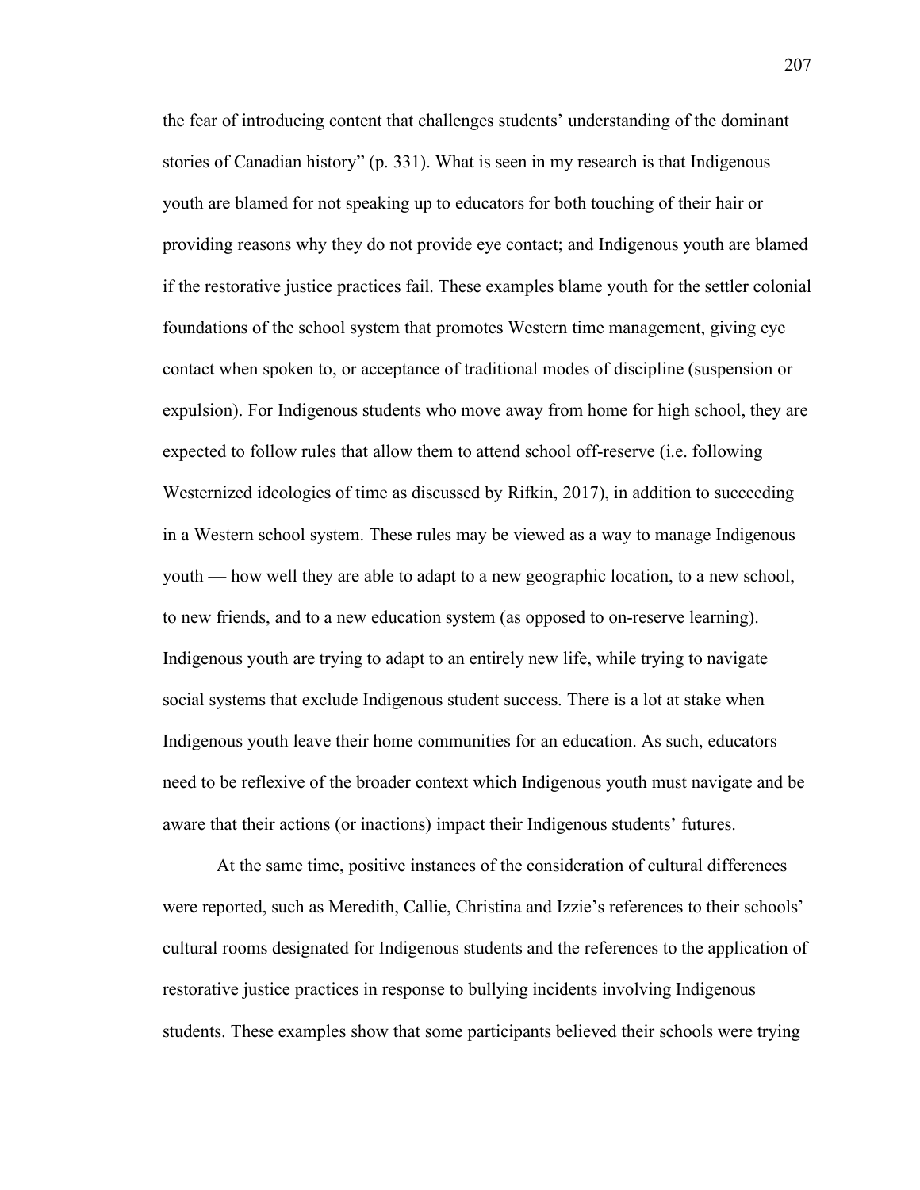the fear of introducing content that challenges students' understanding of the dominant stories of Canadian history" (p. 331). What is seen in my research is that Indigenous youth are blamed for not speaking up to educators for both touching of their hair or providing reasons why they do not provide eye contact; and Indigenous youth are blamed if the restorative justice practices fail. These examples blame youth for the settler colonial foundations of the school system that promotes Western time management, giving eye contact when spoken to, or acceptance of traditional modes of discipline (suspension or expulsion). For Indigenous students who move away from home for high school, they are expected to follow rules that allow them to attend school off-reserve (i.e. following Westernized ideologies of time as discussed by Rifkin, 2017), in addition to succeeding in a Western school system. These rules may be viewed as a way to manage Indigenous youth — how well they are able to adapt to a new geographic location, to a new school, to new friends, and to a new education system (as opposed to on-reserve learning). Indigenous youth are trying to adapt to an entirely new life, while trying to navigate social systems that exclude Indigenous student success. There is a lot at stake when Indigenous youth leave their home communities for an education. As such, educators need to be reflexive of the broader context which Indigenous youth must navigate and be aware that their actions (or inactions) impact their Indigenous students' futures.

At the same time, positive instances of the consideration of cultural differences were reported, such as Meredith, Callie, Christina and Izzie's references to their schools' cultural rooms designated for Indigenous students and the references to the application of restorative justice practices in response to bullying incidents involving Indigenous students. These examples show that some participants believed their schools were trying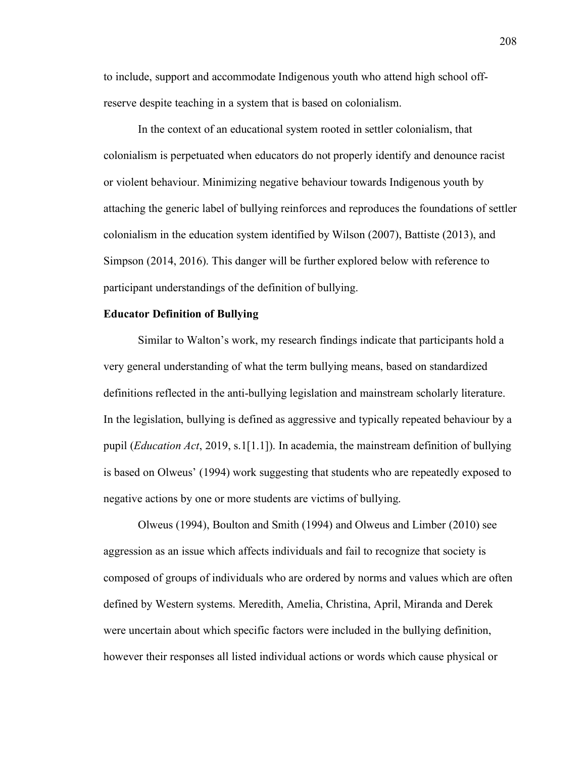to include, support and accommodate Indigenous youth who attend high school off-reserve despite teaching in a system that is based on colonialism.

In the context of an educational system rooted in settler colonialism, that colonialism is perpetuated when educators do not properly identify and denounce racist or violent behaviour. Minimizing negative behaviour towards Indigenous youth by attaching the generic label of bullying reinforces and reproduces the foundations of settler colonialism in the education system identified by Wilson (2007), Battiste (2013), and Simpson (2014, 2016). This danger will be further explored below with reference to participant understandings of the definition of bullying.

**Educator Definition of Bullying**

Similar to Walton's work, my research findings indicate that participants hold a very general understanding of what the term bullying means, based on standardized definitions reflected in the anti-bullying legislation and mainstream scholarly literature. In the legislation, bullying is defined as aggressive and typically repeated behaviour by a pupil (*Education Act*, 2019, s.1[1.1]). In academia, the mainstream definition of bullying is based on Olweus' (1994) work suggesting that students who are repeatedly exposed to negative actions by one or more students are victims of bullying.

Olweus (1994), Boulton and Smith (1994) and Olweus and Limber (2010) see aggression as an issue which affects individuals and fail to recognize that society is composed of groups of individuals who are ordered by norms and values which are often defined by Western systems. Meredith, Amelia, Christina, April, Miranda and Derek were uncertain about which specific factors were included in the bullying definition, however their responses all listed individual actions or words which cause physical or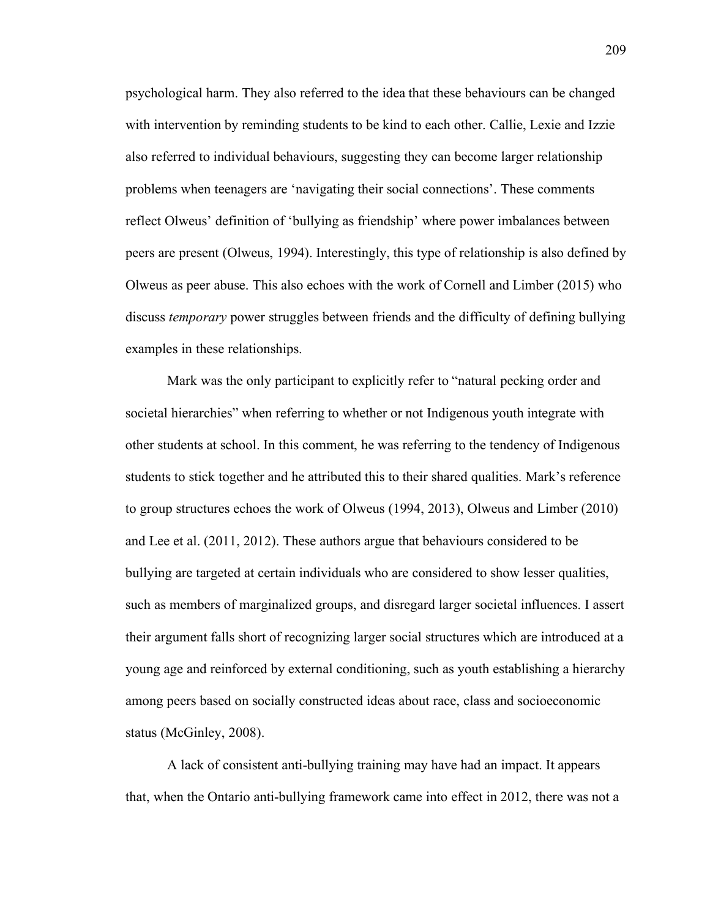psychological harm. They also referred to the idea that these behaviours can be changed with intervention by reminding students to be kind to each other. Callie, Lexie and Izzie also referred to individual behaviours, suggesting they can become larger relationship problems when teenagers are 'navigating their social connections'. These comments reflect Olweus' definition of 'bullying as friendship' where power imbalances between peers are present (Olweus, 1994). Interestingly, this type of relationship is also defined by Olweus as peer abuse. This also echoes with the work of Cornell and Limber (2015) who discuss *temporary* power struggles between friends and the difficulty of defining bullying examples in these relationships.

Mark was the only participant to explicitly refer to "natural pecking order and societal hierarchies" when referring to whether or not Indigenous youth integrate with other students at school. In this comment, he was referring to the tendency of Indigenous students to stick together and he attributed this to their shared qualities. Mark's reference to group structures echoes the work of Olweus (1994, 2013), Olweus and Limber (2010) and Lee et al. (2011, 2012). These authors argue that behaviours considered to be bullying are targeted at certain individuals who are considered to show lesser qualities, such as members of marginalized groups, and disregard larger societal influences. I assert their argument falls short of recognizing larger social structures which are introduced at a young age and reinforced by external conditioning, such as youth establishing a hierarchy among peers based on socially constructed ideas about race, class and socioeconomic status (McGinley, 2008).

A lack of consistent anti-bullying training may have had an impact. It appears that, when the Ontario anti-bullying framework came into effect in 2012, there was not a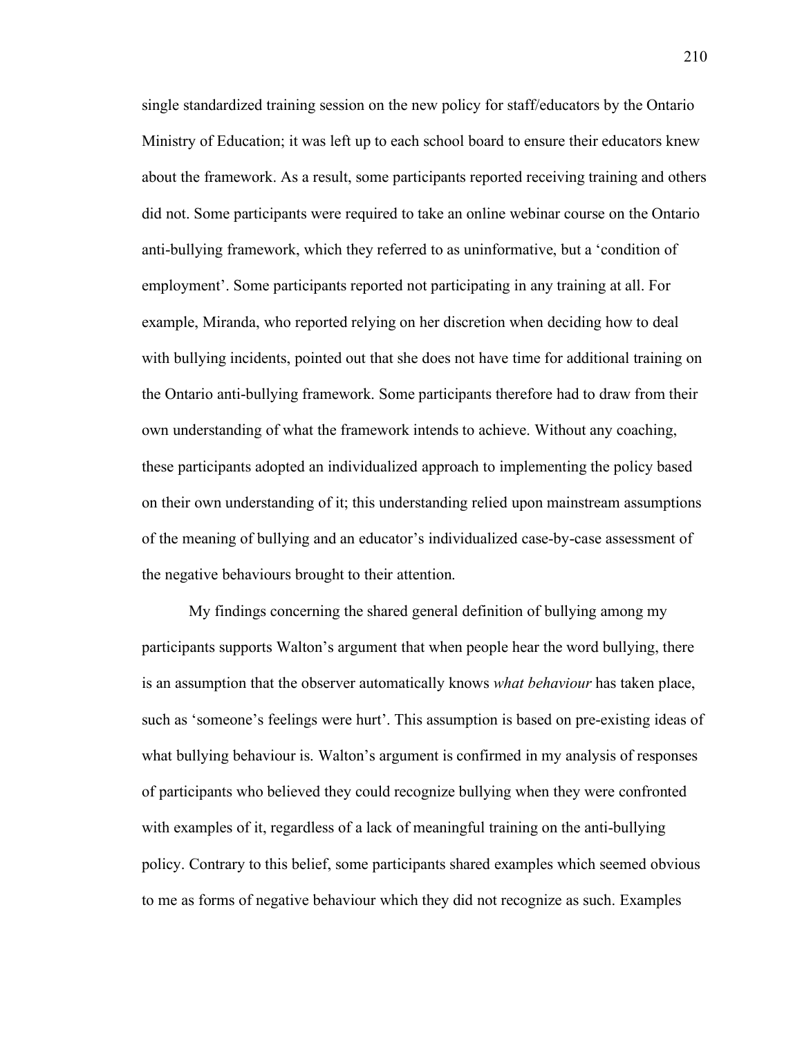single standardized training session on the new policy for staff/educators by the Ontario Ministry of Education; it was left up to each school board to ensure their educators knew about the framework. As a result, some participants reported receiving training and others did not. Some participants were required to take an online webinar course on the Ontario anti-bullying framework, which they referred to as uninformative, but a 'condition of employment'. Some participants reported not participating in any training at all. For example, Miranda, who reported relying on her discretion when deciding how to deal with bullying incidents, pointed out that she does not have time for additional training on the Ontario anti-bullying framework. Some participants therefore had to draw from their own understanding of what the framework intends to achieve. Without any coaching, these participants adopted an individualized approach to implementing the policy based on their own understanding of it; this understanding relied upon mainstream assumptions of the meaning of bullying and an educator's individualized case-by-case assessment of the negative behaviours brought to their attention.

My findings concerning the shared general definition of bullying among my participants supports Walton's argument that when people hear the word bullying, there is an assumption that the observer automatically knows *what behaviour* has taken place, such as 'someone's feelings were hurt'. This assumption is based on pre-existing ideas of what bullying behaviour is. Walton's argument is confirmed in my analysis of responses of participants who believed they could recognize bullying when they were confronted with examples of it, regardless of a lack of meaningful training on the anti-bullying policy. Contrary to this belief, some participants shared examples which seemed obvious to me as forms of negative behaviour which they did not recognize as such. Examples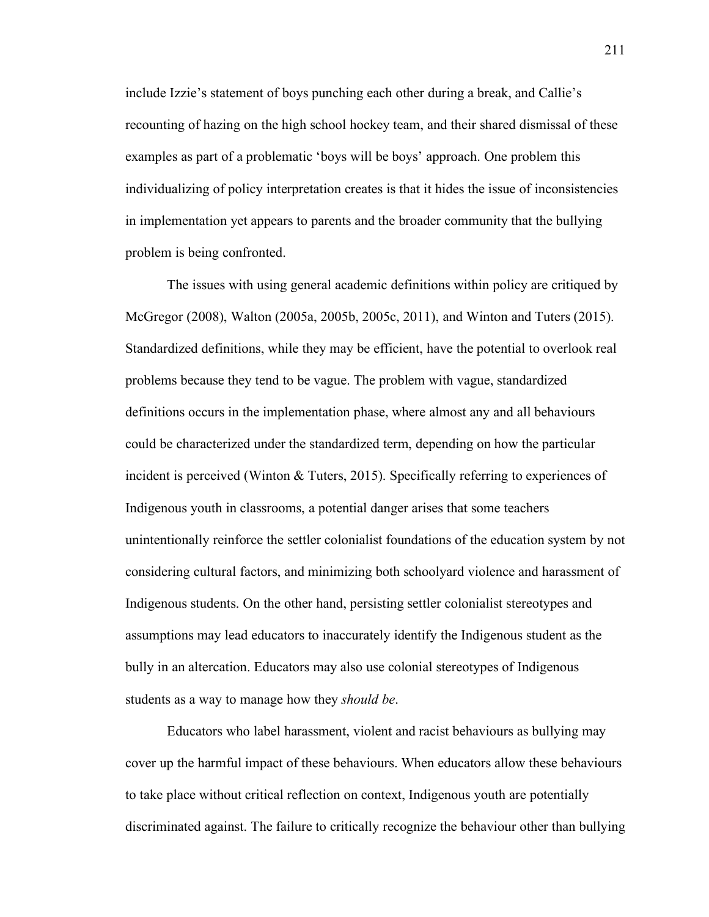include Izzie's statement of boys punching each other during a break, and Callie's recounting of hazing on the high school hockey team, and their shared dismissal of these examples as part of a problematic 'boys will be boys' approach. One problem this individualizing of policy interpretation creates is that it hides the issue of inconsistencies in implementation yet appears to parents and the broader community that the bullying problem is being confronted.

The issues with using general academic definitions within policy are critiqued by McGregor (2008), Walton (2005a, 2005b, 2005c, 2011), and Winton and Tuters (2015). Standardized definitions, while they may be efficient, have the potential to overlook real problems because they tend to be vague. The problem with vague, standardized definitions occurs in the implementation phase, where almost any and all behaviours could be characterized under the standardized term, depending on how the particular incident is perceived (Winton & Tuters, 2015). Specifically referring to experiences of Indigenous youth in classrooms, a potential danger arises that some teachers unintentionally reinforce the settler colonialist foundations of the education system by not considering cultural factors, and minimizing both schoolyard violence and harassment of Indigenous students. On the other hand, persisting settler colonialist stereotypes and assumptions may lead educators to inaccurately identify the Indigenous student as the bully in an altercation. Educators may also use colonial stereotypes of Indigenous students as a way to manage how they *should be*.

Educators who label harassment, violent and racist behaviours as bullying may cover up the harmful impact of these behaviours. When educators allow these behaviours to take place without critical reflection on context, Indigenous youth are potentially discriminated against. The failure to critically recognize the behaviour other than bullying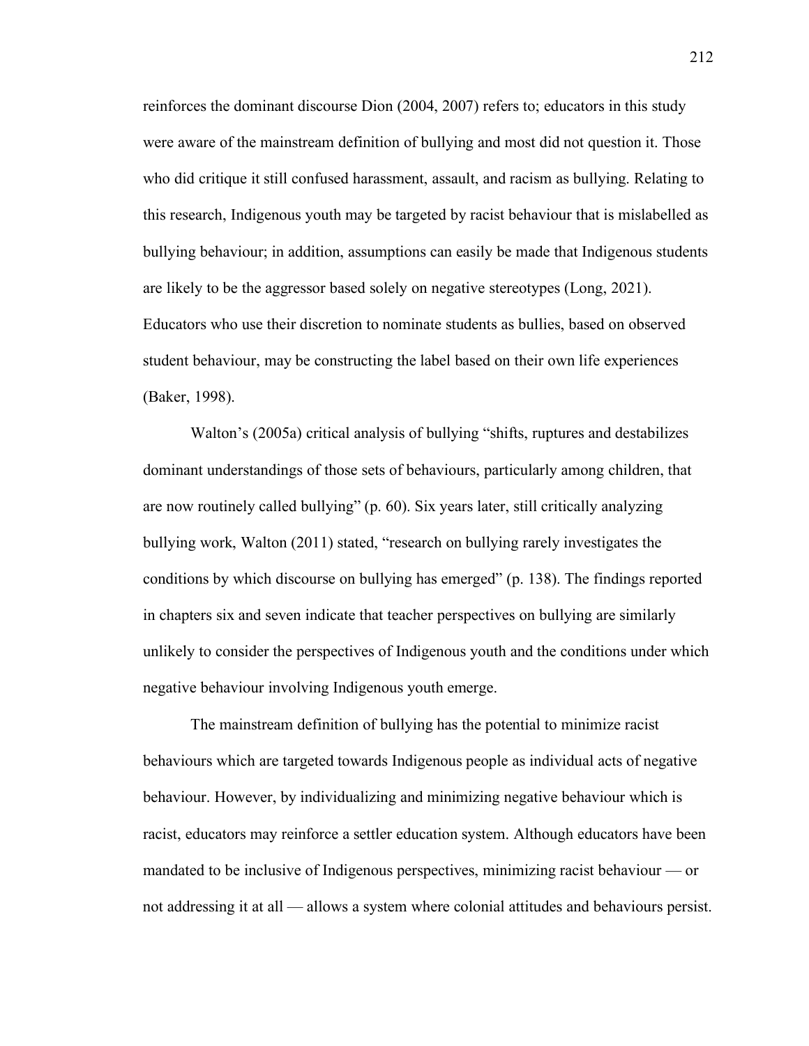reinforces the dominant discourse Dion (2004, 2007) refers to; educators in this study were aware of the mainstream definition of bullying and most did not question it. Those who did critique it still confused harassment, assault, and racism as bullying. Relating to this research, Indigenous youth may be targeted by racist behaviour that is mislabelled as bullying behaviour; in addition, assumptions can easily be made that Indigenous students are likely to be the aggressor based solely on negative stereotypes (Long, 2021). Educators who use their discretion to nominate students as bullies, based on observed student behaviour, may be constructing the label based on their own life experiences (Baker, 1998).

Walton's (2005a) critical analysis of bullying "shifts, ruptures and destabilizes dominant understandings of those sets of behaviours, particularly among children, that are now routinely called bullying" (p. 60). Six years later, still critically analyzing bullying work, Walton (2011) stated, "research on bullying rarely investigates the conditions by which discourse on bullying has emerged" (p. 138). The findings reported in chapters six and seven indicate that teacher perspectives on bullying are similarly unlikely to consider the perspectives of Indigenous youth and the conditions under which negative behaviour involving Indigenous youth emerge.

The mainstream definition of bullying has the potential to minimize racist behaviours which are targeted towards Indigenous people as individual acts of negative behaviour. However, by individualizing and minimizing negative behaviour which is racist, educators may reinforce a settler education system. Although educators have been mandated to be inclusive of Indigenous perspectives, minimizing racist behaviour — or not addressing it at all — allows a system where colonial attitudes and behaviours persist.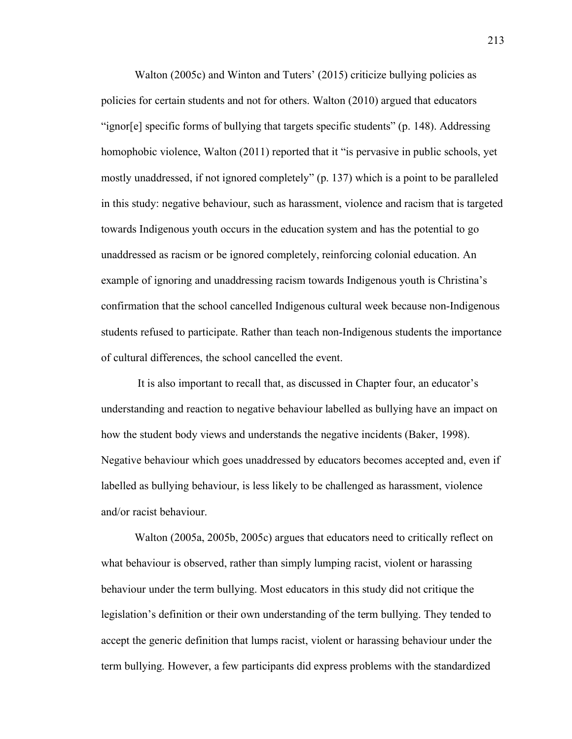Walton (2005c) and Winton and Tuters' (2015) criticize bullying policies as policies for certain students and not for others. Walton (2010) argued that educators "ignor[e] specific forms of bullying that targets specific students" (p. 148). Addressing homophobic violence, Walton (2011) reported that it "is pervasive in public schools, yet mostly unaddressed, if not ignored completely" (p. 137) which is a point to be paralleled in this study: negative behaviour, such as harassment, violence and racism that is targeted towards Indigenous youth occurs in the education system and has the potential to go unaddressed as racism or be ignored completely, reinforcing colonial education. An example of ignoring and unaddressing racism towards Indigenous youth is Christina's confirmation that the school cancelled Indigenous cultural week because non-Indigenous students refused to participate. Rather than teach non-Indigenous students the importance of cultural differences, the school cancelled the event.

It is also important to recall that, as discussed in Chapter four, an educator's understanding and reaction to negative behaviour labelled as bullying have an impact on how the student body views and understands the negative incidents (Baker, 1998). Negative behaviour which goes unaddressed by educators becomes accepted and, even if labelled as bullying behaviour, is less likely to be challenged as harassment, violence and/or racist behaviour.

Walton (2005a, 2005b, 2005c) argues that educators need to critically reflect on what behaviour is observed, rather than simply lumping racist, violent or harassing behaviour under the term bullying. Most educators in this study did not critique the legislation's definition or their own understanding of the term bullying. They tended to accept the generic definition that lumps racist, violent or harassing behaviour under the term bullying. However, a few participants did express problems with the standardized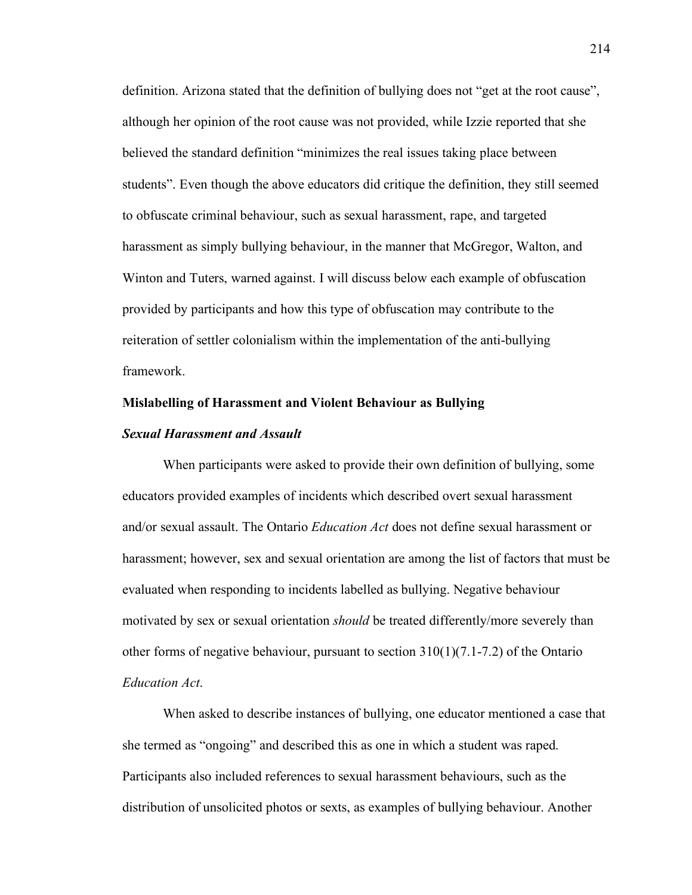definition. Arizona stated that the definition of bullying does not "get at the root cause", although her opinion of the root cause was not provided, while Izzie reported that she believed the standard definition "minimizes the real issues taking place between students". Even though the above educators did critique the definition, they still seemed to obfuscate criminal behaviour, such as sexual harassment, rape, and targeted harassment as simply bullying behaviour, in the manner that McGregor, Walton, and Winton and Tuters, warned against. I will discuss below each example of obfuscation provided by participants and how this type of obfuscation may contribute to the reiteration of settler colonialism within the implementation of the anti-bullying framework.

## Mislabelling of Harassment and Violent Behaviour as Bullying

### *Sexual Harassment and Assault*

When participants were asked to provide their own definition of bullying, some educators provided examples of incidents which described overt sexual harassment and/or sexual assault. The Ontario *Education Act* does not define sexual harassment or harassment; however, sex and sexual orientation are among the list of factors that must be evaluated when responding to incidents labelled as bullying. Negative behaviour motivated by sex or sexual orientation *should* be treated differently/more severely than other forms of negative behaviour, pursuant to section 310(1)(7.1-7.2) of the Ontario *Education Act*.

When asked to describe instances of bullying, one educator mentioned a case that she termed as "ongoing" and described this as one in which a student was raped. Participants also included references to sexual harassment behaviours, such as the distribution of unsolicited photos or sexts, as examples of bullying behaviour. Another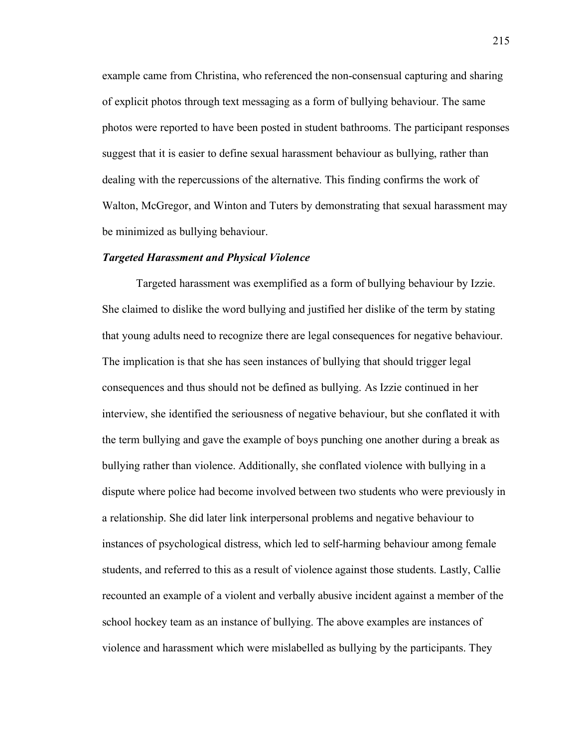example came from Christina, who referenced the non-consensual capturing and sharing of explicit photos through text messaging as a form of bullying behaviour. The same photos were reported to have been posted in student bathrooms. The participant responses suggest that it is easier to define sexual harassment behaviour as bullying, rather than dealing with the repercussions of the alternative. This finding confirms the work of Walton, McGregor, and Winton and Tuters by demonstrating that sexual harassment may be minimized as bullying behaviour.

### ***Targeted Harassment and Physical Violence***

Targeted harassment was exemplified as a form of bullying behaviour by Izzie. She claimed to dislike the word bullying and justified her dislike of the term by stating that young adults need to recognize there are legal consequences for negative behaviour. The implication is that she has seen instances of bullying that should trigger legal consequences and thus should not be defined as bullying. As Izzie continued in her interview, she identified the seriousness of negative behaviour, but she conflated it with the term bullying and gave the example of boys punching one another during a break as bullying rather than violence. Additionally, she conflated violence with bullying in a dispute where police had become involved between two students who were previously in a relationship. She did later link interpersonal problems and negative behaviour to instances of psychological distress, which led to self-harming behaviour among female students, and referred to this as a result of violence against those students. Lastly, Callie recounted an example of a violent and verbally abusive incident against a member of the school hockey team as an instance of bullying. The above examples are instances of violence and harassment which were mislabelled as bullying by the participants. They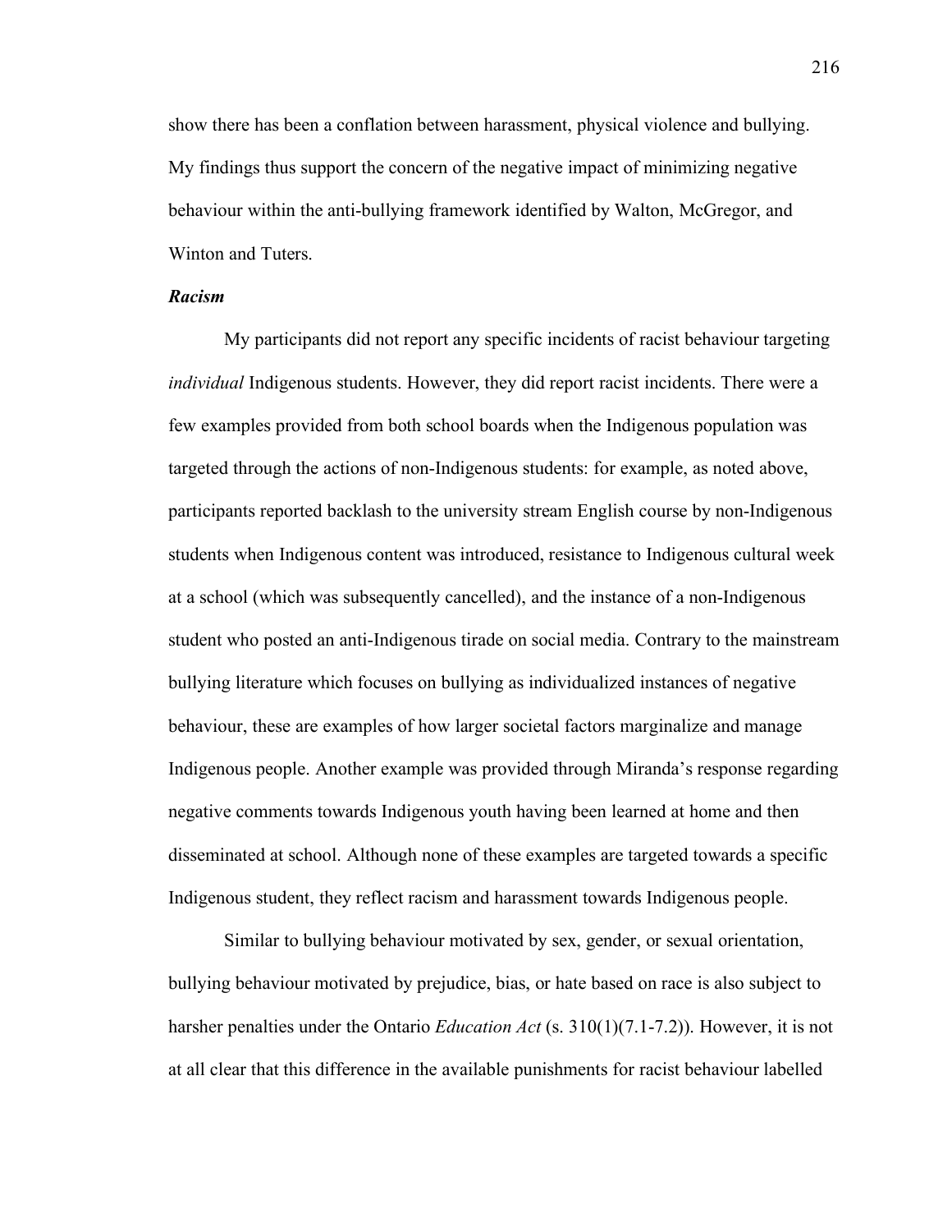show there has been a conflation between harassment, physical violence and bullying. My findings thus support the concern of the negative impact of minimizing negative behaviour within the anti-bullying framework identified by Walton, McGregor, and Winton and Tuters.

### *Racism*

My participants did not report any specific incidents of racist behaviour targeting *individual* Indigenous students. However, they did report racist incidents. There were a few examples provided from both school boards when the Indigenous population was targeted through the actions of non-Indigenous students: for example, as noted above, participants reported backlash to the university stream English course by non-Indigenous students when Indigenous content was introduced, resistance to Indigenous cultural week at a school (which was subsequently cancelled), and the instance of a non-Indigenous student who posted an anti-Indigenous tirade on social media. Contrary to the mainstream bullying literature which focuses on bullying as individualized instances of negative behaviour, these are examples of how larger societal factors marginalize and manage Indigenous people. Another example was provided through Miranda's response regarding negative comments towards Indigenous youth having been learned at home and then disseminated at school. Although none of these examples are targeted towards a specific Indigenous student, they reflect racism and harassment towards Indigenous people.

Similar to bullying behaviour motivated by sex, gender, or sexual orientation, bullying behaviour motivated by prejudice, bias, or hate based on race is also subject to harsher penalties under the Ontario *Education Act* (s. 310(1)(7.1-7.2)). However, it is not at all clear that this difference in the available punishments for racist behaviour labelled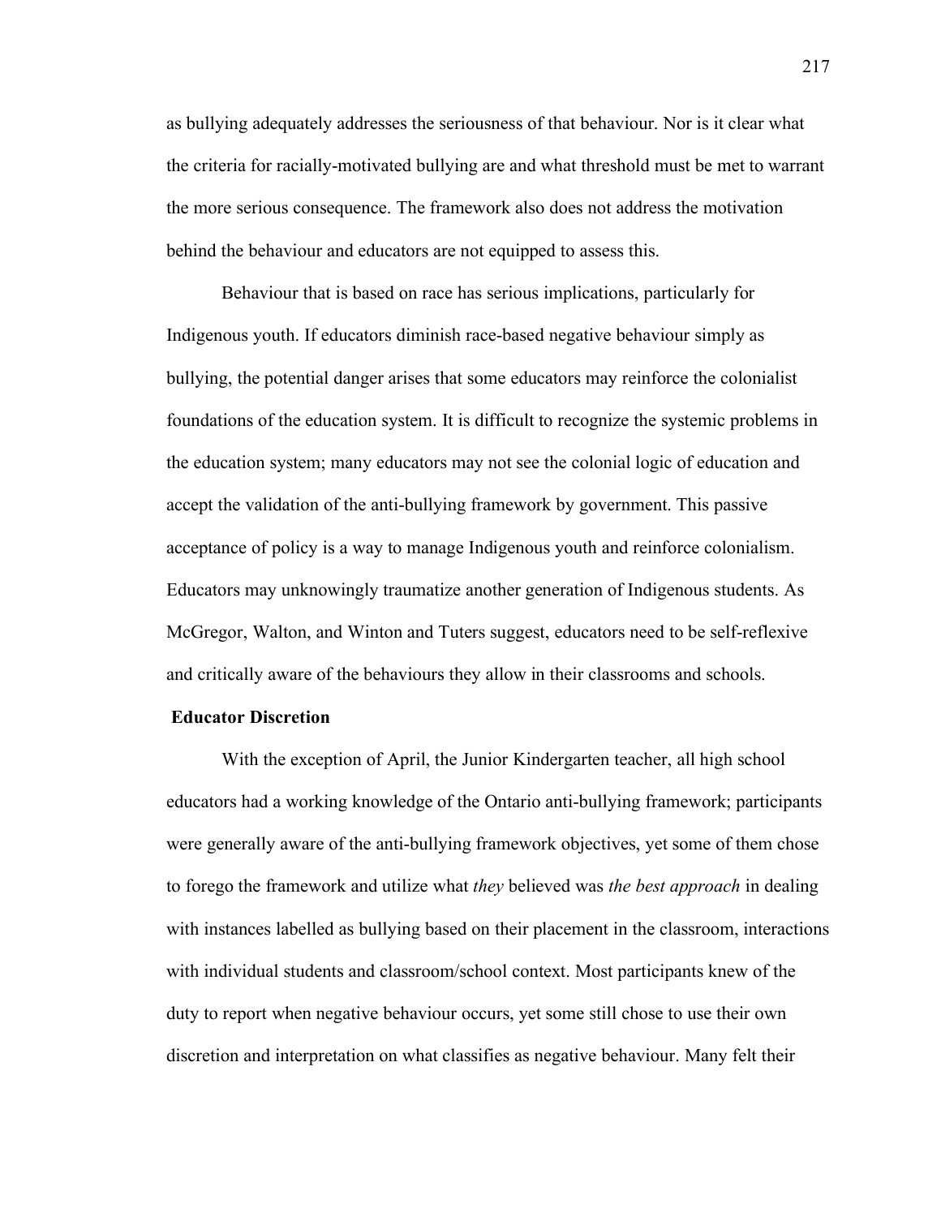as bullying adequately addresses the seriousness of that behaviour. Nor is it clear what the criteria for racially-motivated bullying are and what threshold must be met to warrant the more serious consequence. The framework also does not address the motivation behind the behaviour and educators are not equipped to assess this.

Behaviour that is based on race has serious implications, particularly for Indigenous youth. If educators diminish race-based negative behaviour simply as bullying, the potential danger arises that some educators may reinforce the colonialist foundations of the education system. It is difficult to recognize the systemic problems in the education system; many educators may not see the colonial logic of education and accept the validation of the anti-bullying framework by government. This passive acceptance of policy is a way to manage Indigenous youth and reinforce colonialism. Educators may unknowingly traumatize another generation of Indigenous students. As McGregor, Walton, and Winton and Tuters suggest, educators need to be self-reflexive and critically aware of the behaviours they allow in their classrooms and schools.

**Educator Discretion**

With the exception of April, the Junior Kindergarten teacher, all high school educators had a working knowledge of the Ontario anti-bullying framework; participants were generally aware of the anti-bullying framework objectives, yet some of them chose to forego the framework and utilize what *they* believed was *the best approach* in dealing with instances labelled as bullying based on their placement in the classroom, interactions with individual students and classroom/school context. Most participants knew of the duty to report when negative behaviour occurs, yet some still chose to use their own discretion and interpretation on what classifies as negative behaviour. Many felt their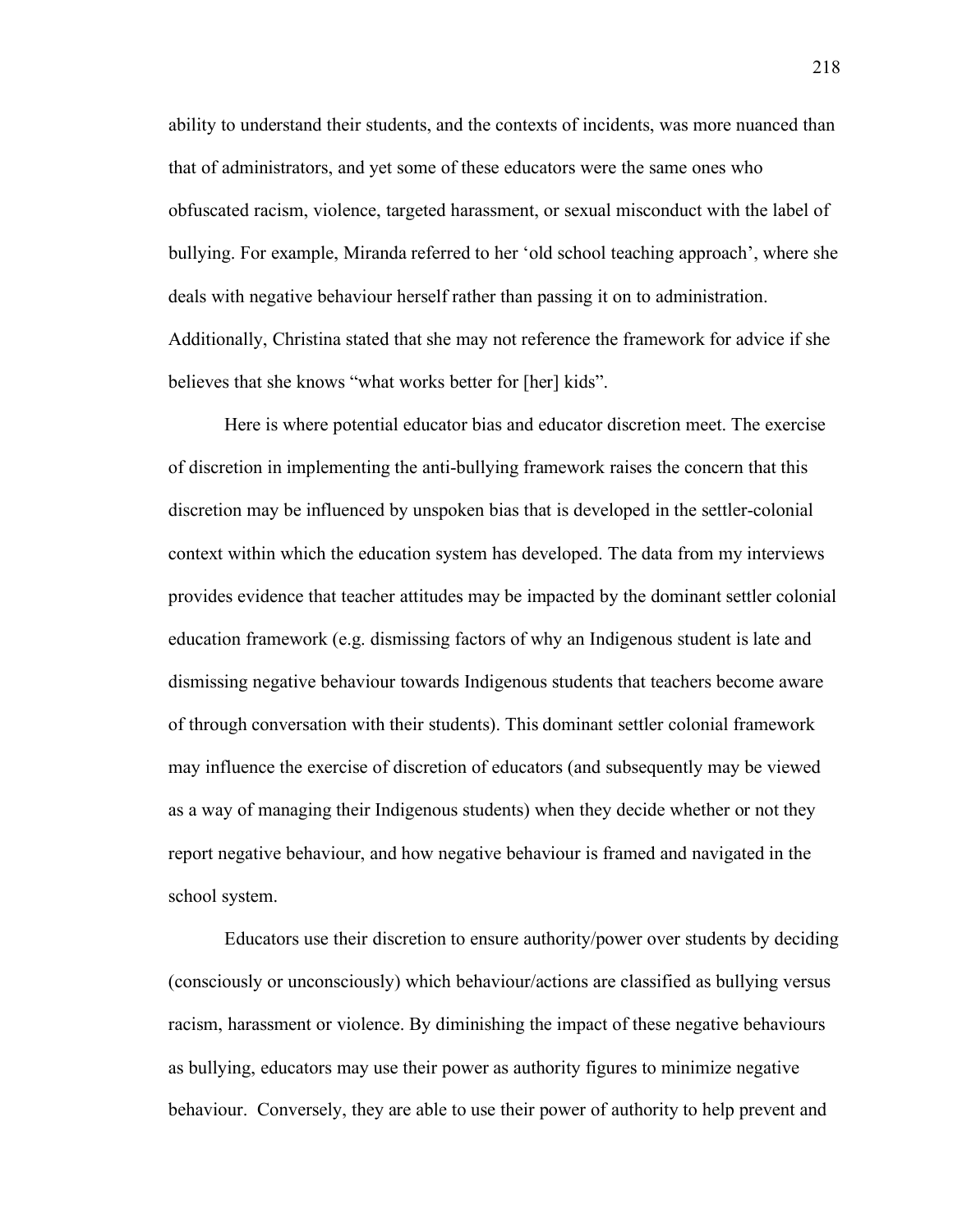ability to understand their students, and the contexts of incidents, was more nuanced than that of administrators, and yet some of these educators were the same ones who obfuscated racism, violence, targeted harassment, or sexual misconduct with the label of bullying. For example, Miranda referred to her 'old school teaching approach', where she deals with negative behaviour herself rather than passing it on to administration. Additionally, Christina stated that she may not reference the framework for advice if she believes that she knows "what works better for [her] kids".

Here is where potential educator bias and educator discretion meet. The exercise of discretion in implementing the anti-bullying framework raises the concern that this discretion may be influenced by unspoken bias that is developed in the settler-colonial context within which the education system has developed. The data from my interviews provides evidence that teacher attitudes may be impacted by the dominant settler colonial education framework (e.g. dismissing factors of why an Indigenous student is late and dismissing negative behaviour towards Indigenous students that teachers become aware of through conversation with their students). This dominant settler colonial framework may influence the exercise of discretion of educators (and subsequently may be viewed as a way of managing their Indigenous students) when they decide whether or not they report negative behaviour, and how negative behaviour is framed and navigated in the school system.

Educators use their discretion to ensure authority/power over students by deciding (consciously or unconsciously) which behaviour/actions are classified as bullying versus racism, harassment or violence. By diminishing the impact of these negative behaviours as bullying, educators may use their power as authority figures to minimize negative behaviour. Conversely, they are able to use their power of authority to help prevent and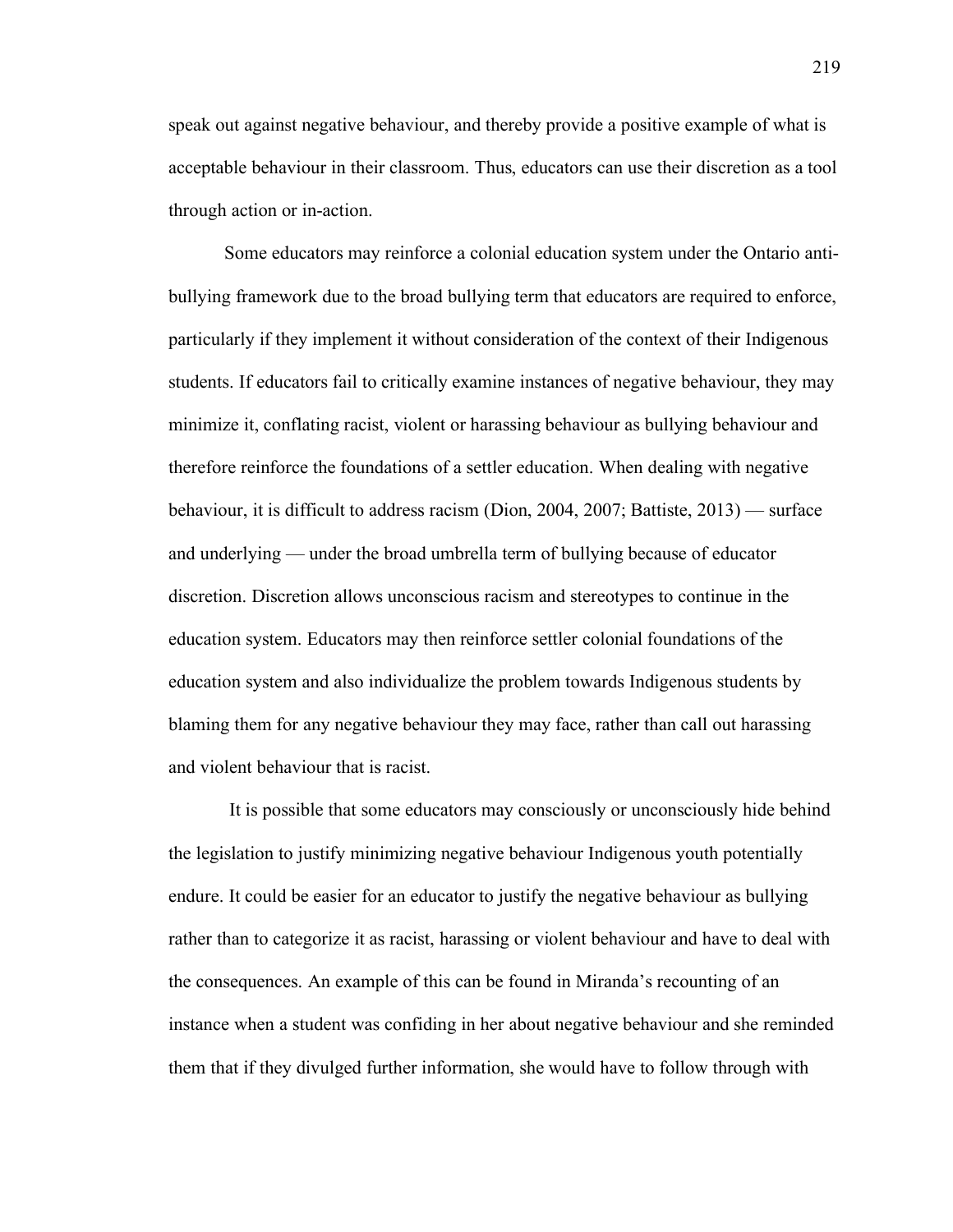speak out against negative behaviour, and thereby provide a positive example of what is acceptable behaviour in their classroom. Thus, educators can use their discretion as a tool through action or in-action.

Some educators may reinforce a colonial education system under the Ontario anti-bullying framework due to the broad bullying term that educators are required to enforce, particularly if they implement it without consideration of the context of their Indigenous students. If educators fail to critically examine instances of negative behaviour, they may minimize it, conflating racist, violent or harassing behaviour as bullying behaviour and therefore reinforce the foundations of a settler education. When dealing with negative behaviour, it is difficult to address racism (Dion, 2004, 2007; Battiste, 2013) — surface and underlying — under the broad umbrella term of bullying because of educator discretion. Discretion allows unconscious racism and stereotypes to continue in the education system. Educators may then reinforce settler colonial foundations of the education system and also individualize the problem towards Indigenous students by blaming them for any negative behaviour they may face, rather than call out harassing and violent behaviour that is racist.

It is possible that some educators may consciously or unconsciously hide behind the legislation to justify minimizing negative behaviour Indigenous youth potentially endure. It could be easier for an educator to justify the negative behaviour as bullying rather than to categorize it as racist, harassing or violent behaviour and have to deal with the consequences. An example of this can be found in Miranda's recounting of an instance when a student was confiding in her about negative behaviour and she reminded them that if they divulged further information, she would have to follow through with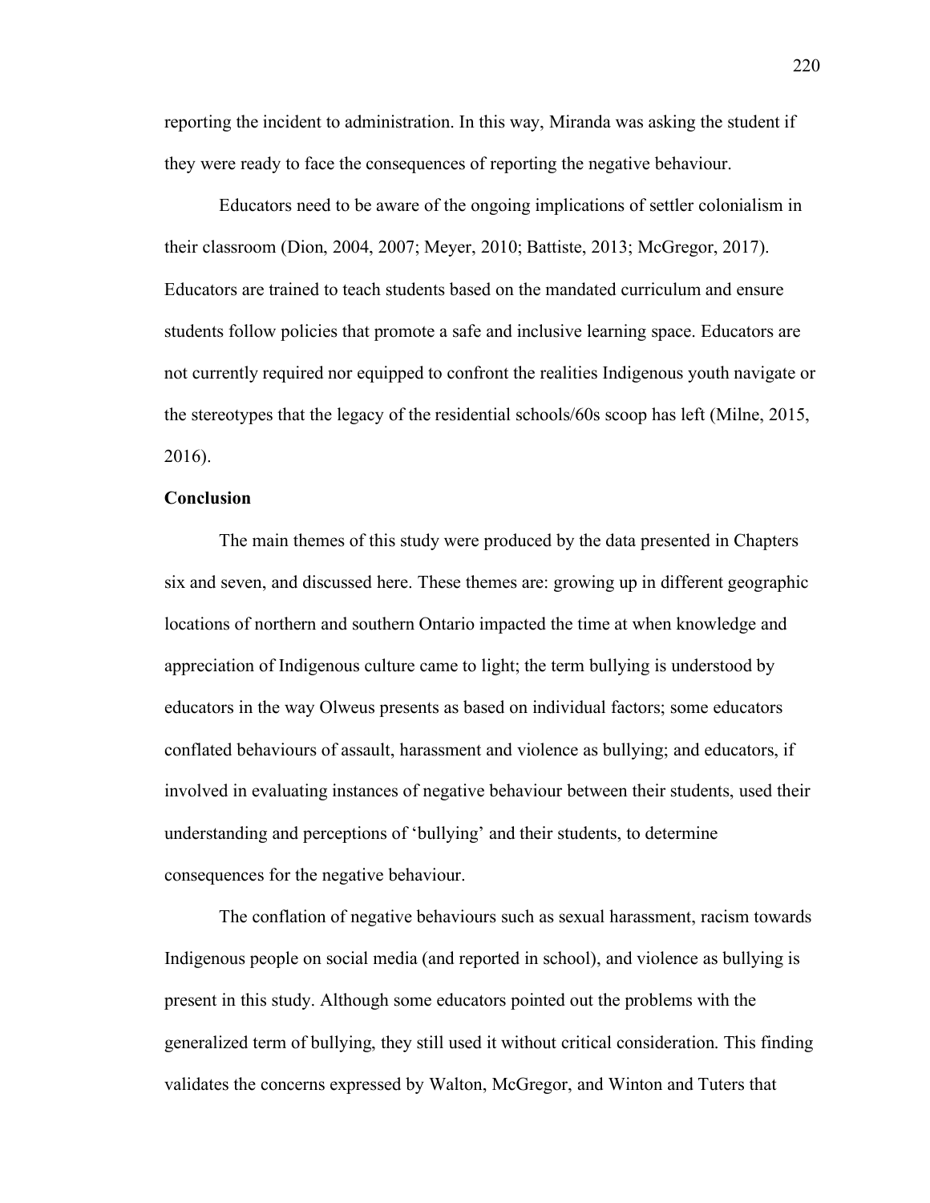reporting the incident to administration. In this way, Miranda was asking the student if they were ready to face the consequences of reporting the negative behaviour.

Educators need to be aware of the ongoing implications of settler colonialism in their classroom (Dion, 2004, 2007; Meyer, 2010; Battiste, 2013; McGregor, 2017). Educators are trained to teach students based on the mandated curriculum and ensure students follow policies that promote a safe and inclusive learning space. Educators are not currently required nor equipped to confront the realities Indigenous youth navigate or the stereotypes that the legacy of the residential schools/60s scoop has left (Milne, 2015, 2016).

**Conclusion**

The main themes of this study were produced by the data presented in Chapters six and seven, and discussed here. These themes are: growing up in different geographic locations of northern and southern Ontario impacted the time at when knowledge and appreciation of Indigenous culture came to light; the term bullying is understood by educators in the way Olweus presents as based on individual factors; some educators conflated behaviours of assault, harassment and violence as bullying; and educators, if involved in evaluating instances of negative behaviour between their students, used their understanding and perceptions of 'bullying' and their students, to determine consequences for the negative behaviour.

The conflation of negative behaviours such as sexual harassment, racism towards Indigenous people on social media (and reported in school), and violence as bullying is present in this study. Although some educators pointed out the problems with the generalized term of bullying, they still used it without critical consideration. This finding validates the concerns expressed by Walton, McGregor, and Winton and Tuters that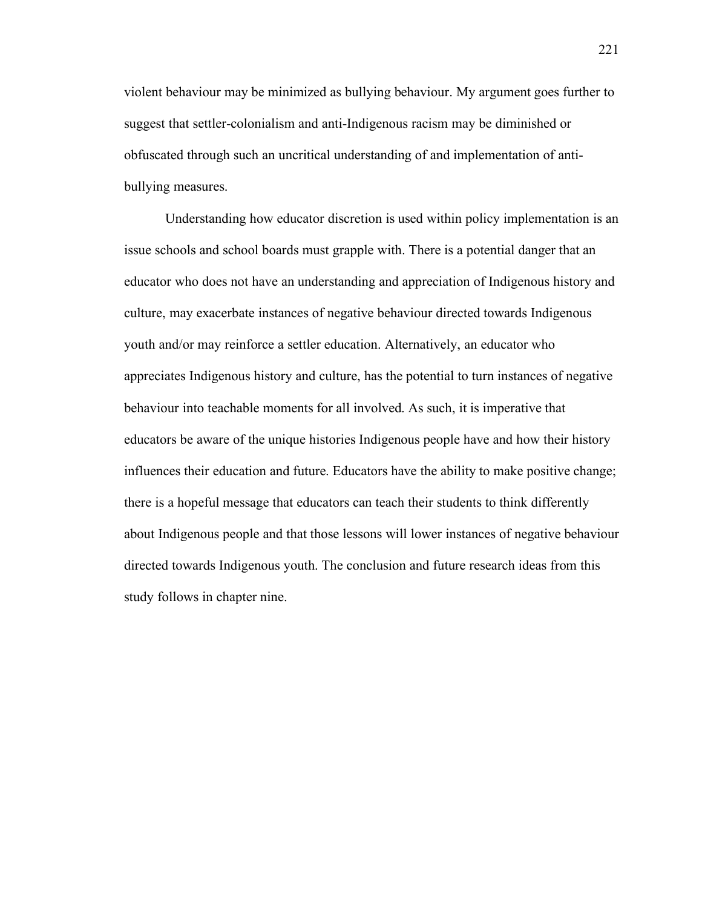violent behaviour may be minimized as bullying behaviour. My argument goes further to suggest that settler-colonialism and anti-Indigenous racism may be diminished or obfuscated through such an uncritical understanding of and implementation of anti-bullying measures.

Understanding how educator discretion is used within policy implementation is an issue schools and school boards must grapple with. There is a potential danger that an educator who does not have an understanding and appreciation of Indigenous history and culture, may exacerbate instances of negative behaviour directed towards Indigenous youth and/or may reinforce a settler education. Alternatively, an educator who appreciates Indigenous history and culture, has the potential to turn instances of negative behaviour into teachable moments for all involved. As such, it is imperative that educators be aware of the unique histories Indigenous people have and how their history influences their education and future. Educators have the ability to make positive change; there is a hopeful message that educators can teach their students to think differently about Indigenous people and that those lessons will lower instances of negative behaviour directed towards Indigenous youth. The conclusion and future research ideas from this study follows in chapter nine.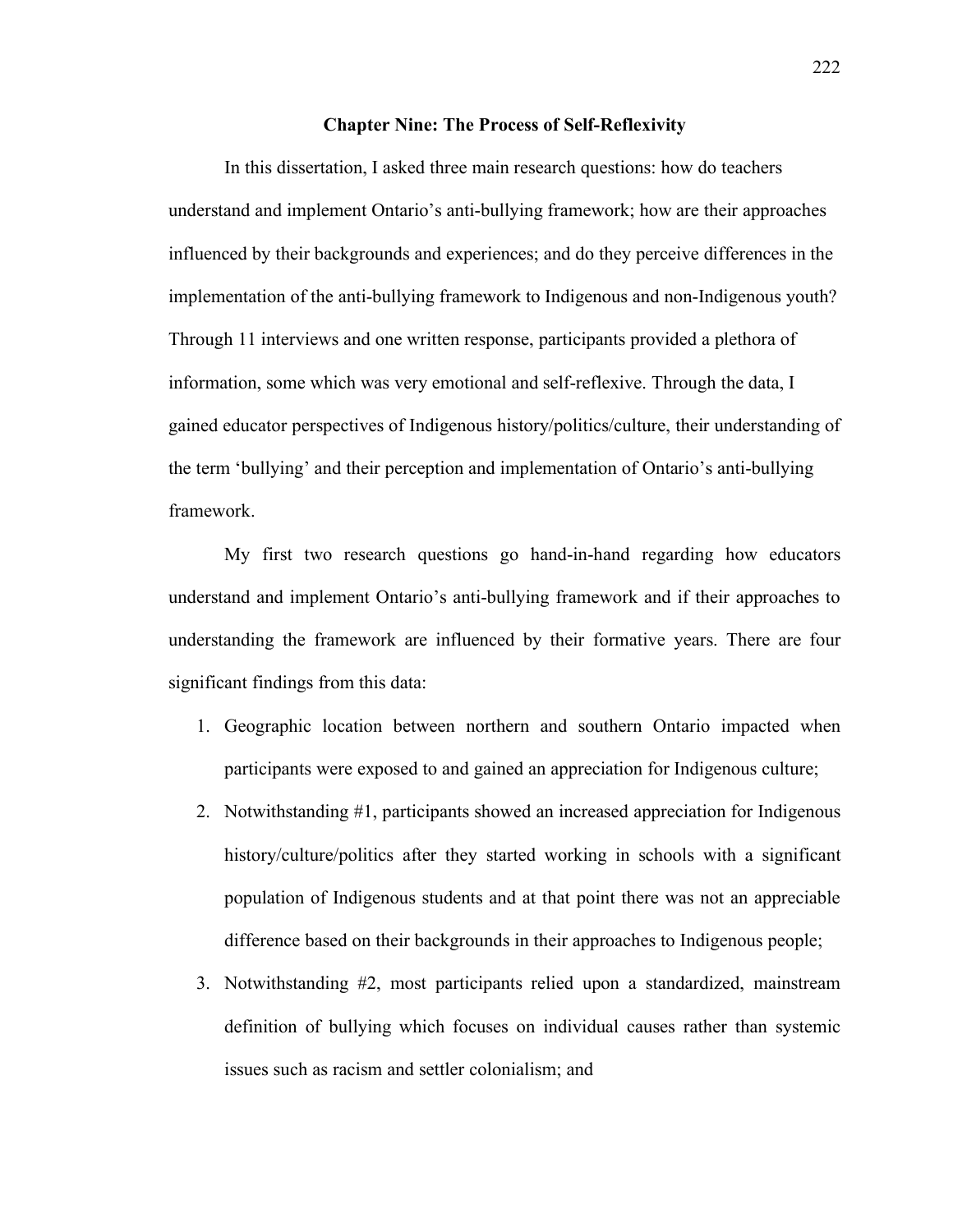# Chapter Nine: The Process of Self-Reflexivity

In this dissertation, I asked three main research questions: how do teachers understand and implement Ontario's anti-bullying framework; how are their approaches influenced by their backgrounds and experiences; and do they perceive differences in the implementation of the anti-bullying framework to Indigenous and non-Indigenous youth? Through 11 interviews and one written response, participants provided a plethora of information, some which was very emotional and self-reflexive. Through the data, I gained educator perspectives of Indigenous history/politics/culture, their understanding of the term 'bullying' and their perception and implementation of Ontario's anti-bullying framework.

My first two research questions go hand-in-hand regarding how educators understand and implement Ontario's anti-bullying framework and if their approaches to understanding the framework are influenced by their formative years. There are four significant findings from this data:

1. Geographic location between northern and southern Ontario impacted when participants were exposed to and gained an appreciation for Indigenous culture;
2. Notwithstanding #1, participants showed an increased appreciation for Indigenous history/culture/politics after they started working in schools with a significant population of Indigenous students and at that point there was not an appreciable difference based on their backgrounds in their approaches to Indigenous people;
3. Notwithstanding #2, most participants relied upon a standardized, mainstream definition of bullying which focuses on individual causes rather than systemic issues such as racism and settler colonialism; and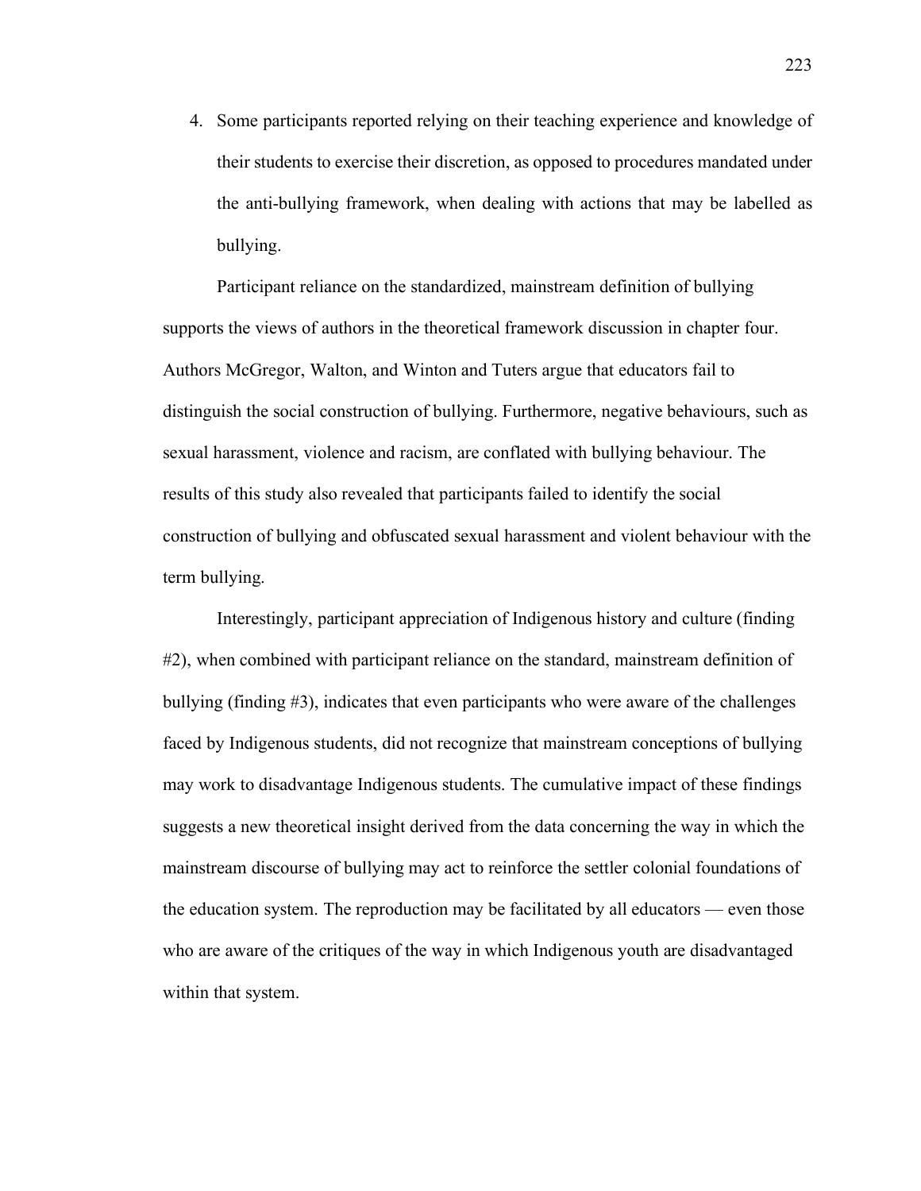4. Some participants reported relying on their teaching experience and knowledge of their students to exercise their discretion, as opposed to procedures mandated under the anti-bullying framework, when dealing with actions that may be labelled as bullying.

Participant reliance on the standardized, mainstream definition of bullying supports the views of authors in the theoretical framework discussion in chapter four. Authors McGregor, Walton, and Winton and Tuters argue that educators fail to distinguish the social construction of bullying. Furthermore, negative behaviours, such as sexual harassment, violence and racism, are conflated with bullying behaviour. The results of this study also revealed that participants failed to identify the social construction of bullying and obfuscated sexual harassment and violent behaviour with the term bullying.

Interestingly, participant appreciation of Indigenous history and culture (finding #2), when combined with participant reliance on the standard, mainstream definition of bullying (finding #3), indicates that even participants who were aware of the challenges faced by Indigenous students, did not recognize that mainstream conceptions of bullying may work to disadvantage Indigenous students. The cumulative impact of these findings suggests a new theoretical insight derived from the data concerning the way in which the mainstream discourse of bullying may act to reinforce the settler colonial foundations of the education system. The reproduction may be facilitated by all educators — even those who are aware of the critiques of the way in which Indigenous youth are disadvantaged within that system.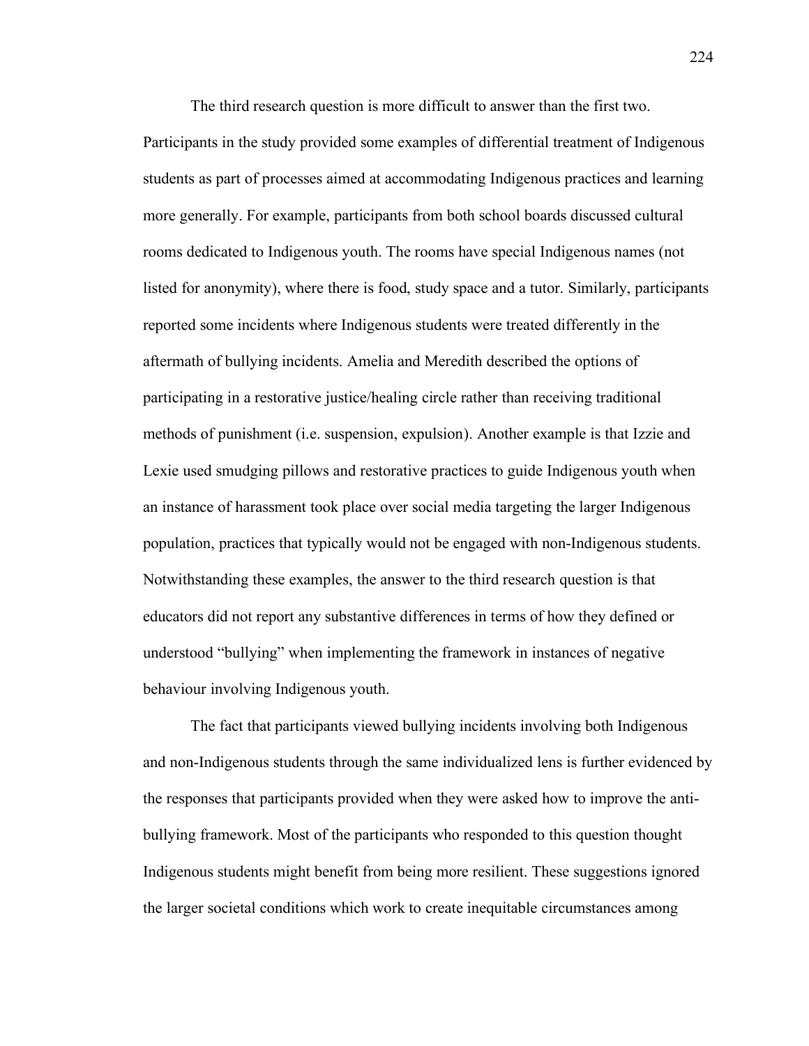The third research question is more difficult to answer than the first two. Participants in the study provided some examples of differential treatment of Indigenous students as part of processes aimed at accommodating Indigenous practices and learning more generally. For example, participants from both school boards discussed cultural rooms dedicated to Indigenous youth. The rooms have special Indigenous names (not listed for anonymity), where there is food, study space and a tutor. Similarly, participants reported some incidents where Indigenous students were treated differently in the aftermath of bullying incidents. Amelia and Meredith described the options of participating in a restorative justice/healing circle rather than receiving traditional methods of punishment (i.e. suspension, expulsion). Another example is that Izzie and Lexie used smudging pillows and restorative practices to guide Indigenous youth when an instance of harassment took place over social media targeting the larger Indigenous population, practices that typically would not be engaged with non-Indigenous students. Notwithstanding these examples, the answer to the third research question is that educators did not report any substantive differences in terms of how they defined or understood "bullying" when implementing the framework in instances of negative behaviour involving Indigenous youth.

The fact that participants viewed bullying incidents involving both Indigenous and non-Indigenous students through the same individualized lens is further evidenced by the responses that participants provided when they were asked how to improve the anti-bullying framework. Most of the participants who responded to this question thought Indigenous students might benefit from being more resilient. These suggestions ignored the larger societal conditions which work to create inequitable circumstances among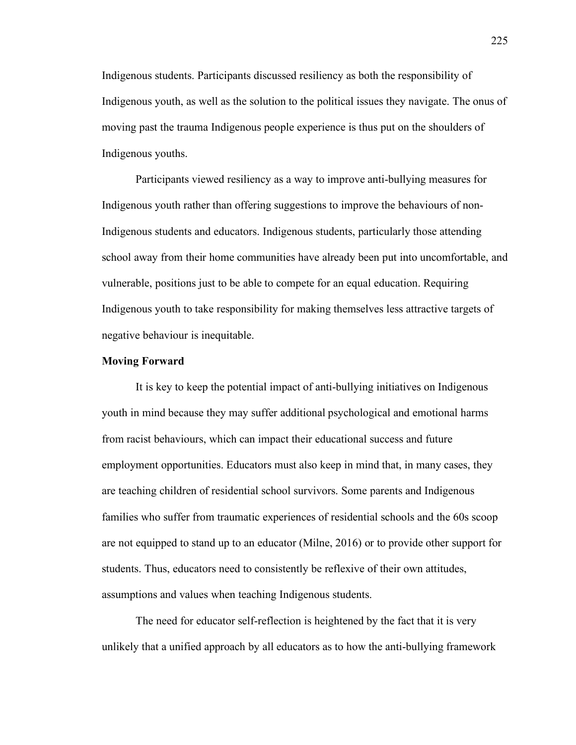Indigenous students. Participants discussed resiliency as both the responsibility of Indigenous youth, as well as the solution to the political issues they navigate. The onus of moving past the trauma Indigenous people experience is thus put on the shoulders of Indigenous youths.

Participants viewed resiliency as a way to improve anti-bullying measures for Indigenous youth rather than offering suggestions to improve the behaviours of non-Indigenous students and educators. Indigenous students, particularly those attending school away from their home communities have already been put into uncomfortable, and vulnerable, positions just to be able to compete for an equal education. Requiring Indigenous youth to take responsibility for making themselves less attractive targets of negative behaviour is inequitable.

**Moving Forward**

It is key to keep the potential impact of anti-bullying initiatives on Indigenous youth in mind because they may suffer additional psychological and emotional harms from racist behaviours, which can impact their educational success and future employment opportunities. Educators must also keep in mind that, in many cases, they are teaching children of residential school survivors. Some parents and Indigenous families who suffer from traumatic experiences of residential schools and the 60s scoop are not equipped to stand up to an educator (Milne, 2016) or to provide other support for students. Thus, educators need to consistently be reflexive of their own attitudes, assumptions and values when teaching Indigenous students.

The need for educator self-reflection is heightened by the fact that it is very unlikely that a unified approach by all educators as to how the anti-bullying framework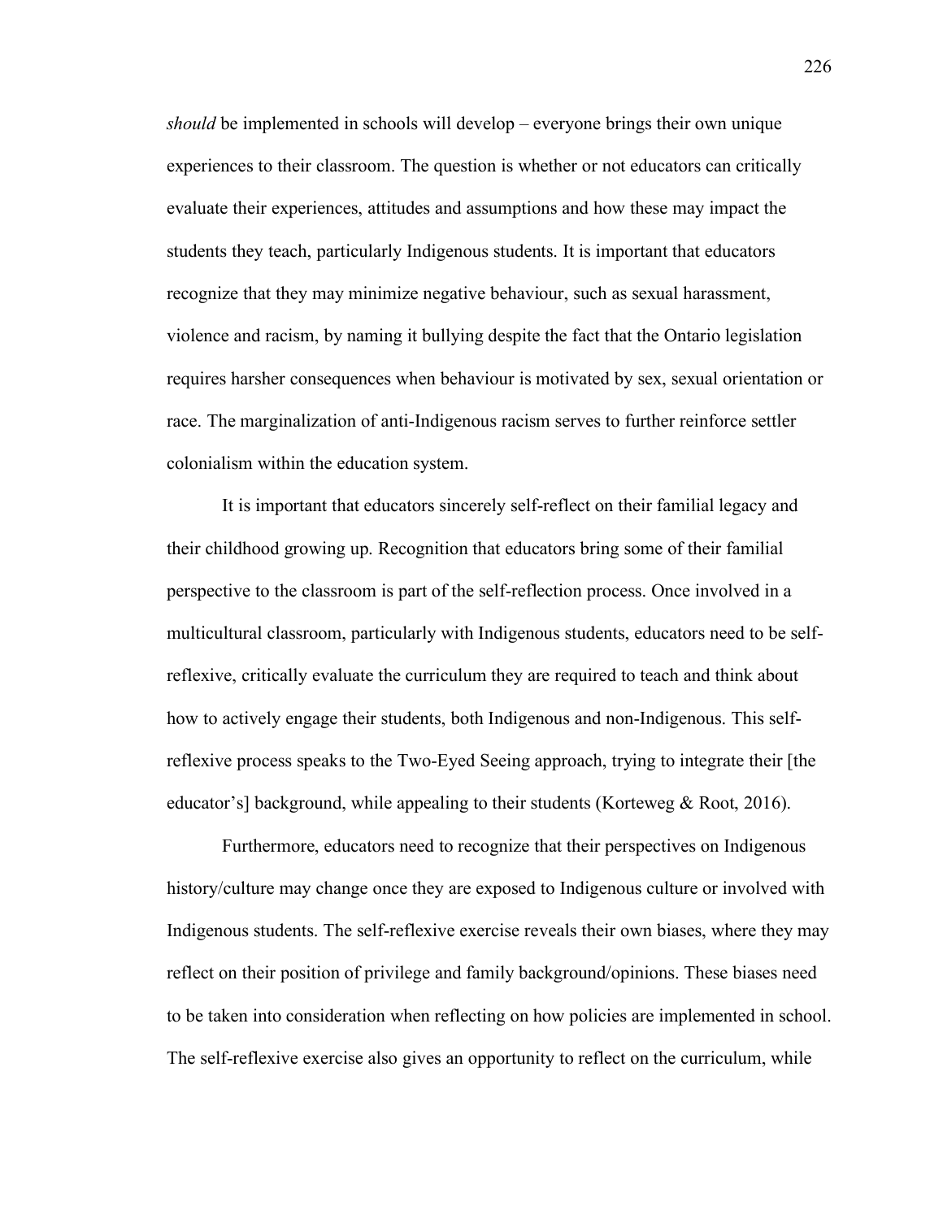*should* be implemented in schools will develop – everyone brings their own unique experiences to their classroom. The question is whether or not educators can critically evaluate their experiences, attitudes and assumptions and how these may impact the students they teach, particularly Indigenous students. It is important that educators recognize that they may minimize negative behaviour, such as sexual harassment, violence and racism, by naming it bullying despite the fact that the Ontario legislation requires harsher consequences when behaviour is motivated by sex, sexual orientation or race. The marginalization of anti-Indigenous racism serves to further reinforce settler colonialism within the education system.

It is important that educators sincerely self-reflect on their familial legacy and their childhood growing up. Recognition that educators bring some of their familial perspective to the classroom is part of the self-reflection process. Once involved in a multicultural classroom, particularly with Indigenous students, educators need to be self-reflexive, critically evaluate the curriculum they are required to teach and think about how to actively engage their students, both Indigenous and non-Indigenous. This self-reflexive process speaks to the Two-Eyed Seeing approach, trying to integrate their [the educator's] background, while appealing to their students (Korteweg & Root, 2016).

Furthermore, educators need to recognize that their perspectives on Indigenous history/culture may change once they are exposed to Indigenous culture or involved with Indigenous students. The self-reflexive exercise reveals their own biases, where they may reflect on their position of privilege and family background/opinions. These biases need to be taken into consideration when reflecting on how policies are implemented in school. The self-reflexive exercise also gives an opportunity to reflect on the curriculum, while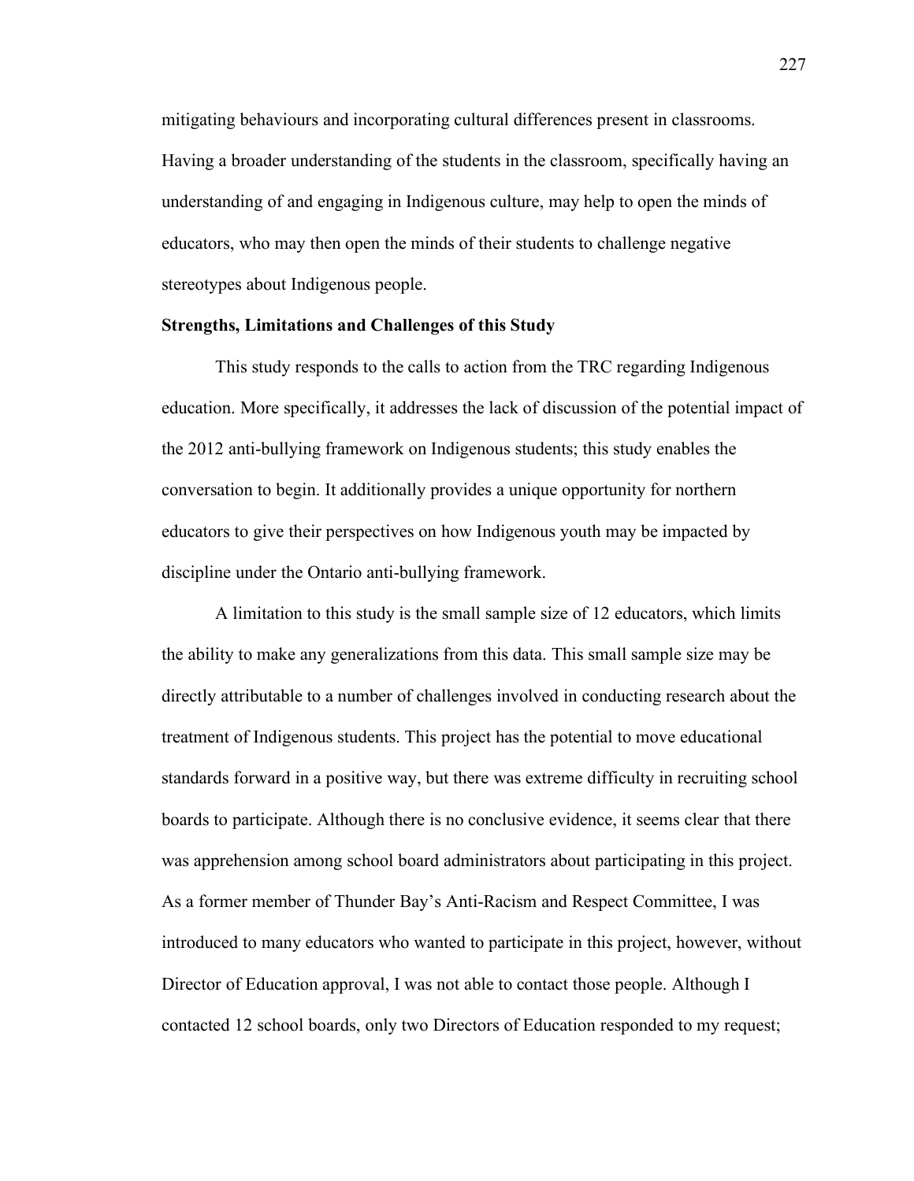mitigating behaviours and incorporating cultural differences present in classrooms. Having a broader understanding of the students in the classroom, specifically having an understanding of and engaging in Indigenous culture, may help to open the minds of educators, who may then open the minds of their students to challenge negative stereotypes about Indigenous people.

**Strengths, Limitations and Challenges of this Study**

This study responds to the calls to action from the TRC regarding Indigenous education. More specifically, it addresses the lack of discussion of the potential impact of the 2012 anti-bullying framework on Indigenous students; this study enables the conversation to begin. It additionally provides a unique opportunity for northern educators to give their perspectives on how Indigenous youth may be impacted by discipline under the Ontario anti-bullying framework.

A limitation to this study is the small sample size of 12 educators, which limits the ability to make any generalizations from this data. This small sample size may be directly attributable to a number of challenges involved in conducting research about the treatment of Indigenous students. This project has the potential to move educational standards forward in a positive way, but there was extreme difficulty in recruiting school boards to participate. Although there is no conclusive evidence, it seems clear that there was apprehension among school board administrators about participating in this project. As a former member of Thunder Bay's Anti-Racism and Respect Committee, I was introduced to many educators who wanted to participate in this project, however, without Director of Education approval, I was not able to contact those people. Although I contacted 12 school boards, only two Directors of Education responded to my request;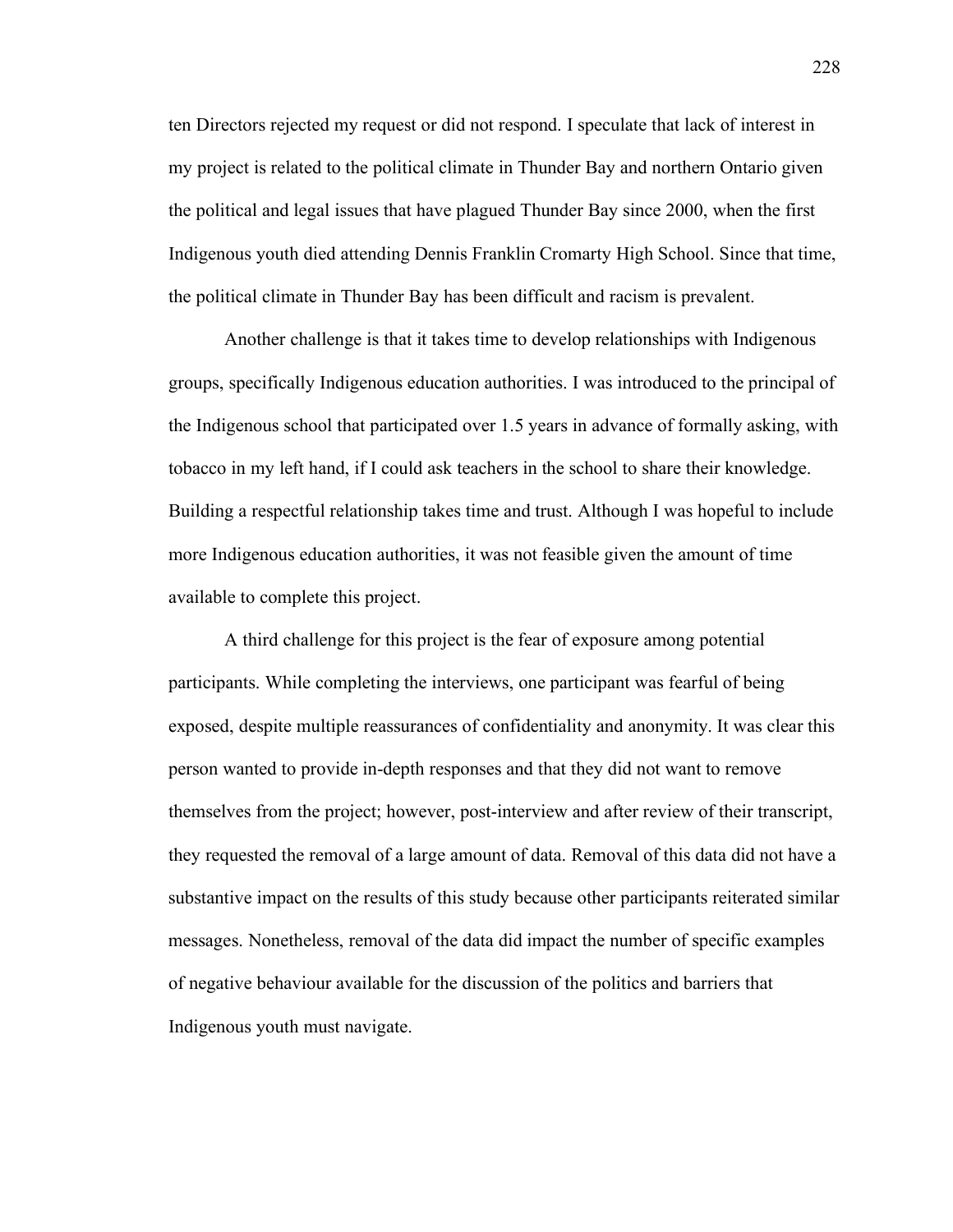ten Directors rejected my request or did not respond. I speculate that lack of interest in my project is related to the political climate in Thunder Bay and northern Ontario given the political and legal issues that have plagued Thunder Bay since 2000, when the first Indigenous youth died attending Dennis Franklin Cromarty High School. Since that time, the political climate in Thunder Bay has been difficult and racism is prevalent.

Another challenge is that it takes time to develop relationships with Indigenous groups, specifically Indigenous education authorities. I was introduced to the principal of the Indigenous school that participated over 1.5 years in advance of formally asking, with tobacco in my left hand, if I could ask teachers in the school to share their knowledge. Building a respectful relationship takes time and trust. Although I was hopeful to include more Indigenous education authorities, it was not feasible given the amount of time available to complete this project.

A third challenge for this project is the fear of exposure among potential participants. While completing the interviews, one participant was fearful of being exposed, despite multiple reassurances of confidentiality and anonymity. It was clear this person wanted to provide in-depth responses and that they did not want to remove themselves from the project; however, post-interview and after review of their transcript, they requested the removal of a large amount of data. Removal of this data did not have a substantive impact on the results of this study because other participants reiterated similar messages. Nonetheless, removal of the data did impact the number of specific examples of negative behaviour available for the discussion of the politics and barriers that Indigenous youth must navigate.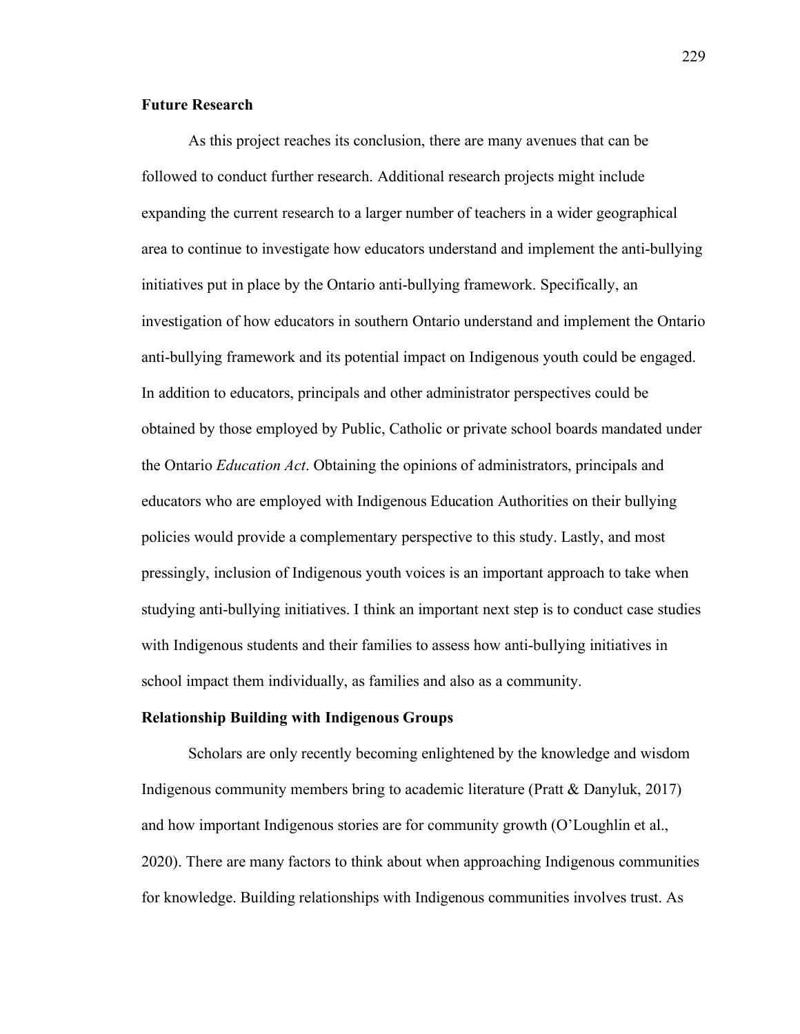## Future Research

As this project reaches its conclusion, there are many avenues that can be followed to conduct further research. Additional research projects might include expanding the current research to a larger number of teachers in a wider geographical area to continue to investigate how educators understand and implement the anti-bullying initiatives put in place by the Ontario anti-bullying framework. Specifically, an investigation of how educators in southern Ontario understand and implement the Ontario anti-bullying framework and its potential impact on Indigenous youth could be engaged. In addition to educators, principals and other administrator perspectives could be obtained by those employed by Public, Catholic or private school boards mandated under the Ontario *Education Act*. Obtaining the opinions of administrators, principals and educators who are employed with Indigenous Education Authorities on their bullying policies would provide a complementary perspective to this study. Lastly, and most pressingly, inclusion of Indigenous youth voices is an important approach to take when studying anti-bullying initiatives. I think an important next step is to conduct case studies with Indigenous students and their families to assess how anti-bullying initiatives in school impact them individually, as families and also as a community.

## Relationship Building with Indigenous Groups

Scholars are only recently becoming enlightened by the knowledge and wisdom Indigenous community members bring to academic literature (Pratt & Danyluk, 2017) and how important Indigenous stories are for community growth (O'Loughlin et al., 2020). There are many factors to think about when approaching Indigenous communities for knowledge. Building relationships with Indigenous communities involves trust. As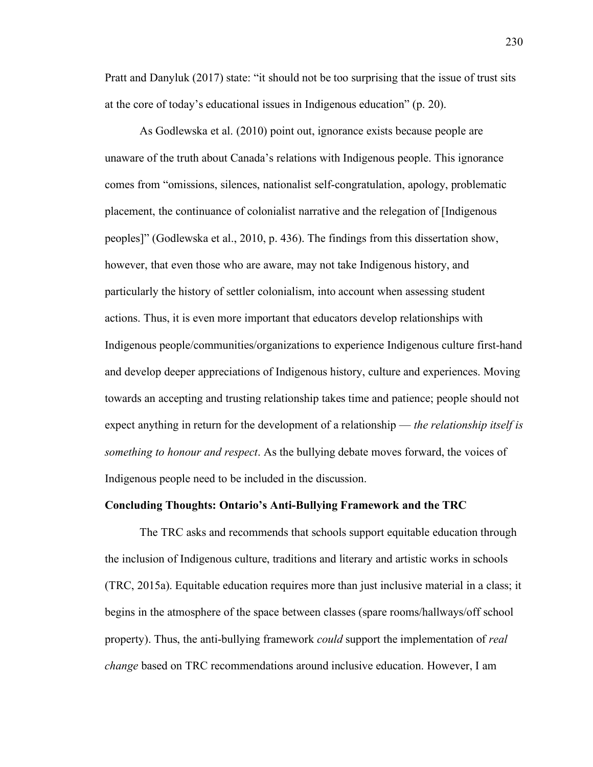Pratt and Danyluk (2017) state: "it should not be too surprising that the issue of trust sits at the core of today's educational issues in Indigenous education" (p. 20).

As Godlewska et al. (2010) point out, ignorance exists because people are unaware of the truth about Canada's relations with Indigenous people. This ignorance comes from "omissions, silences, nationalist self-congratulation, apology, problematic placement, the continuance of colonialist narrative and the relegation of [Indigenous peoples]" (Godlewska et al., 2010, p. 436). The findings from this dissertation show, however, that even those who are aware, may not take Indigenous history, and particularly the history of settler colonialism, into account when assessing student actions. Thus, it is even more important that educators develop relationships with Indigenous people/communities/organizations to experience Indigenous culture first-hand and develop deeper appreciations of Indigenous history, culture and experiences. Moving towards an accepting and trusting relationship takes time and patience; people should not expect anything in return for the development of a relationship — *the relationship itself is something to honour and respect*. As the bullying debate moves forward, the voices of Indigenous people need to be included in the discussion.

**Concluding Thoughts: Ontario's Anti-Bullying Framework and the TRC**

The TRC asks and recommends that schools support equitable education through the inclusion of Indigenous culture, traditions and literary and artistic works in schools (TRC, 2015a). Equitable education requires more than just inclusive material in a class; it begins in the atmosphere of the space between classes (spare rooms/hallways/off school property). Thus, the anti-bullying framework *could* support the implementation of *real change* based on TRC recommendations around inclusive education. However, I am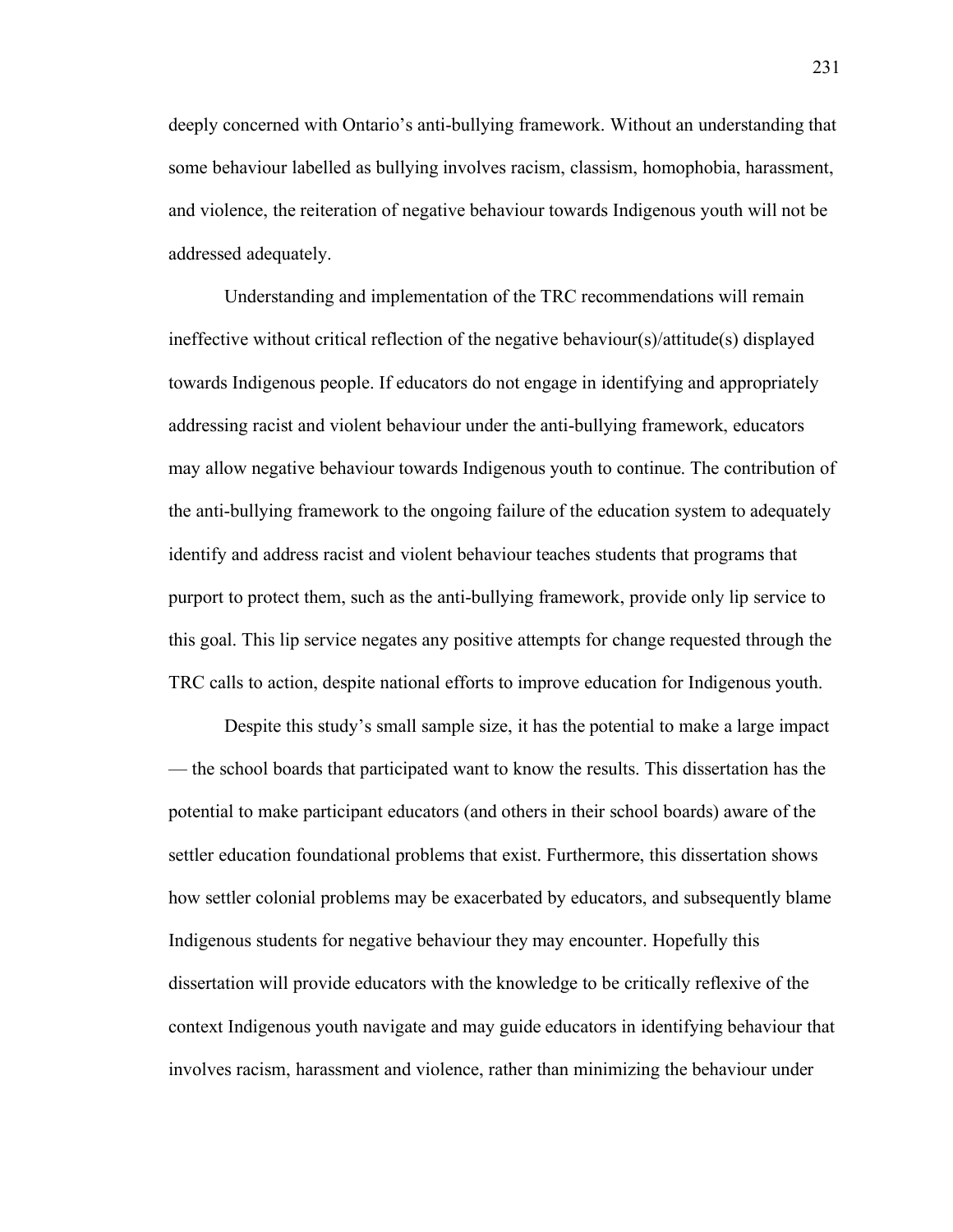deeply concerned with Ontario's anti-bullying framework. Without an understanding that some behaviour labelled as bullying involves racism, classism, homophobia, harassment, and violence, the reiteration of negative behaviour towards Indigenous youth will not be addressed adequately.

Understanding and implementation of the TRC recommendations will remain ineffective without critical reflection of the negative behaviour(s)/attitude(s) displayed towards Indigenous people. If educators do not engage in identifying and appropriately addressing racist and violent behaviour under the anti-bullying framework, educators may allow negative behaviour towards Indigenous youth to continue. The contribution of the anti-bullying framework to the ongoing failure of the education system to adequately identify and address racist and violent behaviour teaches students that programs that purport to protect them, such as the anti-bullying framework, provide only lip service to this goal. This lip service negates any positive attempts for change requested through the TRC calls to action, despite national efforts to improve education for Indigenous youth.

Despite this study's small sample size, it has the potential to make a large impact — the school boards that participated want to know the results. This dissertation has the potential to make participant educators (and others in their school boards) aware of the settler education foundational problems that exist. Furthermore, this dissertation shows how settler colonial problems may be exacerbated by educators, and subsequently blame Indigenous students for negative behaviour they may encounter. Hopefully this dissertation will provide educators with the knowledge to be critically reflexive of the context Indigenous youth navigate and may guide educators in identifying behaviour that involves racism, harassment and violence, rather than minimizing the behaviour under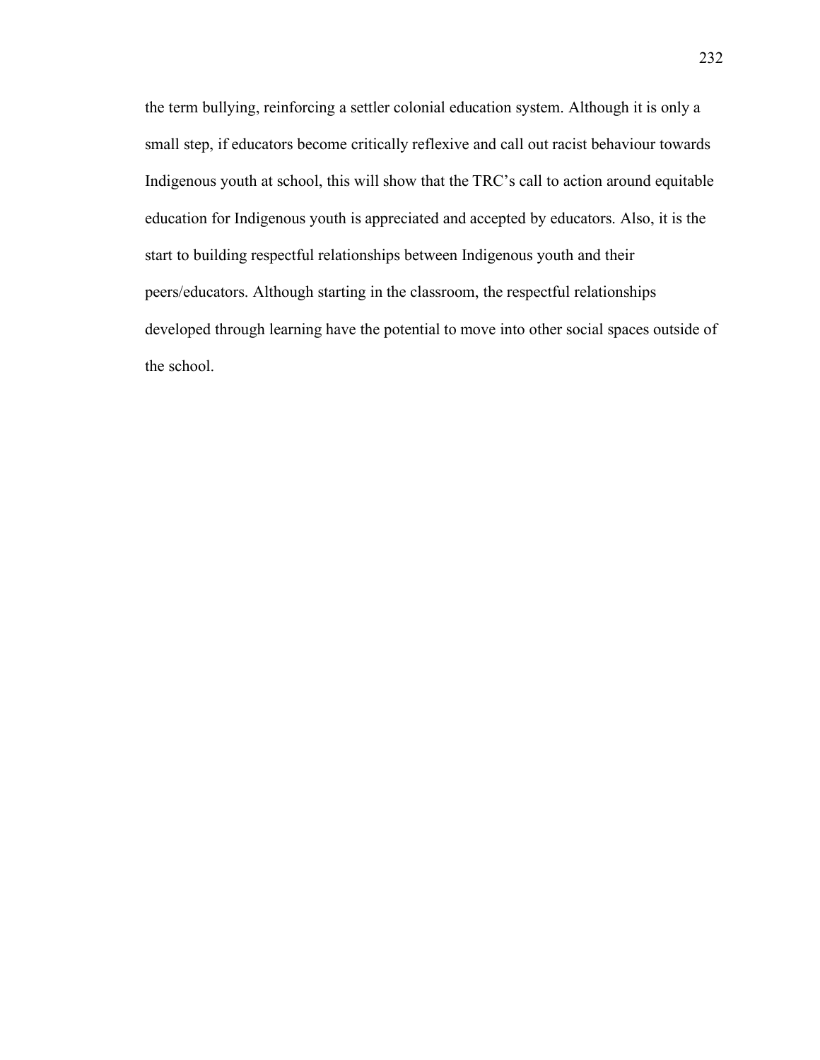the term bullying, reinforcing a settler colonial education system. Although it is only a small step, if educators become critically reflexive and call out racist behaviour towards Indigenous youth at school, this will show that the TRC's call to action around equitable education for Indigenous youth is appreciated and accepted by educators. Also, it is the start to building respectful relationships between Indigenous youth and their peers/educators. Although starting in the classroom, the respectful relationships developed through learning have the potential to move into other social spaces outside of the school.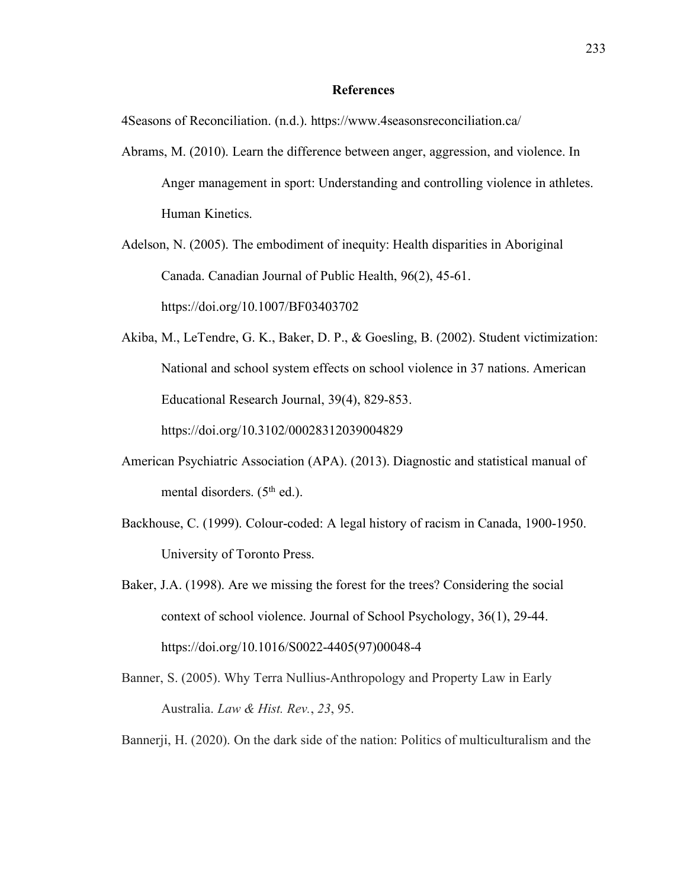## References

4Seasons of Reconciliation. (n.d.). https://www.4seasonsreconciliation.ca/

Abrams, M. (2010). Learn the difference between anger, aggression, and violence. In Anger management in sport: Understanding and controlling violence in athletes. Human Kinetics.

Adelson, N. (2005). The embodiment of inequity: Health disparities in Aboriginal Canada. Canadian Journal of Public Health, 96(2), 45-61. https://doi.org/10.1007/BF03403702

Akiba, M., LeTendre, G. K., Baker, D. P., & Goesling, B. (2002). Student victimization: National and school system effects on school violence in 37 nations. American Educational Research Journal, 39(4), 829-853. https://doi.org/10.3102/00028312039004829

American Psychiatric Association (APA). (2013). Diagnostic and statistical manual of mental disorders. (5th ed.).

Backhouse, C. (1999). Colour-coded: A legal history of racism in Canada, 1900-1950. University of Toronto Press.

Baker, J.A. (1998). Are we missing the forest for the trees? Considering the social context of school violence. Journal of School Psychology, 36(1), 29-44. https://doi.org/10.1016/S0022-4405(97)00048-4

Banner, S. (2005). Why Terra Nullius-Anthropology and Property Law in Early Australia. *Law & Hist. Rev.*, *23*, 95.

Bannerji, H. (2020). On the dark side of the nation: Politics of multiculturalism and the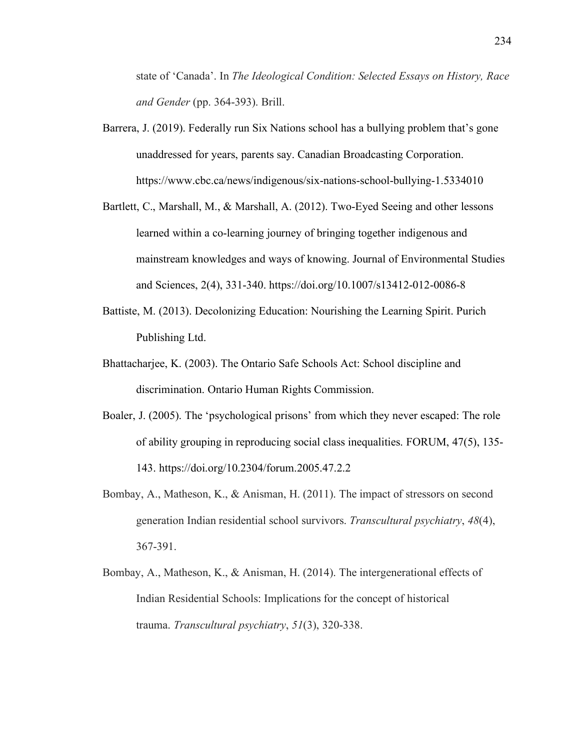state of ‘Canada’. In *The Ideological Condition: Selected Essays on History, Race and Gender* (pp. 364-393). Brill.

Barrera, J. (2019). Federally run Six Nations school has a bullying problem that’s gone unaddressed for years, parents say. Canadian Broadcasting Corporation. https://www.cbc.ca/news/indigenous/six-nations-school-bullying-1.5334010

Bartlett, C., Marshall, M., & Marshall, A. (2012). Two-Eyed Seeing and other lessons learned within a co-learning journey of bringing together indigenous and mainstream knowledges and ways of knowing. Journal of Environmental Studies and Sciences, 2(4), 331-340. https://doi.org/10.1007/s13412-012-0086-8

Battiste, M. (2013). Decolonizing Education: Nourishing the Learning Spirit. Purich Publishing Ltd.

Bhattacharjee, K. (2003). The Ontario Safe Schools Act: School discipline and discrimination. Ontario Human Rights Commission.

Boaler, J. (2005). The ‘psychological prisons’ from which they never escaped: The role of ability grouping in reproducing social class inequalities. FORUM, 47(5), 135-143. https://doi.org/10.2304/forum.2005.47.2.2

Bombay, A., Matheson, K., & Anisman, H. (2011). The impact of stressors on second generation Indian residential school survivors. *Transcultural psychiatry*, *48*(4), 367-391.

Bombay, A., Matheson, K., & Anisman, H. (2014). The intergenerational effects of Indian Residential Schools: Implications for the concept of historical trauma. *Transcultural psychiatry*, *51*(3), 320-338.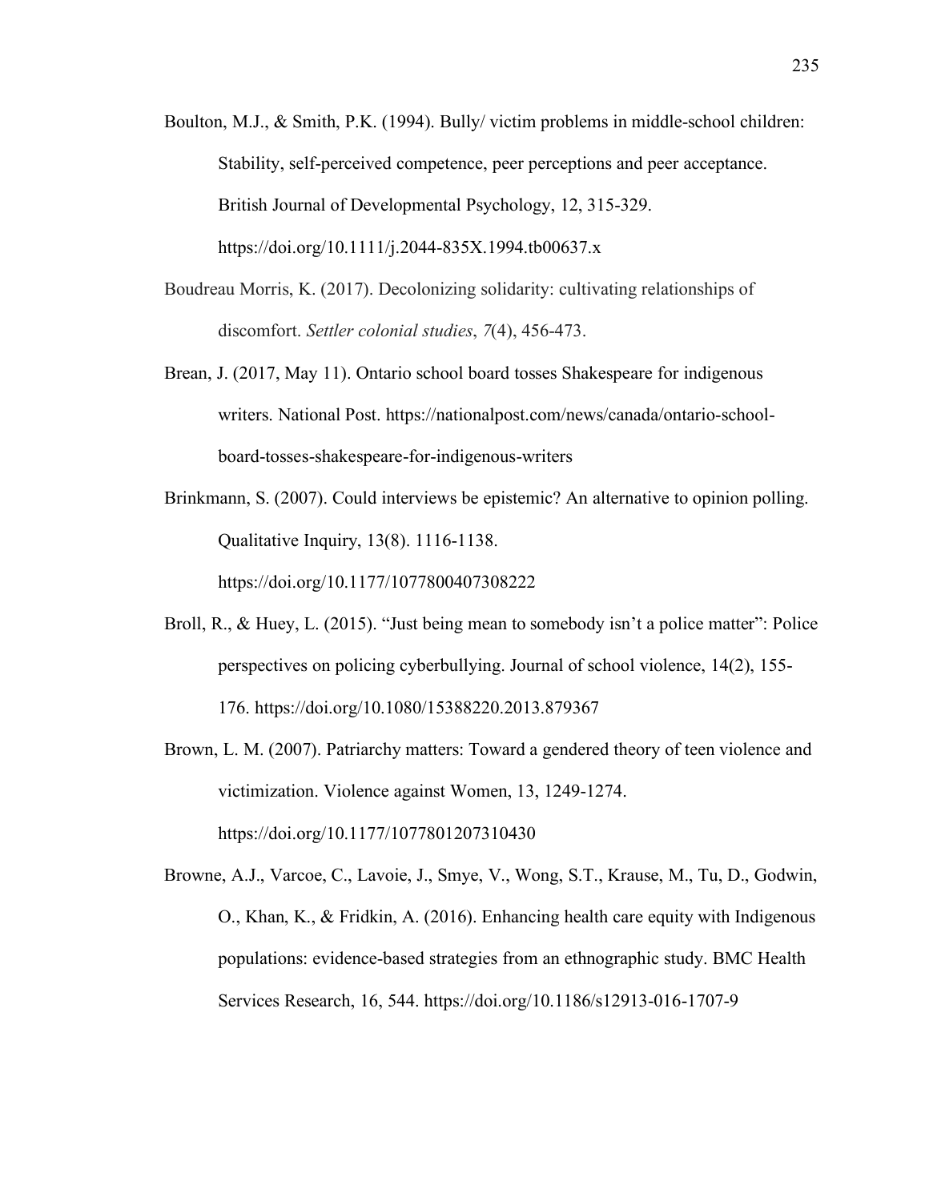Boulton, M.J., & Smith, P.K. (1994). Bully/ victim problems in middle-school children: Stability, self-perceived competence, peer perceptions and peer acceptance. British Journal of Developmental Psychology, 12, 315-329. https://doi.org/10.1111/j.2044-835X.1994.tb00637.x

Boudreau Morris, K. (2017). Decolonizing solidarity: cultivating relationships of discomfort. *Settler colonial studies*, *7*(4), 456-473.

Brean, J. (2017, May 11). Ontario school board tosses Shakespeare for indigenous writers. National Post. https://nationalpost.com/news/canada/ontario-school-board-tosses-shakespeare-for-indigenous-writers

Brinkmann, S. (2007). Could interviews be epistemic? An alternative to opinion polling. Qualitative Inquiry, 13(8). 1116-1138. https://doi.org/10.1177/1077800407308222

Broll, R., & Huey, L. (2015). "Just being mean to somebody isn't a police matter": Police perspectives on policing cyberbullying. Journal of school violence, 14(2), 155-176. https://doi.org/10.1080/15388220.2013.879367

Brown, L. M. (2007). Patriarchy matters: Toward a gendered theory of teen violence and victimization. Violence against Women, 13, 1249-1274. https://doi.org/10.1177/1077801207310430

Browne, A.J., Varcoe, C., Lavoie, J., Smye, V., Wong, S.T., Krause, M., Tu, D., Godwin, O., Khan, K., & Fridkin, A. (2016). Enhancing health care equity with Indigenous populations: evidence-based strategies from an ethnographic study. BMC Health Services Research, 16, 544. https://doi.org/10.1186/s12913-016-1707-9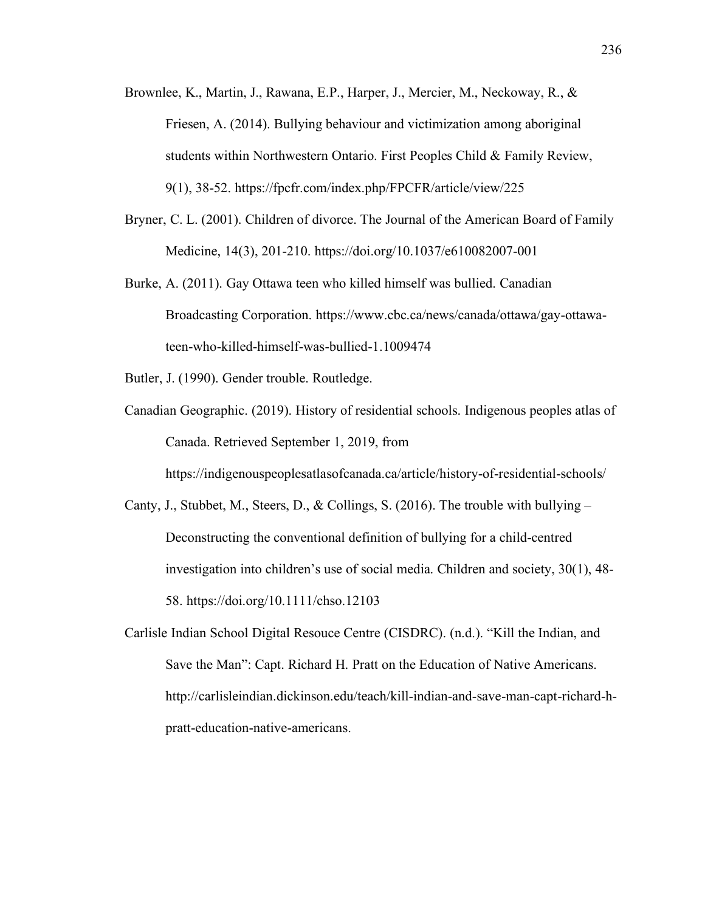Brownlee, K., Martin, J., Rawana, E.P., Harper, J., Mercier, M., Neckoway, R., & Friesen, A. (2014). Bullying behaviour and victimization among aboriginal students within Northwestern Ontario. First Peoples Child & Family Review, 9(1), 38-52. https://fpcfr.com/index.php/FPCFR/article/view/225

Bryner, C. L. (2001). Children of divorce. The Journal of the American Board of Family Medicine, 14(3), 201-210. https://doi.org/10.1037/e610082007-001

Burke, A. (2011). Gay Ottawa teen who killed himself was bullied. Canadian Broadcasting Corporation. https://www.cbc.ca/news/canada/ottawa/gay-ottawa-teen-who-killed-himself-was-bullied-1.1009474

Butler, J. (1990). Gender trouble. Routledge.

Canadian Geographic. (2019). History of residential schools. Indigenous peoples atlas of Canada. Retrieved September 1, 2019, from https://indigenouspeoplesatlasofcanada.ca/article/history-of-residential-schools/

Canty, J., Stubbet, M., Steers, D., & Collings, S. (2016). The trouble with bullying – Deconstructing the conventional definition of bullying for a child-centred investigation into children's use of social media. Children and society, 30(1), 48-58. https://doi.org/10.1111/chso.12103

Carlisle Indian School Digital Resouce Centre (CISDRC). (n.d.). "Kill the Indian, and Save the Man": Capt. Richard H. Pratt on the Education of Native Americans. http://carlisleindian.dickinson.edu/teach/kill-indian-and-save-man-capt-richard-h-pratt-education-native-americans.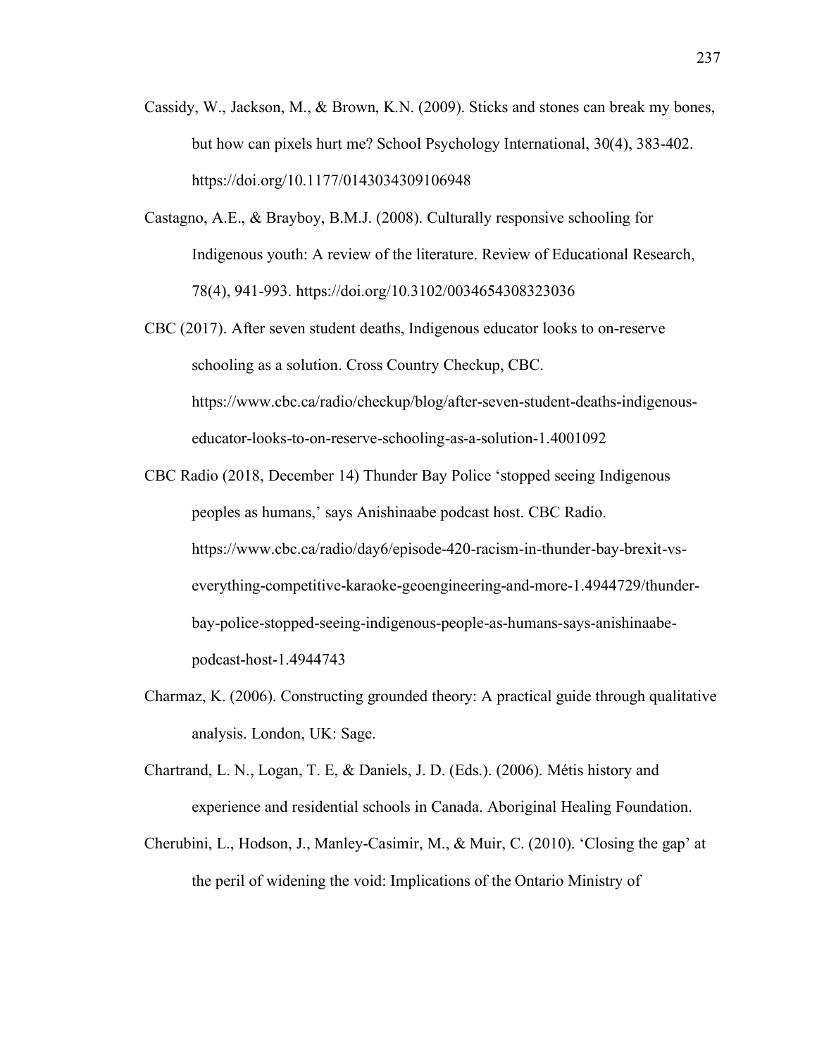Cassidy, W., Jackson, M., & Brown, K.N. (2009). Sticks and stones can break my bones, but how can pixels hurt me? School Psychology International, 30(4), 383-402. https://doi.org/10.1177/0143034309106948

Castagno, A.E., & Brayboy, B.M.J. (2008). Culturally responsive schooling for Indigenous youth: A review of the literature. Review of Educational Research, 78(4), 941-993. https://doi.org/10.3102/0034654308323036

CBC (2017). After seven student deaths, Indigenous educator looks to on-reserve schooling as a solution. Cross Country Checkup, CBC. https://www.cbc.ca/radio/checkup/blog/after-seven-student-deaths-indigenous-educator-looks-to-on-reserve-schooling-as-a-solution-1.4001092

CBC Radio (2018, December 14) Thunder Bay Police 'stopped seeing Indigenous peoples as humans,' says Anishinaabe podcast host. CBC Radio. https://www.cbc.ca/radio/day6/episode-420-racism-in-thunder-bay-brexit-vs-everything-competitive-karaoke-geoengineering-and-more-1.4944729/thunder-bay-police-stopped-seeing-indigenous-people-as-humans-says-anishinaabe-podcast-host-1.4944743

Charmaz, K. (2006). Constructing grounded theory: A practical guide through qualitative analysis. London, UK: Sage.

Chartrand, L. N., Logan, T. E, & Daniels, J. D. (Eds.). (2006). Métis history and experience and residential schools in Canada. Aboriginal Healing Foundation.

Cherubini, L., Hodson, J., Manley-Casimir, M., & Muir, C. (2010). 'Closing the gap' at the peril of widening the void: Implications of the Ontario Ministry of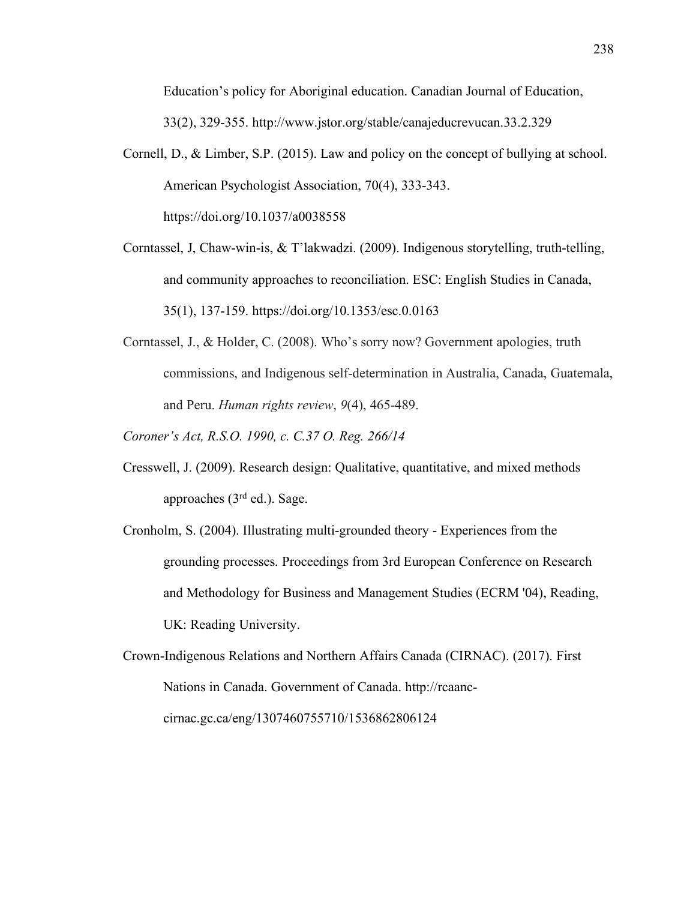Education's policy for Aboriginal education. Canadian Journal of Education, 33(2), 329-355. http://www.jstor.org/stable/canajeducrevucan.33.2.329

Cornell, D., & Limber, S.P. (2015). Law and policy on the concept of bullying at school. American Psychologist Association, 70(4), 333-343. https://doi.org/10.1037/a0038558

Corntassel, J, Chaw-win-is, & T'lakwadzi. (2009). Indigenous storytelling, truth-telling, and community approaches to reconciliation. ESC: English Studies in Canada, 35(1), 137-159. https://doi.org/10.1353/esc.0.0163

Corntassel, J., & Holder, C. (2008). Who's sorry now? Government apologies, truth commissions, and Indigenous self-determination in Australia, Canada, Guatemala, and Peru. *Human rights review*, *9*(4), 465-489.

*Coroner's Act, R.S.O. 1990, c. C.37 O. Reg. 266/14*

Cresswell, J. (2009). Research design: Qualitative, quantitative, and mixed methods approaches (3rd ed.). Sage.

Cronholm, S. (2004). Illustrating multi-grounded theory - Experiences from the grounding processes. Proceedings from 3rd European Conference on Research and Methodology for Business and Management Studies (ECRM '04), Reading, UK: Reading University.

Crown-Indigenous Relations and Northern Affairs Canada (CIRNAC). (2017). First Nations in Canada. Government of Canada. http://rcaanc-cirnac.gc.ca/eng/1307460755710/1536862806124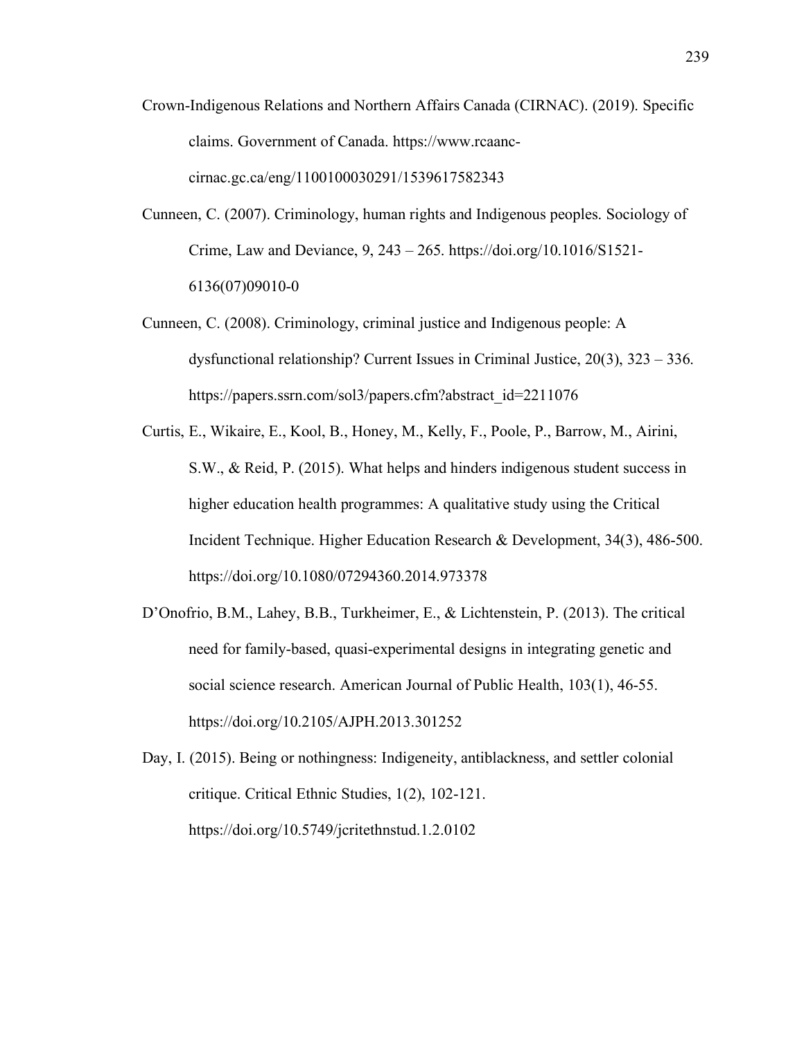Crown-Indigenous Relations and Northern Affairs Canada (CIRNAC). (2019). Specific claims. Government of Canada. https://www.rcaanc-cirnac.gc.ca/eng/1100100030291/1539617582343

Cunneen, C. (2007). Criminology, human rights and Indigenous peoples. Sociology of Crime, Law and Deviance, 9, 243 – 265. https://doi.org/10.1016/S1521-6136(07)09010-0

Cunneen, C. (2008). Criminology, criminal justice and Indigenous people: A dysfunctional relationship? Current Issues in Criminal Justice, 20(3), 323 – 336. https://papers.ssrn.com/sol3/papers.cfm?abstract_id=2211076

Curtis, E., Wikaire, E., Kool, B., Honey, M., Kelly, F., Poole, P., Barrow, M., Airini, S.W., & Reid, P. (2015). What helps and hinders indigenous student success in higher education health programmes: A qualitative study using the Critical Incident Technique. Higher Education Research & Development, 34(3), 486-500. https://doi.org/10.1080/07294360.2014.973378

D'Onofrio, B.M., Lahey, B.B., Turkheimer, E., & Lichtenstein, P. (2013). The critical need for family-based, quasi-experimental designs in integrating genetic and social science research. American Journal of Public Health, 103(1), 46-55. https://doi.org/10.2105/AJPH.2013.301252

Day, I. (2015). Being or nothingness: Indigeneity, antiblackness, and settler colonial critique. Critical Ethnic Studies, 1(2), 102-121. https://doi.org/10.5749/jcritethnstud.1.2.0102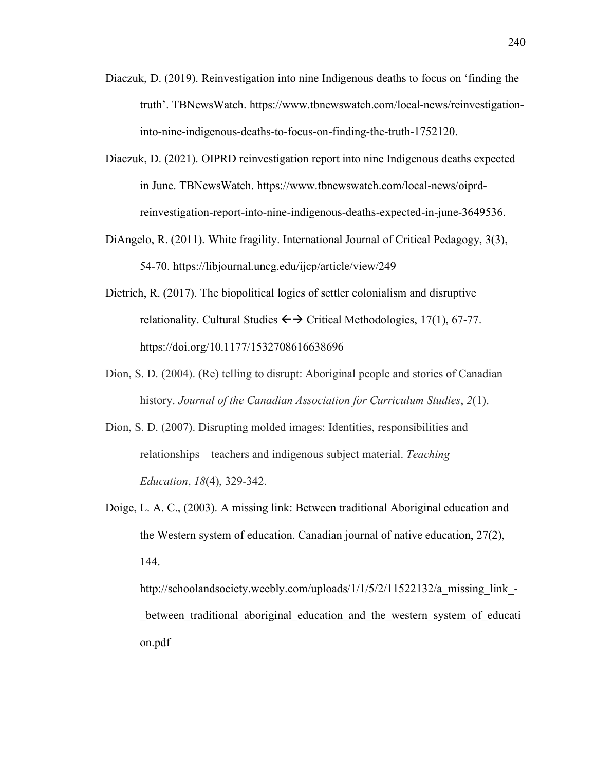Diaczuk, D. (2019). Reinvestigation into nine Indigenous deaths to focus on 'finding the truth'. TBNewsWatch. https://www.tbnewswatch.com/local-news/reinvestigation-into-nine-indigenous-deaths-to-focus-on-finding-the-truth-1752120.

Diaczuk, D. (2021). OIPRD reinvestigation report into nine Indigenous deaths expected in June. TBNewsWatch. https://www.tbnewswatch.com/local-news/oiprd-reinvestigation-report-into-nine-indigenous-deaths-expected-in-june-3649536.

DiAngelo, R. (2011). White fragility. International Journal of Critical Pedagogy, 3(3), 54-70. https://libjournal.uncg.edu/ijcp/article/view/249

Dietrich, R. (2017). The biopolitical logics of settler colonialism and disruptive relationality. Cultural Studies ←→ Critical Methodologies, 17(1), 67-77. https://doi.org/10.1177/1532708616638696

Dion, S. D. (2004). (Re) telling to disrupt: Aboriginal people and stories of Canadian history. *Journal of the Canadian Association for Curriculum Studies*, *2*(1).

Dion, S. D. (2007). Disrupting molded images: Identities, responsibilities and relationships—teachers and indigenous subject material. *Teaching Education*, *18*(4), 329-342.

Doige, L. A. C., (2003). A missing link: Between traditional Aboriginal education and the Western system of education. Canadian journal of native education, 27(2), 144.
http://schoolandsociety.weebly.com/uploads/1/1/5/2/11522132/a_missing_link_-_between_traditional_aboriginal_education_and_the_western_system_of_education.pdf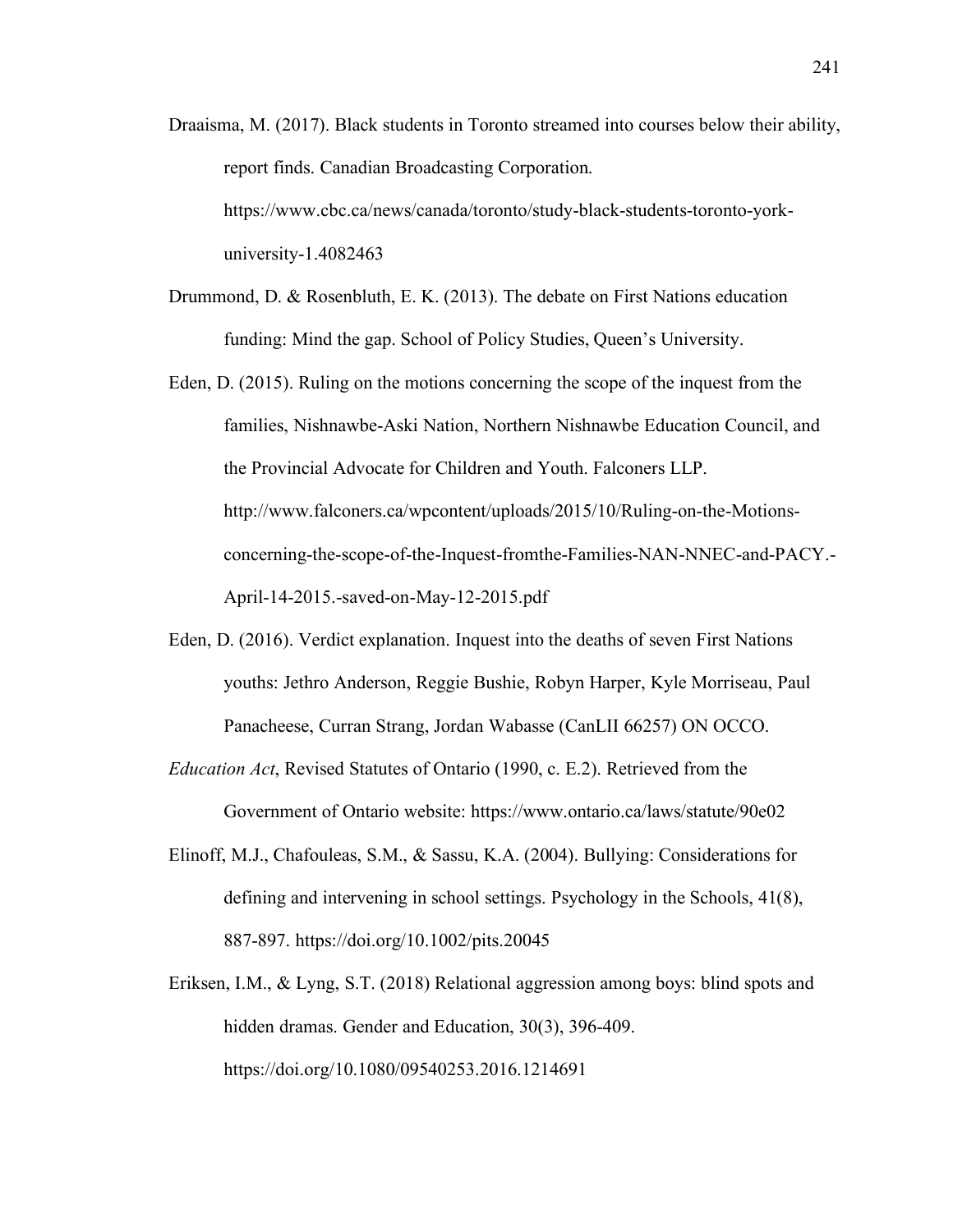Draaisma, M. (2017). Black students in Toronto streamed into courses below their ability, report finds. Canadian Broadcasting Corporation. https://www.cbc.ca/news/canada/toronto/study-black-students-toronto-york-university-1.4082463

Drummond, D. & Rosenbluth, E. K. (2013). The debate on First Nations education funding: Mind the gap. School of Policy Studies, Queen's University.

Eden, D. (2015). Ruling on the motions concerning the scope of the inquest from the families, Nishnawbe-Aski Nation, Northern Nishnawbe Education Council, and the Provincial Advocate for Children and Youth. Falconers LLP. http://www.falconers.ca/wpcontent/uploads/2015/10/Ruling-on-the-Motions-concerning-the-scope-of-the-Inquest-fromthe-Families-NAN-NNEC-and-PACY.-April-14-2015.-saved-on-May-12-2015.pdf

Eden, D. (2016). Verdict explanation. Inquest into the deaths of seven First Nations youths: Jethro Anderson, Reggie Bushie, Robyn Harper, Kyle Morriseau, Paul Panacheese, Curran Strang, Jordan Wabasse (CanLII 66257) ON OCCO.

*Education Act*, Revised Statutes of Ontario (1990, c. E.2). Retrieved from the Government of Ontario website: https://www.ontario.ca/laws/statute/90e02

Elinoff, M.J., Chafouleas, S.M., & Sassu, K.A. (2004). Bullying: Considerations for defining and intervening in school settings. Psychology in the Schools, 41(8), 887-897. https://doi.org/10.1002/pits.20045

Eriksen, I.M., & Lyng, S.T. (2018) Relational aggression among boys: blind spots and hidden dramas. Gender and Education, 30(3), 396-409. https://doi.org/10.1080/09540253.2016.1214691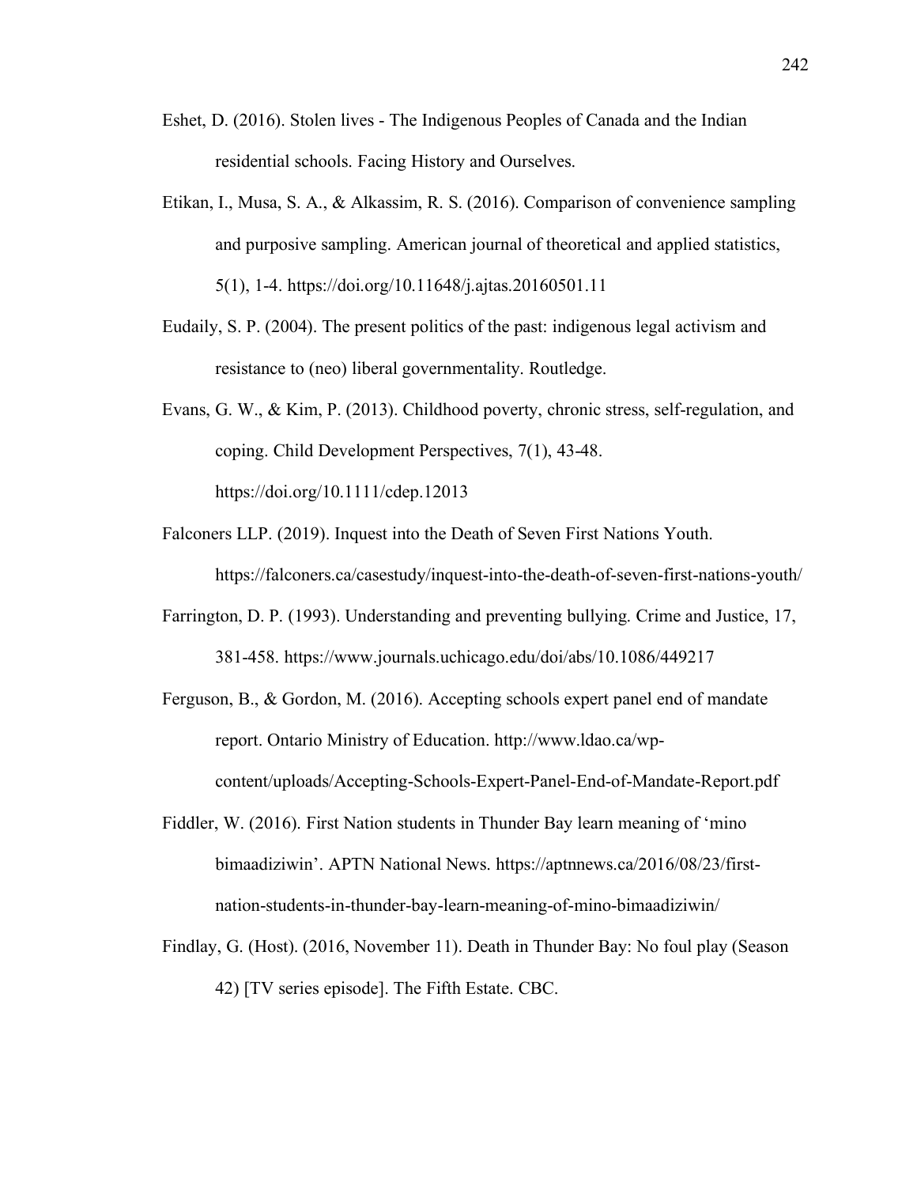Eshet, D. (2016). Stolen lives - The Indigenous Peoples of Canada and the Indian residential schools. Facing History and Ourselves.

Etikan, I., Musa, S. A., & Alkassim, R. S. (2016). Comparison of convenience sampling and purposive sampling. American journal of theoretical and applied statistics, 5(1), 1-4. https://doi.org/10.11648/j.ajtas.20160501.11

Eudaily, S. P. (2004). The present politics of the past: indigenous legal activism and resistance to (neo) liberal governmentality. Routledge.

Evans, G. W., & Kim, P. (2013). Childhood poverty, chronic stress, self-regulation, and coping. Child Development Perspectives, 7(1), 43-48. https://doi.org/10.1111/cdep.12013

Falconers LLP. (2019). Inquest into the Death of Seven First Nations Youth. https://falconers.ca/casestudy/inquest-into-the-death-of-seven-first-nations-youth/

Farrington, D. P. (1993). Understanding and preventing bullying. Crime and Justice, 17, 381-458. https://www.journals.uchicago.edu/doi/abs/10.1086/449217

Ferguson, B., & Gordon, M. (2016). Accepting schools expert panel end of mandate report. Ontario Ministry of Education. http://www.ldao.ca/wp-content/uploads/Accepting-Schools-Expert-Panel-End-of-Mandate-Report.pdf

Fiddler, W. (2016). First Nation students in Thunder Bay learn meaning of 'mino bimaadiziwin'. APTN National News. https://aptnnews.ca/2016/08/23/first-nation-students-in-thunder-bay-learn-meaning-of-mino-bimaadiziwin/

Findlay, G. (Host). (2016, November 11). Death in Thunder Bay: No foul play (Season 42) [TV series episode]. The Fifth Estate. CBC.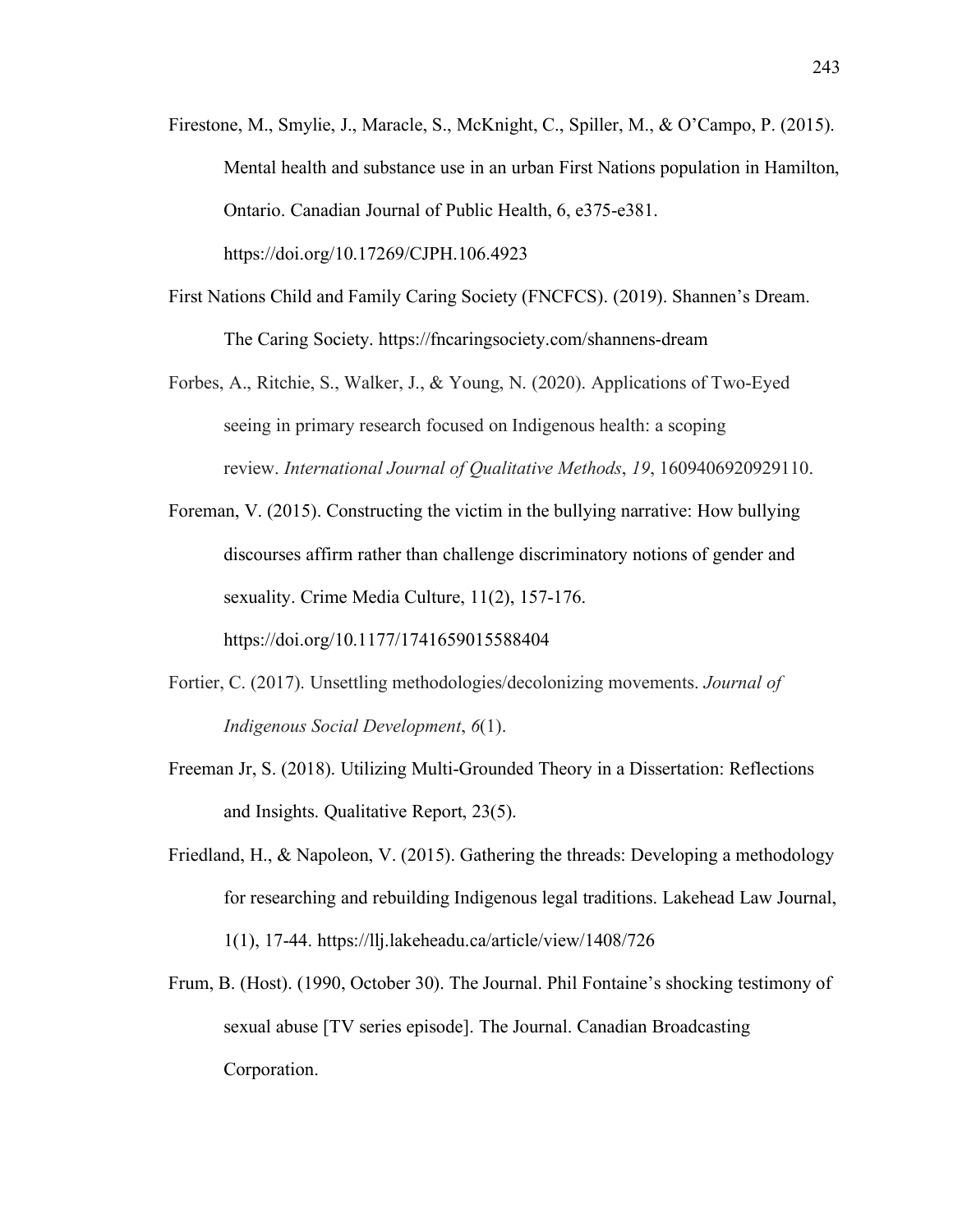Firestone, M., Smylie, J., Maracle, S., McKnight, C., Spiller, M., & O'Campo, P. (2015). Mental health and substance use in an urban First Nations population in Hamilton, Ontario. Canadian Journal of Public Health, 6, e375-e381. https://doi.org/10.17269/CJPH.106.4923

First Nations Child and Family Caring Society (FNCFCS). (2019). Shannen's Dream. The Caring Society. https://fncaringsociety.com/shannens-dream

Forbes, A., Ritchie, S., Walker, J., & Young, N. (2020). Applications of Two-Eyed seeing in primary research focused on Indigenous health: a scoping review. *International Journal of Qualitative Methods*, *19*, 1609406920929110.

Foreman, V. (2015). Constructing the victim in the bullying narrative: How bullying discourses affirm rather than challenge discriminatory notions of gender and sexuality. Crime Media Culture, 11(2), 157-176. https://doi.org/10.1177/1741659015588404

Fortier, C. (2017). Unsettling methodologies/decolonizing movements. *Journal of Indigenous Social Development*, *6*(1).

Freeman Jr, S. (2018). Utilizing Multi-Grounded Theory in a Dissertation: Reflections and Insights. Qualitative Report, 23(5).

Friedland, H., & Napoleon, V. (2015). Gathering the threads: Developing a methodology for researching and rebuilding Indigenous legal traditions. Lakehead Law Journal, 1(1), 17-44. https://llj.lakeheadu.ca/article/view/1408/726

Frum, B. (Host). (1990, October 30). The Journal. Phil Fontaine's shocking testimony of sexual abuse [TV series episode]. The Journal. Canadian Broadcasting Corporation.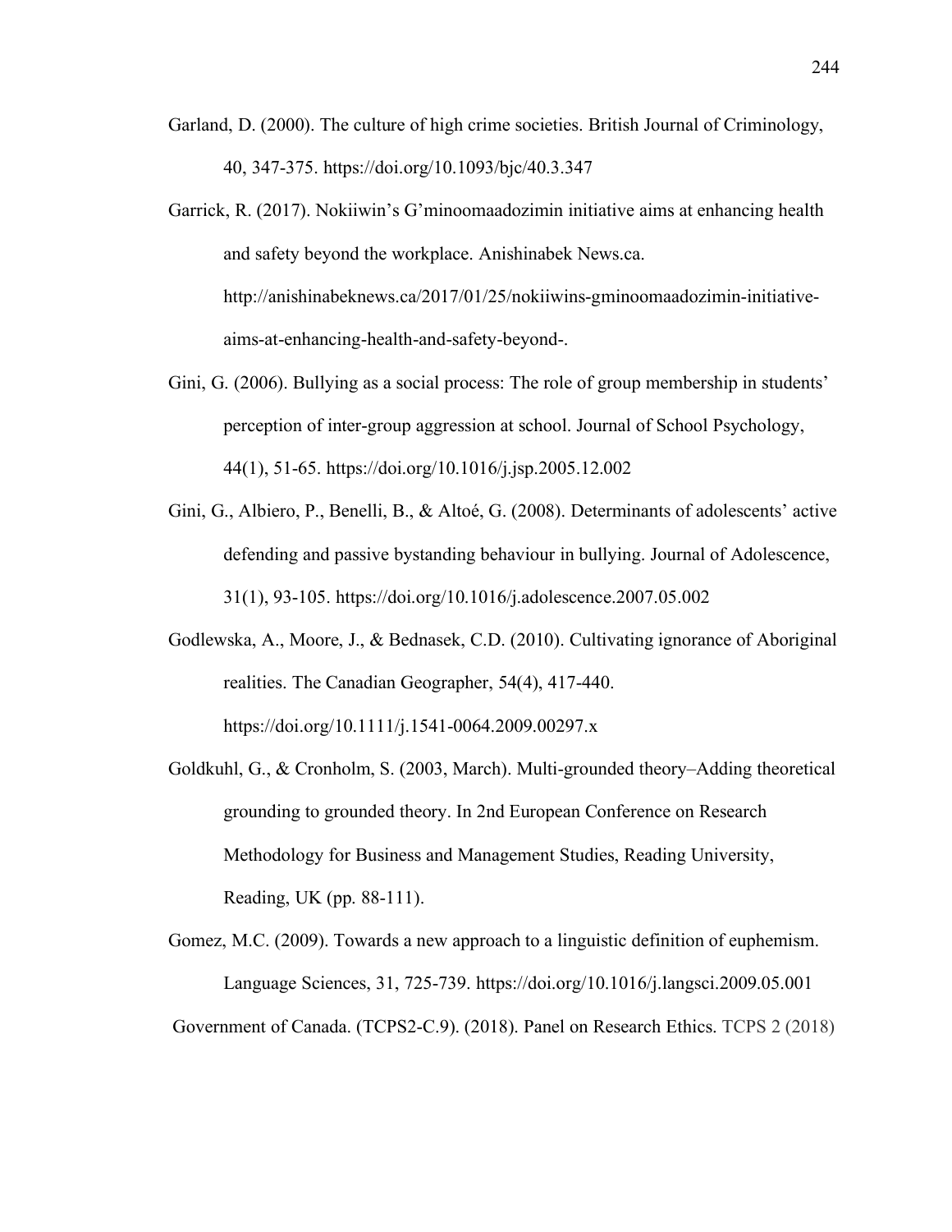Garland, D. (2000). The culture of high crime societies. British Journal of Criminology, 40, 347-375. https://doi.org/10.1093/bjc/40.3.347

Garrick, R. (2017). Nokiiwin's G'minoomaadozimin initiative aims at enhancing health and safety beyond the workplace. Anishinabek News.ca. http://anishinabeknews.ca/2017/01/25/nokiiwins-gminoomaadozimin-initiative-aims-at-enhancing-health-and-safety-beyond-.

Gini, G. (2006). Bullying as a social process: The role of group membership in students' perception of inter-group aggression at school. Journal of School Psychology, 44(1), 51-65. https://doi.org/10.1016/j.jsp.2005.12.002

Gini, G., Albiero, P., Benelli, B., & Altoé, G. (2008). Determinants of adolescents' active defending and passive bystanding behaviour in bullying. Journal of Adolescence, 31(1), 93-105. https://doi.org/10.1016/j.adolescence.2007.05.002

Godlewska, A., Moore, J., & Bednasek, C.D. (2010). Cultivating ignorance of Aboriginal realities. The Canadian Geographer, 54(4), 417-440. https://doi.org/10.1111/j.1541-0064.2009.00297.x

Goldkuhl, G., & Cronholm, S. (2003, March). Multi-grounded theory–Adding theoretical grounding to grounded theory. In 2nd European Conference on Research Methodology for Business and Management Studies, Reading University, Reading, UK (pp. 88-111).

Gomez, M.C. (2009). Towards a new approach to a linguistic definition of euphemism. Language Sciences, 31, 725-739. https://doi.org/10.1016/j.langsci.2009.05.001

Government of Canada. (TCPS2-C.9). (2018). Panel on Research Ethics. TCPS 2 (2018)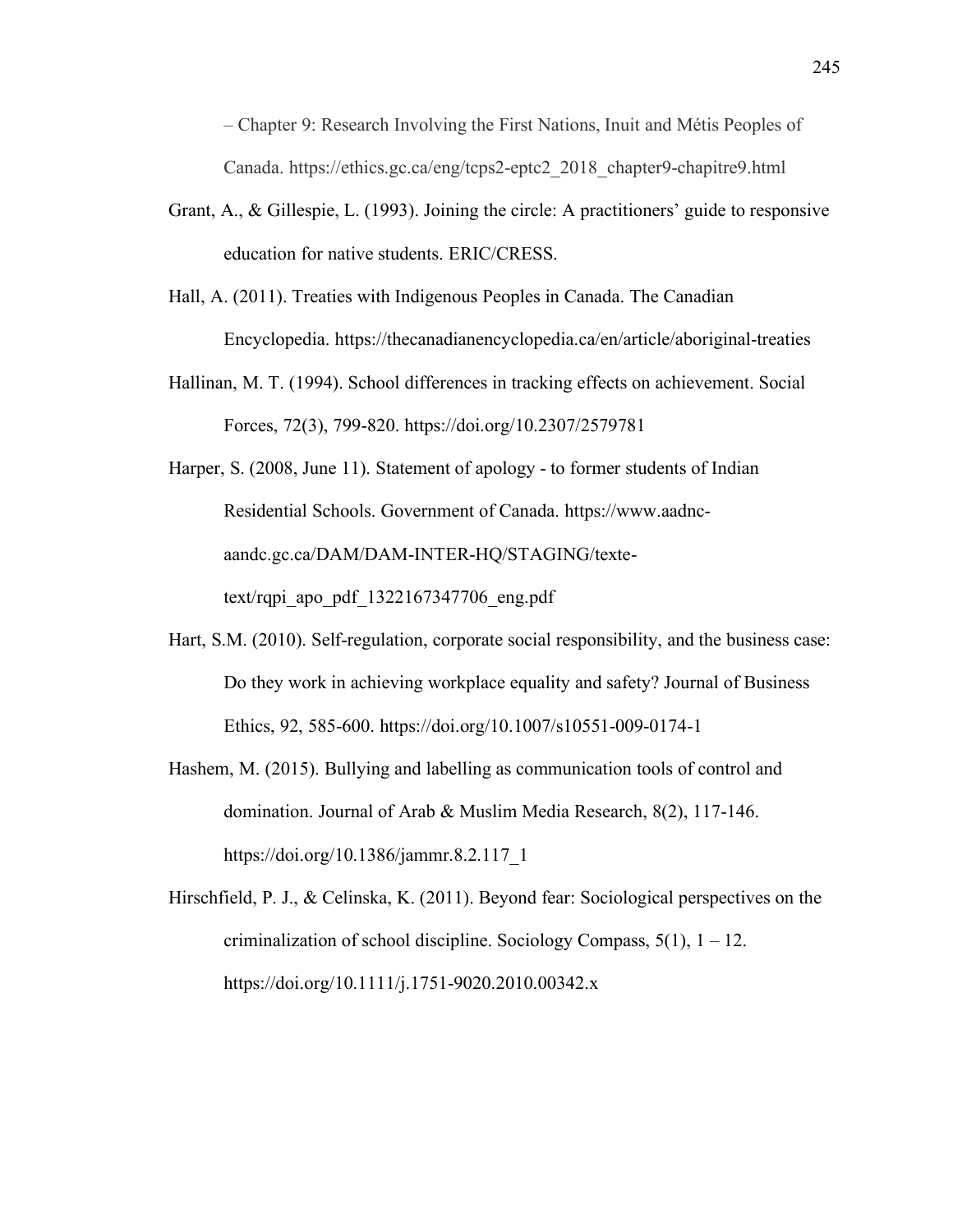– Chapter 9: Research Involving the First Nations, Inuit and Métis Peoples of Canada. https://ethics.gc.ca/eng/tcps2-eptc2_2018_chapter9-chapitre9.html

Grant, A., & Gillespie, L. (1993). Joining the circle: A practitioners' guide to responsive education for native students. ERIC/CRESS.

Hall, A. (2011). Treaties with Indigenous Peoples in Canada. The Canadian Encyclopedia. https://thecanadianencyclopedia.ca/en/article/aboriginal-treaties

Hallinan, M. T. (1994). School differences in tracking effects on achievement. Social Forces, 72(3), 799-820. https://doi.org/10.2307/2579781

Harper, S. (2008, June 11). Statement of apology - to former students of Indian Residential Schools. Government of Canada. https://www.aadnc-aandc.gc.ca/DAM/DAM-INTER-HQ/STAGING/texte-text/rqpi_apo_pdf_1322167347706_eng.pdf

Hart, S.M. (2010). Self-regulation, corporate social responsibility, and the business case: Do they work in achieving workplace equality and safety? Journal of Business Ethics, 92, 585-600. https://doi.org/10.1007/s10551-009-0174-1

Hashem, M. (2015). Bullying and labelling as communication tools of control and domination. Journal of Arab & Muslim Media Research, 8(2), 117-146. https://doi.org/10.1386/jammr.8.2.117_1

Hirschfield, P. J., & Celinska, K. (2011). Beyond fear: Sociological perspectives on the criminalization of school discipline. Sociology Compass, 5(1), 1 – 12. https://doi.org/10.1111/j.1751-9020.2010.00342.x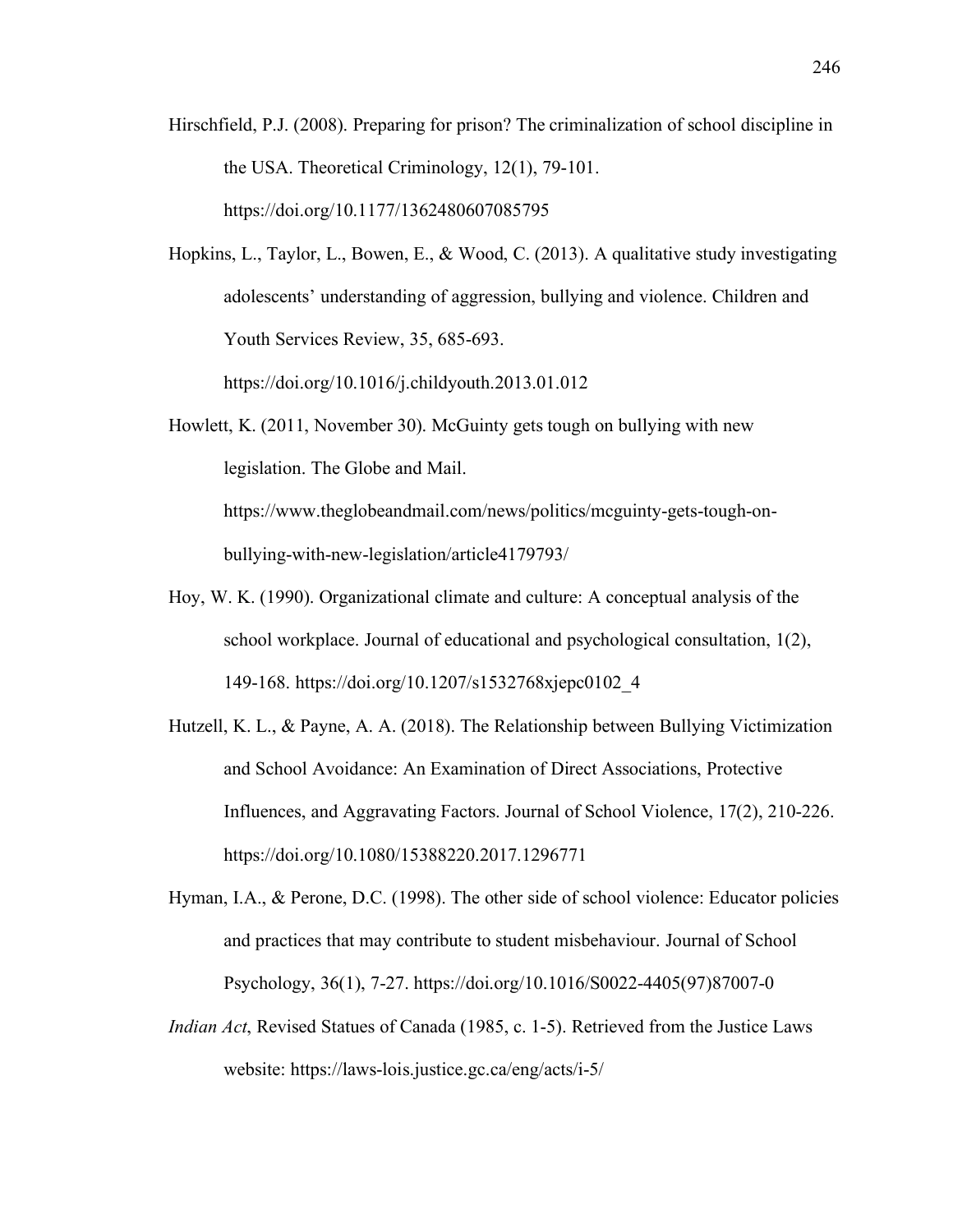Hirschfield, P.J. (2008). Preparing for prison? The criminalization of school discipline in the USA. Theoretical Criminology, 12(1), 79-101. https://doi.org/10.1177/1362480607085795

Hopkins, L., Taylor, L., Bowen, E., & Wood, C. (2013). A qualitative study investigating adolescents' understanding of aggression, bullying and violence. Children and Youth Services Review, 35, 685-693. https://doi.org/10.1016/j.childyouth.2013.01.012

Howlett, K. (2011, November 30). McGuinty gets tough on bullying with new legislation. The Globe and Mail. https://www.theglobeandmail.com/news/politics/mcguinty-gets-tough-on-bullying-with-new-legislation/article4179793/

Hoy, W. K. (1990). Organizational climate and culture: A conceptual analysis of the school workplace. Journal of educational and psychological consultation, 1(2), 149-168. https://doi.org/10.1207/s1532768xjepc0102_4

Hutzell, K. L., & Payne, A. A. (2018). The Relationship between Bullying Victimization and School Avoidance: An Examination of Direct Associations, Protective Influences, and Aggravating Factors. Journal of School Violence, 17(2), 210-226. https://doi.org/10.1080/15388220.2017.1296771

Hyman, I.A., & Perone, D.C. (1998). The other side of school violence: Educator policies and practices that may contribute to student misbehaviour. Journal of School Psychology, 36(1), 7-27. https://doi.org/10.1016/S0022-4405(97)87007-0

*Indian Act*, Revised Statues of Canada (1985, c. 1-5). Retrieved from the Justice Laws website: https://laws-lois.justice.gc.ca/eng/acts/i-5/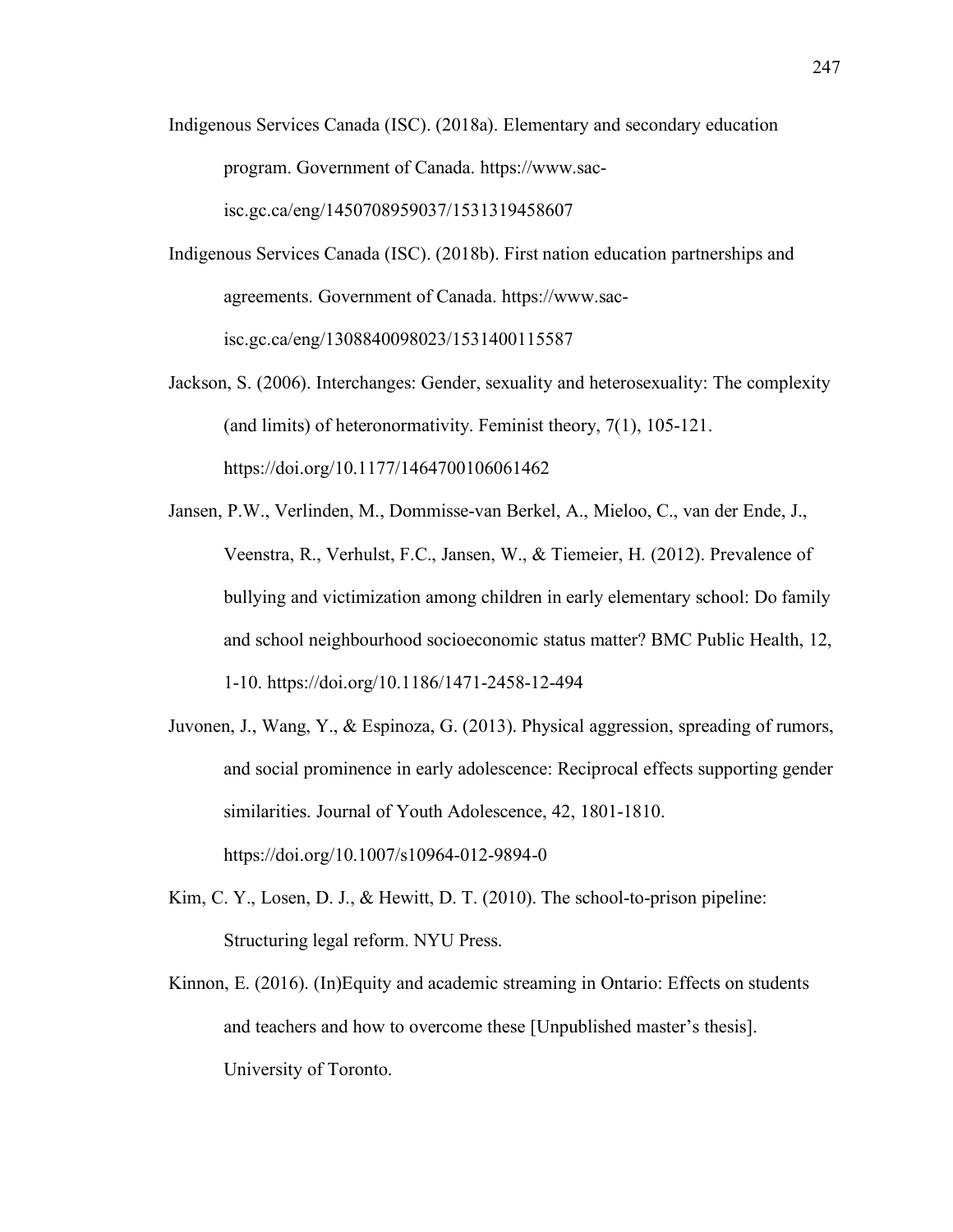Indigenous Services Canada (ISC). (2018a). Elementary and secondary education program. Government of Canada. https://www.sac-isc.gc.ca/eng/1450708959037/1531319458607

Indigenous Services Canada (ISC). (2018b). First nation education partnerships and agreements. Government of Canada. https://www.sac-isc.gc.ca/eng/1308840098023/1531400115587

Jackson, S. (2006). Interchanges: Gender, sexuality and heterosexuality: The complexity (and limits) of heteronormativity. Feminist theory, 7(1), 105-121. https://doi.org/10.1177/1464700106061462

Jansen, P.W., Verlinden, M., Dommisse-van Berkel, A., Mieloo, C., van der Ende, J., Veenstra, R., Verhulst, F.C., Jansen, W., & Tiemeier, H. (2012). Prevalence of bullying and victimization among children in early elementary school: Do family and school neighbourhood socioeconomic status matter? BMC Public Health, 12, 1-10. https://doi.org/10.1186/1471-2458-12-494

Juvonen, J., Wang, Y., & Espinoza, G. (2013). Physical aggression, spreading of rumors, and social prominence in early adolescence: Reciprocal effects supporting gender similarities. Journal of Youth Adolescence, 42, 1801-1810. https://doi.org/10.1007/s10964-012-9894-0

Kim, C. Y., Losen, D. J., & Hewitt, D. T. (2010). The school-to-prison pipeline: Structuring legal reform. NYU Press.

Kinnon, E. (2016). (In)Equity and academic streaming in Ontario: Effects on students and teachers and how to overcome these [Unpublished master's thesis]. University of Toronto.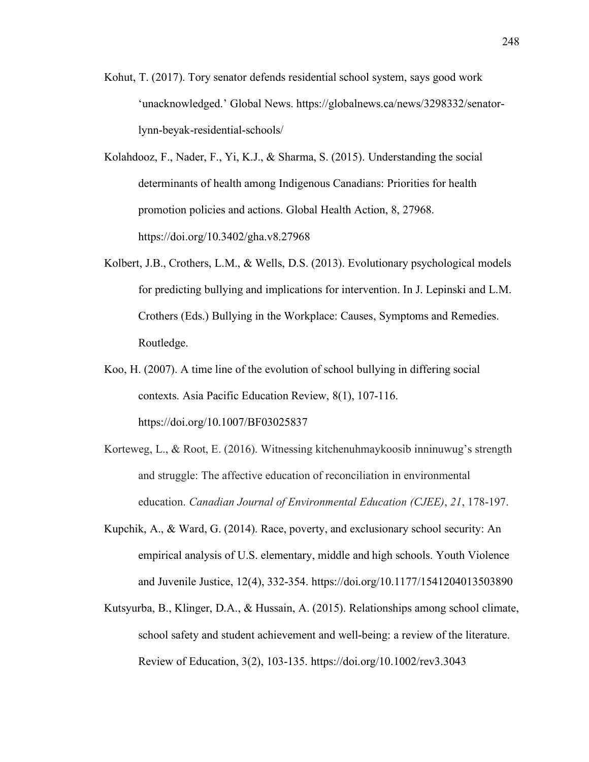Kohut, T. (2017). Tory senator defends residential school system, says good work ‘unacknowledged.’ Global News. https://globalnews.ca/news/3298332/senator-lynn-beyak-residential-schools/

Kolahdooz, F., Nader, F., Yi, K.J., & Sharma, S. (2015). Understanding the social determinants of health among Indigenous Canadians: Priorities for health promotion policies and actions. Global Health Action, 8, 27968. https://doi.org/10.3402/gha.v8.27968

Kolbert, J.B., Crothers, L.M., & Wells, D.S. (2013). Evolutionary psychological models for predicting bullying and implications for intervention. In J. Lepinski and L.M. Crothers (Eds.) Bullying in the Workplace: Causes, Symptoms and Remedies. Routledge.

Koo, H. (2007). A time line of the evolution of school bullying in differing social contexts. Asia Pacific Education Review, 8(1), 107-116. https://doi.org/10.1007/BF03025837

Korteweg, L., & Root, E. (2016). Witnessing kitchenuhmaykoosib inninuwug’s strength and struggle: The affective education of reconciliation in environmental education. *Canadian Journal of Environmental Education (CJEE)*, *21*, 178-197.

Kupchik, A., & Ward, G. (2014). Race, poverty, and exclusionary school security: An empirical analysis of U.S. elementary, middle and high schools. Youth Violence and Juvenile Justice, 12(4), 332-354. https://doi.org/10.1177/1541204013503890

Kutsyurba, B., Klinger, D.A., & Hussain, A. (2015). Relationships among school climate, school safety and student achievement and well-being: a review of the literature. Review of Education, 3(2), 103-135. https://doi.org/10.1002/rev3.3043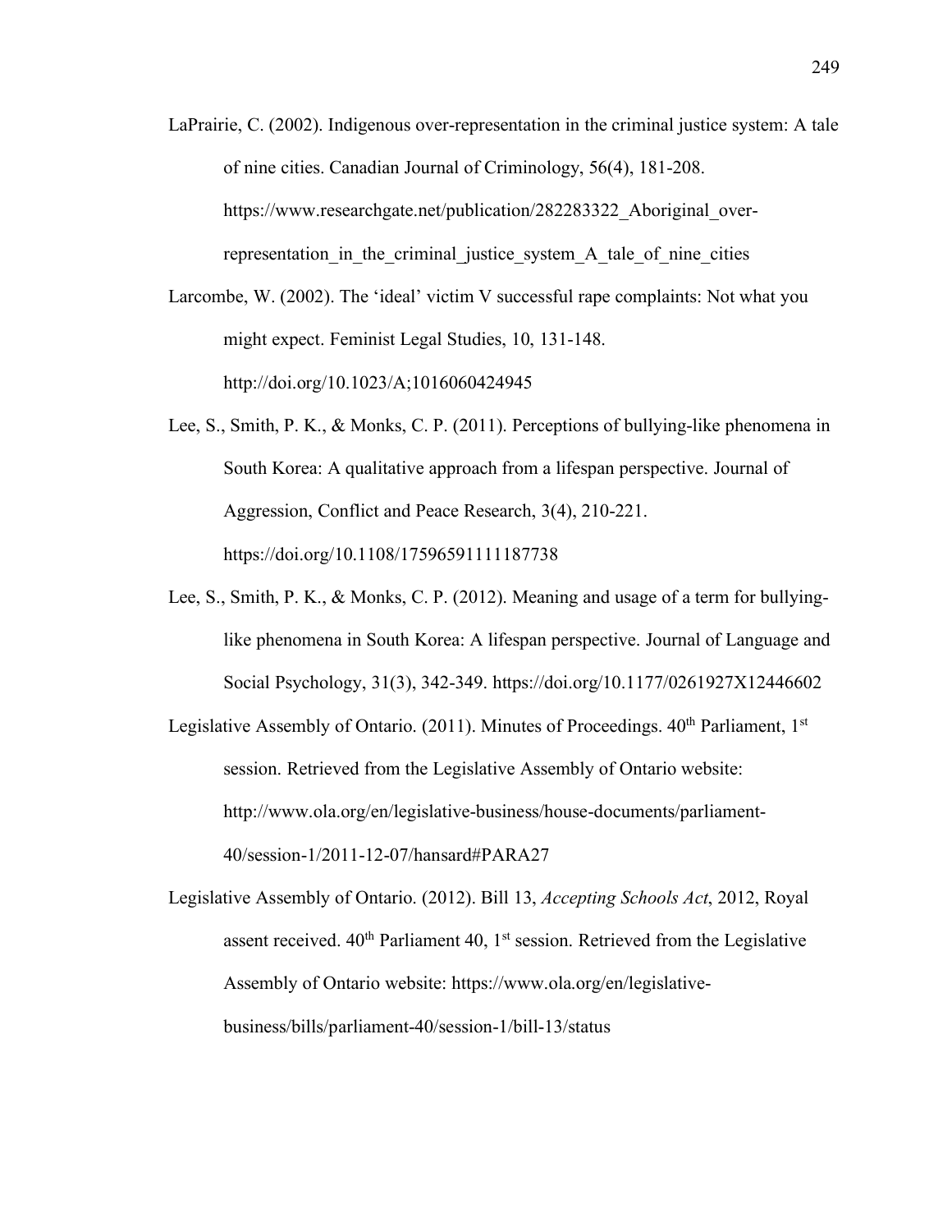LaPrairie, C. (2002). Indigenous over-representation in the criminal justice system: A tale of nine cities. Canadian Journal of Criminology, 56(4), 181-208. https://www.researchgate.net/publication/282283322_Aboriginal_over-representation_in_the_criminal_justice_system_A_tale_of_nine_cities

Larcombe, W. (2002). The 'ideal' victim V successful rape complaints: Not what you might expect. Feminist Legal Studies, 10, 131-148. http://doi.org/10.1023/A;1016060424945

Lee, S., Smith, P. K., & Monks, C. P. (2011). Perceptions of bullying-like phenomena in South Korea: A qualitative approach from a lifespan perspective. Journal of Aggression, Conflict and Peace Research, 3(4), 210-221. https://doi.org/10.1108/17596591111187738

Lee, S., Smith, P. K., & Monks, C. P. (2012). Meaning and usage of a term for bullying-like phenomena in South Korea: A lifespan perspective. Journal of Language and Social Psychology, 31(3), 342-349. https://doi.org/10.1177/0261927X12446602

Legislative Assembly of Ontario. (2011). Minutes of Proceedings. 40th Parliament, 1st session. Retrieved from the Legislative Assembly of Ontario website: http://www.ola.org/en/legislative-business/house-documents/parliament-40/session-1/2011-12-07/hansard#PARA27

Legislative Assembly of Ontario. (2012). Bill 13, *Accepting Schools Act*, 2012, Royal assent received. 40th Parliament 40, 1st session. Retrieved from the Legislative Assembly of Ontario website: https://www.ola.org/en/legislative-business/bills/parliament-40/session-1/bill-13/status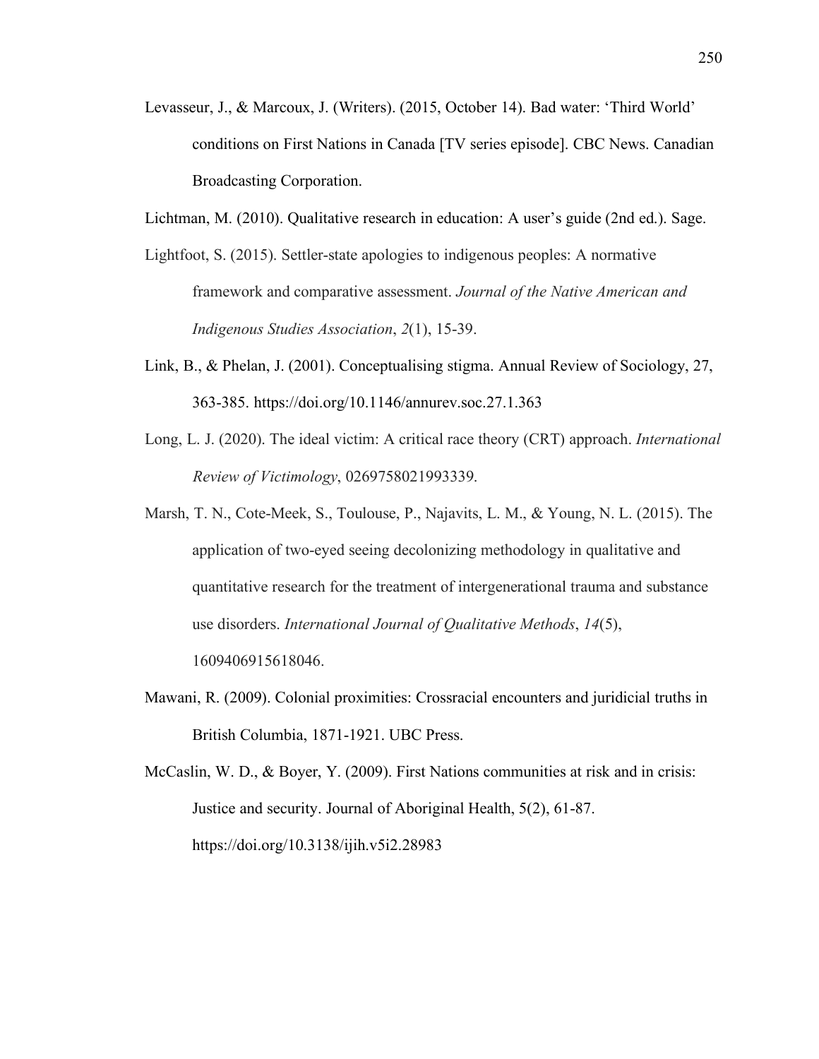Levasseur, J., & Marcoux, J. (Writers). (2015, October 14). Bad water: 'Third World' conditions on First Nations in Canada [TV series episode]. CBC News. Canadian Broadcasting Corporation.

Lichtman, M. (2010). Qualitative research in education: A user's guide (2nd ed.). Sage.

Lightfoot, S. (2015). Settler-state apologies to indigenous peoples: A normative framework and comparative assessment. *Journal of the Native American and Indigenous Studies Association*, *2*(1), 15-39.

Link, B., & Phelan, J. (2001). Conceptualising stigma. Annual Review of Sociology, 27, 363-385. https://doi.org/10.1146/annurev.soc.27.1.363

Long, L. J. (2020). The ideal victim: A critical race theory (CRT) approach. *International Review of Victimology*, 0269758021993339.

Marsh, T. N., Cote-Meek, S., Toulouse, P., Najavits, L. M., & Young, N. L. (2015). The application of two-eyed seeing decolonizing methodology in qualitative and quantitative research for the treatment of intergenerational trauma and substance use disorders. *International Journal of Qualitative Methods*, *14*(5), 1609406915618046.

Mawani, R. (2009). Colonial proximities: Crossracial encounters and juridicial truths in British Columbia, 1871-1921. UBC Press.

McCaslin, W. D., & Boyer, Y. (2009). First Nations communities at risk and in crisis: Justice and security. Journal of Aboriginal Health, 5(2), 61-87. https://doi.org/10.3138/ijih.v5i2.28983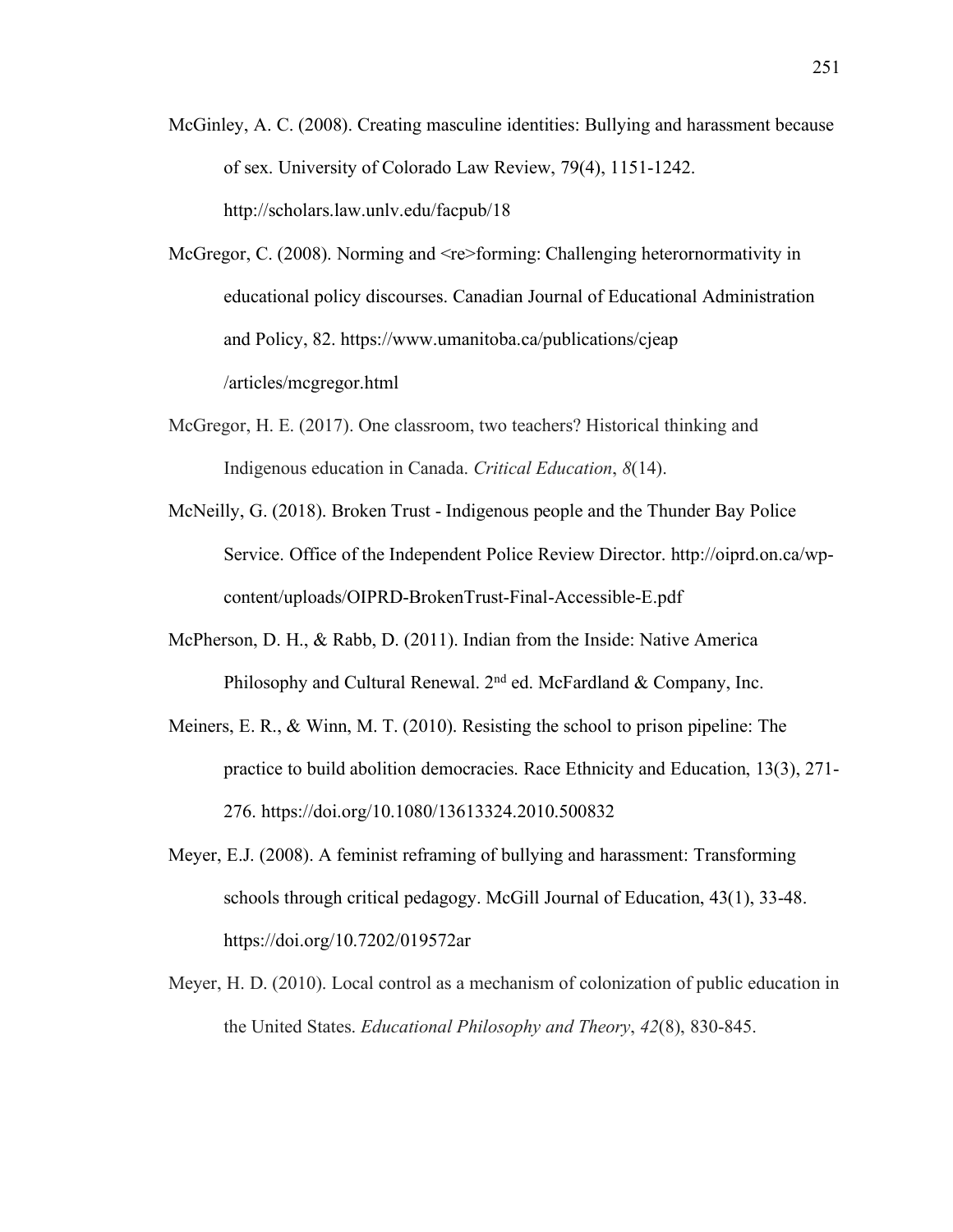McGinley, A. C. (2008). Creating masculine identities: Bullying and harassment because of sex. University of Colorado Law Review, 79(4), 1151-1242. http://scholars.law.unlv.edu/facpub/18

McGregor, C. (2008). Norming and <re>forming: Challenging heterornormativity in educational policy discourses. Canadian Journal of Educational Administration and Policy, 82. https://www.umanitoba.ca/publications/cjeap/articles/mcgregor.html

McGregor, H. E. (2017). One classroom, two teachers? Historical thinking and Indigenous education in Canada. *Critical Education*, *8*(14).

McNeilly, G. (2018). Broken Trust - Indigenous people and the Thunder Bay Police Service. Office of the Independent Police Review Director. http://oiprd.on.ca/wp-content/uploads/OIPRD-BrokenTrust-Final-Accessible-E.pdf

McPherson, D. H., & Rabb, D. (2011). Indian from the Inside: Native America Philosophy and Cultural Renewal. 2nd ed. McFardland & Company, Inc.

Meiners, E. R., & Winn, M. T. (2010). Resisting the school to prison pipeline: The practice to build abolition democracies. Race Ethnicity and Education, 13(3), 271-276. https://doi.org/10.1080/13613324.2010.500832

Meyer, E.J. (2008). A feminist reframing of bullying and harassment: Transforming schools through critical pedagogy. McGill Journal of Education, 43(1), 33-48. https://doi.org/10.7202/019572ar

Meyer, H. D. (2010). Local control as a mechanism of colonization of public education in the United States. *Educational Philosophy and Theory*, *42*(8), 830-845.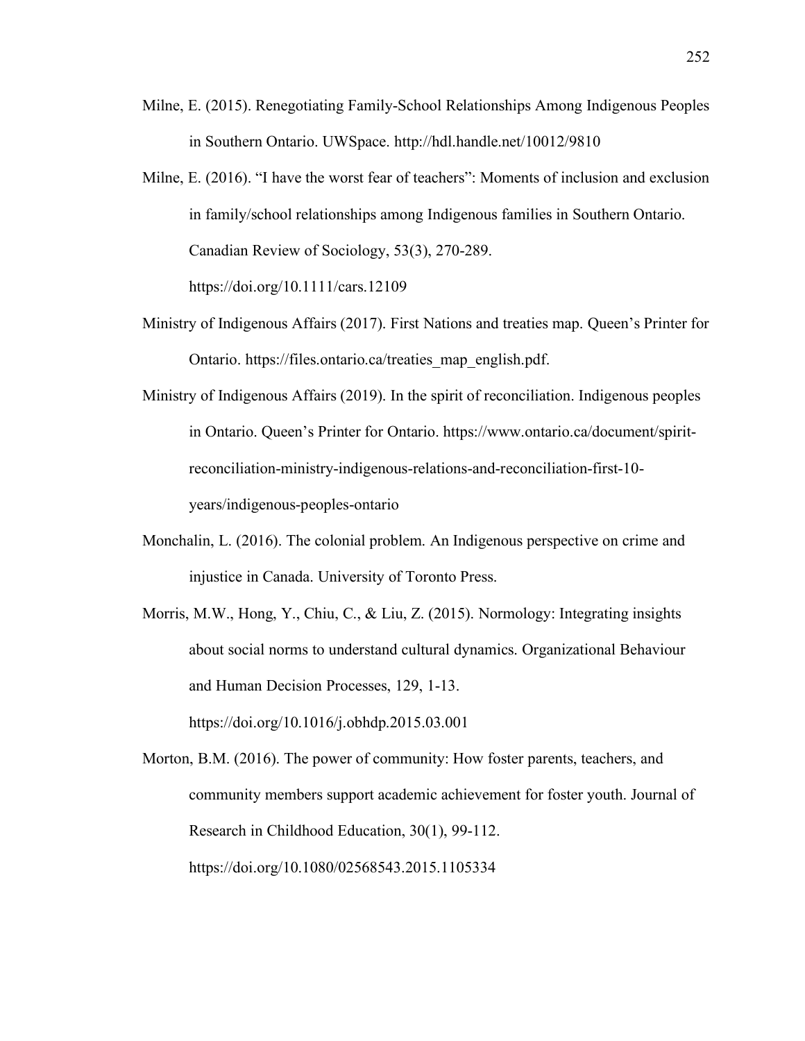Milne, E. (2015). Renegotiating Family-School Relationships Among Indigenous Peoples in Southern Ontario. UWSpace. http://hdl.handle.net/10012/9810

Milne, E. (2016). "I have the worst fear of teachers": Moments of inclusion and exclusion in family/school relationships among Indigenous families in Southern Ontario. Canadian Review of Sociology, 53(3), 270-289. https://doi.org/10.1111/cars.12109

Ministry of Indigenous Affairs (2017). First Nations and treaties map. Queen's Printer for Ontario. https://files.ontario.ca/treaties_map_english.pdf.

Ministry of Indigenous Affairs (2019). In the spirit of reconciliation. Indigenous peoples in Ontario. Queen's Printer for Ontario. https://www.ontario.ca/document/spirit-reconciliation-ministry-indigenous-relations-and-reconciliation-first-10-years/indigenous-peoples-ontario

Monchalin, L. (2016). The colonial problem. An Indigenous perspective on crime and injustice in Canada. University of Toronto Press.

Morris, M.W., Hong, Y., Chiu, C., & Liu, Z. (2015). Normology: Integrating insights about social norms to understand cultural dynamics. Organizational Behaviour and Human Decision Processes, 129, 1-13. https://doi.org/10.1016/j.obhdp.2015.03.001

Morton, B.M. (2016). The power of community: How foster parents, teachers, and community members support academic achievement for foster youth. Journal of Research in Childhood Education, 30(1), 99-112. https://doi.org/10.1080/02568543.2015.1105334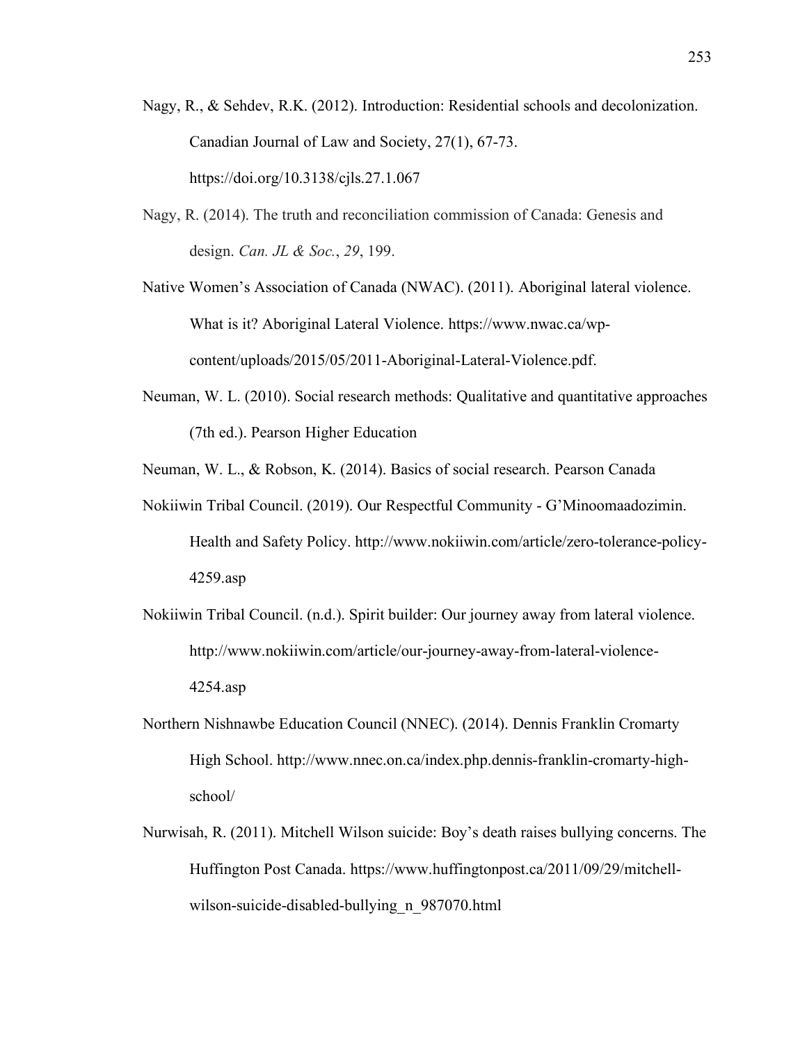Nagy, R., & Sehdev, R.K. (2012). Introduction: Residential schools and decolonization. Canadian Journal of Law and Society, 27(1), 67-73. https://doi.org/10.3138/cjls.27.1.067

Nagy, R. (2014). The truth and reconciliation commission of Canada: Genesis and design. *Can. JL & Soc.*, *29*, 199.

Native Women's Association of Canada (NWAC). (2011). Aboriginal lateral violence. What is it? Aboriginal Lateral Violence. https://www.nwac.ca/wp-content/uploads/2015/05/2011-Aboriginal-Lateral-Violence.pdf.

Neuman, W. L. (2010). Social research methods: Qualitative and quantitative approaches (7th ed.). Pearson Higher Education

Neuman, W. L., & Robson, K. (2014). Basics of social research. Pearson Canada

Nokiiwin Tribal Council. (2019). Our Respectful Community - G'Minoomaadozimin. Health and Safety Policy. http://www.nokiiwin.com/article/zero-tolerance-policy-4259.asp

Nokiiwin Tribal Council. (n.d.). Spirit builder: Our journey away from lateral violence. http://www.nokiiwin.com/article/our-journey-away-from-lateral-violence-4254.asp

Northern Nishnawbe Education Council (NNEC). (2014). Dennis Franklin Cromarty High School. http://www.nnec.on.ca/index.php.dennis-franklin-cromarty-high-school/

Nurwisah, R. (2011). Mitchell Wilson suicide: Boy's death raises bullying concerns. The Huffington Post Canada. https://www.huffingtonpost.ca/2011/09/29/mitchell-wilson-suicide-disabled-bullying_n_987070.html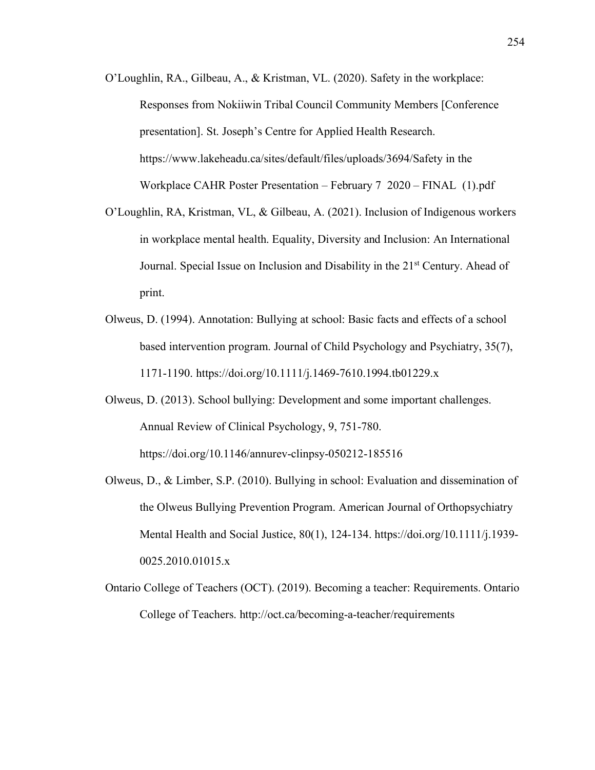O'Loughlin, RA., Gilbeau, A., & Kristman, VL. (2020). Safety in the workplace: Responses from Nokiiwin Tribal Council Community Members [Conference presentation]. St. Joseph's Centre for Applied Health Research. https://www.lakeheadu.ca/sites/default/files/uploads/3694/Safety in the Workplace CAHR Poster Presentation – February 7 2020 – FINAL (1).pdf

O'Loughlin, RA, Kristman, VL, & Gilbeau, A. (2021). Inclusion of Indigenous workers in workplace mental health. Equality, Diversity and Inclusion: An International Journal. Special Issue on Inclusion and Disability in the 21st Century. Ahead of print.

Olweus, D. (1994). Annotation: Bullying at school: Basic facts and effects of a school based intervention program. Journal of Child Psychology and Psychiatry, 35(7), 1171-1190. https://doi.org/10.1111/j.1469-7610.1994.tb01229.x

Olweus, D. (2013). School bullying: Development and some important challenges. Annual Review of Clinical Psychology, 9, 751-780. https://doi.org/10.1146/annurev-clinpsy-050212-185516

Olweus, D., & Limber, S.P. (2010). Bullying in school: Evaluation and dissemination of the Olweus Bullying Prevention Program. American Journal of Orthopsychiatry Mental Health and Social Justice, 80(1), 124-134. https://doi.org/10.1111/j.1939-0025.2010.01015.x

Ontario College of Teachers (OCT). (2019). Becoming a teacher: Requirements. Ontario College of Teachers. http://oct.ca/becoming-a-teacher/requirements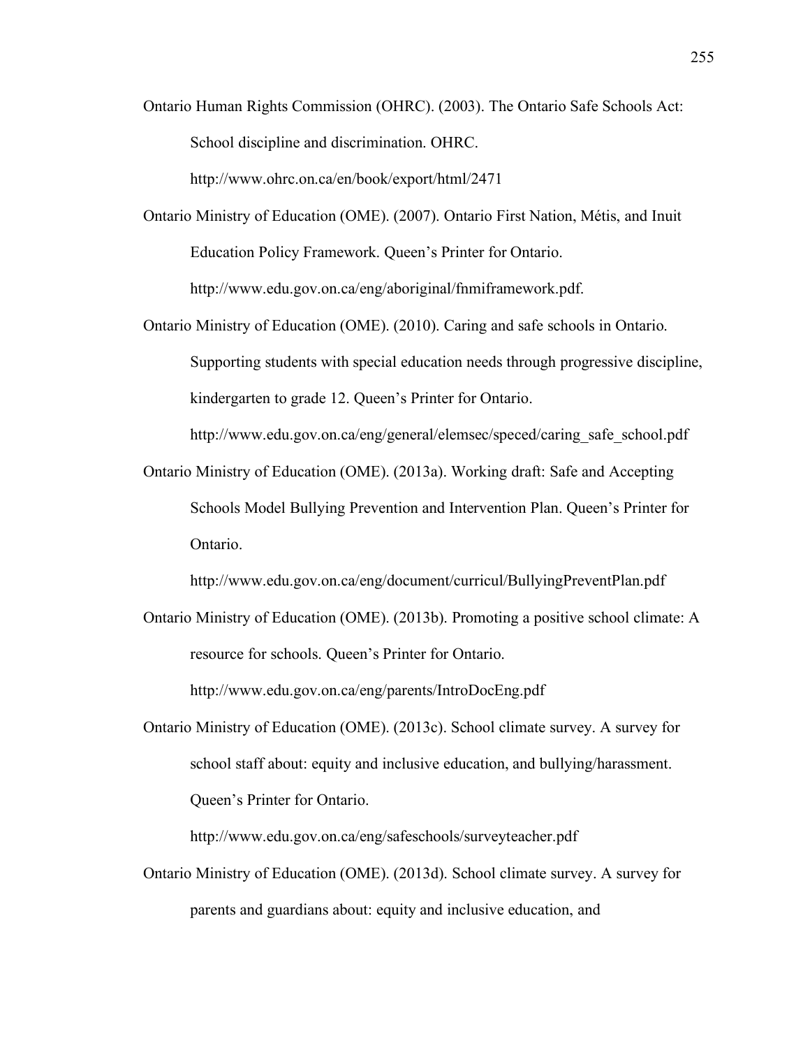Ontario Human Rights Commission (OHRC). (2003). The Ontario Safe Schools Act: School discipline and discrimination. OHRC. http://www.ohrc.on.ca/en/book/export/html/2471

Ontario Ministry of Education (OME). (2007). Ontario First Nation, Métis, and Inuit Education Policy Framework. Queen's Printer for Ontario. http://www.edu.gov.on.ca/eng/aboriginal/fnmiframework.pdf.

Ontario Ministry of Education (OME). (2010). Caring and safe schools in Ontario. Supporting students with special education needs through progressive discipline, kindergarten to grade 12. Queen's Printer for Ontario. http://www.edu.gov.on.ca/eng/general/elemsec/speced/caring_safe_school.pdf

Ontario Ministry of Education (OME). (2013a). Working draft: Safe and Accepting Schools Model Bullying Prevention and Intervention Plan. Queen's Printer for Ontario.

http://www.edu.gov.on.ca/eng/document/curricul/BullyingPreventPlan.pdf

Ontario Ministry of Education (OME). (2013b). Promoting a positive school climate: A resource for schools. Queen's Printer for Ontario. http://www.edu.gov.on.ca/eng/parents/IntroDocEng.pdf

Ontario Ministry of Education (OME). (2013c). School climate survey. A survey for school staff about: equity and inclusive education, and bullying/harassment. Queen's Printer for Ontario.

http://www.edu.gov.on.ca/eng/safeschools/surveyteacher.pdf

Ontario Ministry of Education (OME). (2013d). School climate survey. A survey for parents and guardians about: equity and inclusive education, and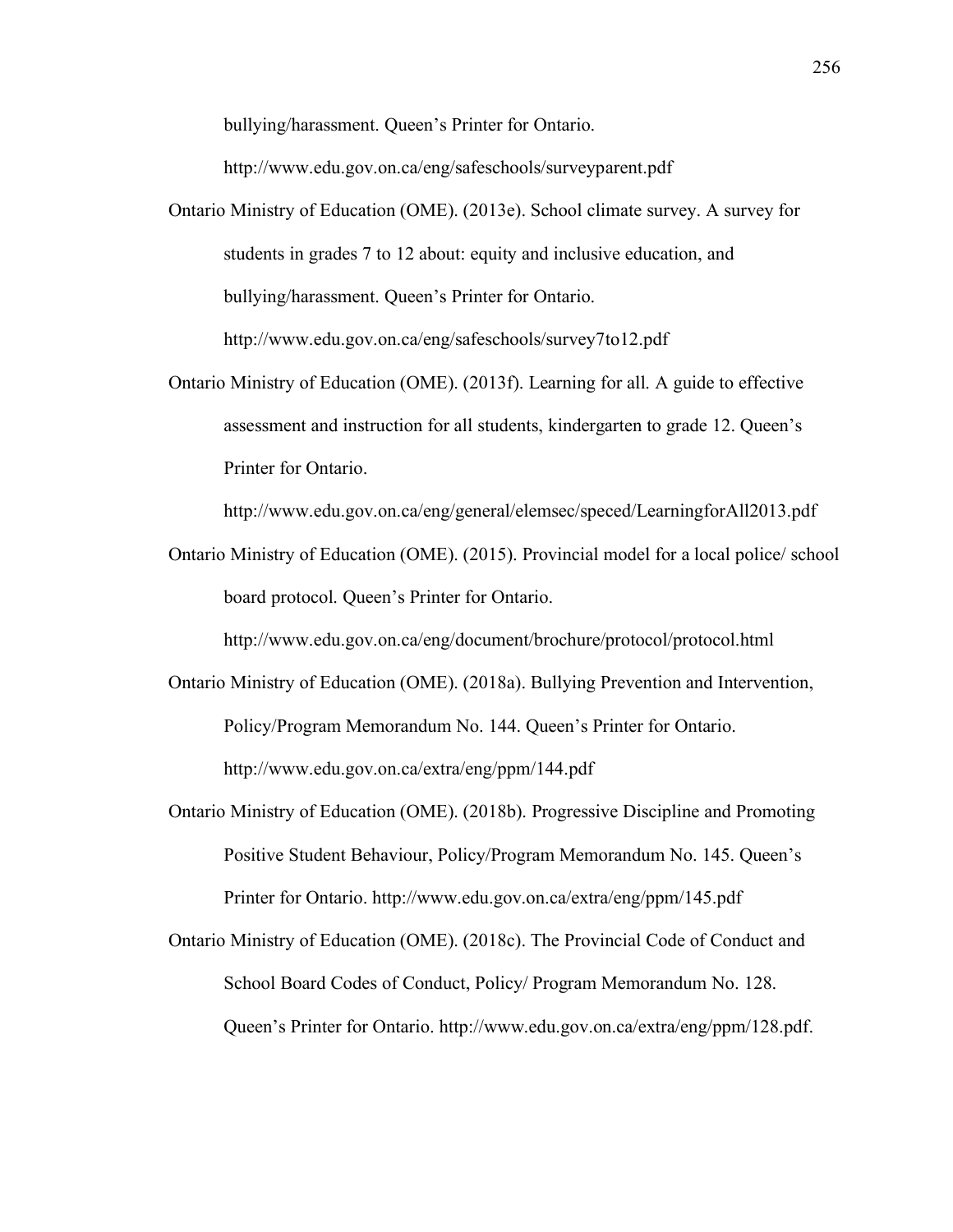bullying/harassment. Queen's Printer for Ontario.
http://www.edu.gov.on.ca/eng/safeschools/surveyparent.pdf

Ontario Ministry of Education (OME). (2013e). School climate survey. A survey for students in grades 7 to 12 about: equity and inclusive education, and bullying/harassment. Queen's Printer for Ontario.
http://www.edu.gov.on.ca/eng/safeschools/survey7to12.pdf

Ontario Ministry of Education (OME). (2013f). Learning for all. A guide to effective assessment and instruction for all students, kindergarten to grade 12. Queen's Printer for Ontario.
http://www.edu.gov.on.ca/eng/general/elemsec/speced/LearningforAll2013.pdf

Ontario Ministry of Education (OME). (2015). Provincial model for a local police/ school board protocol. Queen's Printer for Ontario.
http://www.edu.gov.on.ca/eng/document/brochure/protocol/protocol.html

Ontario Ministry of Education (OME). (2018a). Bullying Prevention and Intervention, Policy/Program Memorandum No. 144. Queen's Printer for Ontario.
http://www.edu.gov.on.ca/extra/eng/ppm/144.pdf

Ontario Ministry of Education (OME). (2018b). Progressive Discipline and Promoting Positive Student Behaviour, Policy/Program Memorandum No. 145. Queen's Printer for Ontario. http://www.edu.gov.on.ca/extra/eng/ppm/145.pdf

Ontario Ministry of Education (OME). (2018c). The Provincial Code of Conduct and School Board Codes of Conduct, Policy/ Program Memorandum No. 128. Queen's Printer for Ontario. http://www.edu.gov.on.ca/extra/eng/ppm/128.pdf.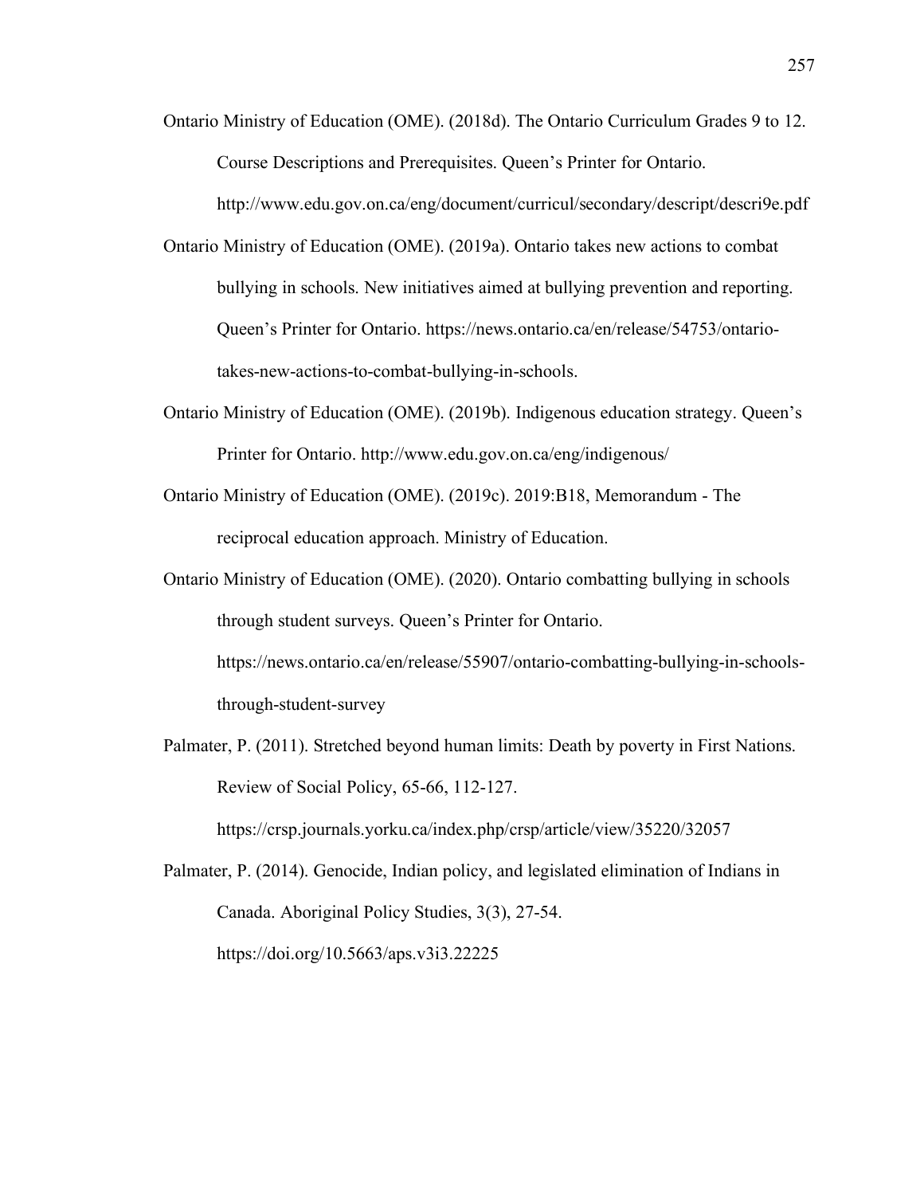Ontario Ministry of Education (OME). (2018d). The Ontario Curriculum Grades 9 to 12. Course Descriptions and Prerequisites. Queen's Printer for Ontario. http://www.edu.gov.on.ca/eng/document/curricul/secondary/descript/descri9e.pdf

Ontario Ministry of Education (OME). (2019a). Ontario takes new actions to combat bullying in schools. New initiatives aimed at bullying prevention and reporting. Queen's Printer for Ontario. https://news.ontario.ca/en/release/54753/ontario-takes-new-actions-to-combat-bullying-in-schools.

Ontario Ministry of Education (OME). (2019b). Indigenous education strategy. Queen's Printer for Ontario. http://www.edu.gov.on.ca/eng/indigenous/

Ontario Ministry of Education (OME). (2019c). 2019:B18, Memorandum - The reciprocal education approach. Ministry of Education.

Ontario Ministry of Education (OME). (2020). Ontario combatting bullying in schools through student surveys. Queen's Printer for Ontario. https://news.ontario.ca/en/release/55907/ontario-combatting-bullying-in-schools-through-student-survey

Palmater, P. (2011). Stretched beyond human limits: Death by poverty in First Nations. Review of Social Policy, 65-66, 112-127. https://crsp.journals.yorku.ca/index.php/crsp/article/view/35220/32057

Palmater, P. (2014). Genocide, Indian policy, and legislated elimination of Indians in Canada. Aboriginal Policy Studies, 3(3), 27-54. https://doi.org/10.5663/aps.v3i3.22225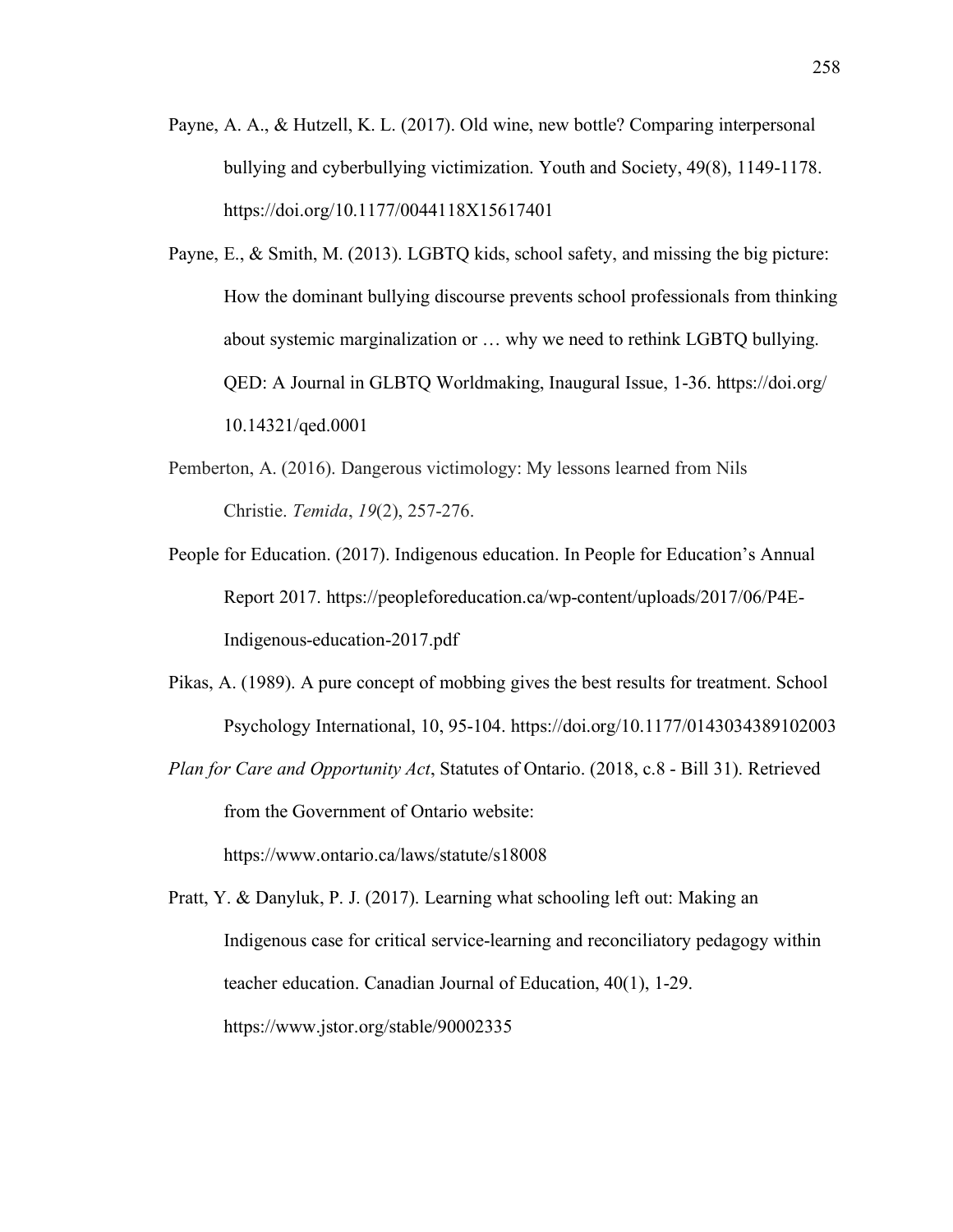Payne, A. A., & Hutzell, K. L. (2017). Old wine, new bottle? Comparing interpersonal bullying and cyberbullying victimization. Youth and Society, 49(8), 1149-1178. https://doi.org/10.1177/0044118X15617401

Payne, E., & Smith, M. (2013). LGBTQ kids, school safety, and missing the big picture: How the dominant bullying discourse prevents school professionals from thinking about systemic marginalization or … why we need to rethink LGBTQ bullying. QED: A Journal in GLBTQ Worldmaking, Inaugural Issue, 1-36. https://doi.org/ 10.14321/qed.0001

Pemberton, A. (2016). Dangerous victimology: My lessons learned from Nils Christie. *Temida*, *19*(2), 257-276.

People for Education. (2017). Indigenous education. In People for Education's Annual Report 2017. https://peopleforeducation.ca/wp-content/uploads/2017/06/P4E-Indigenous-education-2017.pdf

Pikas, A. (1989). A pure concept of mobbing gives the best results for treatment. School Psychology International, 10, 95-104. https://doi.org/10.1177/0143034389102003

*Plan for Care and Opportunity Act*, Statutes of Ontario. (2018, c.8 - Bill 31). Retrieved from the Government of Ontario website: https://www.ontario.ca/laws/statute/s18008

Pratt, Y. & Danyluk, P. J. (2017). Learning what schooling left out: Making an Indigenous case for critical service-learning and reconciliatory pedagogy within teacher education. Canadian Journal of Education, 40(1), 1-29. https://www.jstor.org/stable/90002335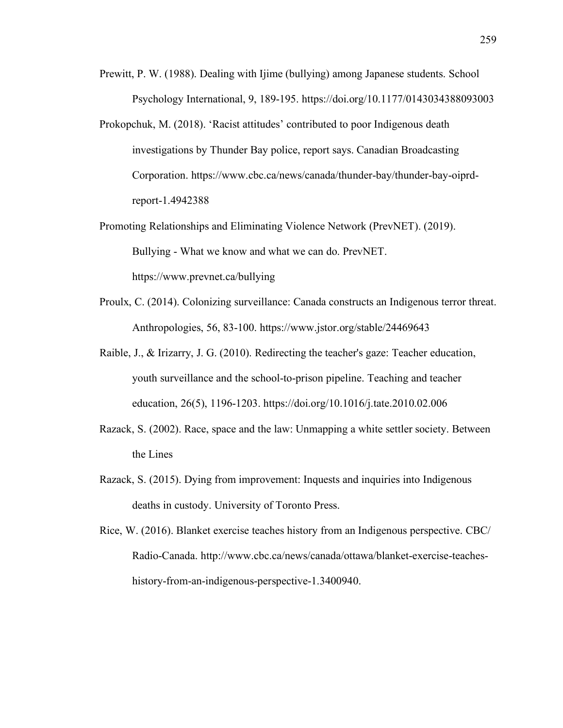Prewitt, P. W. (1988). Dealing with Ijime (bullying) among Japanese students. School Psychology International, 9, 189-195. https://doi.org/10.1177/0143034388093003

Prokopchuk, M. (2018). 'Racist attitudes' contributed to poor Indigenous death investigations by Thunder Bay police, report says. Canadian Broadcasting Corporation. https://www.cbc.ca/news/canada/thunder-bay/thunder-bay-oiprd-report-1.4942388

Promoting Relationships and Eliminating Violence Network (PrevNET). (2019). Bullying - What we know and what we can do. PrevNET. https://www.prevnet.ca/bullying

Proulx, C. (2014). Colonizing surveillance: Canada constructs an Indigenous terror threat. Anthropologies, 56, 83-100. https://www.jstor.org/stable/24469643

Raible, J., & Irizarry, J. G. (2010). Redirecting the teacher's gaze: Teacher education, youth surveillance and the school-to-prison pipeline. Teaching and teacher education, 26(5), 1196-1203. https://doi.org/10.1016/j.tate.2010.02.006

Razack, S. (2002). Race, space and the law: Unmapping a white settler society. Between the Lines

Razack, S. (2015). Dying from improvement: Inquests and inquiries into Indigenous deaths in custody. University of Toronto Press.

Rice, W. (2016). Blanket exercise teaches history from an Indigenous perspective. CBC/Radio-Canada. http://www.cbc.ca/news/canada/ottawa/blanket-exercise-teaches-history-from-an-indigenous-perspective-1.3400940.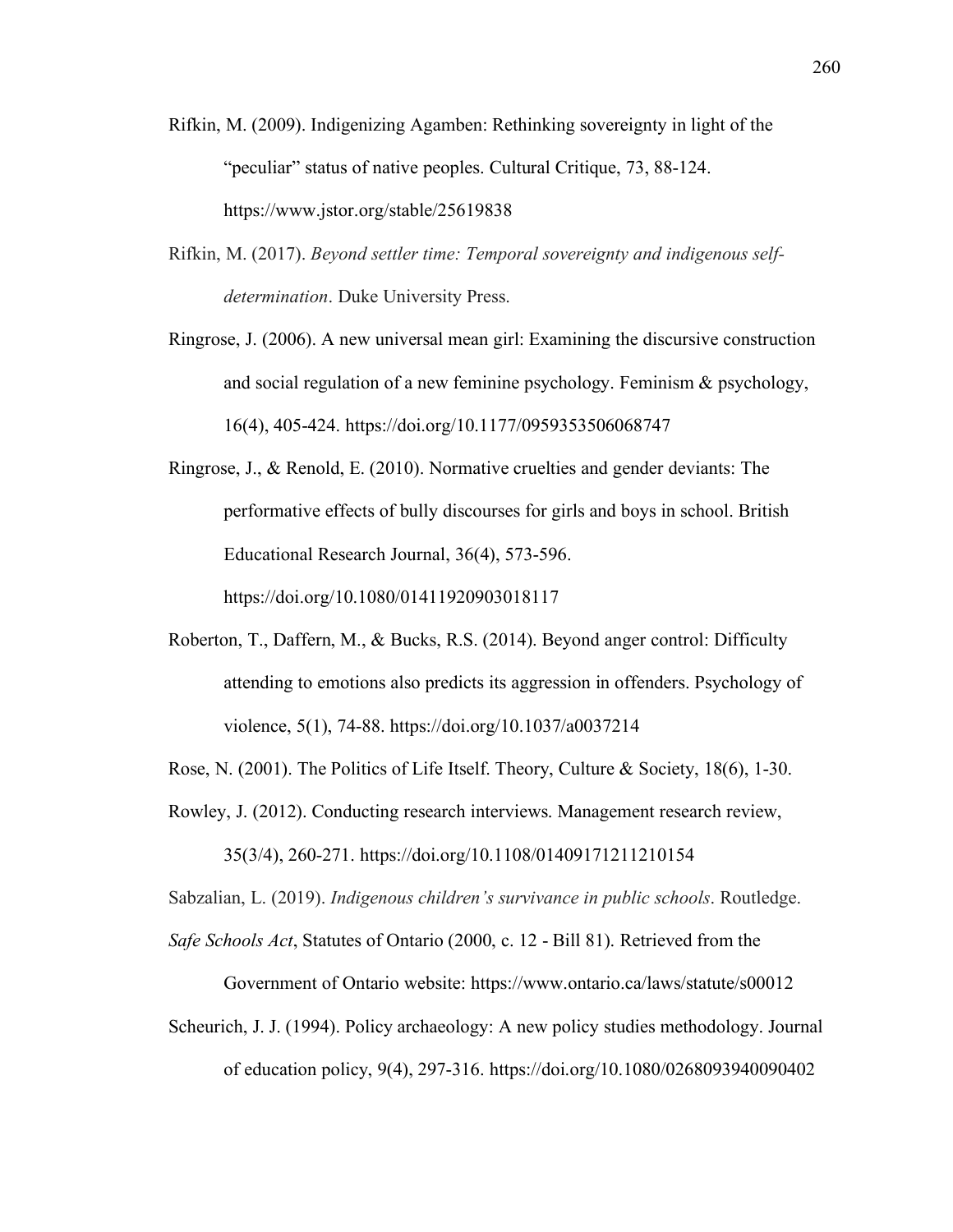Rifkin, M. (2009). Indigenizing Agamben: Rethinking sovereignty in light of the "peculiar" status of native peoples. Cultural Critique, 73, 88-124. https://www.jstor.org/stable/25619838

Rifkin, M. (2017). *Beyond settler time: Temporal sovereignty and indigenous self-determination*. Duke University Press.

Ringrose, J. (2006). A new universal mean girl: Examining the discursive construction and social regulation of a new feminine psychology. Feminism & psychology, 16(4), 405-424. https://doi.org/10.1177/0959353506068747

Ringrose, J., & Renold, E. (2010). Normative cruelties and gender deviants: The performative effects of bully discourses for girls and boys in school. British Educational Research Journal, 36(4), 573-596. https://doi.org/10.1080/01411920903018117

Roberton, T., Daffern, M., & Bucks, R.S. (2014). Beyond anger control: Difficulty attending to emotions also predicts its aggression in offenders. Psychology of violence, 5(1), 74-88. https://doi.org/10.1037/a0037214

Rose, N. (2001). The Politics of Life Itself. Theory, Culture & Society, 18(6), 1-30.

Rowley, J. (2012). Conducting research interviews. Management research review, 35(3/4), 260-271. https://doi.org/10.1108/01409171211210154

Sabzalian, L. (2019). *Indigenous children's survivance in public schools*. Routledge.

*Safe Schools Act*, Statutes of Ontario (2000, c. 12 - Bill 81). Retrieved from the Government of Ontario website: https://www.ontario.ca/laws/statute/s00012

Scheurich, J. J. (1994). Policy archaeology: A new policy studies methodology. Journal of education policy, 9(4), 297-316. https://doi.org/10.1080/0268093940090402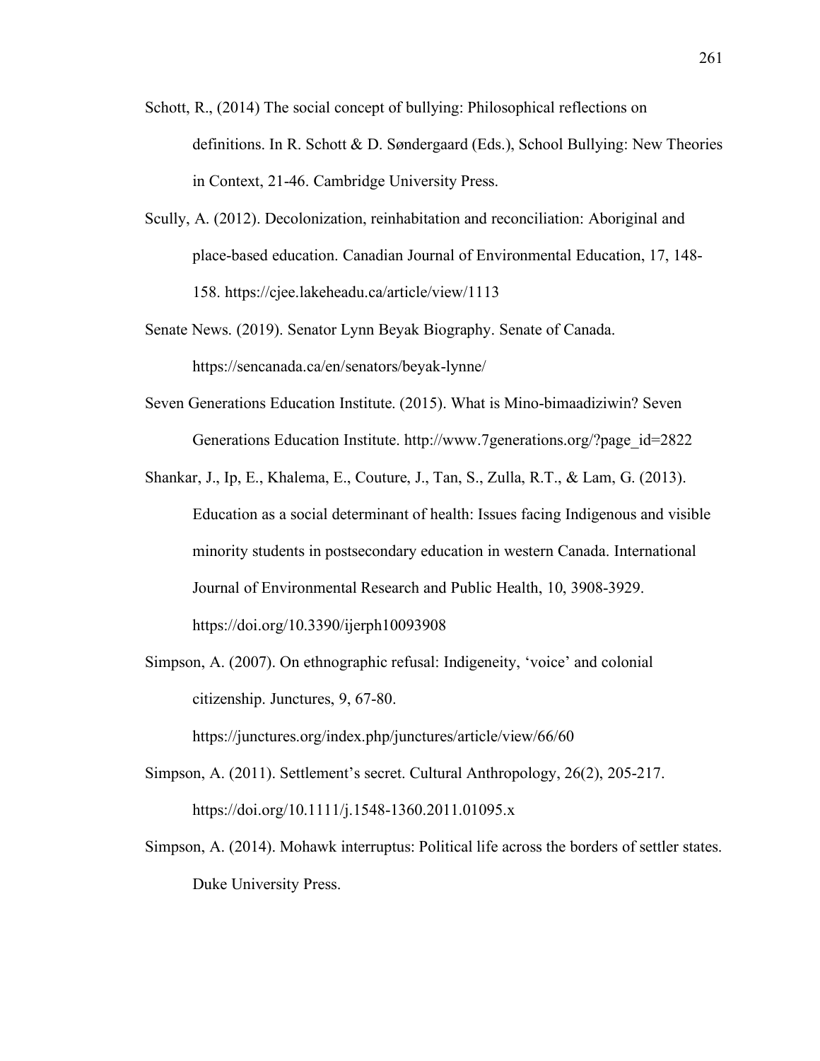Schott, R., (2014) The social concept of bullying: Philosophical reflections on definitions. In R. Schott & D. Søndergaard (Eds.), School Bullying: New Theories in Context, 21-46. Cambridge University Press.

Scully, A. (2012). Decolonization, reinhabitation and reconciliation: Aboriginal and place-based education. Canadian Journal of Environmental Education, 17, 148-158. https://cjee.lakeheadu.ca/article/view/1113

Senate News. (2019). Senator Lynn Beyak Biography. Senate of Canada. https://sencanada.ca/en/senators/beyak-lynne/

Seven Generations Education Institute. (2015). What is Mino-bimaadiziwin? Seven Generations Education Institute. http://www.7generations.org/?page_id=2822

Shankar, J., Ip, E., Khalema, E., Couture, J., Tan, S., Zulla, R.T., & Lam, G. (2013). Education as a social determinant of health: Issues facing Indigenous and visible minority students in postsecondary education in western Canada. International Journal of Environmental Research and Public Health, 10, 3908-3929. https://doi.org/10.3390/ijerph10093908

Simpson, A. (2007). On ethnographic refusal: Indigeneity, 'voice' and colonial citizenship. Junctures, 9, 67-80. https://junctures.org/index.php/junctures/article/view/66/60

Simpson, A. (2011). Settlement's secret. Cultural Anthropology, 26(2), 205-217. https://doi.org/10.1111/j.1548-1360.2011.01095.x

Simpson, A. (2014). Mohawk interruptus: Political life across the borders of settler states. Duke University Press.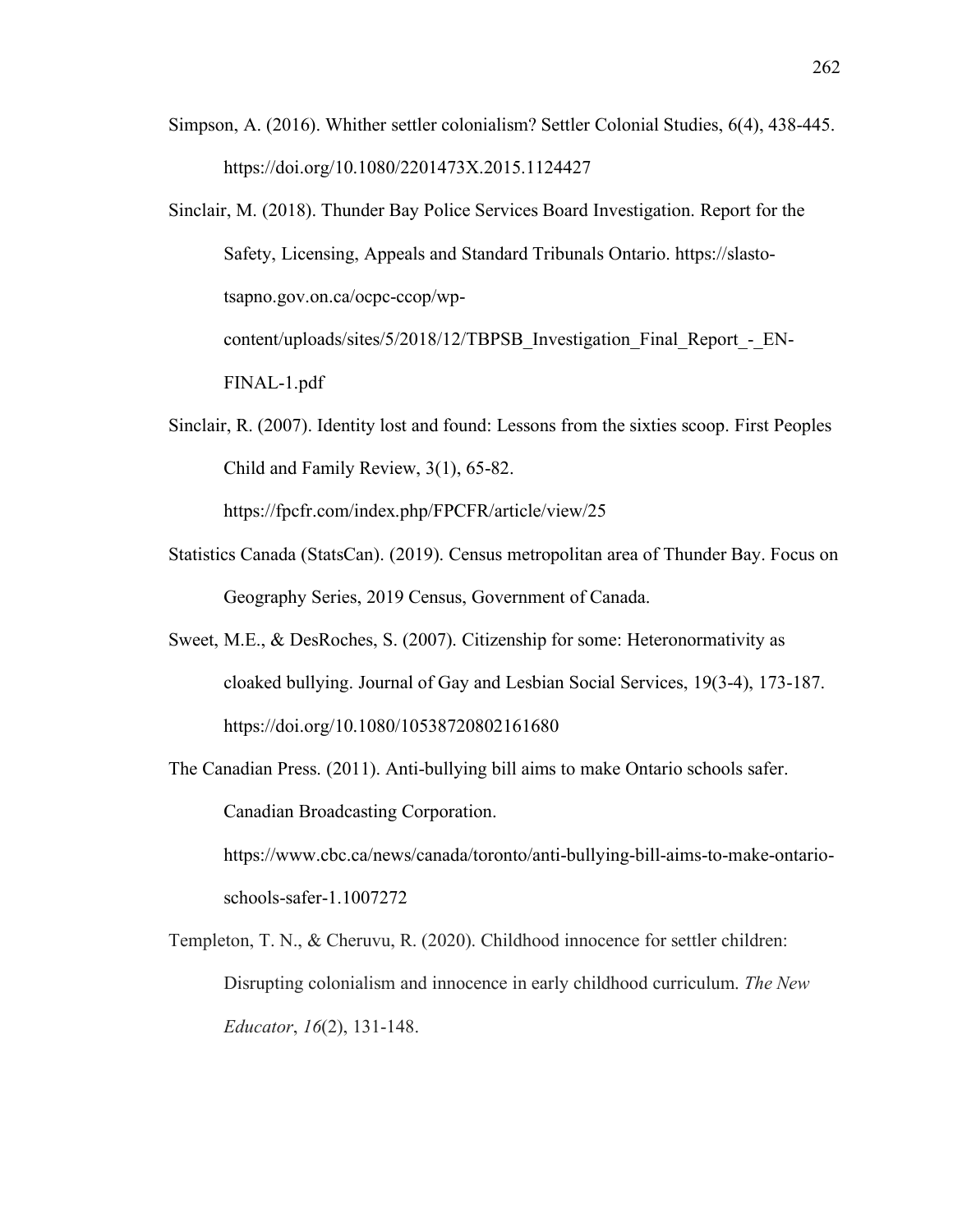Simpson, A. (2016). Whither settler colonialism? Settler Colonial Studies, 6(4), 438-445. https://doi.org/10.1080/2201473X.2015.1124427

Sinclair, M. (2018). Thunder Bay Police Services Board Investigation. Report for the Safety, Licensing, Appeals and Standard Tribunals Ontario. https://slasto-tsapno.gov.on.ca/ocpc-ccop/wp-content/uploads/sites/5/2018/12/TBPSB_Investigation_Final_Report_-_EN-FINAL-1.pdf

Sinclair, R. (2007). Identity lost and found: Lessons from the sixties scoop. First Peoples Child and Family Review, 3(1), 65-82. https://fpcfr.com/index.php/FPCFR/article/view/25

Statistics Canada (StatsCan). (2019). Census metropolitan area of Thunder Bay. Focus on Geography Series, 2019 Census, Government of Canada.

Sweet, M.E., & DesRoches, S. (2007). Citizenship for some: Heteronormativity as cloaked bullying. Journal of Gay and Lesbian Social Services, 19(3-4), 173-187. https://doi.org/10.1080/10538720802161680

The Canadian Press. (2011). Anti-bullying bill aims to make Ontario schools safer. Canadian Broadcasting Corporation. https://www.cbc.ca/news/canada/toronto/anti-bullying-bill-aims-to-make-ontario-schools-safer-1.1007272

Templeton, T. N., & Cheruvu, R. (2020). Childhood innocence for settler children: Disrupting colonialism and innocence in early childhood curriculum. *The New Educator*, *16*(2), 131-148.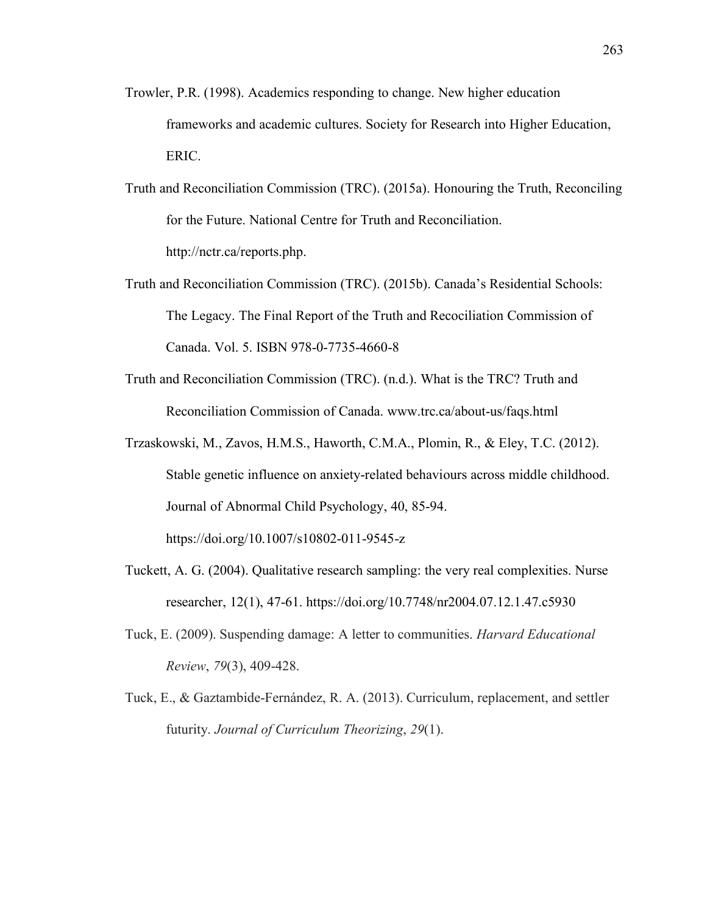Trowler, P.R. (1998). Academics responding to change. New higher education frameworks and academic cultures. Society for Research into Higher Education, ERIC.

Truth and Reconciliation Commission (TRC). (2015a). Honouring the Truth, Reconciling for the Future. National Centre for Truth and Reconciliation. http://nctr.ca/reports.php.

Truth and Reconciliation Commission (TRC). (2015b). Canada's Residential Schools: The Legacy. The Final Report of the Truth and Recociliation Commission of Canada. Vol. 5. ISBN 978-0-7735-4660-8

Truth and Reconciliation Commission (TRC). (n.d.). What is the TRC? Truth and Reconciliation Commission of Canada. www.trc.ca/about-us/faqs.html

Trzaskowski, M., Zavos, H.M.S., Haworth, C.M.A., Plomin, R., & Eley, T.C. (2012). Stable genetic influence on anxiety-related behaviours across middle childhood. Journal of Abnormal Child Psychology, 40, 85-94. https://doi.org/10.1007/s10802-011-9545-z

Tuckett, A. G. (2004). Qualitative research sampling: the very real complexities. Nurse researcher, 12(1), 47-61. https://doi.org/10.7748/nr2004.07.12.1.47.c5930

Tuck, E. (2009). Suspending damage: A letter to communities. *Harvard Educational Review*, *79*(3), 409-428.

Tuck, E., & Gaztambide-Fernández, R. A. (2013). Curriculum, replacement, and settler futurity. *Journal of Curriculum Theorizing*, *29*(1).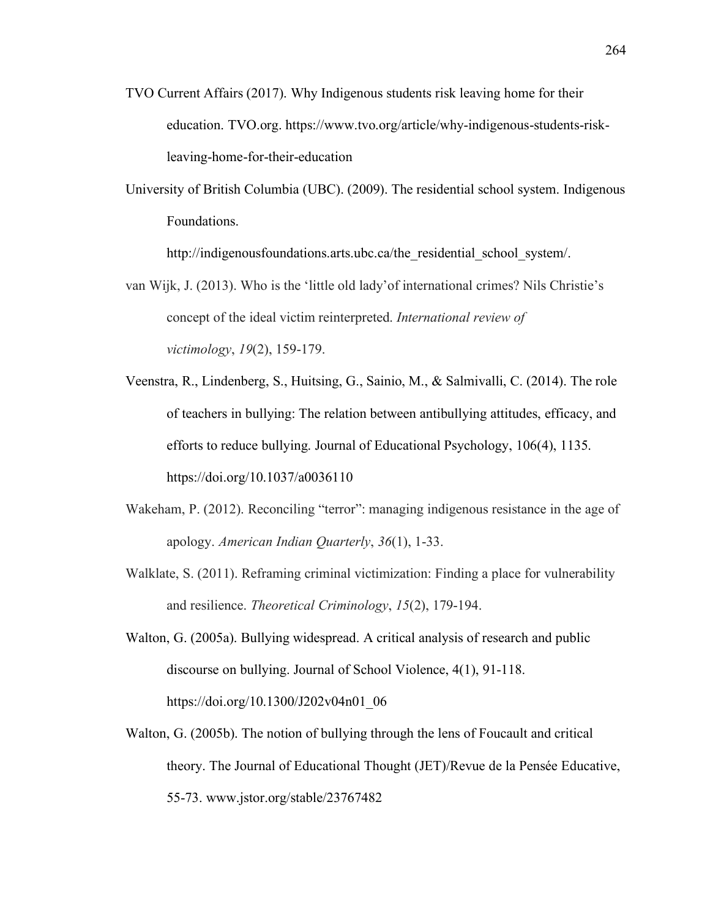TVO Current Affairs (2017). Why Indigenous students risk leaving home for their education. TVO.org. https://www.tvo.org/article/why-indigenous-students-risk-leaving-home-for-their-education

University of British Columbia (UBC). (2009). The residential school system. Indigenous Foundations. http://indigenousfoundations.arts.ubc.ca/the_residential_school_system/.

van Wijk, J. (2013). Who is the 'little old lady'of international crimes? Nils Christie's concept of the ideal victim reinterpreted. *International review of victimology*, *19*(2), 159-179.

Veenstra, R., Lindenberg, S., Huitsing, G., Sainio, M., & Salmivalli, C. (2014). The role of teachers in bullying: The relation between antibullying attitudes, efficacy, and efforts to reduce bullying. Journal of Educational Psychology, 106(4), 1135. https://doi.org/10.1037/a0036110

Wakeham, P. (2012). Reconciling "terror": managing indigenous resistance in the age of apology. *American Indian Quarterly*, *36*(1), 1-33.

Walklate, S. (2011). Reframing criminal victimization: Finding a place for vulnerability and resilience. *Theoretical Criminology*, *15*(2), 179-194.

Walton, G. (2005a). Bullying widespread. A critical analysis of research and public discourse on bullying. Journal of School Violence, 4(1), 91-118. https://doi.org/10.1300/J202v04n01_06

Walton, G. (2005b). The notion of bullying through the lens of Foucault and critical theory. The Journal of Educational Thought (JET)/Revue de la Pensée Educative, 55-73. www.jstor.org/stable/23767482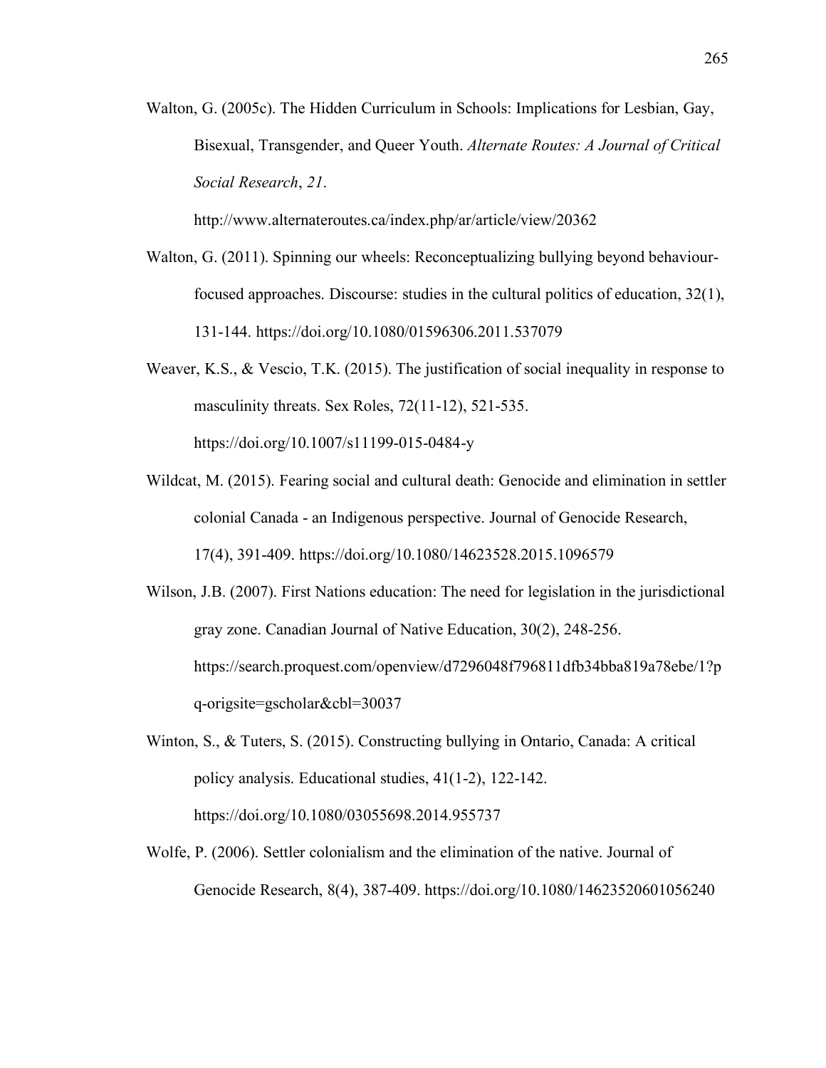Walton, G. (2005c). The Hidden Curriculum in Schools: Implications for Lesbian, Gay, Bisexual, Transgender, and Queer Youth. *Alternate Routes: A Journal of Critical Social Research*, *21*. http://www.alternateroutes.ca/index.php/ar/article/view/20362

Walton, G. (2011). Spinning our wheels: Reconceptualizing bullying beyond behaviour-focused approaches. Discourse: studies in the cultural politics of education, 32(1), 131-144. https://doi.org/10.1080/01596306.2011.537079

Weaver, K.S., & Vescio, T.K. (2015). The justification of social inequality in response to masculinity threats. Sex Roles, 72(11-12), 521-535. https://doi.org/10.1007/s11199-015-0484-y

Wildcat, M. (2015). Fearing social and cultural death: Genocide and elimination in settler colonial Canada - an Indigenous perspective. Journal of Genocide Research, 17(4), 391-409. https://doi.org/10.1080/14623528.2015.1096579

Wilson, J.B. (2007). First Nations education: The need for legislation in the jurisdictional gray zone. Canadian Journal of Native Education, 30(2), 248-256. https://search.proquest.com/openview/d7296048f796811dfb34bba819a78ebe/1?pq-origsite=gscholar&cbl=30037

Winton, S., & Tuters, S. (2015). Constructing bullying in Ontario, Canada: A critical policy analysis. Educational studies, 41(1-2), 122-142. https://doi.org/10.1080/03055698.2014.955737

Wolfe, P. (2006). Settler colonialism and the elimination of the native. Journal of Genocide Research, 8(4), 387-409. https://doi.org/10.1080/14623520601056240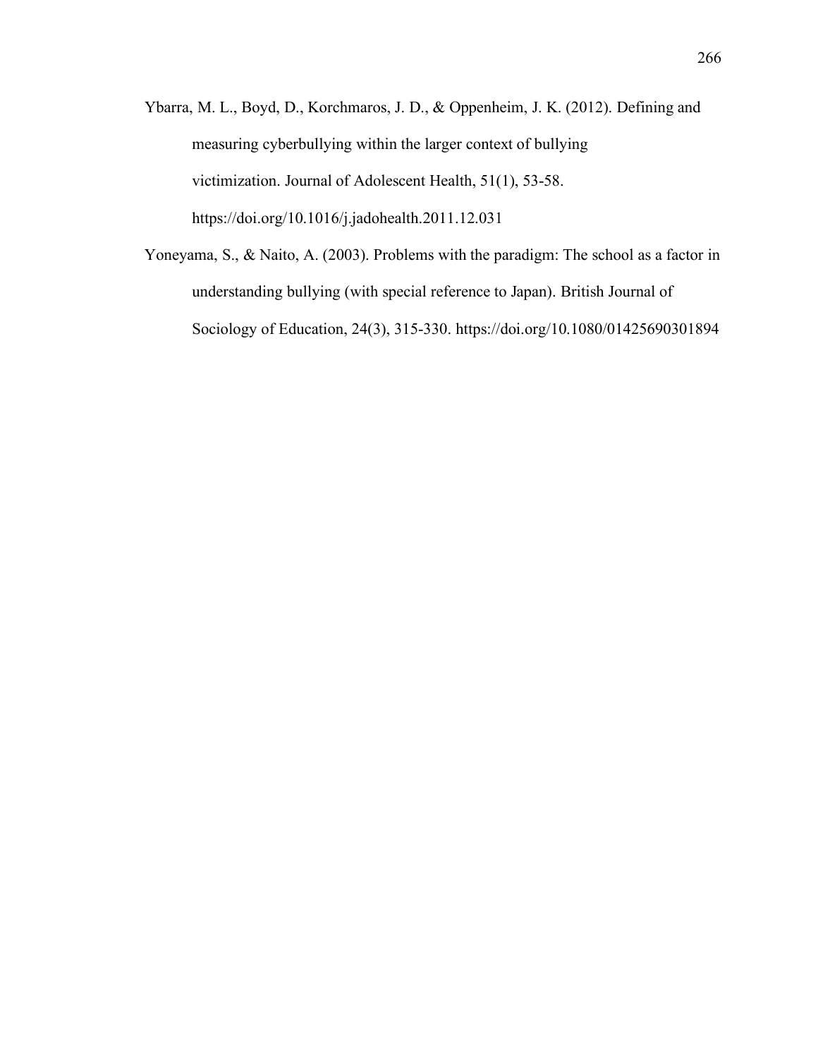Ybarra, M. L., Boyd, D., Korchmaros, J. D., & Oppenheim, J. K. (2012). Defining and measuring cyberbullying within the larger context of bullying victimization. Journal of Adolescent Health, 51(1), 53-58. https://doi.org/10.1016/j.jadohealth.2011.12.031

Yoneyama, S., & Naito, A. (2003). Problems with the paradigm: The school as a factor in understanding bullying (with special reference to Japan). British Journal of Sociology of Education, 24(3), 315-330. https://doi.org/10.1080/01425690301894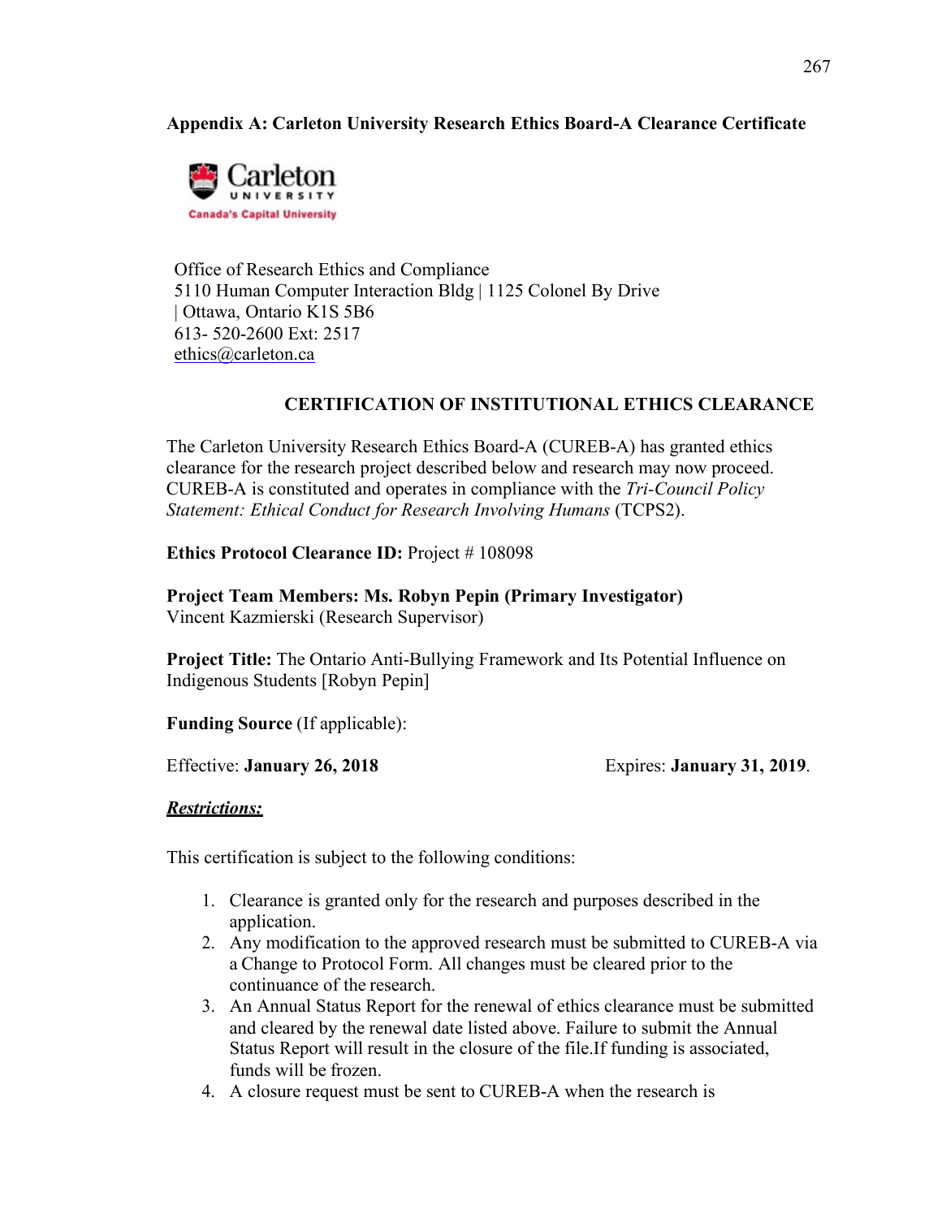**Appendix A: Carleton University Research Ethics Board-A Clearance Certificate**

Carleton UNIVERSITY
Canada's Capital University

Office of Research Ethics and Compliance
5110 Human Computer Interaction Bldg | 1125 Colonel By Drive
| Ottawa, Ontario K1S 5B6
613- 520-2600 Ext: 2517
ethics@carleton.ca

**CERTIFICATION OF INSTITUTIONAL ETHICS CLEARANCE**

The Carleton University Research Ethics Board-A (CUREB-A) has granted ethics clearance for the research project described below and research may now proceed. CUREB-A is constituted and operates in compliance with the *Tri-Council Policy Statement: Ethical Conduct for Research Involving Humans* (TCPS2).

**Ethics Protocol Clearance ID:** Project # 108098

**Project Team Members: Ms. Robyn Pepin (Primary Investigator)**
Vincent Kazmierski (Research Supervisor)

**Project Title:** The Ontario Anti-Bullying Framework and Its Potential Influence on Indigenous Students [Robyn Pepin]

**Funding Source** (If applicable):

Effective: **January 26, 2018** Expires: **January 31, 2019**.

***Restrictions:***

This certification is subject to the following conditions:

1. Clearance is granted only for the research and purposes described in the application.
2. Any modification to the approved research must be submitted to CUREB-A via a Change to Protocol Form. All changes must be cleared prior to the continuance of the research.
3. An Annual Status Report for the renewal of ethics clearance must be submitted and cleared by the renewal date listed above. Failure to submit the Annual Status Report will result in the closure of the file.If funding is associated, funds will be frozen.
4. A closure request must be sent to CUREB-A when the research is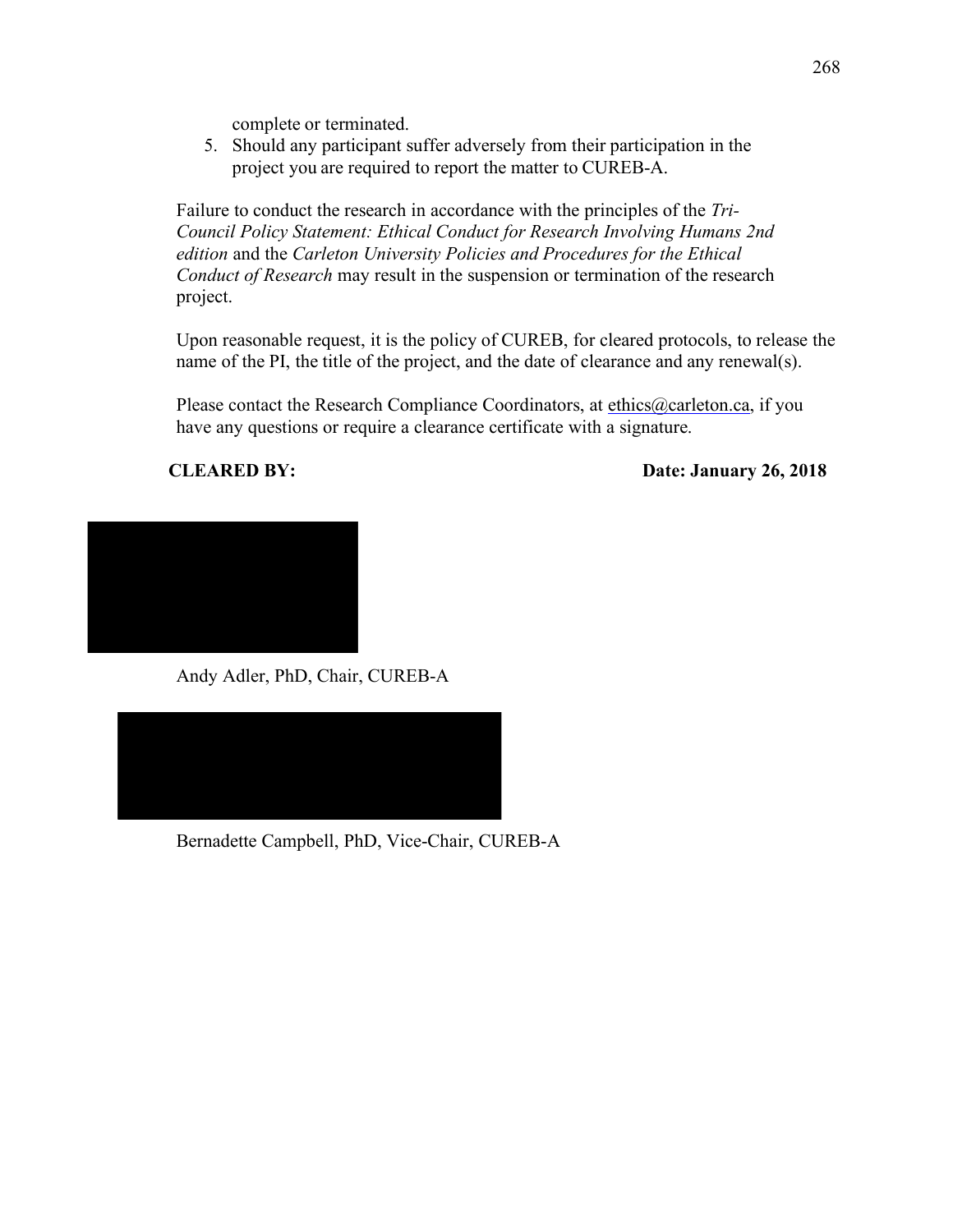complete or terminated.

5. Should any participant suffer adversely from their participation in the project you are required to report the matter to CUREB-A.

Failure to conduct the research in accordance with the principles of the *Tri-Council Policy Statement: Ethical Conduct for Research Involving Humans 2nd edition* and the *Carleton University Policies and Procedures for the Ethical Conduct of Research* may result in the suspension or termination of the research project.

Upon reasonable request, it is the policy of CUREB, for cleared protocols, to release the name of the PI, the title of the project, and the date of clearance and any renewal(s).

Please contact the Research Compliance Coordinators, at ethics@carleton.ca, if you have any questions or require a clearance certificate with a signature.

**CLEARED BY:** **Date: January 26, 2018**

Andy Adler, PhD, Chair, CUREB-A

Bernadette Campbell, PhD, Vice-Chair, CUREB-A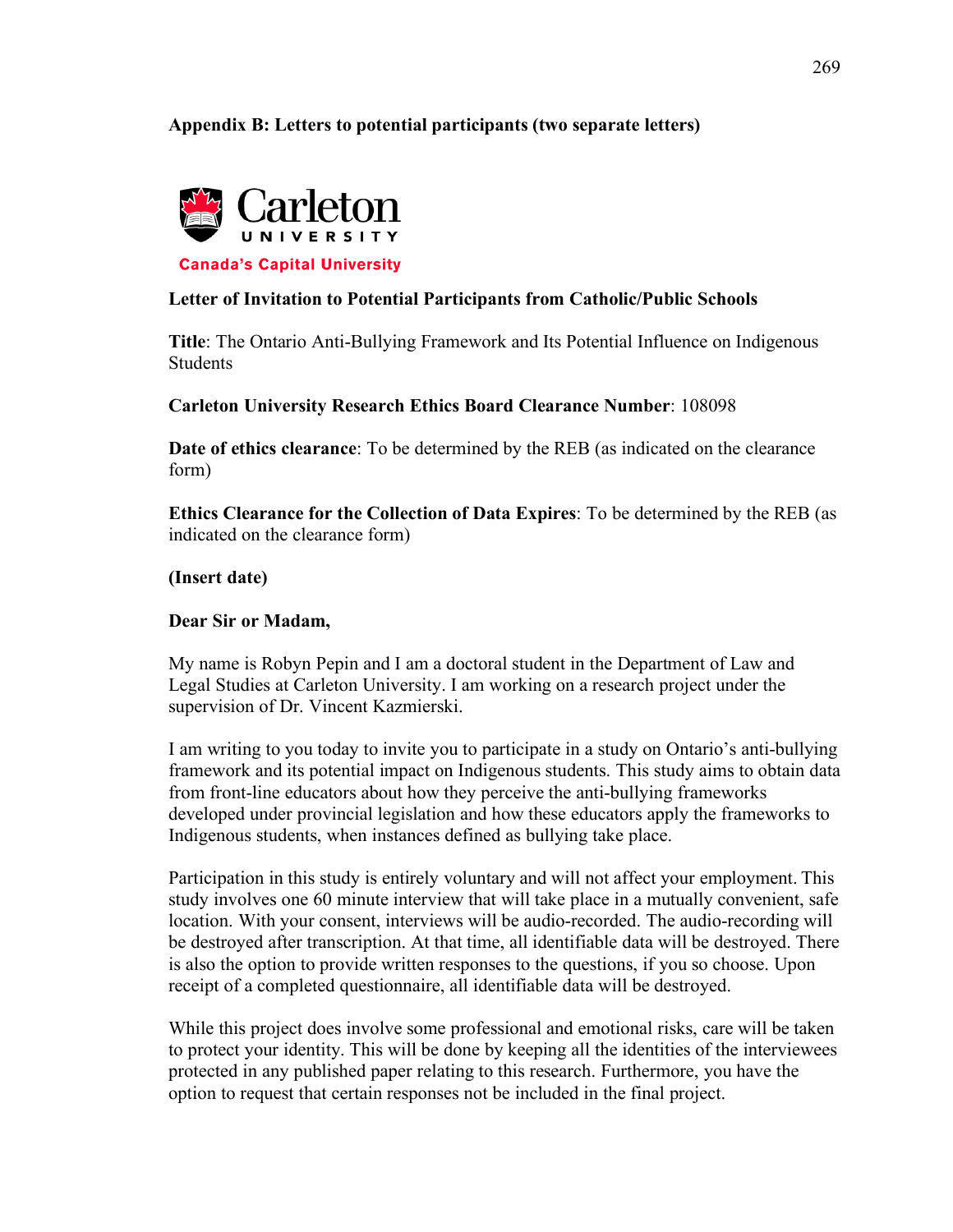**Appendix B: Letters to potential participants (two separate letters)**

Carleton UNIVERSITY

Canada's Capital University

**Letter of Invitation to Potential Participants from Catholic/Public Schools**

**Title**: The Ontario Anti-Bullying Framework and Its Potential Influence on Indigenous Students

**Carleton University Research Ethics Board Clearance Number**: 108098

**Date of ethics clearance**: To be determined by the REB (as indicated on the clearance form)

**Ethics Clearance for the Collection of Data Expires**: To be determined by the REB (as indicated on the clearance form)

**(Insert date)**

**Dear Sir or Madam,**

My name is Robyn Pepin and I am a doctoral student in the Department of Law and Legal Studies at Carleton University. I am working on a research project under the supervision of Dr. Vincent Kazmierski.

I am writing to you today to invite you to participate in a study on Ontario's anti-bullying framework and its potential impact on Indigenous students. This study aims to obtain data from front-line educators about how they perceive the anti-bullying frameworks developed under provincial legislation and how these educators apply the frameworks to Indigenous students, when instances defined as bullying take place.

Participation in this study is entirely voluntary and will not affect your employment. This study involves one 60 minute interview that will take place in a mutually convenient, safe location. With your consent, interviews will be audio-recorded. The audio-recording will be destroyed after transcription. At that time, all identifiable data will be destroyed. There is also the option to provide written responses to the questions, if you so choose. Upon receipt of a completed questionnaire, all identifiable data will be destroyed.

While this project does involve some professional and emotional risks, care will be taken to protect your identity. This will be done by keeping all the identities of the interviewees protected in any published paper relating to this research. Furthermore, you have the option to request that certain responses not be included in the final project.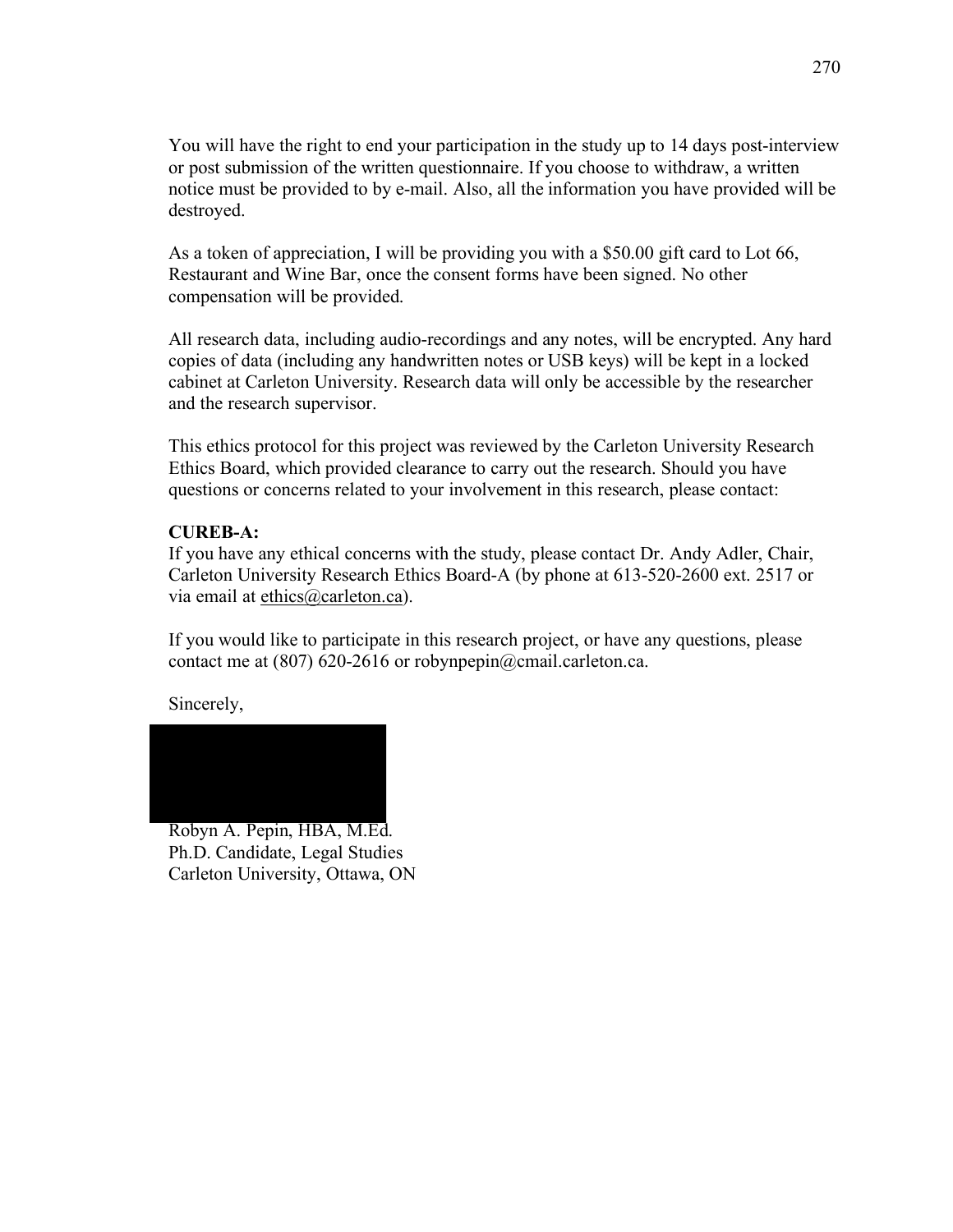You will have the right to end your participation in the study up to 14 days post-interview or post submission of the written questionnaire. If you choose to withdraw, a written notice must be provided to by e-mail. Also, all the information you have provided will be destroyed.

As a token of appreciation, I will be providing you with a $50.00 gift card to Lot 66, Restaurant and Wine Bar, once the consent forms have been signed. No other compensation will be provided.

All research data, including audio-recordings and any notes, will be encrypted. Any hard copies of data (including any handwritten notes or USB keys) will be kept in a locked cabinet at Carleton University. Research data will only be accessible by the researcher and the research supervisor.

This ethics protocol for this project was reviewed by the Carleton University Research Ethics Board, which provided clearance to carry out the research. Should you have questions or concerns related to your involvement in this research, please contact:

**CUREB-A:**
If you have any ethical concerns with the study, please contact Dr. Andy Adler, Chair, Carleton University Research Ethics Board-A (by phone at 613-520-2600 ext. 2517 or via email at ethics@carleton.ca).

If you would like to participate in this research project, or have any questions, please contact me at (807) 620-2616 or robynpepin@cmail.carleton.ca.

Sincerely,

Robyn A. Pepin, HBA, M.Ed.
Ph.D. Candidate, Legal Studies
Carleton University, Ottawa, ON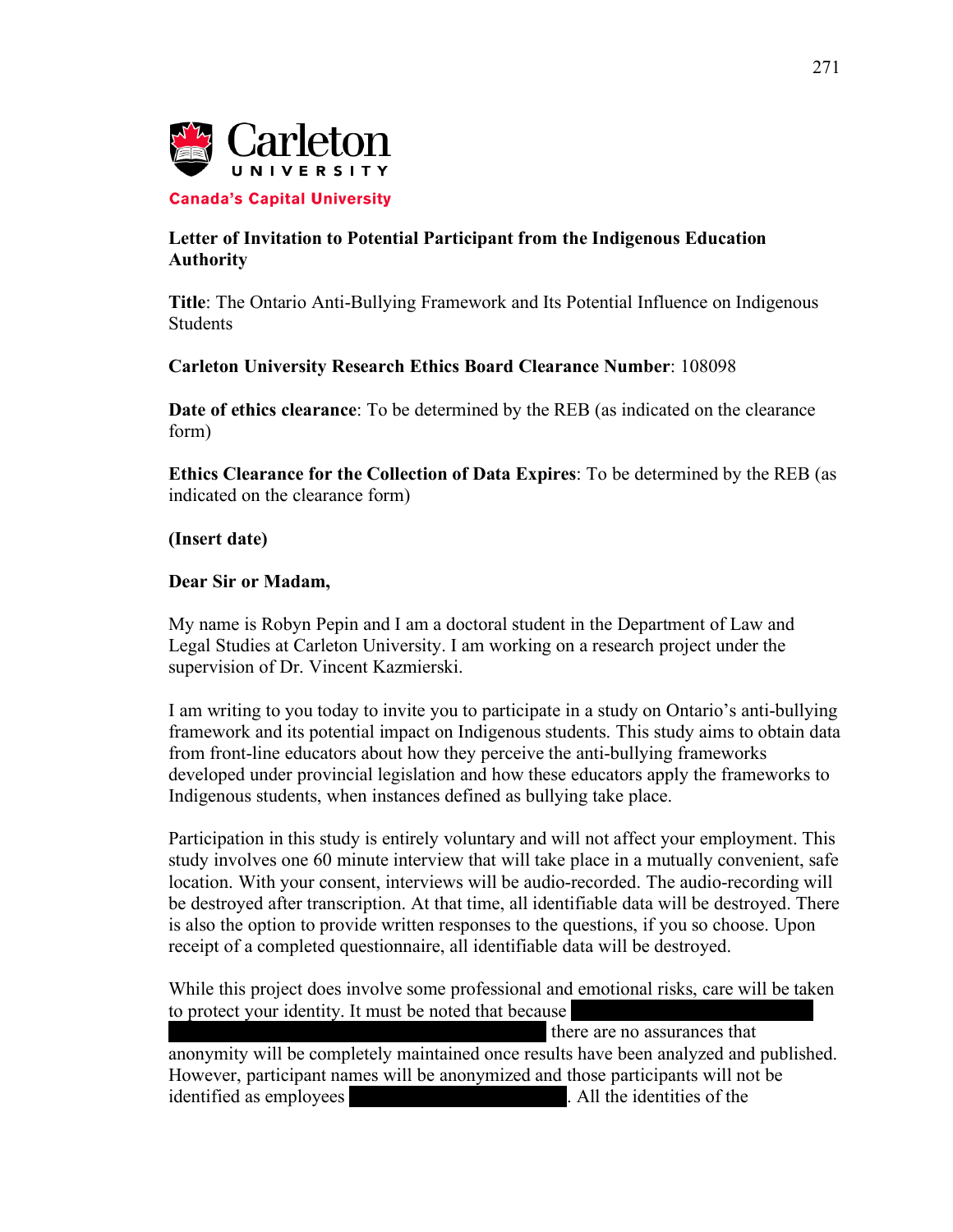Carleton UNIVERSITY

Canada's Capital University

**Letter of Invitation to Potential Participant from the Indigenous Education Authority**

**Title**: The Ontario Anti-Bullying Framework and Its Potential Influence on Indigenous Students

**Carleton University Research Ethics Board Clearance Number**: 108098

**Date of ethics clearance**: To be determined by the REB (as indicated on the clearance form)

**Ethics Clearance for the Collection of Data Expires**: To be determined by the REB (as indicated on the clearance form)

**(Insert date)**

**Dear Sir or Madam,**

My name is Robyn Pepin and I am a doctoral student in the Department of Law and Legal Studies at Carleton University. I am working on a research project under the supervision of Dr. Vincent Kazmierski.

I am writing to you today to invite you to participate in a study on Ontario's anti-bullying framework and its potential impact on Indigenous students. This study aims to obtain data from front-line educators about how they perceive the anti-bullying frameworks developed under provincial legislation and how these educators apply the frameworks to Indigenous students, when instances defined as bullying take place.

Participation in this study is entirely voluntary and will not affect your employment. This study involves one 60 minute interview that will take place in a mutually convenient, safe location. With your consent, interviews will be audio-recorded. The audio-recording will be destroyed after transcription. At that time, all identifiable data will be destroyed. There is also the option to provide written responses to the questions, if you so choose. Upon receipt of a completed questionnaire, all identifiable data will be destroyed.

While this project does involve some professional and emotional risks, care will be taken to protect your identity. It must be noted that because [REDACTED] there are no assurances that anonymity will be completely maintained once results have been analyzed and published. However, participant names will be anonymized and those participants will not be identified as employees [REDACTED]. All the identities of the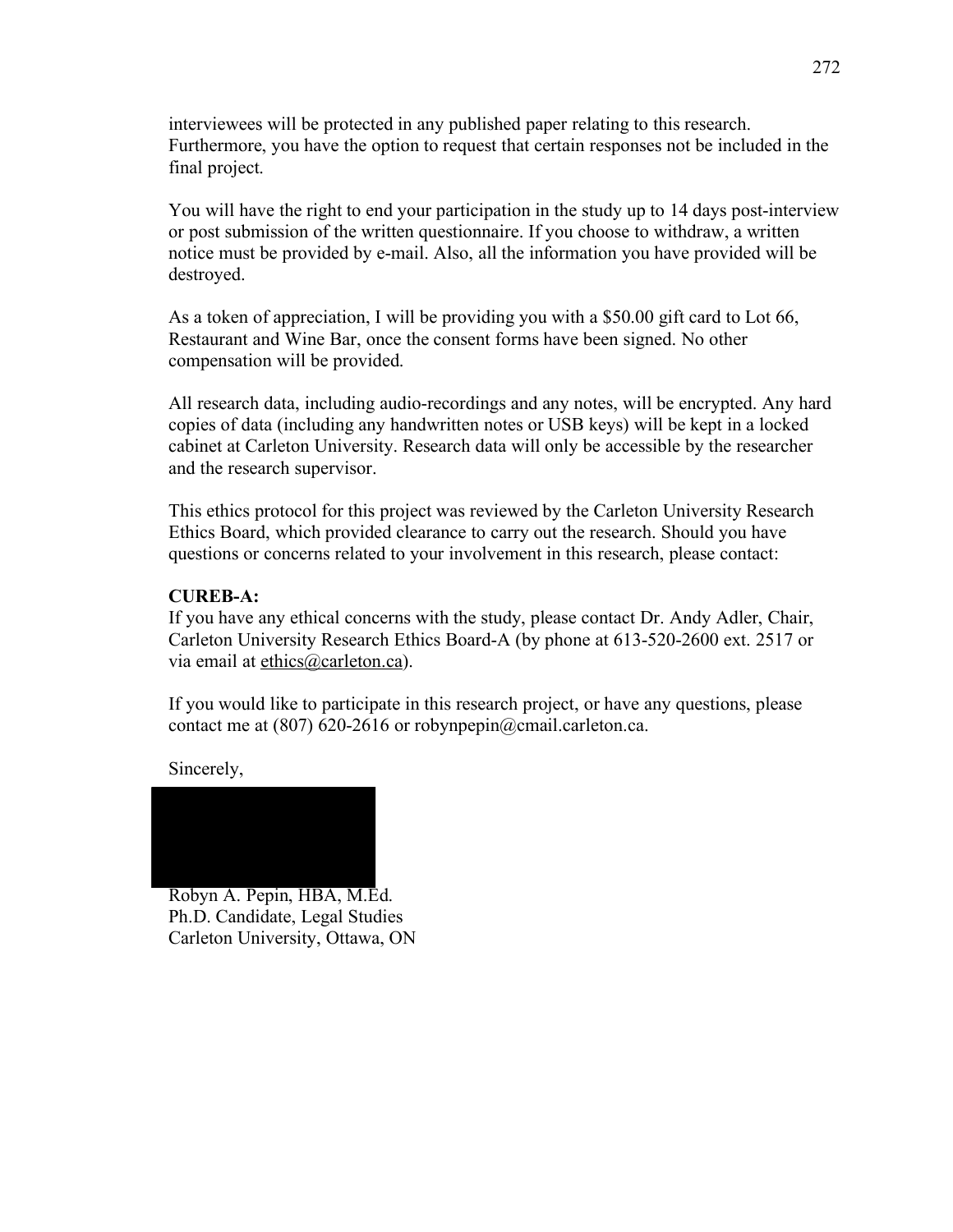interviewees will be protected in any published paper relating to this research. Furthermore, you have the option to request that certain responses not be included in the final project.

You will have the right to end your participation in the study up to 14 days post-interview or post submission of the written questionnaire. If you choose to withdraw, a written notice must be provided by e-mail. Also, all the information you have provided will be destroyed.

As a token of appreciation, I will be providing you with a $50.00 gift card to Lot 66, Restaurant and Wine Bar, once the consent forms have been signed. No other compensation will be provided.

All research data, including audio-recordings and any notes, will be encrypted. Any hard copies of data (including any handwritten notes or USB keys) will be kept in a locked cabinet at Carleton University. Research data will only be accessible by the researcher and the research supervisor.

This ethics protocol for this project was reviewed by the Carleton University Research Ethics Board, which provided clearance to carry out the research. Should you have questions or concerns related to your involvement in this research, please contact:

**CUREB-A:**
If you have any ethical concerns with the study, please contact Dr. Andy Adler, Chair, Carleton University Research Ethics Board-A (by phone at 613-520-2600 ext. 2517 or via email at ethics@carleton.ca).

If you would like to participate in this research project, or have any questions, please contact me at (807) 620-2616 or robynpepin@cmail.carleton.ca.

Sincerely,

Robyn A. Pepin, HBA, M.Ed.
Ph.D. Candidate, Legal Studies
Carleton University, Ottawa, ON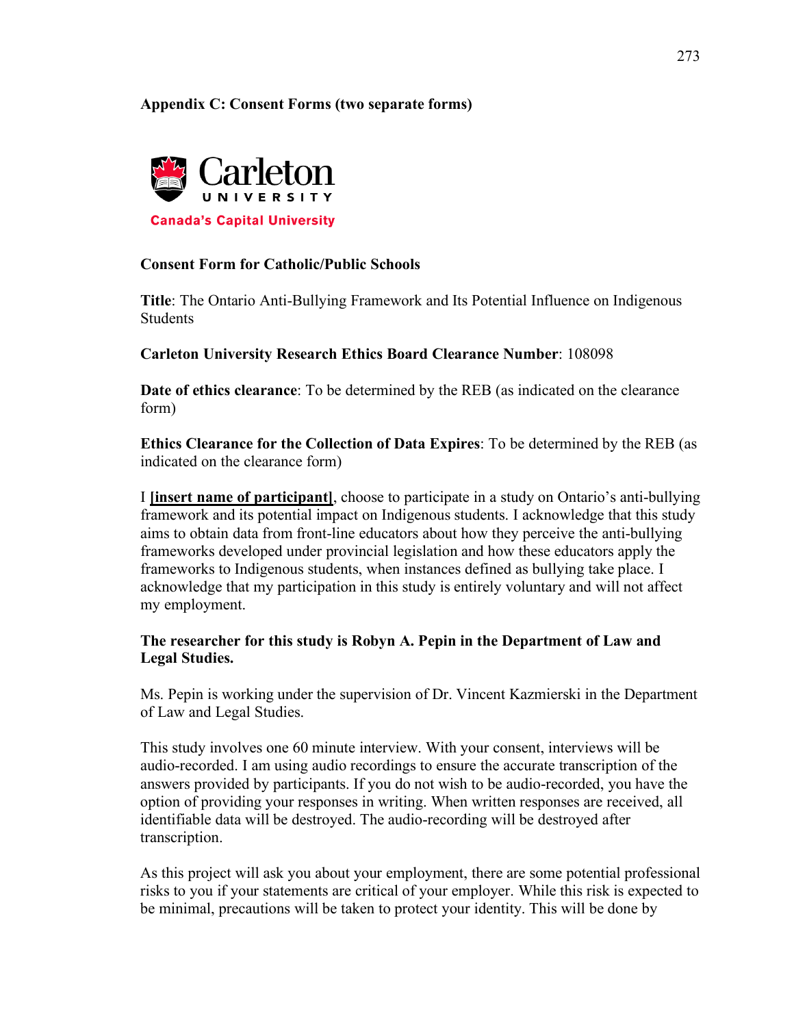**Appendix C: Consent Forms (two separate forms)**

Carleton
UNIVERSITY
Canada's Capital University

**Consent Form for Catholic/Public Schools**

**Title**: The Ontario Anti-Bullying Framework and Its Potential Influence on Indigenous Students

**Carleton University Research Ethics Board Clearance Number**: 108098

**Date of ethics clearance**: To be determined by the REB (as indicated on the clearance form)

**Ethics Clearance for the Collection of Data Expires**: To be determined by the REB (as indicated on the clearance form)

I **[insert name of participant]**, choose to participate in a study on Ontario's anti-bullying framework and its potential impact on Indigenous students. I acknowledge that this study aims to obtain data from front-line educators about how they perceive the anti-bullying frameworks developed under provincial legislation and how these educators apply the frameworks to Indigenous students, when instances defined as bullying take place. I acknowledge that my participation in this study is entirely voluntary and will not affect my employment.

**The researcher for this study is Robyn A. Pepin in the Department of Law and Legal Studies.**

Ms. Pepin is working under the supervision of Dr. Vincent Kazmierski in the Department of Law and Legal Studies.

This study involves one 60 minute interview. With your consent, interviews will be audio-recorded. I am using audio recordings to ensure the accurate transcription of the answers provided by participants. If you do not wish to be audio-recorded, you have the option of providing your responses in writing. When written responses are received, all identifiable data will be destroyed. The audio-recording will be destroyed after transcription.

As this project will ask you about your employment, there are some potential professional risks to you if your statements are critical of your employer. While this risk is expected to be minimal, precautions will be taken to protect your identity. This will be done by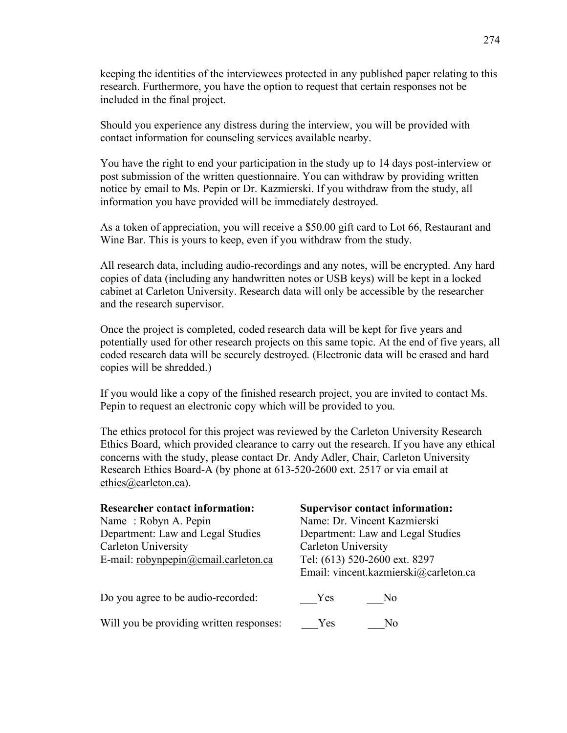keeping the identities of the interviewees protected in any published paper relating to this research. Furthermore, you have the option to request that certain responses not be included in the final project.

Should you experience any distress during the interview, you will be provided with contact information for counseling services available nearby.

You have the right to end your participation in the study up to 14 days post-interview or post submission of the written questionnaire. You can withdraw by providing written notice by email to Ms. Pepin or Dr. Kazmierski. If you withdraw from the study, all information you have provided will be immediately destroyed.

As a token of appreciation, you will receive a $50.00 gift card to Lot 66, Restaurant and Wine Bar. This is yours to keep, even if you withdraw from the study.

All research data, including audio-recordings and any notes, will be encrypted. Any hard copies of data (including any handwritten notes or USB keys) will be kept in a locked cabinet at Carleton University. Research data will only be accessible by the researcher and the research supervisor.

Once the project is completed, coded research data will be kept for five years and potentially used for other research projects on this same topic. At the end of five years, all coded research data will be securely destroyed. (Electronic data will be erased and hard copies will be shredded.)

If you would like a copy of the finished research project, you are invited to contact Ms. Pepin to request an electronic copy which will be provided to you.

The ethics protocol for this project was reviewed by the Carleton University Research Ethics Board, which provided clearance to carry out the research. If you have any ethical concerns with the study, please contact Dr. Andy Adler, Chair, Carleton University Research Ethics Board-A (by phone at 613-520-2600 ext. 2517 or via email at ethics@carleton.ca).

**Researcher contact information:**
Name : Robyn A. Pepin
Department: Law and Legal Studies
Carleton University
E-mail: robynpepin@cmail.carleton.ca

**Supervisor contact information:**
Name: Dr. Vincent Kazmierski
Department: Law and Legal Studies
Carleton University
Tel: (613) 520-2600 ext. 8297
Email: vincent.kazmierski@carleton.ca

Do you agree to be audio-recorded: ___Yes ___No

Will you be providing written responses: ___Yes ___No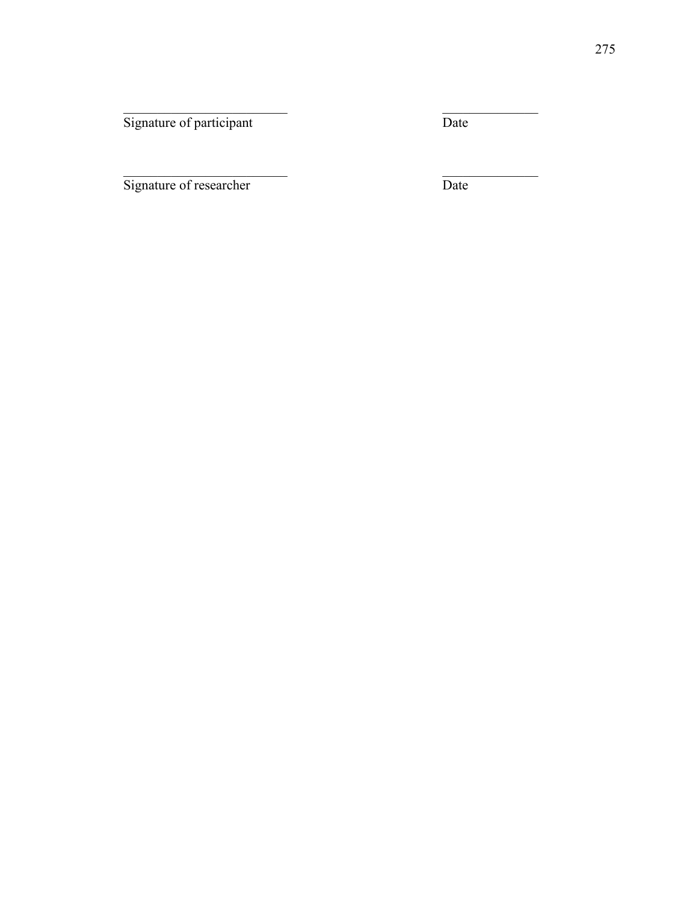\_\_\_\_\_\_\_\_\_\_\_\_\_\_\_\_\_\_\_\_\_\_\_\_\_\_ \_\_\_\_\_\_\_\_\_\_\_\_\_\_\_

Signature of participant Date

\_\_\_\_\_\_\_\_\_\_\_\_\_\_\_\_\_\_\_\_\_\_\_\_\_\_ \_\_\_\_\_\_\_\_\_\_\_\_\_\_\_

Signature of researcher Date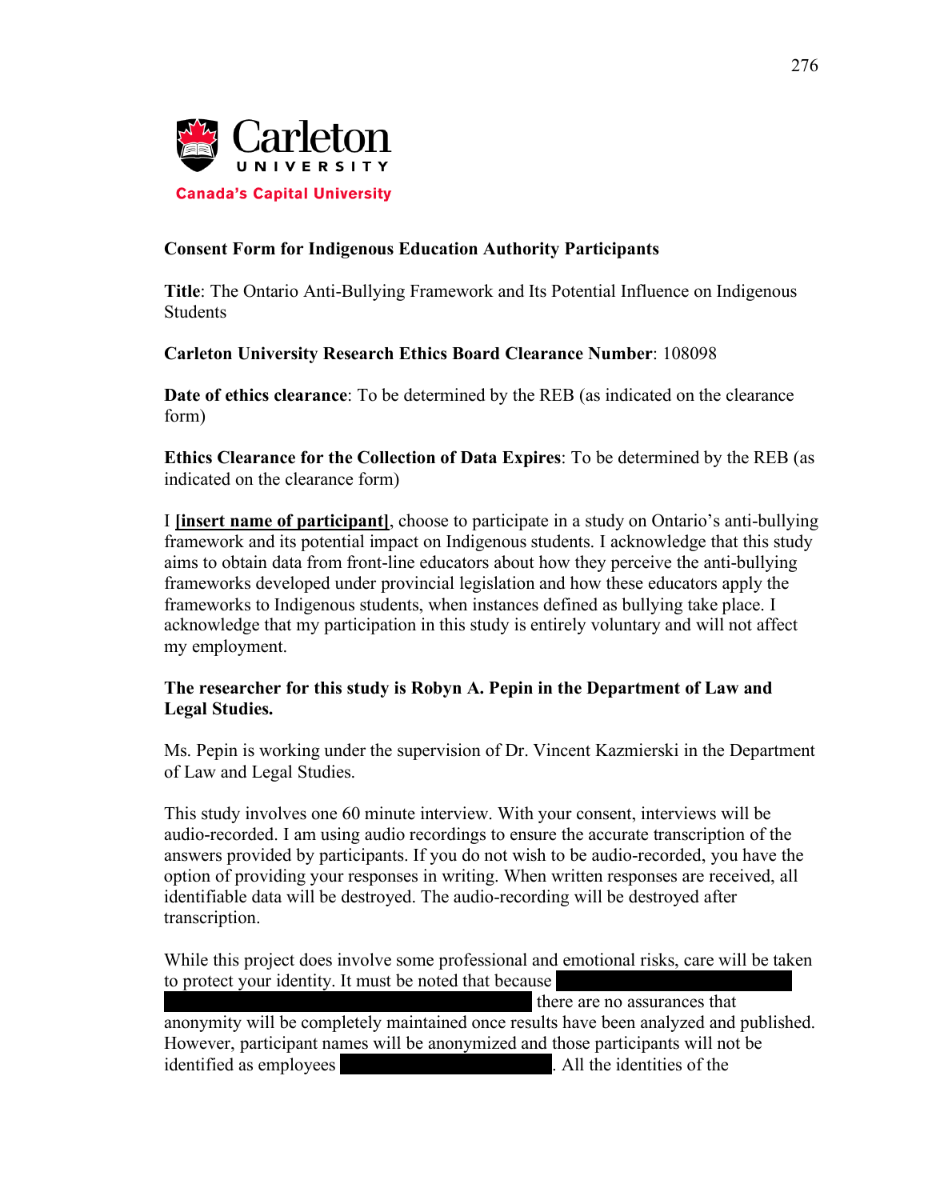Carleton UNIVERSITY
Canada's Capital University

**Consent Form for Indigenous Education Authority Participants**

**Title**: The Ontario Anti-Bullying Framework and Its Potential Influence on Indigenous Students

**Carleton University Research Ethics Board Clearance Number**: 108098

**Date of ethics clearance**: To be determined by the REB (as indicated on the clearance form)

**Ethics Clearance for the Collection of Data Expires**: To be determined by the REB (as indicated on the clearance form)

I **[insert name of participant]**, choose to participate in a study on Ontario's anti-bullying framework and its potential impact on Indigenous students. I acknowledge that this study aims to obtain data from front-line educators about how they perceive the anti-bullying frameworks developed under provincial legislation and how these educators apply the frameworks to Indigenous students, when instances defined as bullying take place. I acknowledge that my participation in this study is entirely voluntary and will not affect my employment.

**The researcher for this study is Robyn A. Pepin in the Department of Law and Legal Studies.**

Ms. Pepin is working under the supervision of Dr. Vincent Kazmierski in the Department of Law and Legal Studies.

This study involves one 60 minute interview. With your consent, interviews will be audio-recorded. I am using audio recordings to ensure the accurate transcription of the answers provided by participants. If you do not wish to be audio-recorded, you have the option of providing your responses in writing. When written responses are received, all identifiable data will be destroyed. The audio-recording will be destroyed after transcription.

While this project does involve some professional and emotional risks, care will be taken to protect your identity. It must be noted that because [REDACTED] there are no assurances that anonymity will be completely maintained once results have been analyzed and published. However, participant names will be anonymized and those participants will not be identified as employees [REDACTED]. All the identities of the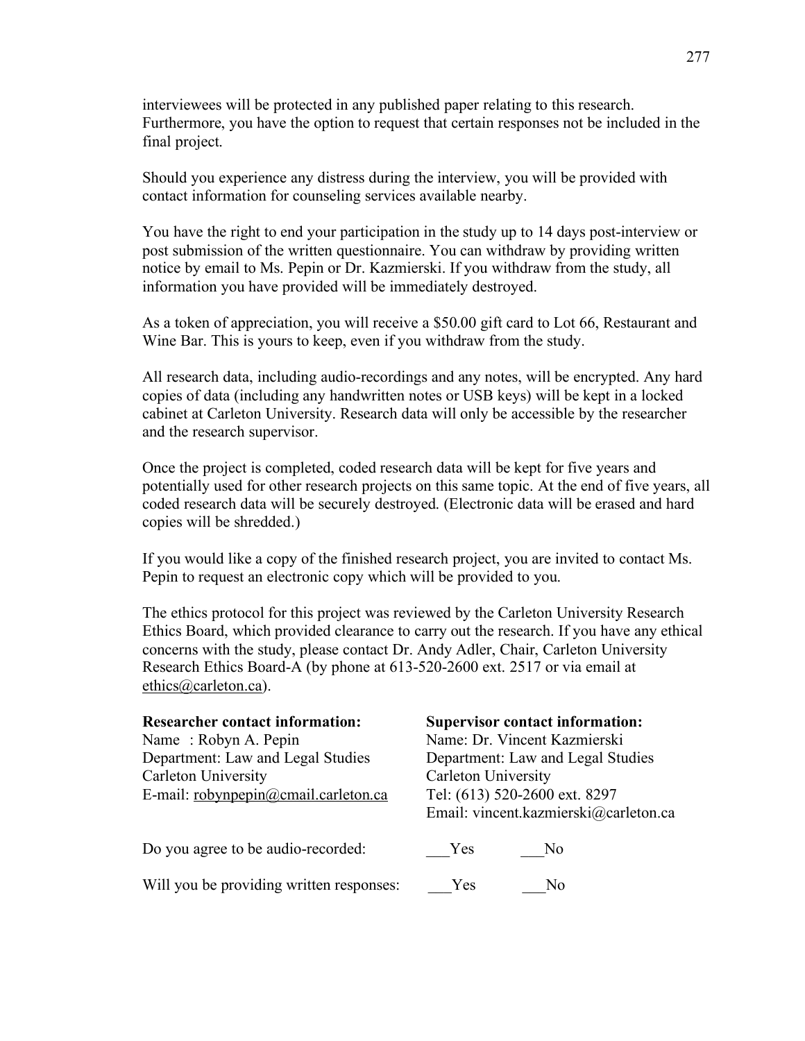interviewees will be protected in any published paper relating to this research. Furthermore, you have the option to request that certain responses not be included in the final project.

Should you experience any distress during the interview, you will be provided with contact information for counseling services available nearby.

You have the right to end your participation in the study up to 14 days post-interview or post submission of the written questionnaire. You can withdraw by providing written notice by email to Ms. Pepin or Dr. Kazmierski. If you withdraw from the study, all information you have provided will be immediately destroyed.

As a token of appreciation, you will receive a $50.00 gift card to Lot 66, Restaurant and Wine Bar. This is yours to keep, even if you withdraw from the study.

All research data, including audio-recordings and any notes, will be encrypted. Any hard copies of data (including any handwritten notes or USB keys) will be kept in a locked cabinet at Carleton University. Research data will only be accessible by the researcher and the research supervisor.

Once the project is completed, coded research data will be kept for five years and potentially used for other research projects on this same topic. At the end of five years, all coded research data will be securely destroyed. (Electronic data will be erased and hard copies will be shredded.)

If you would like a copy of the finished research project, you are invited to contact Ms. Pepin to request an electronic copy which will be provided to you.

The ethics protocol for this project was reviewed by the Carleton University Research Ethics Board, which provided clearance to carry out the research. If you have any ethical concerns with the study, please contact Dr. Andy Adler, Chair, Carleton University Research Ethics Board-A (by phone at 613-520-2600 ext. 2517 or via email at ethics@carleton.ca).

**Researcher contact information:**
Name : Robyn A. Pepin
Department: Law and Legal Studies
Carleton University
E-mail: robynpepin@cmail.carleton.ca

**Supervisor contact information:**
Name: Dr. Vincent Kazmierski
Department: Law and Legal Studies
Carleton University
Tel: (613) 520-2600 ext. 8297
Email: vincent.kazmierski@carleton.ca

Do you agree to be audio-recorded: \_\_\_Yes \_\_\_No

Will you be providing written responses: \_\_\_Yes \_\_\_No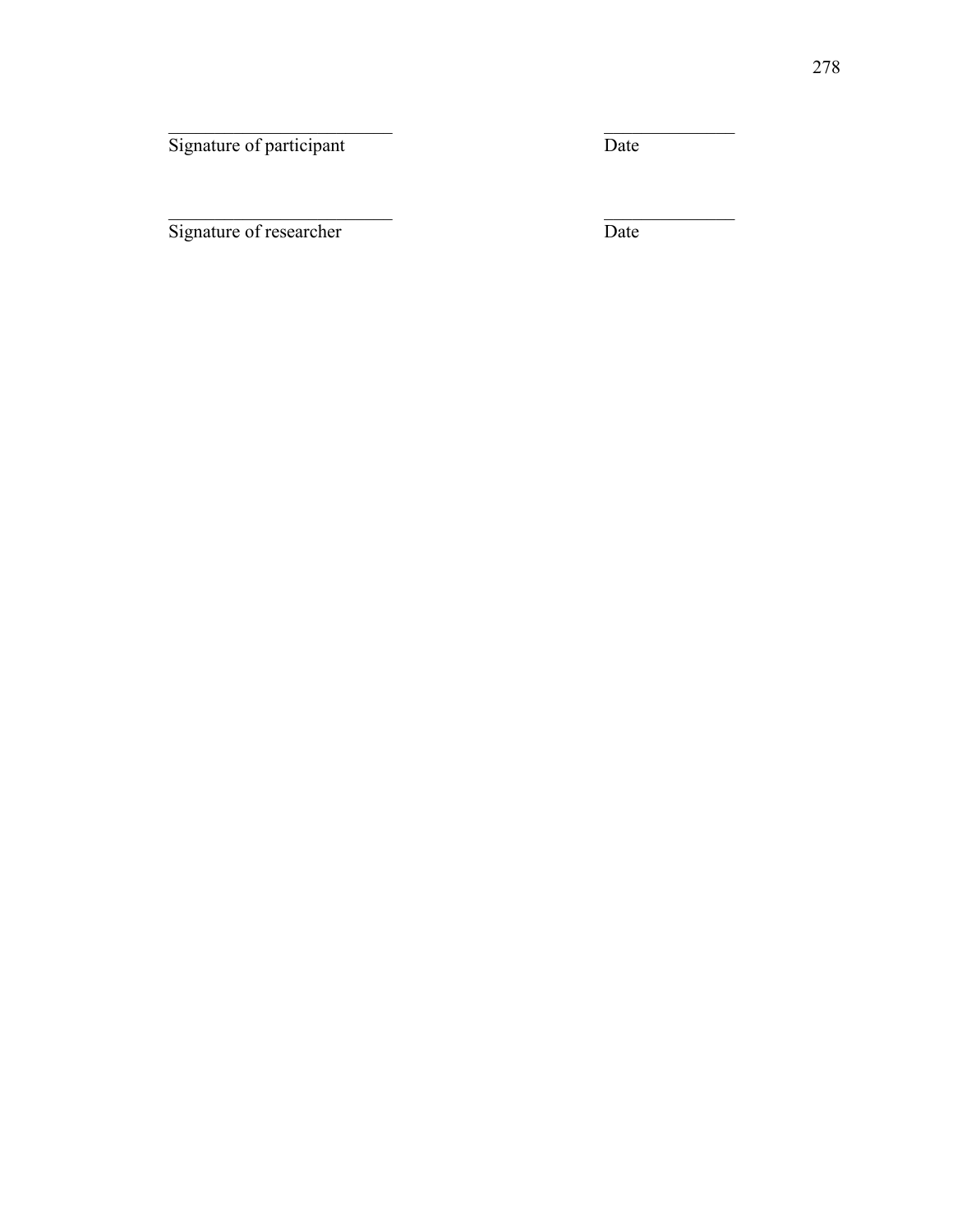_________________________ _______________
Signature of participant Date

_________________________ _______________
Signature of researcher Date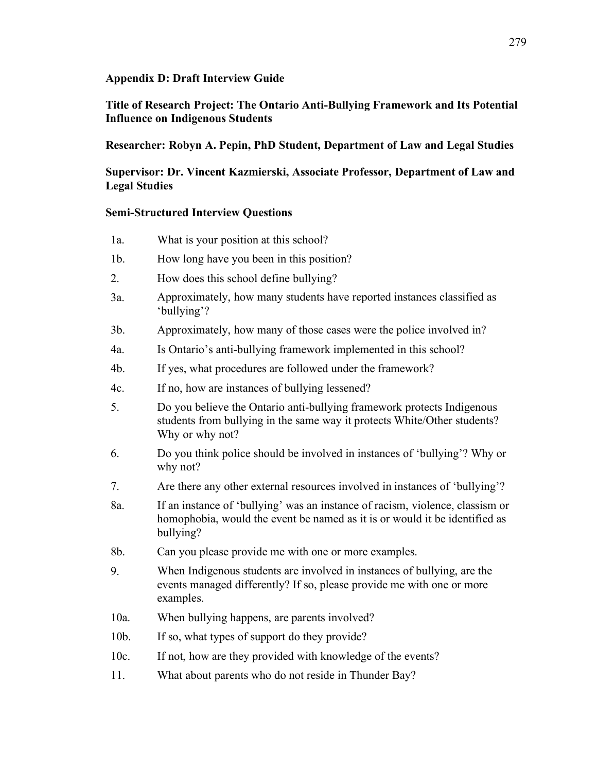**Appendix D: Draft Interview Guide**

**Title of Research Project: The Ontario Anti-Bullying Framework and Its Potential Influence on Indigenous Students**

**Researcher: Robyn A. Pepin, PhD Student, Department of Law and Legal Studies**

**Supervisor: Dr. Vincent Kazmierski, Associate Professor, Department of Law and Legal Studies**

**Semi-Structured Interview Questions**

1a. What is your position at this school?

1b. How long have you been in this position?

2. How does this school define bullying?

3a. Approximately, how many students have reported instances classified as 'bullying'?

3b. Approximately, how many of those cases were the police involved in?

4a. Is Ontario's anti-bullying framework implemented in this school?

4b. If yes, what procedures are followed under the framework?

4c. If no, how are instances of bullying lessened?

5. Do you believe the Ontario anti-bullying framework protects Indigenous students from bullying in the same way it protects White/Other students? Why or why not?

6. Do you think police should be involved in instances of 'bullying'? Why or why not?

7. Are there any other external resources involved in instances of 'bullying'?

8a. If an instance of 'bullying' was an instance of racism, violence, classism or homophobia, would the event be named as it is or would it be identified as bullying?

8b. Can you please provide me with one or more examples.

9. When Indigenous students are involved in instances of bullying, are the events managed differently? If so, please provide me with one or more examples.

10a. When bullying happens, are parents involved?

10b. If so, what types of support do they provide?

10c. If not, how are they provided with knowledge of the events?

11. What about parents who do not reside in Thunder Bay?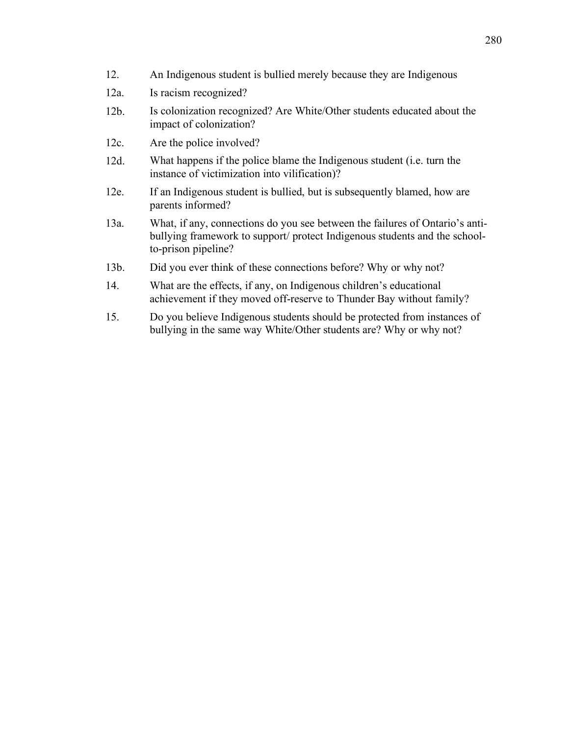12. An Indigenous student is bullied merely because they are Indigenous

12a. Is racism recognized?

12b. Is colonization recognized? Are White/Other students educated about the impact of colonization?

12c. Are the police involved?

12d. What happens if the police blame the Indigenous student (i.e. turn the instance of victimization into vilification)?

12e. If an Indigenous student is bullied, but is subsequently blamed, how are parents informed?

13a. What, if any, connections do you see between the failures of Ontario's anti-bullying framework to support/ protect Indigenous students and the school-to-prison pipeline?

13b. Did you ever think of these connections before? Why or why not?

14. What are the effects, if any, on Indigenous children's educational achievement if they moved off-reserve to Thunder Bay without family?

15. Do you believe Indigenous students should be protected from instances of bullying in the same way White/Other students are? Why or why not?